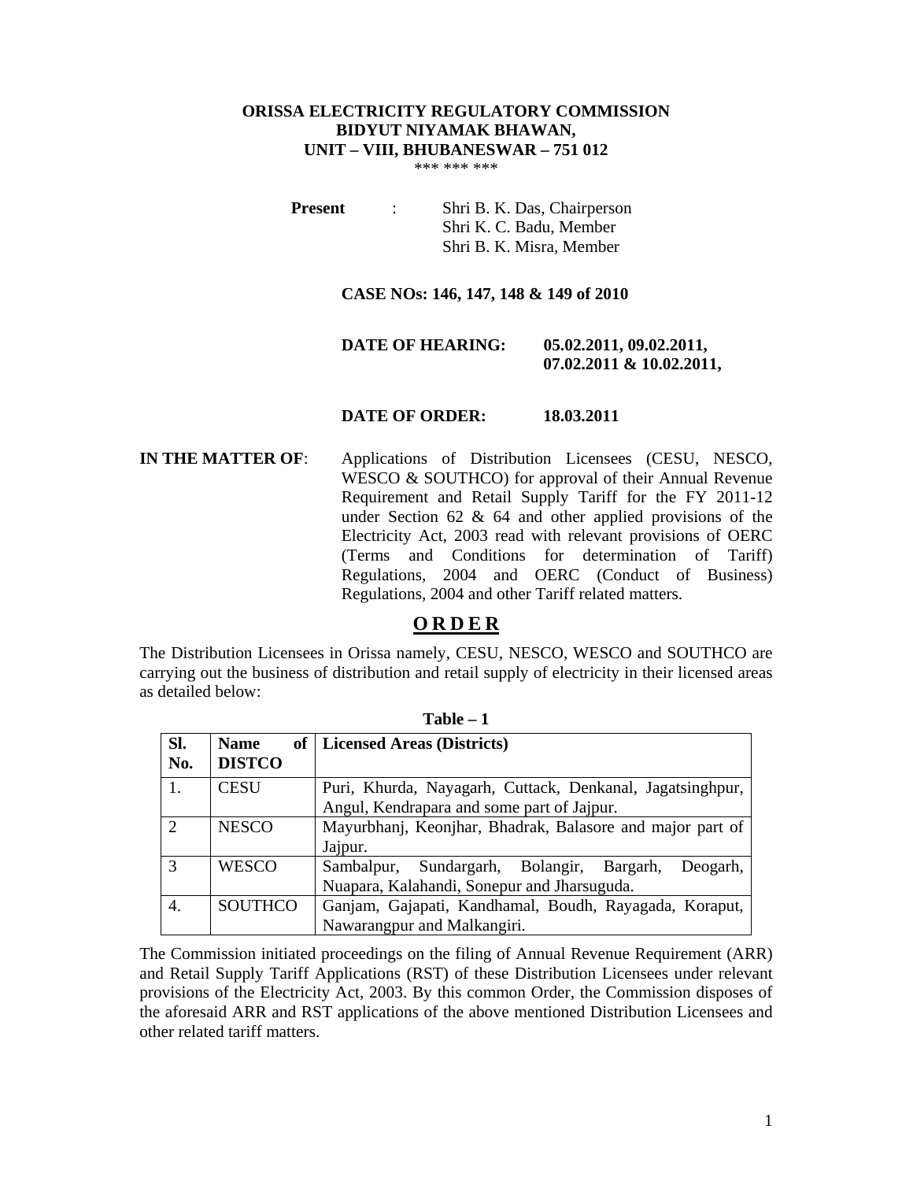**ORISSA ELECTRICITY REGULATORY COMMISSION**
**BIDYUT NIYAMAK BHAWAN,**
**UNIT – VIII, BHUBANESWAR – 751 012**

*** *** ***

**Present** : Shri B. K. Das, Chairperson
Shri K. C. Badu, Member
Shri B. K. Misra, Member

**CASE NOs: 146, 147, 148 & 149 of 2010**

**DATE OF HEARING:** **05.02.2011, 09.02.2011, 07.02.2011 & 10.02.2011,**

**DATE OF ORDER:** **18.03.2011**

**IN THE MATTER OF**: Applications of Distribution Licensees (CESU, NESCO, WESCO & SOUTHCO) for approval of their Annual Revenue Requirement and Retail Supply Tariff for the FY 2011-12 under Section 62 & 64 and other applied provisions of the Electricity Act, 2003 read with relevant provisions of OERC (Terms and Conditions for determination of Tariff) Regulations, 2004 and OERC (Conduct of Business) Regulations, 2004 and other Tariff related matters.

# O R D E R

The Distribution Licensees in Orissa namely, CESU, NESCO, WESCO and SOUTHCO are carrying out the business of distribution and retail supply of electricity in their licensed areas as detailed below:

**Table – 1**

| Sl. No. | Name of DISTCO | Licensed Areas (Districts) |
|---|---|---|
| 1. | CESU | Puri, Khurda, Nayagarh, Cuttack, Denkanal, Jagatsinghpur, Angul, Kendrapara and some part of Jajpur. |
| 2 | NESCO | Mayurbhanj, Keonjhar, Bhadrak, Balasore and major part of Jajpur. |
| 3 | WESCO | Sambalpur, Sundargarh, Bolangir, Bargarh, Deogarh, Nuapara, Kalahandi, Sonepur and Jharsuguda. |
| 4. | SOUTHCO | Ganjam, Gajapati, Kandhamal, Boudh, Rayagada, Koraput, Nawarangpur and Malkangiri. |

The Commission initiated proceedings on the filing of Annual Revenue Requirement (ARR) and Retail Supply Tariff Applications (RST) of these Distribution Licensees under relevant provisions of the Electricity Act, 2003. By this common Order, the Commission disposes of the aforesaid ARR and RST applications of the above mentioned Distribution Licensees and other related tariff matters.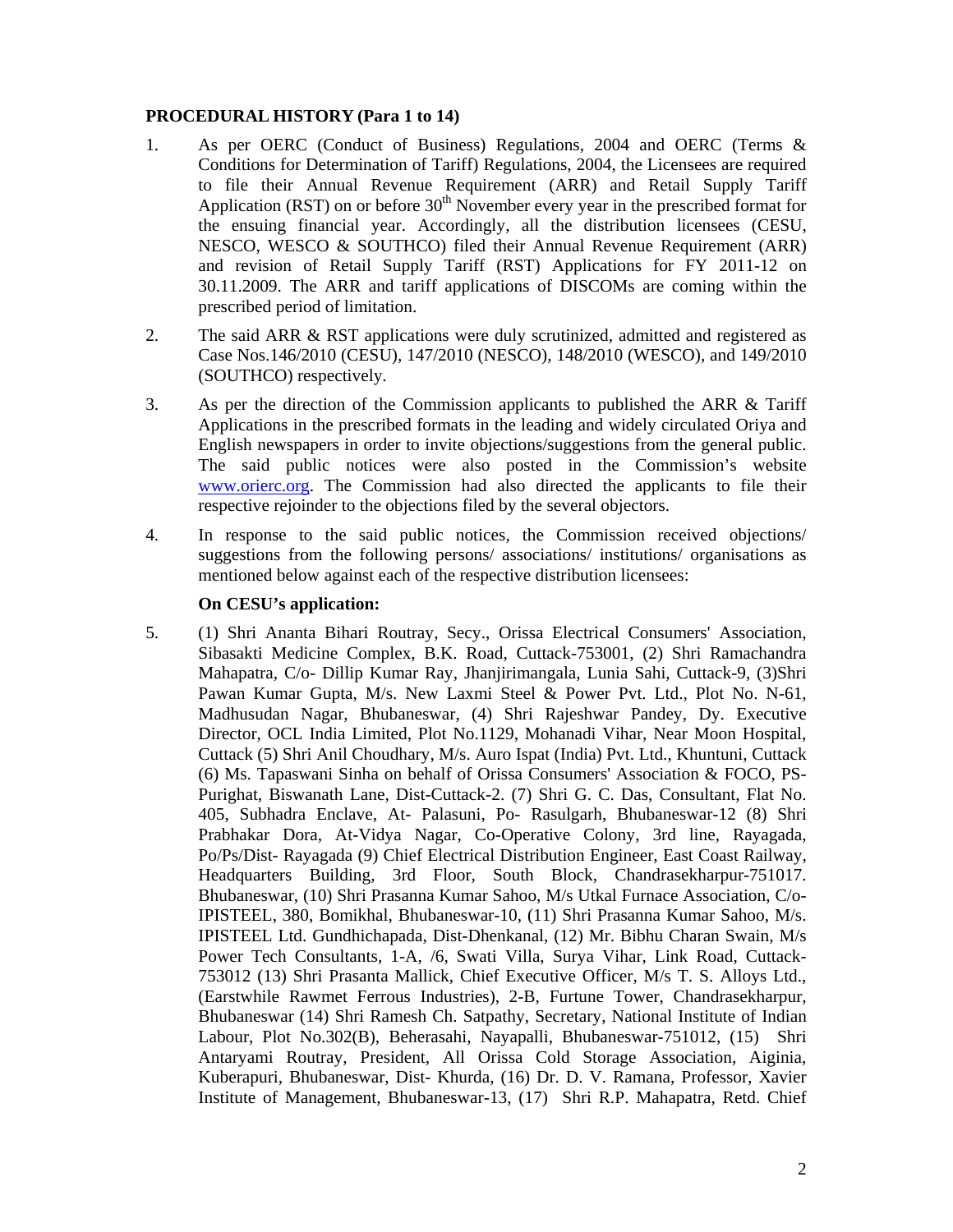## PROCEDURAL HISTORY (Para 1 to 14)

1. As per OERC (Conduct of Business) Regulations, 2004 and OERC (Terms & Conditions for Determination of Tariff) Regulations, 2004, the Licensees are required to file their Annual Revenue Requirement (ARR) and Retail Supply Tariff Application (RST) on or before 30th November every year in the prescribed format for the ensuing financial year. Accordingly, all the distribution licensees (CESU, NESCO, WESCO & SOUTHCO) filed their Annual Revenue Requirement (ARR) and revision of Retail Supply Tariff (RST) Applications for FY 2011-12 on 30.11.2009. The ARR and tariff applications of DISCOMs are coming within the prescribed period of limitation.

2. The said ARR & RST applications were duly scrutinized, admitted and registered as Case Nos.146/2010 (CESU), 147/2010 (NESCO), 148/2010 (WESCO), and 149/2010 (SOUTHCO) respectively.

3. As per the direction of the Commission applicants to published the ARR & Tariff Applications in the prescribed formats in the leading and widely circulated Oriya and English newspapers in order to invite objections/suggestions from the general public. The said public notices were also posted in the Commission's website www.orierc.org. The Commission had also directed the applicants to file their respective rejoinder to the objections filed by the several objectors.

4. In response to the said public notices, the Commission received objections/ suggestions from the following persons/ associations/ institutions/ organisations as mentioned below against each of the respective distribution licensees:

   **On CESU's application:**

5. (1) Shri Ananta Bihari Routray, Secy., Orissa Electrical Consumers' Association, Sibasakti Medicine Complex, B.K. Road, Cuttack-753001, (2) Shri Ramachandra Mahapatra, C/o- Dillip Kumar Ray, Jhanjirimangala, Lunia Sahi, Cuttack-9, (3)Shri Pawan Kumar Gupta, M/s. New Laxmi Steel & Power Pvt. Ltd., Plot No. N-61, Madhusudan Nagar, Bhubaneswar, (4) Shri Rajeshwar Pandey, Dy. Executive Director, OCL India Limited, Plot No.1129, Mohanadi Vihar, Near Moon Hospital, Cuttack (5) Shri Anil Choudhary, M/s. Auro Ispat (India) Pvt. Ltd., Khuntuni, Cuttack (6) Ms. Tapaswani Sinha on behalf of Orissa Consumers' Association & FOCO, PS-Purighat, Biswanath Lane, Dist-Cuttack-2. (7) Shri G. C. Das, Consultant, Flat No. 405, Subhadra Enclave, At- Palasuni, Po- Rasulgarh, Bhubaneswar-12 (8) Shri Prabhakar Dora, At-Vidya Nagar, Co-Operative Colony, 3rd line, Rayagada, Po/Ps/Dist- Rayagada (9) Chief Electrical Distribution Engineer, East Coast Railway, Headquarters Building, 3rd Floor, South Block, Chandrasekharpur-751017. Bhubaneswar, (10) Shri Prasanna Kumar Sahoo, M/s Utkal Furnace Association, C/o-IPISTEEL, 380, Bomikhal, Bhubaneswar-10, (11) Shri Prasanna Kumar Sahoo, M/s. IPISTEEL Ltd. Gundhichapada, Dist-Dhenkanal, (12) Mr. Bibhu Charan Swain, M/s Power Tech Consultants, 1-A, /6, Swati Villa, Surya Vihar, Link Road, Cuttack-753012 (13) Shri Prasanta Mallick, Chief Executive Officer, M/s T. S. Alloys Ltd., (Earstwhile Rawmet Ferrous Industries), 2-B, Furtune Tower, Chandrasekharpur, Bhubaneswar (14) Shri Ramesh Ch. Satpathy, Secretary, National Institute of Indian Labour, Plot No.302(B), Beherasahi, Nayapalli, Bhubaneswar-751012, (15) Shri Antaryami Routray, President, All Orissa Cold Storage Association, Aiginia, Kuberapuri, Bhubaneswar, Dist- Khurda, (16) Dr. D. V. Ramana, Professor, Xavier Institute of Management, Bhubaneswar-13, (17) Shri R.P. Mahapatra, Retd. Chief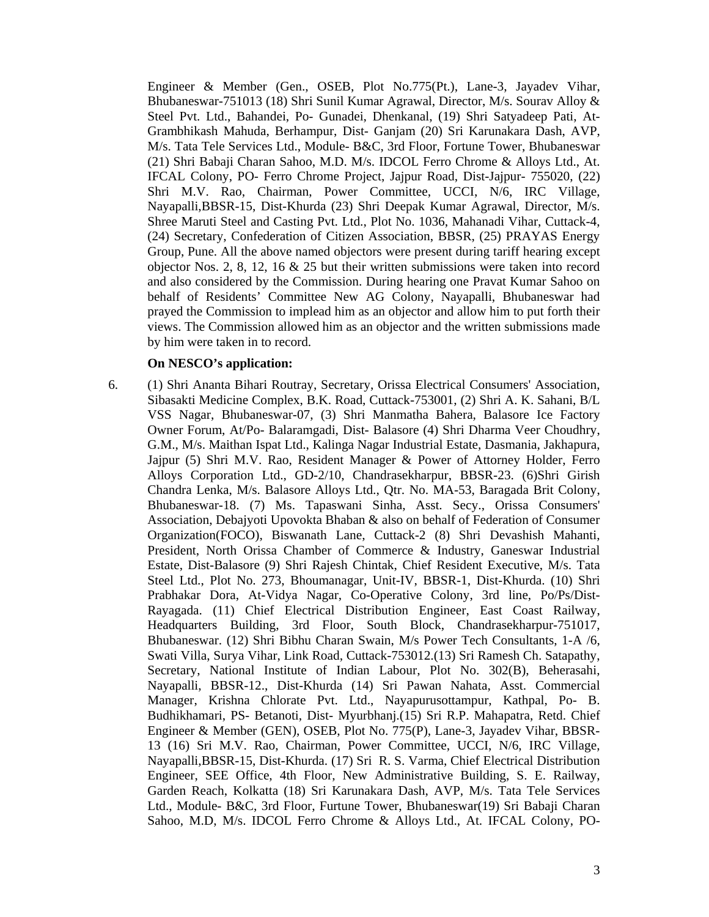Engineer & Member (Gen., OSEB, Plot No.775(Pt.), Lane-3, Jayadev Vihar, Bhubaneswar-751013 (18) Shri Sunil Kumar Agrawal, Director, M/s. Sourav Alloy & Steel Pvt. Ltd., Bahandei, Po- Gunadei, Dhenkanal, (19) Shri Satyadeep Pati, At- Grambhikash Mahuda, Berhampur, Dist- Ganjam (20) Sri Karunakara Dash, AVP, M/s. Tata Tele Services Ltd., Module- B&C, 3rd Floor, Fortune Tower, Bhubaneswar (21) Shri Babaji Charan Sahoo, M.D. M/s. IDCOL Ferro Chrome & Alloys Ltd., At. IFCAL Colony, PO- Ferro Chrome Project, Jajpur Road, Dist-Jajpur- 755020, (22) Shri M.V. Rao, Chairman, Power Committee, UCCI, N/6, IRC Village, Nayapalli,BBSR-15, Dist-Khurda (23) Shri Deepak Kumar Agrawal, Director, M/s. Shree Maruti Steel and Casting Pvt. Ltd., Plot No. 1036, Mahanadi Vihar, Cuttack-4, (24) Secretary, Confederation of Citizen Association, BBSR, (25) PRAYAS Energy Group, Pune. All the above named objectors were present during tariff hearing except objector Nos. 2, 8, 12, 16 & 25 but their written submissions were taken into record and also considered by the Commission. During hearing one Pravat Kumar Sahoo on behalf of Residents' Committee New AG Colony, Nayapalli, Bhubaneswar had prayed the Commission to implead him as an objector and allow him to put forth their views. The Commission allowed him as an objector and the written submissions made by him were taken in to record.

**On NESCO's application:**

6. (1) Shri Ananta Bihari Routray, Secretary, Orissa Electrical Consumers' Association, Sibasakti Medicine Complex, B.K. Road, Cuttack-753001, (2) Shri A. K. Sahani, B/L VSS Nagar, Bhubaneswar-07, (3) Shri Manmatha Bahera, Balasore Ice Factory Owner Forum, At/Po- Balaramgadi, Dist- Balasore (4) Shri Dharma Veer Choudhry, G.M., M/s. Maithan Ispat Ltd., Kalinga Nagar Industrial Estate, Dasmania, Jakhapura, Jajpur (5) Shri M.V. Rao, Resident Manager & Power of Attorney Holder, Ferro Alloys Corporation Ltd., GD-2/10, Chandrasekharpur, BBSR-23. (6)Shri Girish Chandra Lenka, M/s. Balasore Alloys Ltd., Qtr. No. MA-53, Baragada Brit Colony, Bhubaneswar-18. (7) Ms. Tapaswani Sinha, Asst. Secy., Orissa Consumers' Association, Debajyoti Upovokta Bhaban & also on behalf of Federation of Consumer Organization(FOCO), Biswanath Lane, Cuttack-2 (8) Shri Devashish Mahanti, President, North Orissa Chamber of Commerce & Industry, Ganeswar Industrial Estate, Dist-Balasore (9) Shri Rajesh Chintak, Chief Resident Executive, M/s. Tata Steel Ltd., Plot No. 273, Bhoumanagar, Unit-IV, BBSR-1, Dist-Khurda. (10) Shri Prabhakar Dora, At-Vidya Nagar, Co-Operative Colony, 3rd line, Po/Ps/Dist- Rayagada. (11) Chief Electrical Distribution Engineer, East Coast Railway, Headquarters Building, 3rd Floor, South Block, Chandrasekharpur-751017, Bhubaneswar. (12) Shri Bibhu Charan Swain, M/s Power Tech Consultants, 1-A /6, Swati Villa, Surya Vihar, Link Road, Cuttack-753012.(13) Sri Ramesh Ch. Satapathy, Secretary, National Institute of Indian Labour, Plot No. 302(B), Beherasahi, Nayapalli, BBSR-12., Dist-Khurda (14) Sri Pawan Nahata, Asst. Commercial Manager, Krishna Chlorate Pvt. Ltd., Nayapurusottampur, Kathpal, Po- B. Budhikhamari, PS- Betanoti, Dist- Myurbhanj.(15) Sri R.P. Mahapatra, Retd. Chief Engineer & Member (GEN), OSEB, Plot No. 775(P), Lane-3, Jayadev Vihar, BBSR-13 (16) Sri M.V. Rao, Chairman, Power Committee, UCCI, N/6, IRC Village, Nayapalli,BBSR-15, Dist-Khurda. (17) Sri R. S. Varma, Chief Electrical Distribution Engineer, SEE Office, 4th Floor, New Administrative Building, S. E. Railway, Garden Reach, Kolkatta (18) Sri Karunakara Dash, AVP, M/s. Tata Tele Services Ltd., Module- B&C, 3rd Floor, Furtune Tower, Bhubaneswar(19) Sri Babaji Charan Sahoo, M.D, M/s. IDCOL Ferro Chrome & Alloys Ltd., At. IFCAL Colony, PO-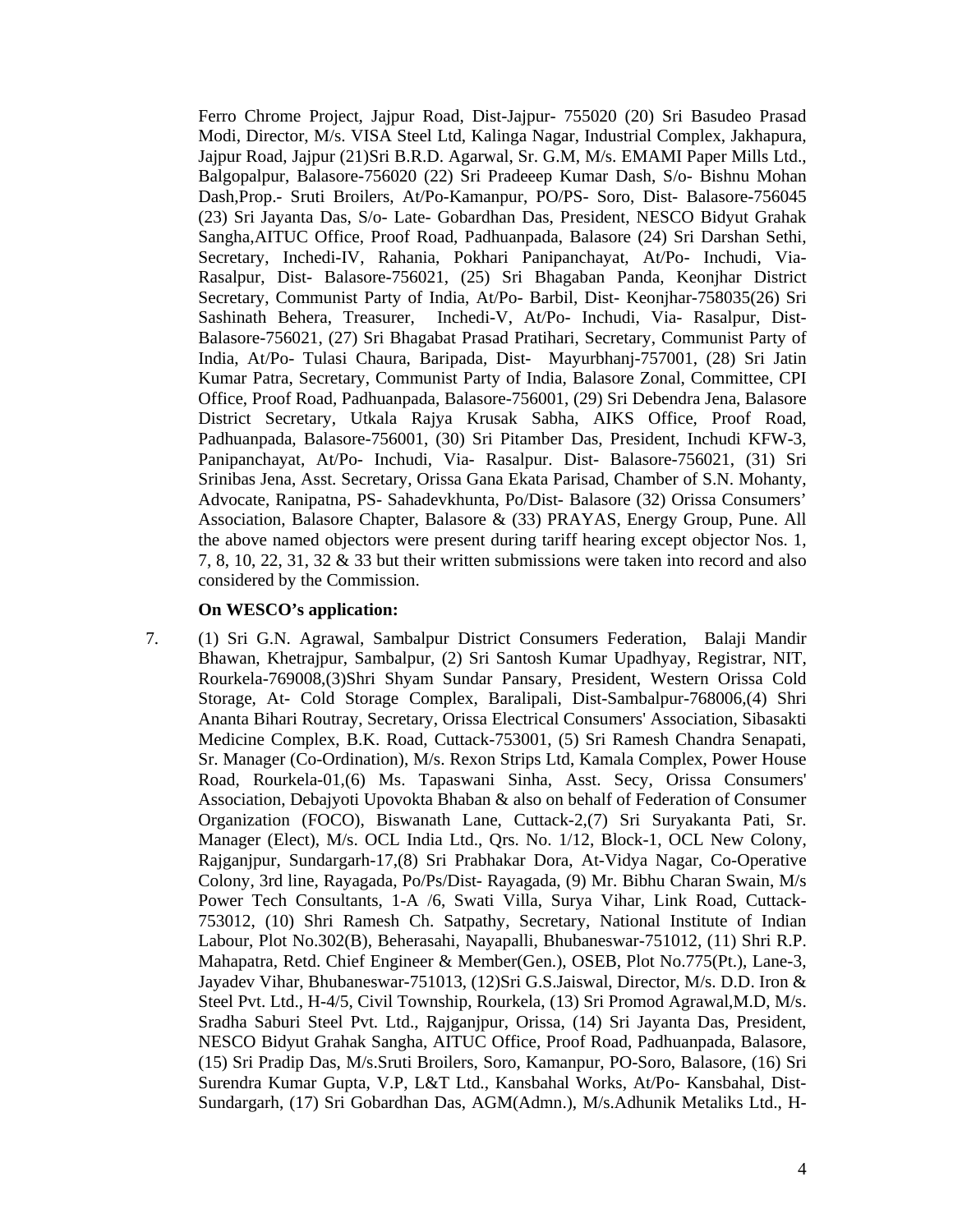Ferro Chrome Project, Jajpur Road, Dist-Jajpur- 755020 (20) Sri Basudeo Prasad Modi, Director, M/s. VISA Steel Ltd, Kalinga Nagar, Industrial Complex, Jakhapura, Jajpur Road, Jajpur (21)Sri B.R.D. Agarwal, Sr. G.M, M/s. EMAMI Paper Mills Ltd., Balgopalpur, Balasore-756020 (22) Sri Pradeeep Kumar Dash, S/o- Bishnu Mohan Dash,Prop.- Sruti Broilers, At/Po-Kamanpur, PO/PS- Soro, Dist- Balasore-756045 (23) Sri Jayanta Das, S/o- Late- Gobardhan Das, President, NESCO Bidyut Grahak Sangha,AITUC Office, Proof Road, Padhuanpada, Balasore (24) Sri Darshan Sethi, Secretary, Inchedi-IV, Rahania, Pokhari Panipanchayat, At/Po- Inchudi, Via- Rasalpur, Dist- Balasore-756021, (25) Sri Bhagaban Panda, Keonjhar District Secretary, Communist Party of India, At/Po- Barbil, Dist- Keonjhar-758035(26) Sri Sashinath Behera, Treasurer, Inchedi-V, At/Po- Inchudi, Via- Rasalpur, Dist- Balasore-756021, (27) Sri Bhagabat Prasad Pratihari, Secretary, Communist Party of India, At/Po- Tulasi Chaura, Baripada, Dist- Mayurbhanj-757001, (28) Sri Jatin Kumar Patra, Secretary, Communist Party of India, Balasore Zonal, Committee, CPI Office, Proof Road, Padhuanpada, Balasore-756001, (29) Sri Debendra Jena, Balasore District Secretary, Utkala Rajya Krusak Sabha, AIKS Office, Proof Road, Padhuanpada, Balasore-756001, (30) Sri Pitamber Das, President, Inchudi KFW-3, Panipanchayat, At/Po- Inchudi, Via- Rasalpur. Dist- Balasore-756021, (31) Sri Srinibas Jena, Asst. Secretary, Orissa Gana Ekata Parisad, Chamber of S.N. Mohanty, Advocate, Ranipatna, PS- Sahadevkhunta, Po/Dist- Balasore (32) Orissa Consumers' Association, Balasore Chapter, Balasore & (33) PRAYAS, Energy Group, Pune. All the above named objectors were present during tariff hearing except objector Nos. 1, 7, 8, 10, 22, 31, 32 & 33 but their written submissions were taken into record and also considered by the Commission.

**On WESCO's application:**

7. (1) Sri G.N. Agrawal, Sambalpur District Consumers Federation, Balaji Mandir Bhawan, Khetrajpur, Sambalpur, (2) Sri Santosh Kumar Upadhyay, Registrar, NIT, Rourkela-769008,(3)Shri Shyam Sundar Pansary, President, Western Orissa Cold Storage, At- Cold Storage Complex, Baralipali, Dist-Sambalpur-768006,(4) Shri Ananta Bihari Routray, Secretary, Orissa Electrical Consumers' Association, Sibasakti Medicine Complex, B.K. Road, Cuttack-753001, (5) Sri Ramesh Chandra Senapati, Sr. Manager (Co-Ordination), M/s. Rexon Strips Ltd, Kamala Complex, Power House Road, Rourkela-01,(6) Ms. Tapaswani Sinha, Asst. Secy, Orissa Consumers' Association, Debajyoti Upovokta Bhaban & also on behalf of Federation of Consumer Organization (FOCO), Biswanath Lane, Cuttack-2,(7) Sri Suryakanta Pati, Sr. Manager (Elect), M/s. OCL India Ltd., Qrs. No. 1/12, Block-1, OCL New Colony, Rajganjpur, Sundargarh-17,(8) Sri Prabhakar Dora, At-Vidya Nagar, Co-Operative Colony, 3rd line, Rayagada, Po/Ps/Dist- Rayagada, (9) Mr. Bibhu Charan Swain, M/s Power Tech Consultants, 1-A /6, Swati Villa, Surya Vihar, Link Road, Cuttack-753012, (10) Shri Ramesh Ch. Satpathy, Secretary, National Institute of Indian Labour, Plot No.302(B), Beherasahi, Nayapalli, Bhubaneswar-751012, (11) Shri R.P. Mahapatra, Retd. Chief Engineer & Member(Gen.), OSEB, Plot No.775(Pt.), Lane-3, Jayadev Vihar, Bhubaneswar-751013, (12)Sri G.S.Jaiswal, Director, M/s. D.D. Iron & Steel Pvt. Ltd., H-4/5, Civil Township, Rourkela, (13) Sri Promod Agrawal,M.D, M/s. Sradha Saburi Steel Pvt. Ltd., Rajganjpur, Orissa, (14) Sri Jayanta Das, President, NESCO Bidyut Grahak Sangha, AITUC Office, Proof Road, Padhuanpada, Balasore, (15) Sri Pradip Das, M/s.Sruti Broilers, Soro, Kamanpur, PO-Soro, Balasore, (16) Sri Surendra Kumar Gupta, V.P, L&T Ltd., Kansbahal Works, At/Po- Kansbahal, Dist- Sundargarh, (17) Sri Gobardhan Das, AGM(Admn.), M/s.Adhunik Metaliks Ltd., H-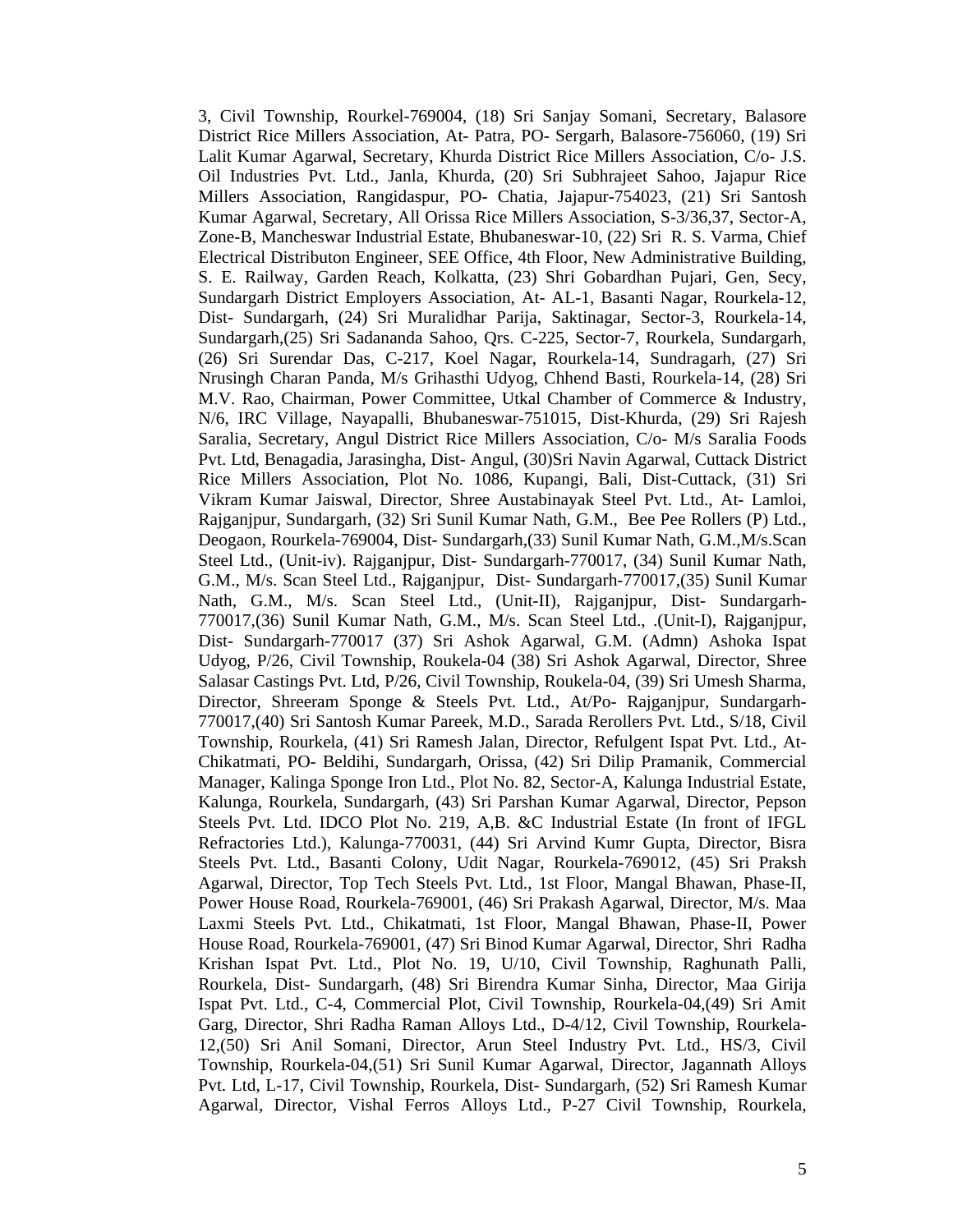3, Civil Township, Rourkel-769004, (18) Sri Sanjay Somani, Secretary, Balasore District Rice Millers Association, At- Patra, PO- Sergarh, Balasore-756060, (19) Sri Lalit Kumar Agarwal, Secretary, Khurda District Rice Millers Association, C/o- J.S. Oil Industries Pvt. Ltd., Janla, Khurda, (20) Sri Subhrajeet Sahoo, Jajapur Rice Millers Association, Rangidaspur, PO- Chatia, Jajapur-754023, (21) Sri Santosh Kumar Agarwal, Secretary, All Orissa Rice Millers Association, S-3/36,37, Sector-A, Zone-B, Mancheswar Industrial Estate, Bhubaneswar-10, (22) Sri R. S. Varma, Chief Electrical Distributon Engineer, SEE Office, 4th Floor, New Administrative Building, S. E. Railway, Garden Reach, Kolkatta, (23) Shri Gobardhan Pujari, Gen, Secy, Sundargarh District Employers Association, At- AL-1, Basanti Nagar, Rourkela-12, Dist- Sundargarh, (24) Sri Muralidhar Parija, Saktinagar, Sector-3, Rourkela-14, Sundargarh,(25) Sri Sadananda Sahoo, Qrs. C-225, Sector-7, Rourkela, Sundargarh, (26) Sri Surendar Das, C-217, Koel Nagar, Rourkela-14, Sundragarh, (27) Sri Nrusingh Charan Panda, M/s Grihasthi Udyog, Chhend Basti, Rourkela-14, (28) Sri M.V. Rao, Chairman, Power Committee, Utkal Chamber of Commerce & Industry, N/6, IRC Village, Nayapalli, Bhubaneswar-751015, Dist-Khurda, (29) Sri Rajesh Saralia, Secretary, Angul District Rice Millers Association, C/o- M/s Saralia Foods Pvt. Ltd, Benagadia, Jarasingha, Dist- Angul, (30)Sri Navin Agarwal, Cuttack District Rice Millers Association, Plot No. 1086, Kupangi, Bali, Dist-Cuttack, (31) Sri Vikram Kumar Jaiswal, Director, Shree Austabinayak Steel Pvt. Ltd., At- Lamloi, Rajganjpur, Sundargarh, (32) Sri Sunil Kumar Nath, G.M., Bee Pee Rollers (P) Ltd., Deogaon, Rourkela-769004, Dist- Sundargarh,(33) Sunil Kumar Nath, G.M.,M/s.Scan Steel Ltd., (Unit-iv). Rajganjpur, Dist- Sundargarh-770017, (34) Sunil Kumar Nath, G.M., M/s. Scan Steel Ltd., Rajganjpur, Dist- Sundargarh-770017,(35) Sunil Kumar Nath, G.M., M/s. Scan Steel Ltd., (Unit-II), Rajganjpur, Dist- Sundargarh-770017,(36) Sunil Kumar Nath, G.M., M/s. Scan Steel Ltd., .(Unit-I), Rajganjpur, Dist- Sundargarh-770017 (37) Sri Ashok Agarwal, G.M. (Admn) Ashoka Ispat Udyog, P/26, Civil Township, Roukela-04 (38) Sri Ashok Agarwal, Director, Shree Salasar Castings Pvt. Ltd, P/26, Civil Township, Roukela-04, (39) Sri Umesh Sharma, Director, Shreeram Sponge & Steels Pvt. Ltd., At/Po- Rajganjpur, Sundargarh-770017,(40) Sri Santosh Kumar Pareek, M.D., Sarada Rerollers Pvt. Ltd., S/18, Civil Township, Rourkela, (41) Sri Ramesh Jalan, Director, Refulgent Ispat Pvt. Ltd., At-Chikatmati, PO- Beldihi, Sundargarh, Orissa, (42) Sri Dilip Pramanik, Commercial Manager, Kalinga Sponge Iron Ltd., Plot No. 82, Sector-A, Kalunga Industrial Estate, Kalunga, Rourkela, Sundargarh, (43) Sri Parshan Kumar Agarwal, Director, Pepson Steels Pvt. Ltd. IDCO Plot No. 219, A,B. &C Industrial Estate (In front of IFGL Refractories Ltd.), Kalunga-770031, (44) Sri Arvind Kumr Gupta, Director, Bisra Steels Pvt. Ltd., Basanti Colony, Udit Nagar, Rourkela-769012, (45) Sri Praksh Agarwal, Director, Top Tech Steels Pvt. Ltd., 1st Floor, Mangal Bhawan, Phase-II, Power House Road, Rourkela-769001, (46) Sri Prakash Agarwal, Director, M/s. Maa Laxmi Steels Pvt. Ltd., Chikatmati, 1st Floor, Mangal Bhawan, Phase-II, Power House Road, Rourkela-769001, (47) Sri Binod Kumar Agarwal, Director, Shri Radha Krishan Ispat Pvt. Ltd., Plot No. 19, U/10, Civil Township, Raghunath Palli, Rourkela, Dist- Sundargarh, (48) Sri Birendra Kumar Sinha, Director, Maa Girija Ispat Pvt. Ltd., C-4, Commercial Plot, Civil Township, Rourkela-04,(49) Sri Amit Garg, Director, Shri Radha Raman Alloys Ltd., D-4/12, Civil Township, Rourkela-12,(50) Sri Anil Somani, Director, Arun Steel Industry Pvt. Ltd., HS/3, Civil Township, Rourkela-04,(51) Sri Sunil Kumar Agarwal, Director, Jagannath Alloys Pvt. Ltd, L-17, Civil Township, Rourkela, Dist- Sundargarh, (52) Sri Ramesh Kumar Agarwal, Director, Vishal Ferros Alloys Ltd., P-27 Civil Township, Rourkela,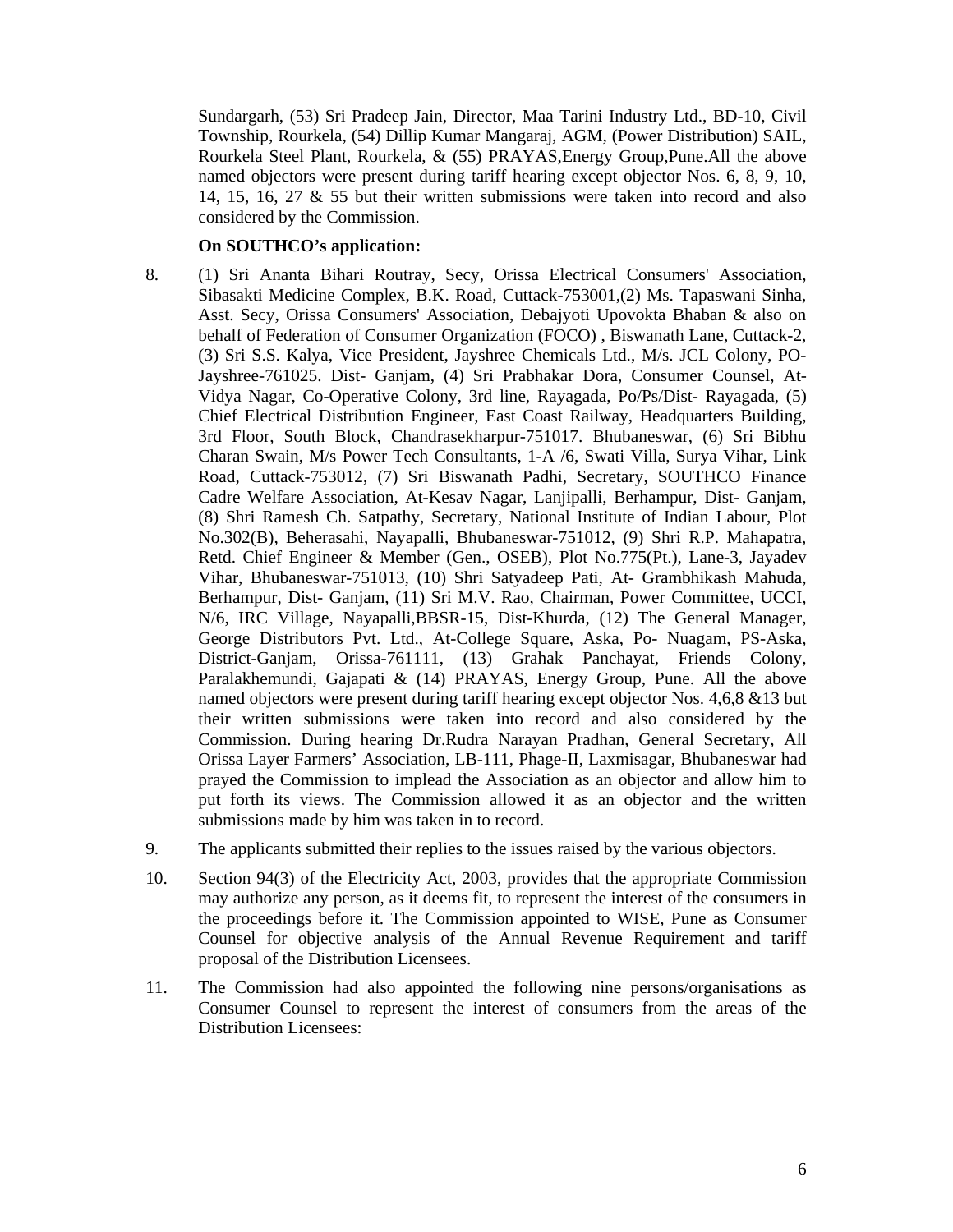Sundargarh, (53) Sri Pradeep Jain, Director, Maa Tarini Industry Ltd., BD-10, Civil Township, Rourkela, (54) Dillip Kumar Mangaraj, AGM, (Power Distribution) SAIL, Rourkela Steel Plant, Rourkela, & (55) PRAYAS,Energy Group,Pune.All the above named objectors were present during tariff hearing except objector Nos. 6, 8, 9, 10, 14, 15, 16, 27 & 55 but their written submissions were taken into record and also considered by the Commission.

**On SOUTHCO's application:**

8. (1) Sri Ananta Bihari Routray, Secy, Orissa Electrical Consumers' Association, Sibasakti Medicine Complex, B.K. Road, Cuttack-753001,(2) Ms. Tapaswani Sinha, Asst. Secy, Orissa Consumers' Association, Debajyoti Upovokta Bhaban & also on behalf of Federation of Consumer Organization (FOCO) , Biswanath Lane, Cuttack-2, (3) Sri S.S. Kalya, Vice President, Jayshree Chemicals Ltd., M/s. JCL Colony, PO- Jayshree-761025. Dist- Ganjam, (4) Sri Prabhakar Dora, Consumer Counsel, At- Vidya Nagar, Co-Operative Colony, 3rd line, Rayagada, Po/Ps/Dist- Rayagada, (5) Chief Electrical Distribution Engineer, East Coast Railway, Headquarters Building, 3rd Floor, South Block, Chandrasekharpur-751017. Bhubaneswar, (6) Sri Bibhu Charan Swain, M/s Power Tech Consultants, 1-A /6, Swati Villa, Surya Vihar, Link Road, Cuttack-753012, (7) Sri Biswanath Padhi, Secretary, SOUTHCO Finance Cadre Welfare Association, At-Kesav Nagar, Lanjipalli, Berhampur, Dist- Ganjam, (8) Shri Ramesh Ch. Satpathy, Secretary, National Institute of Indian Labour, Plot No.302(B), Beherasahi, Nayapalli, Bhubaneswar-751012, (9) Shri R.P. Mahapatra, Retd. Chief Engineer & Member (Gen., OSEB), Plot No.775(Pt.), Lane-3, Jayadev Vihar, Bhubaneswar-751013, (10) Shri Satyadeep Pati, At- Grambhikash Mahuda, Berhampur, Dist- Ganjam, (11) Sri M.V. Rao, Chairman, Power Committee, UCCI, N/6, IRC Village, Nayapalli,BBSR-15, Dist-Khurda, (12) The General Manager, George Distributors Pvt. Ltd., At-College Square, Aska, Po- Nuagam, PS-Aska, District-Ganjam, Orissa-761111, (13) Grahak Panchayat, Friends Colony, Paralakhemundi, Gajapati & (14) PRAYAS, Energy Group, Pune. All the above named objectors were present during tariff hearing except objector Nos. 4,6,8 &13 but their written submissions were taken into record and also considered by the Commission. During hearing Dr.Rudra Narayan Pradhan, General Secretary, All Orissa Layer Farmers' Association, LB-111, Phage-II, Laxmisagar, Bhubaneswar had prayed the Commission to implead the Association as an objector and allow him to put forth its views. The Commission allowed it as an objector and the written submissions made by him was taken in to record.

9. The applicants submitted their replies to the issues raised by the various objectors.

10. Section 94(3) of the Electricity Act, 2003, provides that the appropriate Commission may authorize any person, as it deems fit, to represent the interest of the consumers in the proceedings before it. The Commission appointed to WISE, Pune as Consumer Counsel for objective analysis of the Annual Revenue Requirement and tariff proposal of the Distribution Licensees.

11. The Commission had also appointed the following nine persons/organisations as Consumer Counsel to represent the interest of consumers from the areas of the Distribution Licensees: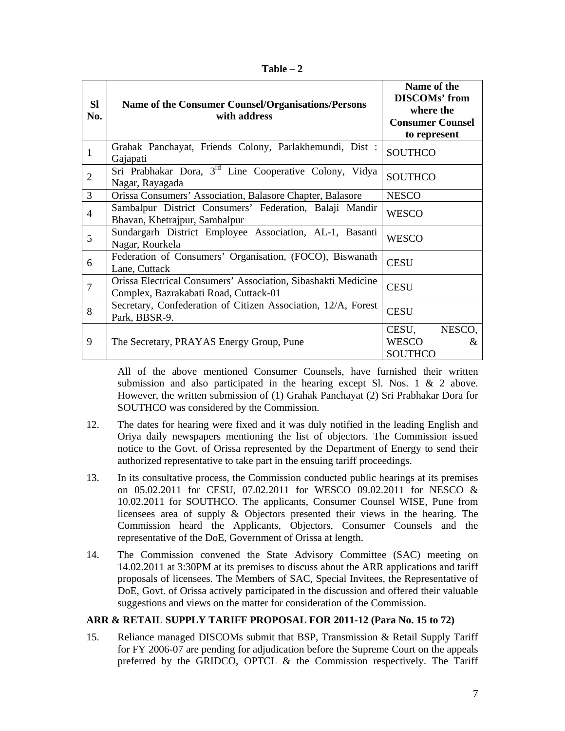**Table – 2**

| Sl No. | Name of the Consumer Counsel/Organisations/Persons with address | Name of the DISCOMs' from where the Consumer Counsel to represent |
|---|---|---|
| 1 | Grahak Panchayat, Friends Colony, Parlakhemundi, Dist : Gajapati | SOUTHCO |
| 2 | Sri Prabhakar Dora, 3rd Line Cooperative Colony, Vidya Nagar, Rayagada | SOUTHCO |
| 3 | Orissa Consumers' Association, Balasore Chapter, Balasore | NESCO |
| 4 | Sambalpur District Consumers' Federation, Balaji Mandir Bhavan, Khetrajpur, Sambalpur | WESCO |
| 5 | Sundargarh District Employee Association, AL-1, Basanti Nagar, Rourkela | WESCO |
| 6 | Federation of Consumers' Organisation, (FOCO), Biswanath Lane, Cuttack | CESU |
| 7 | Orissa Electrical Consumers' Association, Sibashakti Medicine Complex, Bazrakabati Road, Cuttack-01 | CESU |
| 8 | Secretary, Confederation of Citizen Association, 12/A, Forest Park, BBSR-9. | CESU |
| 9 | The Secretary, PRAYAS Energy Group, Pune | CESU, NESCO, WESCO & SOUTHCO |

All of the above mentioned Consumer Counsels, have furnished their written submission and also participated in the hearing except Sl. Nos. 1 & 2 above. However, the written submission of (1) Grahak Panchayat (2) Sri Prabhakar Dora for SOUTHCO was considered by the Commission.

12. The dates for hearing were fixed and it was duly notified in the leading English and Oriya daily newspapers mentioning the list of objectors. The Commission issued notice to the Govt. of Orissa represented by the Department of Energy to send their authorized representative to take part in the ensuing tariff proceedings.

13. In its consultative process, the Commission conducted public hearings at its premises on 05.02.2011 for CESU, 07.02.2011 for WESCO 09.02.2011 for NESCO & 10.02.2011 for SOUTHCO. The applicants, Consumer Counsel WISE, Pune from licensees area of supply & Objectors presented their views in the hearing. The Commission heard the Applicants, Objectors, Consumer Counsels and the representative of the DoE, Government of Orissa at length.

14. The Commission convened the State Advisory Committee (SAC) meeting on 14.02.2011 at 3:30PM at its premises to discuss about the ARR applications and tariff proposals of licensees. The Members of SAC, Special Invitees, the Representative of DoE, Govt. of Orissa actively participated in the discussion and offered their valuable suggestions and views on the matter for consideration of the Commission.

**ARR & RETAIL SUPPLY TARIFF PROPOSAL FOR 2011-12 (Para No. 15 to 72)**

15. Reliance managed DISCOMs submit that BSP, Transmission & Retail Supply Tariff for FY 2006-07 are pending for adjudication before the Supreme Court on the appeals preferred by the GRIDCO, OPTCL & the Commission respectively. The Tariff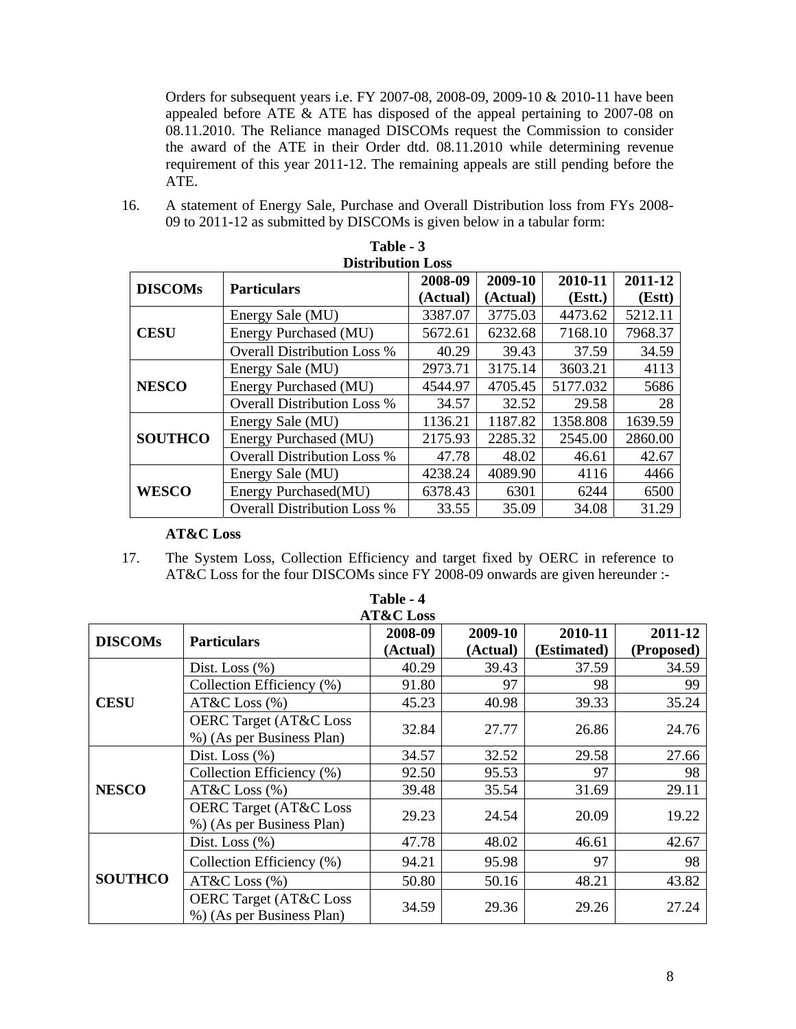Orders for subsequent years i.e. FY 2007-08, 2008-09, 2009-10 & 2010-11 have been appealed before ATE & ATE has disposed of the appeal pertaining to 2007-08 on 08.11.2010. The Reliance managed DISCOMs request the Commission to consider the award of the ATE in their Order dtd. 08.11.2010 while determining revenue requirement of this year 2011-12. The remaining appeals are still pending before the ATE.

16. A statement of Energy Sale, Purchase and Overall Distribution loss from FYs 2008-09 to 2011-12 as submitted by DISCOMs is given below in a tabular form:

**Table - 3**
**Distribution Loss**

| DISCOMs | Particulars | 2008-09 (Actual) | 2009-10 (Actual) | 2010-11 (Estt.) | 2011-12 (Estt) |
|---|---|---|---|---|---|
| CESU | Energy Sale (MU) | 3387.07 | 3775.03 | 4473.62 | 5212.11 |
| | Energy Purchased (MU) | 5672.61 | 6232.68 | 7168.10 | 7968.37 |
| | Overall Distribution Loss % | 40.29 | 39.43 | 37.59 | 34.59 |
| NESCO | Energy Sale (MU) | 2973.71 | 3175.14 | 3603.21 | 4113 |
| | Energy Purchased (MU) | 4544.97 | 4705.45 | 5177.032 | 5686 |
| | Overall Distribution Loss % | 34.57 | 32.52 | 29.58 | 28 |
| SOUTHCO | Energy Sale (MU) | 1136.21 | 1187.82 | 1358.808 | 1639.59 |
| | Energy Purchased (MU) | 2175.93 | 2285.32 | 2545.00 | 2860.00 |
| | Overall Distribution Loss % | 47.78 | 48.02 | 46.61 | 42.67 |
| WESCO | Energy Sale (MU) | 4238.24 | 4089.90 | 4116 | 4466 |
| | Energy Purchased(MU) | 6378.43 | 6301 | 6244 | 6500 |
| | Overall Distribution Loss % | 33.55 | 35.09 | 34.08 | 31.29 |

**AT&C Loss**

17. The System Loss, Collection Efficiency and target fixed by OERC in reference to AT&C Loss for the four DISCOMs since FY 2008-09 onwards are given hereunder :-

**Table - 4**
**AT&C Loss**

| DISCOMs | Particulars | 2008-09 (Actual) | 2009-10 (Actual) | 2010-11 (Estimated) | 2011-12 (Proposed) |
|---|---|---|---|---|---|
| CESU | Dist. Loss (%) | 40.29 | 39.43 | 37.59 | 34.59 |
| | Collection Efficiency (%) | 91.80 | 97 | 98 | 99 |
| | AT&C Loss (%) | 45.23 | 40.98 | 39.33 | 35.24 |
| | OERC Target (AT&C Loss %) (As per Business Plan) | 32.84 | 27.77 | 26.86 | 24.76 |
| NESCO | Dist. Loss (%) | 34.57 | 32.52 | 29.58 | 27.66 |
| | Collection Efficiency (%) | 92.50 | 95.53 | 97 | 98 |
| | AT&C Loss (%) | 39.48 | 35.54 | 31.69 | 29.11 |
| | OERC Target (AT&C Loss %) (As per Business Plan) | 29.23 | 24.54 | 20.09 | 19.22 |
| SOUTHCO | Dist. Loss (%) | 47.78 | 48.02 | 46.61 | 42.67 |
| | Collection Efficiency (%) | 94.21 | 95.98 | 97 | 98 |
| | AT&C Loss (%) | 50.80 | 50.16 | 48.21 | 43.82 |
| | OERC Target (AT&C Loss %) (As per Business Plan) | 34.59 | 29.36 | 29.26 | 27.24 |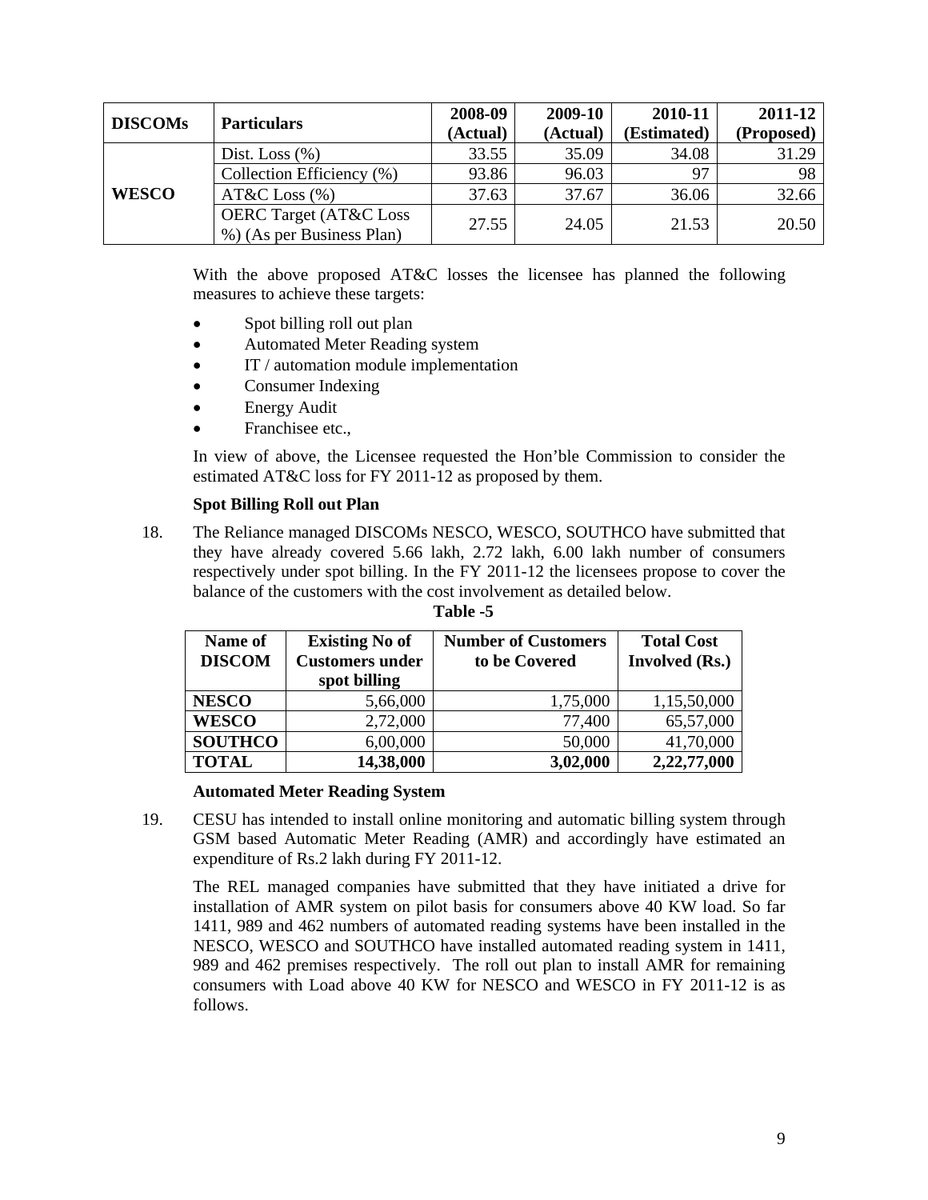| DISCOMs | Particulars | 2008-09 (Actual) | 2009-10 (Actual) | 2010-11 (Estimated) | 2011-12 (Proposed) |
|---|---|---|---|---|---|
| WESCO | Dist. Loss (%) | 33.55 | 35.09 | 34.08 | 31.29 |
| | Collection Efficiency (%) | 93.86 | 96.03 | 97 | 98 |
| | AT&C Loss (%) | 37.63 | 37.67 | 36.06 | 32.66 |
| | OERC Target (AT&C Loss %) (As per Business Plan) | 27.55 | 24.05 | 21.53 | 20.50 |

With the above proposed AT&C losses the licensee has planned the following measures to achieve these targets:

- Spot billing roll out plan
- Automated Meter Reading system
- IT / automation module implementation
- Consumer Indexing
- Energy Audit
- Franchisee etc.,

In view of above, the Licensee requested the Hon'ble Commission to consider the estimated AT&C loss for FY 2011-12 as proposed by them.

**Spot Billing Roll out Plan**

18. The Reliance managed DISCOMs NESCO, WESCO, SOUTHCO have submitted that they have already covered 5.66 lakh, 2.72 lakh, 6.00 lakh number of consumers respectively under spot billing. In the FY 2011-12 the licensees propose to cover the balance of the customers with the cost involvement as detailed below.

**Table -5**

| Name of DISCOM | Existing No of Customers under spot billing | Number of Customers to be Covered | Total Cost Involved (Rs.) |
|---|---|---|---|
| **NESCO** | 5,66,000 | 1,75,000 | 1,15,50,000 |
| **WESCO** | 2,72,000 | 77,400 | 65,57,000 |
| **SOUTHCO** | 6,00,000 | 50,000 | 41,70,000 |
| **TOTAL** | **14,38,000** | **3,02,000** | **2,22,77,000** |

**Automated Meter Reading System**

19. CESU has intended to install online monitoring and automatic billing system through GSM based Automatic Meter Reading (AMR) and accordingly have estimated an expenditure of Rs.2 lakh during FY 2011-12.

The REL managed companies have submitted that they have initiated a drive for installation of AMR system on pilot basis for consumers above 40 KW load. So far 1411, 989 and 462 numbers of automated reading systems have been installed in the NESCO, WESCO and SOUTHCO have installed automated reading system in 1411, 989 and 462 premises respectively. The roll out plan to install AMR for remaining consumers with Load above 40 KW for NESCO and WESCO in FY 2011-12 is as follows.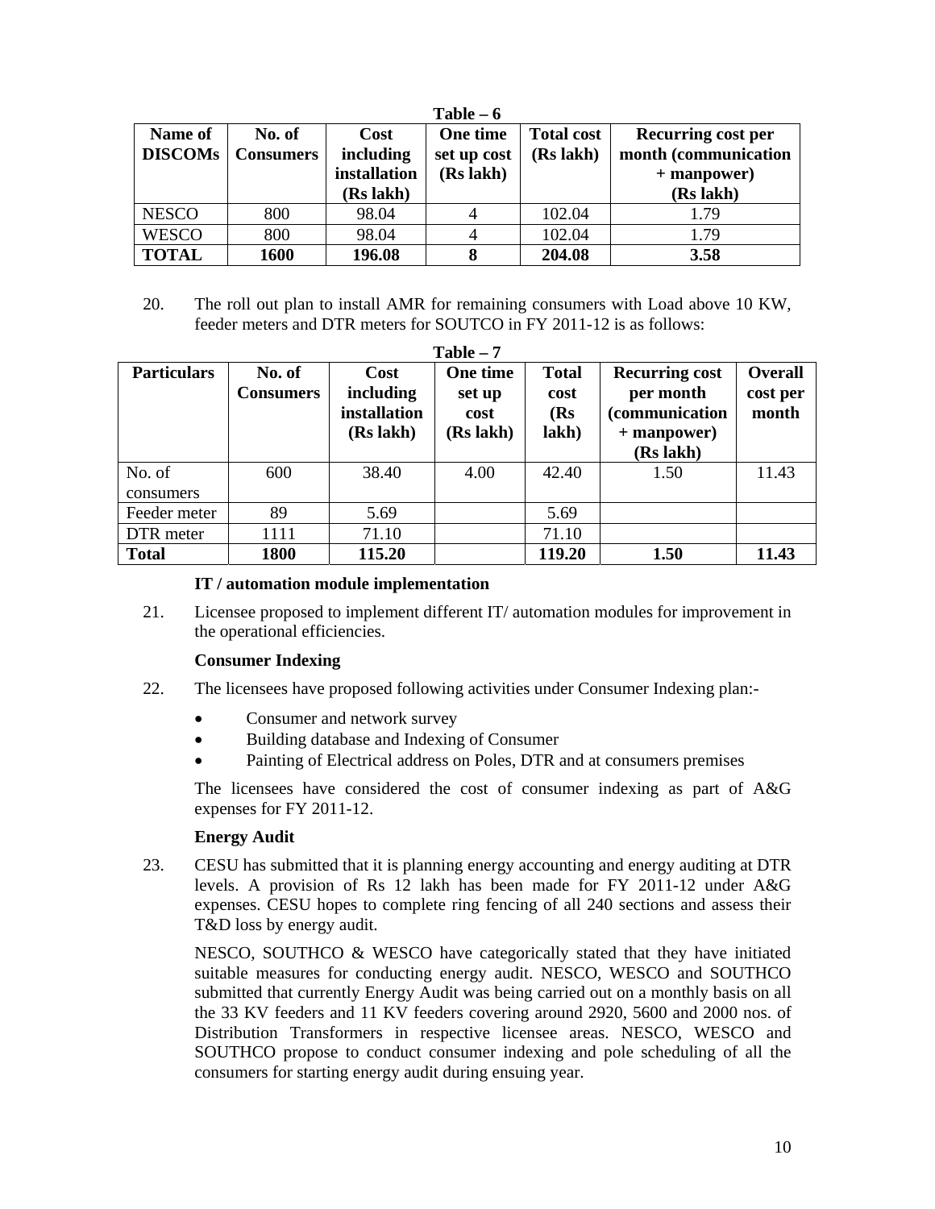**Table – 6**

| Name of DISCOMs | No. of Consumers | Cost including installation (Rs lakh) | One time set up cost (Rs lakh) | Total cost (Rs lakh) | Recurring cost per month (communication + manpower) (Rs lakh) |
|---|---|---|---|---|---|
| NESCO | 800 | 98.04 | 4 | 102.04 | 1.79 |
| WESCO | 800 | 98.04 | 4 | 102.04 | 1.79 |
| **TOTAL** | **1600** | **196.08** | **8** | **204.08** | **3.58** |

20. The roll out plan to install AMR for remaining consumers with Load above 10 KW, feeder meters and DTR meters for SOUTCO in FY 2011-12 is as follows:

**Table – 7**

| Particulars | No. of Consumers | Cost including installation (Rs lakh) | One time set up cost (Rs lakh) | Total cost (Rs lakh) | Recurring cost per month (communication + manpower) (Rs lakh) | Overall cost per month |
|---|---|---|---|---|---|---|
| No. of consumers | 600 | 38.40 | 4.00 | 42.40 | 1.50 | 11.43 |
| Feeder meter | 89 | 5.69 | | 5.69 | | |
| DTR meter | 1111 | 71.10 | | 71.10 | | |
| **Total** | **1800** | **115.20** | | **119.20** | **1.50** | **11.43** |

**IT / automation module implementation**

21. Licensee proposed to implement different IT/ automation modules for improvement in the operational efficiencies.

**Consumer Indexing**

22. The licensees have proposed following activities under Consumer Indexing plan:-

- Consumer and network survey
- Building database and Indexing of Consumer
- Painting of Electrical address on Poles, DTR and at consumers premises

The licensees have considered the cost of consumer indexing as part of A&G expenses for FY 2011-12.

**Energy Audit**

23. CESU has submitted that it is planning energy accounting and energy auditing at DTR levels. A provision of Rs 12 lakh has been made for FY 2011-12 under A&G expenses. CESU hopes to complete ring fencing of all 240 sections and assess their T&D loss by energy audit.

NESCO, SOUTHCO & WESCO have categorically stated that they have initiated suitable measures for conducting energy audit. NESCO, WESCO and SOUTHCO submitted that currently Energy Audit was being carried out on a monthly basis on all the 33 KV feeders and 11 KV feeders covering around 2920, 5600 and 2000 nos. of Distribution Transformers in respective licensee areas. NESCO, WESCO and SOUTHCO propose to conduct consumer indexing and pole scheduling of all the consumers for starting energy audit during ensuing year.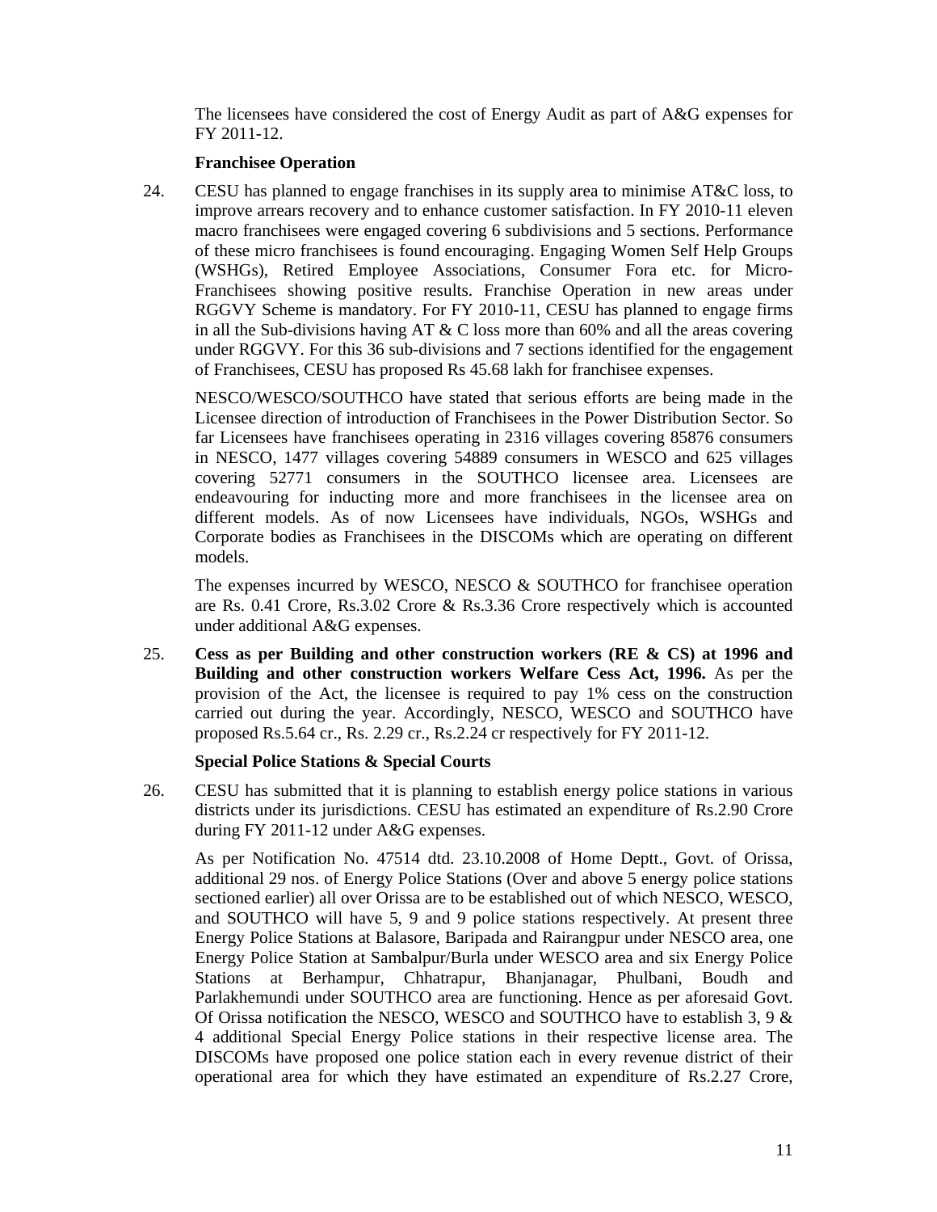The licensees have considered the cost of Energy Audit as part of A&G expenses for FY 2011-12.

**Franchisee Operation**

24. CESU has planned to engage franchises in its supply area to minimise AT&C loss, to improve arrears recovery and to enhance customer satisfaction. In FY 2010-11 eleven macro franchisees were engaged covering 6 subdivisions and 5 sections. Performance of these micro franchisees is found encouraging. Engaging Women Self Help Groups (WSHGs), Retired Employee Associations, Consumer Fora etc. for Micro-Franchisees showing positive results. Franchise Operation in new areas under RGGVY Scheme is mandatory. For FY 2010-11, CESU has planned to engage firms in all the Sub-divisions having AT & C loss more than 60% and all the areas covering under RGGVY. For this 36 sub-divisions and 7 sections identified for the engagement of Franchisees, CESU has proposed Rs 45.68 lakh for franchisee expenses.

    NESCO/WESCO/SOUTHCO have stated that serious efforts are being made in the Licensee direction of introduction of Franchisees in the Power Distribution Sector. So far Licensees have franchisees operating in 2316 villages covering 85876 consumers in NESCO, 1477 villages covering 54889 consumers in WESCO and 625 villages covering 52771 consumers in the SOUTHCO licensee area. Licensees are endeavouring for inducting more and more franchisees in the licensee area on different models. As of now Licensees have individuals, NGOs, WSHGs and Corporate bodies as Franchisees in the DISCOMs which are operating on different models.

    The expenses incurred by WESCO, NESCO & SOUTHCO for franchisee operation are Rs. 0.41 Crore, Rs.3.02 Crore & Rs.3.36 Crore respectively which is accounted under additional A&G expenses.

25. **Cess as per Building and other construction workers (RE & CS) at 1996 and Building and other construction workers Welfare Cess Act, 1996.** As per the provision of the Act, the licensee is required to pay 1% cess on the construction carried out during the year. Accordingly, NESCO, WESCO and SOUTHCO have proposed Rs.5.64 cr., Rs. 2.29 cr., Rs.2.24 cr respectively for FY 2011-12.

**Special Police Stations & Special Courts**

26. CESU has submitted that it is planning to establish energy police stations in various districts under its jurisdictions. CESU has estimated an expenditure of Rs.2.90 Crore during FY 2011-12 under A&G expenses.

    As per Notification No. 47514 dtd. 23.10.2008 of Home Deptt., Govt. of Orissa, additional 29 nos. of Energy Police Stations (Over and above 5 energy police stations sectioned earlier) all over Orissa are to be established out of which NESCO, WESCO, and SOUTHCO will have 5, 9 and 9 police stations respectively. At present three Energy Police Stations at Balasore, Baripada and Rairangpur under NESCO area, one Energy Police Station at Sambalpur/Burla under WESCO area and six Energy Police Stations at Berhampur, Chhatrapur, Bhanjanagar, Phulbani, Boudh and Parlakhemundi under SOUTHCO area are functioning. Hence as per aforesaid Govt. Of Orissa notification the NESCO, WESCO and SOUTHCO have to establish 3, 9 & 4 additional Special Energy Police stations in their respective license area. The DISCOMs have proposed one police station each in every revenue district of their operational area for which they have estimated an expenditure of Rs.2.27 Crore,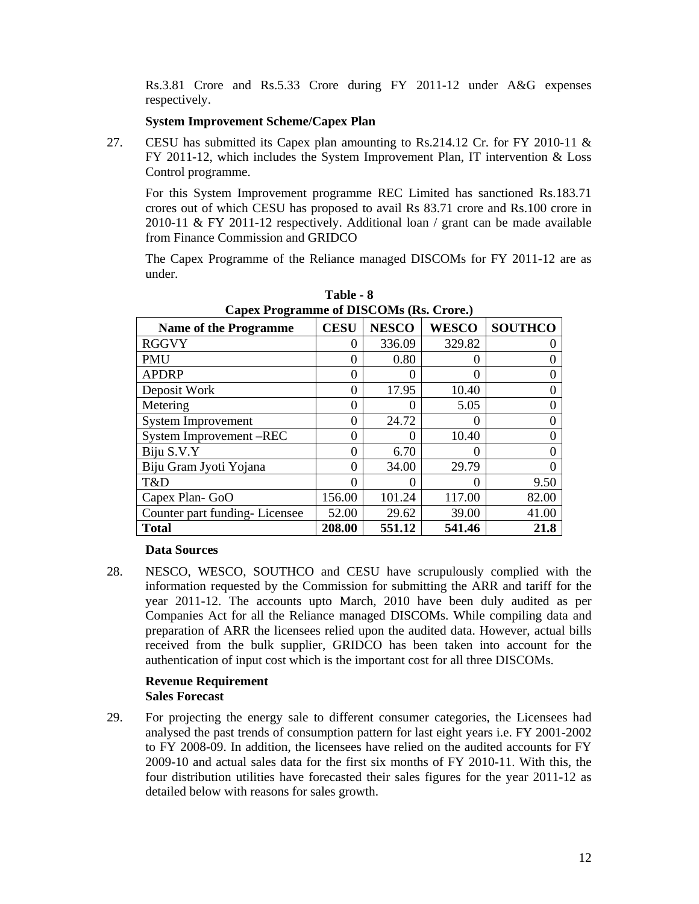Rs.3.81 Crore and Rs.5.33 Crore during FY 2011-12 under A&G expenses respectively.

**System Improvement Scheme/Capex Plan**

27. CESU has submitted its Capex plan amounting to Rs.214.12 Cr. for FY 2010-11 & FY 2011-12, which includes the System Improvement Plan, IT intervention & Loss Control programme.

For this System Improvement programme REC Limited has sanctioned Rs.183.71 crores out of which CESU has proposed to avail Rs 83.71 crore and Rs.100 crore in 2010-11 & FY 2011-12 respectively. Additional loan / grant can be made available from Finance Commission and GRIDCO

The Capex Programme of the Reliance managed DISCOMs for FY 2011-12 are as under.

**Table - 8**
**Capex Programme of DISCOMs (Rs. Crore.)**

| Name of the Programme | CESU | NESCO | WESCO | SOUTHCO |
|---|---|---|---|---|
| RGGVY | 0 | 336.09 | 329.82 | 0 |
| PMU | 0 | 0.80 | 0 | 0 |
| APDRP | 0 | 0 | 0 | 0 |
| Deposit Work | 0 | 17.95 | 10.40 | 0 |
| Metering | 0 | 0 | 5.05 | 0 |
| System Improvement | 0 | 24.72 | 0 | 0 |
| System Improvement –REC | 0 | 0 | 10.40 | 0 |
| Biju S.V.Y | 0 | 6.70 | 0 | 0 |
| Biju Gram Jyoti Yojana | 0 | 34.00 | 29.79 | 0 |
| T&D | 0 | 0 | 0 | 9.50 |
| Capex Plan- GoO | 156.00 | 101.24 | 117.00 | 82.00 |
| Counter part funding- Licensee | 52.00 | 29.62 | 39.00 | 41.00 |
| **Total** | **208.00** | **551.12** | **541.46** | **21.8** |

**Data Sources**

28. NESCO, WESCO, SOUTHCO and CESU have scrupulously complied with the information requested by the Commission for submitting the ARR and tariff for the year 2011-12. The accounts upto March, 2010 have been duly audited as per Companies Act for all the Reliance managed DISCOMs. While compiling data and preparation of ARR the licensees relied upon the audited data. However, actual bills received from the bulk supplier, GRIDCO has been taken into account for the authentication of input cost which is the important cost for all three DISCOMs.

**Revenue Requirement**
**Sales Forecast**

29. For projecting the energy sale to different consumer categories, the Licensees had analysed the past trends of consumption pattern for last eight years i.e. FY 2001-2002 to FY 2008-09. In addition, the licensees have relied on the audited accounts for FY 2009-10 and actual sales data for the first six months of FY 2010-11. With this, the four distribution utilities have forecasted their sales figures for the year 2011-12 as detailed below with reasons for sales growth.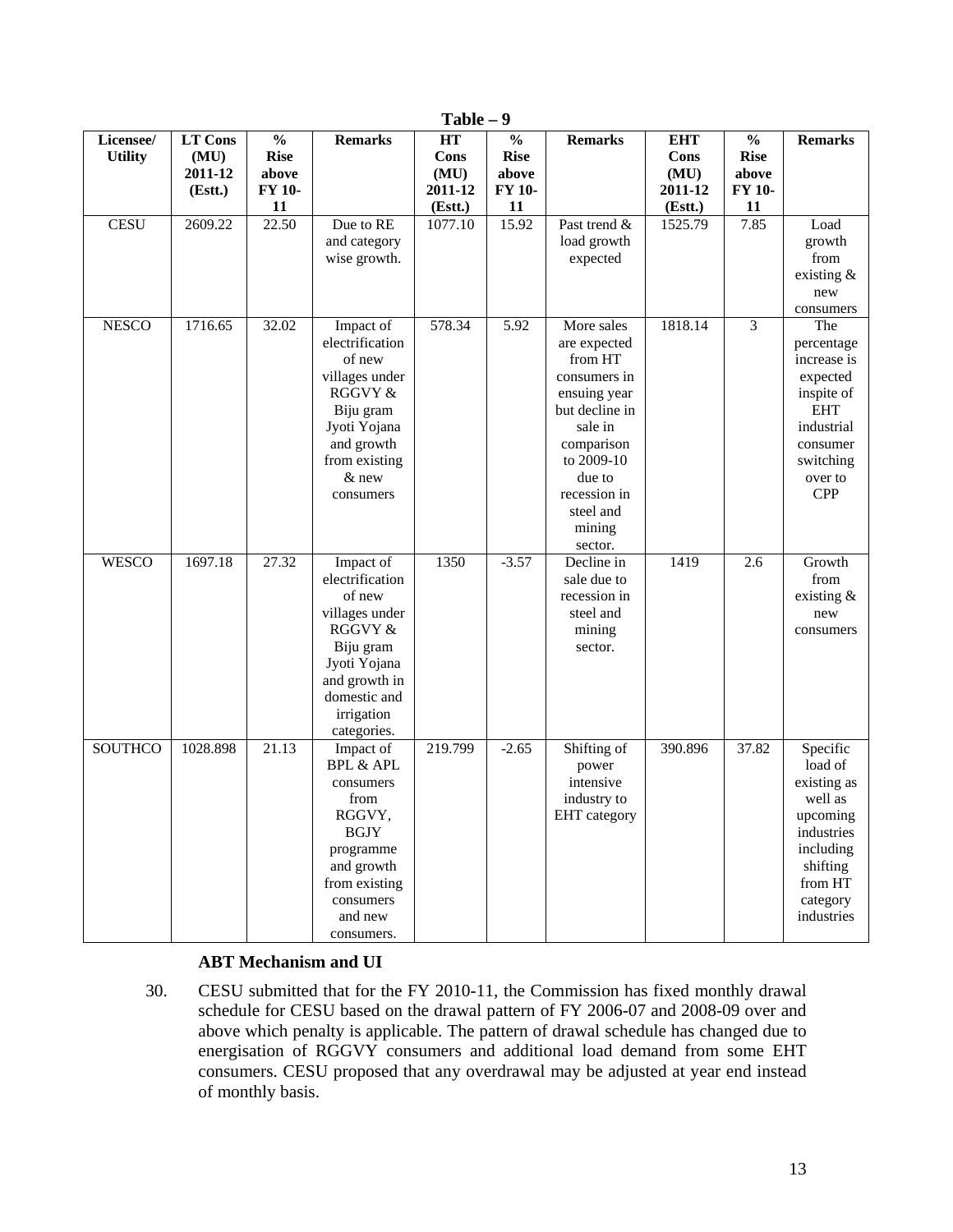**Table – 9**

| Licensee/ Utility | LT Cons (MU) 2011-12 (Estt.) | % Rise above FY 10-11 | Remarks | HT Cons (MU) 2011-12 (Estt.) | % Rise above FY 10-11 | Remarks | EHT Cons (MU) 2011-12 (Estt.) | % Rise above FY 10-11 | Remarks |
|---|---|---|---|---|---|---|---|---|---|
| CESU | 2609.22 | 22.50 | Due to RE and category wise growth. | 1077.10 | 15.92 | Past trend & load growth expected | 1525.79 | 7.85 | Load growth from existing & new consumers |
| NESCO | 1716.65 | 32.02 | Impact of electrification of new villages under RGGVY & Biju gram Jyoti Yojana and growth from existing & new consumers | 578.34 | 5.92 | More sales are expected from HT consumers in ensuing year but decline in sale in comparison to 2009-10 due to recession in steel and mining sector. | 1818.14 | 3 | The percentage increase is expected inspite of EHT industrial consumer switching over to CPP |
| WESCO | 1697.18 | 27.32 | Impact of electrification of new villages under RGGVY & Biju gram Jyoti Yojana and growth in domestic and irrigation categories. | 1350 | -3.57 | Decline in sale due to recession in steel and mining sector. | 1419 | 2.6 | Growth from existing & new consumers |
| SOUTHCO | 1028.898 | 21.13 | Impact of BPL & APL consumers from RGGVY, BGJY programme and growth from existing consumers and new consumers. | 219.799 | -2.65 | Shifting of power intensive industry to EHT category | 390.896 | 37.82 | Specific load of existing as well as upcoming industries including shifting from HT category industries |

**ABT Mechanism and UI**

30. CESU submitted that for the FY 2010-11, the Commission has fixed monthly drawal schedule for CESU based on the drawal pattern of FY 2006-07 and 2008-09 over and above which penalty is applicable. The pattern of drawal schedule has changed due to energisation of RGGVY consumers and additional load demand from some EHT consumers. CESU proposed that any overdrawal may be adjusted at year end instead of monthly basis.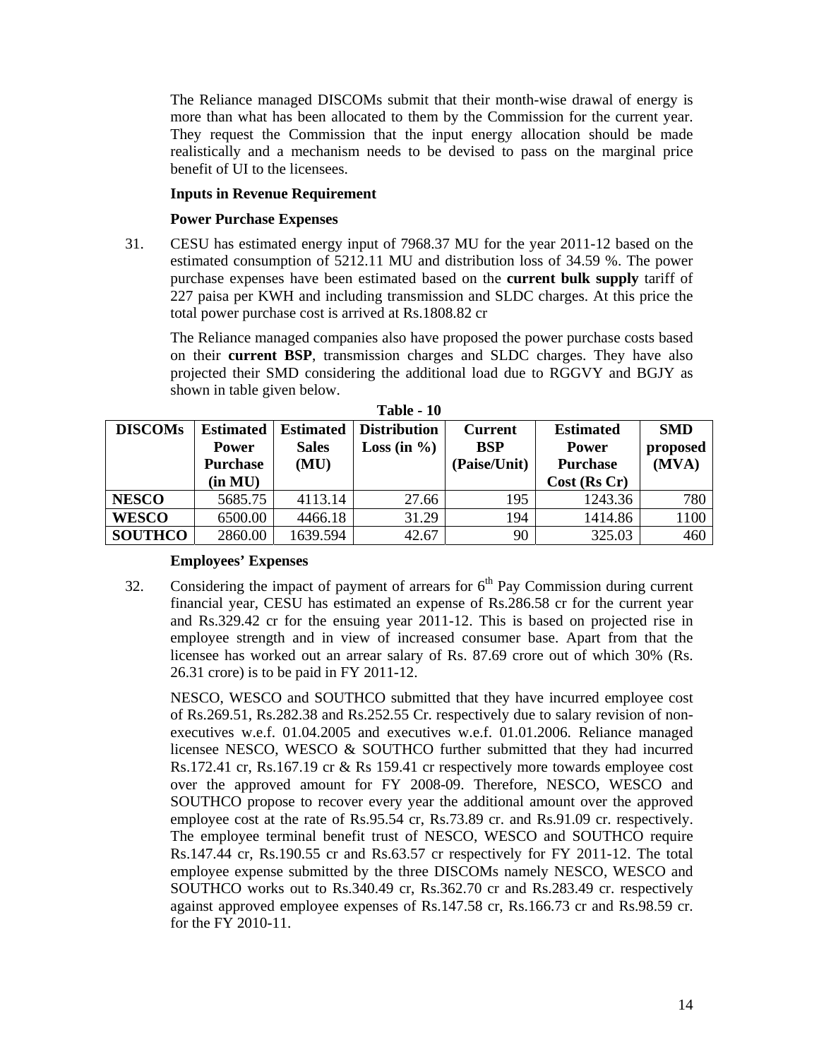The Reliance managed DISCOMs submit that their month-wise drawal of energy is more than what has been allocated to them by the Commission for the current year. They request the Commission that the input energy allocation should be made realistically and a mechanism needs to be devised to pass on the marginal price benefit of UI to the licensees.

**Inputs in Revenue Requirement**

**Power Purchase Expenses**

31. CESU has estimated energy input of 7968.37 MU for the year 2011-12 based on the estimated consumption of 5212.11 MU and distribution loss of 34.59 %. The power purchase expenses have been estimated based on the **current bulk supply** tariff of 227 paisa per KWH and including transmission and SLDC charges. At this price the total power purchase cost is arrived at Rs.1808.82 cr

The Reliance managed companies also have proposed the power purchase costs based on their **current BSP**, transmission charges and SLDC charges. They have also projected their SMD considering the additional load due to RGGVY and BGJY as shown in table given below.

**Table - 10**

| DISCOMs | Estimated Power Purchase (in MU) | Estimated Sales (MU) | Distribution Loss (in %) | Current BSP (Paise/Unit) | Estimated Power Purchase Cost (Rs Cr) | SMD proposed (MVA) |
|---|---|---|---|---|---|---|
| **NESCO** | 5685.75 | 4113.14 | 27.66 | 195 | 1243.36 | 780 |
| **WESCO** | 6500.00 | 4466.18 | 31.29 | 194 | 1414.86 | 1100 |
| **SOUTHCO** | 2860.00 | 1639.594 | 42.67 | 90 | 325.03 | 460 |

**Employees' Expenses**

32. Considering the impact of payment of arrears for 6th Pay Commission during current financial year, CESU has estimated an expense of Rs.286.58 cr for the current year and Rs.329.42 cr for the ensuing year 2011-12. This is based on projected rise in employee strength and in view of increased consumer base. Apart from that the licensee has worked out an arrear salary of Rs. 87.69 crore out of which 30% (Rs. 26.31 crore) is to be paid in FY 2011-12.

NESCO, WESCO and SOUTHCO submitted that they have incurred employee cost of Rs.269.51, Rs.282.38 and Rs.252.55 Cr. respectively due to salary revision of non-executives w.e.f. 01.04.2005 and executives w.e.f. 01.01.2006. Reliance managed licensee NESCO, WESCO & SOUTHCO further submitted that they had incurred Rs.172.41 cr, Rs.167.19 cr & Rs 159.41 cr respectively more towards employee cost over the approved amount for FY 2008-09. Therefore, NESCO, WESCO and SOUTHCO propose to recover every year the additional amount over the approved employee cost at the rate of Rs.95.54 cr, Rs.73.89 cr. and Rs.91.09 cr. respectively. The employee terminal benefit trust of NESCO, WESCO and SOUTHCO require Rs.147.44 cr, Rs.190.55 cr and Rs.63.57 cr respectively for FY 2011-12. The total employee expense submitted by the three DISCOMs namely NESCO, WESCO and SOUTHCO works out to Rs.340.49 cr, Rs.362.70 cr and Rs.283.49 cr. respectively against approved employee expenses of Rs.147.58 cr, Rs.166.73 cr and Rs.98.59 cr. for the FY 2010-11.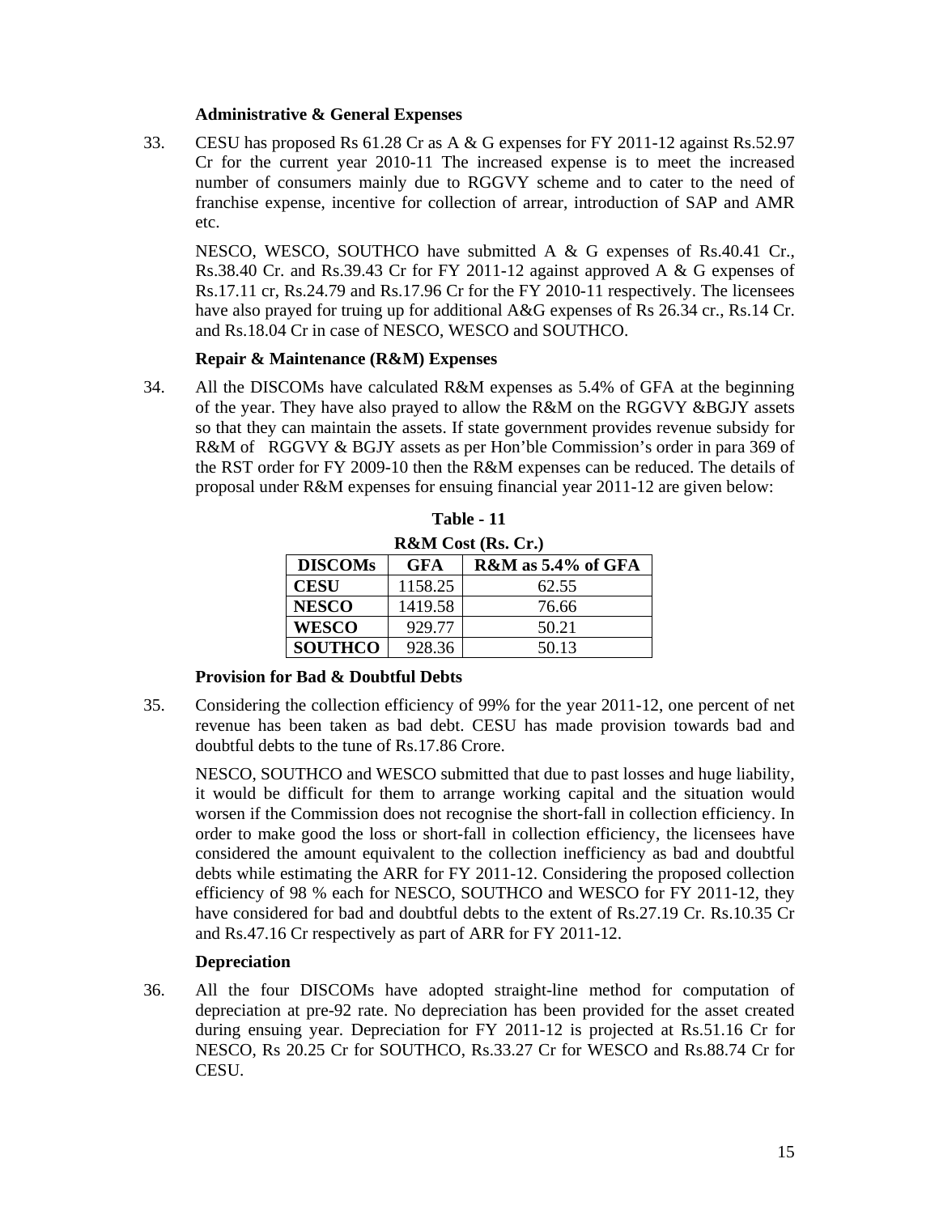### Administrative & General Expenses

33. CESU has proposed Rs 61.28 Cr as A & G expenses for FY 2011-12 against Rs.52.97 Cr for the current year 2010-11 The increased expense is to meet the increased number of consumers mainly due to RGGVY scheme and to cater to the need of franchise expense, incentive for collection of arrear, introduction of SAP and AMR etc.

NESCO, WESCO, SOUTHCO have submitted A & G expenses of Rs.40.41 Cr., Rs.38.40 Cr. and Rs.39.43 Cr for FY 2011-12 against approved A & G expenses of Rs.17.11 cr, Rs.24.79 and Rs.17.96 Cr for the FY 2010-11 respectively. The licensees have also prayed for truing up for additional A&G expenses of Rs 26.34 cr., Rs.14 Cr. and Rs.18.04 Cr in case of NESCO, WESCO and SOUTHCO.

### Repair & Maintenance (R&M) Expenses

34. All the DISCOMs have calculated R&M expenses as 5.4% of GFA at the beginning of the year. They have also prayed to allow the R&M on the RGGVY &BGJY assets so that they can maintain the assets. If state government provides revenue subsidy for R&M of RGGVY & BGJY assets as per Hon'ble Commission's order in para 369 of the RST order for FY 2009-10 then the R&M expenses can be reduced. The details of proposal under R&M expenses for ensuing financial year 2011-12 are given below:

**Table - 11**

**R&M Cost (Rs. Cr.)**

| DISCOMs | GFA | R&M as 5.4% of GFA |
|---|---|---|
| **CESU** | 1158.25 | 62.55 |
| **NESCO** | 1419.58 | 76.66 |
| **WESCO** | 929.77 | 50.21 |
| **SOUTHCO** | 928.36 | 50.13 |

### Provision for Bad & Doubtful Debts

35. Considering the collection efficiency of 99% for the year 2011-12, one percent of net revenue has been taken as bad debt. CESU has made provision towards bad and doubtful debts to the tune of Rs.17.86 Crore.

NESCO, SOUTHCO and WESCO submitted that due to past losses and huge liability, it would be difficult for them to arrange working capital and the situation would worsen if the Commission does not recognise the short-fall in collection efficiency. In order to make good the loss or short-fall in collection efficiency, the licensees have considered the amount equivalent to the collection inefficiency as bad and doubtful debts while estimating the ARR for FY 2011-12. Considering the proposed collection efficiency of 98 % each for NESCO, SOUTHCO and WESCO for FY 2011-12, they have considered for bad and doubtful debts to the extent of Rs.27.19 Cr. Rs.10.35 Cr and Rs.47.16 Cr respectively as part of ARR for FY 2011-12.

### Depreciation

36. All the four DISCOMs have adopted straight-line method for computation of depreciation at pre-92 rate. No depreciation has been provided for the asset created during ensuing year. Depreciation for FY 2011-12 is projected at Rs.51.16 Cr for NESCO, Rs 20.25 Cr for SOUTHCO, Rs.33.27 Cr for WESCO and Rs.88.74 Cr for CESU.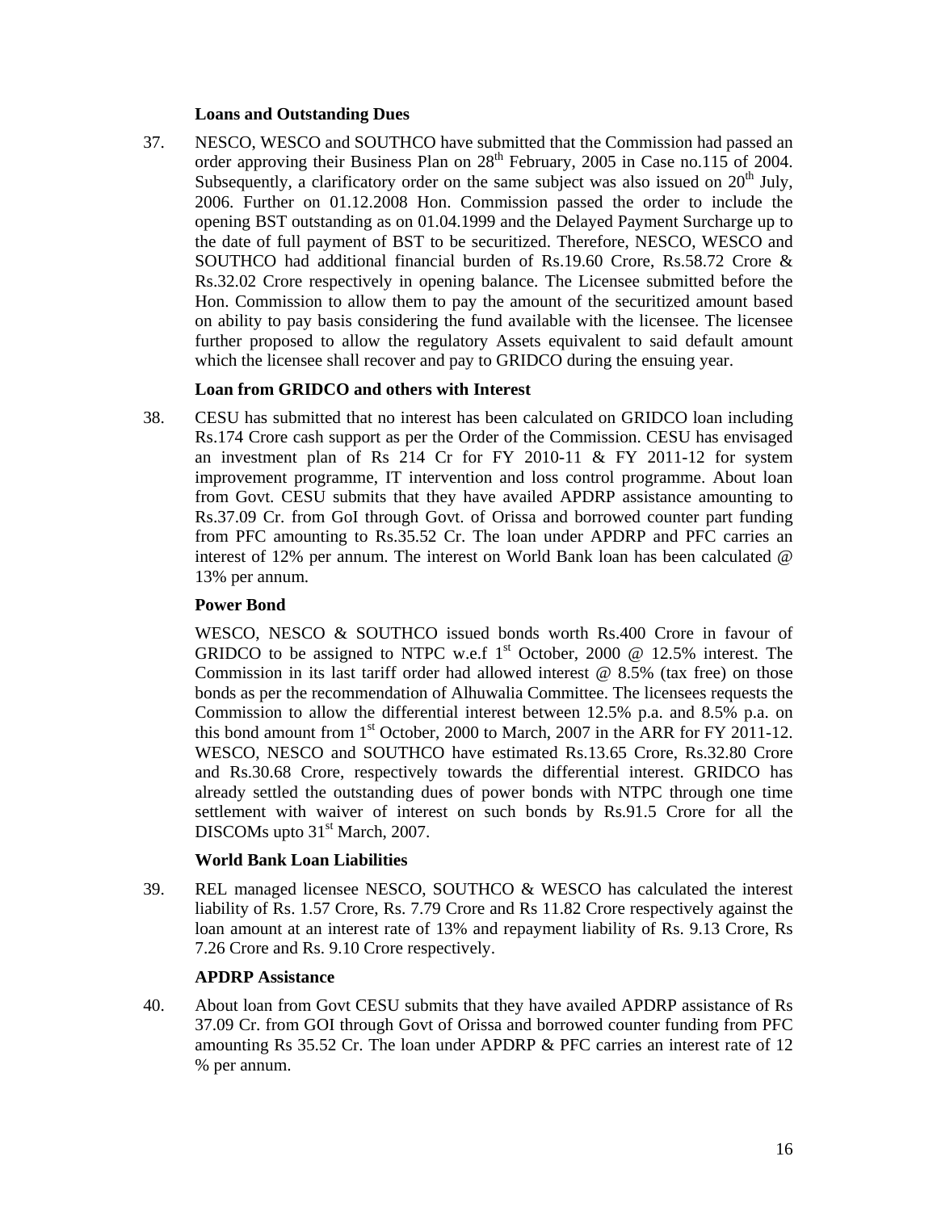### Loans and Outstanding Dues

37. NESCO, WESCO and SOUTHCO have submitted that the Commission had passed an order approving their Business Plan on 28th February, 2005 in Case no.115 of 2004. Subsequently, a clarificatory order on the same subject was also issued on 20th July, 2006. Further on 01.12.2008 Hon. Commission passed the order to include the opening BST outstanding as on 01.04.1999 and the Delayed Payment Surcharge up to the date of full payment of BST to be securitized. Therefore, NESCO, WESCO and SOUTHCO had additional financial burden of Rs.19.60 Crore, Rs.58.72 Crore & Rs.32.02 Crore respectively in opening balance. The Licensee submitted before the Hon. Commission to allow them to pay the amount of the securitized amount based on ability to pay basis considering the fund available with the licensee. The licensee further proposed to allow the regulatory Assets equivalent to said default amount which the licensee shall recover and pay to GRIDCO during the ensuing year.

### Loan from GRIDCO and others with Interest

38. CESU has submitted that no interest has been calculated on GRIDCO loan including Rs.174 Crore cash support as per the Order of the Commission. CESU has envisaged an investment plan of Rs 214 Cr for FY 2010-11 & FY 2011-12 for system improvement programme, IT intervention and loss control programme. About loan from Govt. CESU submits that they have availed APDRP assistance amounting to Rs.37.09 Cr. from GoI through Govt. of Orissa and borrowed counter part funding from PFC amounting to Rs.35.52 Cr. The loan under APDRP and PFC carries an interest of 12% per annum. The interest on World Bank loan has been calculated @ 13% per annum.

### Power Bond

WESCO, NESCO & SOUTHCO issued bonds worth Rs.400 Crore in favour of GRIDCO to be assigned to NTPC w.e.f 1st October, 2000 @ 12.5% interest. The Commission in its last tariff order had allowed interest @ 8.5% (tax free) on those bonds as per the recommendation of Alhuwalia Committee. The licensees requests the Commission to allow the differential interest between 12.5% p.a. and 8.5% p.a. on this bond amount from 1st October, 2000 to March, 2007 in the ARR for FY 2011-12. WESCO, NESCO and SOUTHCO have estimated Rs.13.65 Crore, Rs.32.80 Crore and Rs.30.68 Crore, respectively towards the differential interest. GRIDCO has already settled the outstanding dues of power bonds with NTPC through one time settlement with waiver of interest on such bonds by Rs.91.5 Crore for all the DISCOMs upto 31st March, 2007.

### World Bank Loan Liabilities

39. REL managed licensee NESCO, SOUTHCO & WESCO has calculated the interest liability of Rs. 1.57 Crore, Rs. 7.79 Crore and Rs 11.82 Crore respectively against the loan amount at an interest rate of 13% and repayment liability of Rs. 9.13 Crore, Rs 7.26 Crore and Rs. 9.10 Crore respectively.

### APDRP Assistance

40. About loan from Govt CESU submits that they have availed APDRP assistance of Rs 37.09 Cr. from GOI through Govt of Orissa and borrowed counter funding from PFC amounting Rs 35.52 Cr. The loan under APDRP & PFC carries an interest rate of 12 % per annum.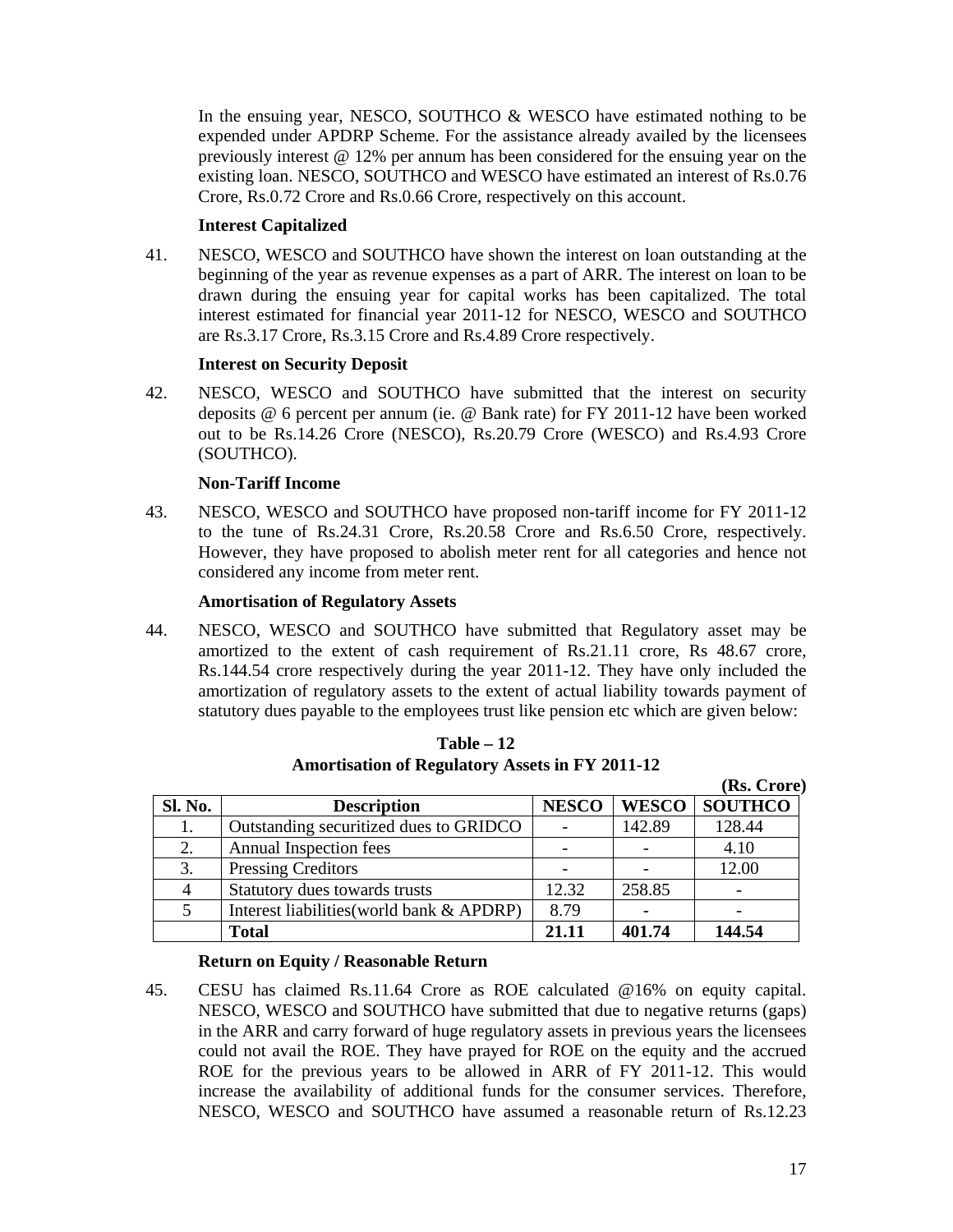In the ensuing year, NESCO, SOUTHCO & WESCO have estimated nothing to be expended under APDRP Scheme. For the assistance already availed by the licensees previously interest @ 12% per annum has been considered for the ensuing year on the existing loan. NESCO, SOUTHCO and WESCO have estimated an interest of Rs.0.76 Crore, Rs.0.72 Crore and Rs.0.66 Crore, respectively on this account.

**Interest Capitalized**

41. NESCO, WESCO and SOUTHCO have shown the interest on loan outstanding at the beginning of the year as revenue expenses as a part of ARR. The interest on loan to be drawn during the ensuing year for capital works has been capitalized. The total interest estimated for financial year 2011-12 for NESCO, WESCO and SOUTHCO are Rs.3.17 Crore, Rs.3.15 Crore and Rs.4.89 Crore respectively.

**Interest on Security Deposit**

42. NESCO, WESCO and SOUTHCO have submitted that the interest on security deposits @ 6 percent per annum (ie. @ Bank rate) for FY 2011-12 have been worked out to be Rs.14.26 Crore (NESCO), Rs.20.79 Crore (WESCO) and Rs.4.93 Crore (SOUTHCO).

**Non-Tariff Income**

43. NESCO, WESCO and SOUTHCO have proposed non-tariff income for FY 2011-12 to the tune of Rs.24.31 Crore, Rs.20.58 Crore and Rs.6.50 Crore, respectively. However, they have proposed to abolish meter rent for all categories and hence not considered any income from meter rent.

**Amortisation of Regulatory Assets**

44. NESCO, WESCO and SOUTHCO have submitted that Regulatory asset may be amortized to the extent of cash requirement of Rs.21.11 crore, Rs 48.67 crore, Rs.144.54 crore respectively during the year 2011-12. They have only included the amortization of regulatory assets to the extent of actual liability towards payment of statutory dues payable to the employees trust like pension etc which are given below:

**Table – 12**
**Amortisation of Regulatory Assets in FY 2011-12**

**(Rs. Crore)**

| Sl. No. | Description | NESCO | WESCO | SOUTHCO |
|---|---|---|---|---|
| 1. | Outstanding securitized dues to GRIDCO | - | 142.89 | 128.44 |
| 2. | Annual Inspection fees | - | - | 4.10 |
| 3. | Pressing Creditors | - | - | 12.00 |
| 4 | Statutory dues towards trusts | 12.32 | 258.85 | - |
| 5 | Interest liabilities(world bank & APDRP) | 8.79 | - | - |
| | **Total** | **21.11** | **401.74** | **144.54** |

**Return on Equity / Reasonable Return**

45. CESU has claimed Rs.11.64 Crore as ROE calculated @16% on equity capital. NESCO, WESCO and SOUTHCO have submitted that due to negative returns (gaps) in the ARR and carry forward of huge regulatory assets in previous years the licensees could not avail the ROE. They have prayed for ROE on the equity and the accrued ROE for the previous years to be allowed in ARR of FY 2011-12. This would increase the availability of additional funds for the consumer services. Therefore, NESCO, WESCO and SOUTHCO have assumed a reasonable return of Rs.12.23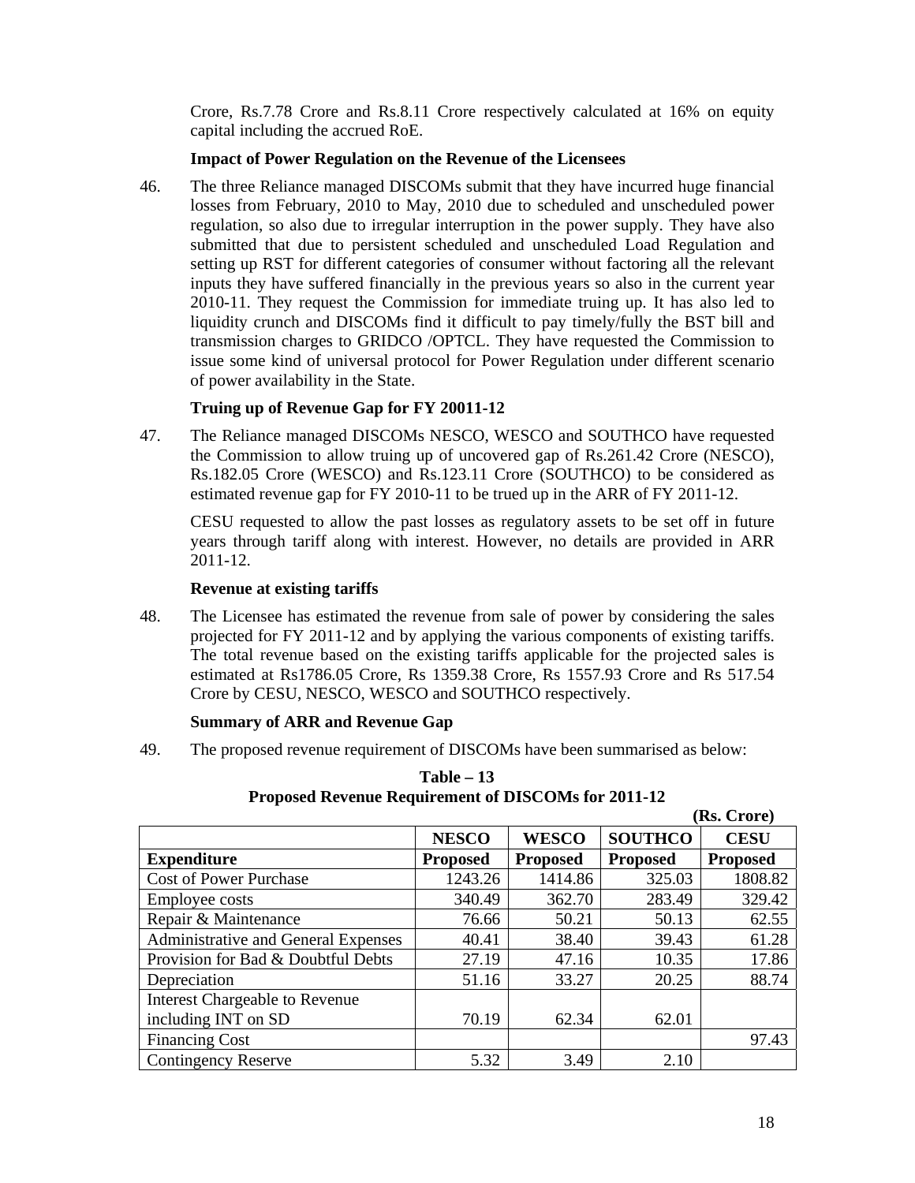Crore, Rs.7.78 Crore and Rs.8.11 Crore respectively calculated at 16% on equity capital including the accrued RoE.

**Impact of Power Regulation on the Revenue of the Licensees**

46. The three Reliance managed DISCOMs submit that they have incurred huge financial losses from February, 2010 to May, 2010 due to scheduled and unscheduled power regulation, so also due to irregular interruption in the power supply. They have also submitted that due to persistent scheduled and unscheduled Load Regulation and setting up RST for different categories of consumer without factoring all the relevant inputs they have suffered financially in the previous years so also in the current year 2010-11. They request the Commission for immediate truing up. It has also led to liquidity crunch and DISCOMs find it difficult to pay timely/fully the BST bill and transmission charges to GRIDCO /OPTCL. They have requested the Commission to issue some kind of universal protocol for Power Regulation under different scenario of power availability in the State.

**Truing up of Revenue Gap for FY 20011-12**

47. The Reliance managed DISCOMs NESCO, WESCO and SOUTHCO have requested the Commission to allow truing up of uncovered gap of Rs.261.42 Crore (NESCO), Rs.182.05 Crore (WESCO) and Rs.123.11 Crore (SOUTHCO) to be considered as estimated revenue gap for FY 2010-11 to be trued up in the ARR of FY 2011-12.

    CESU requested to allow the past losses as regulatory assets to be set off in future years through tariff along with interest. However, no details are provided in ARR 2011-12.

**Revenue at existing tariffs**

48. The Licensee has estimated the revenue from sale of power by considering the sales projected for FY 2011-12 and by applying the various components of existing tariffs. The total revenue based on the existing tariffs applicable for the projected sales is estimated at Rs1786.05 Crore, Rs 1359.38 Crore, Rs 1557.93 Crore and Rs 517.54 Crore by CESU, NESCO, WESCO and SOUTHCO respectively.

**Summary of ARR and Revenue Gap**

49. The proposed revenue requirement of DISCOMs have been summarised as below:

**Table – 13**
**Proposed Revenue Requirement of DISCOMs for 2011-12**

**(Rs. Crore)**

| | NESCO | WESCO | SOUTHCO | CESU |
|---|---|---|---|---|
| **Expenditure** | **Proposed** | **Proposed** | **Proposed** | **Proposed** |
| Cost of Power Purchase | 1243.26 | 1414.86 | 325.03 | 1808.82 |
| Employee costs | 340.49 | 362.70 | 283.49 | 329.42 |
| Repair & Maintenance | 76.66 | 50.21 | 50.13 | 62.55 |
| Administrative and General Expenses | 40.41 | 38.40 | 39.43 | 61.28 |
| Provision for Bad & Doubtful Debts | 27.19 | 47.16 | 10.35 | 17.86 |
| Depreciation | 51.16 | 33.27 | 20.25 | 88.74 |
| Interest Chargeable to Revenue including INT on SD | 70.19 | 62.34 | 62.01 | |
| Financing Cost | | | | 97.43 |
| Contingency Reserve | 5.32 | 3.49 | 2.10 | |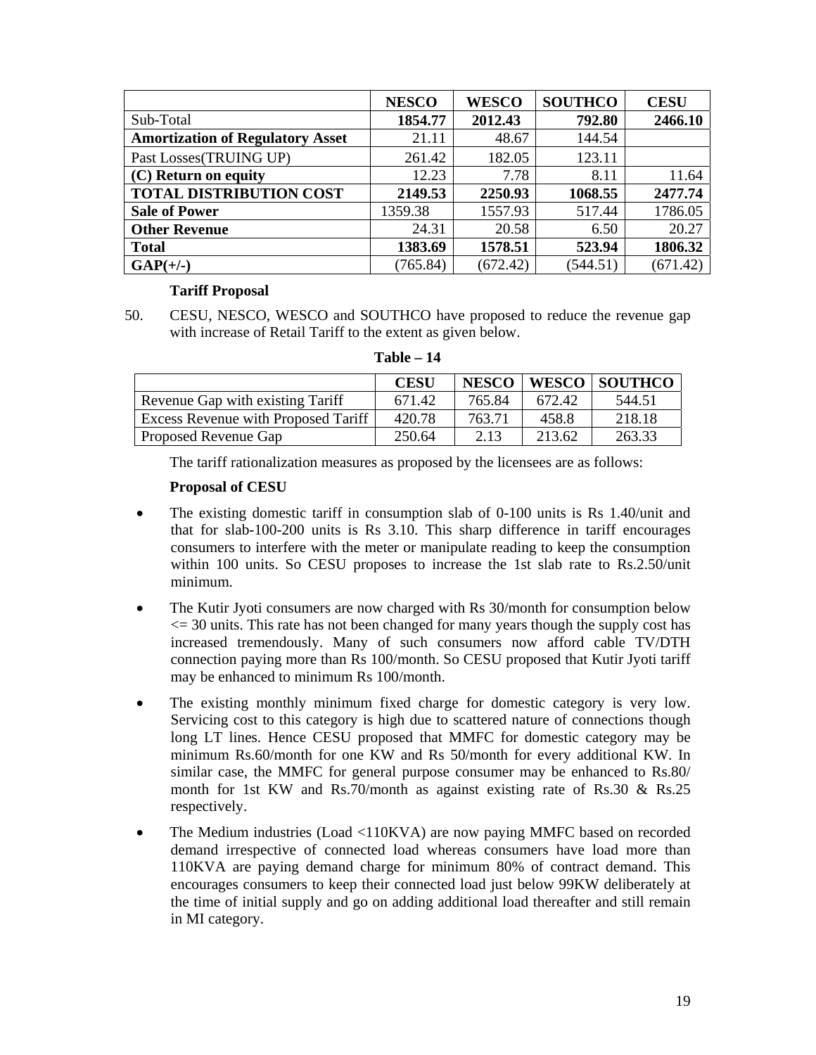| | NESCO | WESCO | SOUTHCO | CESU |
|---|---|---|---|---|
| Sub-Total | **1854.77** | **2012.43** | **792.80** | **2466.10** |
| **Amortization of Regulatory Asset** | 21.11 | 48.67 | 144.54 | |
| Past Losses(TRUING UP) | 261.42 | 182.05 | 123.11 | |
| **(C) Return on equity** | 12.23 | 7.78 | 8.11 | 11.64 |
| **TOTAL DISTRIBUTION COST** | **2149.53** | **2250.93** | **1068.55** | **2477.74** |
| **Sale of Power** | 1359.38 | 1557.93 | 517.44 | 1786.05 |
| **Other Revenue** | 24.31 | 20.58 | 6.50 | 20.27 |
| **Total** | **1383.69** | **1578.51** | **523.94** | **1806.32** |
| **GAP(+/-)** | (765.84) | (672.42) | (544.51) | (671.42) |

**Tariff Proposal**

50. CESU, NESCO, WESCO and SOUTHCO have proposed to reduce the revenue gap with increase of Retail Tariff to the extent as given below.

**Table – 14**

| | CESU | NESCO | WESCO | SOUTHCO |
|---|---|---|---|---|
| Revenue Gap with existing Tariff | 671.42 | 765.84 | 672.42 | 544.51 |
| Excess Revenue with Proposed Tariff | 420.78 | 763.71 | 458.8 | 218.18 |
| Proposed Revenue Gap | 250.64 | 2.13 | 213.62 | 263.33 |

The tariff rationalization measures as proposed by the licensees are as follows:

**Proposal of CESU**

- The existing domestic tariff in consumption slab of 0-100 units is Rs 1.40/unit and that for slab-100-200 units is Rs 3.10. This sharp difference in tariff encourages consumers to interfere with the meter or manipulate reading to keep the consumption within 100 units. So CESU proposes to increase the 1st slab rate to Rs.2.50/unit minimum.
- The Kutir Jyoti consumers are now charged with Rs 30/month for consumption below <= 30 units. This rate has not been changed for many years though the supply cost has increased tremendously. Many of such consumers now afford cable TV/DTH connection paying more than Rs 100/month. So CESU proposed that Kutir Jyoti tariff may be enhanced to minimum Rs 100/month.
- The existing monthly minimum fixed charge for domestic category is very low. Servicing cost to this category is high due to scattered nature of connections though long LT lines. Hence CESU proposed that MMFC for domestic category may be minimum Rs.60/month for one KW and Rs 50/month for every additional KW. In similar case, the MMFC for general purpose consumer may be enhanced to Rs.80/ month for 1st KW and Rs.70/month as against existing rate of Rs.30 & Rs.25 respectively.
- The Medium industries (Load <110KVA) are now paying MMFC based on recorded demand irrespective of connected load whereas consumers have load more than 110KVA are paying demand charge for minimum 80% of contract demand. This encourages consumers to keep their connected load just below 99KW deliberately at the time of initial supply and go on adding additional load thereafter and still remain in MI category.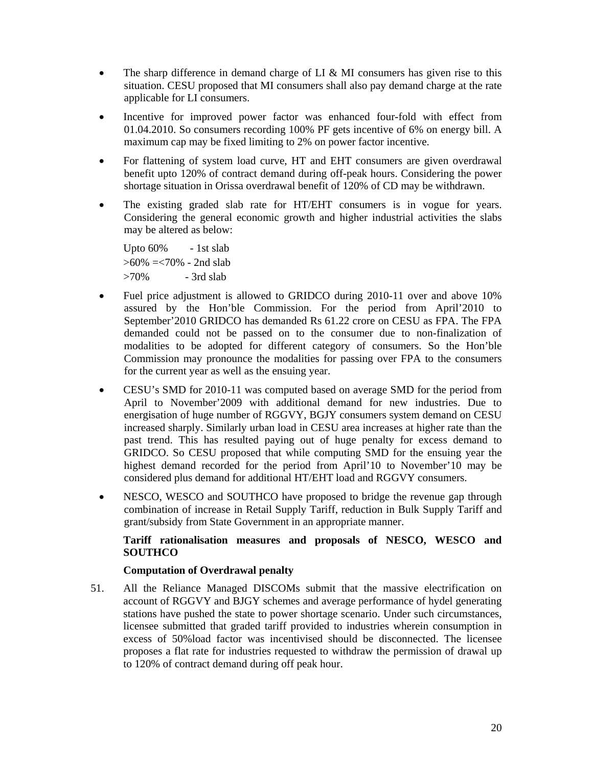- The sharp difference in demand charge of LI & MI consumers has given rise to this situation. CESU proposed that MI consumers shall also pay demand charge at the rate applicable for LI consumers.
- Incentive for improved power factor was enhanced four-fold with effect from 01.04.2010. So consumers recording 100% PF gets incentive of 6% on energy bill. A maximum cap may be fixed limiting to 2% on power factor incentive.
- For flattening of system load curve, HT and EHT consumers are given overdrawal benefit upto 120% of contract demand during off-peak hours. Considering the power shortage situation in Orissa overdrawal benefit of 120% of CD may be withdrawn.
- The existing graded slab rate for HT/EHT consumers is in vogue for years. Considering the general economic growth and higher industrial activities the slabs may be altered as below:

  Upto 60% - 1st slab
  >60% =<70% - 2nd slab
  >70% - 3rd slab

- Fuel price adjustment is allowed to GRIDCO during 2010-11 over and above 10% assured by the Hon'ble Commission. For the period from April'2010 to September'2010 GRIDCO has demanded Rs 61.22 crore on CESU as FPA. The FPA demanded could not be passed on to the consumer due to non-finalization of modalities to be adopted for different category of consumers. So the Hon'ble Commission may pronounce the modalities for passing over FPA to the consumers for the current year as well as the ensuing year.
- CESU's SMD for 2010-11 was computed based on average SMD for the period from April to November'2009 with additional demand for new industries. Due to energisation of huge number of RGGVY, BGJY consumers system demand on CESU increased sharply. Similarly urban load in CESU area increases at higher rate than the past trend. This has resulted paying out of huge penalty for excess demand to GRIDCO. So CESU proposed that while computing SMD for the ensuing year the highest demand recorded for the period from April'10 to November'10 may be considered plus demand for additional HT/EHT load and RGGVY consumers.
- NESCO, WESCO and SOUTHCO have proposed to bridge the revenue gap through combination of increase in Retail Supply Tariff, reduction in Bulk Supply Tariff and grant/subsidy from State Government in an appropriate manner.

**Tariff rationalisation measures and proposals of NESCO, WESCO and SOUTHCO**

**Computation of Overdrawal penalty**

51. All the Reliance Managed DISCOMs submit that the massive electrification on account of RGGVY and BJGY schemes and average performance of hydel generating stations have pushed the state to power shortage scenario. Under such circumstances, licensee submitted that graded tariff provided to industries wherein consumption in excess of 50%load factor was incentivised should be disconnected. The licensee proposes a flat rate for industries requested to withdraw the permission of drawal up to 120% of contract demand during off peak hour.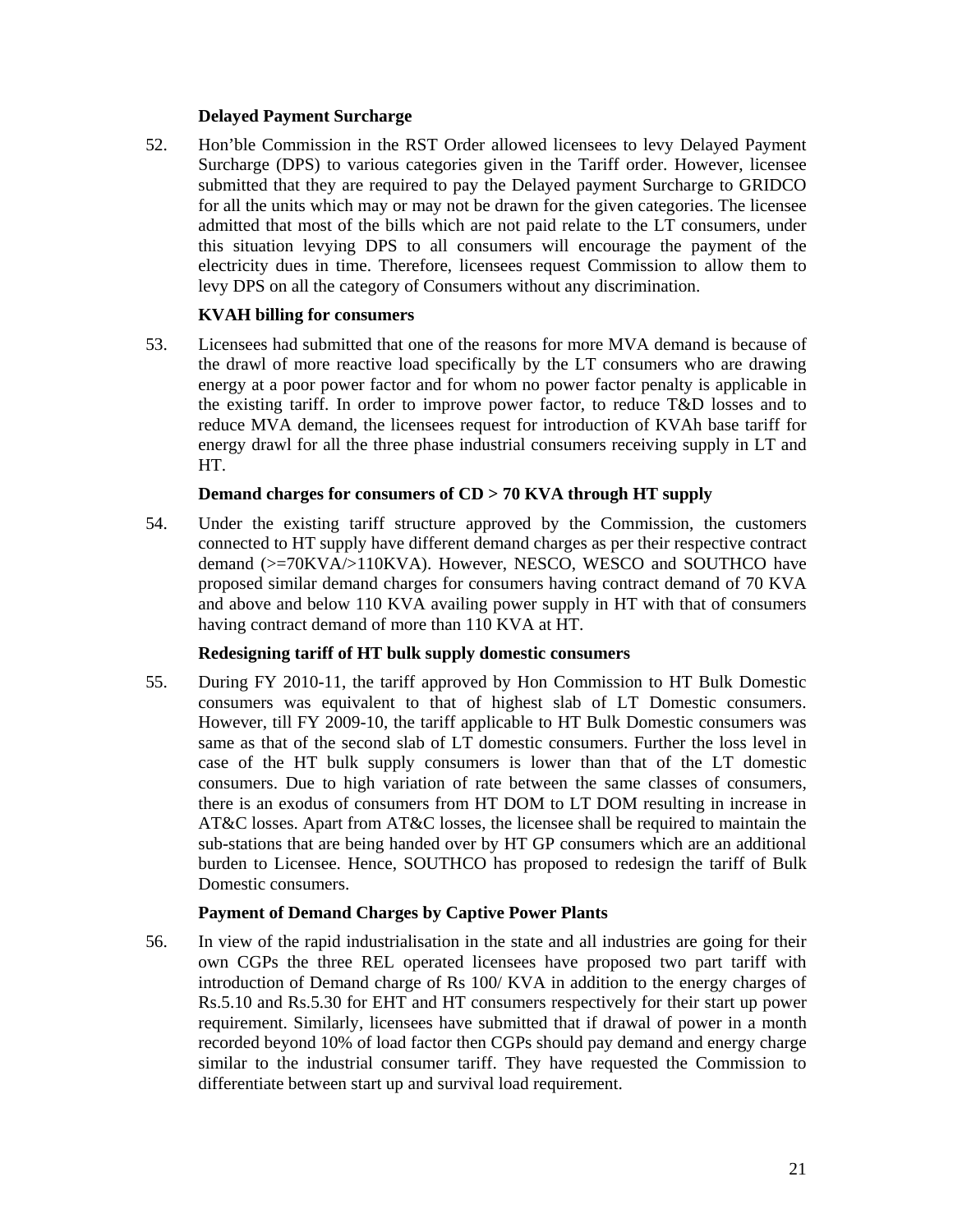**Delayed Payment Surcharge**

52. Hon'ble Commission in the RST Order allowed licensees to levy Delayed Payment Surcharge (DPS) to various categories given in the Tariff order. However, licensee submitted that they are required to pay the Delayed payment Surcharge to GRIDCO for all the units which may or may not be drawn for the given categories. The licensee admitted that most of the bills which are not paid relate to the LT consumers, under this situation levying DPS to all consumers will encourage the payment of the electricity dues in time. Therefore, licensees request Commission to allow them to levy DPS on all the category of Consumers without any discrimination.

**KVAH billing for consumers**

53. Licensees had submitted that one of the reasons for more MVA demand is because of the drawl of more reactive load specifically by the LT consumers who are drawing energy at a poor power factor and for whom no power factor penalty is applicable in the existing tariff. In order to improve power factor, to reduce T&D losses and to reduce MVA demand, the licensees request for introduction of KVAh base tariff for energy drawl for all the three phase industrial consumers receiving supply in LT and HT.

**Demand charges for consumers of CD > 70 KVA through HT supply**

54. Under the existing tariff structure approved by the Commission, the customers connected to HT supply have different demand charges as per their respective contract demand (>=70KVA/>110KVA). However, NESCO, WESCO and SOUTHCO have proposed similar demand charges for consumers having contract demand of 70 KVA and above and below 110 KVA availing power supply in HT with that of consumers having contract demand of more than 110 KVA at HT.

**Redesigning tariff of HT bulk supply domestic consumers**

55. During FY 2010-11, the tariff approved by Hon Commission to HT Bulk Domestic consumers was equivalent to that of highest slab of LT Domestic consumers. However, till FY 2009-10, the tariff applicable to HT Bulk Domestic consumers was same as that of the second slab of LT domestic consumers. Further the loss level in case of the HT bulk supply consumers is lower than that of the LT domestic consumers. Due to high variation of rate between the same classes of consumers, there is an exodus of consumers from HT DOM to LT DOM resulting in increase in AT&C losses. Apart from AT&C losses, the licensee shall be required to maintain the sub-stations that are being handed over by HT GP consumers which are an additional burden to Licensee. Hence, SOUTHCO has proposed to redesign the tariff of Bulk Domestic consumers.

**Payment of Demand Charges by Captive Power Plants**

56. In view of the rapid industrialisation in the state and all industries are going for their own CGPs the three REL operated licensees have proposed two part tariff with introduction of Demand charge of Rs 100/ KVA in addition to the energy charges of Rs.5.10 and Rs.5.30 for EHT and HT consumers respectively for their start up power requirement. Similarly, licensees have submitted that if drawal of power in a month recorded beyond 10% of load factor then CGPs should pay demand and energy charge similar to the industrial consumer tariff. They have requested the Commission to differentiate between start up and survival load requirement.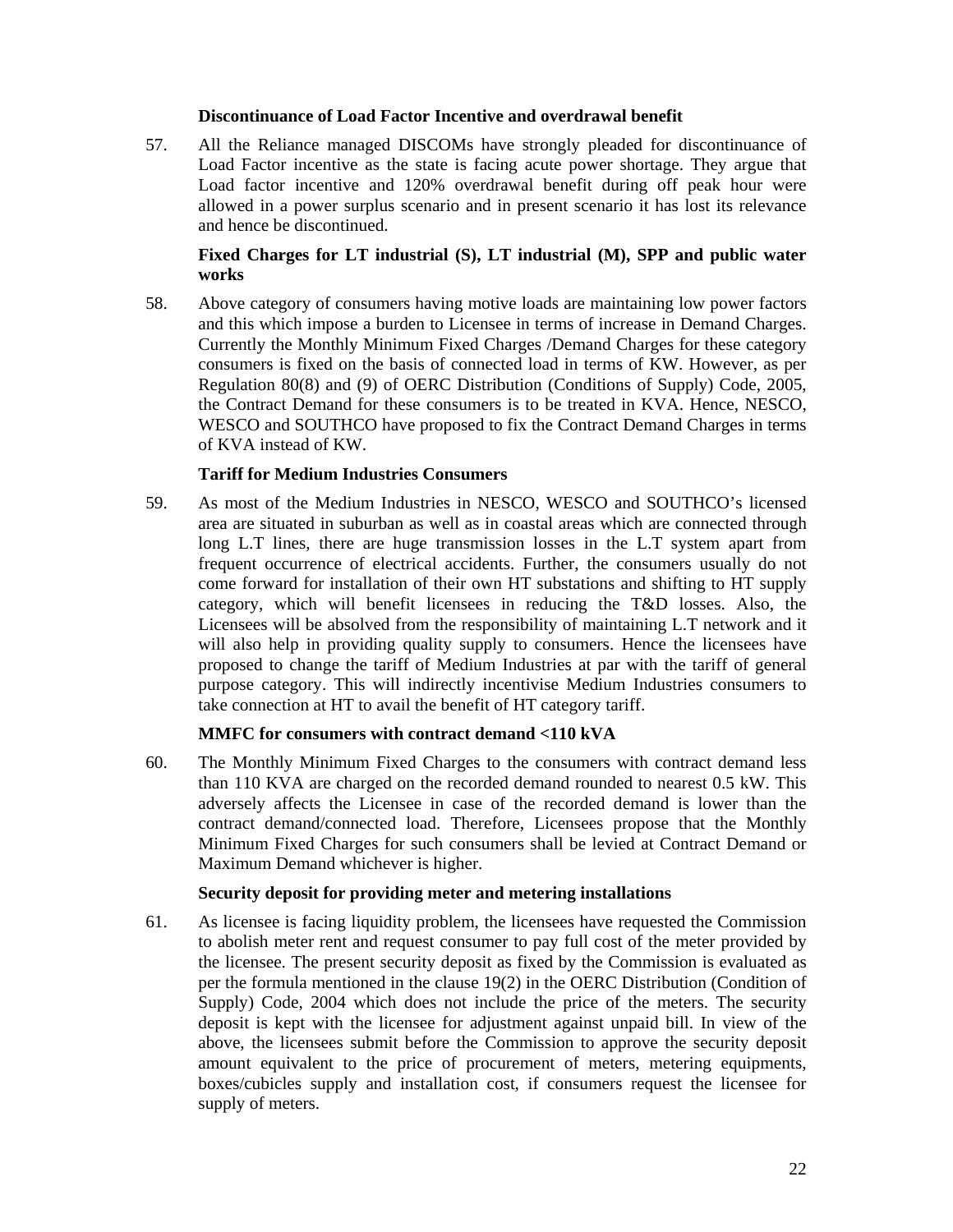**Discontinuance of Load Factor Incentive and overdrawal benefit**

57. All the Reliance managed DISCOMs have strongly pleaded for discontinuance of Load Factor incentive as the state is facing acute power shortage. They argue that Load factor incentive and 120% overdrawal benefit during off peak hour were allowed in a power surplus scenario and in present scenario it has lost its relevance and hence be discontinued.

**Fixed Charges for LT industrial (S), LT industrial (M), SPP and public water works**

58. Above category of consumers having motive loads are maintaining low power factors and this which impose a burden to Licensee in terms of increase in Demand Charges. Currently the Monthly Minimum Fixed Charges /Demand Charges for these category consumers is fixed on the basis of connected load in terms of KW. However, as per Regulation 80(8) and (9) of OERC Distribution (Conditions of Supply) Code, 2005, the Contract Demand for these consumers is to be treated in KVA. Hence, NESCO, WESCO and SOUTHCO have proposed to fix the Contract Demand Charges in terms of KVA instead of KW.

**Tariff for Medium Industries Consumers**

59. As most of the Medium Industries in NESCO, WESCO and SOUTHCO's licensed area are situated in suburban as well as in coastal areas which are connected through long L.T lines, there are huge transmission losses in the L.T system apart from frequent occurrence of electrical accidents. Further, the consumers usually do not come forward for installation of their own HT substations and shifting to HT supply category, which will benefit licensees in reducing the T&D losses. Also, the Licensees will be absolved from the responsibility of maintaining L.T network and it will also help in providing quality supply to consumers. Hence the licensees have proposed to change the tariff of Medium Industries at par with the tariff of general purpose category. This will indirectly incentivise Medium Industries consumers to take connection at HT to avail the benefit of HT category tariff.

**MMFC for consumers with contract demand <110 kVA**

60. The Monthly Minimum Fixed Charges to the consumers with contract demand less than 110 KVA are charged on the recorded demand rounded to nearest 0.5 kW. This adversely affects the Licensee in case of the recorded demand is lower than the contract demand/connected load. Therefore, Licensees propose that the Monthly Minimum Fixed Charges for such consumers shall be levied at Contract Demand or Maximum Demand whichever is higher.

**Security deposit for providing meter and metering installations**

61. As licensee is facing liquidity problem, the licensees have requested the Commission to abolish meter rent and request consumer to pay full cost of the meter provided by the licensee. The present security deposit as fixed by the Commission is evaluated as per the formula mentioned in the clause 19(2) in the OERC Distribution (Condition of Supply) Code, 2004 which does not include the price of the meters. The security deposit is kept with the licensee for adjustment against unpaid bill. In view of the above, the licensees submit before the Commission to approve the security deposit amount equivalent to the price of procurement of meters, metering equipments, boxes/cubicles supply and installation cost, if consumers request the licensee for supply of meters.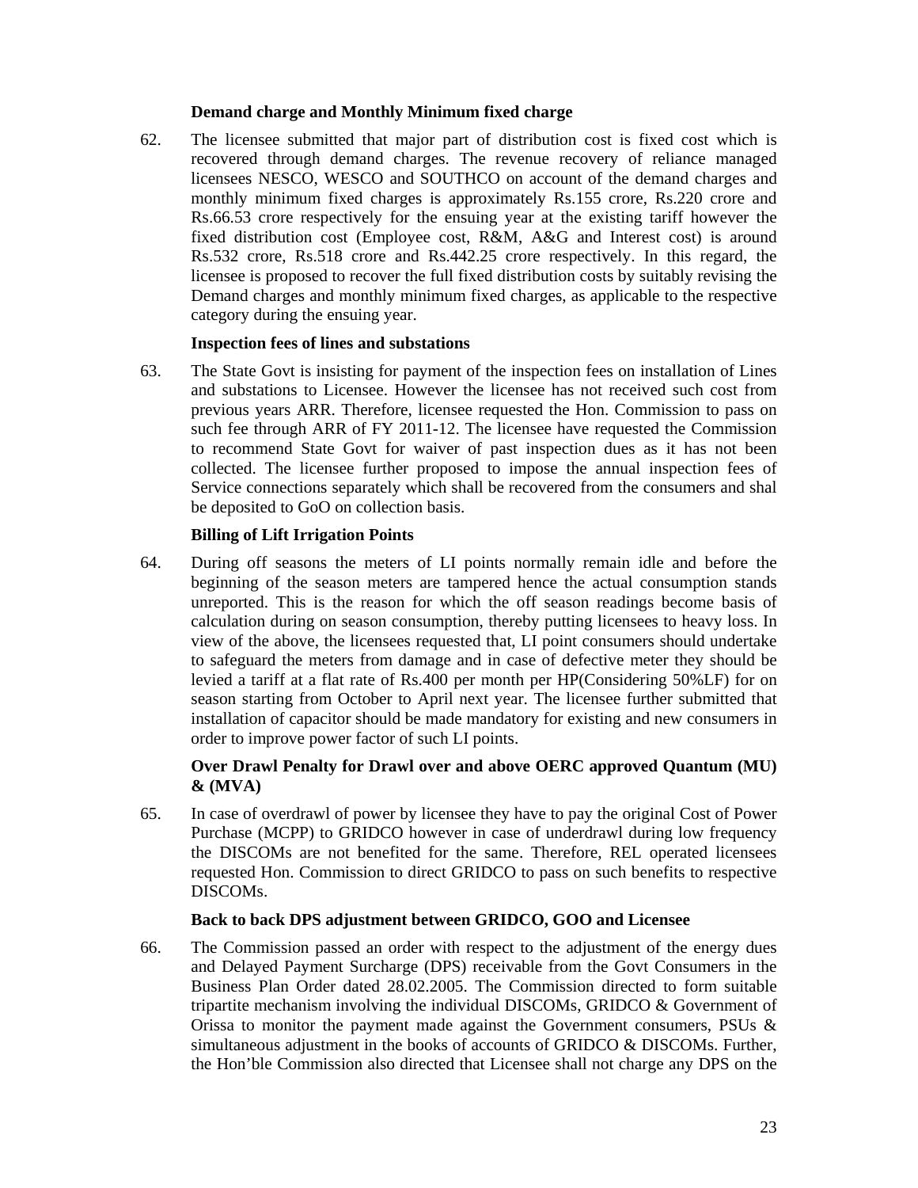### Demand charge and Monthly Minimum fixed charge

62. The licensee submitted that major part of distribution cost is fixed cost which is recovered through demand charges. The revenue recovery of reliance managed licensees NESCO, WESCO and SOUTHCO on account of the demand charges and monthly minimum fixed charges is approximately Rs.155 crore, Rs.220 crore and Rs.66.53 crore respectively for the ensuing year at the existing tariff however the fixed distribution cost (Employee cost, R&M, A&G and Interest cost) is around Rs.532 crore, Rs.518 crore and Rs.442.25 crore respectively. In this regard, the licensee is proposed to recover the full fixed distribution costs by suitably revising the Demand charges and monthly minimum fixed charges, as applicable to the respective category during the ensuing year.

### Inspection fees of lines and substations

63. The State Govt is insisting for payment of the inspection fees on installation of Lines and substations to Licensee. However the licensee has not received such cost from previous years ARR. Therefore, licensee requested the Hon. Commission to pass on such fee through ARR of FY 2011-12. The licensee have requested the Commission to recommend State Govt for waiver of past inspection dues as it has not been collected. The licensee further proposed to impose the annual inspection fees of Service connections separately which shall be recovered from the consumers and shal be deposited to GoO on collection basis.

### Billing of Lift Irrigation Points

64. During off seasons the meters of LI points normally remain idle and before the beginning of the season meters are tampered hence the actual consumption stands unreported. This is the reason for which the off season readings become basis of calculation during on season consumption, thereby putting licensees to heavy loss. In view of the above, the licensees requested that, LI point consumers should undertake to safeguard the meters from damage and in case of defective meter they should be levied a tariff at a flat rate of Rs.400 per month per HP(Considering 50%LF) for on season starting from October to April next year. The licensee further submitted that installation of capacitor should be made mandatory for existing and new consumers in order to improve power factor of such LI points.

### Over Drawl Penalty for Drawl over and above OERC approved Quantum (MU) & (MVA)

65. In case of overdrawl of power by licensee they have to pay the original Cost of Power Purchase (MCPP) to GRIDCO however in case of underdrawl during low frequency the DISCOMs are not benefited for the same. Therefore, REL operated licensees requested Hon. Commission to direct GRIDCO to pass on such benefits to respective DISCOMs.

### Back to back DPS adjustment between GRIDCO, GOO and Licensee

66. The Commission passed an order with respect to the adjustment of the energy dues and Delayed Payment Surcharge (DPS) receivable from the Govt Consumers in the Business Plan Order dated 28.02.2005. The Commission directed to form suitable tripartite mechanism involving the individual DISCOMs, GRIDCO & Government of Orissa to monitor the payment made against the Government consumers, PSUs & simultaneous adjustment in the books of accounts of GRIDCO & DISCOMs. Further, the Hon'ble Commission also directed that Licensee shall not charge any DPS on the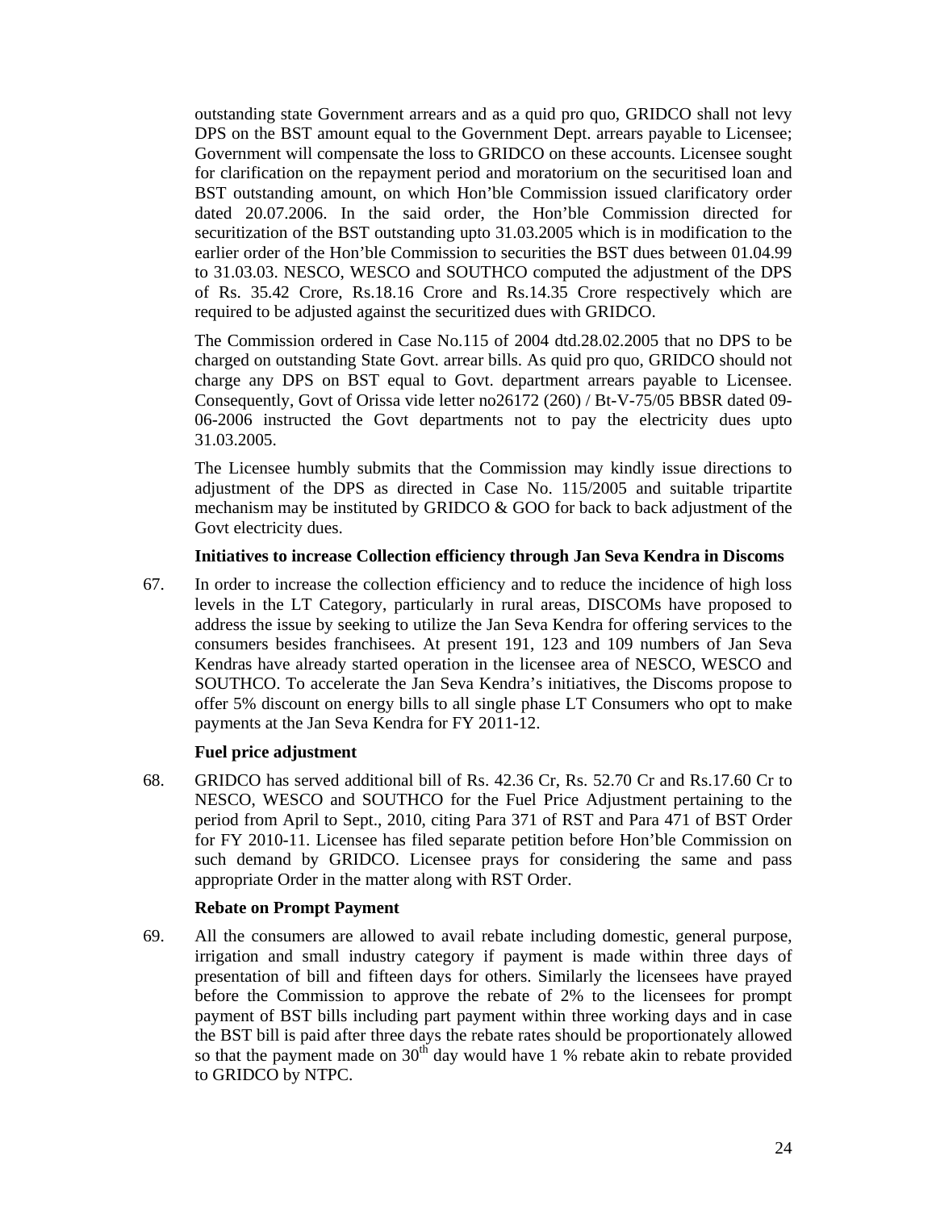outstanding state Government arrears and as a quid pro quo, GRIDCO shall not levy DPS on the BST amount equal to the Government Dept. arrears payable to Licensee; Government will compensate the loss to GRIDCO on these accounts. Licensee sought for clarification on the repayment period and moratorium on the securitised loan and BST outstanding amount, on which Hon'ble Commission issued clarificatory order dated 20.07.2006. In the said order, the Hon'ble Commission directed for securitization of the BST outstanding upto 31.03.2005 which is in modification to the earlier order of the Hon'ble Commission to securities the BST dues between 01.04.99 to 31.03.03. NESCO, WESCO and SOUTHCO computed the adjustment of the DPS of Rs. 35.42 Crore, Rs.18.16 Crore and Rs.14.35 Crore respectively which are required to be adjusted against the securitized dues with GRIDCO.

The Commission ordered in Case No.115 of 2004 dtd.28.02.2005 that no DPS to be charged on outstanding State Govt. arrear bills. As quid pro quo, GRIDCO should not charge any DPS on BST equal to Govt. department arrears payable to Licensee. Consequently, Govt of Orissa vide letter no26172 (260) / Bt-V-75/05 BBSR dated 09-06-2006 instructed the Govt departments not to pay the electricity dues upto 31.03.2005.

The Licensee humbly submits that the Commission may kindly issue directions to adjustment of the DPS as directed in Case No. 115/2005 and suitable tripartite mechanism may be instituted by GRIDCO & GOO for back to back adjustment of the Govt electricity dues.

**Initiatives to increase Collection efficiency through Jan Seva Kendra in Discoms**

67. In order to increase the collection efficiency and to reduce the incidence of high loss levels in the LT Category, particularly in rural areas, DISCOMs have proposed to address the issue by seeking to utilize the Jan Seva Kendra for offering services to the consumers besides franchisees. At present 191, 123 and 109 numbers of Jan Seva Kendras have already started operation in the licensee area of NESCO, WESCO and SOUTHCO. To accelerate the Jan Seva Kendra's initiatives, the Discoms propose to offer 5% discount on energy bills to all single phase LT Consumers who opt to make payments at the Jan Seva Kendra for FY 2011-12.

**Fuel price adjustment**

68. GRIDCO has served additional bill of Rs. 42.36 Cr, Rs. 52.70 Cr and Rs.17.60 Cr to NESCO, WESCO and SOUTHCO for the Fuel Price Adjustment pertaining to the period from April to Sept., 2010, citing Para 371 of RST and Para 471 of BST Order for FY 2010-11. Licensee has filed separate petition before Hon'ble Commission on such demand by GRIDCO. Licensee prays for considering the same and pass appropriate Order in the matter along with RST Order.

**Rebate on Prompt Payment**

69. All the consumers are allowed to avail rebate including domestic, general purpose, irrigation and small industry category if payment is made within three days of presentation of bill and fifteen days for others. Similarly the licensees have prayed before the Commission to approve the rebate of 2% to the licensees for prompt payment of BST bills including part payment within three working days and in case the BST bill is paid after three days the rebate rates should be proportionately allowed so that the payment made on 30th day would have 1 % rebate akin to rebate provided to GRIDCO by NTPC.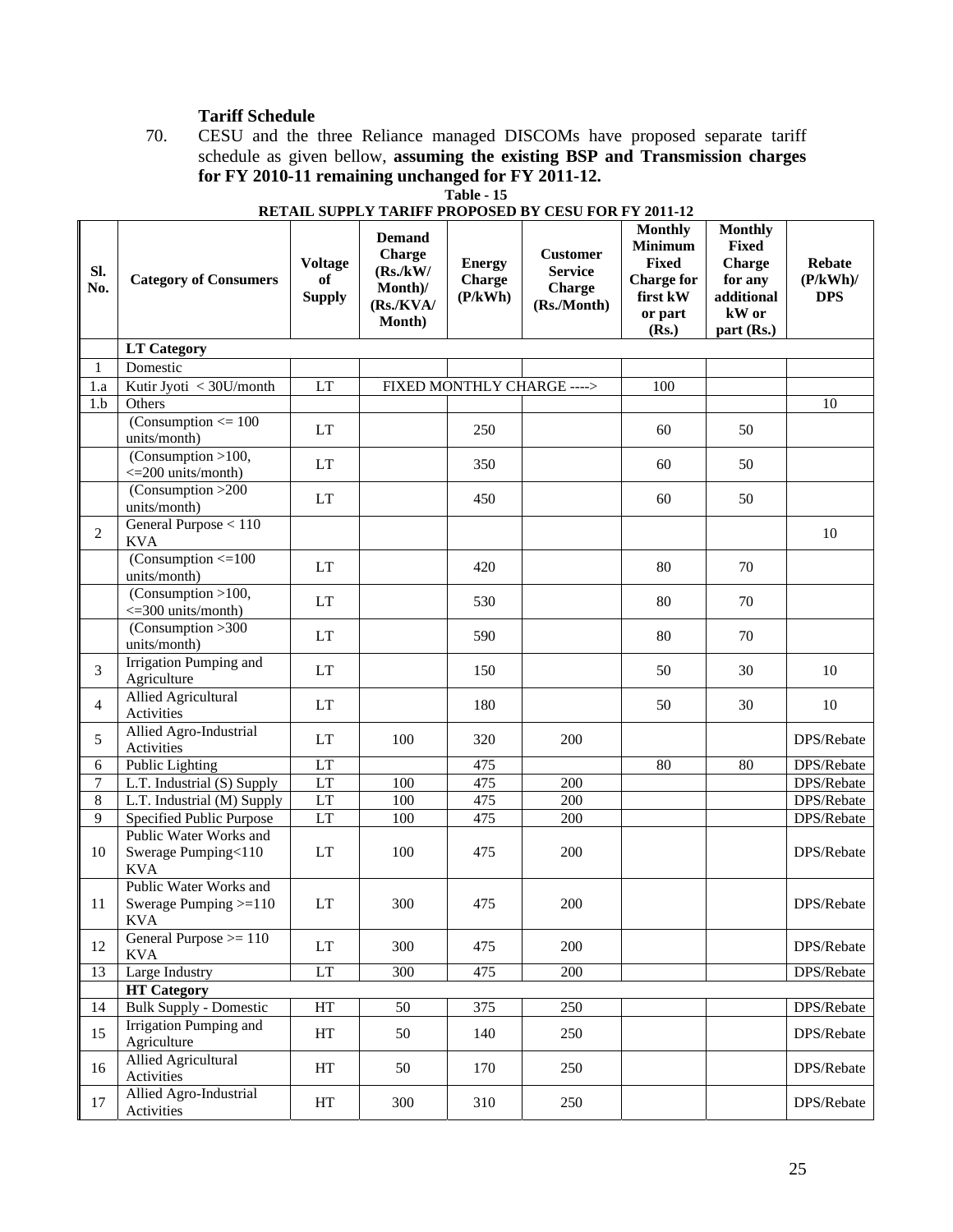**Tariff Schedule**

70. CESU and the three Reliance managed DISCOMs have proposed separate tariff schedule as given bellow, **assuming the existing BSP and Transmission charges for FY 2010-11 remaining unchanged for FY 2011-12.**

**Table - 15**

**RETAIL SUPPLY TARIFF PROPOSED BY CESU FOR FY 2011-12**

| Sl. No. | Category of Consumers | Voltage of Supply | Demand Charge (Rs./kW/ Month)/ (Rs./KVA/ Month) | Energy Charge (P/kWh) | Customer Service Charge (Rs./Month) | Monthly Minimum Fixed Charge for first kW or part (Rs.) | Monthly Fixed Charge for any additional kW or part (Rs.) | Rebate (P/kWh)/ DPS |
|---|---|---|---|---|---|---|---|---|
| | **LT Category** | | | | | | | |
| 1 | Domestic | | | | | | | |
| 1.a | Kutir Jyoti < 30U/month | LT | FIXED MONTHLY CHARGE ----> | | | 100 | | |
| 1.b | Others | | | | | | | 10 |
| | (Consumption <= 100 units/month) | LT | | 250 | | 60 | 50 | |
| | (Consumption >100, <=200 units/month) | LT | | 350 | | 60 | 50 | |
| | (Consumption >200 units/month) | LT | | 450 | | 60 | 50 | |
| 2 | General Purpose < 110 KVA | | | | | | | 10 |
| | (Consumption <=100 units/month) | LT | | 420 | | 80 | 70 | |
| | (Consumption >100, <=300 units/month) | LT | | 530 | | 80 | 70 | |
| | (Consumption >300 units/month) | LT | | 590 | | 80 | 70 | |
| 3 | Irrigation Pumping and Agriculture | LT | | 150 | | 50 | 30 | 10 |
| 4 | Allied Agricultural Activities | LT | | 180 | | 50 | 30 | 10 |
| 5 | Allied Agro-Industrial Activities | LT | 100 | 320 | 200 | | | DPS/Rebate |
| 6 | Public Lighting | LT | | 475 | | 80 | 80 | DPS/Rebate |
| 7 | L.T. Industrial (S) Supply | LT | 100 | 475 | 200 | | | DPS/Rebate |
| 8 | L.T. Industrial (M) Supply | LT | 100 | 475 | 200 | | | DPS/Rebate |
| 9 | Specified Public Purpose | LT | 100 | 475 | 200 | | | DPS/Rebate |
| 10 | Public Water Works and Swerage Pumping<110 KVA | LT | 100 | 475 | 200 | | | DPS/Rebate |
| 11 | Public Water Works and Swerage Pumping >=110 KVA | LT | 300 | 475 | 200 | | | DPS/Rebate |
| 12 | General Purpose >= 110 KVA | LT | 300 | 475 | 200 | | | DPS/Rebate |
| 13 | Large Industry | LT | 300 | 475 | 200 | | | DPS/Rebate |
| | **HT Category** | | | | | | | |
| 14 | Bulk Supply - Domestic | HT | 50 | 375 | 250 | | | DPS/Rebate |
| 15 | Irrigation Pumping and Agriculture | HT | 50 | 140 | 250 | | | DPS/Rebate |
| 16 | Allied Agricultural Activities | HT | 50 | 170 | 250 | | | DPS/Rebate |
| 17 | Allied Agro-Industrial Activities | HT | 300 | 310 | 250 | | | DPS/Rebate |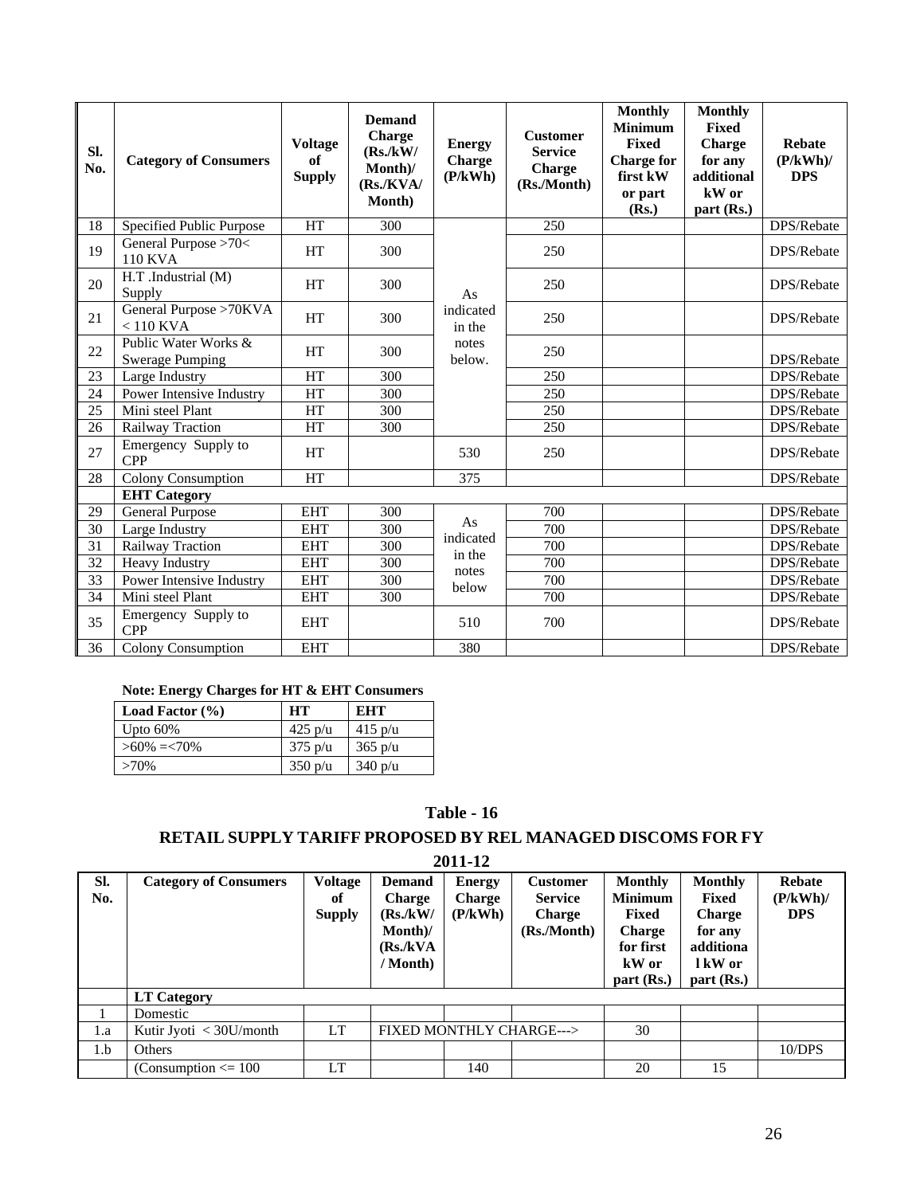| Sl. No. | Category of Consumers | Voltage of Supply | Demand Charge (Rs./kW/ Month)/ (Rs./KVA/ Month) | Energy Charge (P/kWh) | Customer Service Charge (Rs./Month) | Monthly Minimum Fixed Charge for first kW or part (Rs.) | Monthly Fixed Charge for any additional kW or part (Rs.) | Rebate (P/kWh)/ DPS |
|---|---|---|---|---|---|---|---|---|
| 18 | Specified Public Purpose | HT | 300 | As indicated in the notes below. | 250 | | | DPS/Rebate |
| 19 | General Purpose >70< 110 KVA | HT | 300 | | 250 | | | DPS/Rebate |
| 20 | H.T .Industrial (M) Supply | HT | 300 | | 250 | | | DPS/Rebate |
| 21 | General Purpose >70KVA < 110 KVA | HT | 300 | | 250 | | | DPS/Rebate |
| 22 | Public Water Works & Swerage Pumping | HT | 300 | | 250 | | | DPS/Rebate |
| 23 | Large Industry | HT | 300 | | 250 | | | DPS/Rebate |
| 24 | Power Intensive Industry | HT | 300 | | 250 | | | DPS/Rebate |
| 25 | Mini steel Plant | HT | 300 | | 250 | | | DPS/Rebate |
| 26 | Railway Traction | HT | 300 | | 250 | | | DPS/Rebate |
| 27 | Emergency Supply to CPP | HT | | 530 | 250 | | | DPS/Rebate |
| 28 | Colony Consumption | HT | | 375 | | | | DPS/Rebate |
| | **EHT Category** | | | | | | | |
| 29 | General Purpose | EHT | 300 | As indicated in the notes below | 700 | | | DPS/Rebate |
| 30 | Large Industry | EHT | 300 | | 700 | | | DPS/Rebate |
| 31 | Railway Traction | EHT | 300 | | 700 | | | DPS/Rebate |
| 32 | Heavy Industry | EHT | 300 | | 700 | | | DPS/Rebate |
| 33 | Power Intensive Industry | EHT | 300 | | 700 | | | DPS/Rebate |
| 34 | Mini steel Plant | EHT | 300 | | 700 | | | DPS/Rebate |
| 35 | Emergency Supply to CPP | EHT | | 510 | 700 | | | DPS/Rebate |
| 36 | Colony Consumption | EHT | | 380 | | | | DPS/Rebate |

**Note: Energy Charges for HT & EHT Consumers**

| Load Factor (%) | HT | EHT |
|---|---|---|
| Upto 60% | 425 p/u | 415 p/u |
| >60% =<70% | 375 p/u | 365 p/u |
| >70% | 350 p/u | 340 p/u |

## Table - 16

## RETAIL SUPPLY TARIFF PROPOSED BY REL MANAGED DISCOMS FOR FY 2011-12

| Sl. No. | Category of Consumers | Voltage of Supply | Demand Charge (Rs./kW/ Month)/ (Rs./kVA / Month) | Energy Charge (P/kWh) | Customer Service Charge (Rs./Month) | Monthly Minimum Fixed Charge for first kW or part (Rs.) | Monthly Fixed Charge for any additional kW or part (Rs.) | Rebate (P/kWh)/ DPS |
|---|---|---|---|---|---|---|---|---|
| | **LT Category** | | | | | | | |
| 1 | Domestic | | | | | | | |
| 1.a | Kutir Jyoti < 30U/month | LT | FIXED MONTHLY CHARGE---> | | | 30 | | |
| 1.b | Others | | | | | | | 10/DPS |
| | (Consumption <= 100 | LT | | 140 | | 20 | 15 | |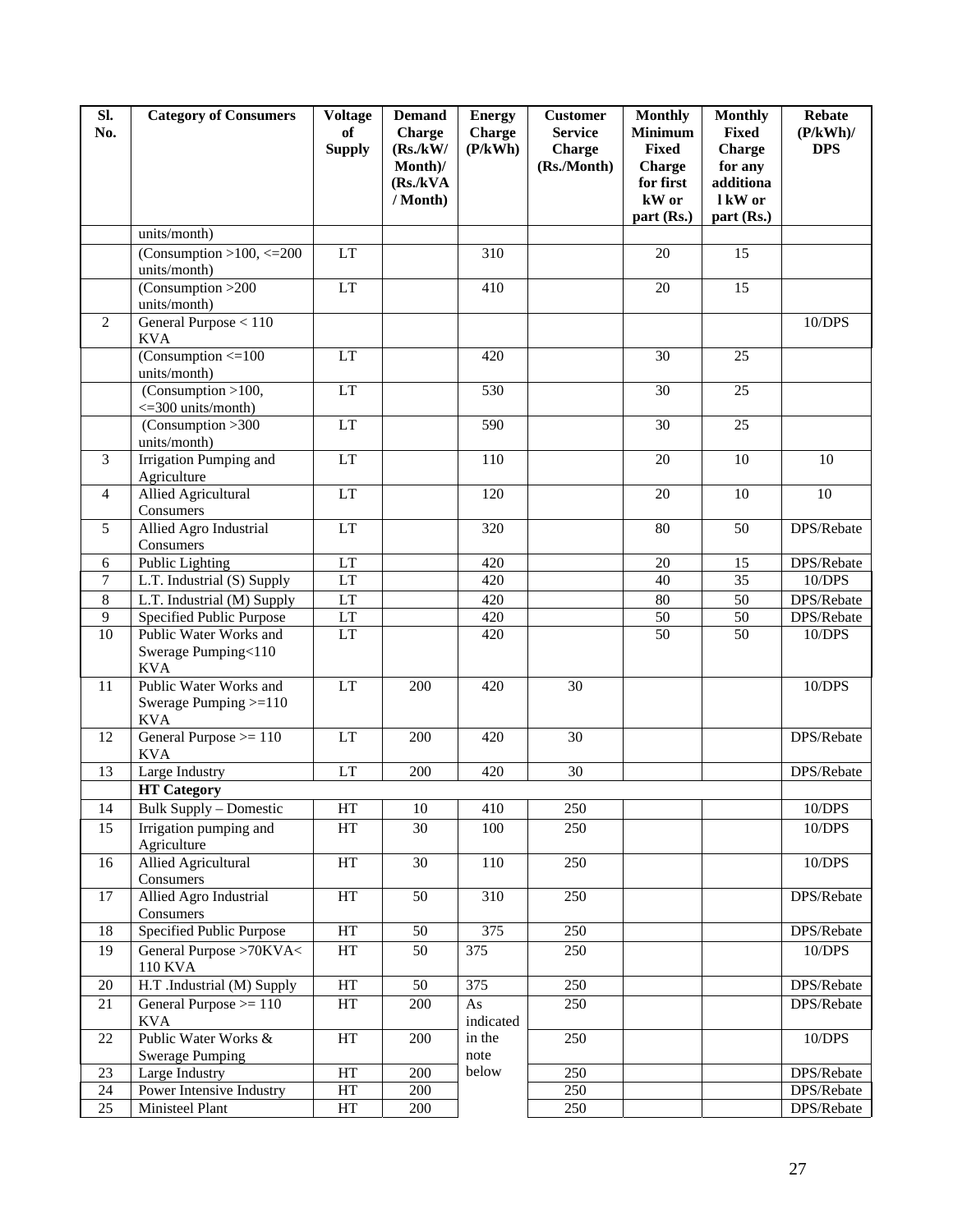| Sl. No. | Category of Consumers | Voltage of Supply | Demand Charge (Rs./kW/ Month)/ (Rs./kVA / Month) | Energy Charge (P/kWh) | Customer Service Charge (Rs./Month) | Monthly Minimum Fixed Charge for first kW or part (Rs.) | Monthly Fixed Charge for any additional kW or part (Rs.) | Rebate (P/kWh)/ DPS |
|---|---|---|---|---|---|---|---|---|
| | units/month) | | | | | | | |
| | (Consumption >100, <=200 units/month) | LT | | 310 | | 20 | 15 | |
| | (Consumption >200 units/month) | LT | | 410 | | 20 | 15 | |
| 2 | General Purpose < 110 KVA | | | | | | | 10/DPS |
| | (Consumption <=100 units/month) | LT | | 420 | | 30 | 25 | |
| | (Consumption >100, <=300 units/month) | LT | | 530 | | 30 | 25 | |
| | (Consumption >300 units/month) | LT | | 590 | | 30 | 25 | |
| 3 | Irrigation Pumping and Agriculture | LT | | 110 | | 20 | 10 | 10 |
| 4 | Allied Agricultural Consumers | LT | | 120 | | 20 | 10 | 10 |
| 5 | Allied Agro Industrial Consumers | LT | | 320 | | 80 | 50 | DPS/Rebate |
| 6 | Public Lighting | LT | | 420 | | 20 | 15 | DPS/Rebate |
| 7 | L.T. Industrial (S) Supply | LT | | 420 | | 40 | 35 | 10/DPS |
| 8 | L.T. Industrial (M) Supply | LT | | 420 | | 80 | 50 | DPS/Rebate |
| 9 | Specified Public Purpose | LT | | 420 | | 50 | 50 | DPS/Rebate |
| 10 | Public Water Works and Swerage Pumping<110 KVA | LT | | 420 | | 50 | 50 | 10/DPS |
| 11 | Public Water Works and Swerage Pumping >=110 KVA | LT | 200 | 420 | 30 | | | 10/DPS |
| 12 | General Purpose >= 110 KVA | LT | 200 | 420 | 30 | | | DPS/Rebate |
| 13 | Large Industry | LT | 200 | 420 | 30 | | | DPS/Rebate |
| | **HT Category** | | | | | | | |
| 14 | Bulk Supply – Domestic | HT | 10 | 410 | 250 | | | 10/DPS |
| 15 | Irrigation pumping and Agriculture | HT | 30 | 100 | 250 | | | 10/DPS |
| 16 | Allied Agricultural Consumers | HT | 30 | 110 | 250 | | | 10/DPS |
| 17 | Allied Agro Industrial Consumers | HT | 50 | 310 | 250 | | | DPS/Rebate |
| 18 | Specified Public Purpose | HT | 50 | 375 | 250 | | | DPS/Rebate |
| 19 | General Purpose >70KVA< 110 KVA | HT | 50 | 375 | 250 | | | 10/DPS |
| 20 | H.T .Industrial (M) Supply | HT | 50 | 375 | 250 | | | DPS/Rebate |
| 21 | General Purpose >= 110 KVA | HT | 200 | As indicated in the note below | 250 | | | DPS/Rebate |
| 22 | Public Water Works & Swerage Pumping | HT | 200 | | 250 | | | 10/DPS |
| 23 | Large Industry | HT | 200 | | 250 | | | DPS/Rebate |
| 24 | Power Intensive Industry | HT | 200 | | 250 | | | DPS/Rebate |
| 25 | Ministeel Plant | HT | 200 | | 250 | | | DPS/Rebate |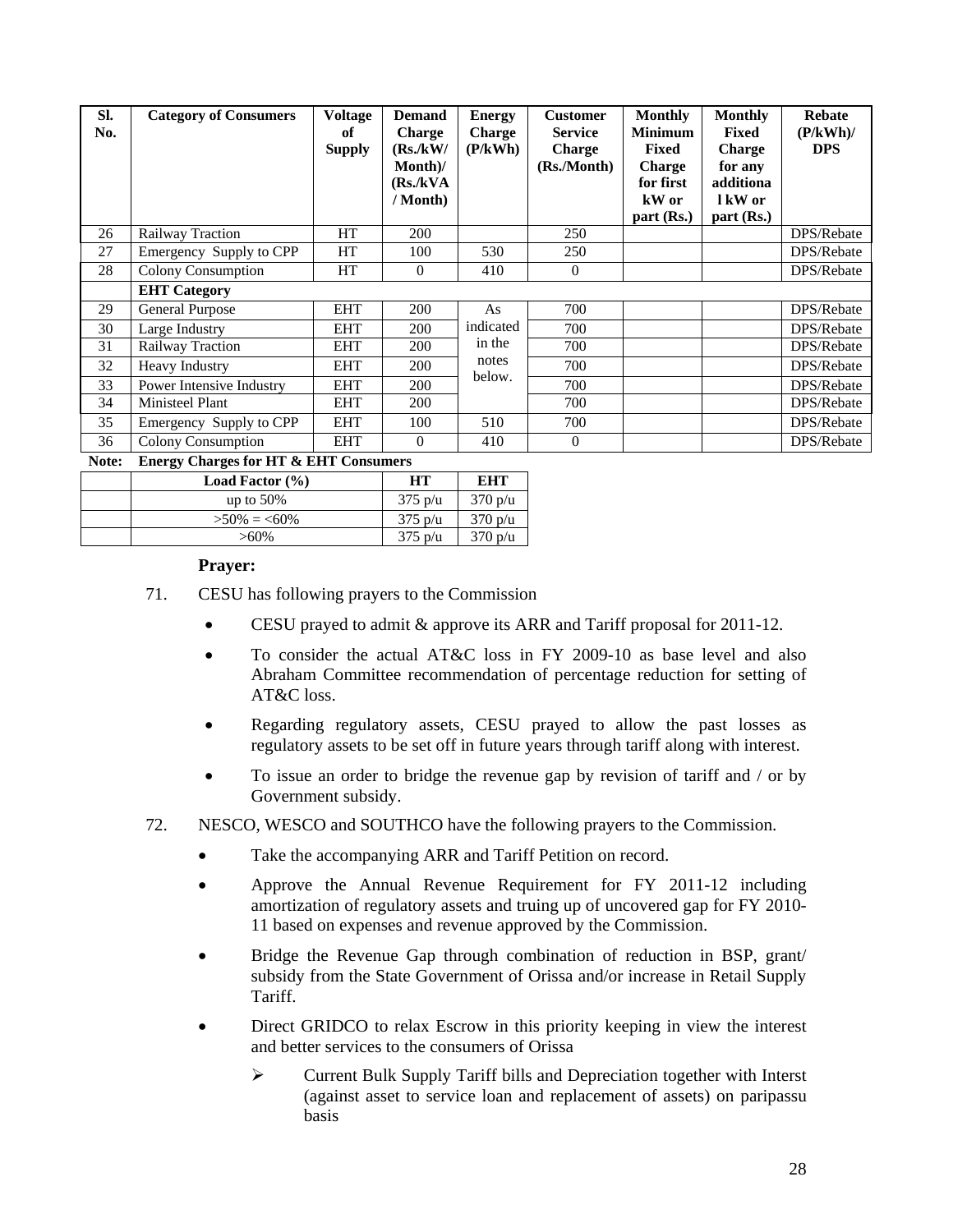| Sl. No. | Category of Consumers | Voltage of Supply | Demand Charge (Rs./kW/ Month)/ (Rs./kVA / Month) | Energy Charge (P/kWh) | Customer Service Charge (Rs./Month) | Monthly Minimum Fixed Charge for first kW or part (Rs.) | Monthly Fixed Charge for any additional kW or part (Rs.) | Rebate (P/kWh)/ DPS |
|---|---|---|---|---|---|---|---|---|
| 26 | Railway Traction | HT | 200 | | 250 | | | DPS/Rebate |
| 27 | Emergency Supply to CPP | HT | 100 | 530 | 250 | | | DPS/Rebate |
| 28 | Colony Consumption | HT | 0 | 410 | 0 | | | DPS/Rebate |
| | **EHT Category** | | | | | | | |
| 29 | General Purpose | EHT | 200 | As indicated in the notes below. | 700 | | | DPS/Rebate |
| 30 | Large Industry | EHT | 200 | | 700 | | | DPS/Rebate |
| 31 | Railway Traction | EHT | 200 | | 700 | | | DPS/Rebate |
| 32 | Heavy Industry | EHT | 200 | | 700 | | | DPS/Rebate |
| 33 | Power Intensive Industry | EHT | 200 | | 700 | | | DPS/Rebate |
| 34 | Ministeel Plant | EHT | 200 | | 700 | | | DPS/Rebate |
| 35 | Emergency Supply to CPP | EHT | 100 | 510 | 700 | | | DPS/Rebate |
| 36 | Colony Consumption | EHT | 0 | 410 | 0 | | | DPS/Rebate |

**Note: Energy Charges for HT & EHT Consumers**

| | Load Factor (%) | HT | EHT |
|---|---|---|---|
| | up to 50% | 375 p/u | 370 p/u |
| | >50% = <60% | 375 p/u | 370 p/u |
| | >60% | 375 p/u | 370 p/u |

**Prayer:**

71. CESU has following prayers to the Commission

- CESU prayed to admit & approve its ARR and Tariff proposal for 2011-12.
- To consider the actual AT&C loss in FY 2009-10 as base level and also Abraham Committee recommendation of percentage reduction for setting of AT&C loss.
- Regarding regulatory assets, CESU prayed to allow the past losses as regulatory assets to be set off in future years through tariff along with interest.
- To issue an order to bridge the revenue gap by revision of tariff and / or by Government subsidy.

72. NESCO, WESCO and SOUTHCO have the following prayers to the Commission.

- Take the accompanying ARR and Tariff Petition on record.
- Approve the Annual Revenue Requirement for FY 2011-12 including amortization of regulatory assets and truing up of uncovered gap for FY 2010-11 based on expenses and revenue approved by the Commission.
- Bridge the Revenue Gap through combination of reduction in BSP, grant/ subsidy from the State Government of Orissa and/or increase in Retail Supply Tariff.
- Direct GRIDCO to relax Escrow in this priority keeping in view the interest and better services to the consumers of Orissa
  - Current Bulk Supply Tariff bills and Depreciation together with Interst (against asset to service loan and replacement of assets) on paripassu basis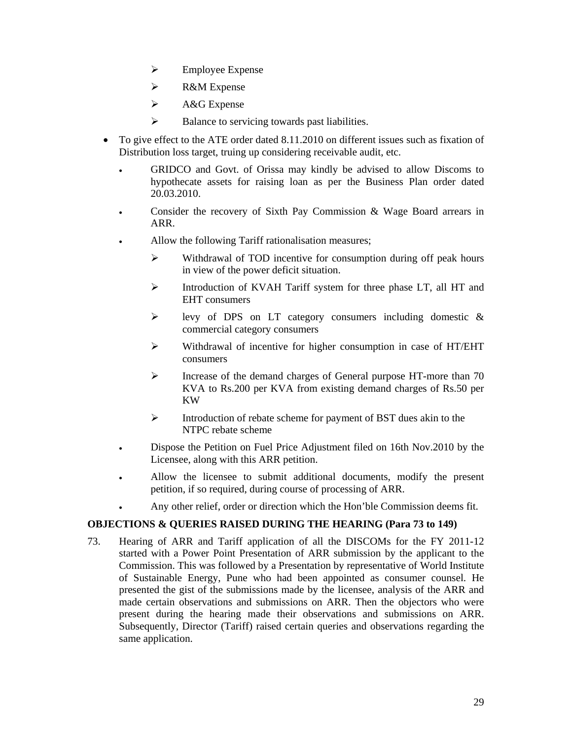- Employee Expense
    - R&M Expense
    - A&G Expense
    - Balance to servicing towards past liabilities.

- To give effect to the ATE order dated 8.11.2010 on different issues such as fixation of Distribution loss target, truing up considering receivable audit, etc.
  - GRIDCO and Govt. of Orissa may kindly be advised to allow Discoms to hypothecate assets for raising loan as per the Business Plan order dated 20.03.2010.
  - Consider the recovery of Sixth Pay Commission & Wage Board arrears in ARR.
  - Allow the following Tariff rationalisation measures;
    - Withdrawal of TOD incentive for consumption during off peak hours in view of the power deficit situation.
    - Introduction of KVAH Tariff system for three phase LT, all HT and EHT consumers
    - levy of DPS on LT category consumers including domestic & commercial category consumers
    - Withdrawal of incentive for higher consumption in case of HT/EHT consumers
    - Increase of the demand charges of General purpose HT-more than 70 KVA to Rs.200 per KVA from existing demand charges of Rs.50 per KW
    - Introduction of rebate scheme for payment of BST dues akin to the NTPC rebate scheme
  - Dispose the Petition on Fuel Price Adjustment filed on 16th Nov.2010 by the Licensee, along with this ARR petition.
  - Allow the licensee to submit additional documents, modify the present petition, if so required, during course of processing of ARR.
  - Any other relief, order or direction which the Hon'ble Commission deems fit.

**OBJECTIONS & QUERIES RAISED DURING THE HEARING (Para 73 to 149)**

73. Hearing of ARR and Tariff application of all the DISCOMs for the FY 2011-12 started with a Power Point Presentation of ARR submission by the applicant to the Commission. This was followed by a Presentation by representative of World Institute of Sustainable Energy, Pune who had been appointed as consumer counsel. He presented the gist of the submissions made by the licensee, analysis of the ARR and made certain observations and submissions on ARR. Then the objectors who were present during the hearing made their observations and submissions on ARR. Subsequently, Director (Tariff) raised certain queries and observations regarding the same application.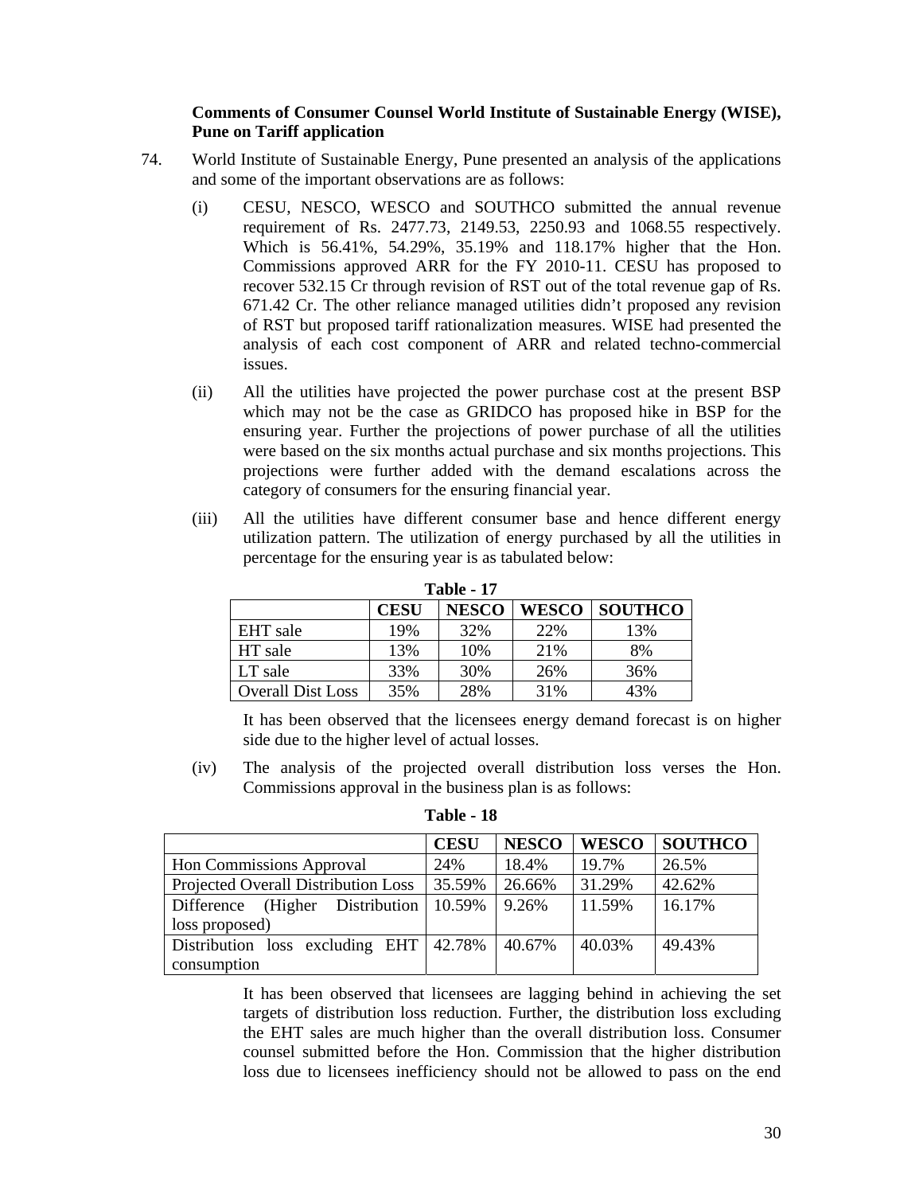**Comments of Consumer Counsel World Institute of Sustainable Energy (WISE), Pune on Tariff application**

74. World Institute of Sustainable Energy, Pune presented an analysis of the applications and some of the important observations are as follows:

    (i) CESU, NESCO, WESCO and SOUTHCO submitted the annual revenue requirement of Rs. 2477.73, 2149.53, 2250.93 and 1068.55 respectively. Which is 56.41%, 54.29%, 35.19% and 118.17% higher that the Hon. Commissions approved ARR for the FY 2010-11. CESU has proposed to recover 532.15 Cr through revision of RST out of the total revenue gap of Rs. 671.42 Cr. The other reliance managed utilities didn't proposed any revision of RST but proposed tariff rationalization measures. WISE had presented the analysis of each cost component of ARR and related techno-commercial issues.

    (ii) All the utilities have projected the power purchase cost at the present BSP which may not be the case as GRIDCO has proposed hike in BSP for the ensuring year. Further the projections of power purchase of all the utilities were based on the six months actual purchase and six months projections. This projections were further added with the demand escalations across the category of consumers for the ensuring financial year.

    (iii) All the utilities have different consumer base and hence different energy utilization pattern. The utilization of energy purchased by all the utilities in percentage for the ensuring year is as tabulated below:

**Table - 17**

| | CESU | NESCO | WESCO | SOUTHCO |
|---|---|---|---|---|
| EHT sale | 19% | 32% | 22% | 13% |
| HT sale | 13% | 10% | 21% | 8% |
| LT sale | 33% | 30% | 26% | 36% |
| Overall Dist Loss | 35% | 28% | 31% | 43% |

It has been observed that the licensees energy demand forecast is on higher side due to the higher level of actual losses.

    (iv) The analysis of the projected overall distribution loss verses the Hon. Commissions approval in the business plan is as follows:

**Table - 18**

| | CESU | NESCO | WESCO | SOUTHCO |
|---|---|---|---|---|
| Hon Commissions Approval | 24% | 18.4% | 19.7% | 26.5% |
| Projected Overall Distribution Loss | 35.59% | 26.66% | 31.29% | 42.62% |
| Difference (Higher Distribution loss proposed) | 10.59% | 9.26% | 11.59% | 16.17% |
| Distribution loss excluding EHT consumption | 42.78% | 40.67% | 40.03% | 49.43% |

It has been observed that licensees are lagging behind in achieving the set targets of distribution loss reduction. Further, the distribution loss excluding the EHT sales are much higher than the overall distribution loss. Consumer counsel submitted before the Hon. Commission that the higher distribution loss due to licensees inefficiency should not be allowed to pass on the end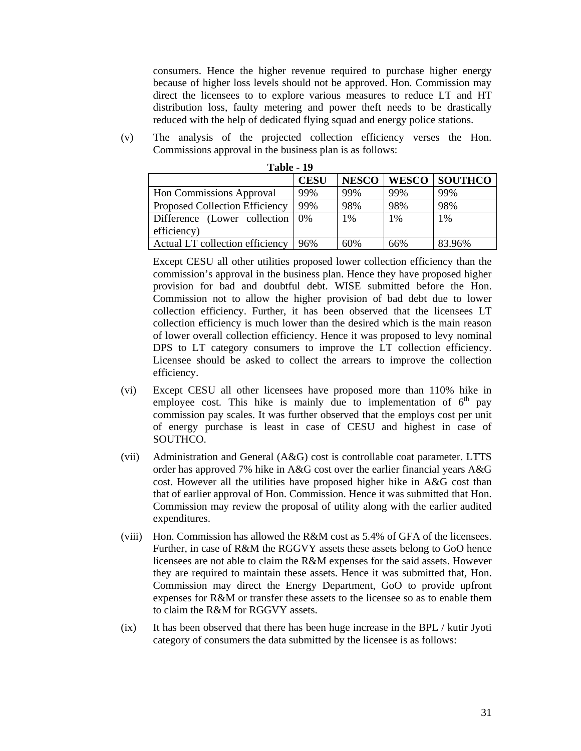consumers. Hence the higher revenue required to purchase higher energy because of higher loss levels should not be approved. Hon. Commission may direct the licensees to to explore various measures to reduce LT and HT distribution loss, faulty metering and power theft needs to be drastically reduced with the help of dedicated flying squad and energy police stations.

(v) The analysis of the projected collection efficiency verses the Hon. Commissions approval in the business plan is as follows:

**Table - 19**

| | CESU | NESCO | WESCO | SOUTHCO |
|---|---|---|---|---|
| Hon Commissions Approval | 99% | 99% | 99% | 99% |
| Proposed Collection Efficiency | 99% | 98% | 98% | 98% |
| Difference (Lower collection efficiency) | 0% | 1% | 1% | 1% |
| Actual LT collection efficiency | 96% | 60% | 66% | 83.96% |

Except CESU all other utilities proposed lower collection efficiency than the commission's approval in the business plan. Hence they have proposed higher provision for bad and doubtful debt. WISE submitted before the Hon. Commission not to allow the higher provision of bad debt due to lower collection efficiency. Further, it has been observed that the licensees LT collection efficiency is much lower than the desired which is the main reason of lower overall collection efficiency. Hence it was proposed to levy nominal DPS to LT category consumers to improve the LT collection efficiency. Licensee should be asked to collect the arrears to improve the collection efficiency.

(vi) Except CESU all other licensees have proposed more than 110% hike in employee cost. This hike is mainly due to implementation of 6$^{th}$ pay commission pay scales. It was further observed that the employs cost per unit of energy purchase is least in case of CESU and highest in case of SOUTHCO.

(vii) Administration and General (A&G) cost is controllable coat parameter. LTTS order has approved 7% hike in A&G cost over the earlier financial years A&G cost. However all the utilities have proposed higher hike in A&G cost than that of earlier approval of Hon. Commission. Hence it was submitted that Hon. Commission may review the proposal of utility along with the earlier audited expenditures.

(viii) Hon. Commission has allowed the R&M cost as 5.4% of GFA of the licensees. Further, in case of R&M the RGGVY assets these assets belong to GoO hence licensees are not able to claim the R&M expenses for the said assets. However they are required to maintain these assets. Hence it was submitted that, Hon. Commission may direct the Energy Department, GoO to provide upfront expenses for R&M or transfer these assets to the licensee so as to enable them to claim the R&M for RGGVY assets.

(ix) It has been observed that there has been huge increase in the BPL / kutir Jyoti category of consumers the data submitted by the licensee is as follows: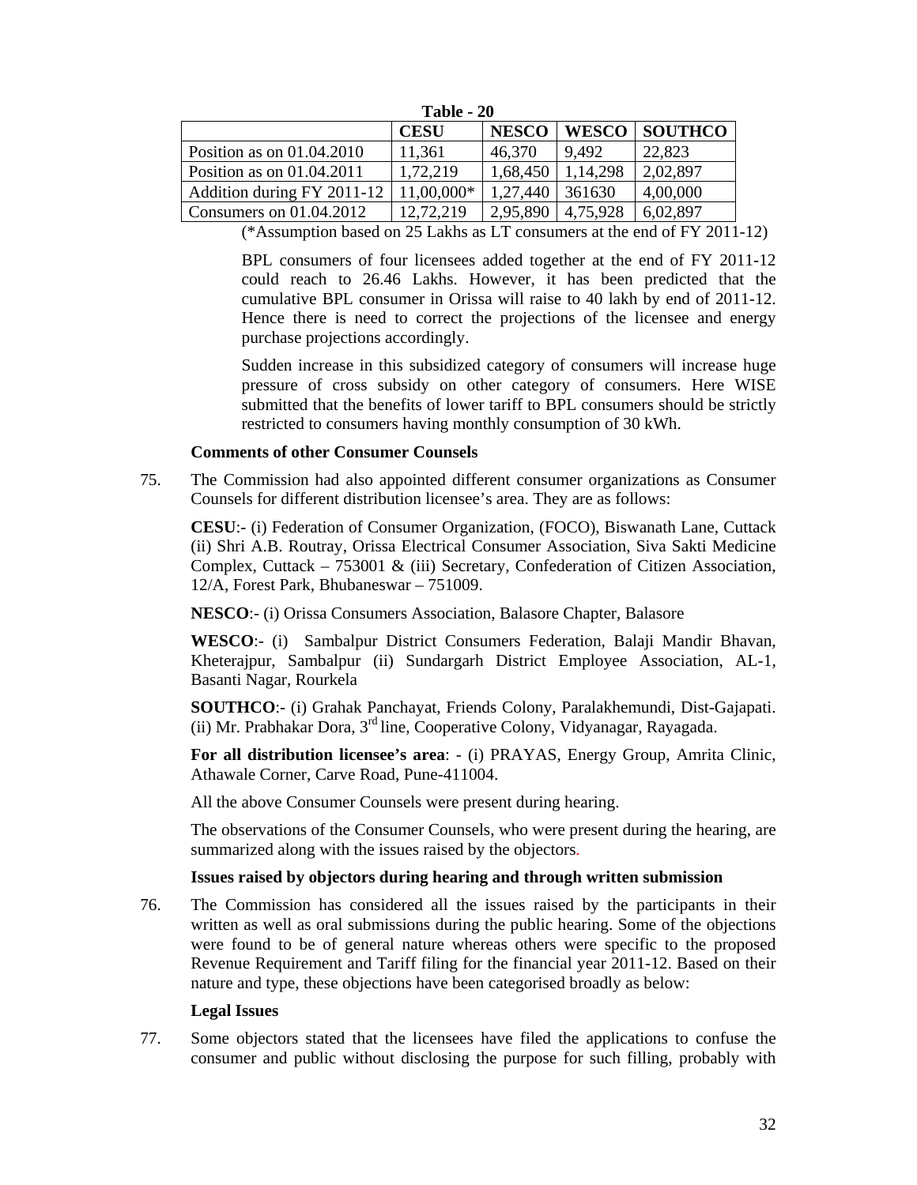**Table - 20**

| | CESU | NESCO | WESCO | SOUTHCO |
|---|---|---|---|---|
| Position as on 01.04.2010 | 11,361 | 46,370 | 9,492 | 22,823 |
| Position as on 01.04.2011 | 1,72,219 | 1,68,450 | 1,14,298 | 2,02,897 |
| Addition during FY 2011-12 | 11,00,000* | 1,27,440 | 361630 | 4,00,000 |
| Consumers on 01.04.2012 | 12,72,219 | 2,95,890 | 4,75,928 | 6,02,897 |

(*Assumption based on 25 Lakhs as LT consumers at the end of FY 2011-12)

BPL consumers of four licensees added together at the end of FY 2011-12 could reach to 26.46 Lakhs. However, it has been predicted that the cumulative BPL consumer in Orissa will raise to 40 lakh by end of 2011-12. Hence there is need to correct the projections of the licensee and energy purchase projections accordingly.

Sudden increase in this subsidized category of consumers will increase huge pressure of cross subsidy on other category of consumers. Here WISE submitted that the benefits of lower tariff to BPL consumers should be strictly restricted to consumers having monthly consumption of 30 kWh.

**Comments of other Consumer Counsels**

75. The Commission had also appointed different consumer organizations as Consumer Counsels for different distribution licensee's area. They are as follows:

**CESU**:- (i) Federation of Consumer Organization, (FOCO), Biswanath Lane, Cuttack (ii) Shri A.B. Routray, Orissa Electrical Consumer Association, Siva Sakti Medicine Complex, Cuttack – 753001 & (iii) Secretary, Confederation of Citizen Association, 12/A, Forest Park, Bhubaneswar – 751009.

**NESCO**:- (i) Orissa Consumers Association, Balasore Chapter, Balasore

**WESCO**:- (i) Sambalpur District Consumers Federation, Balaji Mandir Bhavan, Kheterajpur, Sambalpur (ii) Sundargarh District Employee Association, AL-1, Basanti Nagar, Rourkela

**SOUTHCO**:- (i) Grahak Panchayat, Friends Colony, Paralakhemundi, Dist-Gajapati. (ii) Mr. Prabhakar Dora, 3rd line, Cooperative Colony, Vidyanagar, Rayagada.

**For all distribution licensee's area**: - (i) PRAYAS, Energy Group, Amrita Clinic, Athawale Corner, Carve Road, Pune-411004.

All the above Consumer Counsels were present during hearing.

The observations of the Consumer Counsels, who were present during the hearing, are summarized along with the issues raised by the objectors.

**Issues raised by objectors during hearing and through written submission**

76. The Commission has considered all the issues raised by the participants in their written as well as oral submissions during the public hearing. Some of the objections were found to be of general nature whereas others were specific to the proposed Revenue Requirement and Tariff filing for the financial year 2011-12. Based on their nature and type, these objections have been categorised broadly as below:

**Legal Issues**

77. Some objectors stated that the licensees have filed the applications to confuse the consumer and public without disclosing the purpose for such filling, probably with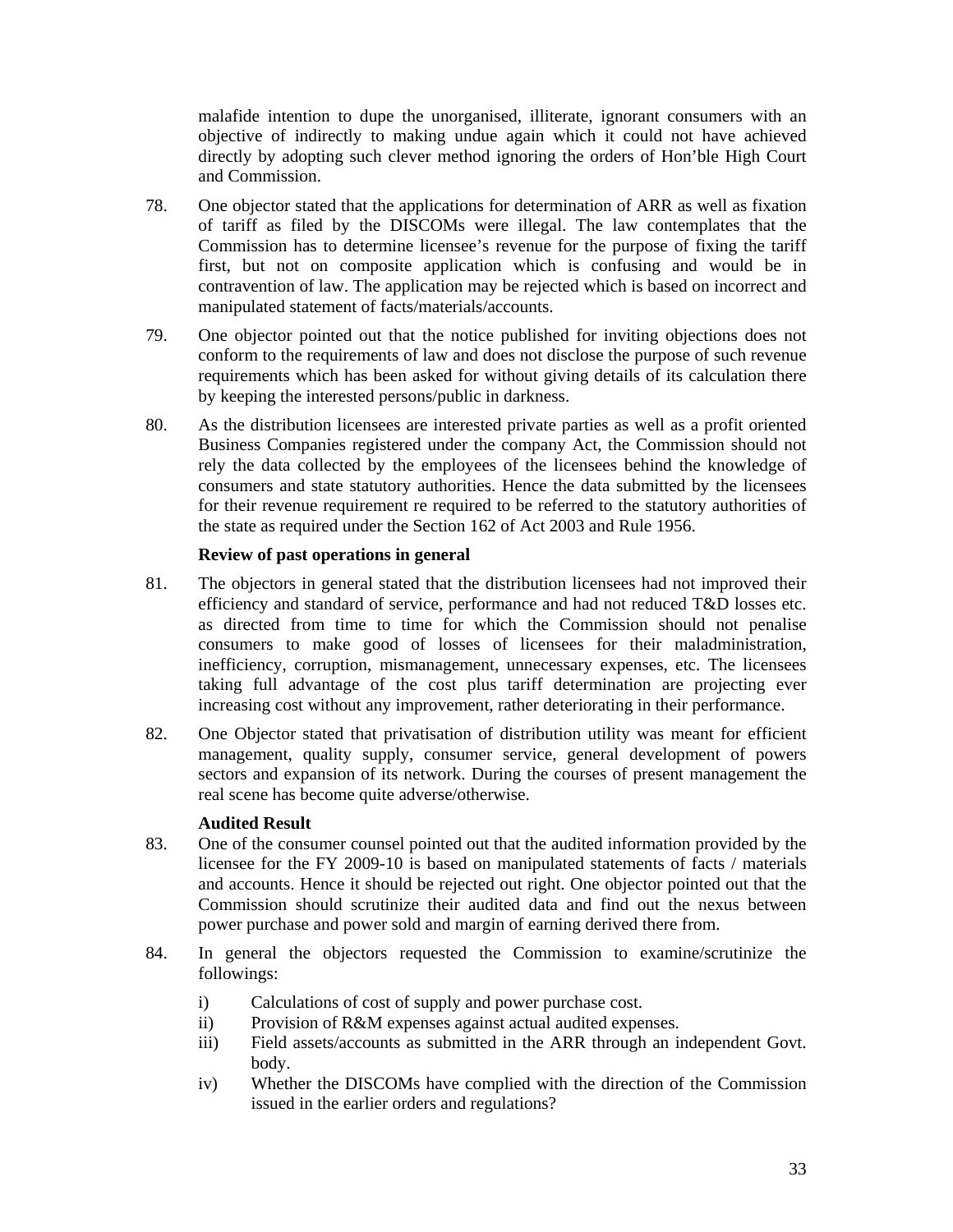malafide intention to dupe the unorganised, illiterate, ignorant consumers with an objective of indirectly to making undue again which it could not have achieved directly by adopting such clever method ignoring the orders of Hon'ble High Court and Commission.

78. One objector stated that the applications for determination of ARR as well as fixation of tariff as filed by the DISCOMs were illegal. The law contemplates that the Commission has to determine licensee's revenue for the purpose of fixing the tariff first, but not on composite application which is confusing and would be in contravention of law. The application may be rejected which is based on incorrect and manipulated statement of facts/materials/accounts.

79. One objector pointed out that the notice published for inviting objections does not conform to the requirements of law and does not disclose the purpose of such revenue requirements which has been asked for without giving details of its calculation there by keeping the interested persons/public in darkness.

80. As the distribution licensees are interested private parties as well as a profit oriented Business Companies registered under the company Act, the Commission should not rely the data collected by the employees of the licensees behind the knowledge of consumers and state statutory authorities. Hence the data submitted by the licensees for their revenue requirement re required to be referred to the statutory authorities of the state as required under the Section 162 of Act 2003 and Rule 1956.

**Review of past operations in general**

81. The objectors in general stated that the distribution licensees had not improved their efficiency and standard of service, performance and had not reduced T&D losses etc. as directed from time to time for which the Commission should not penalise consumers to make good of losses of licensees for their maladministration, inefficiency, corruption, mismanagement, unnecessary expenses, etc. The licensees taking full advantage of the cost plus tariff determination are projecting ever increasing cost without any improvement, rather deteriorating in their performance.

82. One Objector stated that privatisation of distribution utility was meant for efficient management, quality supply, consumer service, general development of powers sectors and expansion of its network. During the courses of present management the real scene has become quite adverse/otherwise.

**Audited Result**

83. One of the consumer counsel pointed out that the audited information provided by the licensee for the FY 2009-10 is based on manipulated statements of facts / materials and accounts. Hence it should be rejected out right. One objector pointed out that the Commission should scrutinize their audited data and find out the nexus between power purchase and power sold and margin of earning derived there from.

84. In general the objectors requested the Commission to examine/scrutinize the followings:

   i) Calculations of cost of supply and power purchase cost.
   ii) Provision of R&M expenses against actual audited expenses.
   iii) Field assets/accounts as submitted in the ARR through an independent Govt. body.
   iv) Whether the DISCOMs have complied with the direction of the Commission issued in the earlier orders and regulations?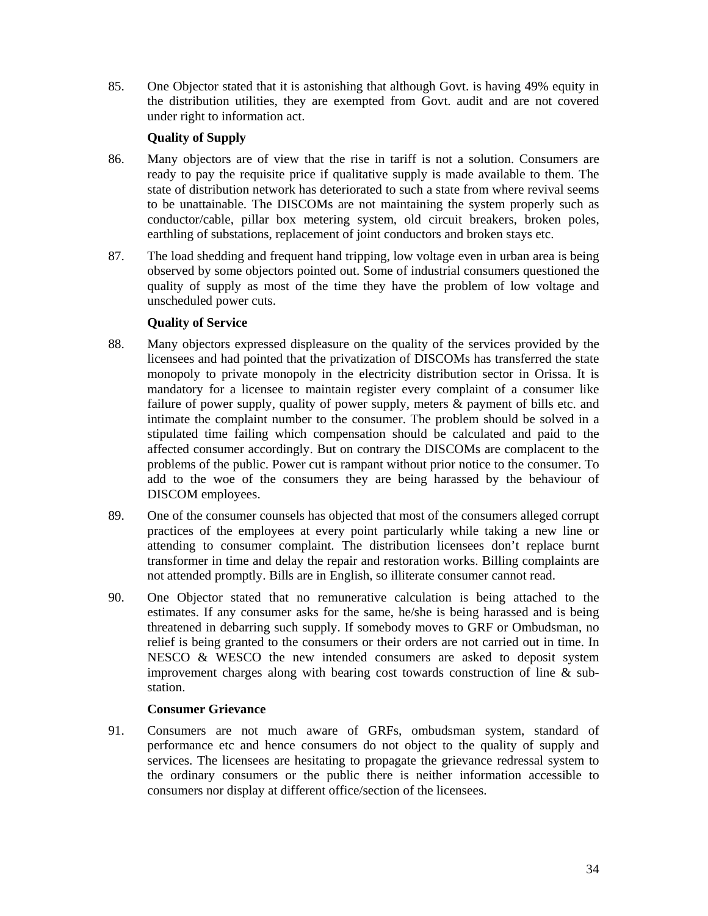85. One Objector stated that it is astonishing that although Govt. is having 49% equity in the distribution utilities, they are exempted from Govt. audit and are not covered under right to information act.

**Quality of Supply**

86. Many objectors are of view that the rise in tariff is not a solution. Consumers are ready to pay the requisite price if qualitative supply is made available to them. The state of distribution network has deteriorated to such a state from where revival seems to be unattainable. The DISCOMs are not maintaining the system properly such as conductor/cable, pillar box metering system, old circuit breakers, broken poles, earthling of substations, replacement of joint conductors and broken stays etc.

87. The load shedding and frequent hand tripping, low voltage even in urban area is being observed by some objectors pointed out. Some of industrial consumers questioned the quality of supply as most of the time they have the problem of low voltage and unscheduled power cuts.

**Quality of Service**

88. Many objectors expressed displeasure on the quality of the services provided by the licensees and had pointed that the privatization of DISCOMs has transferred the state monopoly to private monopoly in the electricity distribution sector in Orissa. It is mandatory for a licensee to maintain register every complaint of a consumer like failure of power supply, quality of power supply, meters & payment of bills etc. and intimate the complaint number to the consumer. The problem should be solved in a stipulated time failing which compensation should be calculated and paid to the affected consumer accordingly. But on contrary the DISCOMs are complacent to the problems of the public. Power cut is rampant without prior notice to the consumer. To add to the woe of the consumers they are being harassed by the behaviour of DISCOM employees.

89. One of the consumer counsels has objected that most of the consumers alleged corrupt practices of the employees at every point particularly while taking a new line or attending to consumer complaint. The distribution licensees don't replace burnt transformer in time and delay the repair and restoration works. Billing complaints are not attended promptly. Bills are in English, so illiterate consumer cannot read.

90. One Objector stated that no remunerative calculation is being attached to the estimates. If any consumer asks for the same, he/she is being harassed and is being threatened in debarring such supply. If somebody moves to GRF or Ombudsman, no relief is being granted to the consumers or their orders are not carried out in time. In NESCO & WESCO the new intended consumers are asked to deposit system improvement charges along with bearing cost towards construction of line & sub-station.

**Consumer Grievance**

91. Consumers are not much aware of GRFs, ombudsman system, standard of performance etc and hence consumers do not object to the quality of supply and services. The licensees are hesitating to propagate the grievance redressal system to the ordinary consumers or the public there is neither information accessible to consumers nor display at different office/section of the licensees.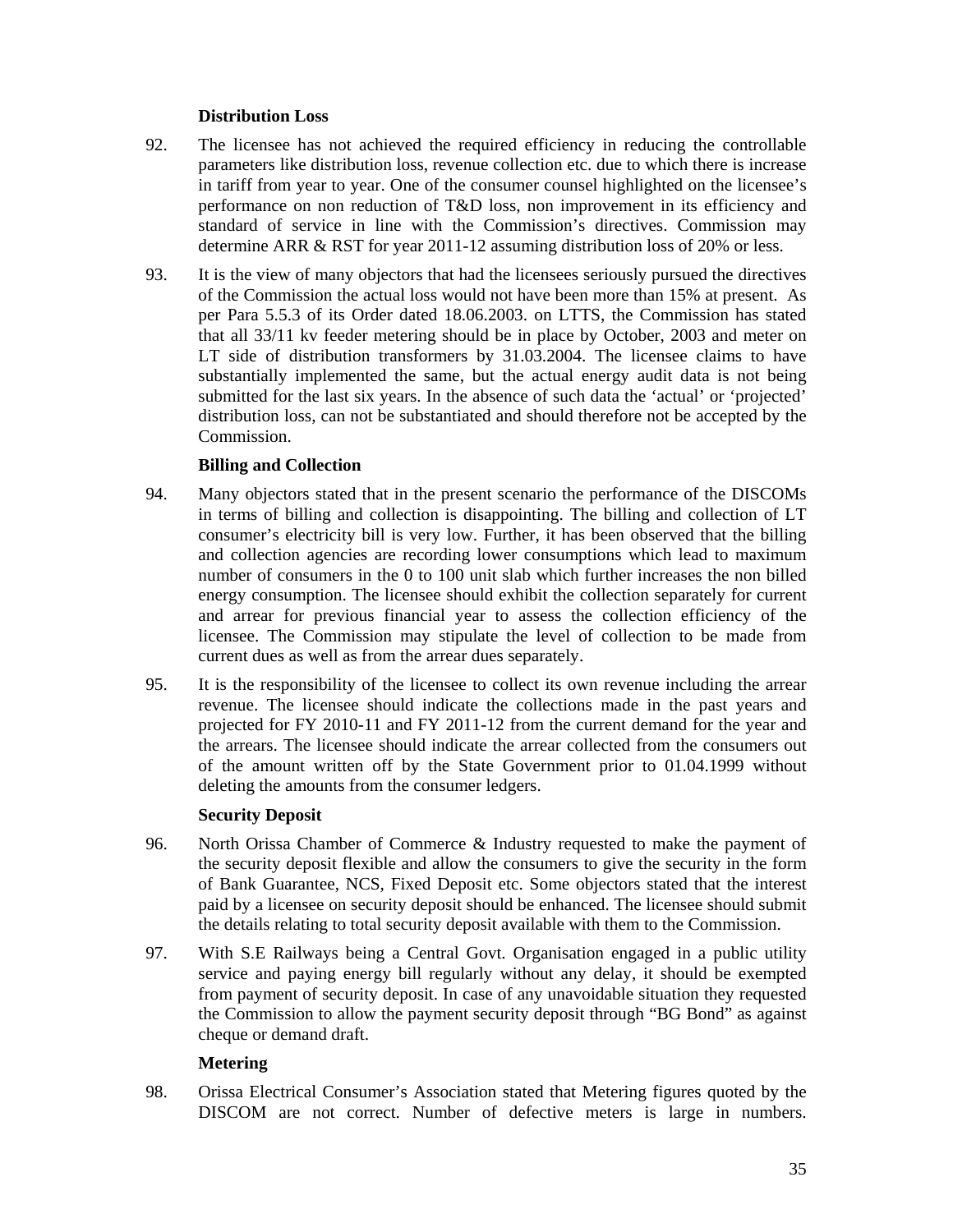### Distribution Loss

92. The licensee has not achieved the required efficiency in reducing the controllable parameters like distribution loss, revenue collection etc. due to which there is increase in tariff from year to year. One of the consumer counsel highlighted on the licensee's performance on non reduction of T&D loss, non improvement in its efficiency and standard of service in line with the Commission's directives. Commission may determine ARR & RST for year 2011-12 assuming distribution loss of 20% or less.

93. It is the view of many objectors that had the licensees seriously pursued the directives of the Commission the actual loss would not have been more than 15% at present. As per Para 5.5.3 of its Order dated 18.06.2003. on LTTS, the Commission has stated that all 33/11 kv feeder metering should be in place by October, 2003 and meter on LT side of distribution transformers by 31.03.2004. The licensee claims to have substantially implemented the same, but the actual energy audit data is not being submitted for the last six years. In the absence of such data the 'actual' or 'projected' distribution loss, can not be substantiated and should therefore not be accepted by the Commission.

### Billing and Collection

94. Many objectors stated that in the present scenario the performance of the DISCOMs in terms of billing and collection is disappointing. The billing and collection of LT consumer's electricity bill is very low. Further, it has been observed that the billing and collection agencies are recording lower consumptions which lead to maximum number of consumers in the 0 to 100 unit slab which further increases the non billed energy consumption. The licensee should exhibit the collection separately for current and arrear for previous financial year to assess the collection efficiency of the licensee. The Commission may stipulate the level of collection to be made from current dues as well as from the arrear dues separately.

95. It is the responsibility of the licensee to collect its own revenue including the arrear revenue. The licensee should indicate the collections made in the past years and projected for FY 2010-11 and FY 2011-12 from the current demand for the year and the arrears. The licensee should indicate the arrear collected from the consumers out of the amount written off by the State Government prior to 01.04.1999 without deleting the amounts from the consumer ledgers.

### Security Deposit

96. North Orissa Chamber of Commerce & Industry requested to make the payment of the security deposit flexible and allow the consumers to give the security in the form of Bank Guarantee, NCS, Fixed Deposit etc. Some objectors stated that the interest paid by a licensee on security deposit should be enhanced. The licensee should submit the details relating to total security deposit available with them to the Commission.

97. With S.E Railways being a Central Govt. Organisation engaged in a public utility service and paying energy bill regularly without any delay, it should be exempted from payment of security deposit. In case of any unavoidable situation they requested the Commission to allow the payment security deposit through "BG Bond" as against cheque or demand draft.

### Metering

98. Orissa Electrical Consumer's Association stated that Metering figures quoted by the DISCOM are not correct. Number of defective meters is large in numbers.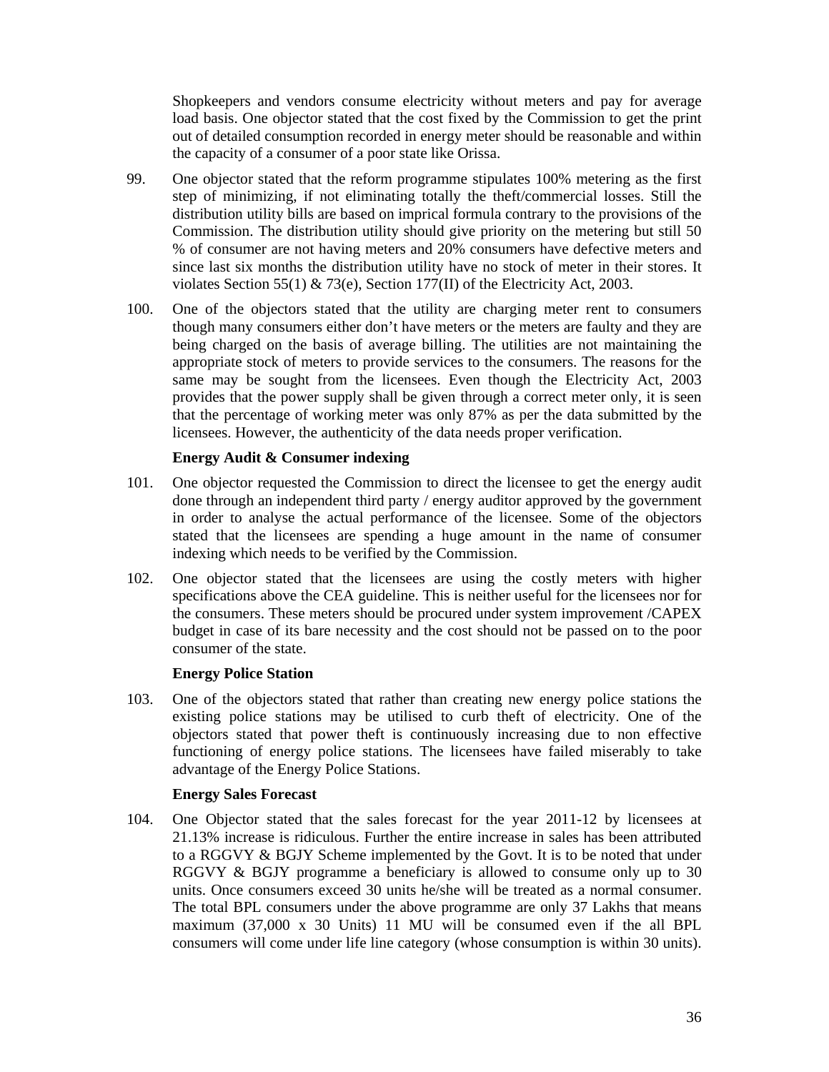Shopkeepers and vendors consume electricity without meters and pay for average load basis. One objector stated that the cost fixed by the Commission to get the print out of detailed consumption recorded in energy meter should be reasonable and within the capacity of a consumer of a poor state like Orissa.

99. One objector stated that the reform programme stipulates 100% metering as the first step of minimizing, if not eliminating totally the theft/commercial losses. Still the distribution utility bills are based on imprical formula contrary to the provisions of the Commission. The distribution utility should give priority on the metering but still 50 % of consumer are not having meters and 20% consumers have defective meters and since last six months the distribution utility have no stock of meter in their stores. It violates Section 55(1) & 73(e), Section 177(II) of the Electricity Act, 2003.

100. One of the objectors stated that the utility are charging meter rent to consumers though many consumers either don't have meters or the meters are faulty and they are being charged on the basis of average billing. The utilities are not maintaining the appropriate stock of meters to provide services to the consumers. The reasons for the same may be sought from the licensees. Even though the Electricity Act, 2003 provides that the power supply shall be given through a correct meter only, it is seen that the percentage of working meter was only 87% as per the data submitted by the licensees. However, the authenticity of the data needs proper verification.

**Energy Audit & Consumer indexing**

101. One objector requested the Commission to direct the licensee to get the energy audit done through an independent third party / energy auditor approved by the government in order to analyse the actual performance of the licensee. Some of the objectors stated that the licensees are spending a huge amount in the name of consumer indexing which needs to be verified by the Commission.

102. One objector stated that the licensees are using the costly meters with higher specifications above the CEA guideline. This is neither useful for the licensees nor for the consumers. These meters should be procured under system improvement /CAPEX budget in case of its bare necessity and the cost should not be passed on to the poor consumer of the state.

**Energy Police Station**

103. One of the objectors stated that rather than creating new energy police stations the existing police stations may be utilised to curb theft of electricity. One of the objectors stated that power theft is continuously increasing due to non effective functioning of energy police stations. The licensees have failed miserably to take advantage of the Energy Police Stations.

**Energy Sales Forecast**

104. One Objector stated that the sales forecast for the year 2011-12 by licensees at 21.13% increase is ridiculous. Further the entire increase in sales has been attributed to a RGGVY & BGJY Scheme implemented by the Govt. It is to be noted that under RGGVY & BGJY programme a beneficiary is allowed to consume only up to 30 units. Once consumers exceed 30 units he/she will be treated as a normal consumer. The total BPL consumers under the above programme are only 37 Lakhs that means maximum (37,000 x 30 Units) 11 MU will be consumed even if the all BPL consumers will come under life line category (whose consumption is within 30 units).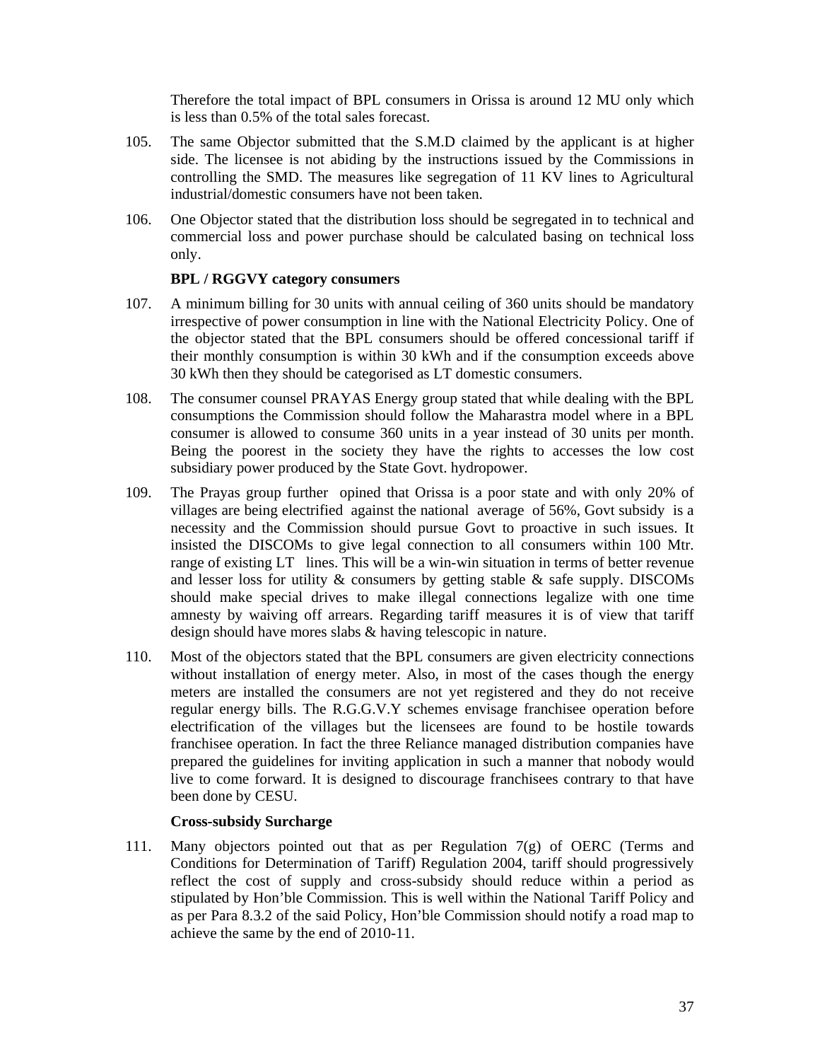Therefore the total impact of BPL consumers in Orissa is around 12 MU only which is less than 0.5% of the total sales forecast.

105. The same Objector submitted that the S.M.D claimed by the applicant is at higher side. The licensee is not abiding by the instructions issued by the Commissions in controlling the SMD. The measures like segregation of 11 KV lines to Agricultural industrial/domestic consumers have not been taken.

106. One Objector stated that the distribution loss should be segregated in to technical and commercial loss and power purchase should be calculated basing on technical loss only.

**BPL / RGGVY category consumers**

107. A minimum billing for 30 units with annual ceiling of 360 units should be mandatory irrespective of power consumption in line with the National Electricity Policy. One of the objector stated that the BPL consumers should be offered concessional tariff if their monthly consumption is within 30 kWh and if the consumption exceeds above 30 kWh then they should be categorised as LT domestic consumers.

108. The consumer counsel PRAYAS Energy group stated that while dealing with the BPL consumptions the Commission should follow the Maharastra model where in a BPL consumer is allowed to consume 360 units in a year instead of 30 units per month. Being the poorest in the society they have the rights to accesses the low cost subsidiary power produced by the State Govt. hydropower.

109. The Prayas group further opined that Orissa is a poor state and with only 20% of villages are being electrified against the national average of 56%, Govt subsidy is a necessity and the Commission should pursue Govt to proactive in such issues. It insisted the DISCOMs to give legal connection to all consumers within 100 Mtr. range of existing LT lines. This will be a win-win situation in terms of better revenue and lesser loss for utility & consumers by getting stable & safe supply. DISCOMs should make special drives to make illegal connections legalize with one time amnesty by waiving off arrears. Regarding tariff measures it is of view that tariff design should have mores slabs & having telescopic in nature.

110. Most of the objectors stated that the BPL consumers are given electricity connections without installation of energy meter. Also, in most of the cases though the energy meters are installed the consumers are not yet registered and they do not receive regular energy bills. The R.G.G.V.Y schemes envisage franchisee operation before electrification of the villages but the licensees are found to be hostile towards franchisee operation. In fact the three Reliance managed distribution companies have prepared the guidelines for inviting application in such a manner that nobody would live to come forward. It is designed to discourage franchisees contrary to that have been done by CESU.

**Cross-subsidy Surcharge**

111. Many objectors pointed out that as per Regulation 7(g) of OERC (Terms and Conditions for Determination of Tariff) Regulation 2004, tariff should progressively reflect the cost of supply and cross-subsidy should reduce within a period as stipulated by Hon'ble Commission. This is well within the National Tariff Policy and as per Para 8.3.2 of the said Policy, Hon'ble Commission should notify a road map to achieve the same by the end of 2010-11.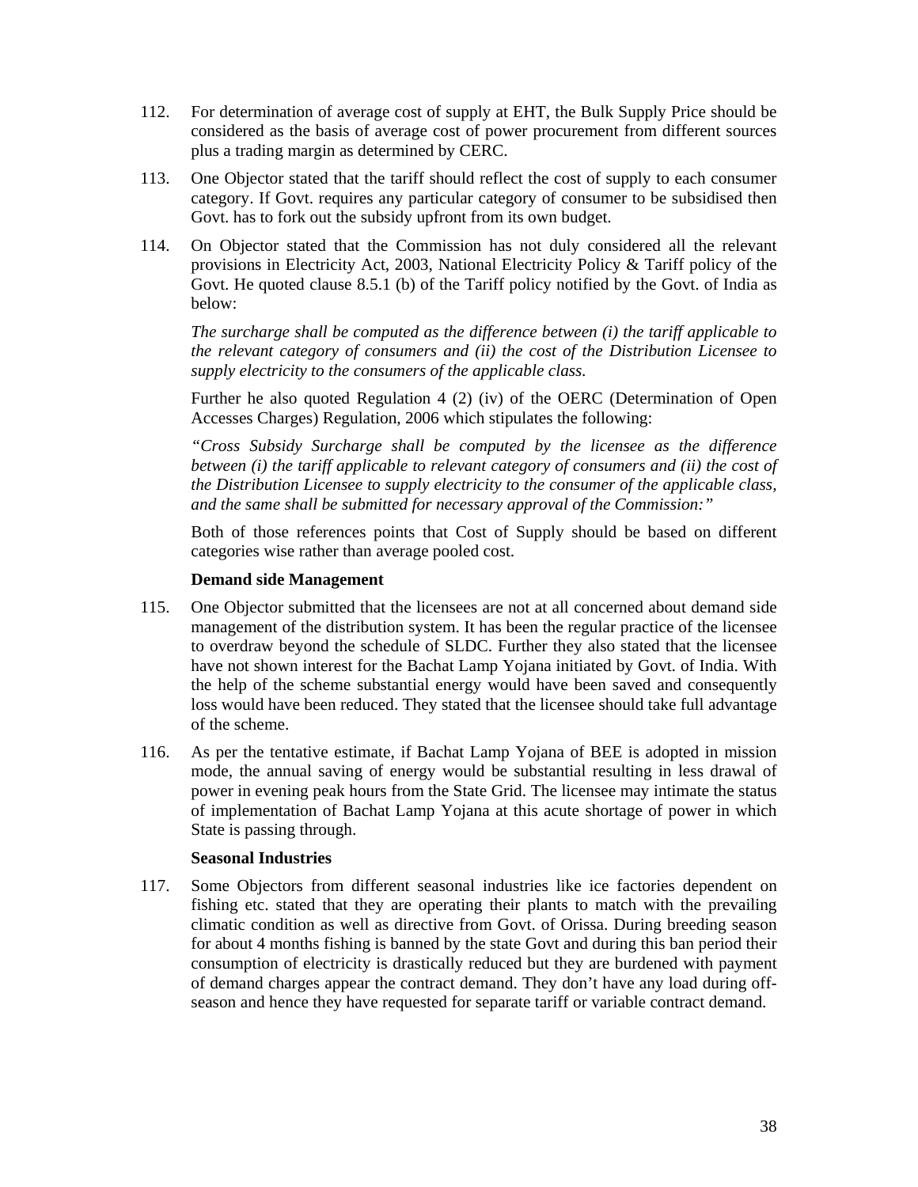112. For determination of average cost of supply at EHT, the Bulk Supply Price should be considered as the basis of average cost of power procurement from different sources plus a trading margin as determined by CERC.

113. One Objector stated that the tariff should reflect the cost of supply to each consumer category. If Govt. requires any particular category of consumer to be subsidised then Govt. has to fork out the subsidy upfront from its own budget.

114. On Objector stated that the Commission has not duly considered all the relevant provisions in Electricity Act, 2003, National Electricity Policy & Tariff policy of the Govt. He quoted clause 8.5.1 (b) of the Tariff policy notified by the Govt. of India as below:

 *The surcharge shall be computed as the difference between (i) the tariff applicable to the relevant category of consumers and (ii) the cost of the Distribution Licensee to supply electricity to the consumers of the applicable class.*

 Further he also quoted Regulation 4 (2) (iv) of the OERC (Determination of Open Accesses Charges) Regulation, 2006 which stipulates the following:

 *"Cross Subsidy Surcharge shall be computed by the licensee as the difference between (i) the tariff applicable to relevant category of consumers and (ii) the cost of the Distribution Licensee to supply electricity to the consumer of the applicable class, and the same shall be submitted for necessary approval of the Commission:"*

 Both of those references points that Cost of Supply should be based on different categories wise rather than average pooled cost.

**Demand side Management**

115. One Objector submitted that the licensees are not at all concerned about demand side management of the distribution system. It has been the regular practice of the licensee to overdraw beyond the schedule of SLDC. Further they also stated that the licensee have not shown interest for the Bachat Lamp Yojana initiated by Govt. of India. With the help of the scheme substantial energy would have been saved and consequently loss would have been reduced. They stated that the licensee should take full advantage of the scheme.

116. As per the tentative estimate, if Bachat Lamp Yojana of BEE is adopted in mission mode, the annual saving of energy would be substantial resulting in less drawal of power in evening peak hours from the State Grid. The licensee may intimate the status of implementation of Bachat Lamp Yojana at this acute shortage of power in which State is passing through.

**Seasonal Industries**

117. Some Objectors from different seasonal industries like ice factories dependent on fishing etc. stated that they are operating their plants to match with the prevailing climatic condition as well as directive from Govt. of Orissa. During breeding season for about 4 months fishing is banned by the state Govt and during this ban period their consumption of electricity is drastically reduced but they are burdened with payment of demand charges appear the contract demand. They don't have any load during off-season and hence they have requested for separate tariff or variable contract demand.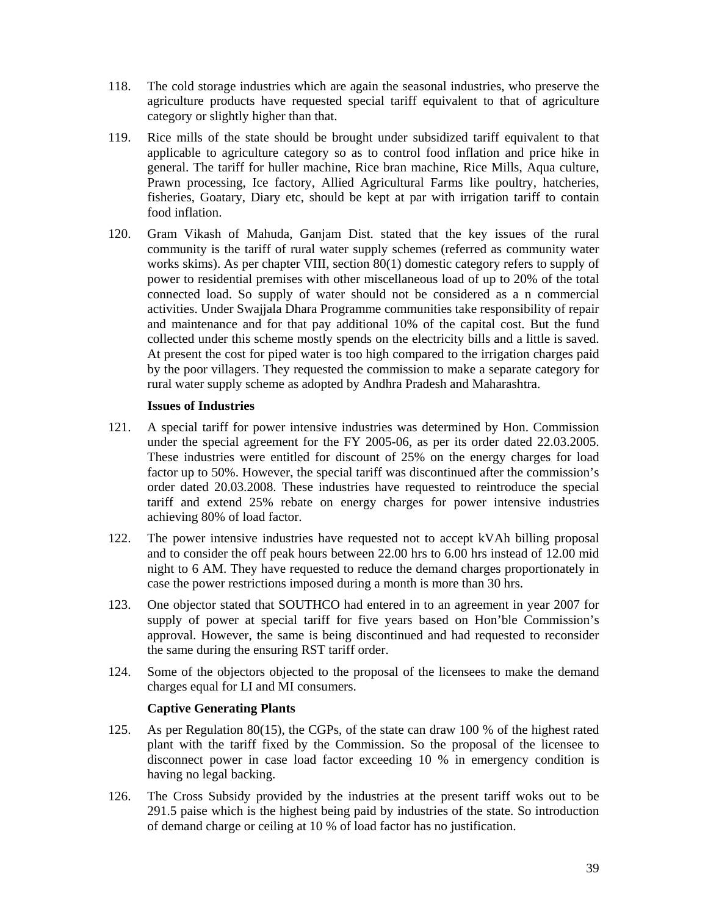118. The cold storage industries which are again the seasonal industries, who preserve the agriculture products have requested special tariff equivalent to that of agriculture category or slightly higher than that.

119. Rice mills of the state should be brought under subsidized tariff equivalent to that applicable to agriculture category so as to control food inflation and price hike in general. The tariff for huller machine, Rice bran machine, Rice Mills, Aqua culture, Prawn processing, Ice factory, Allied Agricultural Farms like poultry, hatcheries, fisheries, Goatary, Diary etc, should be kept at par with irrigation tariff to contain food inflation.

120. Gram Vikash of Mahuda, Ganjam Dist. stated that the key issues of the rural community is the tariff of rural water supply schemes (referred as community water works skims). As per chapter VIII, section 80(1) domestic category refers to supply of power to residential premises with other miscellaneous load of up to 20% of the total connected load. So supply of water should not be considered as a n commercial activities. Under Swajjala Dhara Programme communities take responsibility of repair and maintenance and for that pay additional 10% of the capital cost. But the fund collected under this scheme mostly spends on the electricity bills and a little is saved. At present the cost for piped water is too high compared to the irrigation charges paid by the poor villagers. They requested the commission to make a separate category for rural water supply scheme as adopted by Andhra Pradesh and Maharashtra.

**Issues of Industries**

121. A special tariff for power intensive industries was determined by Hon. Commission under the special agreement for the FY 2005-06, as per its order dated 22.03.2005. These industries were entitled for discount of 25% on the energy charges for load factor up to 50%. However, the special tariff was discontinued after the commission's order dated 20.03.2008. These industries have requested to reintroduce the special tariff and extend 25% rebate on energy charges for power intensive industries achieving 80% of load factor.

122. The power intensive industries have requested not to accept kVAh billing proposal and to consider the off peak hours between 22.00 hrs to 6.00 hrs instead of 12.00 mid night to 6 AM. They have requested to reduce the demand charges proportionately in case the power restrictions imposed during a month is more than 30 hrs.

123. One objector stated that SOUTHCO had entered in to an agreement in year 2007 for supply of power at special tariff for five years based on Hon'ble Commission's approval. However, the same is being discontinued and had requested to reconsider the same during the ensuring RST tariff order.

124. Some of the objectors objected to the proposal of the licensees to make the demand charges equal for LI and MI consumers.

**Captive Generating Plants**

125. As per Regulation 80(15), the CGPs, of the state can draw 100 % of the highest rated plant with the tariff fixed by the Commission. So the proposal of the licensee to disconnect power in case load factor exceeding 10 % in emergency condition is having no legal backing.

126. The Cross Subsidy provided by the industries at the present tariff woks out to be 291.5 paise which is the highest being paid by industries of the state. So introduction of demand charge or ceiling at 10 % of load factor has no justification.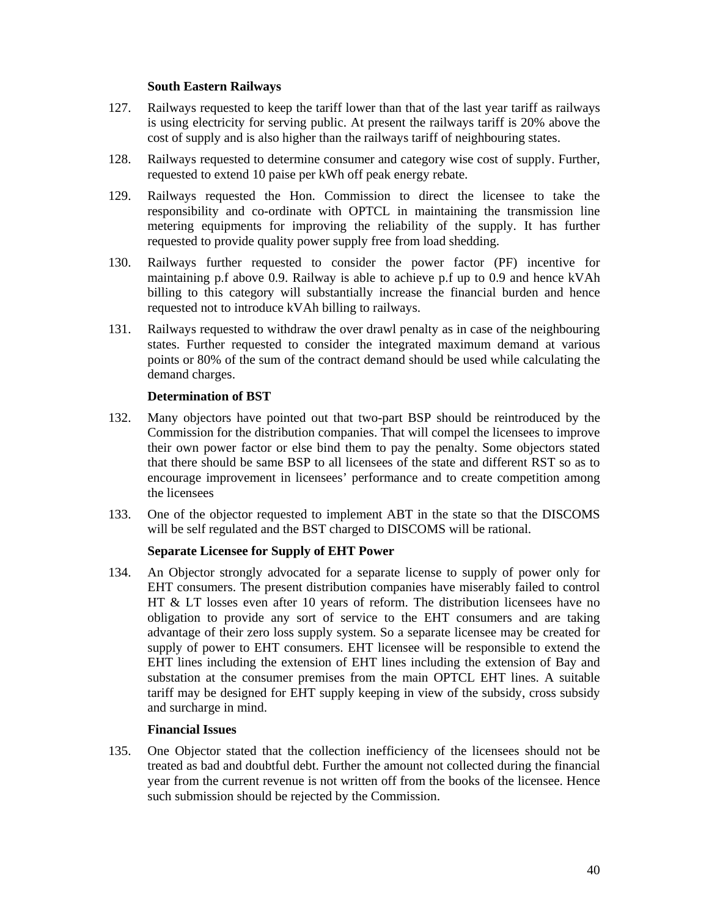**South Eastern Railways**

127. Railways requested to keep the tariff lower than that of the last year tariff as railways is using electricity for serving public. At present the railways tariff is 20% above the cost of supply and is also higher than the railways tariff of neighbouring states.

128. Railways requested to determine consumer and category wise cost of supply. Further, requested to extend 10 paise per kWh off peak energy rebate.

129. Railways requested the Hon. Commission to direct the licensee to take the responsibility and co-ordinate with OPTCL in maintaining the transmission line metering equipments for improving the reliability of the supply. It has further requested to provide quality power supply free from load shedding.

130. Railways further requested to consider the power factor (PF) incentive for maintaining p.f above 0.9. Railway is able to achieve p.f up to 0.9 and hence kVAh billing to this category will substantially increase the financial burden and hence requested not to introduce kVAh billing to railways.

131. Railways requested to withdraw the over drawl penalty as in case of the neighbouring states. Further requested to consider the integrated maximum demand at various points or 80% of the sum of the contract demand should be used while calculating the demand charges.

**Determination of BST**

132. Many objectors have pointed out that two-part BSP should be reintroduced by the Commission for the distribution companies. That will compel the licensees to improve their own power factor or else bind them to pay the penalty. Some objectors stated that there should be same BSP to all licensees of the state and different RST so as to encourage improvement in licensees' performance and to create competition among the licensees

133. One of the objector requested to implement ABT in the state so that the DISCOMS will be self regulated and the BST charged to DISCOMS will be rational.

**Separate Licensee for Supply of EHT Power**

134. An Objector strongly advocated for a separate license to supply of power only for EHT consumers. The present distribution companies have miserably failed to control HT & LT losses even after 10 years of reform. The distribution licensees have no obligation to provide any sort of service to the EHT consumers and are taking advantage of their zero loss supply system. So a separate licensee may be created for supply of power to EHT consumers. EHT licensee will be responsible to extend the EHT lines including the extension of EHT lines including the extension of Bay and substation at the consumer premises from the main OPTCL EHT lines. A suitable tariff may be designed for EHT supply keeping in view of the subsidy, cross subsidy and surcharge in mind.

**Financial Issues**

135. One Objector stated that the collection inefficiency of the licensees should not be treated as bad and doubtful debt. Further the amount not collected during the financial year from the current revenue is not written off from the books of the licensee. Hence such submission should be rejected by the Commission.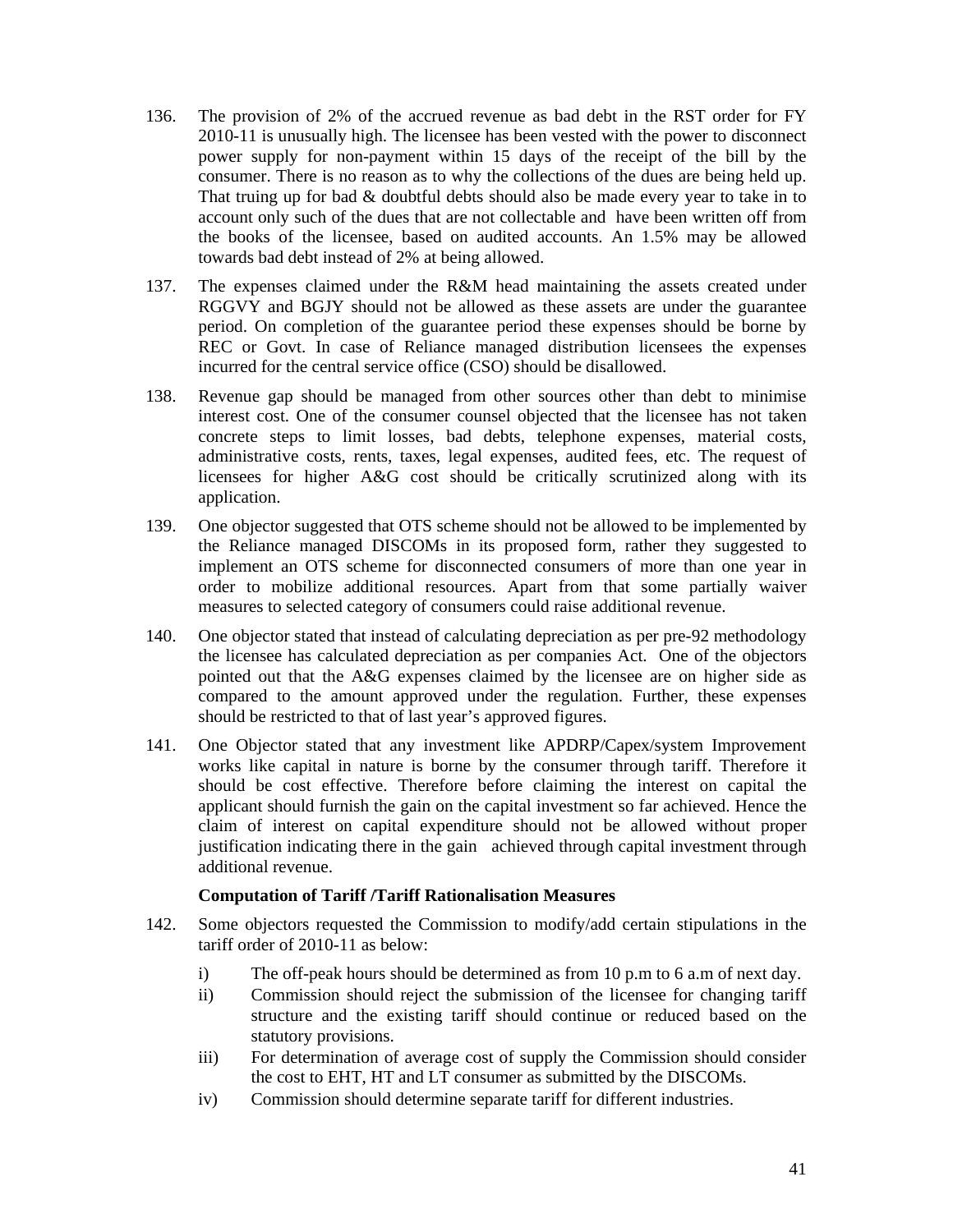136. The provision of 2% of the accrued revenue as bad debt in the RST order for FY 2010-11 is unusually high. The licensee has been vested with the power to disconnect power supply for non-payment within 15 days of the receipt of the bill by the consumer. There is no reason as to why the collections of the dues are being held up. That truing up for bad & doubtful debts should also be made every year to take in to account only such of the dues that are not collectable and have been written off from the books of the licensee, based on audited accounts. An 1.5% may be allowed towards bad debt instead of 2% at being allowed.

137. The expenses claimed under the R&M head maintaining the assets created under RGGVY and BGJY should not be allowed as these assets are under the guarantee period. On completion of the guarantee period these expenses should be borne by REC or Govt. In case of Reliance managed distribution licensees the expenses incurred for the central service office (CSO) should be disallowed.

138. Revenue gap should be managed from other sources other than debt to minimise interest cost. One of the consumer counsel objected that the licensee has not taken concrete steps to limit losses, bad debts, telephone expenses, material costs, administrative costs, rents, taxes, legal expenses, audited fees, etc. The request of licensees for higher A&G cost should be critically scrutinized along with its application.

139. One objector suggested that OTS scheme should not be allowed to be implemented by the Reliance managed DISCOMs in its proposed form, rather they suggested to implement an OTS scheme for disconnected consumers of more than one year in order to mobilize additional resources. Apart from that some partially waiver measures to selected category of consumers could raise additional revenue.

140. One objector stated that instead of calculating depreciation as per pre-92 methodology the licensee has calculated depreciation as per companies Act. One of the objectors pointed out that the A&G expenses claimed by the licensee are on higher side as compared to the amount approved under the regulation. Further, these expenses should be restricted to that of last year's approved figures.

141. One Objector stated that any investment like APDRP/Capex/system Improvement works like capital in nature is borne by the consumer through tariff. Therefore it should be cost effective. Therefore before claiming the interest on capital the applicant should furnish the gain on the capital investment so far achieved. Hence the claim of interest on capital expenditure should not be allowed without proper justification indicating there in the gain achieved through capital investment through additional revenue.

**Computation of Tariff /Tariff Rationalisation Measures**

142. Some objectors requested the Commission to modify/add certain stipulations in the tariff order of 2010-11 as below:

   i) The off-peak hours should be determined as from 10 p.m to 6 a.m of next day.
   
   ii) Commission should reject the submission of the licensee for changing tariff structure and the existing tariff should continue or reduced based on the statutory provisions.
   
   iii) For determination of average cost of supply the Commission should consider the cost to EHT, HT and LT consumer as submitted by the DISCOMs.
   
   iv) Commission should determine separate tariff for different industries.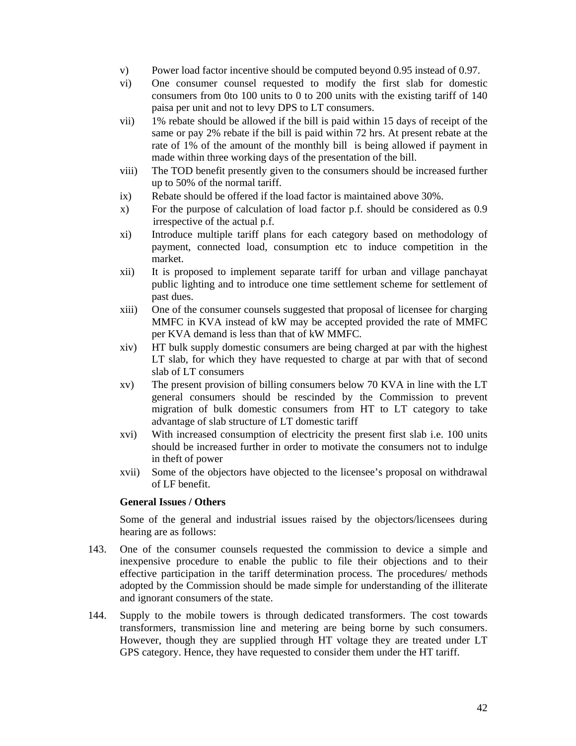v) Power load factor incentive should be computed beyond 0.95 instead of 0.97.

vi) One consumer counsel requested to modify the first slab for domestic consumers from 0to 100 units to 0 to 200 units with the existing tariff of 140 paisa per unit and not to levy DPS to LT consumers.

vii) 1% rebate should be allowed if the bill is paid within 15 days of receipt of the same or pay 2% rebate if the bill is paid within 72 hrs. At present rebate at the rate of 1% of the amount of the monthly bill is being allowed if payment in made within three working days of the presentation of the bill.

viii) The TOD benefit presently given to the consumers should be increased further up to 50% of the normal tariff.

ix) Rebate should be offered if the load factor is maintained above 30%.

x) For the purpose of calculation of load factor p.f. should be considered as 0.9 irrespective of the actual p.f.

xi) Introduce multiple tariff plans for each category based on methodology of payment, connected load, consumption etc to induce competition in the market.

xii) It is proposed to implement separate tariff for urban and village panchayat public lighting and to introduce one time settlement scheme for settlement of past dues.

xiii) One of the consumer counsels suggested that proposal of licensee for charging MMFC in KVA instead of kW may be accepted provided the rate of MMFC per KVA demand is less than that of kW MMFC.

xiv) HT bulk supply domestic consumers are being charged at par with the highest LT slab, for which they have requested to charge at par with that of second slab of LT consumers

xv) The present provision of billing consumers below 70 KVA in line with the LT general consumers should be rescinded by the Commission to prevent migration of bulk domestic consumers from HT to LT category to take advantage of slab structure of LT domestic tariff

xvi) With increased consumption of electricity the present first slab i.e. 100 units should be increased further in order to motivate the consumers not to indulge in theft of power

xvii) Some of the objectors have objected to the licensee's proposal on withdrawal of LF benefit.

**General Issues / Others**

Some of the general and industrial issues raised by the objectors/licensees during hearing are as follows:

143. One of the consumer counsels requested the commission to device a simple and inexpensive procedure to enable the public to file their objections and to their effective participation in the tariff determination process. The procedures/ methods adopted by the Commission should be made simple for understanding of the illiterate and ignorant consumers of the state.

144. Supply to the mobile towers is through dedicated transformers. The cost towards transformers, transmission line and metering are being borne by such consumers. However, though they are supplied through HT voltage they are treated under LT GPS category. Hence, they have requested to consider them under the HT tariff.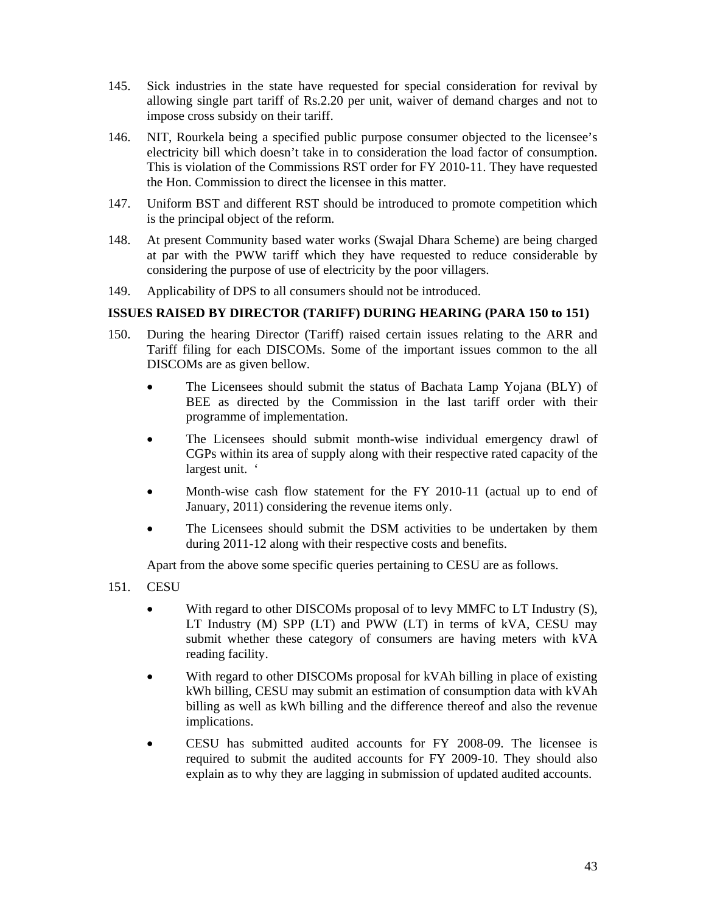145. Sick industries in the state have requested for special consideration for revival by allowing single part tariff of Rs.2.20 per unit, waiver of demand charges and not to impose cross subsidy on their tariff.

146. NIT, Rourkela being a specified public purpose consumer objected to the licensee's electricity bill which doesn't take in to consideration the load factor of consumption. This is violation of the Commissions RST order for FY 2010-11. They have requested the Hon. Commission to direct the licensee in this matter.

147. Uniform BST and different RST should be introduced to promote competition which is the principal object of the reform.

148. At present Community based water works (Swajal Dhara Scheme) are being charged at par with the PWW tariff which they have requested to reduce considerable by considering the purpose of use of electricity by the poor villagers.

149. Applicability of DPS to all consumers should not be introduced.

**ISSUES RAISED BY DIRECTOR (TARIFF) DURING HEARING (PARA 150 to 151)**

150. During the hearing Director (Tariff) raised certain issues relating to the ARR and Tariff filing for each DISCOMs. Some of the important issues common to the all DISCOMs are as given bellow.

- The Licensees should submit the status of Bachata Lamp Yojana (BLY) of BEE as directed by the Commission in the last tariff order with their programme of implementation.
- The Licensees should submit month-wise individual emergency drawl of CGPs within its area of supply along with their respective rated capacity of the largest unit. '
- Month-wise cash flow statement for the FY 2010-11 (actual up to end of January, 2011) considering the revenue items only.
- The Licensees should submit the DSM activities to be undertaken by them during 2011-12 along with their respective costs and benefits.

Apart from the above some specific queries pertaining to CESU are as follows.

151. CESU

- With regard to other DISCOMs proposal of to levy MMFC to LT Industry (S), LT Industry (M) SPP (LT) and PWW (LT) in terms of kVA, CESU may submit whether these category of consumers are having meters with kVA reading facility.
- With regard to other DISCOMs proposal for kVAh billing in place of existing kWh billing, CESU may submit an estimation of consumption data with kVAh billing as well as kWh billing and the difference thereof and also the revenue implications.
- CESU has submitted audited accounts for FY 2008-09. The licensee is required to submit the audited accounts for FY 2009-10. They should also explain as to why they are lagging in submission of updated audited accounts.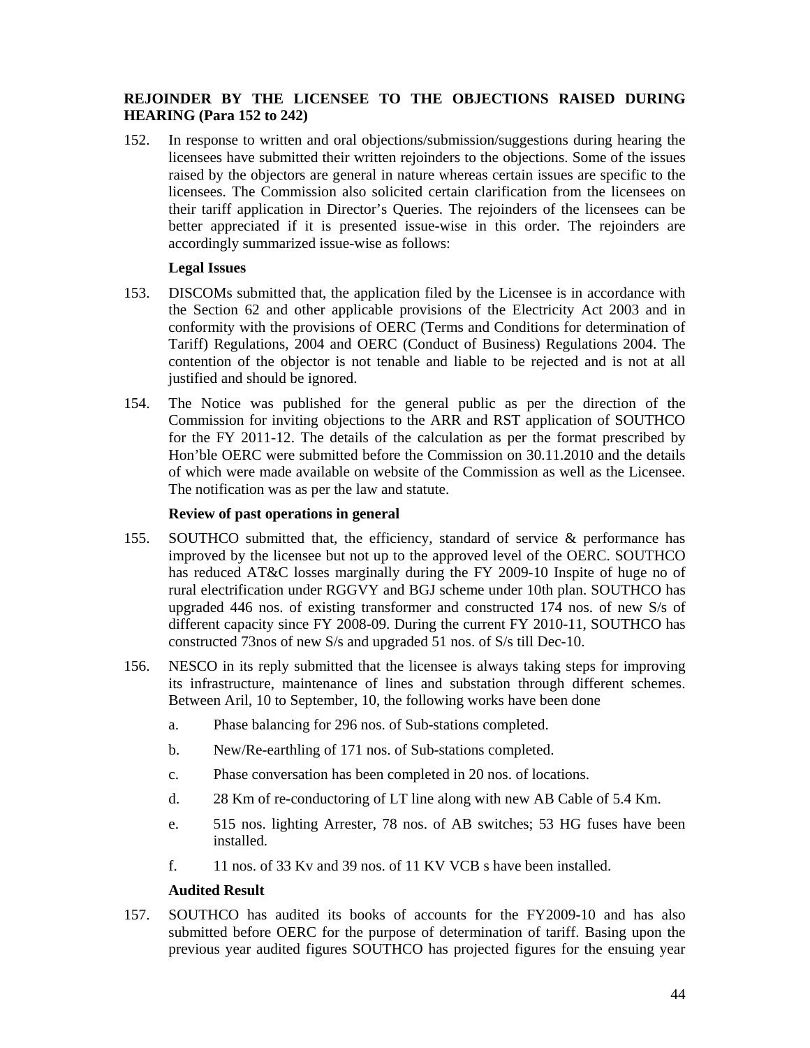**REJOINDER BY THE LICENSEE TO THE OBJECTIONS RAISED DURING HEARING (Para 152 to 242)**

152. In response to written and oral objections/submission/suggestions during hearing the licensees have submitted their written rejoinders to the objections. Some of the issues raised by the objectors are general in nature whereas certain issues are specific to the licensees. The Commission also solicited certain clarification from the licensees on their tariff application in Director's Queries. The rejoinders of the licensees can be better appreciated if it is presented issue-wise in this order. The rejoinders are accordingly summarized issue-wise as follows:

**Legal Issues**

153. DISCOMs submitted that, the application filed by the Licensee is in accordance with the Section 62 and other applicable provisions of the Electricity Act 2003 and in conformity with the provisions of OERC (Terms and Conditions for determination of Tariff) Regulations, 2004 and OERC (Conduct of Business) Regulations 2004. The contention of the objector is not tenable and liable to be rejected and is not at all justified and should be ignored.

154. The Notice was published for the general public as per the direction of the Commission for inviting objections to the ARR and RST application of SOUTHCO for the FY 2011-12. The details of the calculation as per the format prescribed by Hon'ble OERC were submitted before the Commission on 30.11.2010 and the details of which were made available on website of the Commission as well as the Licensee. The notification was as per the law and statute.

**Review of past operations in general**

155. SOUTHCO submitted that, the efficiency, standard of service & performance has improved by the licensee but not up to the approved level of the OERC. SOUTHCO has reduced AT&C losses marginally during the FY 2009-10 Inspite of huge no of rural electrification under RGGVY and BGJ scheme under 10th plan. SOUTHCO has upgraded 446 nos. of existing transformer and constructed 174 nos. of new S/s of different capacity since FY 2008-09. During the current FY 2010-11, SOUTHCO has constructed 73nos of new S/s and upgraded 51 nos. of S/s till Dec-10.

156. NESCO in its reply submitted that the licensee is always taking steps for improving its infrastructure, maintenance of lines and substation through different schemes. Between Aril, 10 to September, 10, the following works have been done

    a. Phase balancing for 296 nos. of Sub-stations completed.

    b. New/Re-earthling of 171 nos. of Sub-stations completed.

    c. Phase conversation has been completed in 20 nos. of locations.

    d. 28 Km of re-conductoring of LT line along with new AB Cable of 5.4 Km.

    e. 515 nos. lighting Arrester, 78 nos. of AB switches; 53 HG fuses have been installed.

    f. 11 nos. of 33 Kv and 39 nos. of 11 KV VCB s have been installed.

**Audited Result**

157. SOUTHCO has audited its books of accounts for the FY2009-10 and has also submitted before OERC for the purpose of determination of tariff. Basing upon the previous year audited figures SOUTHCO has projected figures for the ensuing year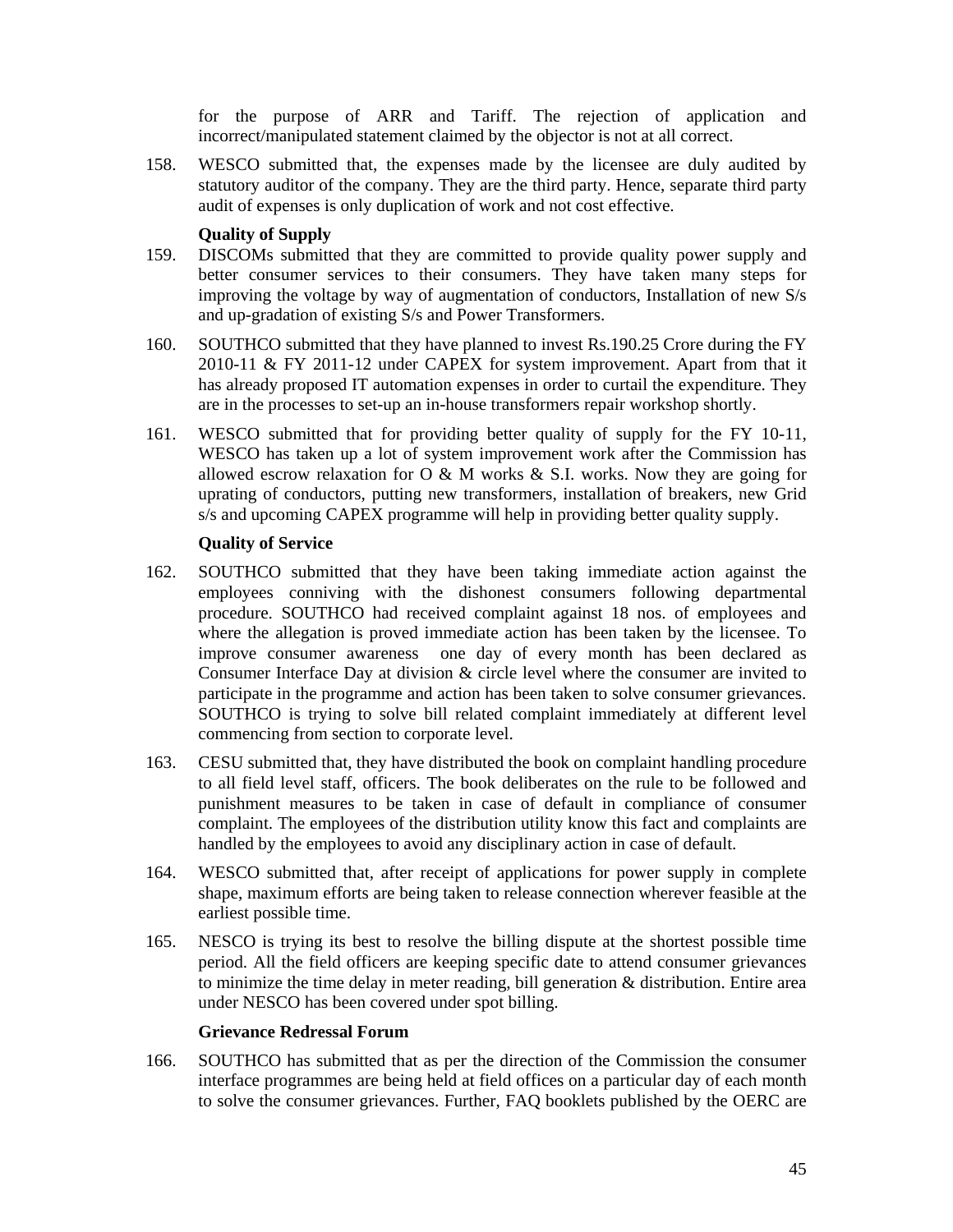for the purpose of ARR and Tariff. The rejection of application and incorrect/manipulated statement claimed by the objector is not at all correct.

158. WESCO submitted that, the expenses made by the licensee are duly audited by statutory auditor of the company. They are the third party. Hence, separate third party audit of expenses is only duplication of work and not cost effective.

**Quality of Supply**

159. DISCOMs submitted that they are committed to provide quality power supply and better consumer services to their consumers. They have taken many steps for improving the voltage by way of augmentation of conductors, Installation of new S/s and up-gradation of existing S/s and Power Transformers.

160. SOUTHCO submitted that they have planned to invest Rs.190.25 Crore during the FY 2010-11 & FY 2011-12 under CAPEX for system improvement. Apart from that it has already proposed IT automation expenses in order to curtail the expenditure. They are in the processes to set-up an in-house transformers repair workshop shortly.

161. WESCO submitted that for providing better quality of supply for the FY 10-11, WESCO has taken up a lot of system improvement work after the Commission has allowed escrow relaxation for O & M works & S.I. works. Now they are going for uprating of conductors, putting new transformers, installation of breakers, new Grid s/s and upcoming CAPEX programme will help in providing better quality supply.

**Quality of Service**

162. SOUTHCO submitted that they have been taking immediate action against the employees conniving with the dishonest consumers following departmental procedure. SOUTHCO had received complaint against 18 nos. of employees and where the allegation is proved immediate action has been taken by the licensee. To improve consumer awareness one day of every month has been declared as Consumer Interface Day at division & circle level where the consumer are invited to participate in the programme and action has been taken to solve consumer grievances. SOUTHCO is trying to solve bill related complaint immediately at different level commencing from section to corporate level.

163. CESU submitted that, they have distributed the book on complaint handling procedure to all field level staff, officers. The book deliberates on the rule to be followed and punishment measures to be taken in case of default in compliance of consumer complaint. The employees of the distribution utility know this fact and complaints are handled by the employees to avoid any disciplinary action in case of default.

164. WESCO submitted that, after receipt of applications for power supply in complete shape, maximum efforts are being taken to release connection wherever feasible at the earliest possible time.

165. NESCO is trying its best to resolve the billing dispute at the shortest possible time period. All the field officers are keeping specific date to attend consumer grievances to minimize the time delay in meter reading, bill generation & distribution. Entire area under NESCO has been covered under spot billing.

**Grievance Redressal Forum**

166. SOUTHCO has submitted that as per the direction of the Commission the consumer interface programmes are being held at field offices on a particular day of each month to solve the consumer grievances. Further, FAQ booklets published by the OERC are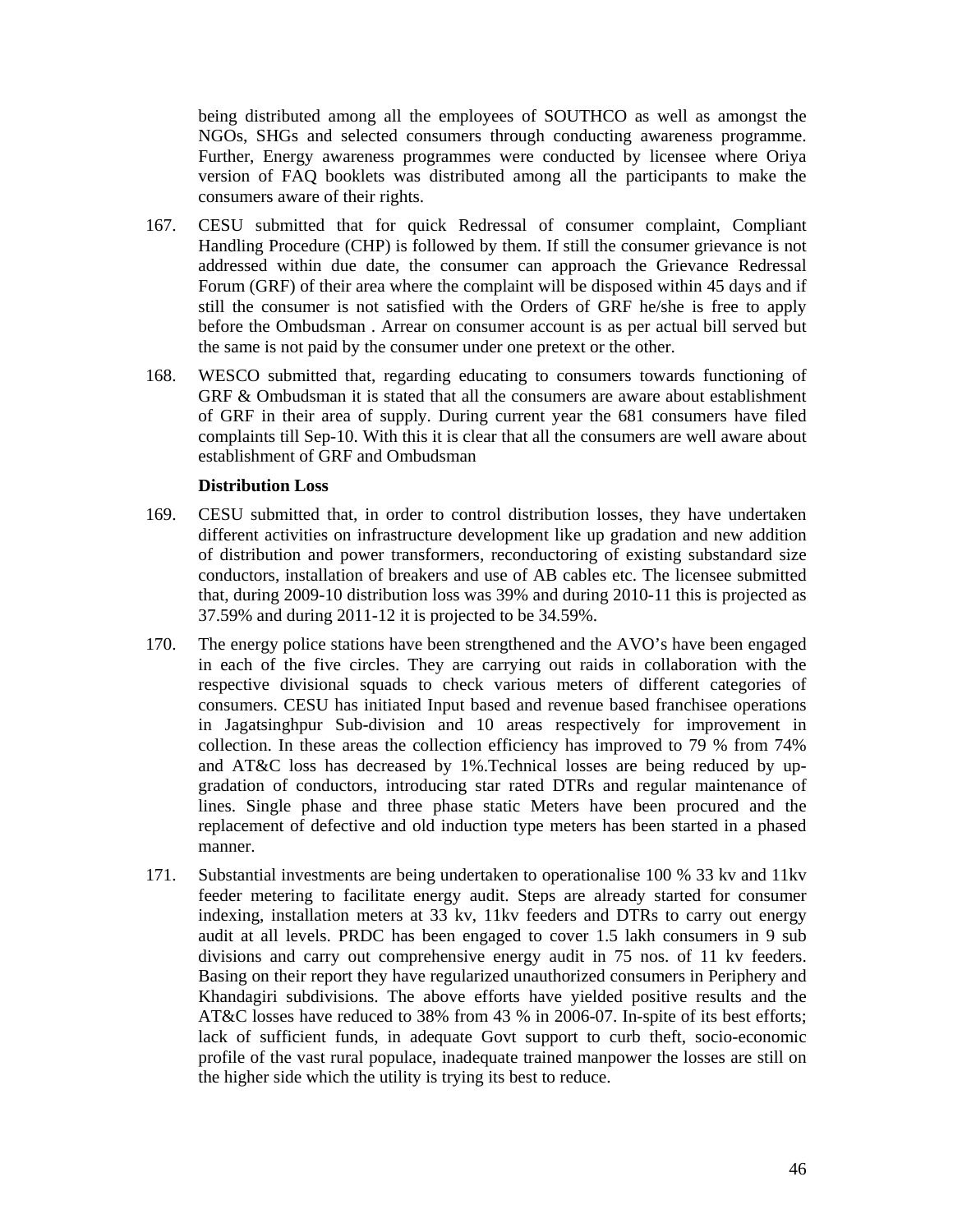being distributed among all the employees of SOUTHCO as well as amongst the NGOs, SHGs and selected consumers through conducting awareness programme. Further, Energy awareness programmes were conducted by licensee where Oriya version of FAQ booklets was distributed among all the participants to make the consumers aware of their rights.

167. CESU submitted that for quick Redressal of consumer complaint, Compliant Handling Procedure (CHP) is followed by them. If still the consumer grievance is not addressed within due date, the consumer can approach the Grievance Redressal Forum (GRF) of their area where the complaint will be disposed within 45 days and if still the consumer is not satisfied with the Orders of GRF he/she is free to apply before the Ombudsman . Arrear on consumer account is as per actual bill served but the same is not paid by the consumer under one pretext or the other.

168. WESCO submitted that, regarding educating to consumers towards functioning of GRF & Ombudsman it is stated that all the consumers are aware about establishment of GRF in their area of supply. During current year the 681 consumers have filed complaints till Sep-10. With this it is clear that all the consumers are well aware about establishment of GRF and Ombudsman

**Distribution Loss**

169. CESU submitted that, in order to control distribution losses, they have undertaken different activities on infrastructure development like up gradation and new addition of distribution and power transformers, reconductoring of existing substandard size conductors, installation of breakers and use of AB cables etc. The licensee submitted that, during 2009-10 distribution loss was 39% and during 2010-11 this is projected as 37.59% and during 2011-12 it is projected to be 34.59%.

170. The energy police stations have been strengthened and the AVO's have been engaged in each of the five circles. They are carrying out raids in collaboration with the respective divisional squads to check various meters of different categories of consumers. CESU has initiated Input based and revenue based franchisee operations in Jagatsinghpur Sub-division and 10 areas respectively for improvement in collection. In these areas the collection efficiency has improved to 79 % from 74% and AT&C loss has decreased by 1%.Technical losses are being reduced by up-gradation of conductors, introducing star rated DTRs and regular maintenance of lines. Single phase and three phase static Meters have been procured and the replacement of defective and old induction type meters has been started in a phased manner.

171. Substantial investments are being undertaken to operationalise 100 % 33 kv and 11kv feeder metering to facilitate energy audit. Steps are already started for consumer indexing, installation meters at 33 kv, 11kv feeders and DTRs to carry out energy audit at all levels. PRDC has been engaged to cover 1.5 lakh consumers in 9 sub divisions and carry out comprehensive energy audit in 75 nos. of 11 kv feeders. Basing on their report they have regularized unauthorized consumers in Periphery and Khandagiri subdivisions. The above efforts have yielded positive results and the AT&C losses have reduced to 38% from 43 % in 2006-07. In-spite of its best efforts; lack of sufficient funds, in adequate Govt support to curb theft, socio-economic profile of the vast rural populace, inadequate trained manpower the losses are still on the higher side which the utility is trying its best to reduce.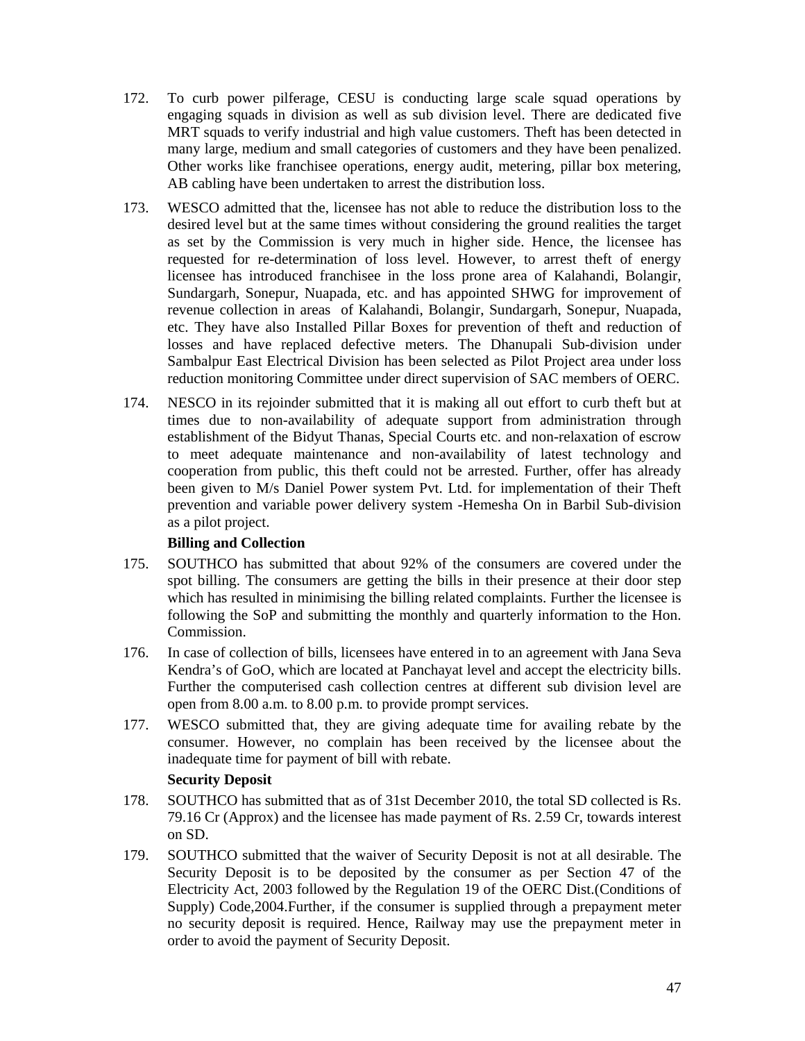172. To curb power pilferage, CESU is conducting large scale squad operations by engaging squads in division as well as sub division level. There are dedicated five MRT squads to verify industrial and high value customers. Theft has been detected in many large, medium and small categories of customers and they have been penalized. Other works like franchisee operations, energy audit, metering, pillar box metering, AB cabling have been undertaken to arrest the distribution loss.

173. WESCO admitted that the, licensee has not able to reduce the distribution loss to the desired level but at the same times without considering the ground realities the target as set by the Commission is very much in higher side. Hence, the licensee has requested for re-determination of loss level. However, to arrest theft of energy licensee has introduced franchisee in the loss prone area of Kalahandi, Bolangir, Sundargarh, Sonepur, Nuapada, etc. and has appointed SHWG for improvement of revenue collection in areas of Kalahandi, Bolangir, Sundargarh, Sonepur, Nuapada, etc. They have also Installed Pillar Boxes for prevention of theft and reduction of losses and have replaced defective meters. The Dhanupali Sub-division under Sambalpur East Electrical Division has been selected as Pilot Project area under loss reduction monitoring Committee under direct supervision of SAC members of OERC.

174. NESCO in its rejoinder submitted that it is making all out effort to curb theft but at times due to non-availability of adequate support from administration through establishment of the Bidyut Thanas, Special Courts etc. and non-relaxation of escrow to meet adequate maintenance and non-availability of latest technology and cooperation from public, this theft could not be arrested. Further, offer has already been given to M/s Daniel Power system Pvt. Ltd. for implementation of their Theft prevention and variable power delivery system -Hemesha On in Barbil Sub-division as a pilot project.

**Billing and Collection**

175. SOUTHCO has submitted that about 92% of the consumers are covered under the spot billing. The consumers are getting the bills in their presence at their door step which has resulted in minimising the billing related complaints. Further the licensee is following the SoP and submitting the monthly and quarterly information to the Hon. Commission.

176. In case of collection of bills, licensees have entered in to an agreement with Jana Seva Kendra's of GoO, which are located at Panchayat level and accept the electricity bills. Further the computerised cash collection centres at different sub division level are open from 8.00 a.m. to 8.00 p.m. to provide prompt services.

177. WESCO submitted that, they are giving adequate time for availing rebate by the consumer. However, no complain has been received by the licensee about the inadequate time for payment of bill with rebate.

**Security Deposit**

178. SOUTHCO has submitted that as of 31st December 2010, the total SD collected is Rs. 79.16 Cr (Approx) and the licensee has made payment of Rs. 2.59 Cr, towards interest on SD.

179. SOUTHCO submitted that the waiver of Security Deposit is not at all desirable. The Security Deposit is to be deposited by the consumer as per Section 47 of the Electricity Act, 2003 followed by the Regulation 19 of the OERC Dist.(Conditions of Supply) Code,2004.Further, if the consumer is supplied through a prepayment meter no security deposit is required. Hence, Railway may use the prepayment meter in order to avoid the payment of Security Deposit.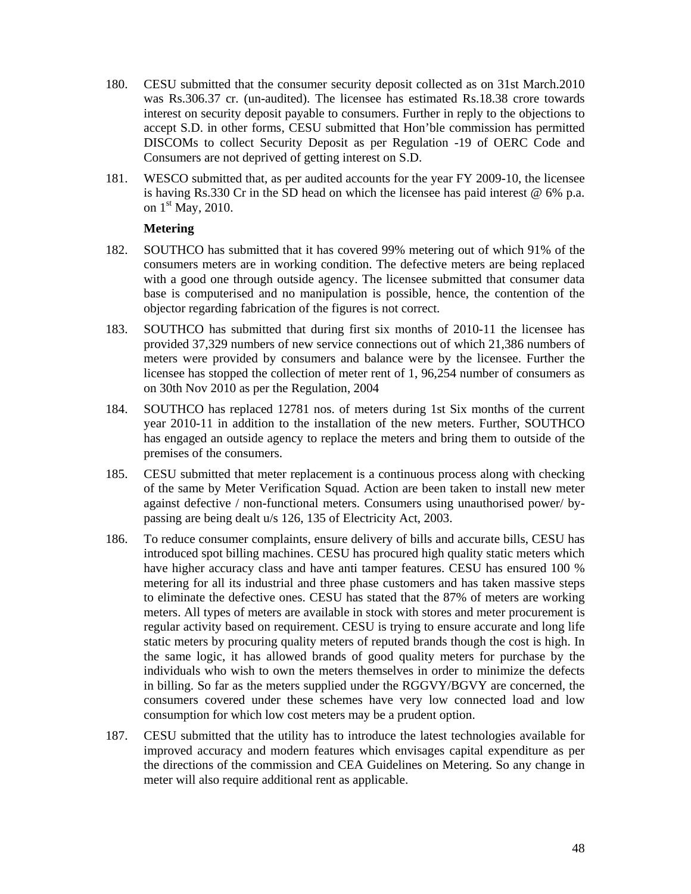180. CESU submitted that the consumer security deposit collected as on 31st March.2010 was Rs.306.37 cr. (un-audited). The licensee has estimated Rs.18.38 crore towards interest on security deposit payable to consumers. Further in reply to the objections to accept S.D. in other forms, CESU submitted that Hon'ble commission has permitted DISCOMs to collect Security Deposit as per Regulation -19 of OERC Code and Consumers are not deprived of getting interest on S.D.

181. WESCO submitted that, as per audited accounts for the year FY 2009-10, the licensee is having Rs.330 Cr in the SD head on which the licensee has paid interest @ 6% p.a. on 1st May, 2010.

**Metering**

182. SOUTHCO has submitted that it has covered 99% metering out of which 91% of the consumers meters are in working condition. The defective meters are being replaced with a good one through outside agency. The licensee submitted that consumer data base is computerised and no manipulation is possible, hence, the contention of the objector regarding fabrication of the figures is not correct.

183. SOUTHCO has submitted that during first six months of 2010-11 the licensee has provided 37,329 numbers of new service connections out of which 21,386 numbers of meters were provided by consumers and balance were by the licensee. Further the licensee has stopped the collection of meter rent of 1, 96,254 number of consumers as on 30th Nov 2010 as per the Regulation, 2004

184. SOUTHCO has replaced 12781 nos. of meters during 1st Six months of the current year 2010-11 in addition to the installation of the new meters. Further, SOUTHCO has engaged an outside agency to replace the meters and bring them to outside of the premises of the consumers.

185. CESU submitted that meter replacement is a continuous process along with checking of the same by Meter Verification Squad. Action are been taken to install new meter against defective / non-functional meters. Consumers using unauthorised power/ by-passing are being dealt u/s 126, 135 of Electricity Act, 2003.

186. To reduce consumer complaints, ensure delivery of bills and accurate bills, CESU has introduced spot billing machines. CESU has procured high quality static meters which have higher accuracy class and have anti tamper features. CESU has ensured 100 % metering for all its industrial and three phase customers and has taken massive steps to eliminate the defective ones. CESU has stated that the 87% of meters are working meters. All types of meters are available in stock with stores and meter procurement is regular activity based on requirement. CESU is trying to ensure accurate and long life static meters by procuring quality meters of reputed brands though the cost is high. In the same logic, it has allowed brands of good quality meters for purchase by the individuals who wish to own the meters themselves in order to minimize the defects in billing. So far as the meters supplied under the RGGVY/BGVY are concerned, the consumers covered under these schemes have very low connected load and low consumption for which low cost meters may be a prudent option.

187. CESU submitted that the utility has to introduce the latest technologies available for improved accuracy and modern features which envisages capital expenditure as per the directions of the commission and CEA Guidelines on Metering. So any change in meter will also require additional rent as applicable.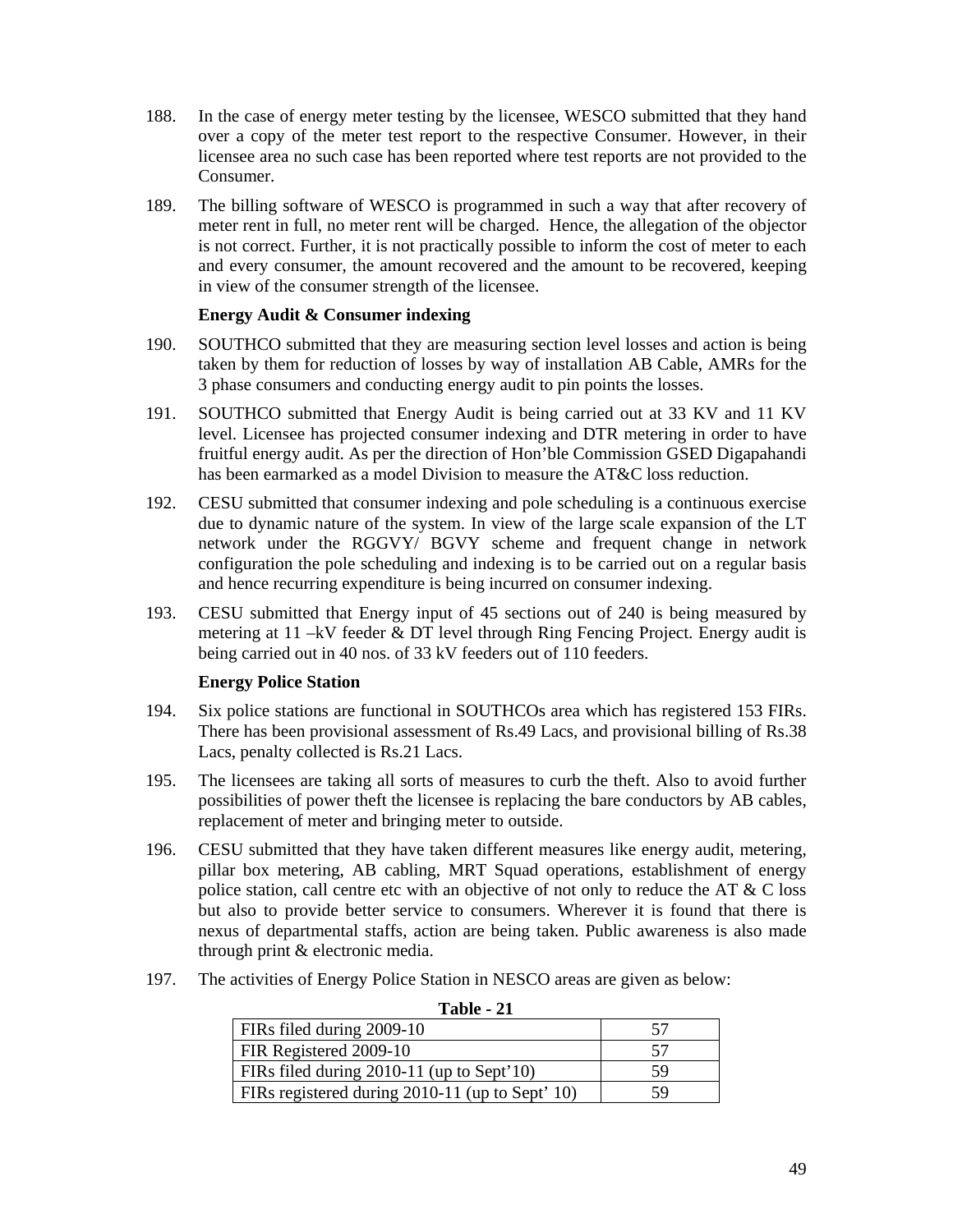188. In the case of energy meter testing by the licensee, WESCO submitted that they hand over a copy of the meter test report to the respective Consumer. However, in their licensee area no such case has been reported where test reports are not provided to the Consumer.

189. The billing software of WESCO is programmed in such a way that after recovery of meter rent in full, no meter rent will be charged. Hence, the allegation of the objector is not correct. Further, it is not practically possible to inform the cost of meter to each and every consumer, the amount recovered and the amount to be recovered, keeping in view of the consumer strength of the licensee.

**Energy Audit & Consumer indexing**

190. SOUTHCO submitted that they are measuring section level losses and action is being taken by them for reduction of losses by way of installation AB Cable, AMRs for the 3 phase consumers and conducting energy audit to pin points the losses.

191. SOUTHCO submitted that Energy Audit is being carried out at 33 KV and 11 KV level. Licensee has projected consumer indexing and DTR metering in order to have fruitful energy audit. As per the direction of Hon'ble Commission GSED Digapahandi has been earmarked as a model Division to measure the AT&C loss reduction.

192. CESU submitted that consumer indexing and pole scheduling is a continuous exercise due to dynamic nature of the system. In view of the large scale expansion of the LT network under the RGGVY/ BGVY scheme and frequent change in network configuration the pole scheduling and indexing is to be carried out on a regular basis and hence recurring expenditure is being incurred on consumer indexing.

193. CESU submitted that Energy input of 45 sections out of 240 is being measured by metering at 11 –kV feeder & DT level through Ring Fencing Project. Energy audit is being carried out in 40 nos. of 33 kV feeders out of 110 feeders.

**Energy Police Station**

194. Six police stations are functional in SOUTHCOs area which has registered 153 FIRs. There has been provisional assessment of Rs.49 Lacs, and provisional billing of Rs.38 Lacs, penalty collected is Rs.21 Lacs.

195. The licensees are taking all sorts of measures to curb the theft. Also to avoid further possibilities of power theft the licensee is replacing the bare conductors by AB cables, replacement of meter and bringing meter to outside.

196. CESU submitted that they have taken different measures like energy audit, metering, pillar box metering, AB cabling, MRT Squad operations, establishment of energy police station, call centre etc with an objective of not only to reduce the AT & C loss but also to provide better service to consumers. Wherever it is found that there is nexus of departmental staffs, action are being taken. Public awareness is also made through print & electronic media.

197. The activities of Energy Police Station in NESCO areas are given as below:

**Table - 21**

| | |
|---|---|
| FIRs filed during 2009-10 | 57 |
| FIR Registered 2009-10 | 57 |
| FIRs filed during 2010-11 (up to Sept'10) | 59 |
| FIRs registered during 2010-11 (up to Sept' 10) | 59 |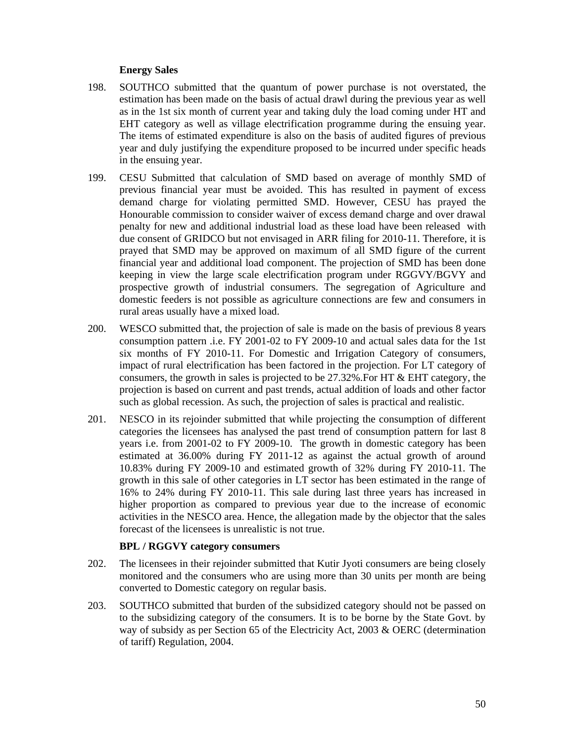**Energy Sales**

198. SOUTHCO submitted that the quantum of power purchase is not overstated, the estimation has been made on the basis of actual drawl during the previous year as well as in the 1st six month of current year and taking duly the load coming under HT and EHT category as well as village electrification programme during the ensuing year. The items of estimated expenditure is also on the basis of audited figures of previous year and duly justifying the expenditure proposed to be incurred under specific heads in the ensuing year.

199. CESU Submitted that calculation of SMD based on average of monthly SMD of previous financial year must be avoided. This has resulted in payment of excess demand charge for violating permitted SMD. However, CESU has prayed the Honourable commission to consider waiver of excess demand charge and over drawal penalty for new and additional industrial load as these load have been released with due consent of GRIDCO but not envisaged in ARR filing for 2010-11. Therefore, it is prayed that SMD may be approved on maximum of all SMD figure of the current financial year and additional load component. The projection of SMD has been done keeping in view the large scale electrification program under RGGVY/BGVY and prospective growth of industrial consumers. The segregation of Agriculture and domestic feeders is not possible as agriculture connections are few and consumers in rural areas usually have a mixed load.

200. WESCO submitted that, the projection of sale is made on the basis of previous 8 years consumption pattern .i.e. FY 2001-02 to FY 2009-10 and actual sales data for the 1st six months of FY 2010-11. For Domestic and Irrigation Category of consumers, impact of rural electrification has been factored in the projection. For LT category of consumers, the growth in sales is projected to be 27.32%.For HT & EHT category, the projection is based on current and past trends, actual addition of loads and other factor such as global recession. As such, the projection of sales is practical and realistic.

201. NESCO in its rejoinder submitted that while projecting the consumption of different categories the licensees has analysed the past trend of consumption pattern for last 8 years i.e. from 2001-02 to FY 2009-10. The growth in domestic category has been estimated at 36.00% during FY 2011-12 as against the actual growth of around 10.83% during FY 2009-10 and estimated growth of 32% during FY 2010-11. The growth in this sale of other categories in LT sector has been estimated in the range of 16% to 24% during FY 2010-11. This sale during last three years has increased in higher proportion as compared to previous year due to the increase of economic activities in the NESCO area. Hence, the allegation made by the objector that the sales forecast of the licensees is unrealistic is not true.

**BPL / RGGVY category consumers**

202. The licensees in their rejoinder submitted that Kutir Jyoti consumers are being closely monitored and the consumers who are using more than 30 units per month are being converted to Domestic category on regular basis.

203. SOUTHCO submitted that burden of the subsidized category should not be passed on to the subsidizing category of the consumers. It is to be borne by the State Govt. by way of subsidy as per Section 65 of the Electricity Act, 2003 & OERC (determination of tariff) Regulation, 2004.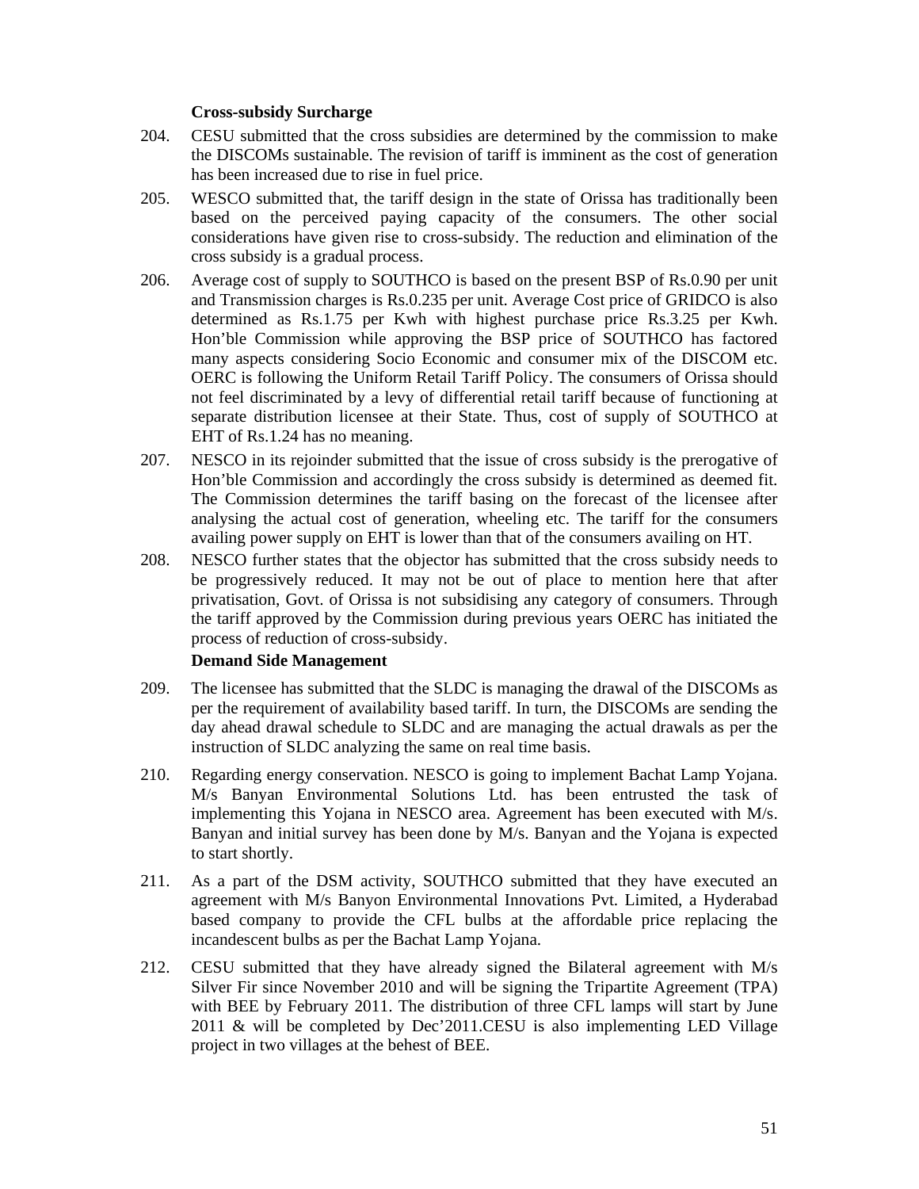**Cross-subsidy Surcharge**

204. CESU submitted that the cross subsidies are determined by the commission to make the DISCOMs sustainable. The revision of tariff is imminent as the cost of generation has been increased due to rise in fuel price.

205. WESCO submitted that, the tariff design in the state of Orissa has traditionally been based on the perceived paying capacity of the consumers. The other social considerations have given rise to cross-subsidy. The reduction and elimination of the cross subsidy is a gradual process.

206. Average cost of supply to SOUTHCO is based on the present BSP of Rs.0.90 per unit and Transmission charges is Rs.0.235 per unit. Average Cost price of GRIDCO is also determined as Rs.1.75 per Kwh with highest purchase price Rs.3.25 per Kwh. Hon'ble Commission while approving the BSP price of SOUTHCO has factored many aspects considering Socio Economic and consumer mix of the DISCOM etc. OERC is following the Uniform Retail Tariff Policy. The consumers of Orissa should not feel discriminated by a levy of differential retail tariff because of functioning at separate distribution licensee at their State. Thus, cost of supply of SOUTHCO at EHT of Rs.1.24 has no meaning.

207. NESCO in its rejoinder submitted that the issue of cross subsidy is the prerogative of Hon'ble Commission and accordingly the cross subsidy is determined as deemed fit. The Commission determines the tariff basing on the forecast of the licensee after analysing the actual cost of generation, wheeling etc. The tariff for the consumers availing power supply on EHT is lower than that of the consumers availing on HT.

208. NESCO further states that the objector has submitted that the cross subsidy needs to be progressively reduced. It may not be out of place to mention here that after privatisation, Govt. of Orissa is not subsidising any category of consumers. Through the tariff approved by the Commission during previous years OERC has initiated the process of reduction of cross-subsidy.

**Demand Side Management**

209. The licensee has submitted that the SLDC is managing the drawal of the DISCOMs as per the requirement of availability based tariff. In turn, the DISCOMs are sending the day ahead drawal schedule to SLDC and are managing the actual drawals as per the instruction of SLDC analyzing the same on real time basis.

210. Regarding energy conservation. NESCO is going to implement Bachat Lamp Yojana. M/s Banyan Environmental Solutions Ltd. has been entrusted the task of implementing this Yojana in NESCO area. Agreement has been executed with M/s. Banyan and initial survey has been done by M/s. Banyan and the Yojana is expected to start shortly.

211. As a part of the DSM activity, SOUTHCO submitted that they have executed an agreement with M/s Banyon Environmental Innovations Pvt. Limited, a Hyderabad based company to provide the CFL bulbs at the affordable price replacing the incandescent bulbs as per the Bachat Lamp Yojana.

212. CESU submitted that they have already signed the Bilateral agreement with M/s Silver Fir since November 2010 and will be signing the Tripartite Agreement (TPA) with BEE by February 2011. The distribution of three CFL lamps will start by June 2011 & will be completed by Dec'2011.CESU is also implementing LED Village project in two villages at the behest of BEE.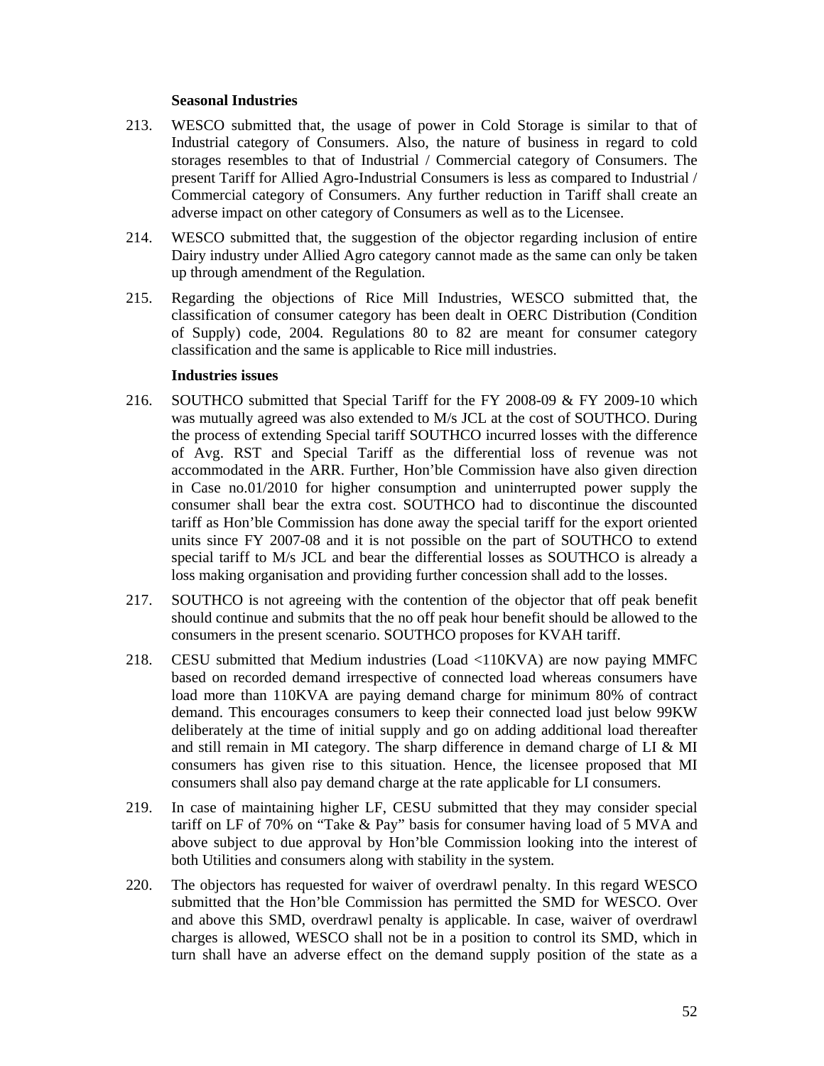**Seasonal Industries**

213. WESCO submitted that, the usage of power in Cold Storage is similar to that of Industrial category of Consumers. Also, the nature of business in regard to cold storages resembles to that of Industrial / Commercial category of Consumers. The present Tariff for Allied Agro-Industrial Consumers is less as compared to Industrial / Commercial category of Consumers. Any further reduction in Tariff shall create an adverse impact on other category of Consumers as well as to the Licensee.

214. WESCO submitted that, the suggestion of the objector regarding inclusion of entire Dairy industry under Allied Agro category cannot made as the same can only be taken up through amendment of the Regulation.

215. Regarding the objections of Rice Mill Industries, WESCO submitted that, the classification of consumer category has been dealt in OERC Distribution (Condition of Supply) code, 2004. Regulations 80 to 82 are meant for consumer category classification and the same is applicable to Rice mill industries.

**Industries issues**

216. SOUTHCO submitted that Special Tariff for the FY 2008-09 & FY 2009-10 which was mutually agreed was also extended to M/s JCL at the cost of SOUTHCO. During the process of extending Special tariff SOUTHCO incurred losses with the difference of Avg. RST and Special Tariff as the differential loss of revenue was not accommodated in the ARR. Further, Hon'ble Commission have also given direction in Case no.01/2010 for higher consumption and uninterrupted power supply the consumer shall bear the extra cost. SOUTHCO had to discontinue the discounted tariff as Hon'ble Commission has done away the special tariff for the export oriented units since FY 2007-08 and it is not possible on the part of SOUTHCO to extend special tariff to M/s JCL and bear the differential losses as SOUTHCO is already a loss making organisation and providing further concession shall add to the losses.

217. SOUTHCO is not agreeing with the contention of the objector that off peak benefit should continue and submits that the no off peak hour benefit should be allowed to the consumers in the present scenario. SOUTHCO proposes for KVAH tariff.

218. CESU submitted that Medium industries (Load <110KVA) are now paying MMFC based on recorded demand irrespective of connected load whereas consumers have load more than 110KVA are paying demand charge for minimum 80% of contract demand. This encourages consumers to keep their connected load just below 99KW deliberately at the time of initial supply and go on adding additional load thereafter and still remain in MI category. The sharp difference in demand charge of LI & MI consumers has given rise to this situation. Hence, the licensee proposed that MI consumers shall also pay demand charge at the rate applicable for LI consumers.

219. In case of maintaining higher LF, CESU submitted that they may consider special tariff on LF of 70% on "Take & Pay" basis for consumer having load of 5 MVA and above subject to due approval by Hon'ble Commission looking into the interest of both Utilities and consumers along with stability in the system.

220. The objectors has requested for waiver of overdrawl penalty. In this regard WESCO submitted that the Hon'ble Commission has permitted the SMD for WESCO. Over and above this SMD, overdrawl penalty is applicable. In case, waiver of overdrawl charges is allowed, WESCO shall not be in a position to control its SMD, which in turn shall have an adverse effect on the demand supply position of the state as a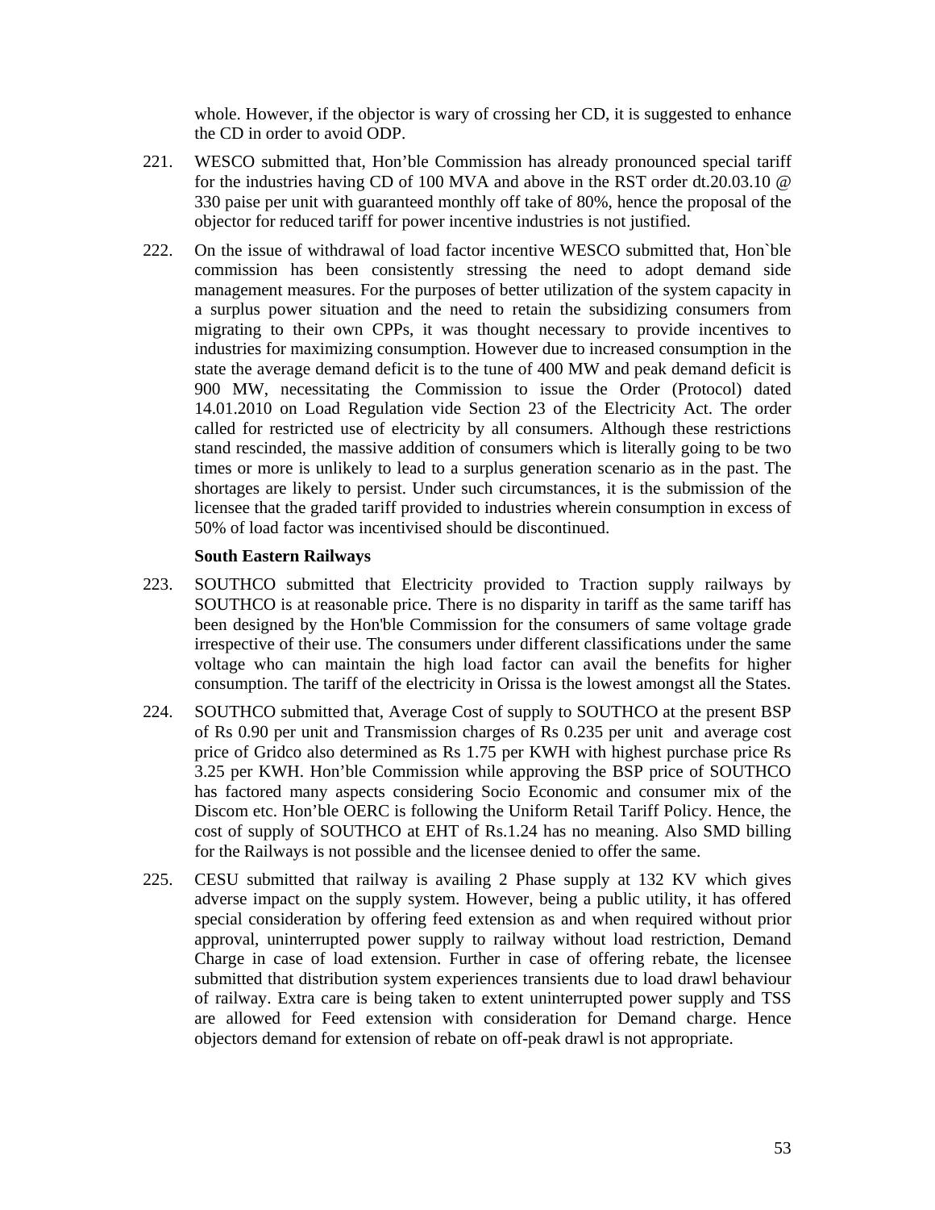whole. However, if the objector is wary of crossing her CD, it is suggested to enhance the CD in order to avoid ODP.

221. WESCO submitted that, Hon'ble Commission has already pronounced special tariff for the industries having CD of 100 MVA and above in the RST order dt.20.03.10 @ 330 paise per unit with guaranteed monthly off take of 80%, hence the proposal of the objector for reduced tariff for power incentive industries is not justified.

222. On the issue of withdrawal of load factor incentive WESCO submitted that, Hon`ble commission has been consistently stressing the need to adopt demand side management measures. For the purposes of better utilization of the system capacity in a surplus power situation and the need to retain the subsidizing consumers from migrating to their own CPPs, it was thought necessary to provide incentives to industries for maximizing consumption. However due to increased consumption in the state the average demand deficit is to the tune of 400 MW and peak demand deficit is 900 MW, necessitating the Commission to issue the Order (Protocol) dated 14.01.2010 on Load Regulation vide Section 23 of the Electricity Act. The order called for restricted use of electricity by all consumers. Although these restrictions stand rescinded, the massive addition of consumers which is literally going to be two times or more is unlikely to lead to a surplus generation scenario as in the past. The shortages are likely to persist. Under such circumstances, it is the submission of the licensee that the graded tariff provided to industries wherein consumption in excess of 50% of load factor was incentivised should be discontinued.

**South Eastern Railways**

223. SOUTHCO submitted that Electricity provided to Traction supply railways by SOUTHCO is at reasonable price. There is no disparity in tariff as the same tariff has been designed by the Hon'ble Commission for the consumers of same voltage grade irrespective of their use. The consumers under different classifications under the same voltage who can maintain the high load factor can avail the benefits for higher consumption. The tariff of the electricity in Orissa is the lowest amongst all the States.

224. SOUTHCO submitted that, Average Cost of supply to SOUTHCO at the present BSP of Rs 0.90 per unit and Transmission charges of Rs 0.235 per unit and average cost price of Gridco also determined as Rs 1.75 per KWH with highest purchase price Rs 3.25 per KWH. Hon'ble Commission while approving the BSP price of SOUTHCO has factored many aspects considering Socio Economic and consumer mix of the Discom etc. Hon'ble OERC is following the Uniform Retail Tariff Policy. Hence, the cost of supply of SOUTHCO at EHT of Rs.1.24 has no meaning. Also SMD billing for the Railways is not possible and the licensee denied to offer the same.

225. CESU submitted that railway is availing 2 Phase supply at 132 KV which gives adverse impact on the supply system. However, being a public utility, it has offered special consideration by offering feed extension as and when required without prior approval, uninterrupted power supply to railway without load restriction, Demand Charge in case of load extension. Further in case of offering rebate, the licensee submitted that distribution system experiences transients due to load drawl behaviour of railway. Extra care is being taken to extent uninterrupted power supply and TSS are allowed for Feed extension with consideration for Demand charge. Hence objectors demand for extension of rebate on off-peak drawl is not appropriate.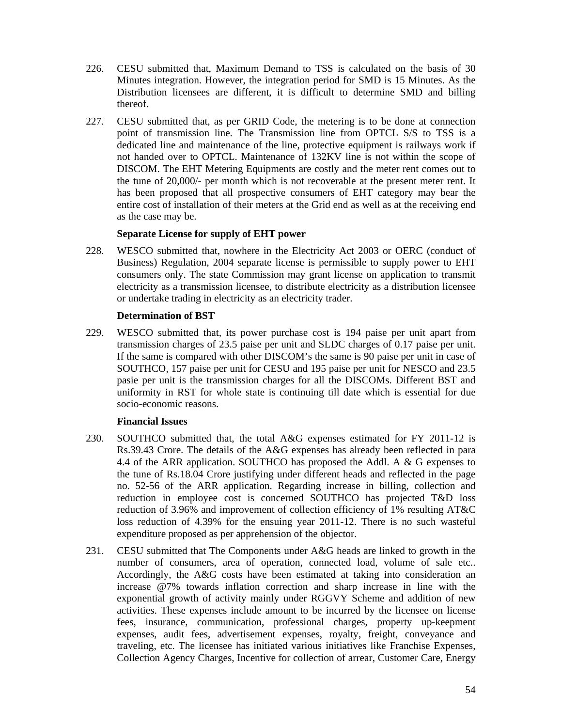226. CESU submitted that, Maximum Demand to TSS is calculated on the basis of 30 Minutes integration. However, the integration period for SMD is 15 Minutes. As the Distribution licensees are different, it is difficult to determine SMD and billing thereof.

227. CESU submitted that, as per GRID Code, the metering is to be done at connection point of transmission line. The Transmission line from OPTCL S/S to TSS is a dedicated line and maintenance of the line, protective equipment is railways work if not handed over to OPTCL. Maintenance of 132KV line is not within the scope of DISCOM. The EHT Metering Equipments are costly and the meter rent comes out to the tune of 20,000/- per month which is not recoverable at the present meter rent. It has been proposed that all prospective consumers of EHT category may bear the entire cost of installation of their meters at the Grid end as well as at the receiving end as the case may be.

**Separate License for supply of EHT power**

228. WESCO submitted that, nowhere in the Electricity Act 2003 or OERC (conduct of Business) Regulation, 2004 separate license is permissible to supply power to EHT consumers only. The state Commission may grant license on application to transmit electricity as a transmission licensee, to distribute electricity as a distribution licensee or undertake trading in electricity as an electricity trader.

**Determination of BST**

229. WESCO submitted that, its power purchase cost is 194 paise per unit apart from transmission charges of 23.5 paise per unit and SLDC charges of 0.17 paise per unit. If the same is compared with other DISCOM's the same is 90 paise per unit in case of SOUTHCO, 157 paise per unit for CESU and 195 paise per unit for NESCO and 23.5 pasie per unit is the transmission charges for all the DISCOMs. Different BST and uniformity in RST for whole state is continuing till date which is essential for due socio-economic reasons.

**Financial Issues**

230. SOUTHCO submitted that, the total A&G expenses estimated for FY 2011-12 is Rs.39.43 Crore. The details of the A&G expenses has already been reflected in para 4.4 of the ARR application. SOUTHCO has proposed the Addl. A & G expenses to the tune of Rs.18.04 Crore justifying under different heads and reflected in the page no. 52-56 of the ARR application. Regarding increase in billing, collection and reduction in employee cost is concerned SOUTHCO has projected T&D loss reduction of 3.96% and improvement of collection efficiency of 1% resulting AT&C loss reduction of 4.39% for the ensuing year 2011-12. There is no such wasteful expenditure proposed as per apprehension of the objector.

231. CESU submitted that The Components under A&G heads are linked to growth in the number of consumers, area of operation, connected load, volume of sale etc.. Accordingly, the A&G costs have been estimated at taking into consideration an increase @7% towards inflation correction and sharp increase in line with the exponential growth of activity mainly under RGGVY Scheme and addition of new activities. These expenses include amount to be incurred by the licensee on license fees, insurance, communication, professional charges, property up-keepment expenses, audit fees, advertisement expenses, royalty, freight, conveyance and traveling, etc. The licensee has initiated various initiatives like Franchise Expenses, Collection Agency Charges, Incentive for collection of arrear, Customer Care, Energy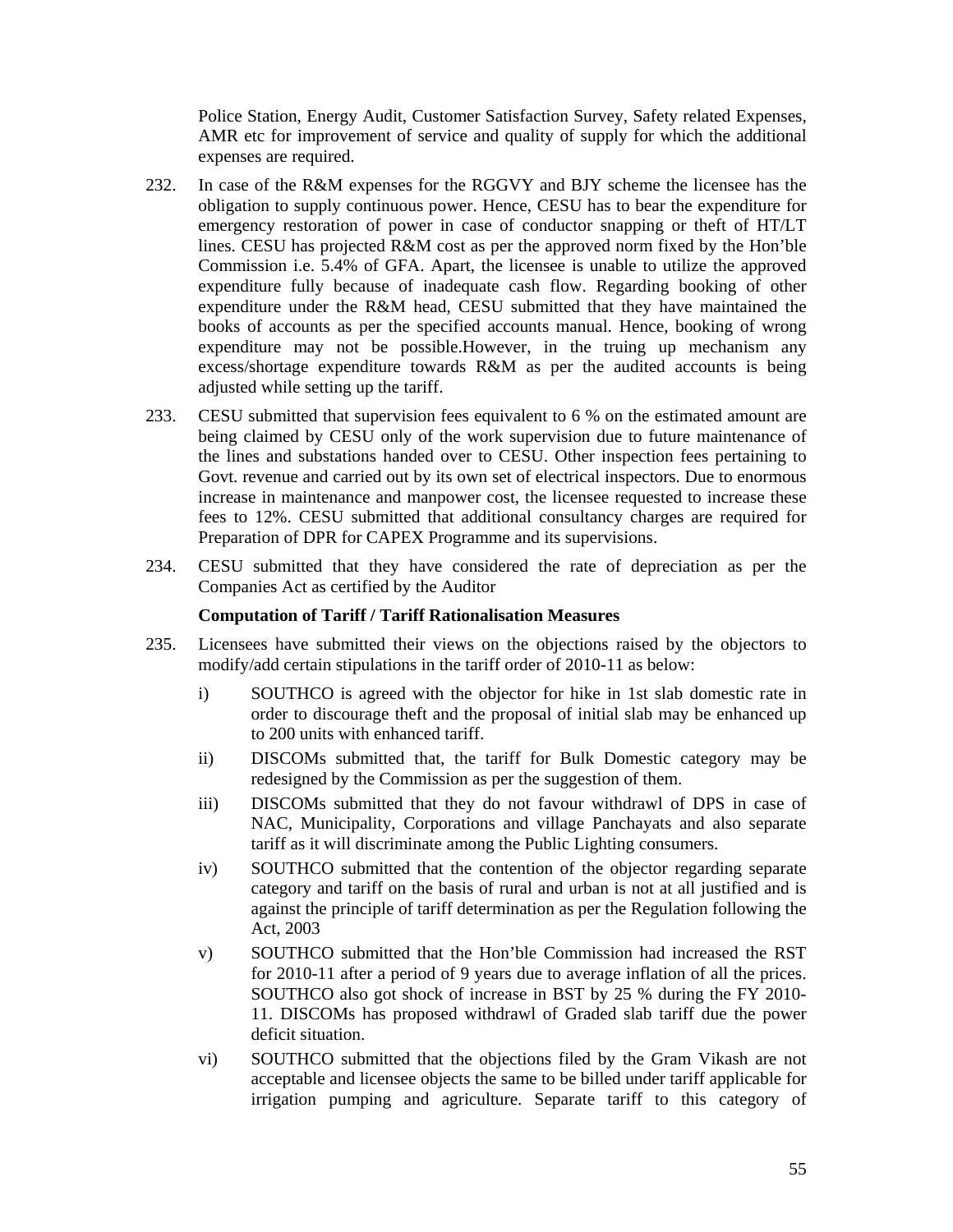Police Station, Energy Audit, Customer Satisfaction Survey, Safety related Expenses, AMR etc for improvement of service and quality of supply for which the additional expenses are required.

232. In case of the R&M expenses for the RGGVY and BJY scheme the licensee has the obligation to supply continuous power. Hence, CESU has to bear the expenditure for emergency restoration of power in case of conductor snapping or theft of HT/LT lines. CESU has projected R&M cost as per the approved norm fixed by the Hon'ble Commission i.e. 5.4% of GFA. Apart, the licensee is unable to utilize the approved expenditure fully because of inadequate cash flow. Regarding booking of other expenditure under the R&M head, CESU submitted that they have maintained the books of accounts as per the specified accounts manual. Hence, booking of wrong expenditure may not be possible.However, in the truing up mechanism any excess/shortage expenditure towards R&M as per the audited accounts is being adjusted while setting up the tariff.

233. CESU submitted that supervision fees equivalent to 6 % on the estimated amount are being claimed by CESU only of the work supervision due to future maintenance of the lines and substations handed over to CESU. Other inspection fees pertaining to Govt. revenue and carried out by its own set of electrical inspectors. Due to enormous increase in maintenance and manpower cost, the licensee requested to increase these fees to 12%. CESU submitted that additional consultancy charges are required for Preparation of DPR for CAPEX Programme and its supervisions.

234. CESU submitted that they have considered the rate of depreciation as per the Companies Act as certified by the Auditor

**Computation of Tariff / Tariff Rationalisation Measures**

235. Licensees have submitted their views on the objections raised by the objectors to modify/add certain stipulations in the tariff order of 2010-11 as below:

i) SOUTHCO is agreed with the objector for hike in 1st slab domestic rate in order to discourage theft and the proposal of initial slab may be enhanced up to 200 units with enhanced tariff.

ii) DISCOMs submitted that, the tariff for Bulk Domestic category may be redesigned by the Commission as per the suggestion of them.

iii) DISCOMs submitted that they do not favour withdrawl of DPS in case of NAC, Municipality, Corporations and village Panchayats and also separate tariff as it will discriminate among the Public Lighting consumers.

iv) SOUTHCO submitted that the contention of the objector regarding separate category and tariff on the basis of rural and urban is not at all justified and is against the principle of tariff determination as per the Regulation following the Act, 2003

v) SOUTHCO submitted that the Hon'ble Commission had increased the RST for 2010-11 after a period of 9 years due to average inflation of all the prices. SOUTHCO also got shock of increase in BST by 25 % during the FY 2010-11. DISCOMs has proposed withdrawl of Graded slab tariff due the power deficit situation.

vi) SOUTHCO submitted that the objections filed by the Gram Vikash are not acceptable and licensee objects the same to be billed under tariff applicable for irrigation pumping and agriculture. Separate tariff to this category of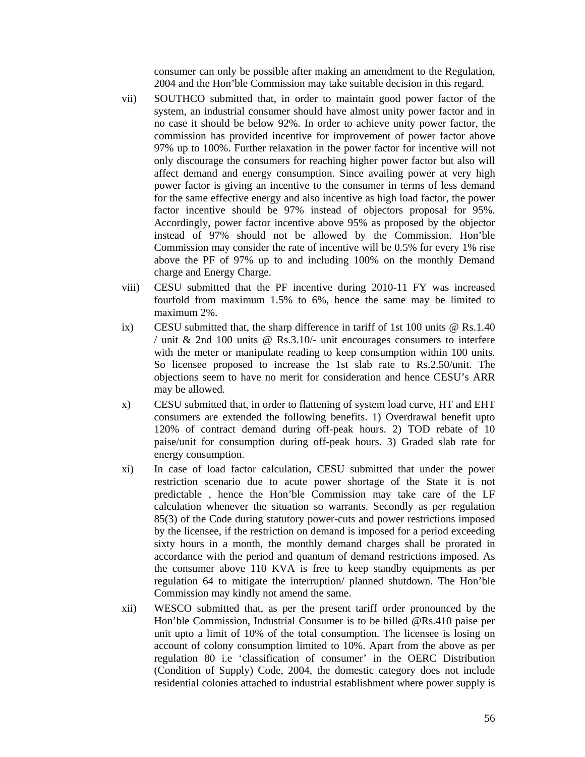consumer can only be possible after making an amendment to the Regulation, 2004 and the Hon'ble Commission may take suitable decision in this regard.

vii) SOUTHCO submitted that, in order to maintain good power factor of the system, an industrial consumer should have almost unity power factor and in no case it should be below 92%. In order to achieve unity power factor, the commission has provided incentive for improvement of power factor above 97% up to 100%. Further relaxation in the power factor for incentive will not only discourage the consumers for reaching higher power factor but also will affect demand and energy consumption. Since availing power at very high power factor is giving an incentive to the consumer in terms of less demand for the same effective energy and also incentive as high load factor, the power factor incentive should be 97% instead of objectors proposal for 95%. Accordingly, power factor incentive above 95% as proposed by the objector instead of 97% should not be allowed by the Commission. Hon'ble Commission may consider the rate of incentive will be 0.5% for every 1% rise above the PF of 97% up to and including 100% on the monthly Demand charge and Energy Charge.

viii) CESU submitted that the PF incentive during 2010-11 FY was increased fourfold from maximum 1.5% to 6%, hence the same may be limited to maximum 2%.

ix) CESU submitted that, the sharp difference in tariff of 1st 100 units @ Rs.1.40 / unit & 2nd 100 units @ Rs.3.10/- unit encourages consumers to interfere with the meter or manipulate reading to keep consumption within 100 units. So licensee proposed to increase the 1st slab rate to Rs.2.50/unit. The objections seem to have no merit for consideration and hence CESU's ARR may be allowed.

x) CESU submitted that, in order to flattening of system load curve, HT and EHT consumers are extended the following benefits. 1) Overdrawal benefit upto 120% of contract demand during off-peak hours. 2) TOD rebate of 10 paise/unit for consumption during off-peak hours. 3) Graded slab rate for energy consumption.

xi) In case of load factor calculation, CESU submitted that under the power restriction scenario due to acute power shortage of the State it is not predictable , hence the Hon'ble Commission may take care of the LF calculation whenever the situation so warrants. Secondly as per regulation 85(3) of the Code during statutory power-cuts and power restrictions imposed by the licensee, if the restriction on demand is imposed for a period exceeding sixty hours in a month, the monthly demand charges shall be prorated in accordance with the period and quantum of demand restrictions imposed. As the consumer above 110 KVA is free to keep standby equipments as per regulation 64 to mitigate the interruption/ planned shutdown. The Hon'ble Commission may kindly not amend the same.

xii) WESCO submitted that, as per the present tariff order pronounced by the Hon'ble Commission, Industrial Consumer is to be billed @Rs.410 paise per unit upto a limit of 10% of the total consumption. The licensee is losing on account of colony consumption limited to 10%. Apart from the above as per regulation 80 i.e 'classification of consumer' in the OERC Distribution (Condition of Supply) Code, 2004, the domestic category does not include residential colonies attached to industrial establishment where power supply is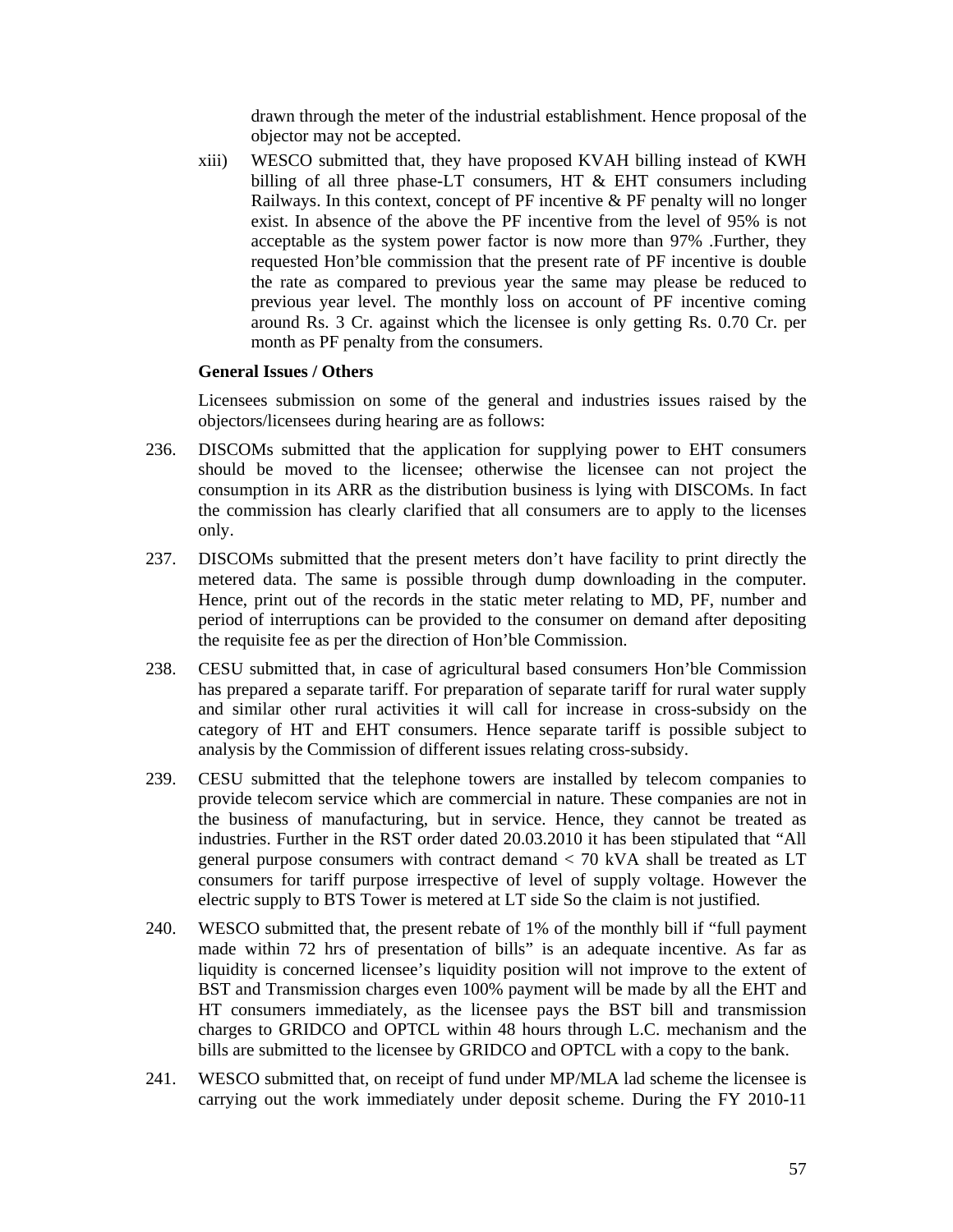drawn through the meter of the industrial establishment. Hence proposal of the objector may not be accepted.

xiii) WESCO submitted that, they have proposed KVAH billing instead of KWH billing of all three phase-LT consumers, HT & EHT consumers including Railways. In this context, concept of PF incentive & PF penalty will no longer exist. In absence of the above the PF incentive from the level of 95% is not acceptable as the system power factor is now more than 97% .Further, they requested Hon'ble commission that the present rate of PF incentive is double the rate as compared to previous year the same may please be reduced to previous year level. The monthly loss on account of PF incentive coming around Rs. 3 Cr. against which the licensee is only getting Rs. 0.70 Cr. per month as PF penalty from the consumers.

**General Issues / Others**

Licensees submission on some of the general and industries issues raised by the objectors/licensees during hearing are as follows:

236. DISCOMs submitted that the application for supplying power to EHT consumers should be moved to the licensee; otherwise the licensee can not project the consumption in its ARR as the distribution business is lying with DISCOMs. In fact the commission has clearly clarified that all consumers are to apply to the licenses only.

237. DISCOMs submitted that the present meters don't have facility to print directly the metered data. The same is possible through dump downloading in the computer. Hence, print out of the records in the static meter relating to MD, PF, number and period of interruptions can be provided to the consumer on demand after depositing the requisite fee as per the direction of Hon'ble Commission.

238. CESU submitted that, in case of agricultural based consumers Hon'ble Commission has prepared a separate tariff. For preparation of separate tariff for rural water supply and similar other rural activities it will call for increase in cross-subsidy on the category of HT and EHT consumers. Hence separate tariff is possible subject to analysis by the Commission of different issues relating cross-subsidy.

239. CESU submitted that the telephone towers are installed by telecom companies to provide telecom service which are commercial in nature. These companies are not in the business of manufacturing, but in service. Hence, they cannot be treated as industries. Further in the RST order dated 20.03.2010 it has been stipulated that "All general purpose consumers with contract demand < 70 kVA shall be treated as LT consumers for tariff purpose irrespective of level of supply voltage. However the electric supply to BTS Tower is metered at LT side So the claim is not justified.

240. WESCO submitted that, the present rebate of 1% of the monthly bill if "full payment made within 72 hrs of presentation of bills" is an adequate incentive. As far as liquidity is concerned licensee's liquidity position will not improve to the extent of BST and Transmission charges even 100% payment will be made by all the EHT and HT consumers immediately, as the licensee pays the BST bill and transmission charges to GRIDCO and OPTCL within 48 hours through L.C. mechanism and the bills are submitted to the licensee by GRIDCO and OPTCL with a copy to the bank.

241. WESCO submitted that, on receipt of fund under MP/MLA lad scheme the licensee is carrying out the work immediately under deposit scheme. During the FY 2010-11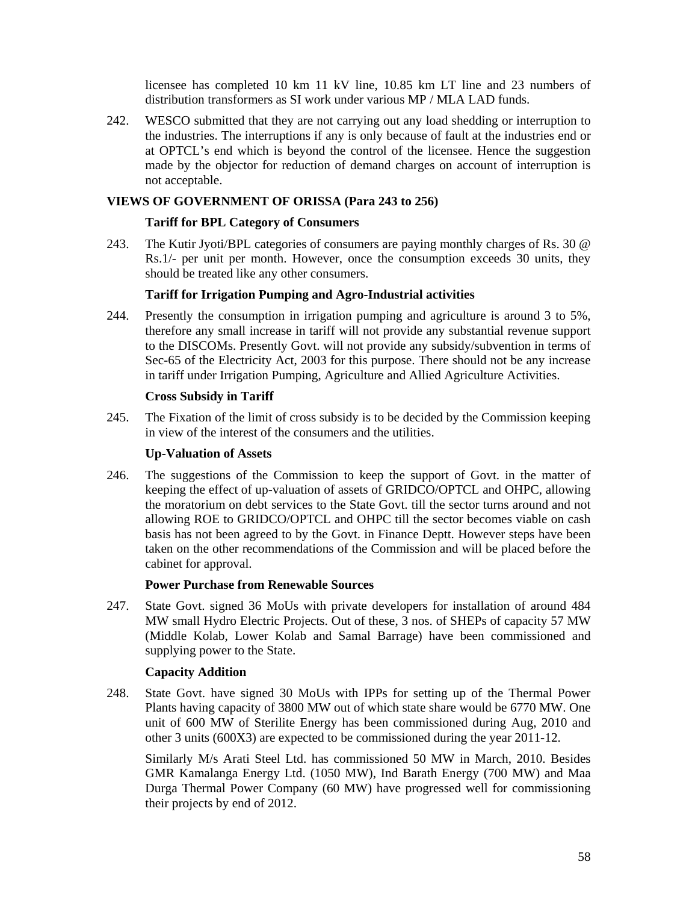licensee has completed 10 km 11 kV line, 10.85 km LT line and 23 numbers of distribution transformers as SI work under various MP / MLA LAD funds.

242. WESCO submitted that they are not carrying out any load shedding or interruption to the industries. The interruptions if any is only because of fault at the industries end or at OPTCL's end which is beyond the control of the licensee. Hence the suggestion made by the objector for reduction of demand charges on account of interruption is not acceptable.

**VIEWS OF GOVERNMENT OF ORISSA (Para 243 to 256)**

**Tariff for BPL Category of Consumers**

243. The Kutir Jyoti/BPL categories of consumers are paying monthly charges of Rs. 30 @ Rs.1/- per unit per month. However, once the consumption exceeds 30 units, they should be treated like any other consumers.

**Tariff for Irrigation Pumping and Agro-Industrial activities**

244. Presently the consumption in irrigation pumping and agriculture is around 3 to 5%, therefore any small increase in tariff will not provide any substantial revenue support to the DISCOMs. Presently Govt. will not provide any subsidy/subvention in terms of Sec-65 of the Electricity Act, 2003 for this purpose. There should not be any increase in tariff under Irrigation Pumping, Agriculture and Allied Agriculture Activities.

**Cross Subsidy in Tariff**

245. The Fixation of the limit of cross subsidy is to be decided by the Commission keeping in view of the interest of the consumers and the utilities.

**Up-Valuation of Assets**

246. The suggestions of the Commission to keep the support of Govt. in the matter of keeping the effect of up-valuation of assets of GRIDCO/OPTCL and OHPC, allowing the moratorium on debt services to the State Govt. till the sector turns around and not allowing ROE to GRIDCO/OPTCL and OHPC till the sector becomes viable on cash basis has not been agreed to by the Govt. in Finance Deptt. However steps have been taken on the other recommendations of the Commission and will be placed before the cabinet for approval.

**Power Purchase from Renewable Sources**

247. State Govt. signed 36 MoUs with private developers for installation of around 484 MW small Hydro Electric Projects. Out of these, 3 nos. of SHEPs of capacity 57 MW (Middle Kolab, Lower Kolab and Samal Barrage) have been commissioned and supplying power to the State.

**Capacity Addition**

248. State Govt. have signed 30 MoUs with IPPs for setting up of the Thermal Power Plants having capacity of 3800 MW out of which state share would be 6770 MW. One unit of 600 MW of Sterilite Energy has been commissioned during Aug, 2010 and other 3 units (600X3) are expected to be commissioned during the year 2011-12.

Similarly M/s Arati Steel Ltd. has commissioned 50 MW in March, 2010. Besides GMR Kamalanga Energy Ltd. (1050 MW), Ind Barath Energy (700 MW) and Maa Durga Thermal Power Company (60 MW) have progressed well for commissioning their projects by end of 2012.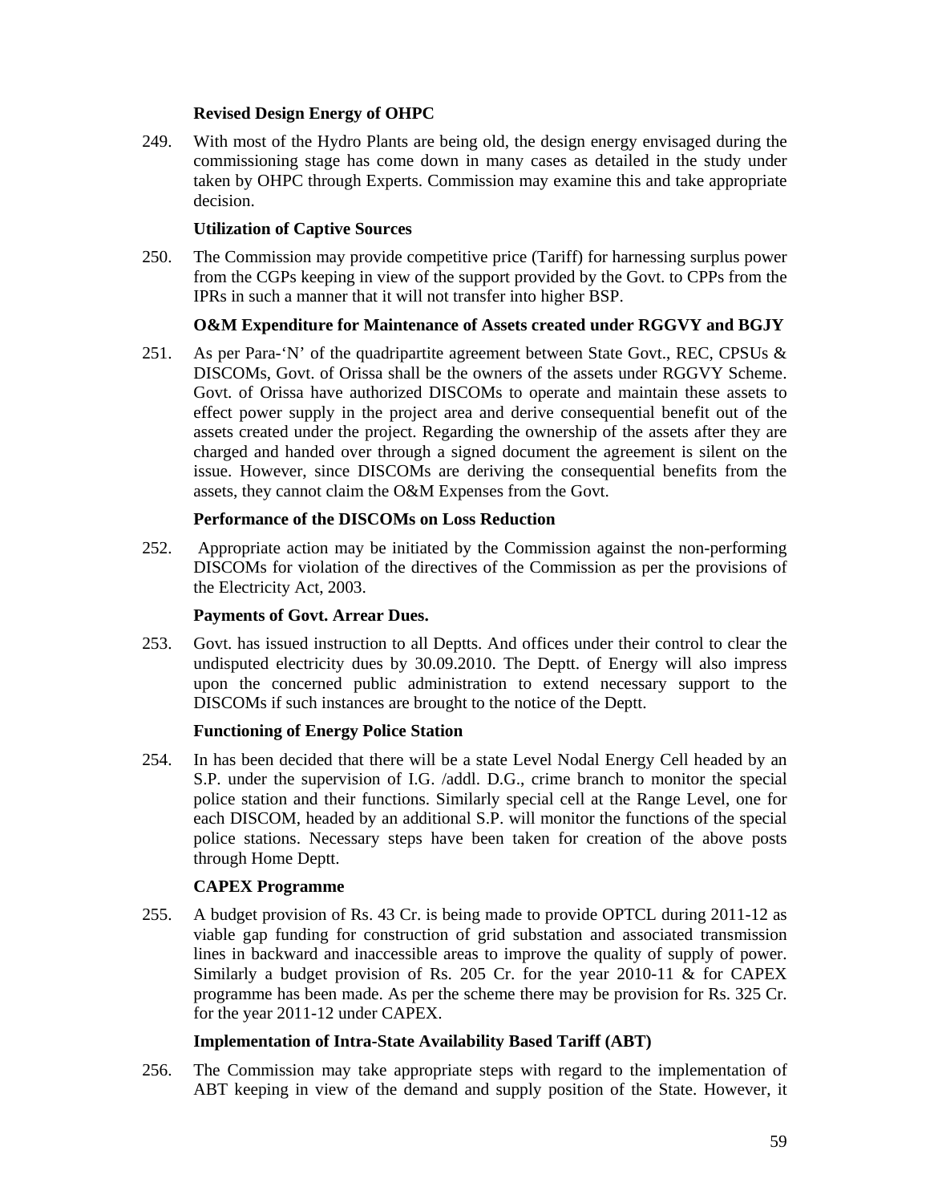**Revised Design Energy of OHPC**

249. With most of the Hydro Plants are being old, the design energy envisaged during the commissioning stage has come down in many cases as detailed in the study under taken by OHPC through Experts. Commission may examine this and take appropriate decision.

**Utilization of Captive Sources**

250. The Commission may provide competitive price (Tariff) for harnessing surplus power from the CGPs keeping in view of the support provided by the Govt. to CPPs from the IPRs in such a manner that it will not transfer into higher BSP.

**O&M Expenditure for Maintenance of Assets created under RGGVY and BGJY**

251. As per Para-'N' of the quadripartite agreement between State Govt., REC, CPSUs & DISCOMs, Govt. of Orissa shall be the owners of the assets under RGGVY Scheme. Govt. of Orissa have authorized DISCOMs to operate and maintain these assets to effect power supply in the project area and derive consequential benefit out of the assets created under the project. Regarding the ownership of the assets after they are charged and handed over through a signed document the agreement is silent on the issue. However, since DISCOMs are deriving the consequential benefits from the assets, they cannot claim the O&M Expenses from the Govt.

**Performance of the DISCOMs on Loss Reduction**

252. Appropriate action may be initiated by the Commission against the non-performing DISCOMs for violation of the directives of the Commission as per the provisions of the Electricity Act, 2003.

**Payments of Govt. Arrear Dues.**

253. Govt. has issued instruction to all Deptts. And offices under their control to clear the undisputed electricity dues by 30.09.2010. The Deptt. of Energy will also impress upon the concerned public administration to extend necessary support to the DISCOMs if such instances are brought to the notice of the Deptt.

**Functioning of Energy Police Station**

254. In has been decided that there will be a state Level Nodal Energy Cell headed by an S.P. under the supervision of I.G. /addl. D.G., crime branch to monitor the special police station and their functions. Similarly special cell at the Range Level, one for each DISCOM, headed by an additional S.P. will monitor the functions of the special police stations. Necessary steps have been taken for creation of the above posts through Home Deptt.

**CAPEX Programme**

255. A budget provision of Rs. 43 Cr. is being made to provide OPTCL during 2011-12 as viable gap funding for construction of grid substation and associated transmission lines in backward and inaccessible areas to improve the quality of supply of power. Similarly a budget provision of Rs. 205 Cr. for the year 2010-11 & for CAPEX programme has been made. As per the scheme there may be provision for Rs. 325 Cr. for the year 2011-12 under CAPEX.

**Implementation of Intra-State Availability Based Tariff (ABT)**

256. The Commission may take appropriate steps with regard to the implementation of ABT keeping in view of the demand and supply position of the State. However, it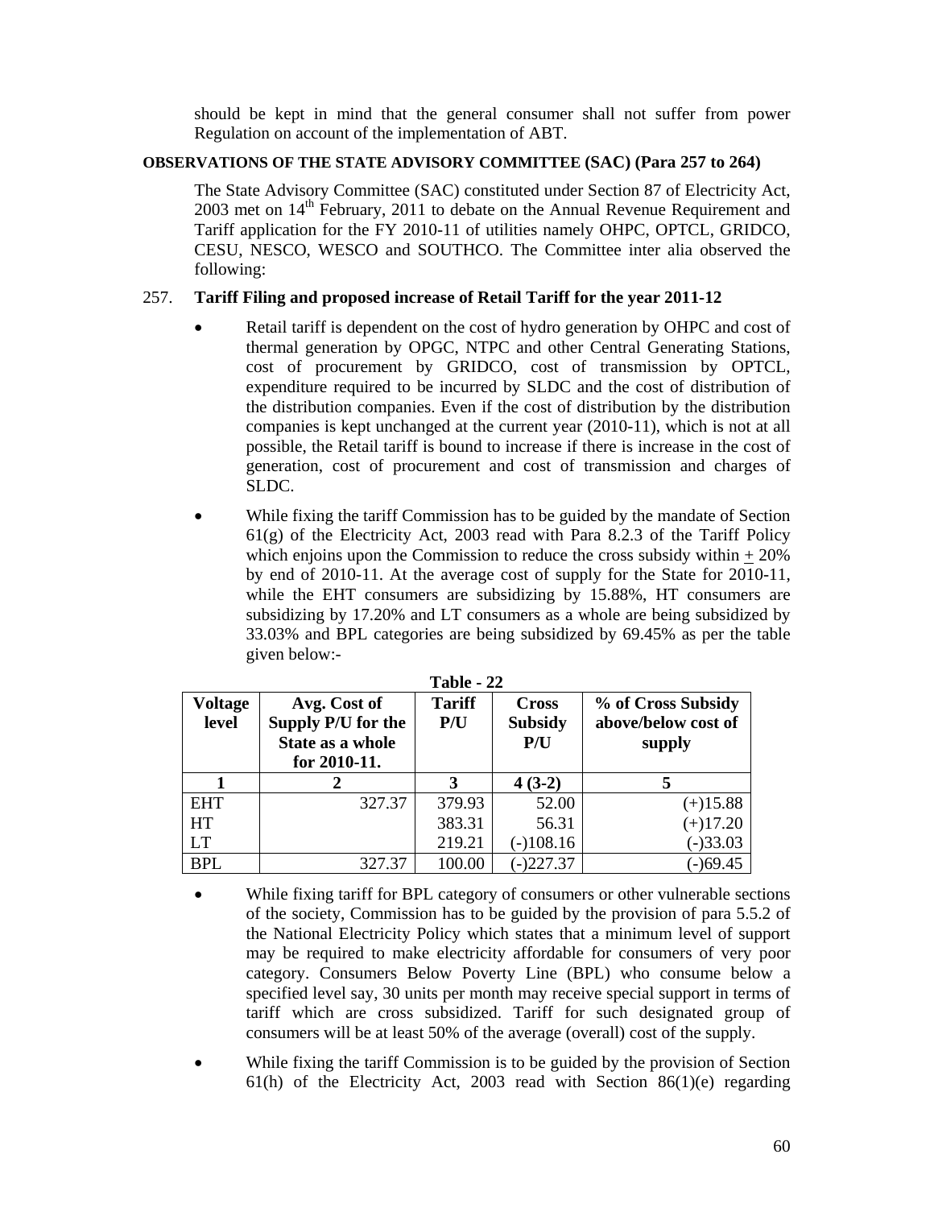should be kept in mind that the general consumer shall not suffer from power Regulation on account of the implementation of ABT.

**OBSERVATIONS OF THE STATE ADVISORY COMMITTEE (SAC) (Para 257 to 264)**

The State Advisory Committee (SAC) constituted under Section 87 of Electricity Act, 2003 met on 14th February, 2011 to debate on the Annual Revenue Requirement and Tariff application for the FY 2010-11 of utilities namely OHPC, OPTCL, GRIDCO, CESU, NESCO, WESCO and SOUTHCO. The Committee inter alia observed the following:

257. **Tariff Filing and proposed increase of Retail Tariff for the year 2011-12**

- Retail tariff is dependent on the cost of hydro generation by OHPC and cost of thermal generation by OPGC, NTPC and other Central Generating Stations, cost of procurement by GRIDCO, cost of transmission by OPTCL, expenditure required to be incurred by SLDC and the cost of distribution of the distribution companies. Even if the cost of distribution by the distribution companies is kept unchanged at the current year (2010-11), which is not at all possible, the Retail tariff is bound to increase if there is increase in the cost of generation, cost of procurement and cost of transmission and charges of SLDC.

- While fixing the tariff Commission has to be guided by the mandate of Section 61(g) of the Electricity Act, 2003 read with Para 8.2.3 of the Tariff Policy which enjoins upon the Commission to reduce the cross subsidy within ± 20% by end of 2010-11. At the average cost of supply for the State for 2010-11, while the EHT consumers are subsidizing by 15.88%, HT consumers are subsidizing by 17.20% and LT consumers as a whole are being subsidized by 33.03% and BPL categories are being subsidized by 69.45% as per the table given below:-

**Table - 22**

| Voltage level | Avg. Cost of Supply P/U for the State as a whole for 2010-11. | Tariff P/U | Cross Subsidy P/U | % of Cross Subsidy above/below cost of supply |
|---|---|---|---|---|
| 1 | 2 | 3 | 4 (3-2) | 5 |
| EHT | 327.37 | 379.93 | 52.00 | (+)15.88 |
| HT | | 383.31 | 56.31 | (+)17.20 |
| LT | | 219.21 | (-)108.16 | (-)33.03 |
| BPL | 327.37 | 100.00 | (-)227.37 | (-)69.45 |

- While fixing tariff for BPL category of consumers or other vulnerable sections of the society, Commission has to be guided by the provision of para 5.5.2 of the National Electricity Policy which states that a minimum level of support may be required to make electricity affordable for consumers of very poor category. Consumers Below Poverty Line (BPL) who consume below a specified level say, 30 units per month may receive special support in terms of tariff which are cross subsidized. Tariff for such designated group of consumers will be at least 50% of the average (overall) cost of the supply.

- While fixing the tariff Commission is to be guided by the provision of Section 61(h) of the Electricity Act, 2003 read with Section 86(1)(e) regarding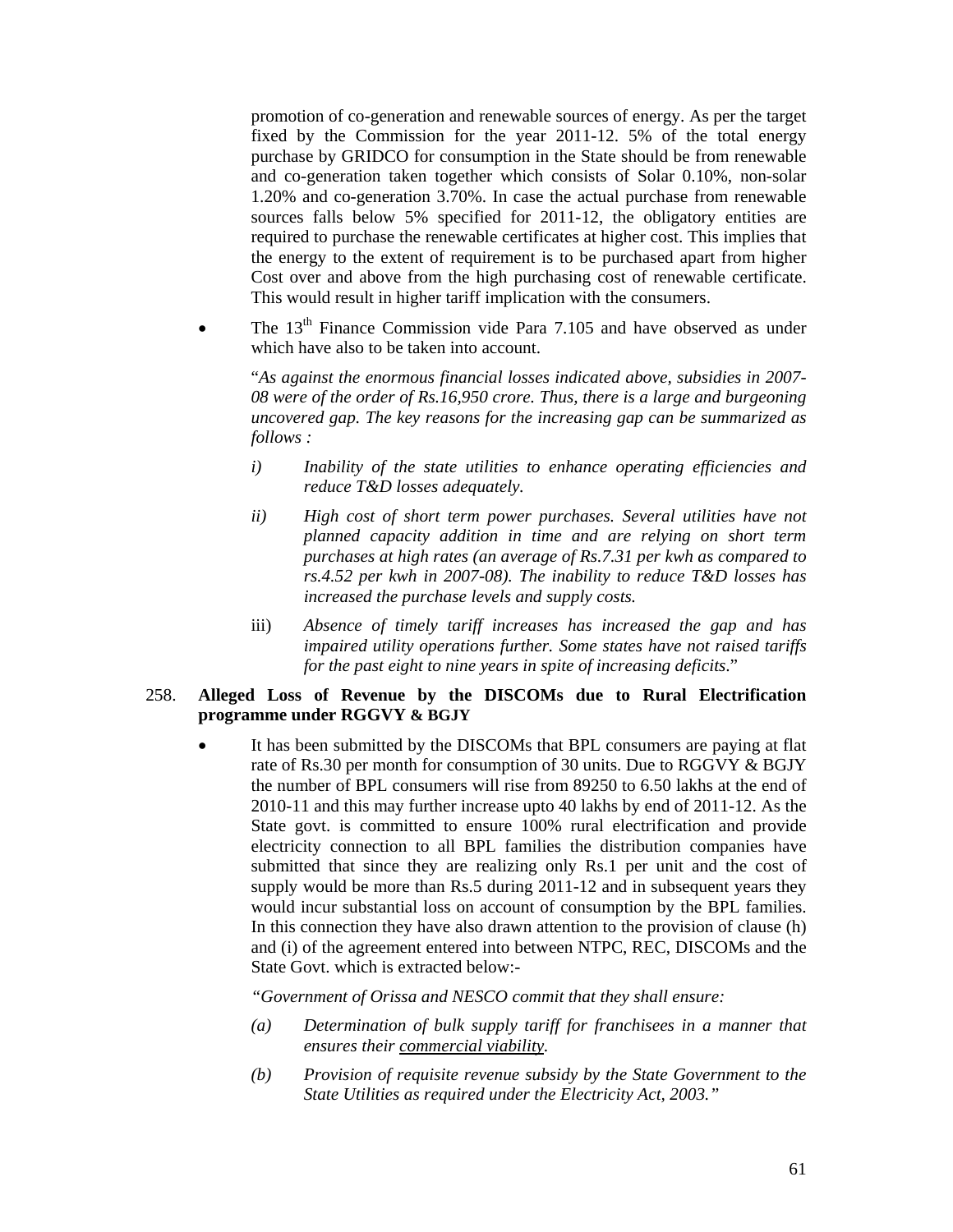promotion of co-generation and renewable sources of energy. As per the target fixed by the Commission for the year 2011-12. 5% of the total energy purchase by GRIDCO for consumption in the State should be from renewable and co-generation taken together which consists of Solar 0.10%, non-solar 1.20% and co-generation 3.70%. In case the actual purchase from renewable sources falls below 5% specified for 2011-12, the obligatory entities are required to purchase the renewable certificates at higher cost. This implies that the energy to the extent of requirement is to be purchased apart from higher Cost over and above from the high purchasing cost of renewable certificate. This would result in higher tariff implication with the consumers.

- The 13th Finance Commission vide Para 7.105 and have observed as under which have also to be taken into account.

  "*As against the enormous financial losses indicated above, subsidies in 2007-08 were of the order of Rs.16,950 crore. Thus, there is a large and burgeoning uncovered gap. The key reasons for the increasing gap can be summarized as follows :*

  *i) Inability of the state utilities to enhance operating efficiencies and reduce T&D losses adequately.*

  *ii) High cost of short term power purchases. Several utilities have not planned capacity addition in time and are relying on short term purchases at high rates (an average of Rs.7.31 per kwh as compared to rs.4.52 per kwh in 2007-08). The inability to reduce T&D losses has increased the purchase levels and supply costs.*

  iii) *Absence of timely tariff increases has increased the gap and has impaired utility operations further. Some states have not raised tariffs for the past eight to nine years in spite of increasing deficits*."

258. **Alleged Loss of Revenue by the DISCOMs due to Rural Electrification programme under RGGVY & BGJY**

- It has been submitted by the DISCOMs that BPL consumers are paying at flat rate of Rs.30 per month for consumption of 30 units. Due to RGGVY & BGJY the number of BPL consumers will rise from 89250 to 6.50 lakhs at the end of 2010-11 and this may further increase upto 40 lakhs by end of 2011-12. As the State govt. is committed to ensure 100% rural electrification and provide electricity connection to all BPL families the distribution companies have submitted that since they are realizing only Rs.1 per unit and the cost of supply would be more than Rs.5 during 2011-12 and in subsequent years they would incur substantial loss on account of consumption by the BPL families. In this connection they have also drawn attention to the provision of clause (h) and (i) of the agreement entered into between NTPC, REC, DISCOMs and the State Govt. which is extracted below:-

  *"Government of Orissa and NESCO commit that they shall ensure:*

  *(a) Determination of bulk supply tariff for franchisees in a manner that ensures their commercial viability.*

  *(b) Provision of requisite revenue subsidy by the State Government to the State Utilities as required under the Electricity Act, 2003."*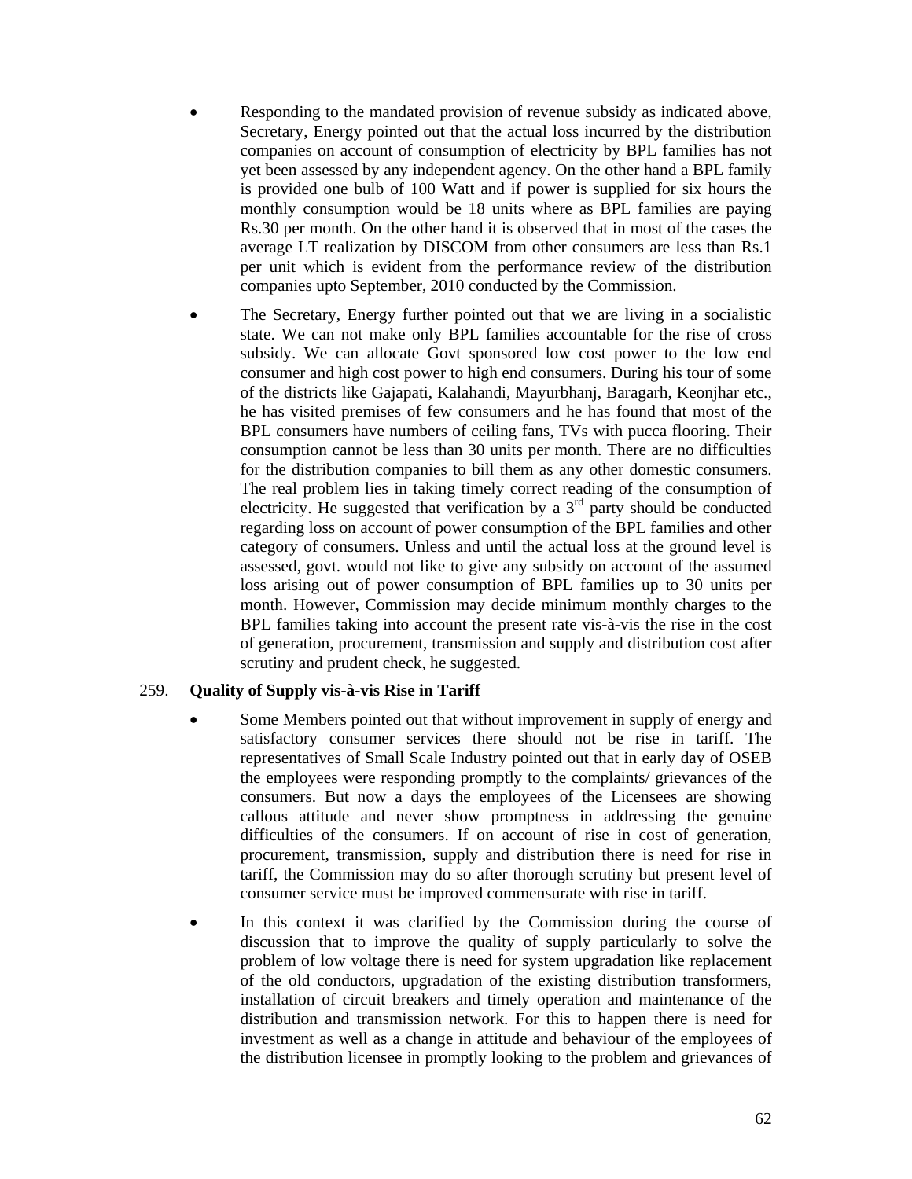- Responding to the mandated provision of revenue subsidy as indicated above, Secretary, Energy pointed out that the actual loss incurred by the distribution companies on account of consumption of electricity by BPL families has not yet been assessed by any independent agency. On the other hand a BPL family is provided one bulb of 100 Watt and if power is supplied for six hours the monthly consumption would be 18 units where as BPL families are paying Rs.30 per month. On the other hand it is observed that in most of the cases the average LT realization by DISCOM from other consumers are less than Rs.1 per unit which is evident from the performance review of the distribution companies upto September, 2010 conducted by the Commission.
- The Secretary, Energy further pointed out that we are living in a socialistic state. We can not make only BPL families accountable for the rise of cross subsidy. We can allocate Govt sponsored low cost power to the low end consumer and high cost power to high end consumers. During his tour of some of the districts like Gajapati, Kalahandi, Mayurbhanj, Baragarh, Keonjhar etc., he has visited premises of few consumers and he has found that most of the BPL consumers have numbers of ceiling fans, TVs with pucca flooring. Their consumption cannot be less than 30 units per month. There are no difficulties for the distribution companies to bill them as any other domestic consumers. The real problem lies in taking timely correct reading of the consumption of electricity. He suggested that verification by a 3rd party should be conducted regarding loss on account of power consumption of the BPL families and other category of consumers. Unless and until the actual loss at the ground level is assessed, govt. would not like to give any subsidy on account of the assumed loss arising out of power consumption of BPL families up to 30 units per month. However, Commission may decide minimum monthly charges to the BPL families taking into account the present rate vis-à-vis the rise in the cost of generation, procurement, transmission and supply and distribution cost after scrutiny and prudent check, he suggested.

259. **Quality of Supply vis-à-vis Rise in Tariff**

- Some Members pointed out that without improvement in supply of energy and satisfactory consumer services there should not be rise in tariff. The representatives of Small Scale Industry pointed out that in early day of OSEB the employees were responding promptly to the complaints/ grievances of the consumers. But now a days the employees of the Licensees are showing callous attitude and never show promptness in addressing the genuine difficulties of the consumers. If on account of rise in cost of generation, procurement, transmission, supply and distribution there is need for rise in tariff, the Commission may do so after thorough scrutiny but present level of consumer service must be improved commensurate with rise in tariff.
- In this context it was clarified by the Commission during the course of discussion that to improve the quality of supply particularly to solve the problem of low voltage there is need for system upgradation like replacement of the old conductors, upgradation of the existing distribution transformers, installation of circuit breakers and timely operation and maintenance of the distribution and transmission network. For this to happen there is need for investment as well as a change in attitude and behaviour of the employees of the distribution licensee in promptly looking to the problem and grievances of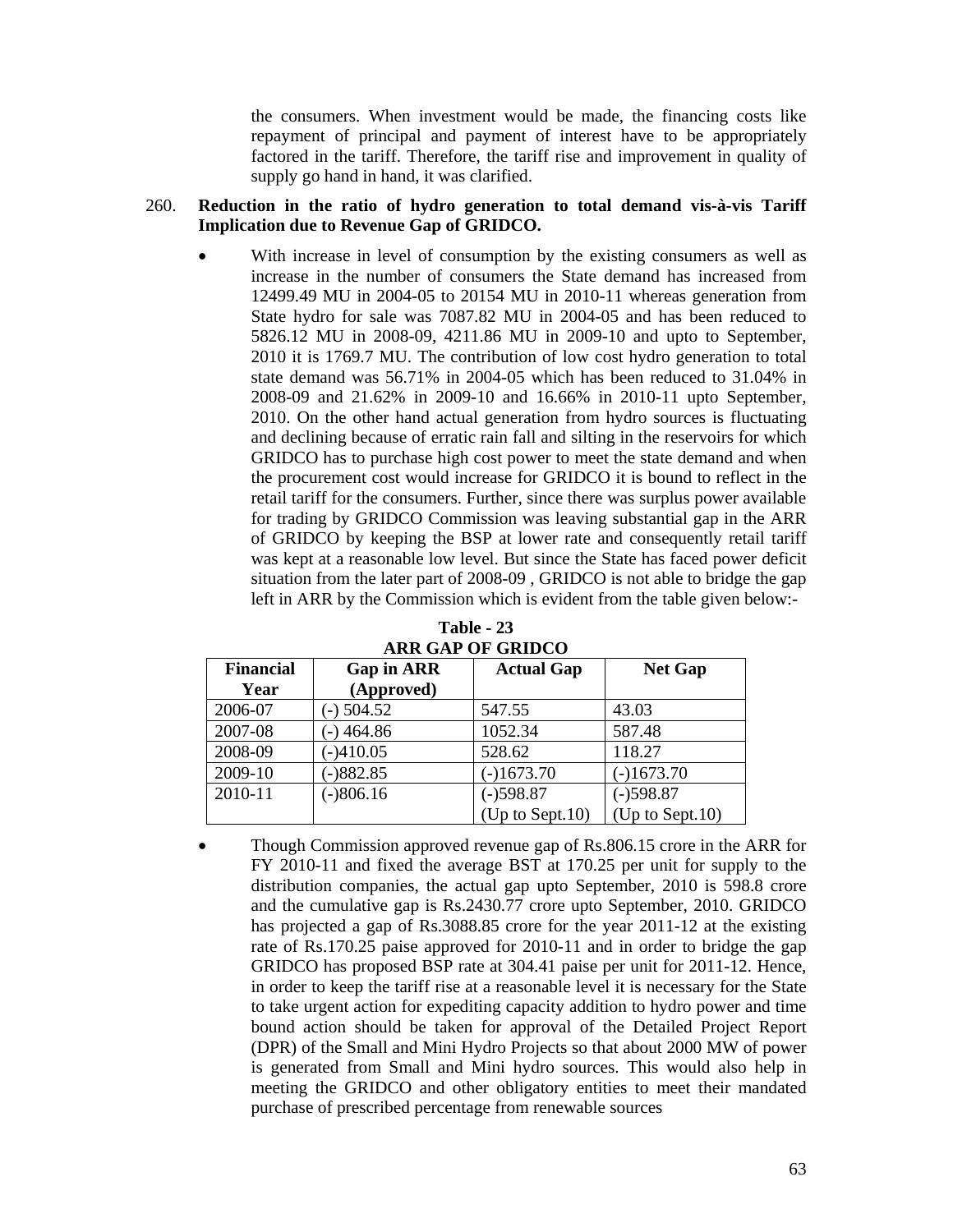the consumers. When investment would be made, the financing costs like repayment of principal and payment of interest have to be appropriately factored in the tariff. Therefore, the tariff rise and improvement in quality of supply go hand in hand, it was clarified.

260. **Reduction in the ratio of hydro generation to total demand vis-à-vis Tariff Implication due to Revenue Gap of GRIDCO.**

- With increase in level of consumption by the existing consumers as well as increase in the number of consumers the State demand has increased from 12499.49 MU in 2004-05 to 20154 MU in 2010-11 whereas generation from State hydro for sale was 7087.82 MU in 2004-05 and has been reduced to 5826.12 MU in 2008-09, 4211.86 MU in 2009-10 and upto to September, 2010 it is 1769.7 MU. The contribution of low cost hydro generation to total state demand was 56.71% in 2004-05 which has been reduced to 31.04% in 2008-09 and 21.62% in 2009-10 and 16.66% in 2010-11 upto September, 2010. On the other hand actual generation from hydro sources is fluctuating and declining because of erratic rain fall and silting in the reservoirs for which GRIDCO has to purchase high cost power to meet the state demand and when the procurement cost would increase for GRIDCO it is bound to reflect in the retail tariff for the consumers. Further, since there was surplus power available for trading by GRIDCO Commission was leaving substantial gap in the ARR of GRIDCO by keeping the BSP at lower rate and consequently retail tariff was kept at a reasonable low level. But since the State has faced power deficit situation from the later part of 2008-09 , GRIDCO is not able to bridge the gap left in ARR by the Commission which is evident from the table given below:-

**Table - 23**
**ARR GAP OF GRIDCO**

| Financial Year | Gap in ARR (Approved) | Actual Gap | Net Gap |
|---|---|---|---|
| 2006-07 | (-) 504.52 | 547.55 | 43.03 |
| 2007-08 | (-) 464.86 | 1052.34 | 587.48 |
| 2008-09 | (-)410.05 | 528.62 | 118.27 |
| 2009-10 | (-)882.85 | (-)1673.70 | (-)1673.70 |
| 2010-11 | (-)806.16 | (-)598.87 (Up to Sept.10) | (-)598.87 (Up to Sept.10) |

- Though Commission approved revenue gap of Rs.806.15 crore in the ARR for FY 2010-11 and fixed the average BST at 170.25 per unit for supply to the distribution companies, the actual gap upto September, 2010 is 598.8 crore and the cumulative gap is Rs.2430.77 crore upto September, 2010. GRIDCO has projected a gap of Rs.3088.85 crore for the year 2011-12 at the existing rate of Rs.170.25 paise approved for 2010-11 and in order to bridge the gap GRIDCO has proposed BSP rate at 304.41 paise per unit for 2011-12. Hence, in order to keep the tariff rise at a reasonable level it is necessary for the State to take urgent action for expediting capacity addition to hydro power and time bound action should be taken for approval of the Detailed Project Report (DPR) of the Small and Mini Hydro Projects so that about 2000 MW of power is generated from Small and Mini hydro sources. This would also help in meeting the GRIDCO and other obligatory entities to meet their mandated purchase of prescribed percentage from renewable sources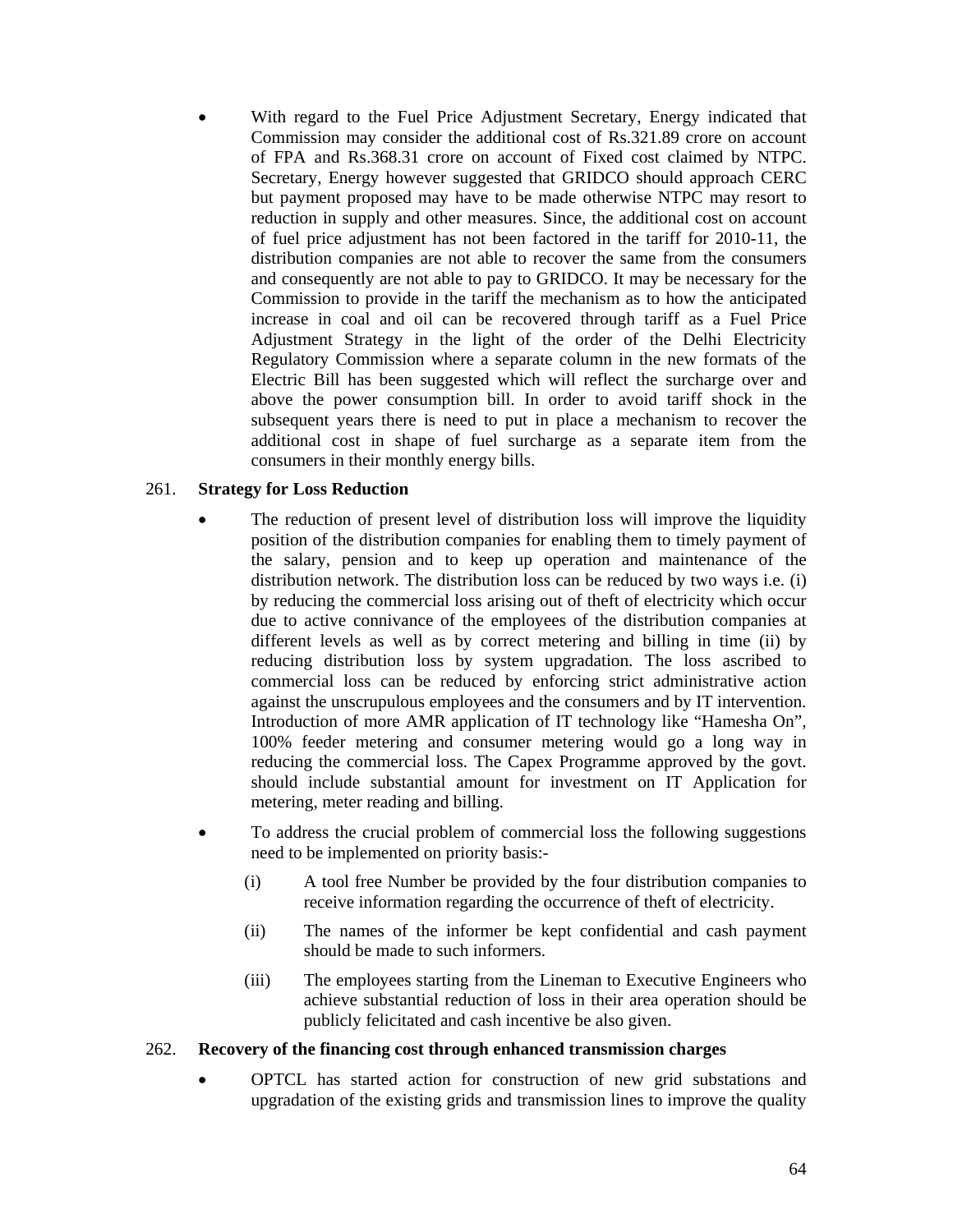- With regard to the Fuel Price Adjustment Secretary, Energy indicated that Commission may consider the additional cost of Rs.321.89 crore on account of FPA and Rs.368.31 crore on account of Fixed cost claimed by NTPC. Secretary, Energy however suggested that GRIDCO should approach CERC but payment proposed may have to be made otherwise NTPC may resort to reduction in supply and other measures. Since, the additional cost on account of fuel price adjustment has not been factored in the tariff for 2010-11, the distribution companies are not able to recover the same from the consumers and consequently are not able to pay to GRIDCO. It may be necessary for the Commission to provide in the tariff the mechanism as to how the anticipated increase in coal and oil can be recovered through tariff as a Fuel Price Adjustment Strategy in the light of the order of the Delhi Electricity Regulatory Commission where a separate column in the new formats of the Electric Bill has been suggested which will reflect the surcharge over and above the power consumption bill. In order to avoid tariff shock in the subsequent years there is need to put in place a mechanism to recover the additional cost in shape of fuel surcharge as a separate item from the consumers in their monthly energy bills.

261. **Strategy for Loss Reduction**

- The reduction of present level of distribution loss will improve the liquidity position of the distribution companies for enabling them to timely payment of the salary, pension and to keep up operation and maintenance of the distribution network. The distribution loss can be reduced by two ways i.e. (i) by reducing the commercial loss arising out of theft of electricity which occur due to active connivance of the employees of the distribution companies at different levels as well as by correct metering and billing in time (ii) by reducing distribution loss by system upgradation. The loss ascribed to commercial loss can be reduced by enforcing strict administrative action against the unscrupulous employees and the consumers and by IT intervention. Introduction of more AMR application of IT technology like "Hamesha On", 100% feeder metering and consumer metering would go a long way in reducing the commercial loss. The Capex Programme approved by the govt. should include substantial amount for investment on IT Application for metering, meter reading and billing.

- To address the crucial problem of commercial loss the following suggestions need to be implemented on priority basis:-

  (i) A tool free Number be provided by the four distribution companies to receive information regarding the occurrence of theft of electricity.

  (ii) The names of the informer be kept confidential and cash payment should be made to such informers.

  (iii) The employees starting from the Lineman to Executive Engineers who achieve substantial reduction of loss in their area operation should be publicly felicitated and cash incentive be also given.

262. **Recovery of the financing cost through enhanced transmission charges**

- OPTCL has started action for construction of new grid substations and upgradation of the existing grids and transmission lines to improve the quality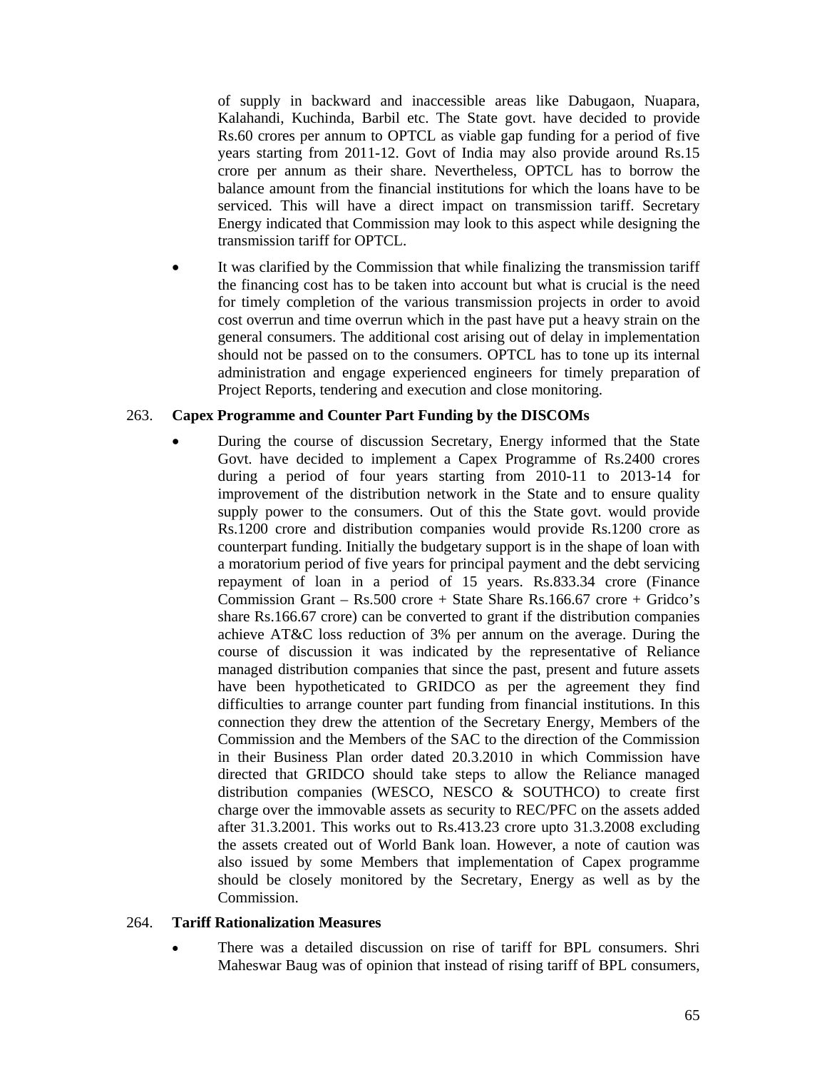of supply in backward and inaccessible areas like Dabugaon, Nuapara, Kalahandi, Kuchinda, Barbil etc. The State govt. have decided to provide Rs.60 crores per annum to OPTCL as viable gap funding for a period of five years starting from 2011-12. Govt of India may also provide around Rs.15 crore per annum as their share. Nevertheless, OPTCL has to borrow the balance amount from the financial institutions for which the loans have to be serviced. This will have a direct impact on transmission tariff. Secretary Energy indicated that Commission may look to this aspect while designing the transmission tariff for OPTCL.

- It was clarified by the Commission that while finalizing the transmission tariff the financing cost has to be taken into account but what is crucial is the need for timely completion of the various transmission projects in order to avoid cost overrun and time overrun which in the past have put a heavy strain on the general consumers. The additional cost arising out of delay in implementation should not be passed on to the consumers. OPTCL has to tone up its internal administration and engage experienced engineers for timely preparation of Project Reports, tendering and execution and close monitoring.

263. **Capex Programme and Counter Part Funding by the DISCOMs**

- During the course of discussion Secretary, Energy informed that the State Govt. have decided to implement a Capex Programme of Rs.2400 crores during a period of four years starting from 2010-11 to 2013-14 for improvement of the distribution network in the State and to ensure quality supply power to the consumers. Out of this the State govt. would provide Rs.1200 crore and distribution companies would provide Rs.1200 crore as counterpart funding. Initially the budgetary support is in the shape of loan with a moratorium period of five years for principal payment and the debt servicing repayment of loan in a period of 15 years. Rs.833.34 crore (Finance Commission Grant – Rs.500 crore + State Share Rs.166.67 crore + Gridco's share Rs.166.67 crore) can be converted to grant if the distribution companies achieve AT&C loss reduction of 3% per annum on the average. During the course of discussion it was indicated by the representative of Reliance managed distribution companies that since the past, present and future assets have been hypotheticated to GRIDCO as per the agreement they find difficulties to arrange counter part funding from financial institutions. In this connection they drew the attention of the Secretary Energy, Members of the Commission and the Members of the SAC to the direction of the Commission in their Business Plan order dated 20.3.2010 in which Commission have directed that GRIDCO should take steps to allow the Reliance managed distribution companies (WESCO, NESCO & SOUTHCO) to create first charge over the immovable assets as security to REC/PFC on the assets added after 31.3.2001. This works out to Rs.413.23 crore upto 31.3.2008 excluding the assets created out of World Bank loan. However, a note of caution was also issued by some Members that implementation of Capex programme should be closely monitored by the Secretary, Energy as well as by the Commission.

264. **Tariff Rationalization Measures**

- There was a detailed discussion on rise of tariff for BPL consumers. Shri Maheswar Baug was of opinion that instead of rising tariff of BPL consumers,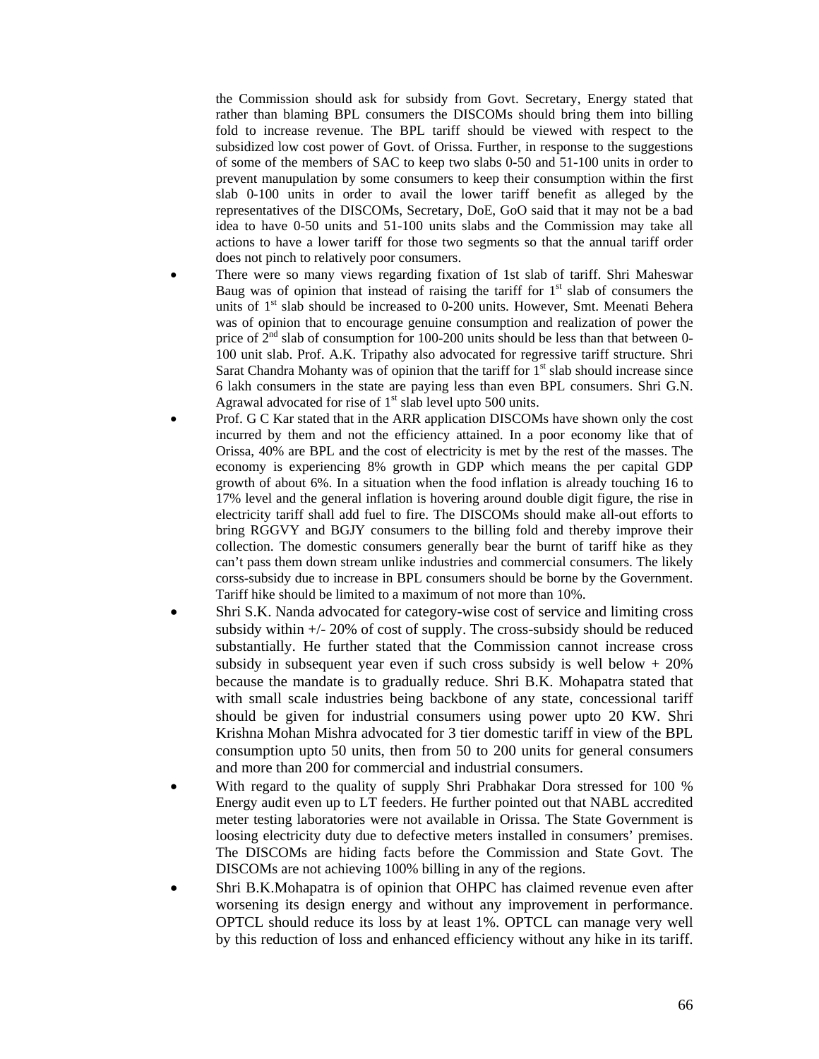the Commission should ask for subsidy from Govt. Secretary, Energy stated that rather than blaming BPL consumers the DISCOMs should bring them into billing fold to increase revenue. The BPL tariff should be viewed with respect to the subsidized low cost power of Govt. of Orissa. Further, in response to the suggestions of some of the members of SAC to keep two slabs 0-50 and 51-100 units in order to prevent manupulation by some consumers to keep their consumption within the first slab 0-100 units in order to avail the lower tariff benefit as alleged by the representatives of the DISCOMs, Secretary, DoE, GoO said that it may not be a bad idea to have 0-50 units and 51-100 units slabs and the Commission may take all actions to have a lower tariff for those two segments so that the annual tariff order does not pinch to relatively poor consumers.

- There were so many views regarding fixation of 1st slab of tariff. Shri Maheswar Baug was of opinion that instead of raising the tariff for 1st slab of consumers the units of 1st slab should be increased to 0-200 units. However, Smt. Meenati Behera was of opinion that to encourage genuine consumption and realization of power the price of 2nd slab of consumption for 100-200 units should be less than that between 0-100 unit slab. Prof. A.K. Tripathy also advocated for regressive tariff structure. Shri Sarat Chandra Mohanty was of opinion that the tariff for 1st slab should increase since 6 lakh consumers in the state are paying less than even BPL consumers. Shri G.N. Agrawal advocated for rise of 1st slab level upto 500 units.
- Prof. G C Kar stated that in the ARR application DISCOMs have shown only the cost incurred by them and not the efficiency attained. In a poor economy like that of Orissa, 40% are BPL and the cost of electricity is met by the rest of the masses. The economy is experiencing 8% growth in GDP which means the per capital GDP growth of about 6%. In a situation when the food inflation is already touching 16 to 17% level and the general inflation is hovering around double digit figure, the rise in electricity tariff shall add fuel to fire. The DISCOMs should make all-out efforts to bring RGGVY and BGJY consumers to the billing fold and thereby improve their collection. The domestic consumers generally bear the burnt of tariff hike as they can't pass them down stream unlike industries and commercial consumers. The likely corss-subsidy due to increase in BPL consumers should be borne by the Government. Tariff hike should be limited to a maximum of not more than 10%.
- Shri S.K. Nanda advocated for category-wise cost of service and limiting cross subsidy within +/- 20% of cost of supply. The cross-subsidy should be reduced substantially. He further stated that the Commission cannot increase cross subsidy in subsequent year even if such cross subsidy is well below + 20% because the mandate is to gradually reduce. Shri B.K. Mohapatra stated that with small scale industries being backbone of any state, concessional tariff should be given for industrial consumers using power upto 20 KW. Shri Krishna Mohan Mishra advocated for 3 tier domestic tariff in view of the BPL consumption upto 50 units, then from 50 to 200 units for general consumers and more than 200 for commercial and industrial consumers.
- With regard to the quality of supply Shri Prabhakar Dora stressed for 100 % Energy audit even up to LT feeders. He further pointed out that NABL accredited meter testing laboratories were not available in Orissa. The State Government is loosing electricity duty due to defective meters installed in consumers' premises. The DISCOMs are hiding facts before the Commission and State Govt. The DISCOMs are not achieving 100% billing in any of the regions.
- Shri B.K.Mohapatra is of opinion that OHPC has claimed revenue even after worsening its design energy and without any improvement in performance. OPTCL should reduce its loss by at least 1%. OPTCL can manage very well by this reduction of loss and enhanced efficiency without any hike in its tariff.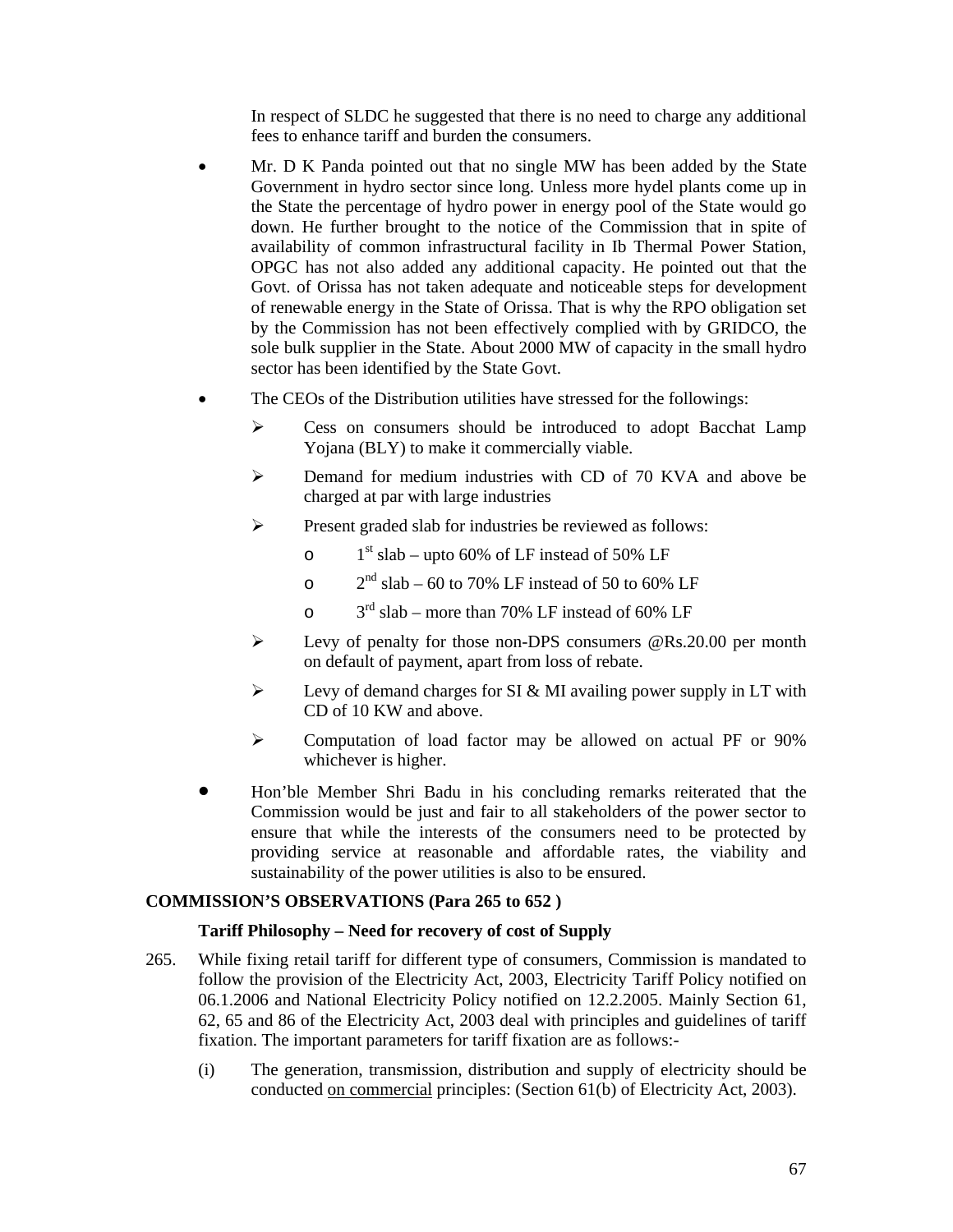In respect of SLDC he suggested that there is no need to charge any additional fees to enhance tariff and burden the consumers.

- Mr. D K Panda pointed out that no single MW has been added by the State Government in hydro sector since long. Unless more hydel plants come up in the State the percentage of hydro power in energy pool of the State would go down. He further brought to the notice of the Commission that in spite of availability of common infrastructural facility in Ib Thermal Power Station, OPGC has not also added any additional capacity. He pointed out that the Govt. of Orissa has not taken adequate and noticeable steps for development of renewable energy in the State of Orissa. That is why the RPO obligation set by the Commission has not been effectively complied with by GRIDCO, the sole bulk supplier in the State. About 2000 MW of capacity in the small hydro sector has been identified by the State Govt.

- The CEOs of the Distribution utilities have stressed for the followings:
  - Cess on consumers should be introduced to adopt Bacchat Lamp Yojana (BLY) to make it commercially viable.
  - Demand for medium industries with CD of 70 KVA and above be charged at par with large industries
  - Present graded slab for industries be reviewed as follows:
    - 1st slab – upto 60% of LF instead of 50% LF
    - 2nd slab – 60 to 70% LF instead of 50 to 60% LF
    - 3rd slab – more than 70% LF instead of 60% LF
  - Levy of penalty for those non-DPS consumers @Rs.20.00 per month on default of payment, apart from loss of rebate.
  - Levy of demand charges for SI & MI availing power supply in LT with CD of 10 KW and above.
  - Computation of load factor may be allowed on actual PF or 90% whichever is higher.

- Hon'ble Member Shri Badu in his concluding remarks reiterated that the Commission would be just and fair to all stakeholders of the power sector to ensure that while the interests of the consumers need to be protected by providing service at reasonable and affordable rates, the viability and sustainability of the power utilities is also to be ensured.

**COMMISSION'S OBSERVATIONS (Para 265 to 652 )**

**Tariff Philosophy – Need for recovery of cost of Supply**

265. While fixing retail tariff for different type of consumers, Commission is mandated to follow the provision of the Electricity Act, 2003, Electricity Tariff Policy notified on 06.1.2006 and National Electricity Policy notified on 12.2.2005. Mainly Section 61, 62, 65 and 86 of the Electricity Act, 2003 deal with principles and guidelines of tariff fixation. The important parameters for tariff fixation are as follows:-

    (i) The generation, transmission, distribution and supply of electricity should be conducted on commercial principles: (Section 61(b) of Electricity Act, 2003).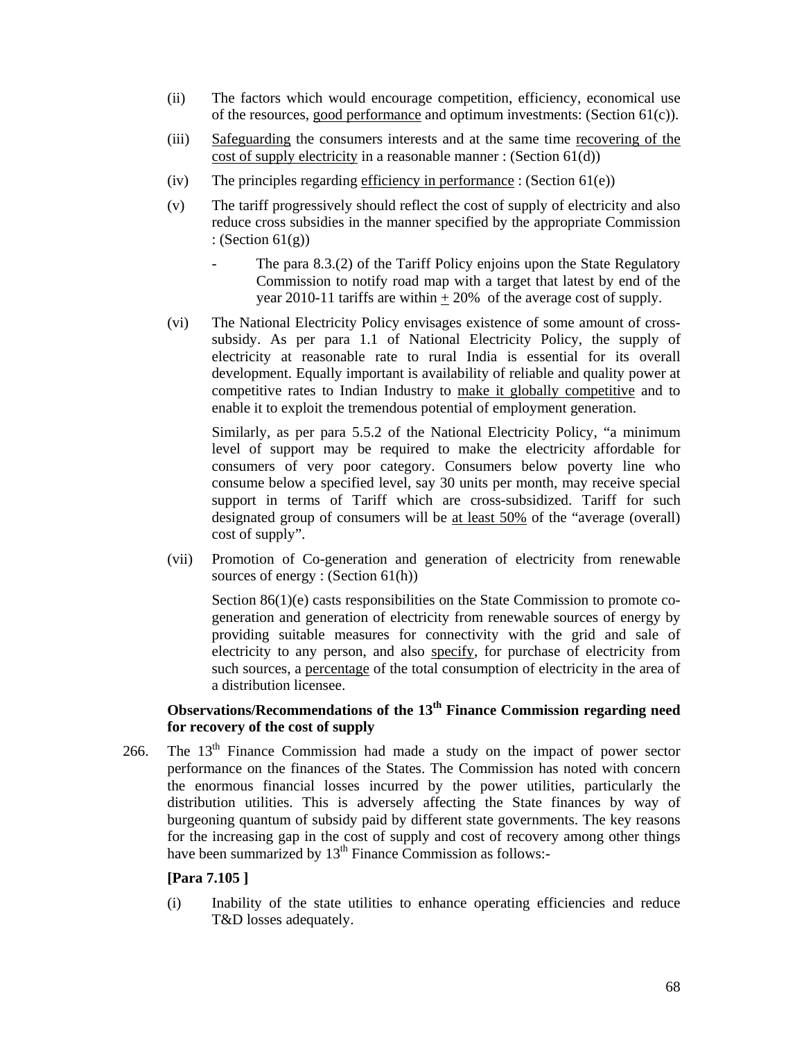(ii) The factors which would encourage competition, efficiency, economical use of the resources, <u>good performance</u> and optimum investments: (Section 61(c)).

(iii) <u>Safeguarding</u> the consumers interests and at the same time <u>recovering of the cost of supply electricity</u> in a reasonable manner : (Section 61(d))

(iv) The principles regarding <u>efficiency in performance</u> : (Section 61(e))

(v) The tariff progressively should reflect the cost of supply of electricity and also reduce cross subsidies in the manner specified by the appropriate Commission : (Section 61(g))

- The para 8.3.(2) of the Tariff Policy enjoins upon the State Regulatory Commission to notify road map with a target that latest by end of the year 2010-11 tariffs are within ± 20% of the average cost of supply.

(vi) The National Electricity Policy envisages existence of some amount of cross-subsidy. As per para 1.1 of National Electricity Policy, the supply of electricity at reasonable rate to rural India is essential for its overall development. Equally important is availability of reliable and quality power at competitive rates to Indian Industry to <u>make it globally competitive</u> and to enable it to exploit the tremendous potential of employment generation.

Similarly, as per para 5.5.2 of the National Electricity Policy, "a minimum level of support may be required to make the electricity affordable for consumers of very poor category. Consumers below poverty line who consume below a specified level, say 30 units per month, may receive special support in terms of Tariff which are cross-subsidized. Tariff for such designated group of consumers will be <u>at least 50%</u> of the "average (overall) cost of supply".

(vii) Promotion of Co-generation and generation of electricity from renewable sources of energy : (Section 61(h))

Section 86(1)(e) casts responsibilities on the State Commission to promote co-generation and generation of electricity from renewable sources of energy by providing suitable measures for connectivity with the grid and sale of electricity to any person, and also <u>specify</u>, for purchase of electricity from such sources, a <u>percentage</u> of the total consumption of electricity in the area of a distribution licensee.

**Observations/Recommendations of the 13th Finance Commission regarding need for recovery of the cost of supply**

266. The 13th Finance Commission had made a study on the impact of power sector performance on the finances of the States. The Commission has noted with concern the enormous financial losses incurred by the power utilities, particularly the distribution utilities. This is adversely affecting the State finances by way of burgeoning quantum of subsidy paid by different state governments. The key reasons for the increasing gap in the cost of supply and cost of recovery among other things have been summarized by 13th Finance Commission as follows:-

**[Para 7.105 ]**

(i) Inability of the state utilities to enhance operating efficiencies and reduce T&D losses adequately.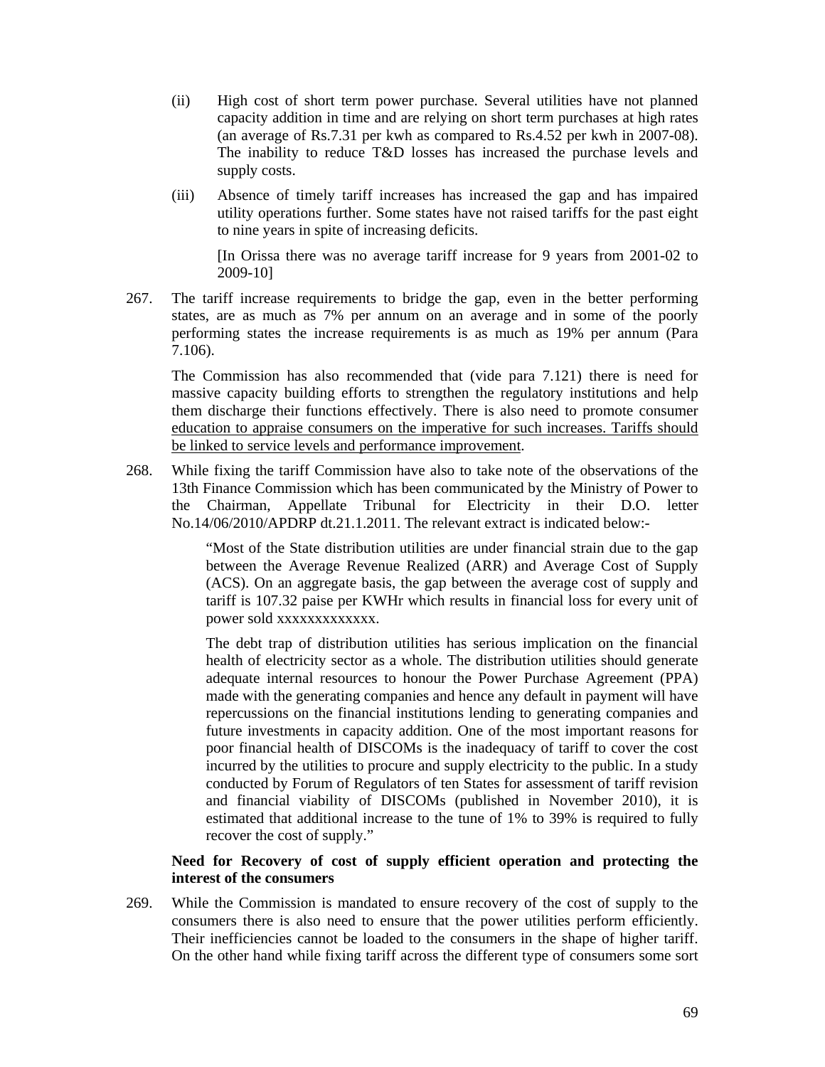(ii) High cost of short term power purchase. Several utilities have not planned capacity addition in time and are relying on short term purchases at high rates (an average of Rs.7.31 per kwh as compared to Rs.4.52 per kwh in 2007-08). The inability to reduce T&D losses has increased the purchase levels and supply costs.

(iii) Absence of timely tariff increases has increased the gap and has impaired utility operations further. Some states have not raised tariffs for the past eight to nine years in spite of increasing deficits.

[In Orissa there was no average tariff increase for 9 years from 2001-02 to 2009-10]

267. The tariff increase requirements to bridge the gap, even in the better performing states, are as much as 7% per annum on an average and in some of the poorly performing states the increase requirements is as much as 19% per annum (Para 7.106).

The Commission has also recommended that (vide para 7.121) there is need for massive capacity building efforts to strengthen the regulatory institutions and help them discharge their functions effectively. There is also need to promote consumer <u>education to appraise consumers on the imperative for such increases. Tariffs should be linked to service levels and performance improvement</u>.

268. While fixing the tariff Commission have also to take note of the observations of the 13th Finance Commission which has been communicated by the Ministry of Power to the Chairman, Appellate Tribunal for Electricity in their D.O. letter No.14/06/2010/APDRP dt.21.1.2011. The relevant extract is indicated below:-

> "Most of the State distribution utilities are under financial strain due to the gap between the Average Revenue Realized (ARR) and Average Cost of Supply (ACS). On an aggregate basis, the gap between the average cost of supply and tariff is 107.32 paise per KWHr which results in financial loss for every unit of power sold xxxxxxxxxxxxx.
>
> The debt trap of distribution utilities has serious implication on the financial health of electricity sector as a whole. The distribution utilities should generate adequate internal resources to honour the Power Purchase Agreement (PPA) made with the generating companies and hence any default in payment will have repercussions on the financial institutions lending to generating companies and future investments in capacity addition. One of the most important reasons for poor financial health of DISCOMs is the inadequacy of tariff to cover the cost incurred by the utilities to procure and supply electricity to the public. In a study conducted by Forum of Regulators of ten States for assessment of tariff revision and financial viability of DISCOMs (published in November 2010), it is estimated that additional increase to the tune of 1% to 39% is required to fully recover the cost of supply."

**Need for Recovery of cost of supply efficient operation and protecting the interest of the consumers**

269. While the Commission is mandated to ensure recovery of the cost of supply to the consumers there is also need to ensure that the power utilities perform efficiently. Their inefficiencies cannot be loaded to the consumers in the shape of higher tariff. On the other hand while fixing tariff across the different type of consumers some sort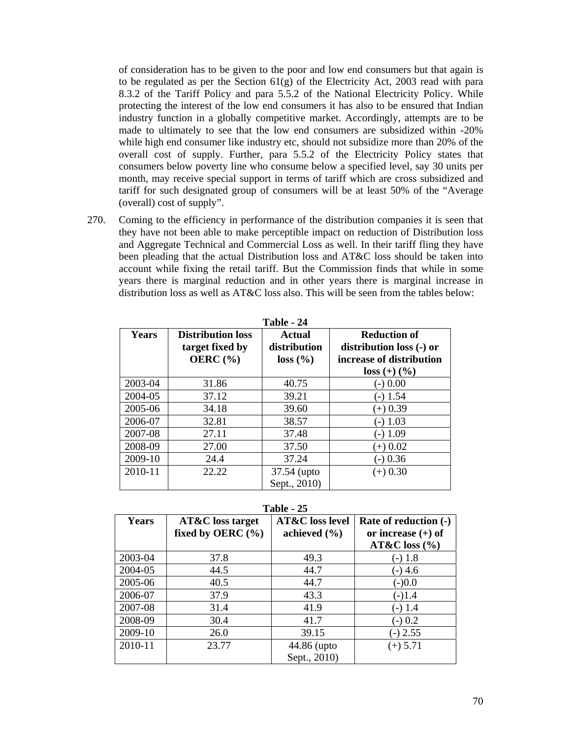of consideration has to be given to the poor and low end consumers but that again is to be regulated as per the Section 61(g) of the Electricity Act, 2003 read with para 8.3.2 of the Tariff Policy and para 5.5.2 of the National Electricity Policy. While protecting the interest of the low end consumers it has also to be ensured that Indian industry function in a globally competitive market. Accordingly, attempts are to be made to ultimately to see that the low end consumers are subsidized within -20% while high end consumer like industry etc, should not subsidize more than 20% of the overall cost of supply. Further, para 5.5.2 of the Electricity Policy states that consumers below poverty line who consume below a specified level, say 30 units per month, may receive special support in terms of tariff which are cross subsidized and tariff for such designated group of consumers will be at least 50% of the "Average (overall) cost of supply".

270. Coming to the efficiency in performance of the distribution companies it is seen that they have not been able to make perceptible impact on reduction of Distribution loss and Aggregate Technical and Commercial Loss as well. In their tariff fling they have been pleading that the actual Distribution loss and AT&C loss should be taken into account while fixing the retail tariff. But the Commission finds that while in some years there is marginal reduction and in other years there is marginal increase in distribution loss as well as AT&C loss also. This will be seen from the tables below:

**Table - 24**

| Years | Distribution loss target fixed by OERC (%) | Actual distribution loss (%) | Reduction of distribution loss (-) or increase of distribution loss (+) (%) |
|---|---|---|---|
| 2003-04 | 31.86 | 40.75 | (-) 0.00 |
| 2004-05 | 37.12 | 39.21 | (-) 1.54 |
| 2005-06 | 34.18 | 39.60 | (+) 0.39 |
| 2006-07 | 32.81 | 38.57 | (-) 1.03 |
| 2007-08 | 27.11 | 37.48 | (-) 1.09 |
| 2008-09 | 27.00 | 37.50 | (+) 0.02 |
| 2009-10 | 24.4 | 37.24 | (-) 0.36 |
| 2010-11 | 22.22 | 37.54 (upto Sept., 2010) | (+) 0.30 |

**Table - 25**

| Years | AT&C loss target fixed by OERC (%) | AT&C loss level achieved (%) | Rate of reduction (-) or increase (+) of AT&C loss (%) |
|---|---|---|---|
| 2003-04 | 37.8 | 49.3 | (-) 1.8 |
| 2004-05 | 44.5 | 44.7 | (-) 4.6 |
| 2005-06 | 40.5 | 44.7 | (-)0.0 |
| 2006-07 | 37.9 | 43.3 | (-)1.4 |
| 2007-08 | 31.4 | 41.9 | (-) 1.4 |
| 2008-09 | 30.4 | 41.7 | (-) 0.2 |
| 2009-10 | 26.0 | 39.15 | (-) 2.55 |
| 2010-11 | 23.77 | 44.86 (upto Sept., 2010) | (+) 5.71 |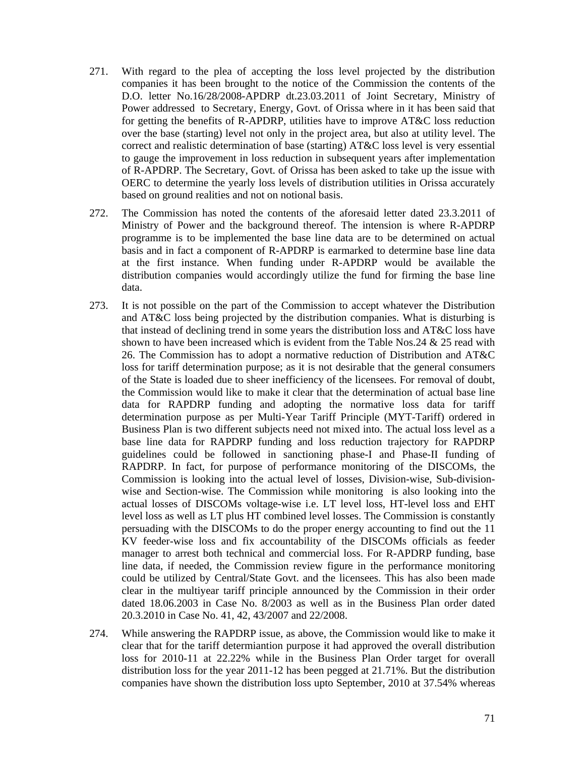271. With regard to the plea of accepting the loss level projected by the distribution companies it has been brought to the notice of the Commission the contents of the D.O. letter No.16/28/2008-APDRP dt.23.03.2011 of Joint Secretary, Ministry of Power addressed to Secretary, Energy, Govt. of Orissa where in it has been said that for getting the benefits of R-APDRP, utilities have to improve AT&C loss reduction over the base (starting) level not only in the project area, but also at utility level. The correct and realistic determination of base (starting) AT&C loss level is very essential to gauge the improvement in loss reduction in subsequent years after implementation of R-APDRP. The Secretary, Govt. of Orissa has been asked to take up the issue with OERC to determine the yearly loss levels of distribution utilities in Orissa accurately based on ground realities and not on notional basis.

272. The Commission has noted the contents of the aforesaid letter dated 23.3.2011 of Ministry of Power and the background thereof. The intension is where R-APDRP programme is to be implemented the base line data are to be determined on actual basis and in fact a component of R-APDRP is earmarked to determine base line data at the first instance. When funding under R-APDRP would be available the distribution companies would accordingly utilize the fund for firming the base line data.

273. It is not possible on the part of the Commission to accept whatever the Distribution and AT&C loss being projected by the distribution companies. What is disturbing is that instead of declining trend in some years the distribution loss and AT&C loss have shown to have been increased which is evident from the Table Nos.24 & 25 read with 26. The Commission has to adopt a normative reduction of Distribution and AT&C loss for tariff determination purpose; as it is not desirable that the general consumers of the State is loaded due to sheer inefficiency of the licensees. For removal of doubt, the Commission would like to make it clear that the determination of actual base line data for RAPDRP funding and adopting the normative loss data for tariff determination purpose as per Multi-Year Tariff Principle (MYT-Tariff) ordered in Business Plan is two different subjects need not mixed into. The actual loss level as a base line data for RAPDRP funding and loss reduction trajectory for RAPDRP guidelines could be followed in sanctioning phase-I and Phase-II funding of RAPDRP. In fact, for purpose of performance monitoring of the DISCOMs, the Commission is looking into the actual level of losses, Division-wise, Sub-division-wise and Section-wise. The Commission while monitoring is also looking into the actual losses of DISCOMs voltage-wise i.e. LT level loss, HT-level loss and EHT level loss as well as LT plus HT combined level losses. The Commission is constantly persuading with the DISCOMs to do the proper energy accounting to find out the 11 KV feeder-wise loss and fix accountability of the DISCOMs officials as feeder manager to arrest both technical and commercial loss. For R-APDRP funding, base line data, if needed, the Commission review figure in the performance monitoring could be utilized by Central/State Govt. and the licensees. This has also been made clear in the multiyear tariff principle announced by the Commission in their order dated 18.06.2003 in Case No. 8/2003 as well as in the Business Plan order dated 20.3.2010 in Case No. 41, 42, 43/2007 and 22/2008.

274. While answering the RAPDRP issue, as above, the Commission would like to make it clear that for the tariff determiantion purpose it had approved the overall distribution loss for 2010-11 at 22.22% while in the Business Plan Order target for overall distribution loss for the year 2011-12 has been pegged at 21.71%. But the distribution companies have shown the distribution loss upto September, 2010 at 37.54% whereas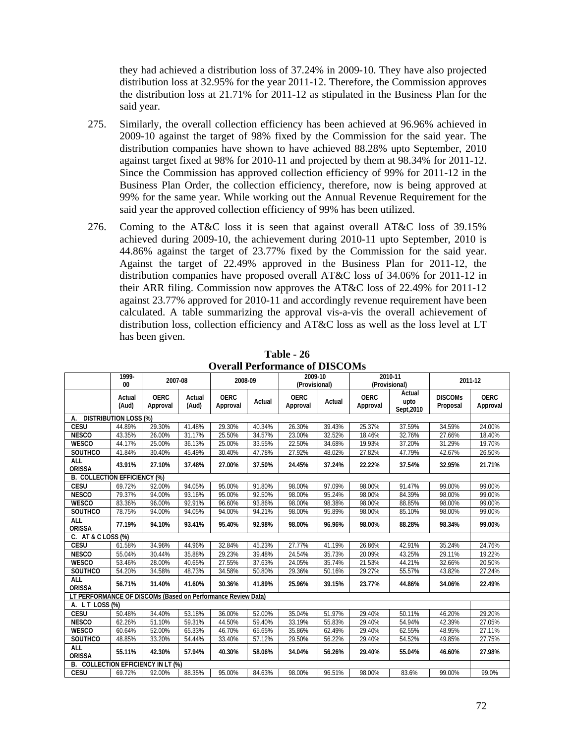they had achieved a distribution loss of 37.24% in 2009-10. They have also projected distribution loss at 32.95% for the year 2011-12. Therefore, the Commission approves the distribution loss at 21.71% for 2011-12 as stipulated in the Business Plan for the said year.

275. Similarly, the overall collection efficiency has been achieved at 96.96% achieved in 2009-10 against the target of 98% fixed by the Commission for the said year. The distribution companies have shown to have achieved 88.28% upto September, 2010 against target fixed at 98% for 2010-11 and projected by them at 98.34% for 2011-12. Since the Commission has approved collection efficiency of 99% for 2011-12 in the Business Plan Order, the collection efficiency, therefore, now is being approved at 99% for the same year. While working out the Annual Revenue Requirement for the said year the approved collection efficiency of 99% has been utilized.

276. Coming to the AT&C loss it is seen that against overall AT&C loss of 39.15% achieved during 2009-10, the achievement during 2010-11 upto September, 2010 is 44.86% against the target of 23.77% fixed by the Commission for the said year. Against the target of 22.49% approved in the Business Plan for 2011-12, the distribution companies have proposed overall AT&C loss of 34.06% for 2011-12 in their ARR filing. Commission now approves the AT&C loss of 22.49% for 2011-12 against 23.77% approved for 2010-11 and accordingly revenue requirement have been calculated. A table summarizing the approval vis-a-vis the overall achievement of distribution loss, collection efficiency and AT&C loss as well as the loss level at LT has been given.

**Table - 26**
**Overall Performance of DISCOMs**

| | 1999-00 | 2007-08 | | 2008-09 | | 2009-10 (Provisional) | | 2010-11 (Provisional) | | 2011-12 | |
|---|---|---|---|---|---|---|---|---|---|---|---|
| | Actual (Aud) | OERC Approval | Actual (Aud) | OERC Approval | Actual | OERC Approval | Actual | OERC Approval | Actual upto Sept,2010 | DISCOMs Proposal | OERC Approval |
| **A. DISTRIBUTION LOSS (%)** | | | | | | | | | | | |
| **CESU** | 44.89% | 29.30% | 41.48% | 29.30% | 40.34% | 26.30% | 39.43% | 25.37% | 37.59% | 34.59% | 24.00% |
| **NESCO** | 43.35% | 26.00% | 31.17% | 25.50% | 34.57% | 23.00% | 32.52% | 18.46% | 32.76% | 27.66% | 18.40% |
| **WESCO** | 44.17% | 25.00% | 36.13% | 25.00% | 33.55% | 22.50% | 34.68% | 19.93% | 37.20% | 31.29% | 19.70% |
| **SOUTHCO** | 41.84% | 30.40% | 45.49% | 30.40% | 47.78% | 27.92% | 48.02% | 27.82% | 47.79% | 42.67% | 26.50% |
| **ALL ORISSA** | **43.91%** | **27.10%** | **37.48%** | **27.00%** | **37.50%** | **24.45%** | **37.24%** | **22.22%** | **37.54%** | **32.95%** | **21.71%** |
| **B. COLLECTION EFFICIENCY (%)** | | | | | | | | | | | |
| **CESU** | 69.72% | 92.00% | 94.05% | 95.00% | 91.80% | 98.00% | 97.09% | 98.00% | 91.47% | 99.00% | 99.00% |
| **NESCO** | 79.37% | 94.00% | 93.16% | 95.00% | 92.50% | 98.00% | 95.24% | 98.00% | 84.39% | 98.00% | 99.00% |
| **WESCO** | 83.36% | 96.00% | 92.91% | 96.60% | 93.86% | 98.00% | 98.38% | 98.00% | 88.85% | 98.00% | 99.00% |
| **SOUTHCO** | 78.75% | 94.00% | 94.05% | 94.00% | 94.21% | 98.00% | 95.89% | 98.00% | 85.10% | 98.00% | 99.00% |
| **ALL ORISSA** | **77.19%** | **94.10%** | **93.41%** | **95.40%** | **92.98%** | **98.00%** | **96.96%** | **98.00%** | **88.28%** | **98.34%** | **99.00%** |
| **C. AT & C LOSS (%)** | | | | | | | | | | | |
| **CESU** | 61.58% | 34.96% | 44.96% | 32.84% | 45.23% | 27.77% | 41.19% | 26.86% | 42.91% | 35.24% | 24.76% |
| **NESCO** | 55.04% | 30.44% | 35.88% | 29.23% | 39.48% | 24.54% | 35.73% | 20.09% | 43.25% | 29.11% | 19.22% |
| **WESCO** | 53.46% | 28.00% | 40.65% | 27.55% | 37.63% | 24.05% | 35.74% | 21.53% | 44.21% | 32.66% | 20.50% |
| **SOUTHCO** | 54.20% | 34.58% | 48.73% | 34.58% | 50.80% | 29.36% | 50.16% | 29.27% | 55.57% | 43.82% | 27.24% |
| **ALL ORISSA** | **56.71%** | **31.40%** | **41.60%** | **30.36%** | **41.89%** | **25.96%** | **39.15%** | **23.77%** | **44.86%** | **34.06%** | **22.49%** |
| **LT PERFORMANCE OF DISCOMs (Based on Performance Review Data)** | | | | | | | | | | | |
| **A. L T LOSS (%)** | | | | | | | | | | | |
| **CESU** | 50.48% | 34.40% | 53.18% | 36.00% | 52.00% | 35.04% | 51.97% | 29.40% | 50.11% | 46.20% | 29.20% |
| **NESCO** | 62.26% | 51.10% | 59.31% | 44.50% | 59.40% | 33.19% | 55.83% | 29.40% | 54.94% | 42.39% | 27.05% |
| **WESCO** | 60.64% | 52.00% | 65.33% | 46.70% | 65.65% | 35.86% | 62.49% | 29.40% | 62.55% | 48.95% | 27.11% |
| **SOUTHCO** | 48.85% | 33.20% | 54.44% | 33.40% | 57.12% | 29.50% | 56.22% | 29.40% | 54.52% | 49.85% | 27.75% |
| **ALL ORISSA** | **55.11%** | **42.30%** | **57.94%** | **40.30%** | **58.06%** | **34.04%** | **56.26%** | **29.40%** | **55.04%** | **46.60%** | **27.98%** |
| **B. COLLECTION EFFICIENCY IN LT (%)** | | | | | | | | | | | |
| **CESU** | 69.72% | 92.00% | 88.35% | 95.00% | 84.63% | 98.00% | 96.51% | 98.00% | 83.6% | 99.00% | 99.0% |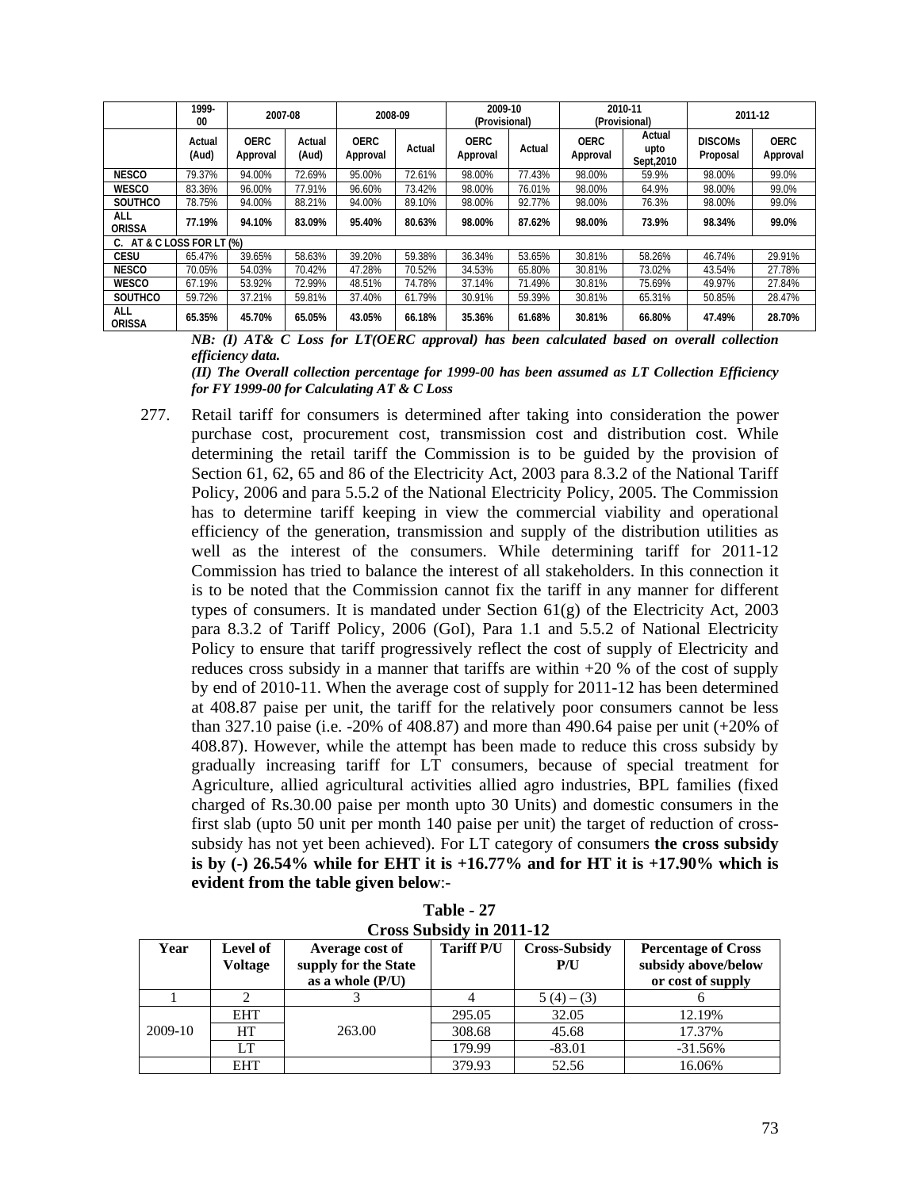| | 1999-00 | 2007-08 | | 2008-09 | | 2009-10 (Provisional) | | 2010-11 (Provisional) | | 2011-12 | |
|---|---|---|---|---|---|---|---|---|---|---|---|
| | Actual (Aud) | OERC Approval | Actual (Aud) | OERC Approval | Actual | OERC Approval | Actual | OERC Approval | Actual upto Sept,2010 | DISCOMs Proposal | OERC Approval |
| NESCO | 79.37% | 94.00% | 72.69% | 95.00% | 72.61% | 98.00% | 77.43% | 98.00% | 59.9% | 98.00% | 99.0% |
| WESCO | 83.36% | 96.00% | 77.91% | 96.60% | 73.42% | 98.00% | 76.01% | 98.00% | 64.9% | 98.00% | 99.0% |
| SOUTHCO | 78.75% | 94.00% | 88.21% | 94.00% | 89.10% | 98.00% | 92.77% | 98.00% | 76.3% | 98.00% | 99.0% |
| **ALL ORISSA** | **77.19%** | **94.10%** | **83.09%** | **95.40%** | **80.63%** | **98.00%** | **87.62%** | **98.00%** | **73.9%** | **98.34%** | **99.0%** |
| **C. AT & C LOSS FOR LT (%)** | | | | | | | | | | | |
| CESU | 65.47% | 39.65% | 58.63% | 39.20% | 59.38% | 36.34% | 53.65% | 30.81% | 58.26% | 46.74% | 29.91% |
| NESCO | 70.05% | 54.03% | 70.42% | 47.28% | 70.52% | 34.53% | 65.80% | 30.81% | 73.02% | 43.54% | 27.78% |
| WESCO | 67.19% | 53.92% | 72.99% | 48.51% | 74.78% | 37.14% | 71.49% | 30.81% | 75.69% | 49.97% | 27.84% |
| SOUTHCO | 59.72% | 37.21% | 59.81% | 37.40% | 61.79% | 30.91% | 59.39% | 30.81% | 65.31% | 50.85% | 28.47% |
| **ALL ORISSA** | **65.35%** | **45.70%** | **65.05%** | **43.05%** | **66.18%** | **35.36%** | **61.68%** | **30.81%** | **66.80%** | **47.49%** | **28.70%** |

***NB: (I) AT& C Loss for LT(OERC approval) has been calculated based on overall collection efficiency data.***

***(II) The Overall collection percentage for 1999-00 has been assumed as LT Collection Efficiency for FY 1999-00 for Calculating AT & C Loss***

277. Retail tariff for consumers is determined after taking into consideration the power purchase cost, procurement cost, transmission cost and distribution cost. While determining the retail tariff the Commission is to be guided by the provision of Section 61, 62, 65 and 86 of the Electricity Act, 2003 para 8.3.2 of the National Tariff Policy, 2006 and para 5.5.2 of the National Electricity Policy, 2005. The Commission has to determine tariff keeping in view the commercial viability and operational efficiency of the generation, transmission and supply of the distribution utilities as well as the interest of the consumers. While determining tariff for 2011-12 Commission has tried to balance the interest of all stakeholders. In this connection it is to be noted that the Commission cannot fix the tariff in any manner for different types of consumers. It is mandated under Section 61(g) of the Electricity Act, 2003 para 8.3.2 of Tariff Policy, 2006 (GoI), Para 1.1 and 5.5.2 of National Electricity Policy to ensure that tariff progressively reflect the cost of supply of Electricity and reduces cross subsidy in a manner that tariffs are within +20 % of the cost of supply by end of 2010-11. When the average cost of supply for 2011-12 has been determined at 408.87 paise per unit, the tariff for the relatively poor consumers cannot be less than 327.10 paise (i.e. -20% of 408.87) and more than 490.64 paise per unit (+20% of 408.87). However, while the attempt has been made to reduce this cross subsidy by gradually increasing tariff for LT consumers, because of special treatment for Agriculture, allied agricultural activities allied agro industries, BPL families (fixed charged of Rs.30.00 paise per month upto 30 Units) and domestic consumers in the first slab (upto 50 unit per month 140 paise per unit) the target of reduction of cross-subsidy has not yet been achieved). For LT category of consumers **the cross subsidy is by (-) 26.54% while for EHT it is +16.77% and for HT it is +17.90% which is evident from the table given below**:-

**Table - 27**
**Cross Subsidy in 2011-12**

| Year | Level of Voltage | Average cost of supply for the State as a whole (P/U) | Tariff P/U | Cross-Subsidy P/U | Percentage of Cross subsidy above/below or cost of supply |
|---|---|---|---|---|---|
| 1 | 2 | 3 | 4 | 5 (4) – (3) | 6 |
| 2009-10 | EHT | 263.00 | 295.05 | 32.05 | 12.19% |
| | HT | | 308.68 | 45.68 | 17.37% |
| | LT | | 179.99 | -83.01 | -31.56% |
| | EHT | | 379.93 | 52.56 | 16.06% |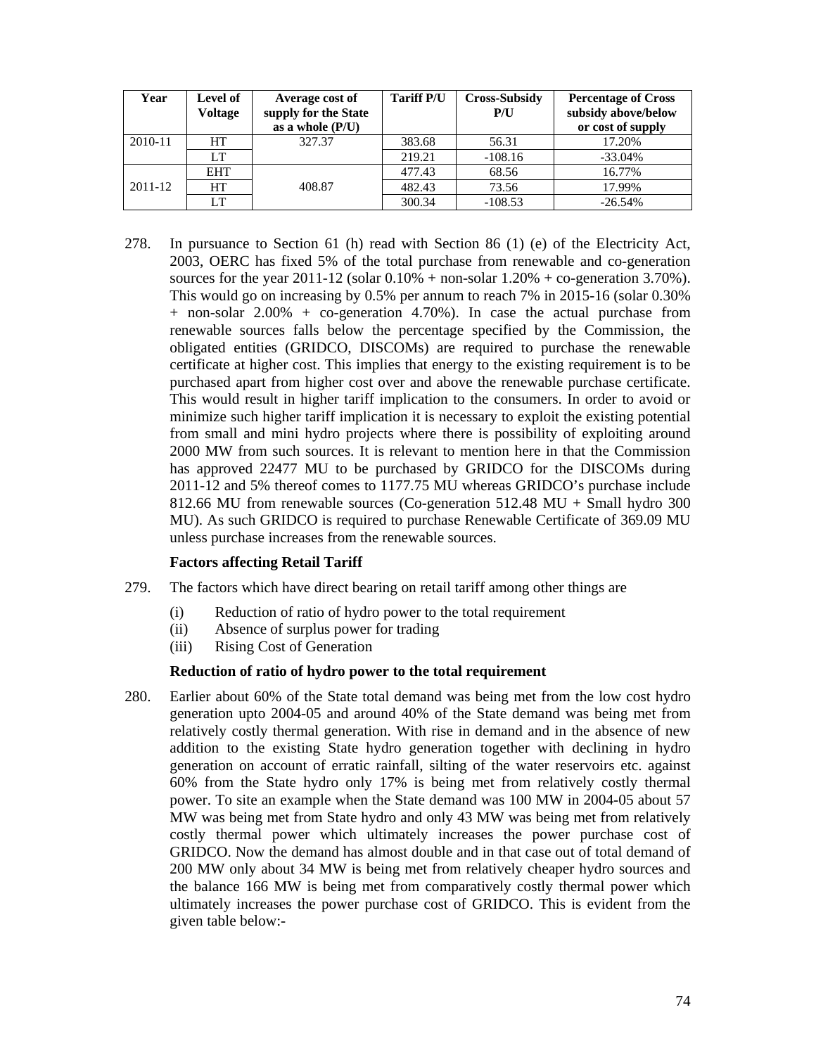| Year | Level of Voltage | Average cost of supply for the State as a whole (P/U) | Tariff P/U | Cross-Subsidy P/U | Percentage of Cross subsidy above/below or cost of supply |
|---|---|---|---|---|---|
| 2010-11 | HT | 327.37 | 383.68 | 56.31 | 17.20% |
| | LT | | 219.21 | -108.16 | -33.04% |
| 2011-12 | EHT | 408.87 | 477.43 | 68.56 | 16.77% |
| | HT | | 482.43 | 73.56 | 17.99% |
| | LT | | 300.34 | -108.53 | -26.54% |

278. In pursuance to Section 61 (h) read with Section 86 (1) (e) of the Electricity Act, 2003, OERC has fixed 5% of the total purchase from renewable and co-generation sources for the year 2011-12 (solar 0.10% + non-solar 1.20% + co-generation 3.70%). This would go on increasing by 0.5% per annum to reach 7% in 2015-16 (solar 0.30% + non-solar 2.00% + co-generation 4.70%). In case the actual purchase from renewable sources falls below the percentage specified by the Commission, the obligated entities (GRIDCO, DISCOMs) are required to purchase the renewable certificate at higher cost. This implies that energy to the existing requirement is to be purchased apart from higher cost over and above the renewable purchase certificate. This would result in higher tariff implication to the consumers. In order to avoid or minimize such higher tariff implication it is necessary to exploit the existing potential from small and mini hydro projects where there is possibility of exploiting around 2000 MW from such sources. It is relevant to mention here in that the Commission has approved 22477 MU to be purchased by GRIDCO for the DISCOMs during 2011-12 and 5% thereof comes to 1177.75 MU whereas GRIDCO's purchase include 812.66 MU from renewable sources (Co-generation 512.48 MU + Small hydro 300 MU). As such GRIDCO is required to purchase Renewable Certificate of 369.09 MU unless purchase increases from the renewable sources.

**Factors affecting Retail Tariff**

279. The factors which have direct bearing on retail tariff among other things are

(i) Reduction of ratio of hydro power to the total requirement
(ii) Absence of surplus power for trading
(iii) Rising Cost of Generation

**Reduction of ratio of hydro power to the total requirement**

280. Earlier about 60% of the State total demand was being met from the low cost hydro generation upto 2004-05 and around 40% of the State demand was being met from relatively costly thermal generation. With rise in demand and in the absence of new addition to the existing State hydro generation together with declining in hydro generation on account of erratic rainfall, silting of the water reservoirs etc. against 60% from the State hydro only 17% is being met from relatively costly thermal power. To site an example when the State demand was 100 MW in 2004-05 about 57 MW was being met from State hydro and only 43 MW was being met from relatively costly thermal power which ultimately increases the power purchase cost of GRIDCO. Now the demand has almost double and in that case out of total demand of 200 MW only about 34 MW is being met from relatively cheaper hydro sources and the balance 166 MW is being met from comparatively costly thermal power which ultimately increases the power purchase cost of GRIDCO. This is evident from the given table below:-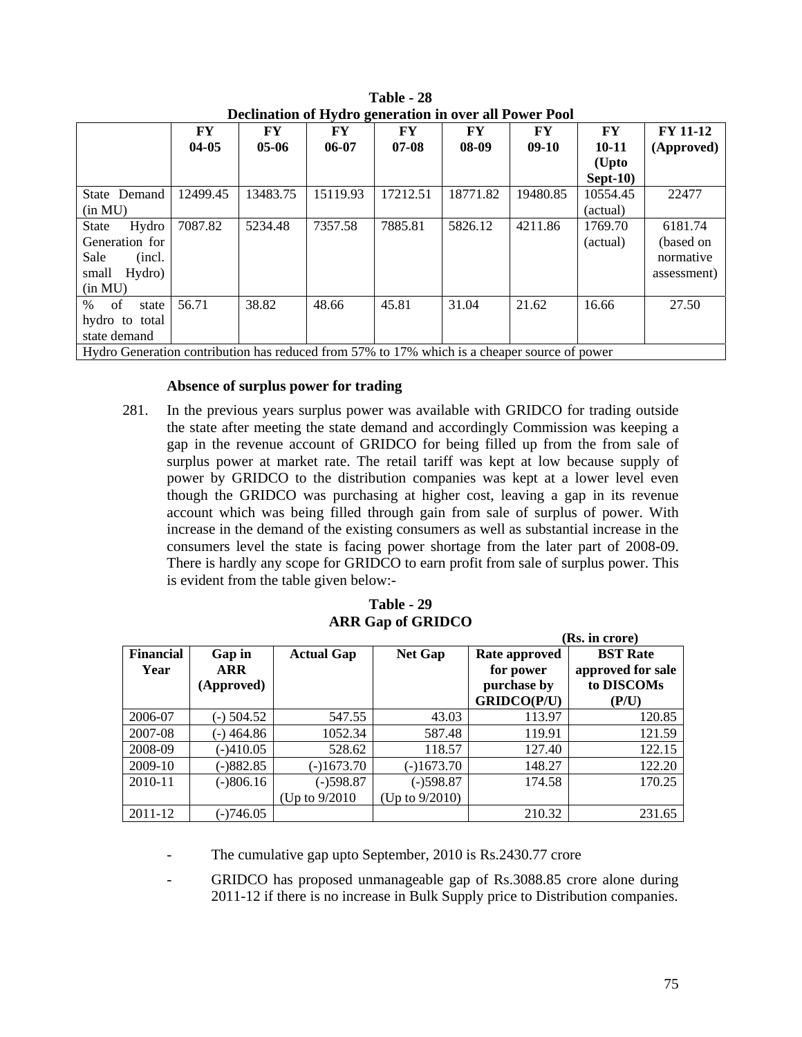**Table - 28**
**Declination of Hydro generation in over all Power Pool**

| | FY 04-05 | FY 05-06 | FY 06-07 | FY 07-08 | FY 08-09 | FY 09-10 | FY 10-11 (Upto Sept-10) | FY 11-12 (Approved) |
|---|---|---|---|---|---|---|---|---|
| State Demand (in MU) | 12499.45 | 13483.75 | 15119.93 | 17212.51 | 18771.82 | 19480.85 | 10554.45 (actual) | 22477 |
| State Hydro Generation for Sale (incl. small Hydro) (in MU) | 7087.82 | 5234.48 | 7357.58 | 7885.81 | 5826.12 | 4211.86 | 1769.70 (actual) | 6181.74 (based on normative assessment) |
| % of state hydro to total state demand | 56.71 | 38.82 | 48.66 | 45.81 | 31.04 | 21.62 | 16.66 | 27.50 |
| Hydro Generation contribution has reduced from 57% to 17% which is a cheaper source of power | | | | | | | | |

**Absence of surplus power for trading**

281. In the previous years surplus power was available with GRIDCO for trading outside the state after meeting the state demand and accordingly Commission was keeping a gap in the revenue account of GRIDCO for being filled up from the from sale of surplus power at market rate. The retail tariff was kept at low because supply of power by GRIDCO to the distribution companies was kept at a lower level even though the GRIDCO was purchasing at higher cost, leaving a gap in its revenue account which was being filled through gain from sale of surplus of power. With increase in the demand of the existing consumers as well as substantial increase in the consumers level the state is facing power shortage from the later part of 2008-09. There is hardly any scope for GRIDCO to earn profit from sale of surplus power. This is evident from the table given below:-

**Table - 29**
**ARR Gap of GRIDCO**

(Rs. in crore)

| Financial Year | Gap in ARR (Approved) | Actual Gap | Net Gap | Rate approved for power purchase by GRIDCO(P/U) | BST Rate approved for sale to DISCOMs (P/U) |
|---|---|---|---|---|---|
| 2006-07 | (-) 504.52 | 547.55 | 43.03 | 113.97 | 120.85 |
| 2007-08 | (-) 464.86 | 1052.34 | 587.48 | 119.91 | 121.59 |
| 2008-09 | (-)410.05 | 528.62 | 118.57 | 127.40 | 122.15 |
| 2009-10 | (-)882.85 | (-)1673.70 | (-)1673.70 | 148.27 | 122.20 |
| 2010-11 | (-)806.16 | (-)598.87 (Up to 9/2010 | (-)598.87 (Up to 9/2010) | 174.58 | 170.25 |
| 2011-12 | (-)746.05 | | | 210.32 | 231.65 |

- The cumulative gap upto September, 2010 is Rs.2430.77 crore
- GRIDCO has proposed unmanageable gap of Rs.3088.85 crore alone during 2011-12 if there is no increase in Bulk Supply price to Distribution companies.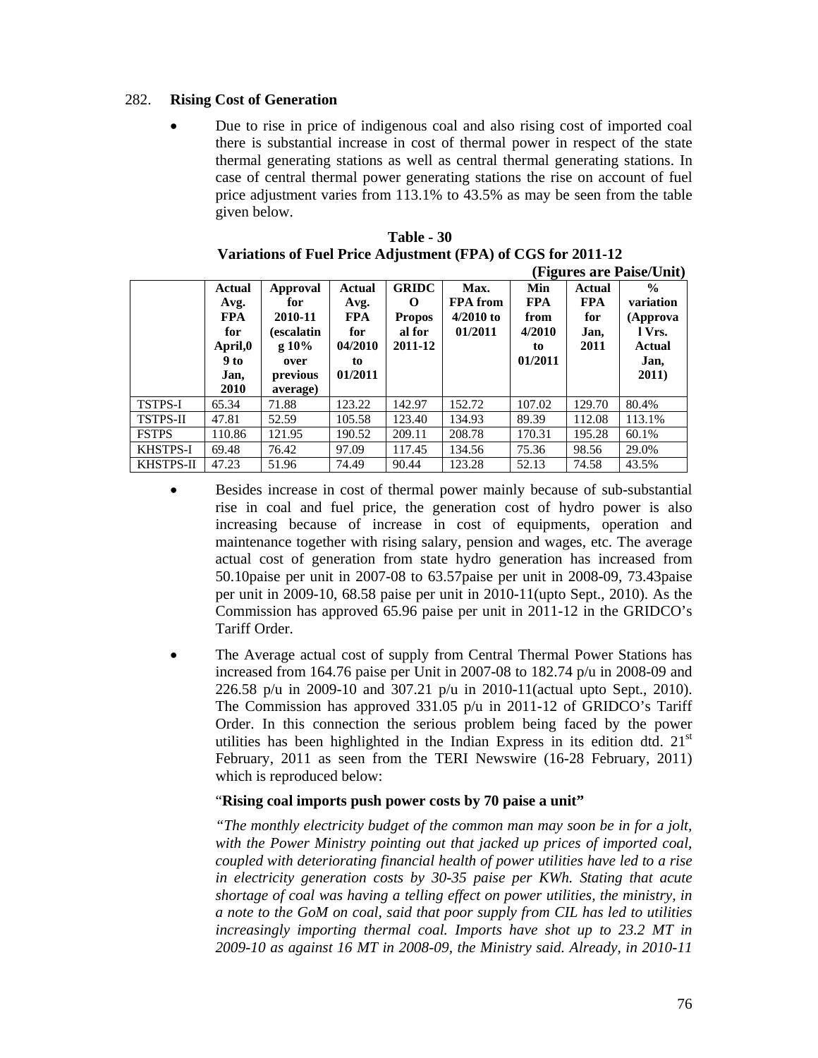282. **Rising Cost of Generation**

- Due to rise in price of indigenous coal and also rising cost of imported coal there is substantial increase in cost of thermal power in respect of the state thermal generating stations as well as central thermal generating stations. In case of central thermal power generating stations the rise on account of fuel price adjustment varies from 113.1% to 43.5% as may be seen from the table given below.

**Table - 30**
**Variations of Fuel Price Adjustment (FPA) of CGS for 2011-12**
**(Figures are Paise/Unit)**

| | Actual Avg. FPA for April,09 to Jan, 2010 | Approval for 2010-11 (escalating 10% over previous average) | Actual Avg. FPA for 04/2010 to 01/2011 | GRIDCO Proposal for 2011-12 | Max. FPA from 4/2010 to 01/2011 | Min FPA from 4/2010 to 01/2011 | Actual FPA for Jan, 2011 | % variation (Approval Vrs. Actual Jan, 2011) |
|---|---|---|---|---|---|---|---|---|
| TSTPS-I | 65.34 | 71.88 | 123.22 | 142.97 | 152.72 | 107.02 | 129.70 | 80.4% |
| TSTPS-II | 47.81 | 52.59 | 105.58 | 123.40 | 134.93 | 89.39 | 112.08 | 113.1% |
| FSTPS | 110.86 | 121.95 | 190.52 | 209.11 | 208.78 | 170.31 | 195.28 | 60.1% |
| KHSTPS-I | 69.48 | 76.42 | 97.09 | 117.45 | 134.56 | 75.36 | 98.56 | 29.0% |
| KHSTPS-II | 47.23 | 51.96 | 74.49 | 90.44 | 123.28 | 52.13 | 74.58 | 43.5% |

- Besides increase in cost of thermal power mainly because of sub-substantial rise in coal and fuel price, the generation cost of hydro power is also increasing because of increase in cost of equipments, operation and maintenance together with rising salary, pension and wages, etc. The average actual cost of generation from state hydro generation has increased from 50.10paise per unit in 2007-08 to 63.57paise per unit in 2008-09, 73.43paise per unit in 2009-10, 68.58 paise per unit in 2010-11(upto Sept., 2010). As the Commission has approved 65.96 paise per unit in 2011-12 in the GRIDCO's Tariff Order.

- The Average actual cost of supply from Central Thermal Power Stations has increased from 164.76 paise per Unit in 2007-08 to 182.74 p/u in 2008-09 and 226.58 p/u in 2009-10 and 307.21 p/u in 2010-11(actual upto Sept., 2010). The Commission has approved 331.05 p/u in 2011-12 of GRIDCO's Tariff Order. In this connection the serious problem being faced by the power utilities has been highlighted in the Indian Express in its edition dtd. 21st February, 2011 as seen from the TERI Newswire (16-28 February, 2011) which is reproduced below:

  "**Rising coal imports push power costs by 70 paise a unit"**

  *"The monthly electricity budget of the common man may soon be in for a jolt, with the Power Ministry pointing out that jacked up prices of imported coal, coupled with deteriorating financial health of power utilities have led to a rise in electricity generation costs by 30-35 paise per KWh. Stating that acute shortage of coal was having a telling effect on power utilities, the ministry, in a note to the GoM on coal, said that poor supply from CIL has led to utilities increasingly importing thermal coal. Imports have shot up to 23.2 MT in 2009-10 as against 16 MT in 2008-09, the Ministry said. Already, in 2010-11*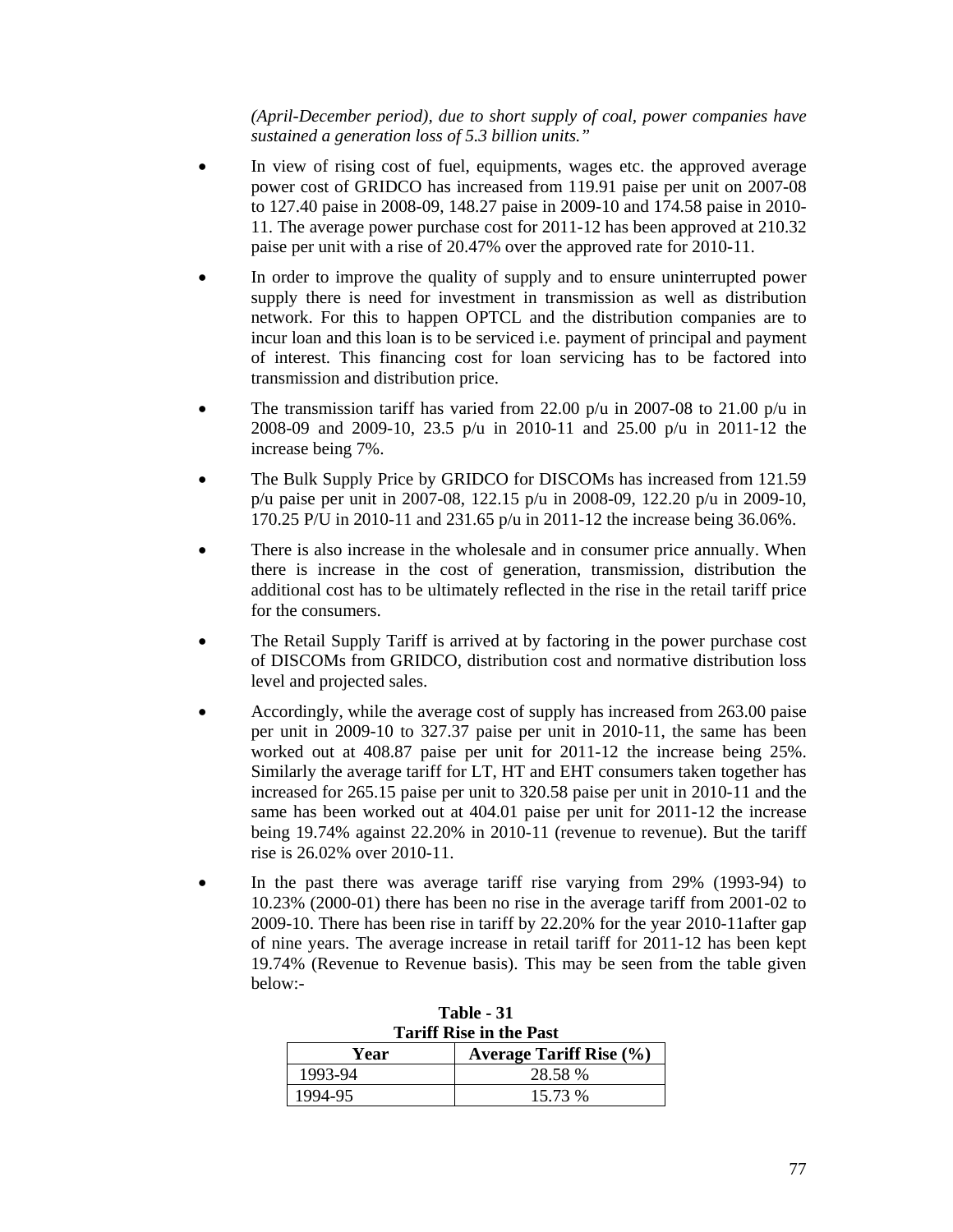*(April-December period), due to short supply of coal, power companies have sustained a generation loss of 5.3 billion units."*

- In view of rising cost of fuel, equipments, wages etc. the approved average power cost of GRIDCO has increased from 119.91 paise per unit on 2007-08 to 127.40 paise in 2008-09, 148.27 paise in 2009-10 and 174.58 paise in 2010-11. The average power purchase cost for 2011-12 has been approved at 210.32 paise per unit with a rise of 20.47% over the approved rate for 2010-11.

- In order to improve the quality of supply and to ensure uninterrupted power supply there is need for investment in transmission as well as distribution network. For this to happen OPTCL and the distribution companies are to incur loan and this loan is to be serviced i.e. payment of principal and payment of interest. This financing cost for loan servicing has to be factored into transmission and distribution price.

- The transmission tariff has varied from 22.00 p/u in 2007-08 to 21.00 p/u in 2008-09 and 2009-10, 23.5 p/u in 2010-11 and 25.00 p/u in 2011-12 the increase being 7%.

- The Bulk Supply Price by GRIDCO for DISCOMs has increased from 121.59 p/u paise per unit in 2007-08, 122.15 p/u in 2008-09, 122.20 p/u in 2009-10, 170.25 P/U in 2010-11 and 231.65 p/u in 2011-12 the increase being 36.06%.

- There is also increase in the wholesale and in consumer price annually. When there is increase in the cost of generation, transmission, distribution the additional cost has to be ultimately reflected in the rise in the retail tariff price for the consumers.

- The Retail Supply Tariff is arrived at by factoring in the power purchase cost of DISCOMs from GRIDCO, distribution cost and normative distribution loss level and projected sales.

- Accordingly, while the average cost of supply has increased from 263.00 paise per unit in 2009-10 to 327.37 paise per unit in 2010-11, the same has been worked out at 408.87 paise per unit for 2011-12 the increase being 25%. Similarly the average tariff for LT, HT and EHT consumers taken together has increased for 265.15 paise per unit to 320.58 paise per unit in 2010-11 and the same has been worked out at 404.01 paise per unit for 2011-12 the increase being 19.74% against 22.20% in 2010-11 (revenue to revenue). But the tariff rise is 26.02% over 2010-11.

- In the past there was average tariff rise varying from 29% (1993-94) to 10.23% (2000-01) there has been no rise in the average tariff from 2001-02 to 2009-10. There has been rise in tariff by 22.20% for the year 2010-11after gap of nine years. The average increase in retail tariff for 2011-12 has been kept 19.74% (Revenue to Revenue basis). This may be seen from the table given below:-

**Table - 31**
**Tariff Rise in the Past**

| Year | Average Tariff Rise (%) |
|---|---|
| 1993-94 | 28.58 % |
| 1994-95 | 15.73 % |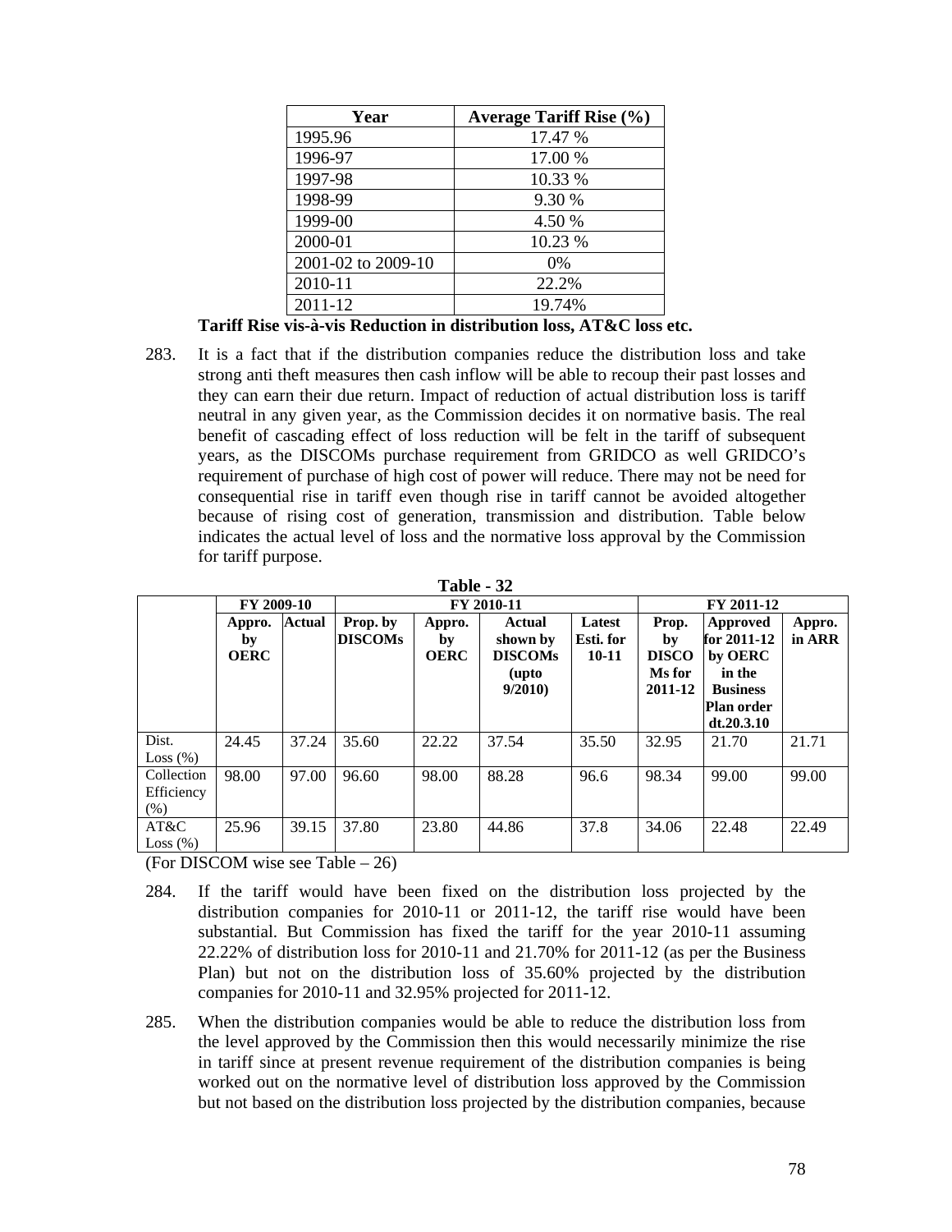| Year | Average Tariff Rise (%) |
|---|---|
| 1995.96 | 17.47 % |
| 1996-97 | 17.00 % |
| 1997-98 | 10.33 % |
| 1998-99 | 9.30 % |
| 1999-00 | 4.50 % |
| 2000-01 | 10.23 % |
| 2001-02 to 2009-10 | 0% |
| 2010-11 | 22.2% |
| 2011-12 | 19.74% |

**Tariff Rise vis-à-vis Reduction in distribution loss, AT&C loss etc.**

283. It is a fact that if the distribution companies reduce the distribution loss and take strong anti theft measures then cash inflow will be able to recoup their past losses and they can earn their due return. Impact of reduction of actual distribution loss is tariff neutral in any given year, as the Commission decides it on normative basis. The real benefit of cascading effect of loss reduction will be felt in the tariff of subsequent years, as the DISCOMs purchase requirement from GRIDCO as well GRIDCO's requirement of purchase of high cost of power will reduce. There may not be need for consequential rise in tariff even though rise in tariff cannot be avoided altogether because of rising cost of generation, transmission and distribution. Table below indicates the actual level of loss and the normative loss approval by the Commission for tariff purpose.

**Table - 32**

| | FY 2009-10 | | FY 2010-11 | | | | FY 2011-12 | | |
|---|---|---|---|---|---|---|---|---|---|
| | **Appro. by OERC** | **Actual** | **Prop. by DISCOMs** | **Appro. by OERC** | **Actual shown by DISCOMs (upto 9/2010)** | **Latest Esti. for 10-11** | **Prop. by DISCOMs for 2011-12** | **Approved for 2011-12 by OERC in the Business Plan order dt.20.3.10** | **Appro. in ARR** |
| Dist. Loss (%) | 24.45 | 37.24 | 35.60 | 22.22 | 37.54 | 35.50 | 32.95 | 21.70 | 21.71 |
| Collection Efficiency (%) | 98.00 | 97.00 | 96.60 | 98.00 | 88.28 | 96.6 | 98.34 | 99.00 | 99.00 |
| AT&C Loss (%) | 25.96 | 39.15 | 37.80 | 23.80 | 44.86 | 37.8 | 34.06 | 22.48 | 22.49 |

(For DISCOM wise see Table – 26)

284. If the tariff would have been fixed on the distribution loss projected by the distribution companies for 2010-11 or 2011-12, the tariff rise would have been substantial. But Commission has fixed the tariff for the year 2010-11 assuming 22.22% of distribution loss for 2010-11 and 21.70% for 2011-12 (as per the Business Plan) but not on the distribution loss of 35.60% projected by the distribution companies for 2010-11 and 32.95% projected for 2011-12.

285. When the distribution companies would be able to reduce the distribution loss from the level approved by the Commission then this would necessarily minimize the rise in tariff since at present revenue requirement of the distribution companies is being worked out on the normative level of distribution loss approved by the Commission but not based on the distribution loss projected by the distribution companies, because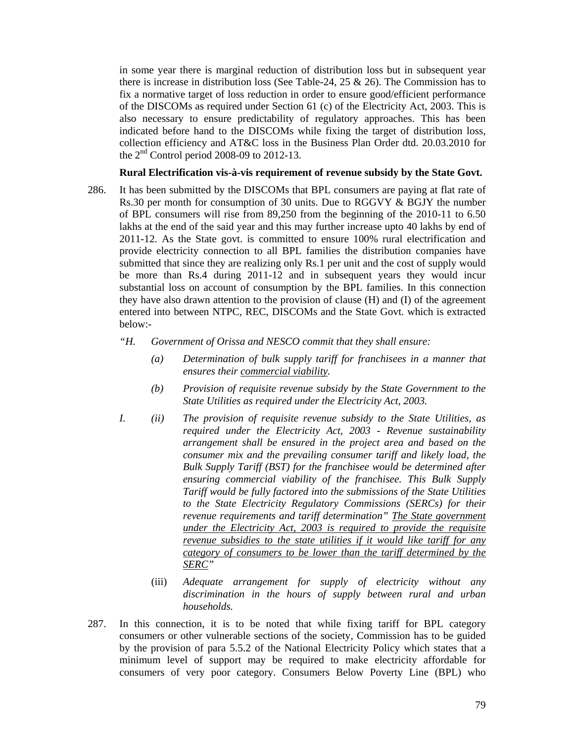in some year there is marginal reduction of distribution loss but in subsequent year there is increase in distribution loss (See Table-24, 25 & 26). The Commission has to fix a normative target of loss reduction in order to ensure good/efficient performance of the DISCOMs as required under Section 61 (c) of the Electricity Act, 2003. This is also necessary to ensure predictability of regulatory approaches. This has been indicated before hand to the DISCOMs while fixing the target of distribution loss, collection efficiency and AT&C loss in the Business Plan Order dtd. 20.03.2010 for the 2nd Control period 2008-09 to 2012-13.

**Rural Electrification vis-à-vis requirement of revenue subsidy by the State Govt.**

286. It has been submitted by the DISCOMs that BPL consumers are paying at flat rate of Rs.30 per month for consumption of 30 units. Due to RGGVY & BGJY the number of BPL consumers will rise from 89,250 from the beginning of the 2010-11 to 6.50 lakhs at the end of the said year and this may further increase upto 40 lakhs by end of 2011-12. As the State govt. is committed to ensure 100% rural electrification and provide electricity connection to all BPL families the distribution companies have submitted that since they are realizing only Rs.1 per unit and the cost of supply would be more than Rs.4 during 2011-12 and in subsequent years they would incur substantial loss on account of consumption by the BPL families. In this connection they have also drawn attention to the provision of clause (H) and (I) of the agreement entered into between NTPC, REC, DISCOMs and the State Govt. which is extracted below:-

*"H. Government of Orissa and NESCO commit that they shall ensure:*

*(a) Determination of bulk supply tariff for franchisees in a manner that ensures their commercial viability.*

*(b) Provision of requisite revenue subsidy by the State Government to the State Utilities as required under the Electricity Act, 2003.*

*I. (ii) The provision of requisite revenue subsidy to the State Utilities, as required under the Electricity Act, 2003 - Revenue sustainability arrangement shall be ensured in the project area and based on the consumer mix and the prevailing consumer tariff and likely load, the Bulk Supply Tariff (BST) for the franchisee would be determined after ensuring commercial viability of the franchisee. This Bulk Supply Tariff would be fully factored into the submissions of the State Utilities to the State Electricity Regulatory Commissions (SERCs) for their revenue requirements and tariff determination" The State government under the Electricity Act, 2003 is required to provide the requisite revenue subsidies to the state utilities if it would like tariff for any category of consumers to be lower than the tariff determined by the SERC"*

(iii) *Adequate arrangement for supply of electricity without any discrimination in the hours of supply between rural and urban households.*

287. In this connection, it is to be noted that while fixing tariff for BPL category consumers or other vulnerable sections of the society, Commission has to be guided by the provision of para 5.5.2 of the National Electricity Policy which states that a minimum level of support may be required to make electricity affordable for consumers of very poor category. Consumers Below Poverty Line (BPL) who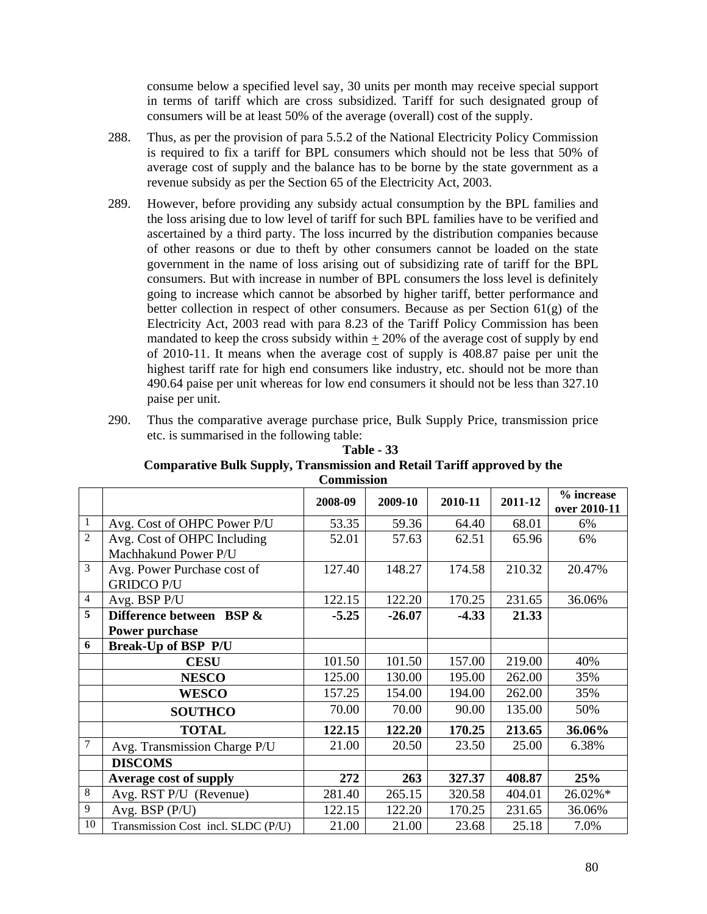consume below a specified level say, 30 units per month may receive special support in terms of tariff which are cross subsidized. Tariff for such designated group of consumers will be at least 50% of the average (overall) cost of the supply.

288. Thus, as per the provision of para 5.5.2 of the National Electricity Policy Commission is required to fix a tariff for BPL consumers which should not be less that 50% of average cost of supply and the balance has to be borne by the state government as a revenue subsidy as per the Section 65 of the Electricity Act, 2003.

289. However, before providing any subsidy actual consumption by the BPL families and the loss arising due to low level of tariff for such BPL families have to be verified and ascertained by a third party. The loss incurred by the distribution companies because of other reasons or due to theft by other consumers cannot be loaded on the state government in the name of loss arising out of subsidizing rate of tariff for the BPL consumers. But with increase in number of BPL consumers the loss level is definitely going to increase which cannot be absorbed by higher tariff, better performance and better collection in respect of other consumers. Because as per Section 61(g) of the Electricity Act, 2003 read with para 8.23 of the Tariff Policy Commission has been mandated to keep the cross subsidy within ± 20% of the average cost of supply by end of 2010-11. It means when the average cost of supply is 408.87 paise per unit the highest tariff rate for high end consumers like industry, etc. should not be more than 490.64 paise per unit whereas for low end consumers it should not be less than 327.10 paise per unit.

290. Thus the comparative average purchase price, Bulk Supply Price, transmission price etc. is summarised in the following table:

**Table - 33**
**Comparative Bulk Supply, Transmission and Retail Tariff approved by the Commission**

| | | 2008-09 | 2009-10 | 2010-11 | 2011-12 | % increase over 2010-11 |
|---|---|---|---|---|---|---|
| 1 | Avg. Cost of OHPC Power P/U | 53.35 | 59.36 | 64.40 | 68.01 | 6% |
| 2 | Avg. Cost of OHPC Including Machhakund Power P/U | 52.01 | 57.63 | 62.51 | 65.96 | 6% |
| 3 | Avg. Power Purchase cost of GRIDCO P/U | 127.40 | 148.27 | 174.58 | 210.32 | 20.47% |
| 4 | Avg. BSP P/U | 122.15 | 122.20 | 170.25 | 231.65 | 36.06% |
| **5** | **Difference between BSP & Power purchase** | **-5.25** | **-26.07** | **-4.33** | **21.33** | |
| **6** | **Break-Up of BSP P/U** | | | | | |
| | **CESU** | 101.50 | 101.50 | 157.00 | 219.00 | 40% |
| | **NESCO** | 125.00 | 130.00 | 195.00 | 262.00 | 35% |
| | **WESCO** | 157.25 | 154.00 | 194.00 | 262.00 | 35% |
| | **SOUTHCO** | 70.00 | 70.00 | 90.00 | 135.00 | 50% |
| | **TOTAL** | **122.15** | **122.20** | **170.25** | **213.65** | **36.06%** |
| 7 | Avg. Transmission Charge P/U | 21.00 | 20.50 | 23.50 | 25.00 | 6.38% |
| | **DISCOMS** | | | | | |
| | **Average cost of supply** | **272** | **263** | **327.37** | **408.87** | **25%** |
| 8 | Avg. RST P/U (Revenue) | 281.40 | 265.15 | 320.58 | 404.01 | 26.02%* |
| 9 | Avg. BSP (P/U) | 122.15 | 122.20 | 170.25 | 231.65 | 36.06% |
| 10 | Transmission Cost incl. SLDC (P/U) | 21.00 | 21.00 | 23.68 | 25.18 | 7.0% |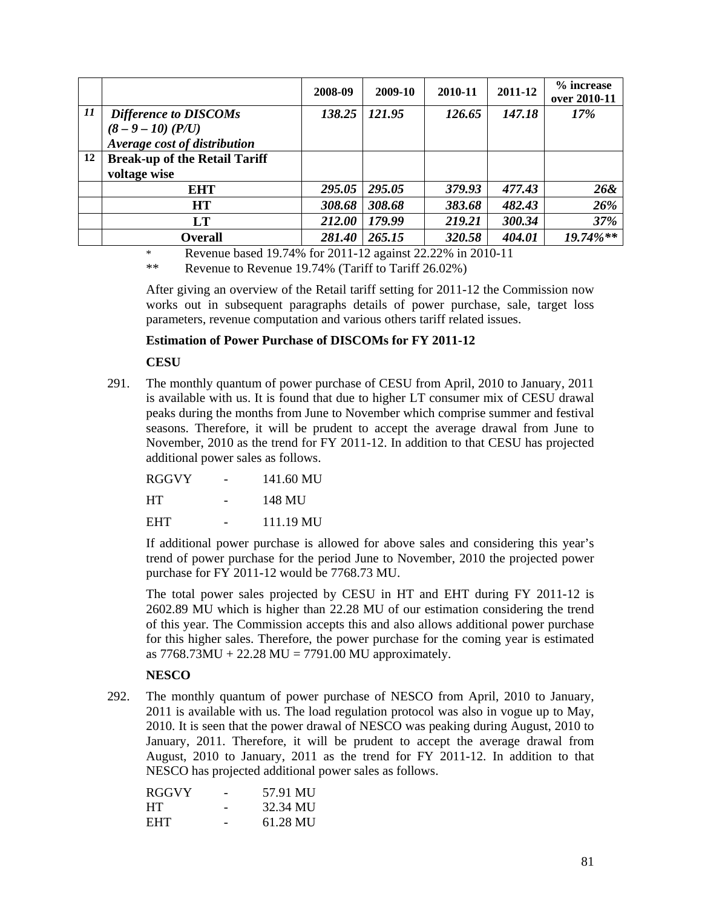| | | 2008-09 | 2009-10 | 2010-11 | 2011-12 | % increase over 2010-11 |
|---|---|---|---|---|---|---|
| *11* | ***Difference to DISCOMs (8 – 9 – 10) (P/U) Average cost of distribution*** | ***138.25*** | ***121.95*** | ***126.65*** | ***147.18*** | ***17%*** |
| **12** | **Break-up of the Retail Tariff voltage wise** | | | | | |
| | **EHT** | ***295.05*** | ***295.05*** | ***379.93*** | ***477.43*** | ***26&*** |
| | **HT** | ***308.68*** | ***308.68*** | ***383.68*** | ***482.43*** | ***26%*** |
| | **LT** | ***212.00*** | ***179.99*** | ***219.21*** | ***300.34*** | ***37%*** |
| | **Overall** | ***281.40*** | ***265.15*** | ***320.58*** | ***404.01*** | ***19.74%\*\**** |

\* Revenue based 19.74% for 2011-12 against 22.22% in 2010-11

\*\* Revenue to Revenue 19.74% (Tariff to Tariff 26.02%)

After giving an overview of the Retail tariff setting for 2011-12 the Commission now works out in subsequent paragraphs details of power purchase, sale, target loss parameters, revenue computation and various others tariff related issues.

**Estimation of Power Purchase of DISCOMs for FY 2011-12**

**CESU**

291. The monthly quantum of power purchase of CESU from April, 2010 to January, 2011 is available with us. It is found that due to higher LT consumer mix of CESU drawal peaks during the months from June to November which comprise summer and festival seasons. Therefore, it will be prudent to accept the average drawal from June to November, 2010 as the trend for FY 2011-12. In addition to that CESU has projected additional power sales as follows.

RGGVY - 141.60 MU

HT - 148 MU

EHT - 111.19 MU

If additional power purchase is allowed for above sales and considering this year's trend of power purchase for the period June to November, 2010 the projected power purchase for FY 2011-12 would be 7768.73 MU.

The total power sales projected by CESU in HT and EHT during FY 2011-12 is 2602.89 MU which is higher than 22.28 MU of our estimation considering the trend of this year. The Commission accepts this and also allows additional power purchase for this higher sales. Therefore, the power purchase for the coming year is estimated as 7768.73MU + 22.28 MU = 7791.00 MU approximately.

**NESCO**

292. The monthly quantum of power purchase of NESCO from April, 2010 to January, 2011 is available with us. The load regulation protocol was also in vogue up to May, 2010. It is seen that the power drawal of NESCO was peaking during August, 2010 to January, 2011. Therefore, it will be prudent to accept the average drawal from August, 2010 to January, 2011 as the trend for FY 2011-12. In addition to that NESCO has projected additional power sales as follows.

RGGVY - 57.91 MU
HT - 32.34 MU
EHT - 61.28 MU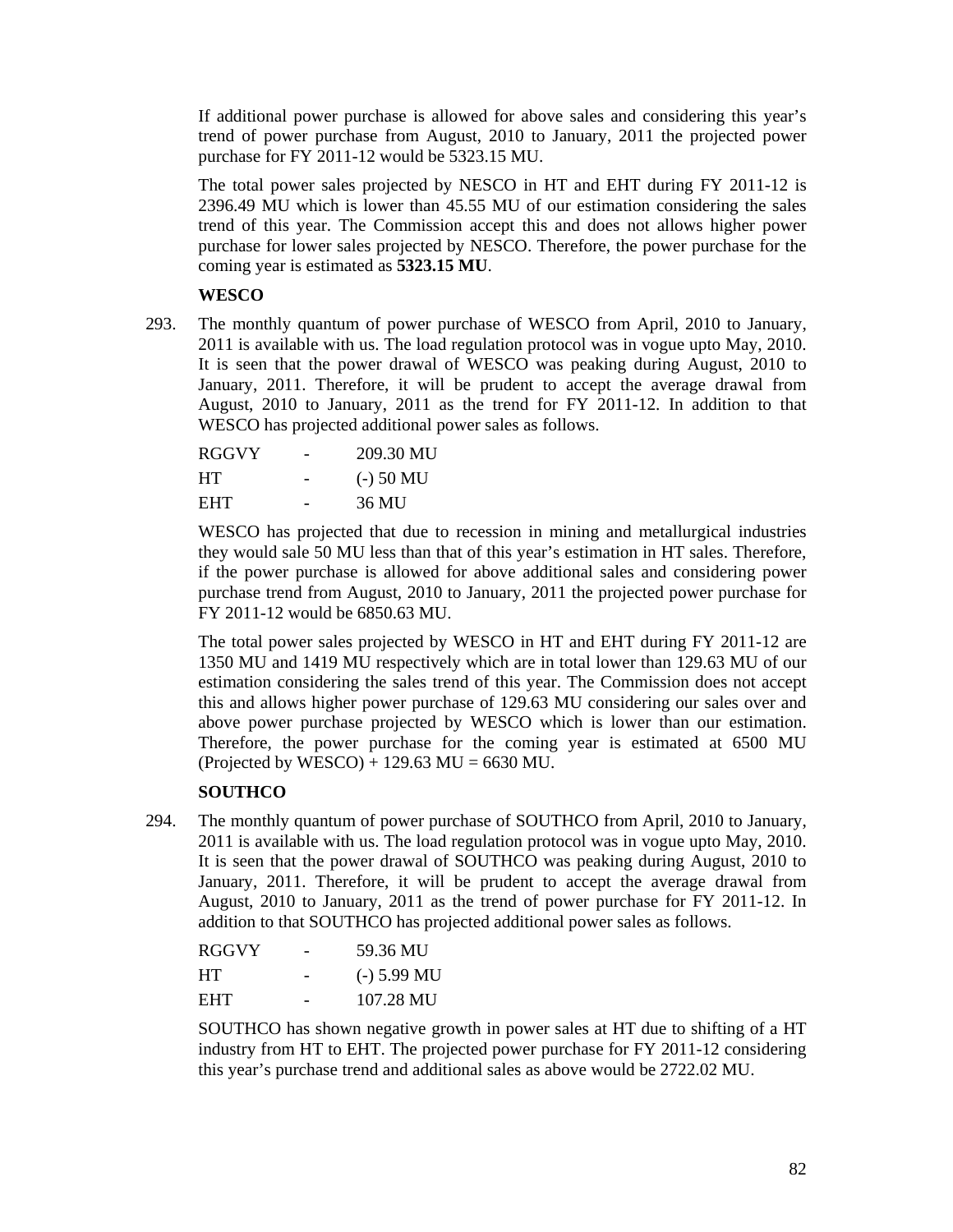If additional power purchase is allowed for above sales and considering this year's trend of power purchase from August, 2010 to January, 2011 the projected power purchase for FY 2011-12 would be 5323.15 MU.

The total power sales projected by NESCO in HT and EHT during FY 2011-12 is 2396.49 MU which is lower than 45.55 MU of our estimation considering the sales trend of this year. The Commission accept this and does not allows higher power purchase for lower sales projected by NESCO. Therefore, the power purchase for the coming year is estimated as **5323.15 MU**.

**WESCO**

293. The monthly quantum of power purchase of WESCO from April, 2010 to January, 2011 is available with us. The load regulation protocol was in vogue upto May, 2010. It is seen that the power drawal of WESCO was peaking during August, 2010 to January, 2011. Therefore, it will be prudent to accept the average drawal from August, 2010 to January, 2011 as the trend for FY 2011-12. In addition to that WESCO has projected additional power sales as follows.

| | | |
|---|---|---|
| RGGVY | - | 209.30 MU |
| HT | - | (-) 50 MU |
| EHT | - | 36 MU |

WESCO has projected that due to recession in mining and metallurgical industries they would sale 50 MU less than that of this year's estimation in HT sales. Therefore, if the power purchase is allowed for above additional sales and considering power purchase trend from August, 2010 to January, 2011 the projected power purchase for FY 2011-12 would be 6850.63 MU.

The total power sales projected by WESCO in HT and EHT during FY 2011-12 are 1350 MU and 1419 MU respectively which are in total lower than 129.63 MU of our estimation considering the sales trend of this year. The Commission does not accept this and allows higher power purchase of 129.63 MU considering our sales over and above power purchase projected by WESCO which is lower than our estimation. Therefore, the power purchase for the coming year is estimated at 6500 MU (Projected by WESCO) + 129.63 MU = 6630 MU.

**SOUTHCO**

294. The monthly quantum of power purchase of SOUTHCO from April, 2010 to January, 2011 is available with us. The load regulation protocol was in vogue upto May, 2010. It is seen that the power drawal of SOUTHCO was peaking during August, 2010 to January, 2011. Therefore, it will be prudent to accept the average drawal from August, 2010 to January, 2011 as the trend of power purchase for FY 2011-12. In addition to that SOUTHCO has projected additional power sales as follows.

| | | |
|---|---|---|
| RGGVY | - | 59.36 MU |
| HT | - | (-) 5.99 MU |
| EHT | - | 107.28 MU |

SOUTHCO has shown negative growth in power sales at HT due to shifting of a HT industry from HT to EHT. The projected power purchase for FY 2011-12 considering this year's purchase trend and additional sales as above would be 2722.02 MU.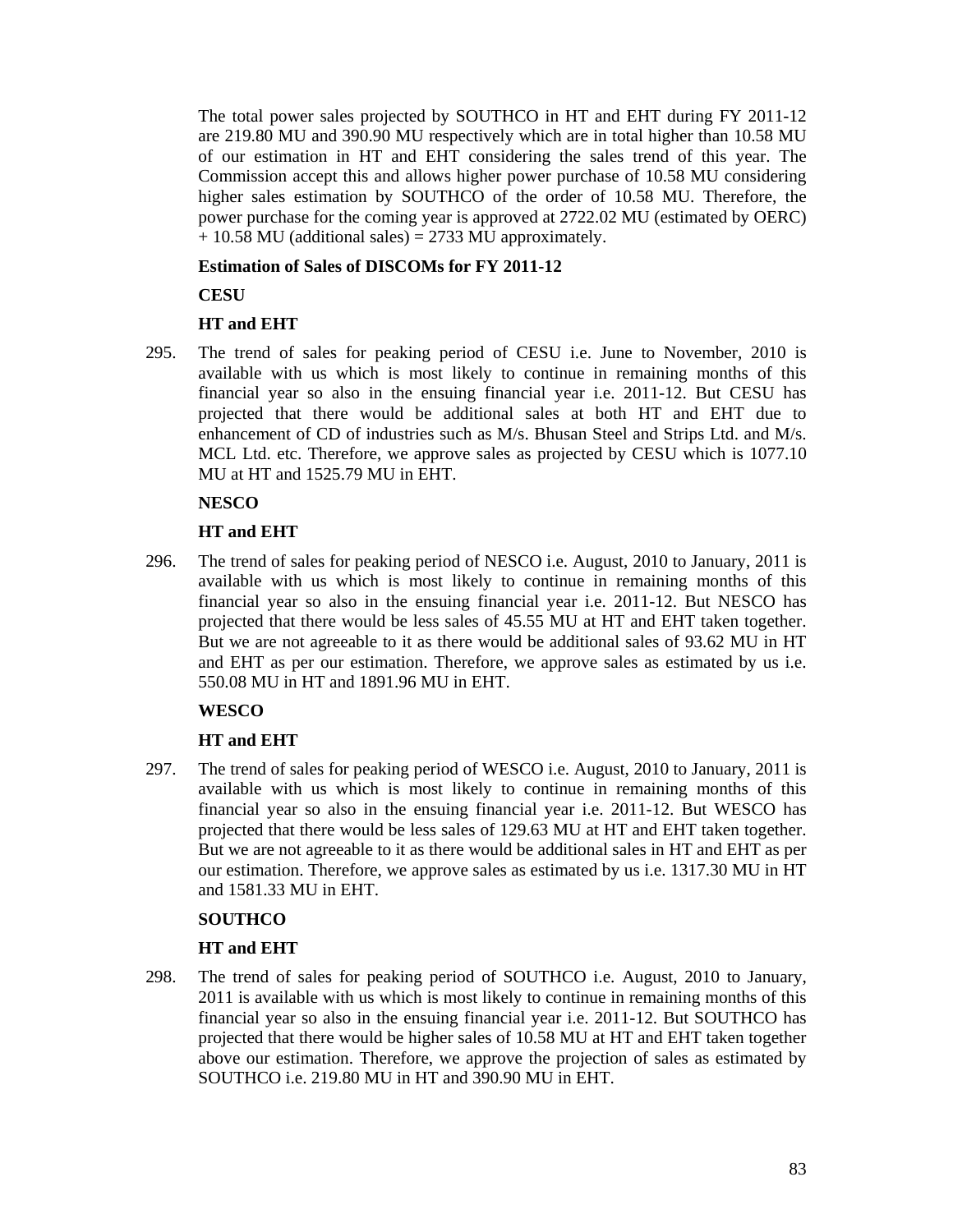The total power sales projected by SOUTHCO in HT and EHT during FY 2011-12 are 219.80 MU and 390.90 MU respectively which are in total higher than 10.58 MU of our estimation in HT and EHT considering the sales trend of this year. The Commission accept this and allows higher power purchase of 10.58 MU considering higher sales estimation by SOUTHCO of the order of 10.58 MU. Therefore, the power purchase for the coming year is approved at 2722.02 MU (estimated by OERC) + 10.58 MU (additional sales) = 2733 MU approximately.

**Estimation of Sales of DISCOMs for FY 2011-12**

**CESU**

**HT and EHT**

295. The trend of sales for peaking period of CESU i.e. June to November, 2010 is available with us which is most likely to continue in remaining months of this financial year so also in the ensuing financial year i.e. 2011-12. But CESU has projected that there would be additional sales at both HT and EHT due to enhancement of CD of industries such as M/s. Bhusan Steel and Strips Ltd. and M/s. MCL Ltd. etc. Therefore, we approve sales as projected by CESU which is 1077.10 MU at HT and 1525.79 MU in EHT.

**NESCO**

**HT and EHT**

296. The trend of sales for peaking period of NESCO i.e. August, 2010 to January, 2011 is available with us which is most likely to continue in remaining months of this financial year so also in the ensuing financial year i.e. 2011-12. But NESCO has projected that there would be less sales of 45.55 MU at HT and EHT taken together. But we are not agreeable to it as there would be additional sales of 93.62 MU in HT and EHT as per our estimation. Therefore, we approve sales as estimated by us i.e. 550.08 MU in HT and 1891.96 MU in EHT.

**WESCO**

**HT and EHT**

297. The trend of sales for peaking period of WESCO i.e. August, 2010 to January, 2011 is available with us which is most likely to continue in remaining months of this financial year so also in the ensuing financial year i.e. 2011-12. But WESCO has projected that there would be less sales of 129.63 MU at HT and EHT taken together. But we are not agreeable to it as there would be additional sales in HT and EHT as per our estimation. Therefore, we approve sales as estimated by us i.e. 1317.30 MU in HT and 1581.33 MU in EHT.

**SOUTHCO**

**HT and EHT**

298. The trend of sales for peaking period of SOUTHCO i.e. August, 2010 to January, 2011 is available with us which is most likely to continue in remaining months of this financial year so also in the ensuing financial year i.e. 2011-12. But SOUTHCO has projected that there would be higher sales of 10.58 MU at HT and EHT taken together above our estimation. Therefore, we approve the projection of sales as estimated by SOUTHCO i.e. 219.80 MU in HT and 390.90 MU in EHT.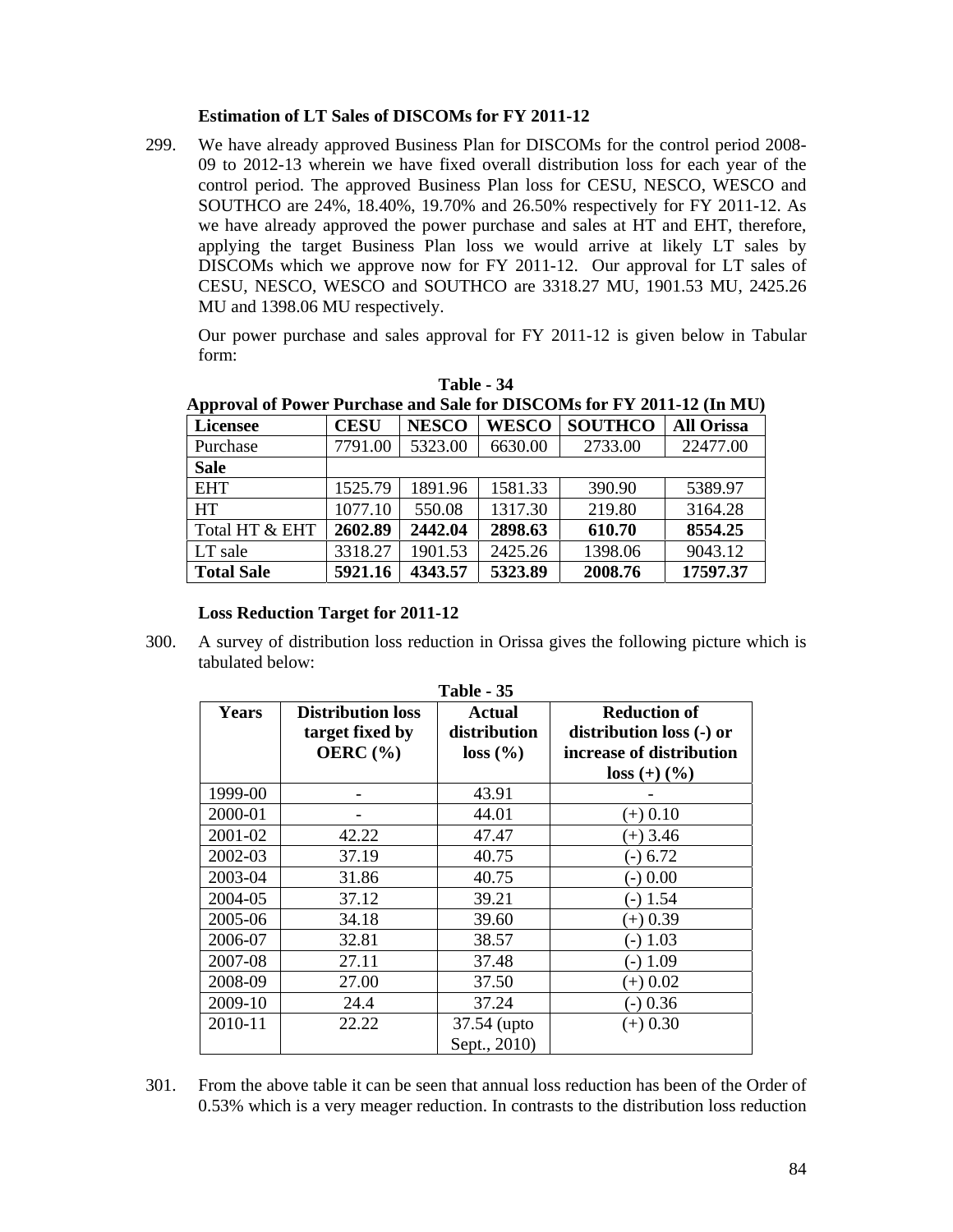**Estimation of LT Sales of DISCOMs for FY 2011-12**

299. We have already approved Business Plan for DISCOMs for the control period 2008-09 to 2012-13 wherein we have fixed overall distribution loss for each year of the control period. The approved Business Plan loss for CESU, NESCO, WESCO and SOUTHCO are 24%, 18.40%, 19.70% and 26.50% respectively for FY 2011-12. As we have already approved the power purchase and sales at HT and EHT, therefore, applying the target Business Plan loss we would arrive at likely LT sales by DISCOMs which we approve now for FY 2011-12. Our approval for LT sales of CESU, NESCO, WESCO and SOUTHCO are 3318.27 MU, 1901.53 MU, 2425.26 MU and 1398.06 MU respectively.

Our power purchase and sales approval for FY 2011-12 is given below in Tabular form:

**Table - 34**
**Approval of Power Purchase and Sale for DISCOMs for FY 2011-12 (In MU)**

| Licensee | CESU | NESCO | WESCO | SOUTHCO | All Orissa |
|---|---|---|---|---|---|
| Purchase | 7791.00 | 5323.00 | 6630.00 | 2733.00 | 22477.00 |
| **Sale** | | | | | |
| EHT | 1525.79 | 1891.96 | 1581.33 | 390.90 | 5389.97 |
| HT | 1077.10 | 550.08 | 1317.30 | 219.80 | 3164.28 |
| Total HT & EHT | **2602.89** | **2442.04** | **2898.63** | **610.70** | **8554.25** |
| LT sale | 3318.27 | 1901.53 | 2425.26 | 1398.06 | 9043.12 |
| **Total Sale** | **5921.16** | **4343.57** | **5323.89** | **2008.76** | **17597.37** |

**Loss Reduction Target for 2011-12**

300. A survey of distribution loss reduction in Orissa gives the following picture which is tabulated below:

**Table - 35**

| Years | Distribution loss target fixed by OERC (%) | Actual distribution loss (%) | Reduction of distribution loss (-) or increase of distribution loss (+) (%) |
|---|---|---|---|
| 1999-00 | - | 43.91 | - |
| 2000-01 | - | 44.01 | (+) 0.10 |
| 2001-02 | 42.22 | 47.47 | (+) 3.46 |
| 2002-03 | 37.19 | 40.75 | (-) 6.72 |
| 2003-04 | 31.86 | 40.75 | (-) 0.00 |
| 2004-05 | 37.12 | 39.21 | (-) 1.54 |
| 2005-06 | 34.18 | 39.60 | (+) 0.39 |
| 2006-07 | 32.81 | 38.57 | (-) 1.03 |
| 2007-08 | 27.11 | 37.48 | (-) 1.09 |
| 2008-09 | 27.00 | 37.50 | (+) 0.02 |
| 2009-10 | 24.4 | 37.24 | (-) 0.36 |
| 2010-11 | 22.22 | 37.54 (upto Sept., 2010) | (+) 0.30 |

301. From the above table it can be seen that annual loss reduction has been of the Order of 0.53% which is a very meager reduction. In contrasts to the distribution loss reduction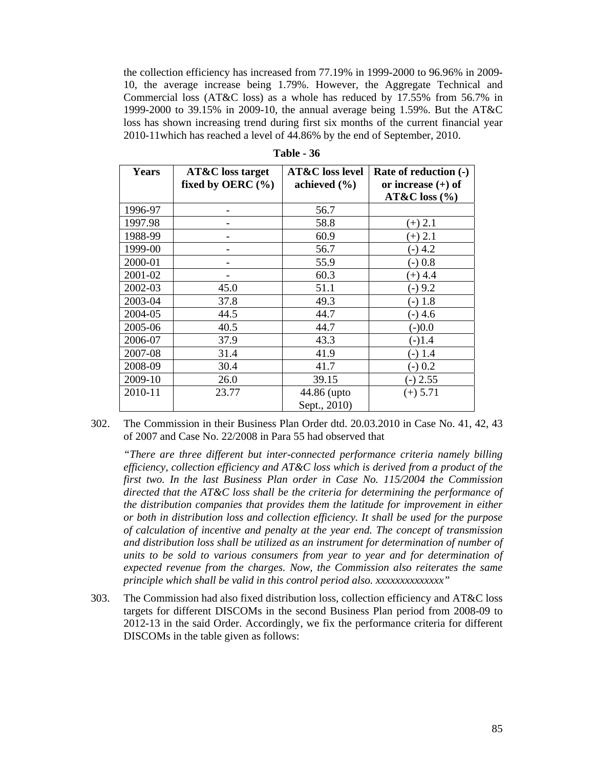the collection efficiency has increased from 77.19% in 1999-2000 to 96.96% in 2009-10, the average increase being 1.79%. However, the Aggregate Technical and Commercial loss (AT&C loss) as a whole has reduced by 17.55% from 56.7% in 1999-2000 to 39.15% in 2009-10, the annual average being 1.59%. But the AT&C loss has shown increasing trend during first six months of the current financial year 2010-11which has reached a level of 44.86% by the end of September, 2010.

**Table - 36**

| Years | AT&C loss target fixed by OERC (%) | AT&C loss level achieved (%) | Rate of reduction (-) or increase (+) of AT&C loss (%) |
|---|---|---|---|
| 1996-97 | - | 56.7 | |
| 1997.98 | - | 58.8 | (+) 2.1 |
| 1988-99 | - | 60.9 | (+) 2.1 |
| 1999-00 | - | 56.7 | (-) 4.2 |
| 2000-01 | - | 55.9 | (-) 0.8 |
| 2001-02 | - | 60.3 | (+) 4.4 |
| 2002-03 | 45.0 | 51.1 | (-) 9.2 |
| 2003-04 | 37.8 | 49.3 | (-) 1.8 |
| 2004-05 | 44.5 | 44.7 | (-) 4.6 |
| 2005-06 | 40.5 | 44.7 | (-)0.0 |
| 2006-07 | 37.9 | 43.3 | (-)1.4 |
| 2007-08 | 31.4 | 41.9 | (-) 1.4 |
| 2008-09 | 30.4 | 41.7 | (-) 0.2 |
| 2009-10 | 26.0 | 39.15 | (-) 2.55 |
| 2010-11 | 23.77 | 44.86 (upto Sept., 2010) | (+) 5.71 |

302. The Commission in their Business Plan Order dtd. 20.03.2010 in Case No. 41, 42, 43 of 2007 and Case No. 22/2008 in Para 55 had observed that

*"There are three different but inter-connected performance criteria namely billing efficiency, collection efficiency and AT&C loss which is derived from a product of the first two. In the last Business Plan order in Case No. 115/2004 the Commission directed that the AT&C loss shall be the criteria for determining the performance of the distribution companies that provides them the latitude for improvement in either or both in distribution loss and collection efficiency. It shall be used for the purpose of calculation of incentive and penalty at the year end. The concept of transmission and distribution loss shall be utilized as an instrument for determination of number of units to be sold to various consumers from year to year and for determination of expected revenue from the charges. Now, the Commission also reiterates the same principle which shall be valid in this control period also. xxxxxxxxxxxxxx"*

303. The Commission had also fixed distribution loss, collection efficiency and AT&C loss targets for different DISCOMs in the second Business Plan period from 2008-09 to 2012-13 in the said Order. Accordingly, we fix the performance criteria for different DISCOMs in the table given as follows: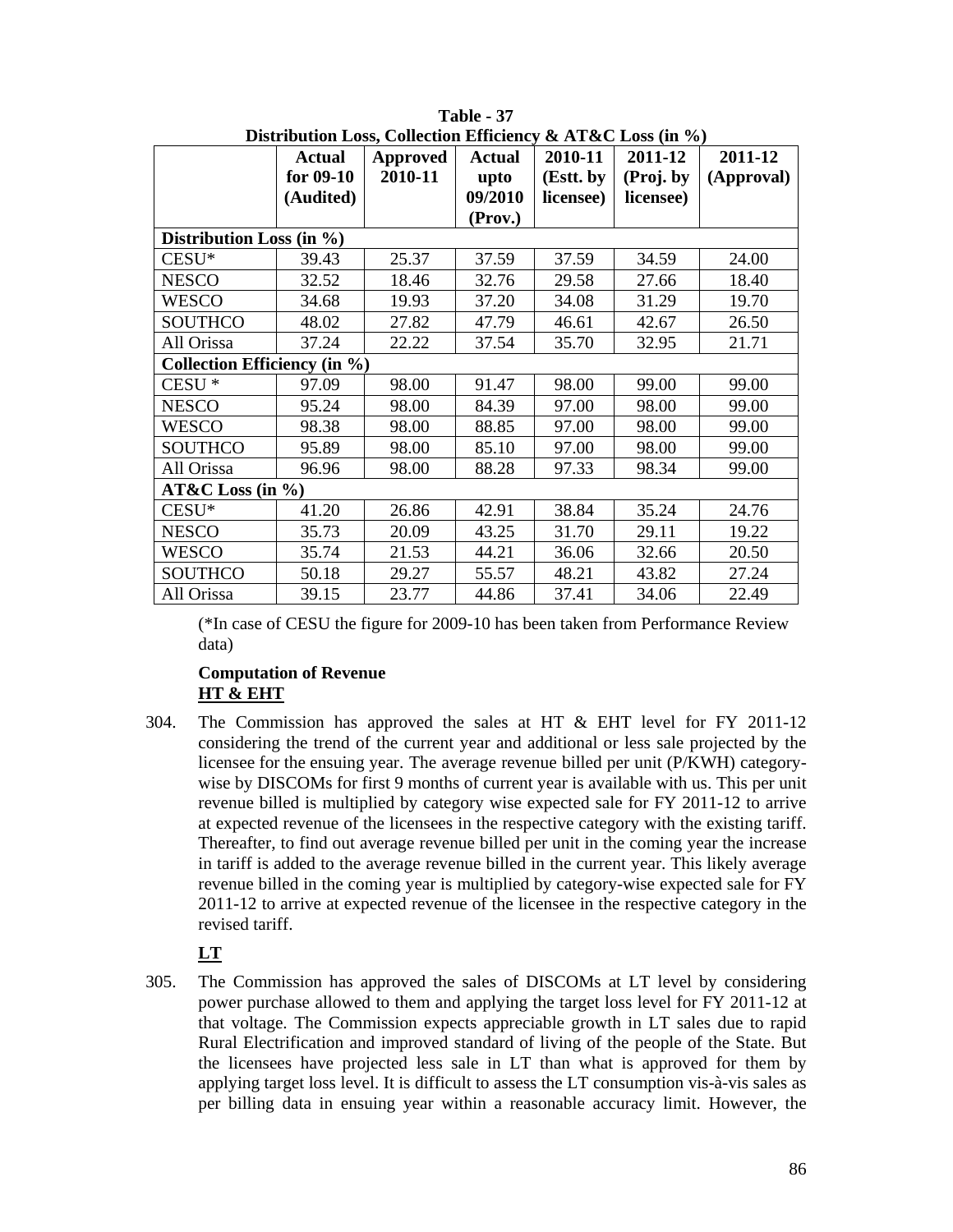**Table - 37**
**Distribution Loss, Collection Efficiency & AT&C Loss (in %)**

| | Actual for 09-10 (Audited) | Approved 2010-11 | Actual upto 09/2010 (Prov.) | 2010-11 (Estt. by licensee) | 2011-12 (Proj. by licensee) | 2011-12 (Approval) |
|---|---|---|---|---|---|---|
| **Distribution Loss (in %)** | | | | | | |
| CESU* | 39.43 | 25.37 | 37.59 | 37.59 | 34.59 | 24.00 |
| NESCO | 32.52 | 18.46 | 32.76 | 29.58 | 27.66 | 18.40 |
| WESCO | 34.68 | 19.93 | 37.20 | 34.08 | 31.29 | 19.70 |
| SOUTHCO | 48.02 | 27.82 | 47.79 | 46.61 | 42.67 | 26.50 |
| All Orissa | 37.24 | 22.22 | 37.54 | 35.70 | 32.95 | 21.71 |
| **Collection Efficiency (in %)** | | | | | | |
| CESU * | 97.09 | 98.00 | 91.47 | 98.00 | 99.00 | 99.00 |
| NESCO | 95.24 | 98.00 | 84.39 | 97.00 | 98.00 | 99.00 |
| WESCO | 98.38 | 98.00 | 88.85 | 97.00 | 98.00 | 99.00 |
| SOUTHCO | 95.89 | 98.00 | 85.10 | 97.00 | 98.00 | 99.00 |
| All Orissa | 96.96 | 98.00 | 88.28 | 97.33 | 98.34 | 99.00 |
| **AT&C Loss (in %)** | | | | | | |
| CESU* | 41.20 | 26.86 | 42.91 | 38.84 | 35.24 | 24.76 |
| NESCO | 35.73 | 20.09 | 43.25 | 31.70 | 29.11 | 19.22 |
| WESCO | 35.74 | 21.53 | 44.21 | 36.06 | 32.66 | 20.50 |
| SOUTHCO | 50.18 | 29.27 | 55.57 | 48.21 | 43.82 | 27.24 |
| All Orissa | 39.15 | 23.77 | 44.86 | 37.41 | 34.06 | 22.49 |

(*In case of CESU the figure for 2009-10 has been taken from Performance Review data)

**Computation of Revenue**
**HT & EHT**

304. The Commission has approved the sales at HT & EHT level for FY 2011-12 considering the trend of the current year and additional or less sale projected by the licensee for the ensuing year. The average revenue billed per unit (P/KWH) category-wise by DISCOMs for first 9 months of current year is available with us. This per unit revenue billed is multiplied by category wise expected sale for FY 2011-12 to arrive at expected revenue of the licensees in the respective category with the existing tariff. Thereafter, to find out average revenue billed per unit in the coming year the increase in tariff is added to the average revenue billed in the current year. This likely average revenue billed in the coming year is multiplied by category-wise expected sale for FY 2011-12 to arrive at expected revenue of the licensee in the respective category in the revised tariff.

**LT**

305. The Commission has approved the sales of DISCOMs at LT level by considering power purchase allowed to them and applying the target loss level for FY 2011-12 at that voltage. The Commission expects appreciable growth in LT sales due to rapid Rural Electrification and improved standard of living of the people of the State. But the licensees have projected less sale in LT than what is approved for them by applying target loss level. It is difficult to assess the LT consumption vis-à-vis sales as per billing data in ensuing year within a reasonable accuracy limit. However, the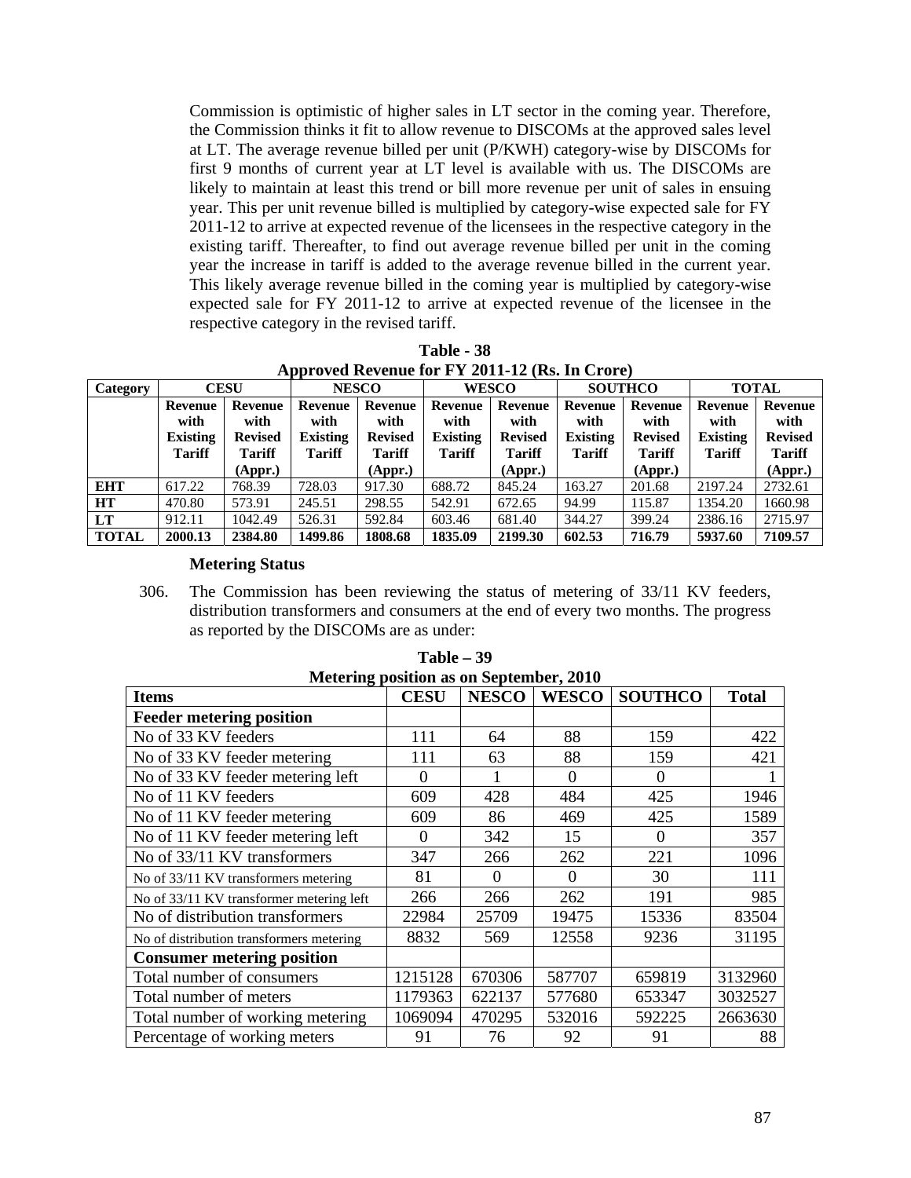Commission is optimistic of higher sales in LT sector in the coming year. Therefore, the Commission thinks it fit to allow revenue to DISCOMs at the approved sales level at LT. The average revenue billed per unit (P/KWH) category-wise by DISCOMs for first 9 months of current year at LT level is available with us. The DISCOMs are likely to maintain at least this trend or bill more revenue per unit of sales in ensuing year. This per unit revenue billed is multiplied by category-wise expected sale for FY 2011-12 to arrive at expected revenue of the licensees in the respective category in the existing tariff. Thereafter, to find out average revenue billed per unit in the coming year the increase in tariff is added to the average revenue billed in the current year. This likely average revenue billed in the coming year is multiplied by category-wise expected sale for FY 2011-12 to arrive at expected revenue of the licensee in the respective category in the revised tariff.

**Table - 38**
**Approved Revenue for FY 2011-12 (Rs. In Crore)**

| Category | CESU | | NESCO | | WESCO | | SOUTHCO | | TOTAL | |
|---|---|---|---|---|---|---|---|---|---|---|
| | Revenue with Existing Tariff | Revenue with Revised Tariff (Appr.) | Revenue with Existing Tariff | Revenue with Revised Tariff (Appr.) | Revenue with Existing Tariff | Revenue with Revised Tariff (Appr.) | Revenue with Existing Tariff | Revenue with Revised Tariff (Appr.) | Revenue with Existing Tariff | Revenue with Revised Tariff (Appr.) |
| **EHT** | 617.22 | 768.39 | 728.03 | 917.30 | 688.72 | 845.24 | 163.27 | 201.68 | 2197.24 | 2732.61 |
| **HT** | 470.80 | 573.91 | 245.51 | 298.55 | 542.91 | 672.65 | 94.99 | 115.87 | 1354.20 | 1660.98 |
| **LT** | 912.11 | 1042.49 | 526.31 | 592.84 | 603.46 | 681.40 | 344.27 | 399.24 | 2386.16 | 2715.97 |
| **TOTAL** | **2000.13** | **2384.80** | **1499.86** | **1808.68** | **1835.09** | **2199.30** | **602.53** | **716.79** | **5937.60** | **7109.57** |

**Metering Status**

306. The Commission has been reviewing the status of metering of 33/11 KV feeders, distribution transformers and consumers at the end of every two months. The progress as reported by the DISCOMs are as under:

**Table – 39**
**Metering position as on September, 2010**

| Items | CESU | NESCO | WESCO | SOUTHCO | Total |
|---|---|---|---|---|---|
| **Feeder metering position** | | | | | |
| No of 33 KV feeders | 111 | 64 | 88 | 159 | 422 |
| No of 33 KV feeder metering | 111 | 63 | 88 | 159 | 421 |
| No of 33 KV feeder metering left | 0 | 1 | 0 | 0 | 1 |
| No of 11 KV feeders | 609 | 428 | 484 | 425 | 1946 |
| No of 11 KV feeder metering | 609 | 86 | 469 | 425 | 1589 |
| No of 11 KV feeder metering left | 0 | 342 | 15 | 0 | 357 |
| No of 33/11 KV transformers | 347 | 266 | 262 | 221 | 1096 |
| No of 33/11 KV transformers metering | 81 | 0 | 0 | 30 | 111 |
| No of 33/11 KV transformer metering left | 266 | 266 | 262 | 191 | 985 |
| No of distribution transformers | 22984 | 25709 | 19475 | 15336 | 83504 |
| No of distribution transformers metering | 8832 | 569 | 12558 | 9236 | 31195 |
| **Consumer metering position** | | | | | |
| Total number of consumers | 1215128 | 670306 | 587707 | 659819 | 3132960 |
| Total number of meters | 1179363 | 622137 | 577680 | 653347 | 3032527 |
| Total number of working metering | 1069094 | 470295 | 532016 | 592225 | 2663630 |
| Percentage of working meters | 91 | 76 | 92 | 91 | 88 |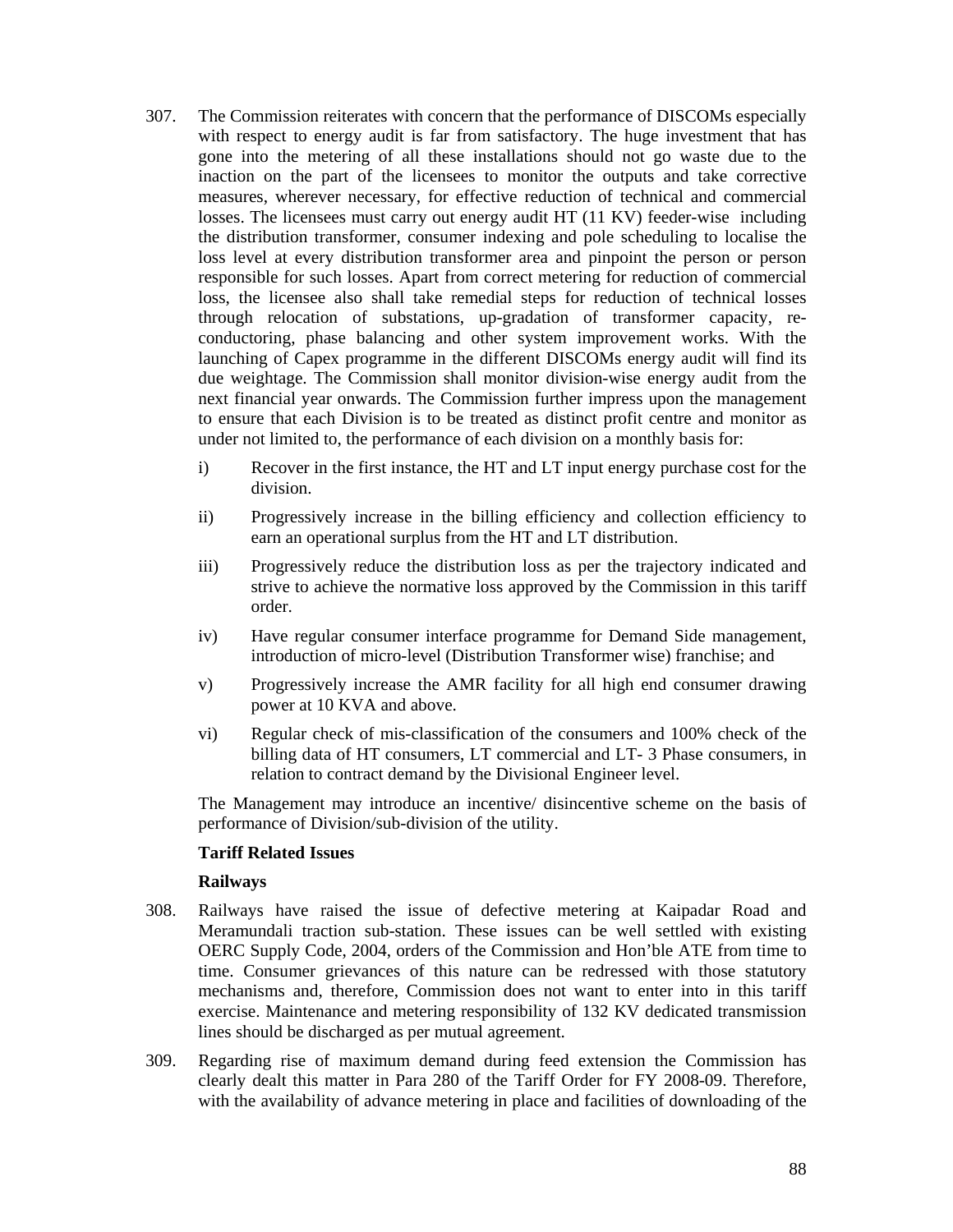307. The Commission reiterates with concern that the performance of DISCOMs especially with respect to energy audit is far from satisfactory. The huge investment that has gone into the metering of all these installations should not go waste due to the inaction on the part of the licensees to monitor the outputs and take corrective measures, wherever necessary, for effective reduction of technical and commercial losses. The licensees must carry out energy audit HT (11 KV) feeder-wise including the distribution transformer, consumer indexing and pole scheduling to localise the loss level at every distribution transformer area and pinpoint the person or person responsible for such losses. Apart from correct metering for reduction of commercial loss, the licensee also shall take remedial steps for reduction of technical losses through relocation of substations, up-gradation of transformer capacity, re-conductoring, phase balancing and other system improvement works. With the launching of Capex programme in the different DISCOMs energy audit will find its due weightage. The Commission shall monitor division-wise energy audit from the next financial year onwards. The Commission further impress upon the management to ensure that each Division is to be treated as distinct profit centre and monitor as under not limited to, the performance of each division on a monthly basis for:

   i) Recover in the first instance, the HT and LT input energy purchase cost for the division.

   ii) Progressively increase in the billing efficiency and collection efficiency to earn an operational surplus from the HT and LT distribution.

   iii) Progressively reduce the distribution loss as per the trajectory indicated and strive to achieve the normative loss approved by the Commission in this tariff order.

   iv) Have regular consumer interface programme for Demand Side management, introduction of micro-level (Distribution Transformer wise) franchise; and

   v) Progressively increase the AMR facility for all high end consumer drawing power at 10 KVA and above.

   vi) Regular check of mis-classification of the consumers and 100% check of the billing data of HT consumers, LT commercial and LT- 3 Phase consumers, in relation to contract demand by the Divisional Engineer level.

   The Management may introduce an incentive/ disincentive scheme on the basis of performance of Division/sub-division of the utility.

**Tariff Related Issues**

**Railways**

308. Railways have raised the issue of defective metering at Kaipadar Road and Meramundali traction sub-station. These issues can be well settled with existing OERC Supply Code, 2004, orders of the Commission and Hon'ble ATE from time to time. Consumer grievances of this nature can be redressed with those statutory mechanisms and, therefore, Commission does not want to enter into in this tariff exercise. Maintenance and metering responsibility of 132 KV dedicated transmission lines should be discharged as per mutual agreement.

309. Regarding rise of maximum demand during feed extension the Commission has clearly dealt this matter in Para 280 of the Tariff Order for FY 2008-09. Therefore, with the availability of advance metering in place and facilities of downloading of the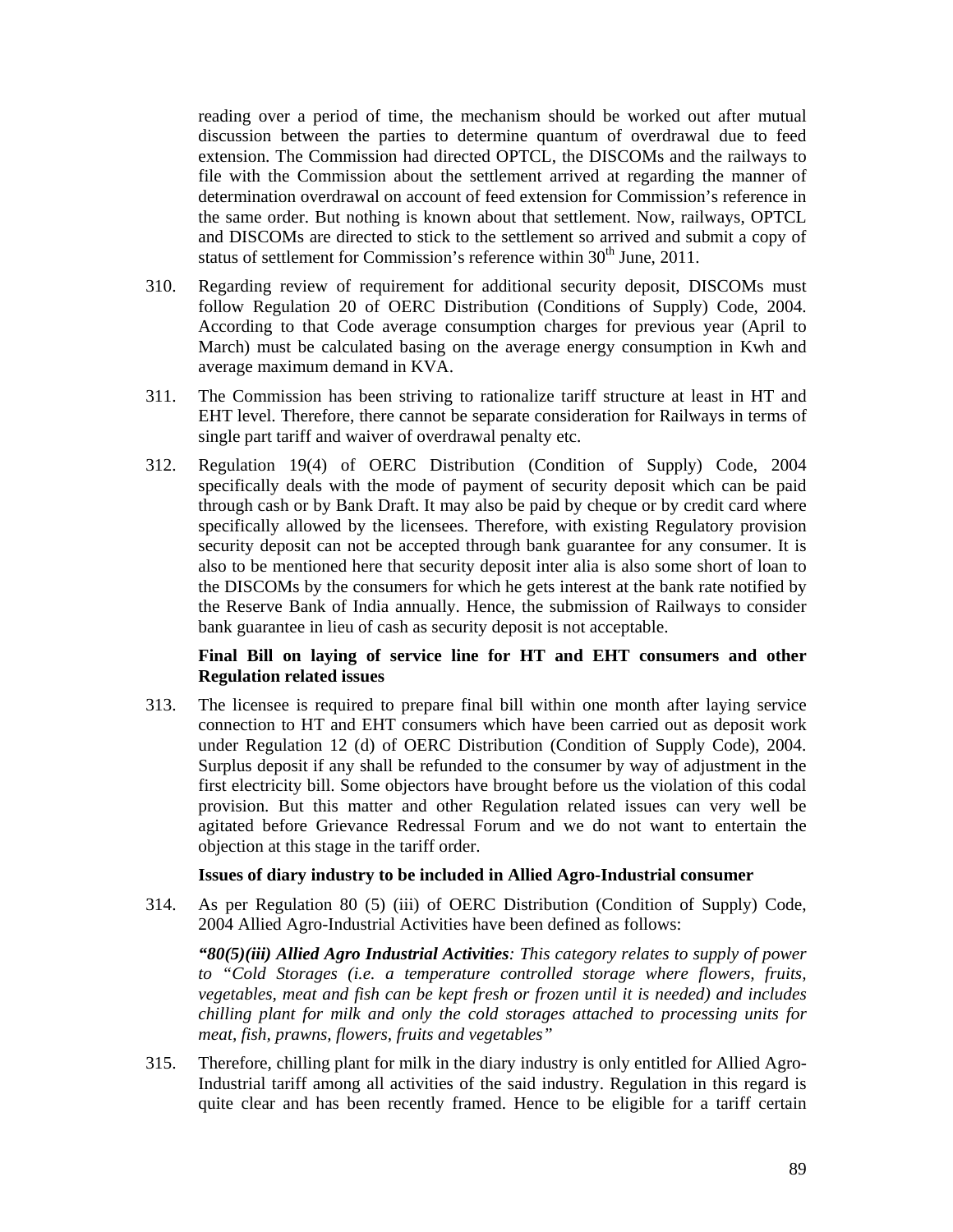reading over a period of time, the mechanism should be worked out after mutual discussion between the parties to determine quantum of overdrawal due to feed extension. The Commission had directed OPTCL, the DISCOMs and the railways to file with the Commission about the settlement arrived at regarding the manner of determination overdrawal on account of feed extension for Commission's reference in the same order. But nothing is known about that settlement. Now, railways, OPTCL and DISCOMs are directed to stick to the settlement so arrived and submit a copy of status of settlement for Commission's reference within 30th June, 2011.

310. Regarding review of requirement for additional security deposit, DISCOMs must follow Regulation 20 of OERC Distribution (Conditions of Supply) Code, 2004. According to that Code average consumption charges for previous year (April to March) must be calculated basing on the average energy consumption in Kwh and average maximum demand in KVA.

311. The Commission has been striving to rationalize tariff structure at least in HT and EHT level. Therefore, there cannot be separate consideration for Railways in terms of single part tariff and waiver of overdrawal penalty etc.

312. Regulation 19(4) of OERC Distribution (Condition of Supply) Code, 2004 specifically deals with the mode of payment of security deposit which can be paid through cash or by Bank Draft. It may also be paid by cheque or by credit card where specifically allowed by the licensees. Therefore, with existing Regulatory provision security deposit can not be accepted through bank guarantee for any consumer. It is also to be mentioned here that security deposit inter alia is also some short of loan to the DISCOMs by the consumers for which he gets interest at the bank rate notified by the Reserve Bank of India annually. Hence, the submission of Railways to consider bank guarantee in lieu of cash as security deposit is not acceptable.

**Final Bill on laying of service line for HT and EHT consumers and other Regulation related issues**

313. The licensee is required to prepare final bill within one month after laying service connection to HT and EHT consumers which have been carried out as deposit work under Regulation 12 (d) of OERC Distribution (Condition of Supply Code), 2004. Surplus deposit if any shall be refunded to the consumer by way of adjustment in the first electricity bill. Some objectors have brought before us the violation of this codal provision. But this matter and other Regulation related issues can very well be agitated before Grievance Redressal Forum and we do not want to entertain the objection at this stage in the tariff order.

**Issues of diary industry to be included in Allied Agro-Industrial consumer**

314. As per Regulation 80 (5) (iii) of OERC Distribution (Condition of Supply) Code, 2004 Allied Agro-Industrial Activities have been defined as follows:

***"80(5)(iii) Allied Agro Industrial Activities****: This category relates to supply of power to "Cold Storages (i.e. a temperature controlled storage where flowers, fruits, vegetables, meat and fish can be kept fresh or frozen until it is needed) and includes chilling plant for milk and only the cold storages attached to processing units for meat, fish, prawns, flowers, fruits and vegetables"*

315. Therefore, chilling plant for milk in the diary industry is only entitled for Allied Agro-Industrial tariff among all activities of the said industry. Regulation in this regard is quite clear and has been recently framed. Hence to be eligible for a tariff certain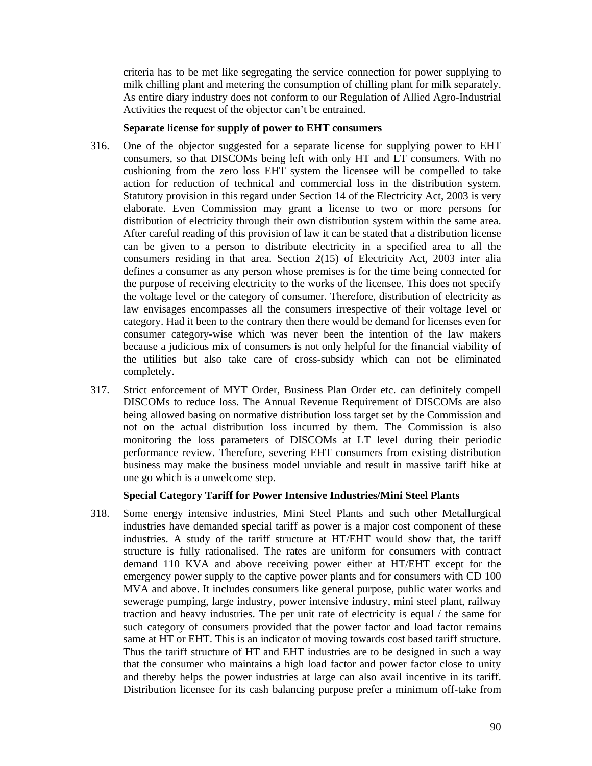criteria has to be met like segregating the service connection for power supplying to milk chilling plant and metering the consumption of chilling plant for milk separately. As entire diary industry does not conform to our Regulation of Allied Agro-Industrial Activities the request of the objector can't be entrained.

**Separate license for supply of power to EHT consumers**

316. One of the objector suggested for a separate license for supplying power to EHT consumers, so that DISCOMs being left with only HT and LT consumers. With no cushioning from the zero loss EHT system the licensee will be compelled to take action for reduction of technical and commercial loss in the distribution system. Statutory provision in this regard under Section 14 of the Electricity Act, 2003 is very elaborate. Even Commission may grant a license to two or more persons for distribution of electricity through their own distribution system within the same area. After careful reading of this provision of law it can be stated that a distribution license can be given to a person to distribute electricity in a specified area to all the consumers residing in that area. Section 2(15) of Electricity Act, 2003 inter alia defines a consumer as any person whose premises is for the time being connected for the purpose of receiving electricity to the works of the licensee. This does not specify the voltage level or the category of consumer. Therefore, distribution of electricity as law envisages encompasses all the consumers irrespective of their voltage level or category. Had it been to the contrary then there would be demand for licenses even for consumer category-wise which was never been the intention of the law makers because a judicious mix of consumers is not only helpful for the financial viability of the utilities but also take care of cross-subsidy which can not be eliminated completely.

317. Strict enforcement of MYT Order, Business Plan Order etc. can definitely compell DISCOMs to reduce loss. The Annual Revenue Requirement of DISCOMs are also being allowed basing on normative distribution loss target set by the Commission and not on the actual distribution loss incurred by them. The Commission is also monitoring the loss parameters of DISCOMs at LT level during their periodic performance review. Therefore, severing EHT consumers from existing distribution business may make the business model unviable and result in massive tariff hike at one go which is a unwelcome step.

**Special Category Tariff for Power Intensive Industries/Mini Steel Plants**

318. Some energy intensive industries, Mini Steel Plants and such other Metallurgical industries have demanded special tariff as power is a major cost component of these industries. A study of the tariff structure at HT/EHT would show that, the tariff structure is fully rationalised. The rates are uniform for consumers with contract demand 110 KVA and above receiving power either at HT/EHT except for the emergency power supply to the captive power plants and for consumers with CD 100 MVA and above. It includes consumers like general purpose, public water works and sewerage pumping, large industry, power intensive industry, mini steel plant, railway traction and heavy industries. The per unit rate of electricity is equal / the same for such category of consumers provided that the power factor and load factor remains same at HT or EHT. This is an indicator of moving towards cost based tariff structure. Thus the tariff structure of HT and EHT industries are to be designed in such a way that the consumer who maintains a high load factor and power factor close to unity and thereby helps the power industries at large can also avail incentive in its tariff. Distribution licensee for its cash balancing purpose prefer a minimum off-take from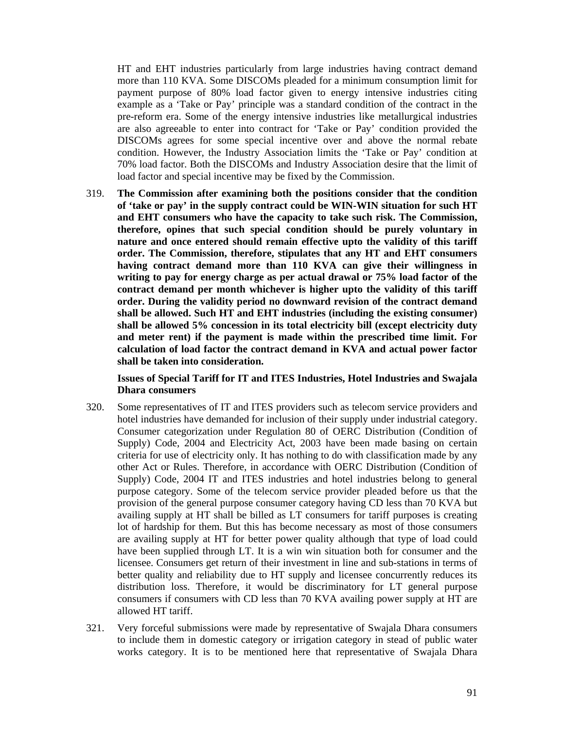HT and EHT industries particularly from large industries having contract demand more than 110 KVA. Some DISCOMs pleaded for a minimum consumption limit for payment purpose of 80% load factor given to energy intensive industries citing example as a 'Take or Pay' principle was a standard condition of the contract in the pre-reform era. Some of the energy intensive industries like metallurgical industries are also agreeable to enter into contract for 'Take or Pay' condition provided the DISCOMs agrees for some special incentive over and above the normal rebate condition. However, the Industry Association limits the 'Take or Pay' condition at 70% load factor. Both the DISCOMs and Industry Association desire that the limit of load factor and special incentive may be fixed by the Commission.

319. **The Commission after examining both the positions consider that the condition of 'take or pay' in the supply contract could be WIN-WIN situation for such HT and EHT consumers who have the capacity to take such risk. The Commission, therefore, opines that such special condition should be purely voluntary in nature and once entered should remain effective upto the validity of this tariff order. The Commission, therefore, stipulates that any HT and EHT consumers having contract demand more than 110 KVA can give their willingness in writing to pay for energy charge as per actual drawal or 75% load factor of the contract demand per month whichever is higher upto the validity of this tariff order. During the validity period no downward revision of the contract demand shall be allowed. Such HT and EHT industries (including the existing consumer) shall be allowed 5% concession in its total electricity bill (except electricity duty and meter rent) if the payment is made within the prescribed time limit. For calculation of load factor the contract demand in KVA and actual power factor shall be taken into consideration.**

**Issues of Special Tariff for IT and ITES Industries, Hotel Industries and Swajala Dhara consumers**

320. Some representatives of IT and ITES providers such as telecom service providers and hotel industries have demanded for inclusion of their supply under industrial category. Consumer categorization under Regulation 80 of OERC Distribution (Condition of Supply) Code, 2004 and Electricity Act, 2003 have been made basing on certain criteria for use of electricity only. It has nothing to do with classification made by any other Act or Rules. Therefore, in accordance with OERC Distribution (Condition of Supply) Code, 2004 IT and ITES industries and hotel industries belong to general purpose category. Some of the telecom service provider pleaded before us that the provision of the general purpose consumer category having CD less than 70 KVA but availing supply at HT shall be billed as LT consumers for tariff purposes is creating lot of hardship for them. But this has become necessary as most of those consumers are availing supply at HT for better power quality although that type of load could have been supplied through LT. It is a win win situation both for consumer and the licensee. Consumers get return of their investment in line and sub-stations in terms of better quality and reliability due to HT supply and licensee concurrently reduces its distribution loss. Therefore, it would be discriminatory for LT general purpose consumers if consumers with CD less than 70 KVA availing power supply at HT are allowed HT tariff.

321. Very forceful submissions were made by representative of Swajala Dhara consumers to include them in domestic category or irrigation category in stead of public water works category. It is to be mentioned here that representative of Swajala Dhara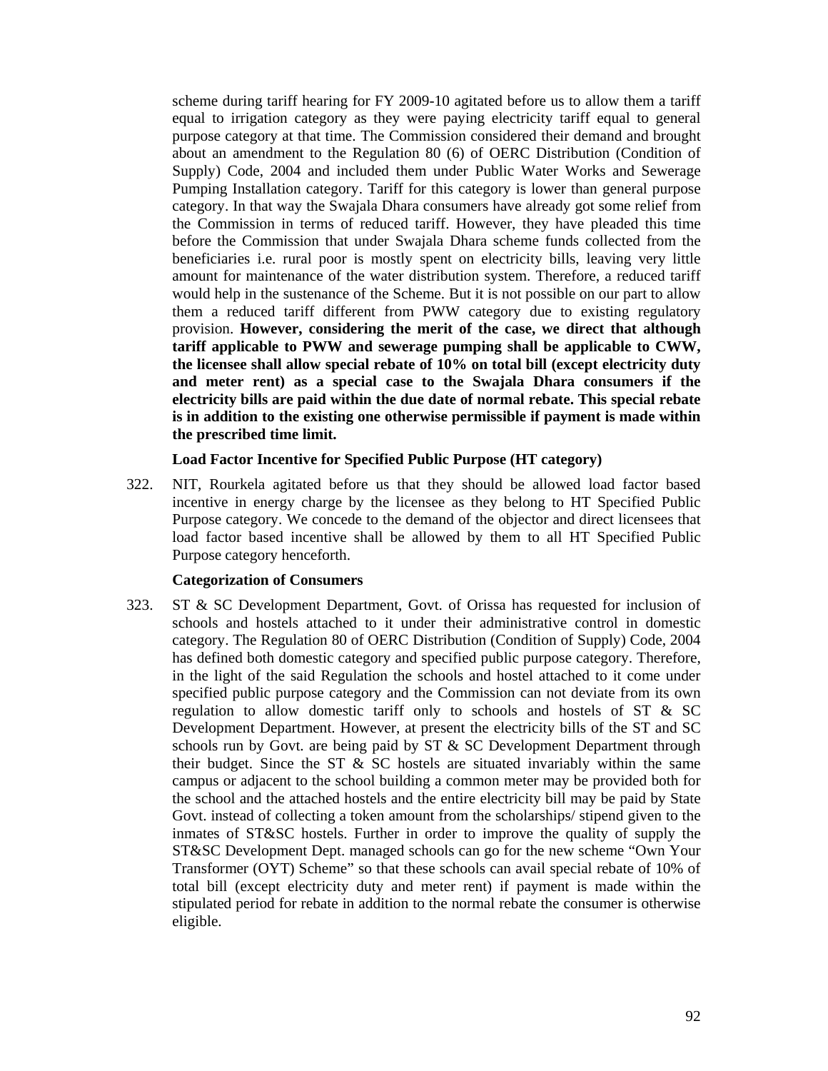scheme during tariff hearing for FY 2009-10 agitated before us to allow them a tariff equal to irrigation category as they were paying electricity tariff equal to general purpose category at that time. The Commission considered their demand and brought about an amendment to the Regulation 80 (6) of OERC Distribution (Condition of Supply) Code, 2004 and included them under Public Water Works and Sewerage Pumping Installation category. Tariff for this category is lower than general purpose category. In that way the Swajala Dhara consumers have already got some relief from the Commission in terms of reduced tariff. However, they have pleaded this time before the Commission that under Swajala Dhara scheme funds collected from the beneficiaries i.e. rural poor is mostly spent on electricity bills, leaving very little amount for maintenance of the water distribution system. Therefore, a reduced tariff would help in the sustenance of the Scheme. But it is not possible on our part to allow them a reduced tariff different from PWW category due to existing regulatory provision. **However, considering the merit of the case, we direct that although tariff applicable to PWW and sewerage pumping shall be applicable to CWW, the licensee shall allow special rebate of 10% on total bill (except electricity duty and meter rent) as a special case to the Swajala Dhara consumers if the electricity bills are paid within the due date of normal rebate. This special rebate is in addition to the existing one otherwise permissible if payment is made within the prescribed time limit.**

**Load Factor Incentive for Specified Public Purpose (HT category)**

322. NIT, Rourkela agitated before us that they should be allowed load factor based incentive in energy charge by the licensee as they belong to HT Specified Public Purpose category. We concede to the demand of the objector and direct licensees that load factor based incentive shall be allowed by them to all HT Specified Public Purpose category henceforth.

**Categorization of Consumers**

323. ST & SC Development Department, Govt. of Orissa has requested for inclusion of schools and hostels attached to it under their administrative control in domestic category. The Regulation 80 of OERC Distribution (Condition of Supply) Code, 2004 has defined both domestic category and specified public purpose category. Therefore, in the light of the said Regulation the schools and hostel attached to it come under specified public purpose category and the Commission can not deviate from its own regulation to allow domestic tariff only to schools and hostels of ST & SC Development Department. However, at present the electricity bills of the ST and SC schools run by Govt. are being paid by ST & SC Development Department through their budget. Since the ST & SC hostels are situated invariably within the same campus or adjacent to the school building a common meter may be provided both for the school and the attached hostels and the entire electricity bill may be paid by State Govt. instead of collecting a token amount from the scholarships/ stipend given to the inmates of ST&SC hostels. Further in order to improve the quality of supply the ST&SC Development Dept. managed schools can go for the new scheme "Own Your Transformer (OYT) Scheme" so that these schools can avail special rebate of 10% of total bill (except electricity duty and meter rent) if payment is made within the stipulated period for rebate in addition to the normal rebate the consumer is otherwise eligible.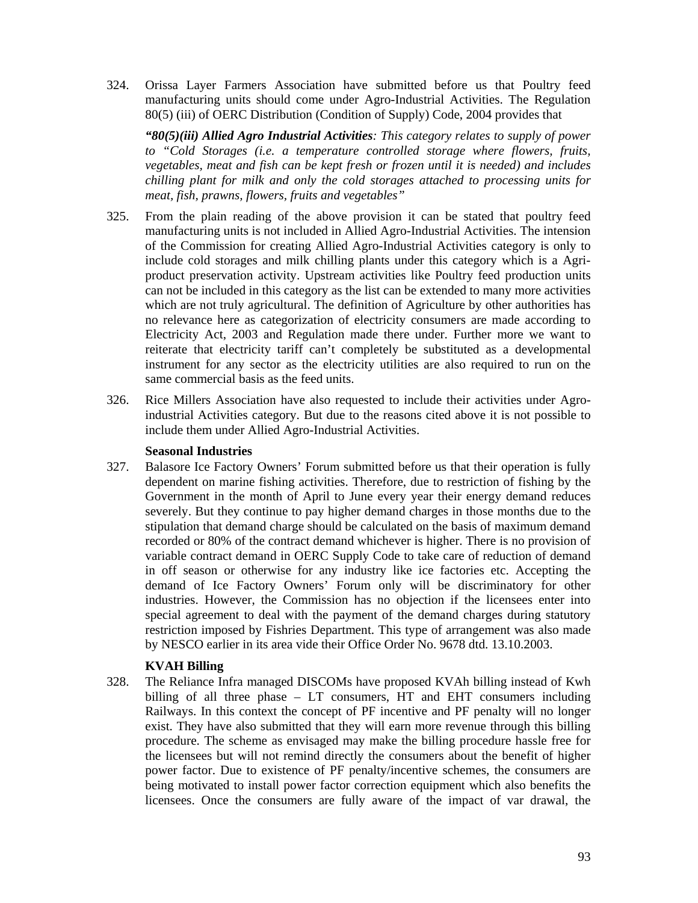324. Orissa Layer Farmers Association have submitted before us that Poultry feed manufacturing units should come under Agro-Industrial Activities. The Regulation 80(5) (iii) of OERC Distribution (Condition of Supply) Code, 2004 provides that

*"**80(5)(iii) Allied Agro Industrial Activities**: This category relates to supply of power to "Cold Storages (i.e. a temperature controlled storage where flowers, fruits, vegetables, meat and fish can be kept fresh or frozen until it is needed) and includes chilling plant for milk and only the cold storages attached to processing units for meat, fish, prawns, flowers, fruits and vegetables"*

325. From the plain reading of the above provision it can be stated that poultry feed manufacturing units is not included in Allied Agro-Industrial Activities. The intension of the Commission for creating Allied Agro-Industrial Activities category is only to include cold storages and milk chilling plants under this category which is a Agri-product preservation activity. Upstream activities like Poultry feed production units can not be included in this category as the list can be extended to many more activities which are not truly agricultural. The definition of Agriculture by other authorities has no relevance here as categorization of electricity consumers are made according to Electricity Act, 2003 and Regulation made there under. Further more we want to reiterate that electricity tariff can't completely be substituted as a developmental instrument for any sector as the electricity utilities are also required to run on the same commercial basis as the feed units.

326. Rice Millers Association have also requested to include their activities under Agro-industrial Activities category. But due to the reasons cited above it is not possible to include them under Allied Agro-Industrial Activities.

**Seasonal Industries**

327. Balasore Ice Factory Owners' Forum submitted before us that their operation is fully dependent on marine fishing activities. Therefore, due to restriction of fishing by the Government in the month of April to June every year their energy demand reduces severely. But they continue to pay higher demand charges in those months due to the stipulation that demand charge should be calculated on the basis of maximum demand recorded or 80% of the contract demand whichever is higher. There is no provision of variable contract demand in OERC Supply Code to take care of reduction of demand in off season or otherwise for any industry like ice factories etc. Accepting the demand of Ice Factory Owners' Forum only will be discriminatory for other industries. However, the Commission has no objection if the licensees enter into special agreement to deal with the payment of the demand charges during statutory restriction imposed by Fishries Department. This type of arrangement was also made by NESCO earlier in its area vide their Office Order No. 9678 dtd. 13.10.2003.

**KVAH Billing**

328. The Reliance Infra managed DISCOMs have proposed KVAh billing instead of Kwh billing of all three phase – LT consumers, HT and EHT consumers including Railways. In this context the concept of PF incentive and PF penalty will no longer exist. They have also submitted that they will earn more revenue through this billing procedure. The scheme as envisaged may make the billing procedure hassle free for the licensees but will not remind directly the consumers about the benefit of higher power factor. Due to existence of PF penalty/incentive schemes, the consumers are being motivated to install power factor correction equipment which also benefits the licensees. Once the consumers are fully aware of the impact of var drawal, the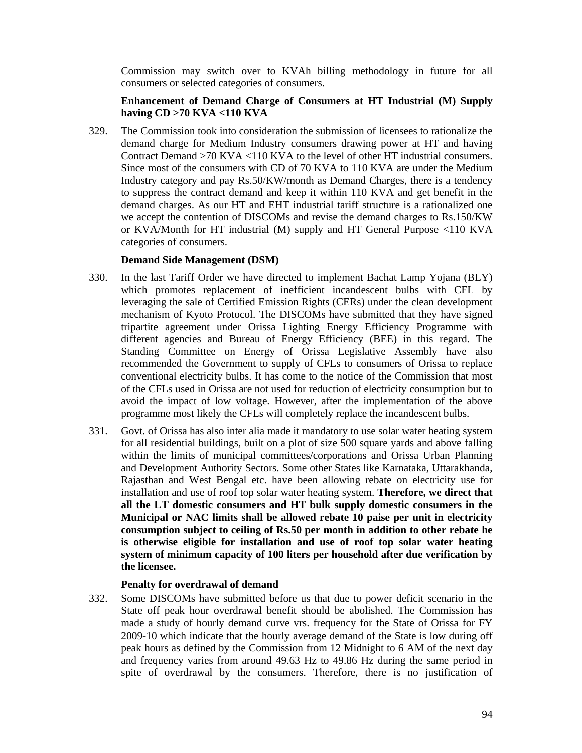Commission may switch over to KVAh billing methodology in future for all consumers or selected categories of consumers.

**Enhancement of Demand Charge of Consumers at HT Industrial (M) Supply having CD >70 KVA <110 KVA**

329. The Commission took into consideration the submission of licensees to rationalize the demand charge for Medium Industry consumers drawing power at HT and having Contract Demand >70 KVA <110 KVA to the level of other HT industrial consumers. Since most of the consumers with CD of 70 KVA to 110 KVA are under the Medium Industry category and pay Rs.50/KW/month as Demand Charges, there is a tendency to suppress the contract demand and keep it within 110 KVA and get benefit in the demand charges. As our HT and EHT industrial tariff structure is a rationalized one we accept the contention of DISCOMs and revise the demand charges to Rs.150/KW or KVA/Month for HT industrial (M) supply and HT General Purpose <110 KVA categories of consumers.

**Demand Side Management (DSM)**

330. In the last Tariff Order we have directed to implement Bachat Lamp Yojana (BLY) which promotes replacement of inefficient incandescent bulbs with CFL by leveraging the sale of Certified Emission Rights (CERs) under the clean development mechanism of Kyoto Protocol. The DISCOMs have submitted that they have signed tripartite agreement under Orissa Lighting Energy Efficiency Programme with different agencies and Bureau of Energy Efficiency (BEE) in this regard. The Standing Committee on Energy of Orissa Legislative Assembly have also recommended the Government to supply of CFLs to consumers of Orissa to replace conventional electricity bulbs. It has come to the notice of the Commission that most of the CFLs used in Orissa are not used for reduction of electricity consumption but to avoid the impact of low voltage. However, after the implementation of the above programme most likely the CFLs will completely replace the incandescent bulbs.

331. Govt. of Orissa has also inter alia made it mandatory to use solar water heating system for all residential buildings, built on a plot of size 500 square yards and above falling within the limits of municipal committees/corporations and Orissa Urban Planning and Development Authority Sectors. Some other States like Karnataka, Uttarakhanda, Rajasthan and West Bengal etc. have been allowing rebate on electricity use for installation and use of roof top solar water heating system. **Therefore, we direct that all the LT domestic consumers and HT bulk supply domestic consumers in the Municipal or NAC limits shall be allowed rebate 10 paise per unit in electricity consumption subject to ceiling of Rs.50 per month in addition to other rebate he is otherwise eligible for installation and use of roof top solar water heating system of minimum capacity of 100 liters per household after due verification by the licensee.**

**Penalty for overdrawal of demand**

332. Some DISCOMs have submitted before us that due to power deficit scenario in the State off peak hour overdrawal benefit should be abolished. The Commission has made a study of hourly demand curve vrs. frequency for the State of Orissa for FY 2009-10 which indicate that the hourly average demand of the State is low during off peak hours as defined by the Commission from 12 Midnight to 6 AM of the next day and frequency varies from around 49.63 Hz to 49.86 Hz during the same period in spite of overdrawal by the consumers. Therefore, there is no justification of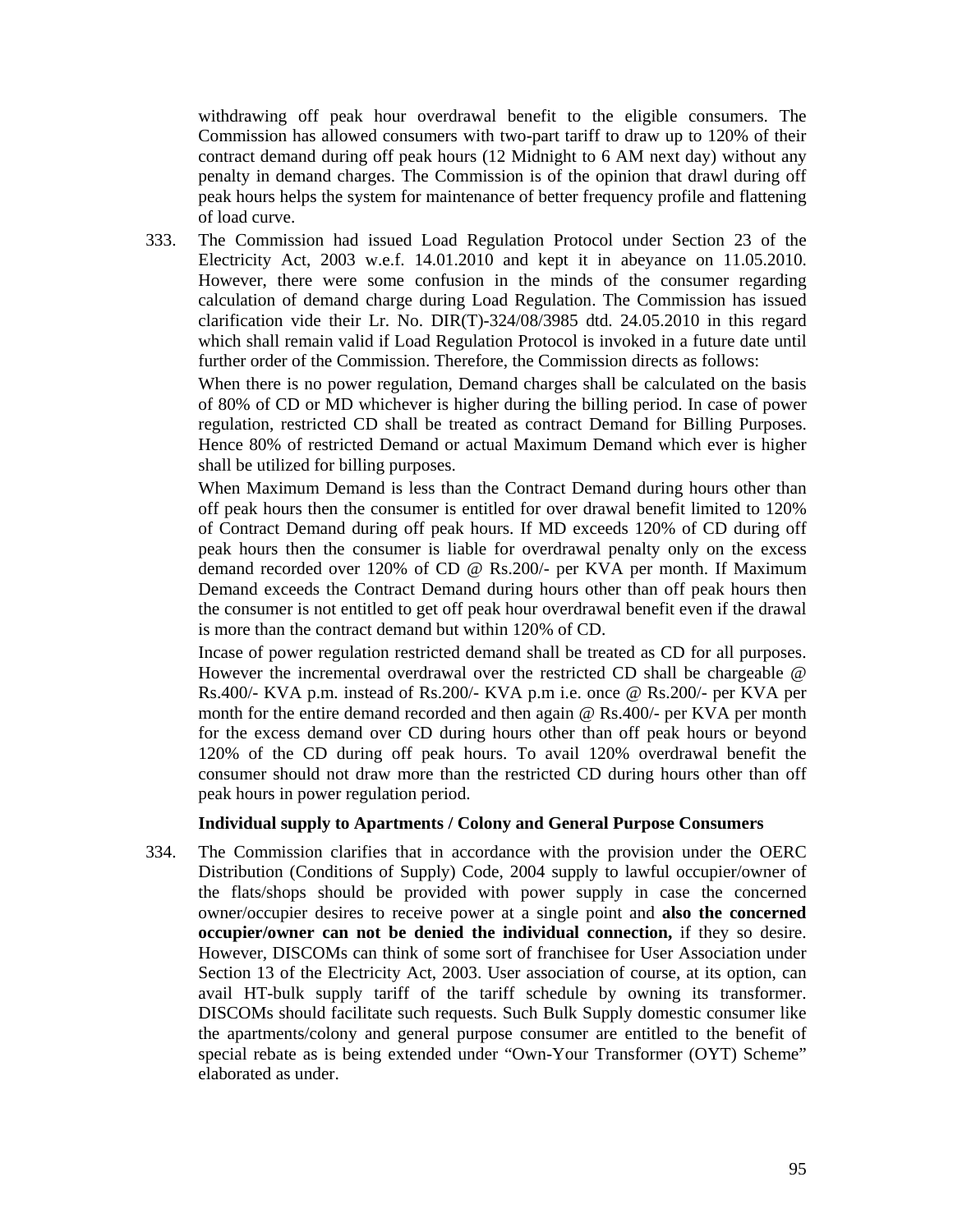withdrawing off peak hour overdrawal benefit to the eligible consumers. The Commission has allowed consumers with two-part tariff to draw up to 120% of their contract demand during off peak hours (12 Midnight to 6 AM next day) without any penalty in demand charges. The Commission is of the opinion that drawl during off peak hours helps the system for maintenance of better frequency profile and flattening of load curve.

333. The Commission had issued Load Regulation Protocol under Section 23 of the Electricity Act, 2003 w.e.f. 14.01.2010 and kept it in abeyance on 11.05.2010. However, there were some confusion in the minds of the consumer regarding calculation of demand charge during Load Regulation. The Commission has issued clarification vide their Lr. No. DIR(T)-324/08/3985 dtd. 24.05.2010 in this regard which shall remain valid if Load Regulation Protocol is invoked in a future date until further order of the Commission. Therefore, the Commission directs as follows:

When there is no power regulation, Demand charges shall be calculated on the basis of 80% of CD or MD whichever is higher during the billing period. In case of power regulation, restricted CD shall be treated as contract Demand for Billing Purposes. Hence 80% of restricted Demand or actual Maximum Demand which ever is higher shall be utilized for billing purposes.

When Maximum Demand is less than the Contract Demand during hours other than off peak hours then the consumer is entitled for over drawal benefit limited to 120% of Contract Demand during off peak hours. If MD exceeds 120% of CD during off peak hours then the consumer is liable for overdrawal penalty only on the excess demand recorded over 120% of CD @ Rs.200/- per KVA per month. If Maximum Demand exceeds the Contract Demand during hours other than off peak hours then the consumer is not entitled to get off peak hour overdrawal benefit even if the drawal is more than the contract demand but within 120% of CD.

Incase of power regulation restricted demand shall be treated as CD for all purposes. However the incremental overdrawal over the restricted CD shall be chargeable @ Rs.400/- KVA p.m. instead of Rs.200/- KVA p.m i.e. once @ Rs.200/- per KVA per month for the entire demand recorded and then again @ Rs.400/- per KVA per month for the excess demand over CD during hours other than off peak hours or beyond 120% of the CD during off peak hours. To avail 120% overdrawal benefit the consumer should not draw more than the restricted CD during hours other than off peak hours in power regulation period.

**Individual supply to Apartments / Colony and General Purpose Consumers**

334. The Commission clarifies that in accordance with the provision under the OERC Distribution (Conditions of Supply) Code, 2004 supply to lawful occupier/owner of the flats/shops should be provided with power supply in case the concerned owner/occupier desires to receive power at a single point and **also the concerned occupier/owner can not be denied the individual connection,** if they so desire. However, DISCOMs can think of some sort of franchisee for User Association under Section 13 of the Electricity Act, 2003. User association of course, at its option, can avail HT-bulk supply tariff of the tariff schedule by owning its transformer. DISCOMs should facilitate such requests. Such Bulk Supply domestic consumer like the apartments/colony and general purpose consumer are entitled to the benefit of special rebate as is being extended under "Own-Your Transformer (OYT) Scheme" elaborated as under.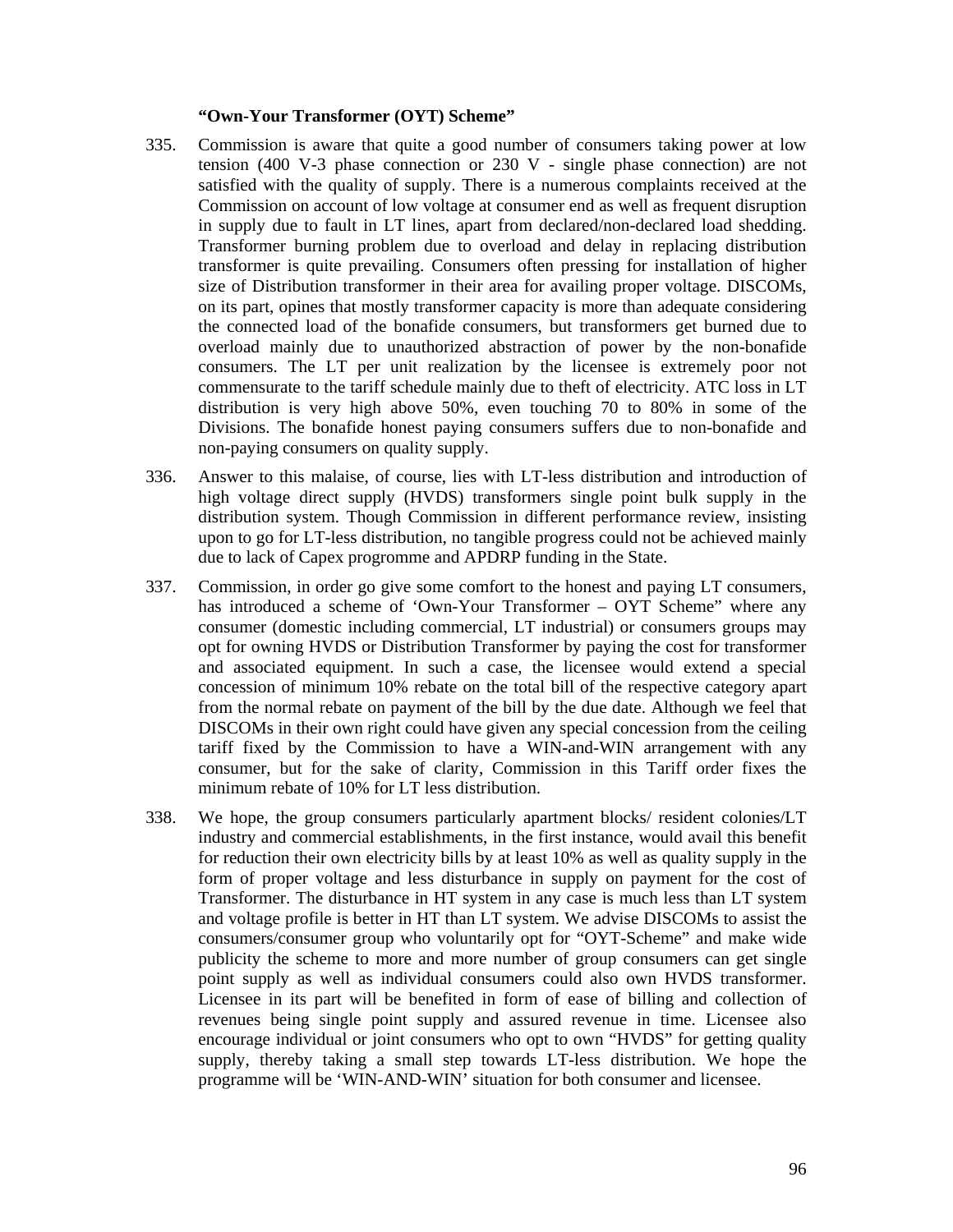**"Own-Your Transformer (OYT) Scheme"**

335. Commission is aware that quite a good number of consumers taking power at low tension (400 V-3 phase connection or 230 V - single phase connection) are not satisfied with the quality of supply. There is a numerous complaints received at the Commission on account of low voltage at consumer end as well as frequent disruption in supply due to fault in LT lines, apart from declared/non-declared load shedding. Transformer burning problem due to overload and delay in replacing distribution transformer is quite prevailing. Consumers often pressing for installation of higher size of Distribution transformer in their area for availing proper voltage. DISCOMs, on its part, opines that mostly transformer capacity is more than adequate considering the connected load of the bonafide consumers, but transformers get burned due to overload mainly due to unauthorized abstraction of power by the non-bonafide consumers. The LT per unit realization by the licensee is extremely poor not commensurate to the tariff schedule mainly due to theft of electricity. ATC loss in LT distribution is very high above 50%, even touching 70 to 80% in some of the Divisions. The bonafide honest paying consumers suffers due to non-bonafide and non-paying consumers on quality supply.

336. Answer to this malaise, of course, lies with LT-less distribution and introduction of high voltage direct supply (HVDS) transformers single point bulk supply in the distribution system. Though Commission in different performance review, insisting upon to go for LT-less distribution, no tangible progress could not be achieved mainly due to lack of Capex programme and APDRP funding in the State.

337. Commission, in order go give some comfort to the honest and paying LT consumers, has introduced a scheme of 'Own-Your Transformer – OYT Scheme" where any consumer (domestic including commercial, LT industrial) or consumers groups may opt for owning HVDS or Distribution Transformer by paying the cost for transformer and associated equipment. In such a case, the licensee would extend a special concession of minimum 10% rebate on the total bill of the respective category apart from the normal rebate on payment of the bill by the due date. Although we feel that DISCOMs in their own right could have given any special concession from the ceiling tariff fixed by the Commission to have a WIN-and-WIN arrangement with any consumer, but for the sake of clarity, Commission in this Tariff order fixes the minimum rebate of 10% for LT less distribution.

338. We hope, the group consumers particularly apartment blocks/ resident colonies/LT industry and commercial establishments, in the first instance, would avail this benefit for reduction their own electricity bills by at least 10% as well as quality supply in the form of proper voltage and less disturbance in supply on payment for the cost of Transformer. The disturbance in HT system in any case is much less than LT system and voltage profile is better in HT than LT system. We advise DISCOMs to assist the consumers/consumer group who voluntarily opt for "OYT-Scheme" and make wide publicity the scheme to more and more number of group consumers can get single point supply as well as individual consumers could also own HVDS transformer. Licensee in its part will be benefited in form of ease of billing and collection of revenues being single point supply and assured revenue in time. Licensee also encourage individual or joint consumers who opt to own "HVDS" for getting quality supply, thereby taking a small step towards LT-less distribution. We hope the programme will be 'WIN-AND-WIN' situation for both consumer and licensee.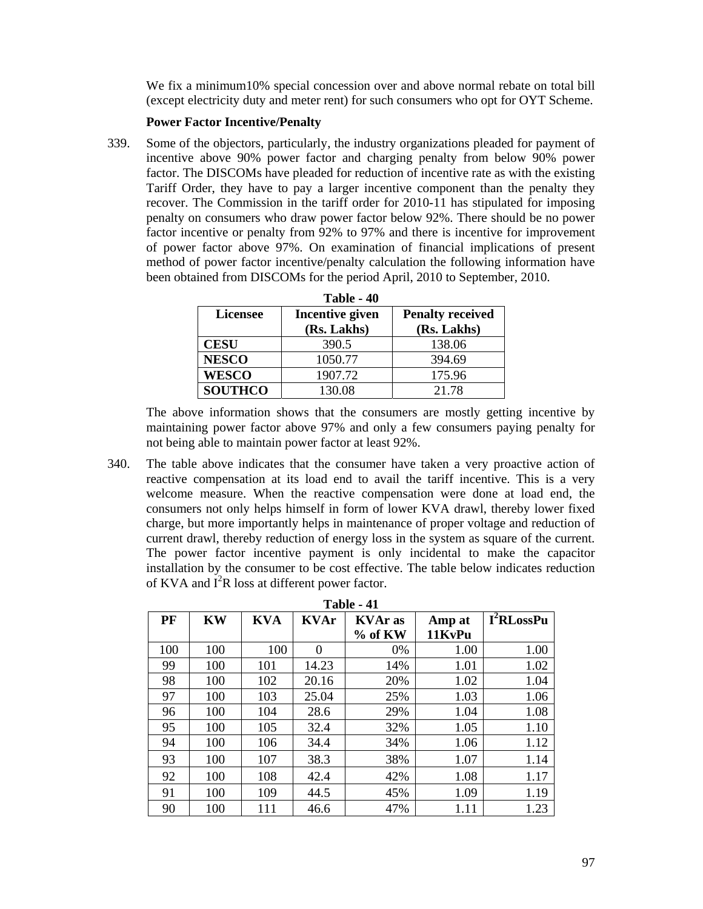We fix a minimum10% special concession over and above normal rebate on total bill (except electricity duty and meter rent) for such consumers who opt for OYT Scheme.

**Power Factor Incentive/Penalty**

339. Some of the objectors, particularly, the industry organizations pleaded for payment of incentive above 90% power factor and charging penalty from below 90% power factor. The DISCOMs have pleaded for reduction of incentive rate as with the existing Tariff Order, they have to pay a larger incentive component than the penalty they recover. The Commission in the tariff order for 2010-11 has stipulated for imposing penalty on consumers who draw power factor below 92%. There should be no power factor incentive or penalty from 92% to 97% and there is incentive for improvement of power factor above 97%. On examination of financial implications of present method of power factor incentive/penalty calculation the following information have been obtained from DISCOMs for the period April, 2010 to September, 2010.

**Table - 40**

| Licensee | Incentive given (Rs. Lakhs) | Penalty received (Rs. Lakhs) |
|---|---|---|
| **CESU** | 390.5 | 138.06 |
| **NESCO** | 1050.77 | 394.69 |
| **WESCO** | 1907.72 | 175.96 |
| **SOUTHCO** | 130.08 | 21.78 |

The above information shows that the consumers are mostly getting incentive by maintaining power factor above 97% and only a few consumers paying penalty for not being able to maintain power factor at least 92%.

340. The table above indicates that the consumer have taken a very proactive action of reactive compensation at its load end to avail the tariff incentive. This is a very welcome measure. When the reactive compensation were done at load end, the consumers not only helps himself in form of lower KVA drawl, thereby lower fixed charge, but more importantly helps in maintenance of proper voltage and reduction of current drawl, thereby reduction of energy loss in the system as square of the current. The power factor incentive payment is only incidental to make the capacitor installation by the consumer to be cost effective. The table below indicates reduction of KVA and $I^2R$ loss at different power factor.

**Table - 41**

| PF | KW | KVA | KVAr | KVAr as % of KW | Amp at 11KvPu | $I^2$RLossPu |
|---|---|---|---|---|---|---|
| 100 | 100 | 100 | 0 | 0% | 1.00 | 1.00 |
| 99 | 100 | 101 | 14.23 | 14% | 1.01 | 1.02 |
| 98 | 100 | 102 | 20.16 | 20% | 1.02 | 1.04 |
| 97 | 100 | 103 | 25.04 | 25% | 1.03 | 1.06 |
| 96 | 100 | 104 | 28.6 | 29% | 1.04 | 1.08 |
| 95 | 100 | 105 | 32.4 | 32% | 1.05 | 1.10 |
| 94 | 100 | 106 | 34.4 | 34% | 1.06 | 1.12 |
| 93 | 100 | 107 | 38.3 | 38% | 1.07 | 1.14 |
| 92 | 100 | 108 | 42.4 | 42% | 1.08 | 1.17 |
| 91 | 100 | 109 | 44.5 | 45% | 1.09 | 1.19 |
| 90 | 100 | 111 | 46.6 | 47% | 1.11 | 1.23 |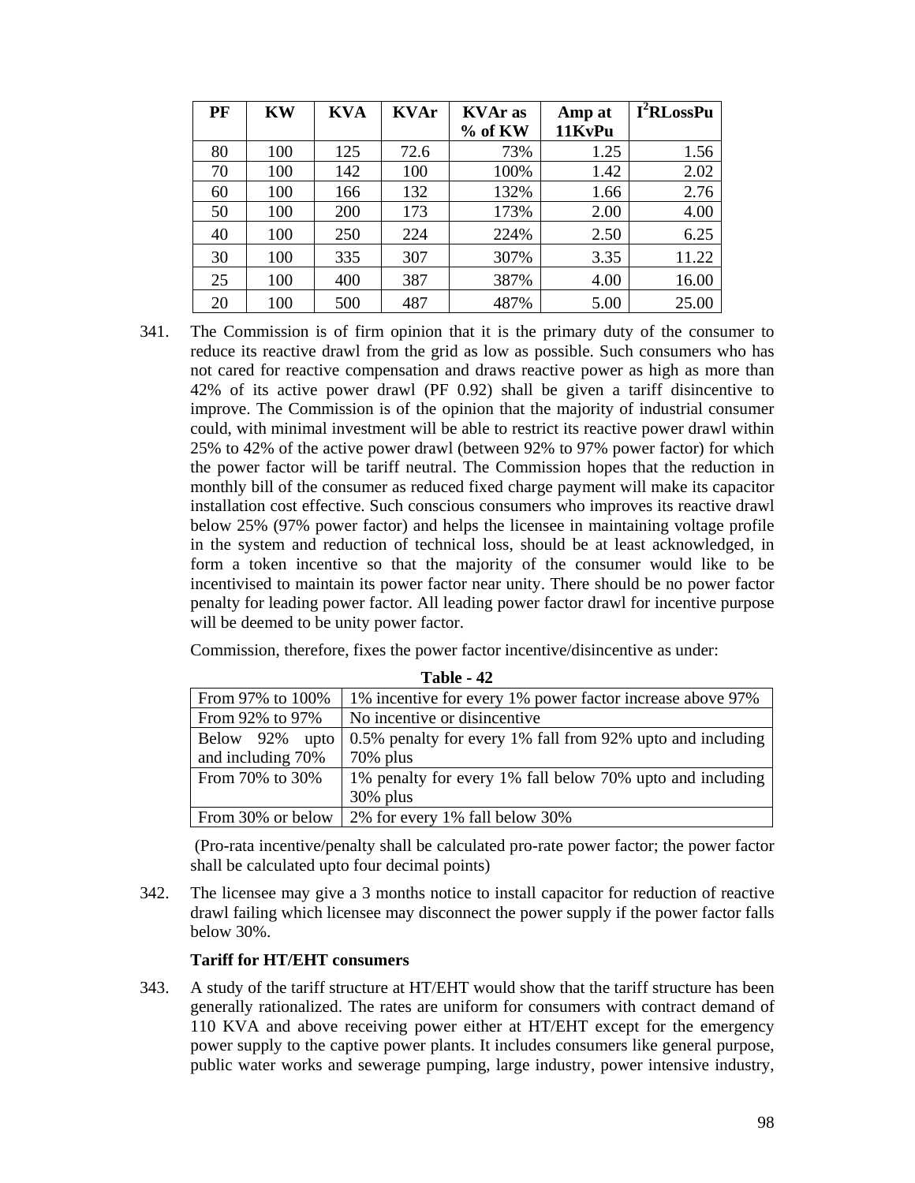| PF | KW | KVA | KVAr | KVAr as % of KW | Amp at 11KvPu | $I^2$RLossPu |
|---|---|---|---|---|---|---|
| 80 | 100 | 125 | 72.6 | 73% | 1.25 | 1.56 |
| 70 | 100 | 142 | 100 | 100% | 1.42 | 2.02 |
| 60 | 100 | 166 | 132 | 132% | 1.66 | 2.76 |
| 50 | 100 | 200 | 173 | 173% | 2.00 | 4.00 |
| 40 | 100 | 250 | 224 | 224% | 2.50 | 6.25 |
| 30 | 100 | 335 | 307 | 307% | 3.35 | 11.22 |
| 25 | 100 | 400 | 387 | 387% | 4.00 | 16.00 |
| 20 | 100 | 500 | 487 | 487% | 5.00 | 25.00 |

341. The Commission is of firm opinion that it is the primary duty of the consumer to reduce its reactive drawl from the grid as low as possible. Such consumers who has not cared for reactive compensation and draws reactive power as high as more than 42% of its active power drawl (PF 0.92) shall be given a tariff disincentive to improve. The Commission is of the opinion that the majority of industrial consumer could, with minimal investment will be able to restrict its reactive power drawl within 25% to 42% of the active power drawl (between 92% to 97% power factor) for which the power factor will be tariff neutral. The Commission hopes that the reduction in monthly bill of the consumer as reduced fixed charge payment will make its capacitor installation cost effective. Such conscious consumers who improves its reactive drawl below 25% (97% power factor) and helps the licensee in maintaining voltage profile in the system and reduction of technical loss, should be at least acknowledged, in form a token incentive so that the majority of the consumer would like to be incentivised to maintain its power factor near unity. There should be no power factor penalty for leading power factor. All leading power factor drawl for incentive purpose will be deemed to be unity power factor.

Commission, therefore, fixes the power factor incentive/disincentive as under:

**Table - 42**

| | |
|---|---|
| From 97% to 100% | 1% incentive for every 1% power factor increase above 97% |
| From 92% to 97% | No incentive or disincentive |
| Below 92% upto and including 70% | 0.5% penalty for every 1% fall from 92% upto and including 70% plus |
| From 70% to 30% | 1% penalty for every 1% fall below 70% upto and including 30% plus |
| From 30% or below | 2% for every 1% fall below 30% |

(Pro-rata incentive/penalty shall be calculated pro-rate power factor; the power factor shall be calculated upto four decimal points)

342. The licensee may give a 3 months notice to install capacitor for reduction of reactive drawl failing which licensee may disconnect the power supply if the power factor falls below 30%.

**Tariff for HT/EHT consumers**

343. A study of the tariff structure at HT/EHT would show that the tariff structure has been generally rationalized. The rates are uniform for consumers with contract demand of 110 KVA and above receiving power either at HT/EHT except for the emergency power supply to the captive power plants. It includes consumers like general purpose, public water works and sewerage pumping, large industry, power intensive industry,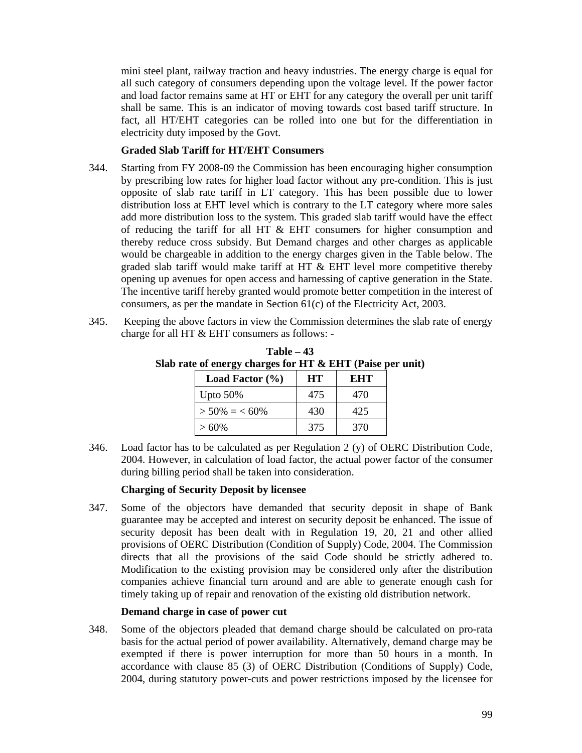mini steel plant, railway traction and heavy industries. The energy charge is equal for all such category of consumers depending upon the voltage level. If the power factor and load factor remains same at HT or EHT for any category the overall per unit tariff shall be same. This is an indicator of moving towards cost based tariff structure. In fact, all HT/EHT categories can be rolled into one but for the differentiation in electricity duty imposed by the Govt.

**Graded Slab Tariff for HT/EHT Consumers**

344. Starting from FY 2008-09 the Commission has been encouraging higher consumption by prescribing low rates for higher load factor without any pre-condition. This is just opposite of slab rate tariff in LT category. This has been possible due to lower distribution loss at EHT level which is contrary to the LT category where more sales add more distribution loss to the system. This graded slab tariff would have the effect of reducing the tariff for all HT & EHT consumers for higher consumption and thereby reduce cross subsidy. But Demand charges and other charges as applicable would be chargeable in addition to the energy charges given in the Table below. The graded slab tariff would make tariff at HT & EHT level more competitive thereby opening up avenues for open access and harnessing of captive generation in the State. The incentive tariff hereby granted would promote better competition in the interest of consumers, as per the mandate in Section 61(c) of the Electricity Act, 2003.

345. Keeping the above factors in view the Commission determines the slab rate of energy charge for all HT & EHT consumers as follows: -

**Table – 43**
**Slab rate of energy charges for HT & EHT (Paise per unit)**

| Load Factor (%) | HT | EHT |
|---|---|---|
| Upto 50% | 475 | 470 |
| > 50% = < 60% | 430 | 425 |
| > 60% | 375 | 370 |

346. Load factor has to be calculated as per Regulation 2 (y) of OERC Distribution Code, 2004. However, in calculation of load factor, the actual power factor of the consumer during billing period shall be taken into consideration.

**Charging of Security Deposit by licensee**

347. Some of the objectors have demanded that security deposit in shape of Bank guarantee may be accepted and interest on security deposit be enhanced. The issue of security deposit has been dealt with in Regulation 19, 20, 21 and other allied provisions of OERC Distribution (Condition of Supply) Code, 2004. The Commission directs that all the provisions of the said Code should be strictly adhered to. Modification to the existing provision may be considered only after the distribution companies achieve financial turn around and are able to generate enough cash for timely taking up of repair and renovation of the existing old distribution network.

**Demand charge in case of power cut**

348. Some of the objectors pleaded that demand charge should be calculated on pro-rata basis for the actual period of power availability. Alternatively, demand charge may be exempted if there is power interruption for more than 50 hours in a month. In accordance with clause 85 (3) of OERC Distribution (Conditions of Supply) Code, 2004, during statutory power-cuts and power restrictions imposed by the licensee for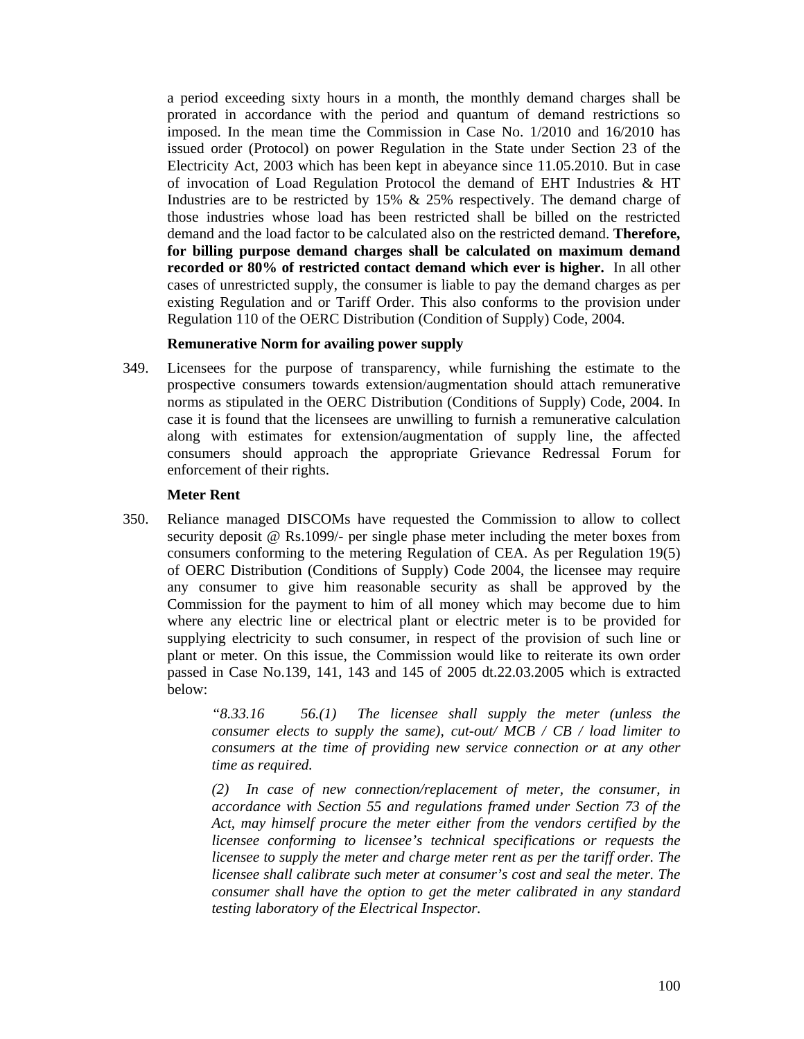a period exceeding sixty hours in a month, the monthly demand charges shall be prorated in accordance with the period and quantum of demand restrictions so imposed. In the mean time the Commission in Case No. 1/2010 and 16/2010 has issued order (Protocol) on power Regulation in the State under Section 23 of the Electricity Act, 2003 which has been kept in abeyance since 11.05.2010. But in case of invocation of Load Regulation Protocol the demand of EHT Industries & HT Industries are to be restricted by 15% & 25% respectively. The demand charge of those industries whose load has been restricted shall be billed on the restricted demand and the load factor to be calculated also on the restricted demand. **Therefore, for billing purpose demand charges shall be calculated on maximum demand recorded or 80% of restricted contact demand which ever is higher.** In all other cases of unrestricted supply, the consumer is liable to pay the demand charges as per existing Regulation and or Tariff Order. This also conforms to the provision under Regulation 110 of the OERC Distribution (Condition of Supply) Code, 2004.

**Remunerative Norm for availing power supply**

349. Licensees for the purpose of transparency, while furnishing the estimate to the prospective consumers towards extension/augmentation should attach remunerative norms as stipulated in the OERC Distribution (Conditions of Supply) Code, 2004. In case it is found that the licensees are unwilling to furnish a remunerative calculation along with estimates for extension/augmentation of supply line, the affected consumers should approach the appropriate Grievance Redressal Forum for enforcement of their rights.

**Meter Rent**

350. Reliance managed DISCOMs have requested the Commission to allow to collect security deposit @ Rs.1099/- per single phase meter including the meter boxes from consumers conforming to the metering Regulation of CEA. As per Regulation 19(5) of OERC Distribution (Conditions of Supply) Code 2004, the licensee may require any consumer to give him reasonable security as shall be approved by the Commission for the payment to him of all money which may become due to him where any electric line or electrical plant or electric meter is to be provided for supplying electricity to such consumer, in respect of the provision of such line or plant or meter. On this issue, the Commission would like to reiterate its own order passed in Case No.139, 141, 143 and 145 of 2005 dt.22.03.2005 which is extracted below:

> *"8.33.16 56.(1) The licensee shall supply the meter (unless the consumer elects to supply the same), cut-out/ MCB / CB / load limiter to consumers at the time of providing new service connection or at any other time as required.*
>
> *(2) In case of new connection/replacement of meter, the consumer, in accordance with Section 55 and regulations framed under Section 73 of the Act, may himself procure the meter either from the vendors certified by the licensee conforming to licensee's technical specifications or requests the licensee to supply the meter and charge meter rent as per the tariff order. The licensee shall calibrate such meter at consumer's cost and seal the meter. The consumer shall have the option to get the meter calibrated in any standard testing laboratory of the Electrical Inspector.*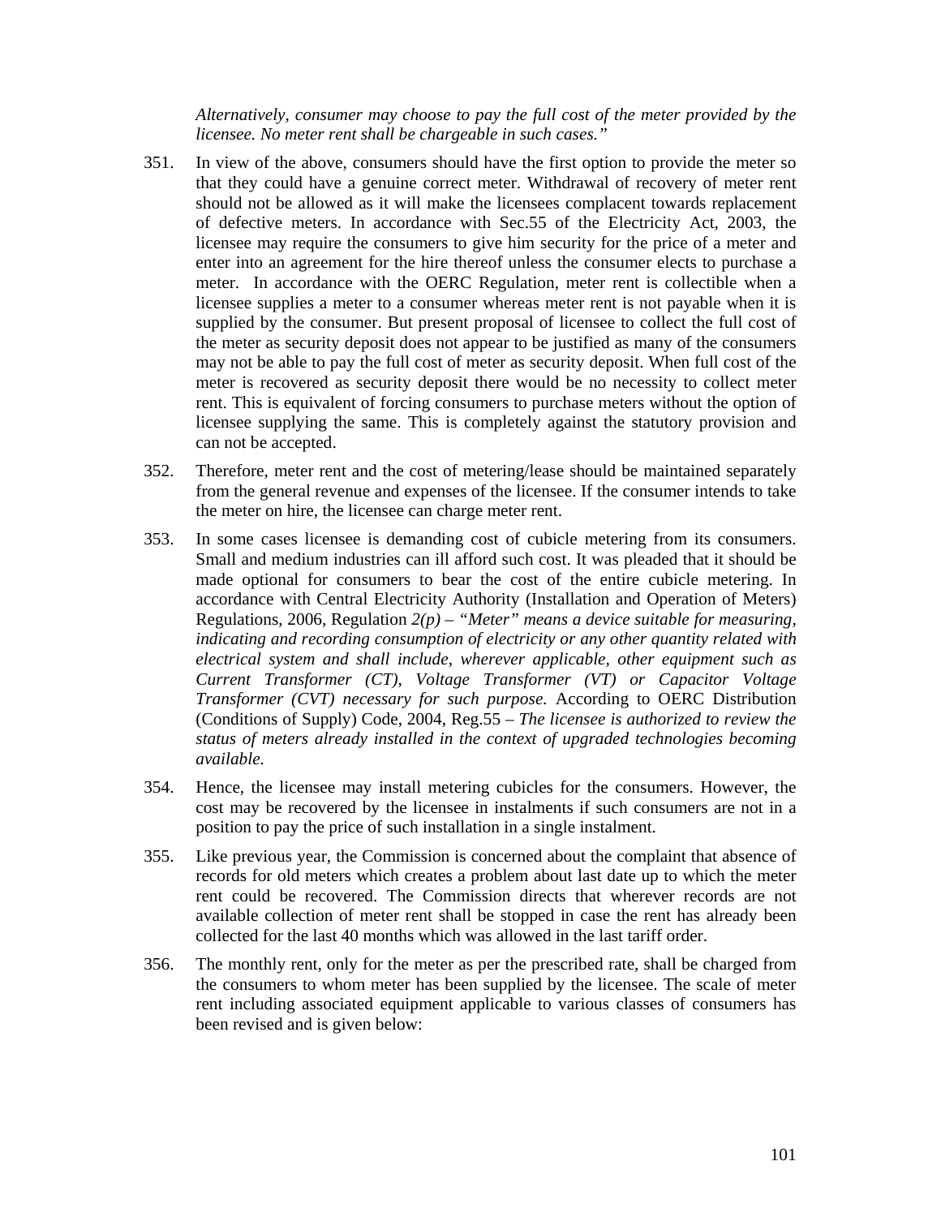*Alternatively, consumer may choose to pay the full cost of the meter provided by the licensee. No meter rent shall be chargeable in such cases."*

351. In view of the above, consumers should have the first option to provide the meter so that they could have a genuine correct meter. Withdrawal of recovery of meter rent should not be allowed as it will make the licensees complacent towards replacement of defective meters. In accordance with Sec.55 of the Electricity Act, 2003, the licensee may require the consumers to give him security for the price of a meter and enter into an agreement for the hire thereof unless the consumer elects to purchase a meter. In accordance with the OERC Regulation, meter rent is collectible when a licensee supplies a meter to a consumer whereas meter rent is not payable when it is supplied by the consumer. But present proposal of licensee to collect the full cost of the meter as security deposit does not appear to be justified as many of the consumers may not be able to pay the full cost of meter as security deposit. When full cost of the meter is recovered as security deposit there would be no necessity to collect meter rent. This is equivalent of forcing consumers to purchase meters without the option of licensee supplying the same. This is completely against the statutory provision and can not be accepted.

352. Therefore, meter rent and the cost of metering/lease should be maintained separately from the general revenue and expenses of the licensee. If the consumer intends to take the meter on hire, the licensee can charge meter rent.

353. In some cases licensee is demanding cost of cubicle metering from its consumers. Small and medium industries can ill afford such cost. It was pleaded that it should be made optional for consumers to bear the cost of the entire cubicle metering. In accordance with Central Electricity Authority (Installation and Operation of Meters) Regulations, 2006, Regulation *2(p) – "Meter" means a device suitable for measuring, indicating and recording consumption of electricity or any other quantity related with electrical system and shall include, wherever applicable, other equipment such as Current Transformer (CT), Voltage Transformer (VT) or Capacitor Voltage Transformer (CVT) necessary for such purpose.* According to OERC Distribution (Conditions of Supply) Code, 2004, Reg.55 – *The licensee is authorized to review the status of meters already installed in the context of upgraded technologies becoming available.*

354. Hence, the licensee may install metering cubicles for the consumers. However, the cost may be recovered by the licensee in instalments if such consumers are not in a position to pay the price of such installation in a single instalment.

355. Like previous year, the Commission is concerned about the complaint that absence of records for old meters which creates a problem about last date up to which the meter rent could be recovered. The Commission directs that wherever records are not available collection of meter rent shall be stopped in case the rent has already been collected for the last 40 months which was allowed in the last tariff order.

356. The monthly rent, only for the meter as per the prescribed rate, shall be charged from the consumers to whom meter has been supplied by the licensee. The scale of meter rent including associated equipment applicable to various classes of consumers has been revised and is given below: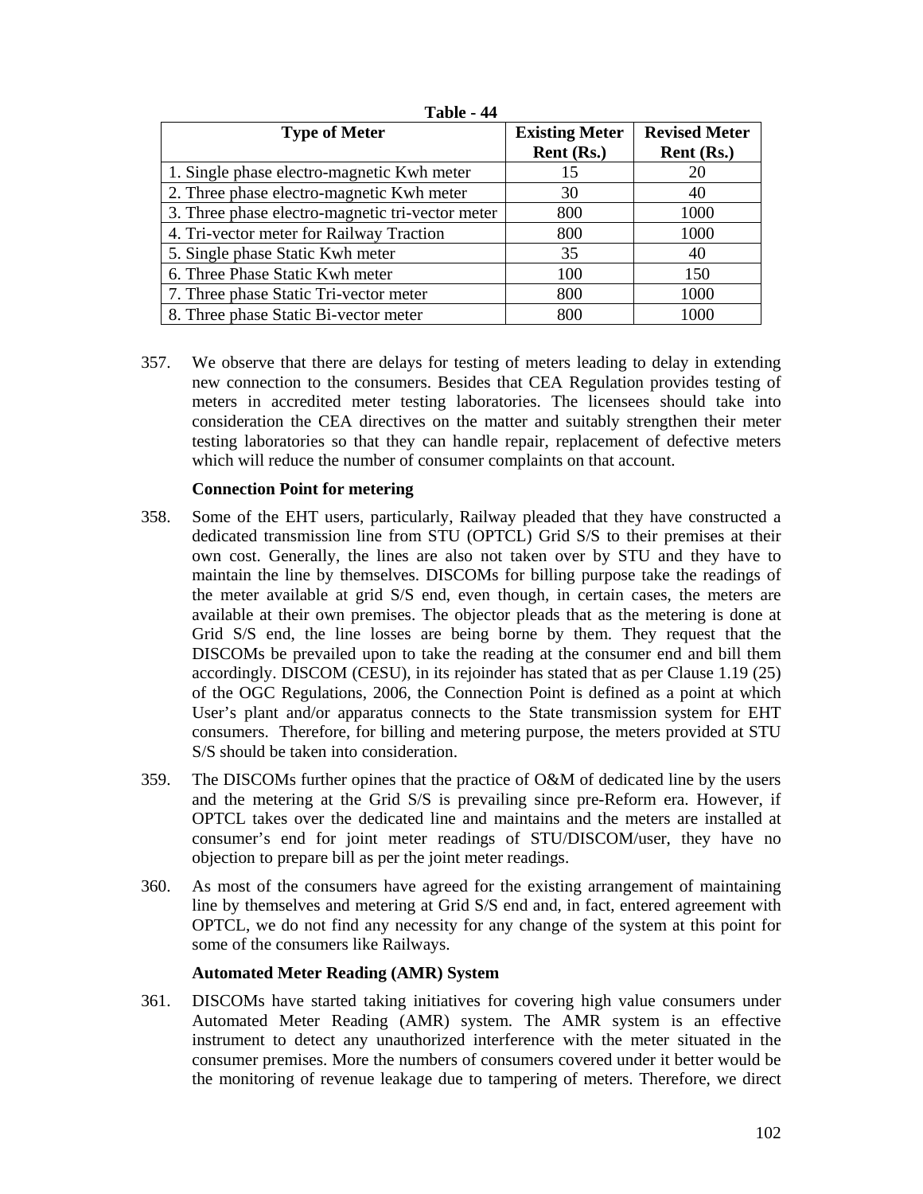**Table - 44**

| Type of Meter | Existing Meter Rent (Rs.) | Revised Meter Rent (Rs.) |
|---|---|---|
| 1. Single phase electro-magnetic Kwh meter | 15 | 20 |
| 2. Three phase electro-magnetic Kwh meter | 30 | 40 |
| 3. Three phase electro-magnetic tri-vector meter | 800 | 1000 |
| 4. Tri-vector meter for Railway Traction | 800 | 1000 |
| 5. Single phase Static Kwh meter | 35 | 40 |
| 6. Three Phase Static Kwh meter | 100 | 150 |
| 7. Three phase Static Tri-vector meter | 800 | 1000 |
| 8. Three phase Static Bi-vector meter | 800 | 1000 |

357. We observe that there are delays for testing of meters leading to delay in extending new connection to the consumers. Besides that CEA Regulation provides testing of meters in accredited meter testing laboratories. The licensees should take into consideration the CEA directives on the matter and suitably strengthen their meter testing laboratories so that they can handle repair, replacement of defective meters which will reduce the number of consumer complaints on that account.

**Connection Point for metering**

358. Some of the EHT users, particularly, Railway pleaded that they have constructed a dedicated transmission line from STU (OPTCL) Grid S/S to their premises at their own cost. Generally, the lines are also not taken over by STU and they have to maintain the line by themselves. DISCOMs for billing purpose take the readings of the meter available at grid S/S end, even though, in certain cases, the meters are available at their own premises. The objector pleads that as the metering is done at Grid S/S end, the line losses are being borne by them. They request that the DISCOMs be prevailed upon to take the reading at the consumer end and bill them accordingly. DISCOM (CESU), in its rejoinder has stated that as per Clause 1.19 (25) of the OGC Regulations, 2006, the Connection Point is defined as a point at which User's plant and/or apparatus connects to the State transmission system for EHT consumers. Therefore, for billing and metering purpose, the meters provided at STU S/S should be taken into consideration.

359. The DISCOMs further opines that the practice of O&M of dedicated line by the users and the metering at the Grid S/S is prevailing since pre-Reform era. However, if OPTCL takes over the dedicated line and maintains and the meters are installed at consumer's end for joint meter readings of STU/DISCOM/user, they have no objection to prepare bill as per the joint meter readings.

360. As most of the consumers have agreed for the existing arrangement of maintaining line by themselves and metering at Grid S/S end and, in fact, entered agreement with OPTCL, we do not find any necessity for any change of the system at this point for some of the consumers like Railways.

**Automated Meter Reading (AMR) System**

361. DISCOMs have started taking initiatives for covering high value consumers under Automated Meter Reading (AMR) system. The AMR system is an effective instrument to detect any unauthorized interference with the meter situated in the consumer premises. More the numbers of consumers covered under it better would be the monitoring of revenue leakage due to tampering of meters. Therefore, we direct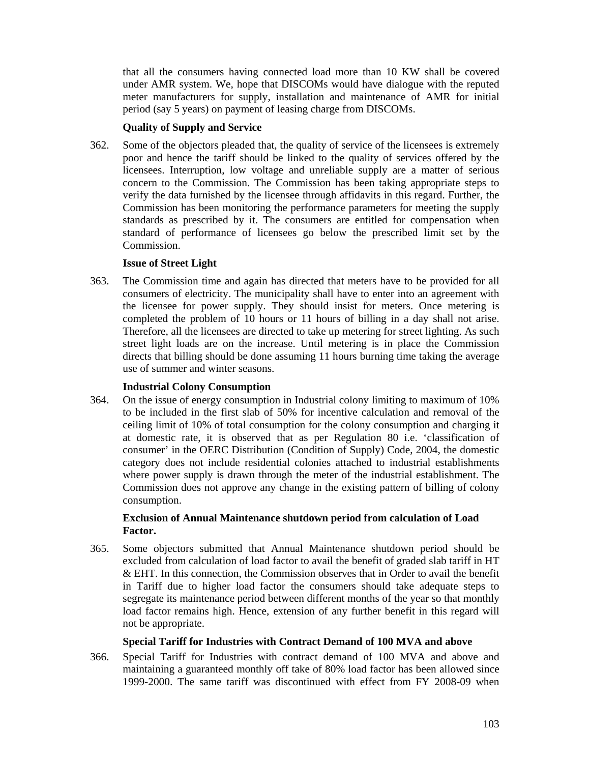that all the consumers having connected load more than 10 KW shall be covered under AMR system. We, hope that DISCOMs would have dialogue with the reputed meter manufacturers for supply, installation and maintenance of AMR for initial period (say 5 years) on payment of leasing charge from DISCOMs.

**Quality of Supply and Service**

362. Some of the objectors pleaded that, the quality of service of the licensees is extremely poor and hence the tariff should be linked to the quality of services offered by the licensees. Interruption, low voltage and unreliable supply are a matter of serious concern to the Commission. The Commission has been taking appropriate steps to verify the data furnished by the licensee through affidavits in this regard. Further, the Commission has been monitoring the performance parameters for meeting the supply standards as prescribed by it. The consumers are entitled for compensation when standard of performance of licensees go below the prescribed limit set by the Commission.

**Issue of Street Light**

363. The Commission time and again has directed that meters have to be provided for all consumers of electricity. The municipality shall have to enter into an agreement with the licensee for power supply. They should insist for meters. Once metering is completed the problem of 10 hours or 11 hours of billing in a day shall not arise. Therefore, all the licensees are directed to take up metering for street lighting. As such street light loads are on the increase. Until metering is in place the Commission directs that billing should be done assuming 11 hours burning time taking the average use of summer and winter seasons.

**Industrial Colony Consumption**

364. On the issue of energy consumption in Industrial colony limiting to maximum of 10% to be included in the first slab of 50% for incentive calculation and removal of the ceiling limit of 10% of total consumption for the colony consumption and charging it at domestic rate, it is observed that as per Regulation 80 i.e. 'classification of consumer' in the OERC Distribution (Condition of Supply) Code, 2004, the domestic category does not include residential colonies attached to industrial establishments where power supply is drawn through the meter of the industrial establishment. The Commission does not approve any change in the existing pattern of billing of colony consumption.

**Exclusion of Annual Maintenance shutdown period from calculation of Load Factor.**

365. Some objectors submitted that Annual Maintenance shutdown period should be excluded from calculation of load factor to avail the benefit of graded slab tariff in HT & EHT. In this connection, the Commission observes that in Order to avail the benefit in Tariff due to higher load factor the consumers should take adequate steps to segregate its maintenance period between different months of the year so that monthly load factor remains high. Hence, extension of any further benefit in this regard will not be appropriate.

**Special Tariff for Industries with Contract Demand of 100 MVA and above**

366. Special Tariff for Industries with contract demand of 100 MVA and above and maintaining a guaranteed monthly off take of 80% load factor has been allowed since 1999-2000. The same tariff was discontinued with effect from FY 2008-09 when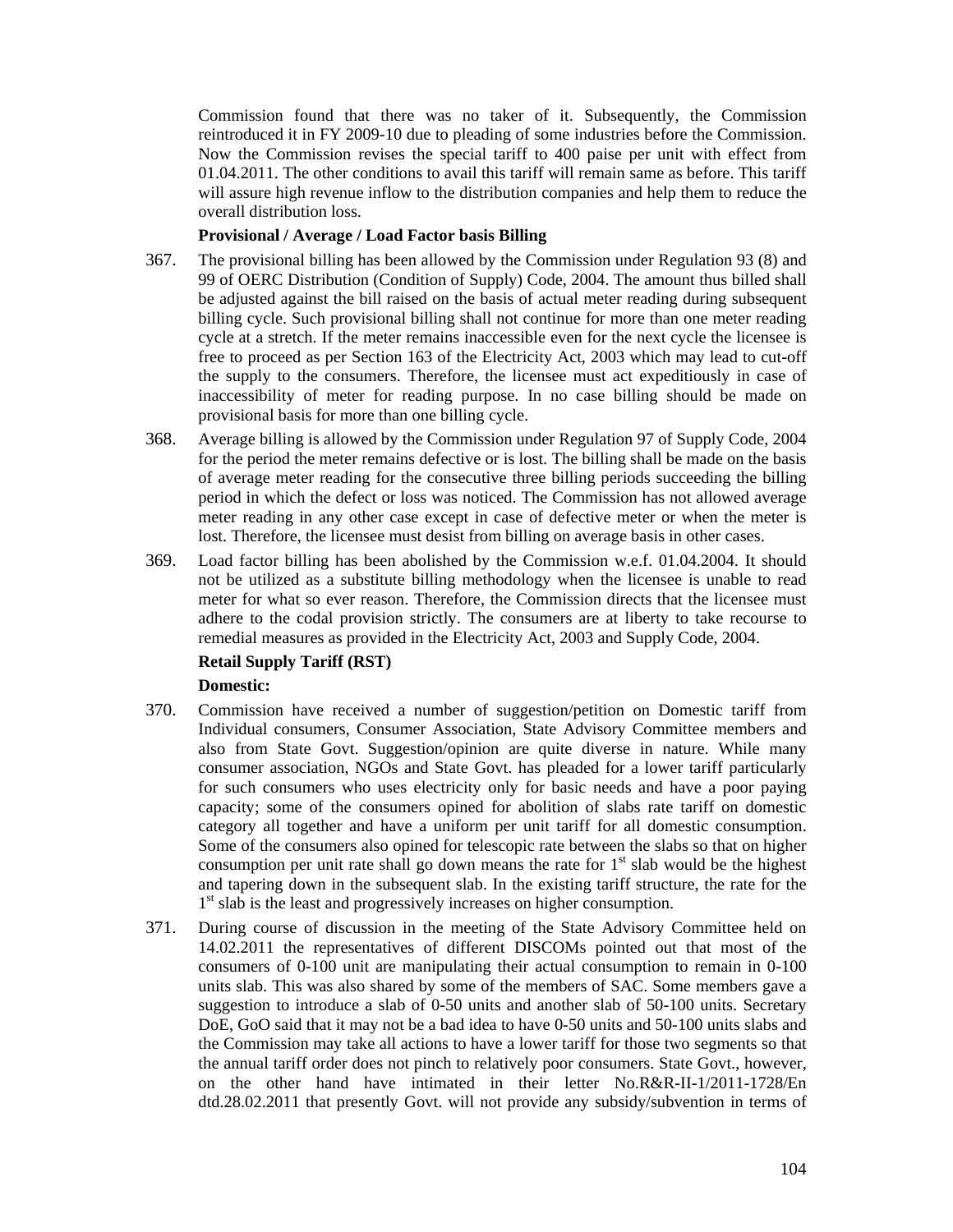Commission found that there was no taker of it. Subsequently, the Commission reintroduced it in FY 2009-10 due to pleading of some industries before the Commission. Now the Commission revises the special tariff to 400 paise per unit with effect from 01.04.2011. The other conditions to avail this tariff will remain same as before. This tariff will assure high revenue inflow to the distribution companies and help them to reduce the overall distribution loss.

**Provisional / Average / Load Factor basis Billing**

367. The provisional billing has been allowed by the Commission under Regulation 93 (8) and 99 of OERC Distribution (Condition of Supply) Code, 2004. The amount thus billed shall be adjusted against the bill raised on the basis of actual meter reading during subsequent billing cycle. Such provisional billing shall not continue for more than one meter reading cycle at a stretch. If the meter remains inaccessible even for the next cycle the licensee is free to proceed as per Section 163 of the Electricity Act, 2003 which may lead to cut-off the supply to the consumers. Therefore, the licensee must act expeditiously in case of inaccessibility of meter for reading purpose. In no case billing should be made on provisional basis for more than one billing cycle.

368. Average billing is allowed by the Commission under Regulation 97 of Supply Code, 2004 for the period the meter remains defective or is lost. The billing shall be made on the basis of average meter reading for the consecutive three billing periods succeeding the billing period in which the defect or loss was noticed. The Commission has not allowed average meter reading in any other case except in case of defective meter or when the meter is lost. Therefore, the licensee must desist from billing on average basis in other cases.

369. Load factor billing has been abolished by the Commission w.e.f. 01.04.2004. It should not be utilized as a substitute billing methodology when the licensee is unable to read meter for what so ever reason. Therefore, the Commission directs that the licensee must adhere to the codal provision strictly. The consumers are at liberty to take recourse to remedial measures as provided in the Electricity Act, 2003 and Supply Code, 2004.

**Retail Supply Tariff (RST)**

**Domestic:**

370. Commission have received a number of suggestion/petition on Domestic tariff from Individual consumers, Consumer Association, State Advisory Committee members and also from State Govt. Suggestion/opinion are quite diverse in nature. While many consumer association, NGOs and State Govt. has pleaded for a lower tariff particularly for such consumers who uses electricity only for basic needs and have a poor paying capacity; some of the consumers opined for abolition of slabs rate tariff on domestic category all together and have a uniform per unit tariff for all domestic consumption. Some of the consumers also opined for telescopic rate between the slabs so that on higher consumption per unit rate shall go down means the rate for 1st slab would be the highest and tapering down in the subsequent slab. In the existing tariff structure, the rate for the 1st slab is the least and progressively increases on higher consumption.

371. During course of discussion in the meeting of the State Advisory Committee held on 14.02.2011 the representatives of different DISCOMs pointed out that most of the consumers of 0-100 unit are manipulating their actual consumption to remain in 0-100 units slab. This was also shared by some of the members of SAC. Some members gave a suggestion to introduce a slab of 0-50 units and another slab of 50-100 units. Secretary DoE, GoO said that it may not be a bad idea to have 0-50 units and 50-100 units slabs and the Commission may take all actions to have a lower tariff for those two segments so that the annual tariff order does not pinch to relatively poor consumers. State Govt., however, on the other hand have intimated in their letter No.R&R-II-1/2011-1728/En dtd.28.02.2011 that presently Govt. will not provide any subsidy/subvention in terms of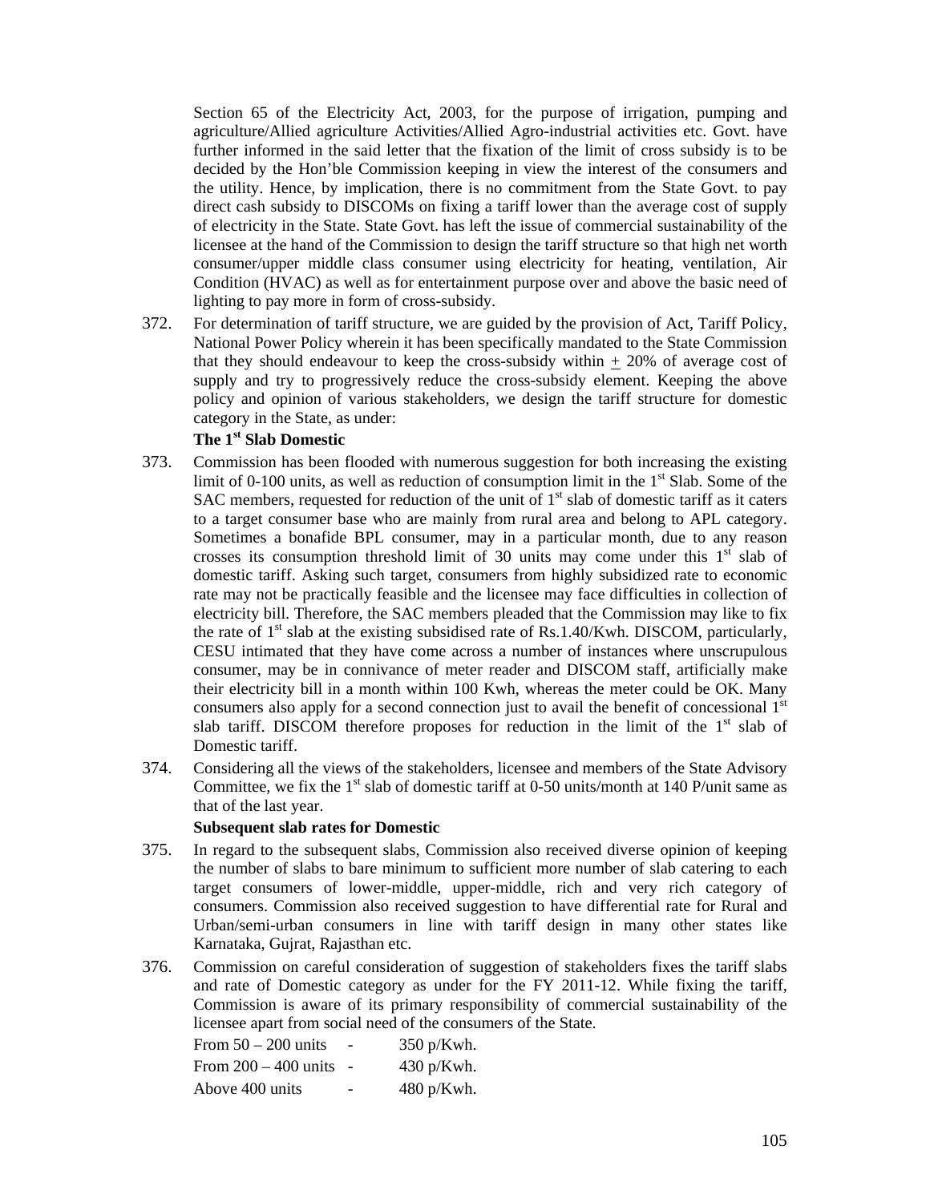Section 65 of the Electricity Act, 2003, for the purpose of irrigation, pumping and agriculture/Allied agriculture Activities/Allied Agro-industrial activities etc. Govt. have further informed in the said letter that the fixation of the limit of cross subsidy is to be decided by the Hon'ble Commission keeping in view the interest of the consumers and the utility. Hence, by implication, there is no commitment from the State Govt. to pay direct cash subsidy to DISCOMs on fixing a tariff lower than the average cost of supply of electricity in the State. State Govt. has left the issue of commercial sustainability of the licensee at the hand of the Commission to design the tariff structure so that high net worth consumer/upper middle class consumer using electricity for heating, ventilation, Air Condition (HVAC) as well as for entertainment purpose over and above the basic need of lighting to pay more in form of cross-subsidy.

372. For determination of tariff structure, we are guided by the provision of Act, Tariff Policy, National Power Policy wherein it has been specifically mandated to the State Commission that they should endeavour to keep the cross-subsidy within ± 20% of average cost of supply and try to progressively reduce the cross-subsidy element. Keeping the above policy and opinion of various stakeholders, we design the tariff structure for domestic category in the State, as under:

**The 1st Slab Domestic**

373. Commission has been flooded with numerous suggestion for both increasing the existing limit of 0-100 units, as well as reduction of consumption limit in the 1st Slab. Some of the SAC members, requested for reduction of the unit of 1st slab of domestic tariff as it caters to a target consumer base who are mainly from rural area and belong to APL category. Sometimes a bonafide BPL consumer, may in a particular month, due to any reason crosses its consumption threshold limit of 30 units may come under this 1st slab of domestic tariff. Asking such target, consumers from highly subsidized rate to economic rate may not be practically feasible and the licensee may face difficulties in collection of electricity bill. Therefore, the SAC members pleaded that the Commission may like to fix the rate of 1st slab at the existing subsidised rate of Rs.1.40/Kwh. DISCOM, particularly, CESU intimated that they have come across a number of instances where unscrupulous consumer, may be in connivance of meter reader and DISCOM staff, artificially make their electricity bill in a month within 100 Kwh, whereas the meter could be OK. Many consumers also apply for a second connection just to avail the benefit of concessional 1st slab tariff. DISCOM therefore proposes for reduction in the limit of the 1st slab of Domestic tariff.

374. Considering all the views of the stakeholders, licensee and members of the State Advisory Committee, we fix the 1st slab of domestic tariff at 0-50 units/month at 140 P/unit same as that of the last year.

**Subsequent slab rates for Domestic**

375. In regard to the subsequent slabs, Commission also received diverse opinion of keeping the number of slabs to bare minimum to sufficient more number of slab catering to each target consumers of lower-middle, upper-middle, rich and very rich category of consumers. Commission also received suggestion to have differential rate for Rural and Urban/semi-urban consumers in line with tariff design in many other states like Karnataka, Gujrat, Rajasthan etc.

376. Commission on careful consideration of suggestion of stakeholders fixes the tariff slabs and rate of Domestic category as under for the FY 2011-12. While fixing the tariff, Commission is aware of its primary responsibility of commercial sustainability of the licensee apart from social need of the consumers of the State.

| | | |
|---|---|---|
| From 50 – 200 units | - | 350 p/Kwh. |
| From 200 – 400 units | - | 430 p/Kwh. |
| Above 400 units | - | 480 p/Kwh. |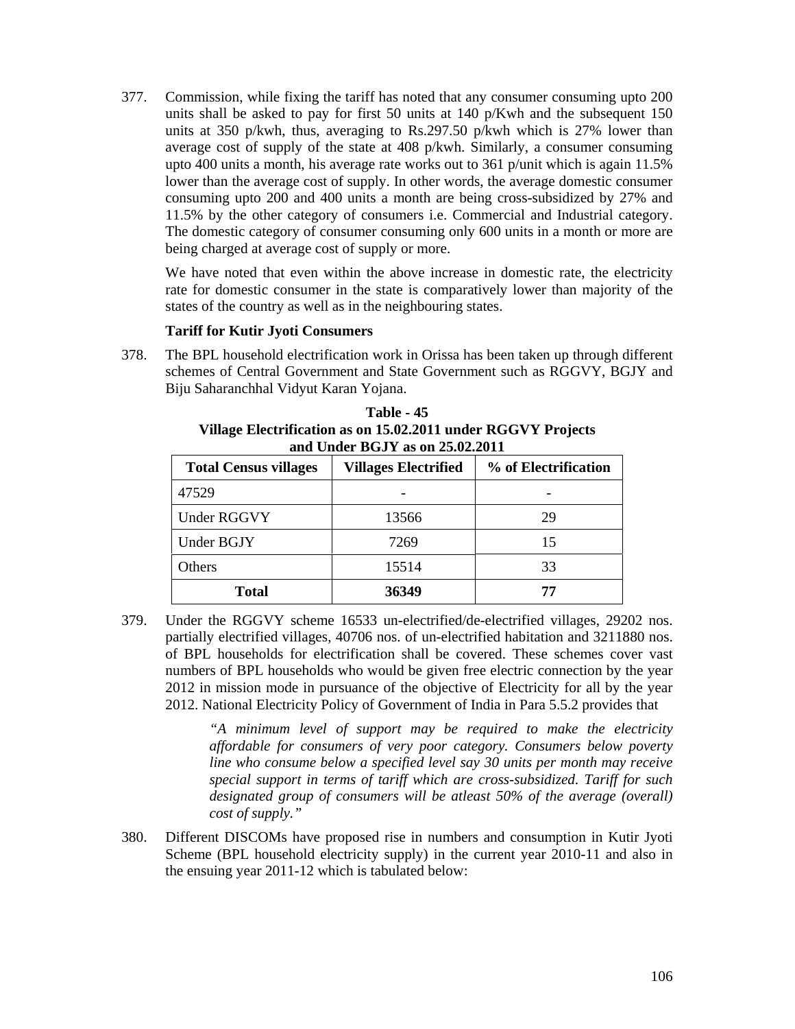377. Commission, while fixing the tariff has noted that any consumer consuming upto 200 units shall be asked to pay for first 50 units at 140 p/Kwh and the subsequent 150 units at 350 p/kwh, thus, averaging to Rs.297.50 p/kwh which is 27% lower than average cost of supply of the state at 408 p/kwh. Similarly, a consumer consuming upto 400 units a month, his average rate works out to 361 p/unit which is again 11.5% lower than the average cost of supply. In other words, the average domestic consumer consuming upto 200 and 400 units a month are being cross-subsidized by 27% and 11.5% by the other category of consumers i.e. Commercial and Industrial category. The domestic category of consumer consuming only 600 units in a month or more are being charged at average cost of supply or more.

We have noted that even within the above increase in domestic rate, the electricity rate for domestic consumer in the state is comparatively lower than majority of the states of the country as well as in the neighbouring states.

**Tariff for Kutir Jyoti Consumers**

378. The BPL household electrification work in Orissa has been taken up through different schemes of Central Government and State Government such as RGGVY, BGJY and Biju Saharanchhal Vidyut Karan Yojana.

**Table - 45**
**Village Electrification as on 15.02.2011 under RGGVY Projects and Under BGJY as on 25.02.2011**

| Total Census villages | Villages Electrified | % of Electrification |
|---|---|---|
| 47529 | - | - |
| Under RGGVY | 13566 | 29 |
| Under BGJY | 7269 | 15 |
| Others | 15514 | 33 |
| **Total** | **36349** | **77** |

379. Under the RGGVY scheme 16533 un-electrified/de-electrified villages, 29202 nos. partially electrified villages, 40706 nos. of un-electrified habitation and 3211880 nos. of BPL households for electrification shall be covered. These schemes cover vast numbers of BPL households who would be given free electric connection by the year 2012 in mission mode in pursuance of the objective of Electricity for all by the year 2012. National Electricity Policy of Government of India in Para 5.5.2 provides that

> *"A minimum level of support may be required to make the electricity affordable for consumers of very poor category. Consumers below poverty line who consume below a specified level say 30 units per month may receive special support in terms of tariff which are cross-subsidized. Tariff for such designated group of consumers will be atleast 50% of the average (overall) cost of supply."*

380. Different DISCOMs have proposed rise in numbers and consumption in Kutir Jyoti Scheme (BPL household electricity supply) in the current year 2010-11 and also in the ensuing year 2011-12 which is tabulated below: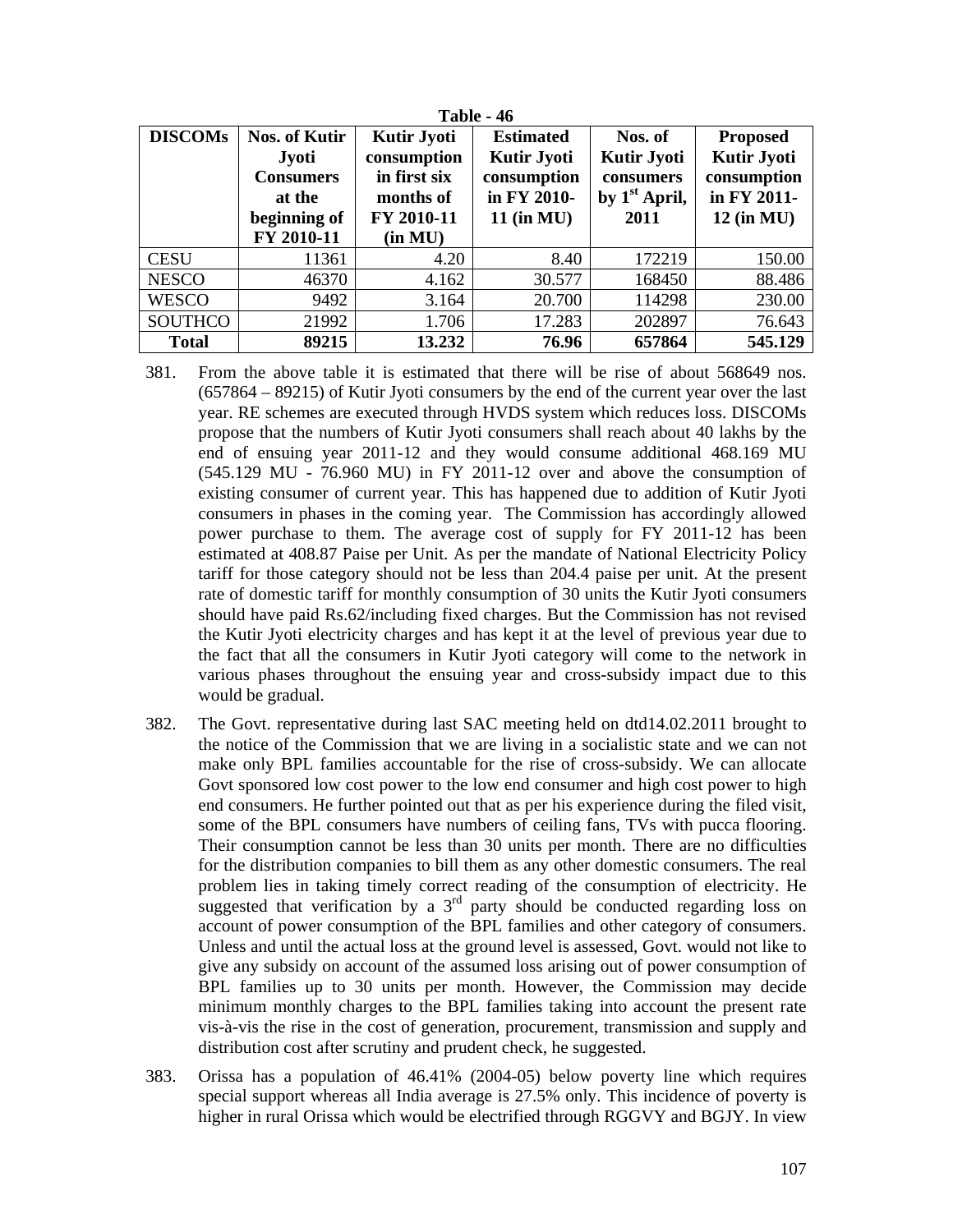**Table - 46**

| DISCOMs | Nos. of Kutir Jyoti Consumers at the beginning of FY 2010-11 | Kutir Jyoti consumption in first six months of FY 2010-11 (in MU) | Estimated Kutir Jyoti consumption in FY 2010-11 (in MU) | Nos. of Kutir Jyoti consumers by 1st April, 2011 | Proposed Kutir Jyoti consumption in FY 2011-12 (in MU) |
|---|---|---|---|---|---|
| CESU | 11361 | 4.20 | 8.40 | 172219 | 150.00 |
| NESCO | 46370 | 4.162 | 30.577 | 168450 | 88.486 |
| WESCO | 9492 | 3.164 | 20.700 | 114298 | 230.00 |
| SOUTHCO | 21992 | 1.706 | 17.283 | 202897 | 76.643 |
| **Total** | **89215** | **13.232** | **76.96** | **657864** | **545.129** |

381. From the above table it is estimated that there will be rise of about 568649 nos. (657864 – 89215) of Kutir Jyoti consumers by the end of the current year over the last year. RE schemes are executed through HVDS system which reduces loss. DISCOMs propose that the numbers of Kutir Jyoti consumers shall reach about 40 lakhs by the end of ensuing year 2011-12 and they would consume additional 468.169 MU (545.129 MU - 76.960 MU) in FY 2011-12 over and above the consumption of existing consumer of current year. This has happened due to addition of Kutir Jyoti consumers in phases in the coming year. The Commission has accordingly allowed power purchase to them. The average cost of supply for FY 2011-12 has been estimated at 408.87 Paise per Unit. As per the mandate of National Electricity Policy tariff for those category should not be less than 204.4 paise per unit. At the present rate of domestic tariff for monthly consumption of 30 units the Kutir Jyoti consumers should have paid Rs.62/including fixed charges. But the Commission has not revised the Kutir Jyoti electricity charges and has kept it at the level of previous year due to the fact that all the consumers in Kutir Jyoti category will come to the network in various phases throughout the ensuing year and cross-subsidy impact due to this would be gradual.

382. The Govt. representative during last SAC meeting held on dtd14.02.2011 brought to the notice of the Commission that we are living in a socialistic state and we can not make only BPL families accountable for the rise of cross-subsidy. We can allocate Govt sponsored low cost power to the low end consumer and high cost power to high end consumers. He further pointed out that as per his experience during the filed visit, some of the BPL consumers have numbers of ceiling fans, TVs with pucca flooring. Their consumption cannot be less than 30 units per month. There are no difficulties for the distribution companies to bill them as any other domestic consumers. The real problem lies in taking timely correct reading of the consumption of electricity. He suggested that verification by a 3rd party should be conducted regarding loss on account of power consumption of the BPL families and other category of consumers. Unless and until the actual loss at the ground level is assessed, Govt. would not like to give any subsidy on account of the assumed loss arising out of power consumption of BPL families up to 30 units per month. However, the Commission may decide minimum monthly charges to the BPL families taking into account the present rate vis-à-vis the rise in the cost of generation, procurement, transmission and supply and distribution cost after scrutiny and prudent check, he suggested.

383. Orissa has a population of 46.41% (2004-05) below poverty line which requires special support whereas all India average is 27.5% only. This incidence of poverty is higher in rural Orissa which would be electrified through RGGVY and BGJY. In view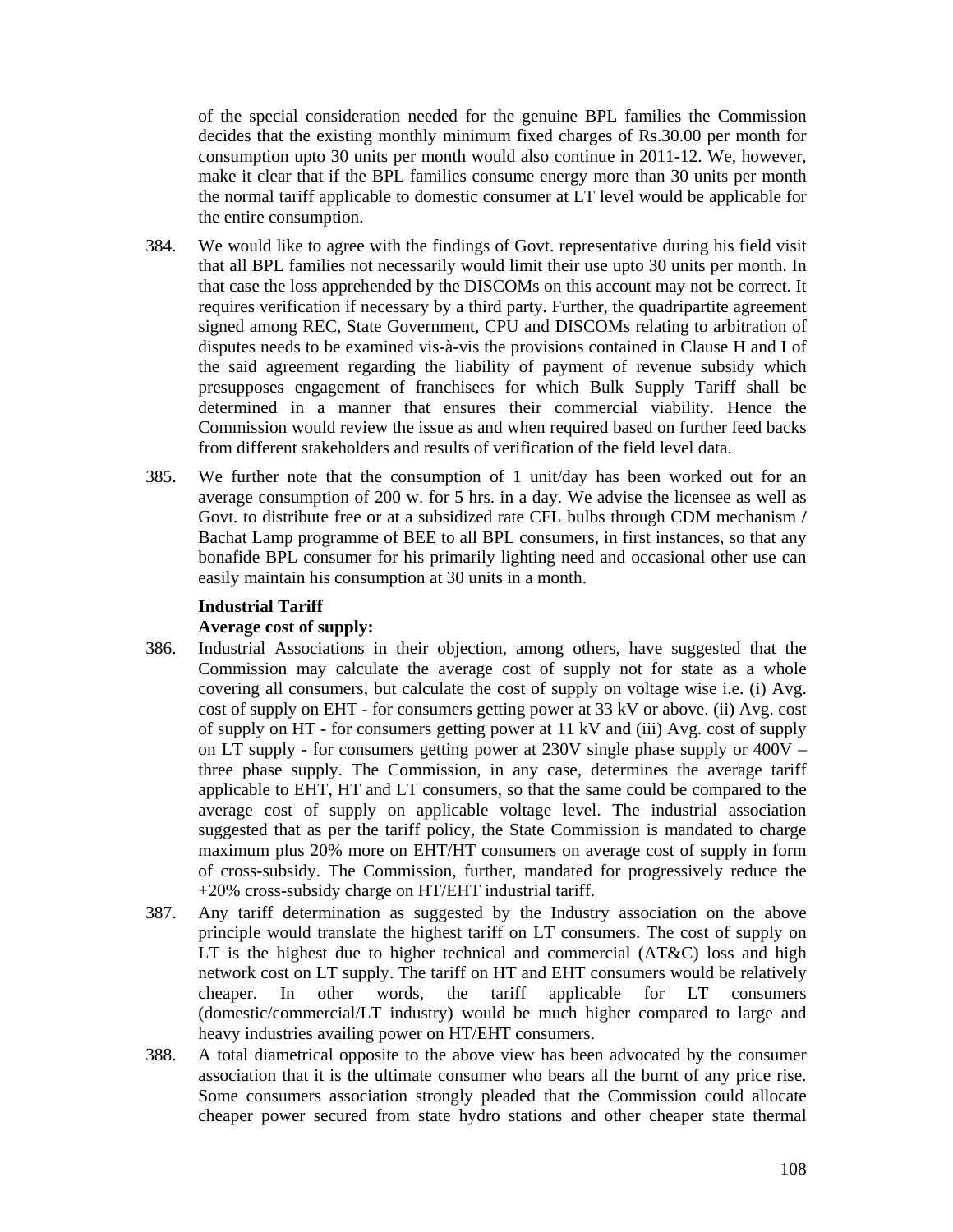of the special consideration needed for the genuine BPL families the Commission decides that the existing monthly minimum fixed charges of Rs.30.00 per month for consumption upto 30 units per month would also continue in 2011-12. We, however, make it clear that if the BPL families consume energy more than 30 units per month the normal tariff applicable to domestic consumer at LT level would be applicable for the entire consumption.

384. We would like to agree with the findings of Govt. representative during his field visit that all BPL families not necessarily would limit their use upto 30 units per month. In that case the loss apprehended by the DISCOMs on this account may not be correct. It requires verification if necessary by a third party. Further, the quadripartite agreement signed among REC, State Government, CPU and DISCOMs relating to arbitration of disputes needs to be examined vis-à-vis the provisions contained in Clause H and I of the said agreement regarding the liability of payment of revenue subsidy which presupposes engagement of franchisees for which Bulk Supply Tariff shall be determined in a manner that ensures their commercial viability. Hence the Commission would review the issue as and when required based on further feed backs from different stakeholders and results of verification of the field level data.

385. We further note that the consumption of 1 unit/day has been worked out for an average consumption of 200 w. for 5 hrs. in a day. We advise the licensee as well as Govt. to distribute free or at a subsidized rate CFL bulbs through CDM mechanism / Bachat Lamp programme of BEE to all BPL consumers, in first instances, so that any bonafide BPL consumer for his primarily lighting need and occasional other use can easily maintain his consumption at 30 units in a month.

**Industrial Tariff**

**Average cost of supply:**

386. Industrial Associations in their objection, among others, have suggested that the Commission may calculate the average cost of supply not for state as a whole covering all consumers, but calculate the cost of supply on voltage wise i.e. (i) Avg. cost of supply on EHT - for consumers getting power at 33 kV or above. (ii) Avg. cost of supply on HT - for consumers getting power at 11 kV and (iii) Avg. cost of supply on LT supply - for consumers getting power at 230V single phase supply or 400V – three phase supply. The Commission, in any case, determines the average tariff applicable to EHT, HT and LT consumers, so that the same could be compared to the average cost of supply on applicable voltage level. The industrial association suggested that as per the tariff policy, the State Commission is mandated to charge maximum plus 20% more on EHT/HT consumers on average cost of supply in form of cross-subsidy. The Commission, further, mandated for progressively reduce the +20% cross-subsidy charge on HT/EHT industrial tariff.

387. Any tariff determination as suggested by the Industry association on the above principle would translate the highest tariff on LT consumers. The cost of supply on LT is the highest due to higher technical and commercial (AT&C) loss and high network cost on LT supply. The tariff on HT and EHT consumers would be relatively cheaper. In other words, the tariff applicable for LT consumers (domestic/commercial/LT industry) would be much higher compared to large and heavy industries availing power on HT/EHT consumers.

388. A total diametrical opposite to the above view has been advocated by the consumer association that it is the ultimate consumer who bears all the burnt of any price rise. Some consumers association strongly pleaded that the Commission could allocate cheaper power secured from state hydro stations and other cheaper state thermal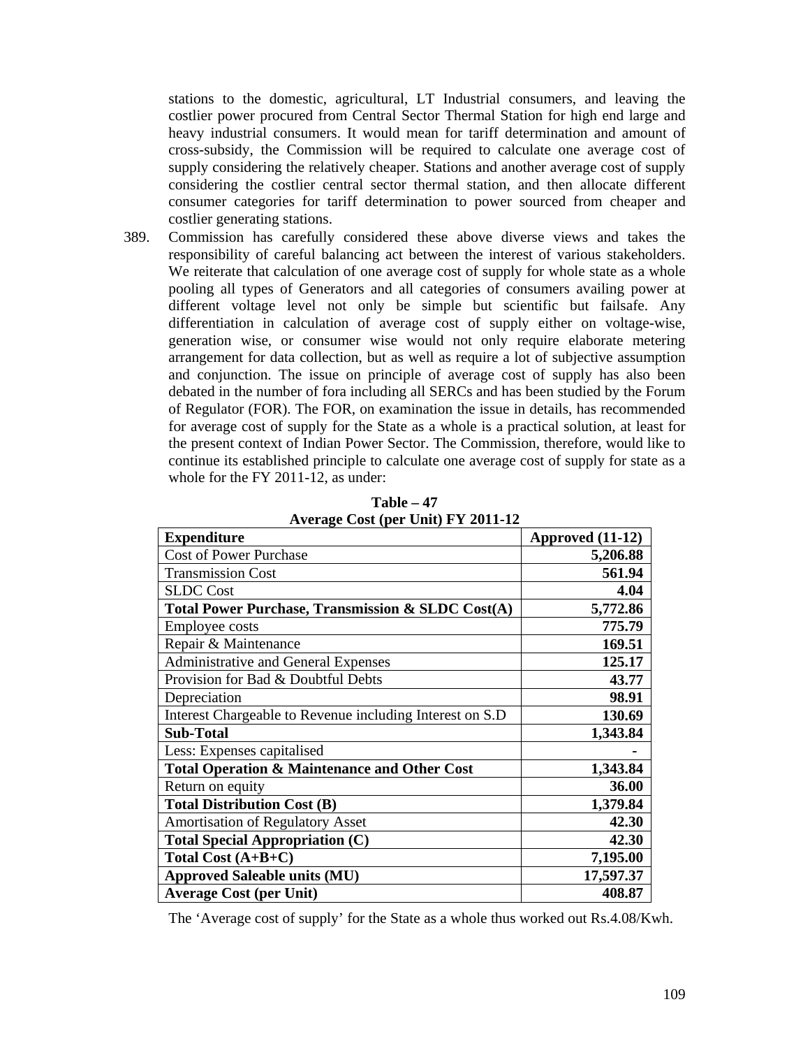stations to the domestic, agricultural, LT Industrial consumers, and leaving the costlier power procured from Central Sector Thermal Station for high end large and heavy industrial consumers. It would mean for tariff determination and amount of cross-subsidy, the Commission will be required to calculate one average cost of supply considering the relatively cheaper. Stations and another average cost of supply considering the costlier central sector thermal station, and then allocate different consumer categories for tariff determination to power sourced from cheaper and costlier generating stations.

389. Commission has carefully considered these above diverse views and takes the responsibility of careful balancing act between the interest of various stakeholders. We reiterate that calculation of one average cost of supply for whole state as a whole pooling all types of Generators and all categories of consumers availing power at different voltage level not only be simple but scientific but failsafe. Any differentiation in calculation of average cost of supply either on voltage-wise, generation wise, or consumer wise would not only require elaborate metering arrangement for data collection, but as well as require a lot of subjective assumption and conjunction. The issue on principle of average cost of supply has also been debated in the number of fora including all SERCs and has been studied by the Forum of Regulator (FOR). The FOR, on examination the issue in details, has recommended for average cost of supply for the State as a whole is a practical solution, at least for the present context of Indian Power Sector. The Commission, therefore, would like to continue its established principle to calculate one average cost of supply for state as a whole for the FY 2011-12, as under:

**Table – 47**
**Average Cost (per Unit) FY 2011-12**

| Expenditure | Approved (11-12) |
|---|---|
| Cost of Power Purchase | **5,206.88** |
| Transmission Cost | **561.94** |
| SLDC Cost | **4.04** |
| **Total Power Purchase, Transmission & SLDC Cost(A)** | **5,772.86** |
| Employee costs | **775.79** |
| Repair & Maintenance | **169.51** |
| Administrative and General Expenses | **125.17** |
| Provision for Bad & Doubtful Debts | **43.77** |
| Depreciation | **98.91** |
| Interest Chargeable to Revenue including Interest on S.D | **130.69** |
| **Sub-Total** | **1,343.84** |
| Less: Expenses capitalised | **-** |
| **Total Operation & Maintenance and Other Cost** | **1,343.84** |
| Return on equity | **36.00** |
| **Total Distribution Cost (B)** | **1,379.84** |
| Amortisation of Regulatory Asset | **42.30** |
| **Total Special Appropriation (C)** | **42.30** |
| **Total Cost (A+B+C)** | **7,195.00** |
| **Approved Saleable units (MU)** | **17,597.37** |
| **Average Cost (per Unit)** | **408.87** |

The 'Average cost of supply' for the State as a whole thus worked out Rs.4.08/Kwh.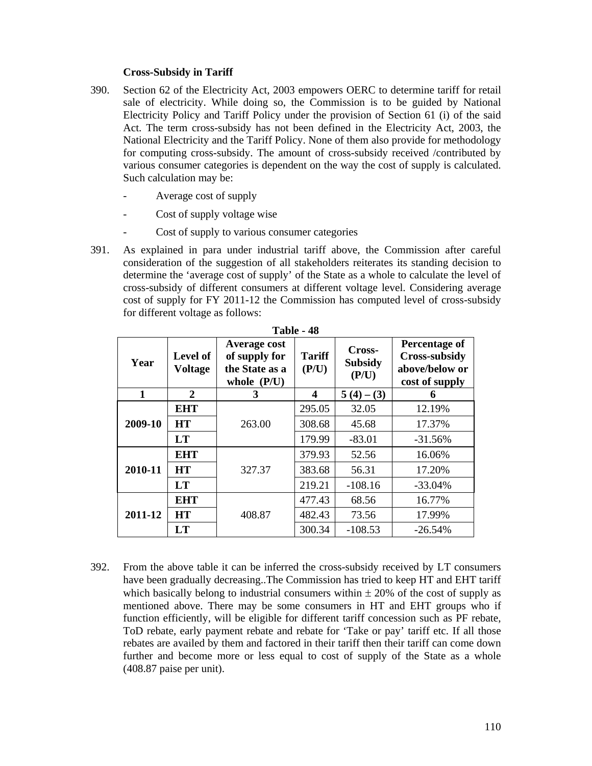### Cross-Subsidy in Tariff

390. Section 62 of the Electricity Act, 2003 empowers OERC to determine tariff for retail sale of electricity. While doing so, the Commission is to be guided by National Electricity Policy and Tariff Policy under the provision of Section 61 (i) of the said Act. The term cross-subsidy has not been defined in the Electricity Act, 2003, the National Electricity and the Tariff Policy. None of them also provide for methodology for computing cross-subsidy. The amount of cross-subsidy received /contributed by various consumer categories is dependent on the way the cost of supply is calculated. Such calculation may be:

   - Average cost of supply
   - Cost of supply voltage wise
   - Cost of supply to various consumer categories

391. As explained in para under industrial tariff above, the Commission after careful consideration of the suggestion of all stakeholders reiterates its standing decision to determine the 'average cost of supply' of the State as a whole to calculate the level of cross-subsidy of different consumers at different voltage level. Considering average cost of supply for FY 2011-12 the Commission has computed level of cross-subsidy for different voltage as follows:

**Table - 48**

| Year | Level of Voltage | Average cost of supply for the State as a whole (P/U) | Tariff (P/U) | Cross-Subsidy (P/U) | Percentage of Cross-subsidy above/below or cost of supply |
|---|---|---|---|---|---|
| 1 | 2 | 3 | 4 | 5 (4) – (3) | 6 |
| 2009-10 | EHT | 263.00 | 295.05 | 32.05 | 12.19% |
| | HT | | 308.68 | 45.68 | 17.37% |
| | LT | | 179.99 | -83.01 | -31.56% |
| 2010-11 | EHT | 327.37 | 379.93 | 52.56 | 16.06% |
| | HT | | 383.68 | 56.31 | 17.20% |
| | LT | | 219.21 | -108.16 | -33.04% |
| 2011-12 | EHT | 408.87 | 477.43 | 68.56 | 16.77% |
| | HT | | 482.43 | 73.56 | 17.99% |
| | LT | | 300.34 | -108.53 | -26.54% |

392. From the above table it can be inferred the cross-subsidy received by LT consumers have been gradually decreasing..The Commission has tried to keep HT and EHT tariff which basically belong to industrial consumers within $\pm$ 20% of the cost of supply as mentioned above. There may be some consumers in HT and EHT groups who if function efficiently, will be eligible for different tariff concession such as PF rebate, ToD rebate, early payment rebate and rebate for 'Take or pay' tariff etc. If all those rebates are availed by them and factored in their tariff then their tariff can come down further and become more or less equal to cost of supply of the State as a whole (408.87 paise per unit).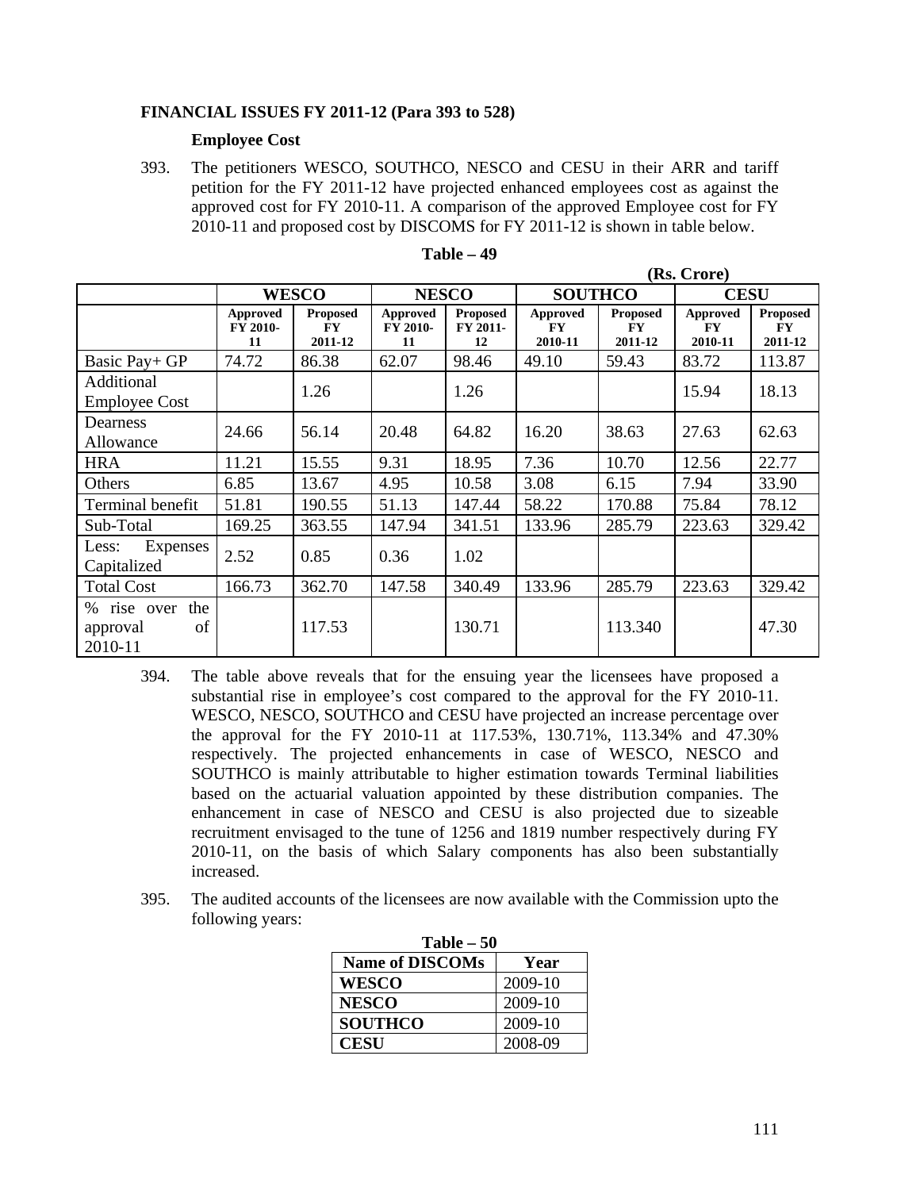**FINANCIAL ISSUES FY 2011-12 (Para 393 to 528)**

**Employee Cost**

393. The petitioners WESCO, SOUTHCO, NESCO and CESU in their ARR and tariff petition for the FY 2011-12 have projected enhanced employees cost as against the approved cost for FY 2010-11. A comparison of the approved Employee cost for FY 2010-11 and proposed cost by DISCOMS for FY 2011-12 is shown in table below.

**Table – 49**

**(Rs. Crore)**

| | **WESCO** | | **NESCO** | | **SOUTHCO** | | **CESU** | |
|---|---|---|---|---|---|---|---|---|
| | **Approved FY 2010-11** | **Proposed FY 2011-12** | **Approved FY 2010-11** | **Proposed FY 2011-12** | **Approved FY 2010-11** | **Proposed FY 2011-12** | **Approved FY 2010-11** | **Proposed FY 2011-12** |
| Basic Pay+ GP | 74.72 | 86.38 | 62.07 | 98.46 | 49.10 | 59.43 | 83.72 | 113.87 |
| Additional Employee Cost | | 1.26 | | 1.26 | | | 15.94 | 18.13 |
| Dearness Allowance | 24.66 | 56.14 | 20.48 | 64.82 | 16.20 | 38.63 | 27.63 | 62.63 |
| HRA | 11.21 | 15.55 | 9.31 | 18.95 | 7.36 | 10.70 | 12.56 | 22.77 |
| Others | 6.85 | 13.67 | 4.95 | 10.58 | 3.08 | 6.15 | 7.94 | 33.90 |
| Terminal benefit | 51.81 | 190.55 | 51.13 | 147.44 | 58.22 | 170.88 | 75.84 | 78.12 |
| Sub-Total | 169.25 | 363.55 | 147.94 | 341.51 | 133.96 | 285.79 | 223.63 | 329.42 |
| Less: Expenses Capitalized | 2.52 | 0.85 | 0.36 | 1.02 | | | | |
| Total Cost | 166.73 | 362.70 | 147.58 | 340.49 | 133.96 | 285.79 | 223.63 | 329.42 |
| % rise over the approval of 2010-11 | | 117.53 | | 130.71 | | 113.340 | | 47.30 |

394. The table above reveals that for the ensuing year the licensees have proposed a substantial rise in employee's cost compared to the approval for the FY 2010-11. WESCO, NESCO, SOUTHCO and CESU have projected an increase percentage over the approval for the FY 2010-11 at 117.53%, 130.71%, 113.34% and 47.30% respectively. The projected enhancements in case of WESCO, NESCO and SOUTHCO is mainly attributable to higher estimation towards Terminal liabilities based on the actuarial valuation appointed by these distribution companies. The enhancement in case of NESCO and CESU is also projected due to sizeable recruitment envisaged to the tune of 1256 and 1819 number respectively during FY 2010-11, on the basis of which Salary components has also been substantially increased.

395. The audited accounts of the licensees are now available with the Commission upto the following years:

**Table – 50**

| **Name of DISCOMs** | **Year** |
|---|---|
| **WESCO** | 2009-10 |
| **NESCO** | 2009-10 |
| **SOUTHCO** | 2009-10 |
| **CESU** | 2008-09 |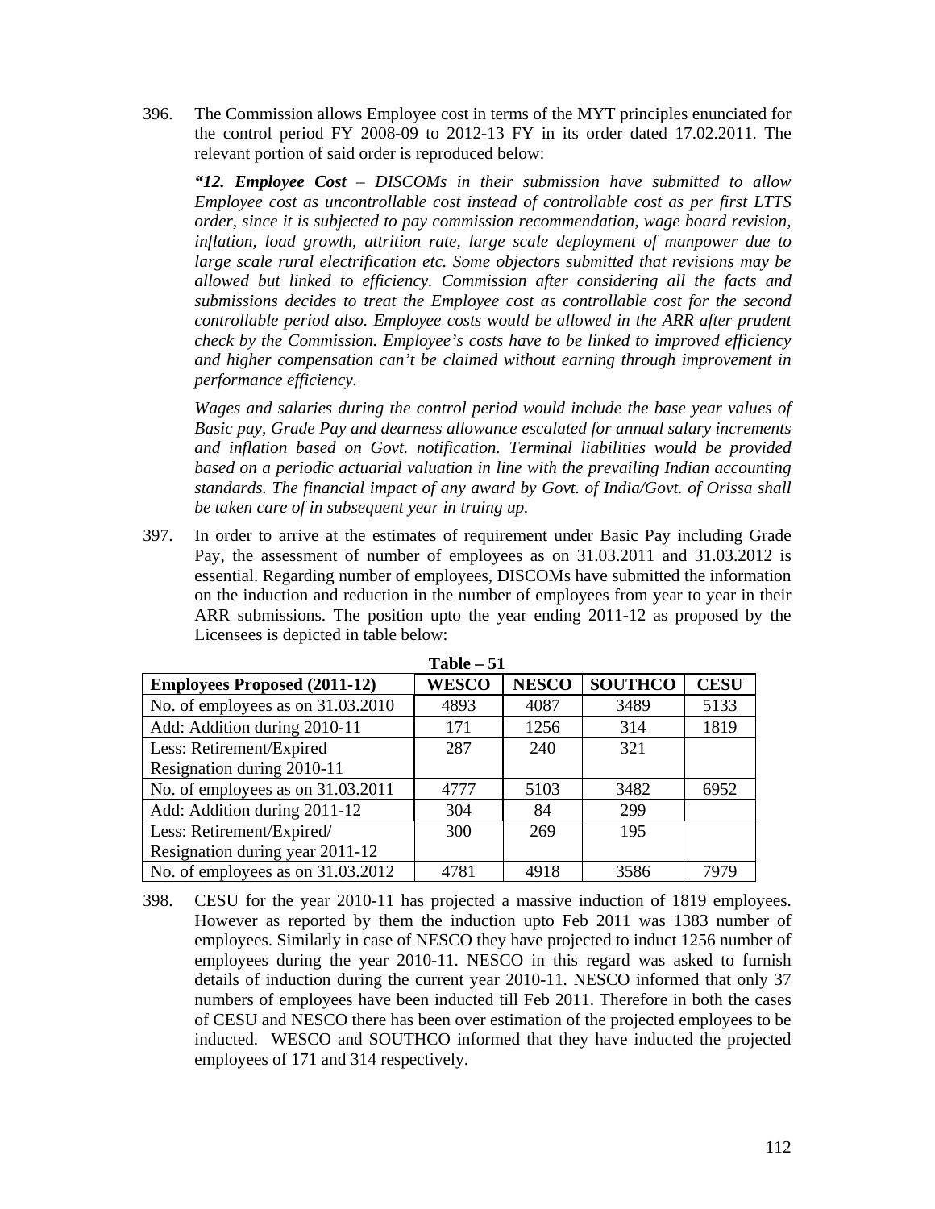396. The Commission allows Employee cost in terms of the MYT principles enunciated for the control period FY 2008-09 to 2012-13 FY in its order dated 17.02.2011. The relevant portion of said order is reproduced below:

*“**12. Employee Cost** – DISCOMs in their submission have submitted to allow Employee cost as uncontrollable cost instead of controllable cost as per first LTTS order, since it is subjected to pay commission recommendation, wage board revision, inflation, load growth, attrition rate, large scale deployment of manpower due to large scale rural electrification etc. Some objectors submitted that revisions may be allowed but linked to efficiency. Commission after considering all the facts and submissions decides to treat the Employee cost as controllable cost for the second controllable period also. Employee costs would be allowed in the ARR after prudent check by the Commission. Employee’s costs have to be linked to improved efficiency and higher compensation can’t be claimed without earning through improvement in performance efficiency.*

*Wages and salaries during the control period would include the base year values of Basic pay, Grade Pay and dearness allowance escalated for annual salary increments and inflation based on Govt. notification. Terminal liabilities would be provided based on a periodic actuarial valuation in line with the prevailing Indian accounting standards. The financial impact of any award by Govt. of India/Govt. of Orissa shall be taken care of in subsequent year in truing up.*

397. In order to arrive at the estimates of requirement under Basic Pay including Grade Pay, the assessment of number of employees as on 31.03.2011 and 31.03.2012 is essential. Regarding number of employees, DISCOMs have submitted the information on the induction and reduction in the number of employees from year to year in their ARR submissions. The position upto the year ending 2011-12 as proposed by the Licensees is depicted in table below:

**Table – 51**

| Employees Proposed (2011-12) | WESCO | NESCO | SOUTHCO | CESU |
|---|---|---|---|---|
| No. of employees as on 31.03.2010 | 4893 | 4087 | 3489 | 5133 |
| Add: Addition during 2010-11 | 171 | 1256 | 314 | 1819 |
| Less: Retirement/Expired Resignation during 2010-11 | 287 | 240 | 321 | |
| No. of employees as on 31.03.2011 | 4777 | 5103 | 3482 | 6952 |
| Add: Addition during 2011-12 | 304 | 84 | 299 | |
| Less: Retirement/Expired/ Resignation during year 2011-12 | 300 | 269 | 195 | |
| No. of employees as on 31.03.2012 | 4781 | 4918 | 3586 | 7979 |

398. CESU for the year 2010-11 has projected a massive induction of 1819 employees. However as reported by them the induction upto Feb 2011 was 1383 number of employees. Similarly in case of NESCO they have projected to induct 1256 number of employees during the year 2010-11. NESCO in this regard was asked to furnish details of induction during the current year 2010-11. NESCO informed that only 37 numbers of employees have been inducted till Feb 2011. Therefore in both the cases of CESU and NESCO there has been over estimation of the projected employees to be inducted. WESCO and SOUTHCO informed that they have inducted the projected employees of 171 and 314 respectively.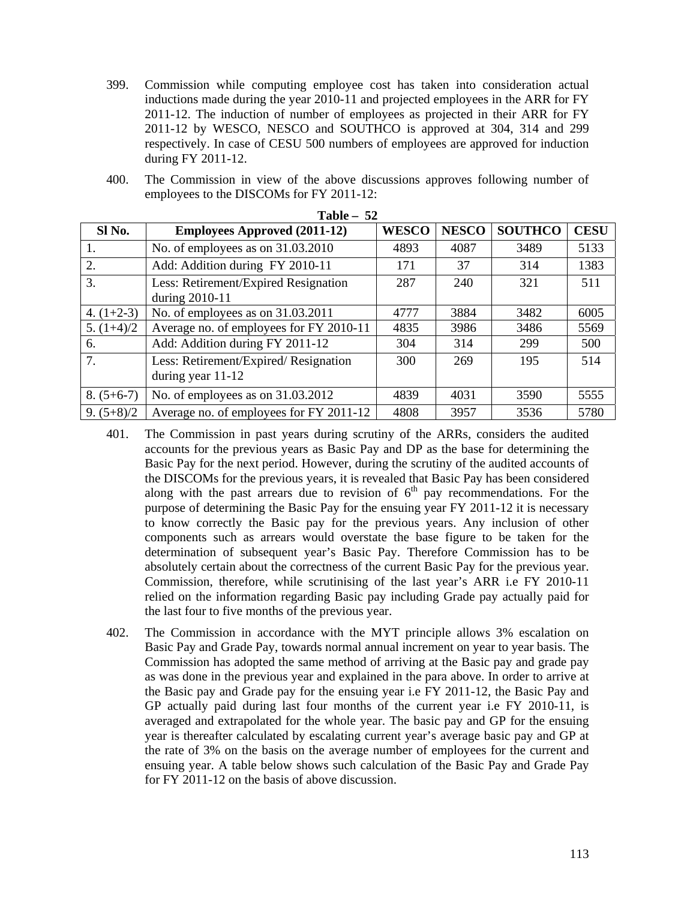399. Commission while computing employee cost has taken into consideration actual inductions made during the year 2010-11 and projected employees in the ARR for FY 2011-12. The induction of number of employees as projected in their ARR for FY 2011-12 by WESCO, NESCO and SOUTHCO is approved at 304, 314 and 299 respectively. In case of CESU 500 numbers of employees are approved for induction during FY 2011-12.

400. The Commission in view of the above discussions approves following number of employees to the DISCOMs for FY 2011-12:

**Table – 52**

| Sl No. | Employees Approved (2011-12) | WESCO | NESCO | SOUTHCO | CESU |
|---|---|---|---|---|---|
| 1. | No. of employees as on 31.03.2010 | 4893 | 4087 | 3489 | 5133 |
| 2. | Add: Addition during FY 2010-11 | 171 | 37 | 314 | 1383 |
| 3. | Less: Retirement/Expired Resignation during 2010-11 | 287 | 240 | 321 | 511 |
| 4. (1+2-3) | No. of employees as on 31.03.2011 | 4777 | 3884 | 3482 | 6005 |
| 5. (1+4)/2 | Average no. of employees for FY 2010-11 | 4835 | 3986 | 3486 | 5569 |
| 6. | Add: Addition during FY 2011-12 | 304 | 314 | 299 | 500 |
| 7. | Less: Retirement/Expired/ Resignation during year 11-12 | 300 | 269 | 195 | 514 |
| 8. (5+6-7) | No. of employees as on 31.03.2012 | 4839 | 4031 | 3590 | 5555 |
| 9. (5+8)/2 | Average no. of employees for FY 2011-12 | 4808 | 3957 | 3536 | 5780 |

401. The Commission in past years during scrutiny of the ARRs, considers the audited accounts for the previous years as Basic Pay and DP as the base for determining the Basic Pay for the next period. However, during the scrutiny of the audited accounts of the DISCOMs for the previous years, it is revealed that Basic Pay has been considered along with the past arrears due to revision of 6th pay recommendations. For the purpose of determining the Basic Pay for the ensuing year FY 2011-12 it is necessary to know correctly the Basic pay for the previous years. Any inclusion of other components such as arrears would overstate the base figure to be taken for the determination of subsequent year's Basic Pay. Therefore Commission has to be absolutely certain about the correctness of the current Basic Pay for the previous year. Commission, therefore, while scrutinising of the last year's ARR i.e FY 2010-11 relied on the information regarding Basic pay including Grade pay actually paid for the last four to five months of the previous year.

402. The Commission in accordance with the MYT principle allows 3% escalation on Basic Pay and Grade Pay, towards normal annual increment on year to year basis. The Commission has adopted the same method of arriving at the Basic pay and grade pay as was done in the previous year and explained in the para above. In order to arrive at the Basic pay and Grade pay for the ensuing year i.e FY 2011-12, the Basic Pay and GP actually paid during last four months of the current year i.e FY 2010-11, is averaged and extrapolated for the whole year. The basic pay and GP for the ensuing year is thereafter calculated by escalating current year's average basic pay and GP at the rate of 3% on the basis on the average number of employees for the current and ensuing year. A table below shows such calculation of the Basic Pay and Grade Pay for FY 2011-12 on the basis of above discussion.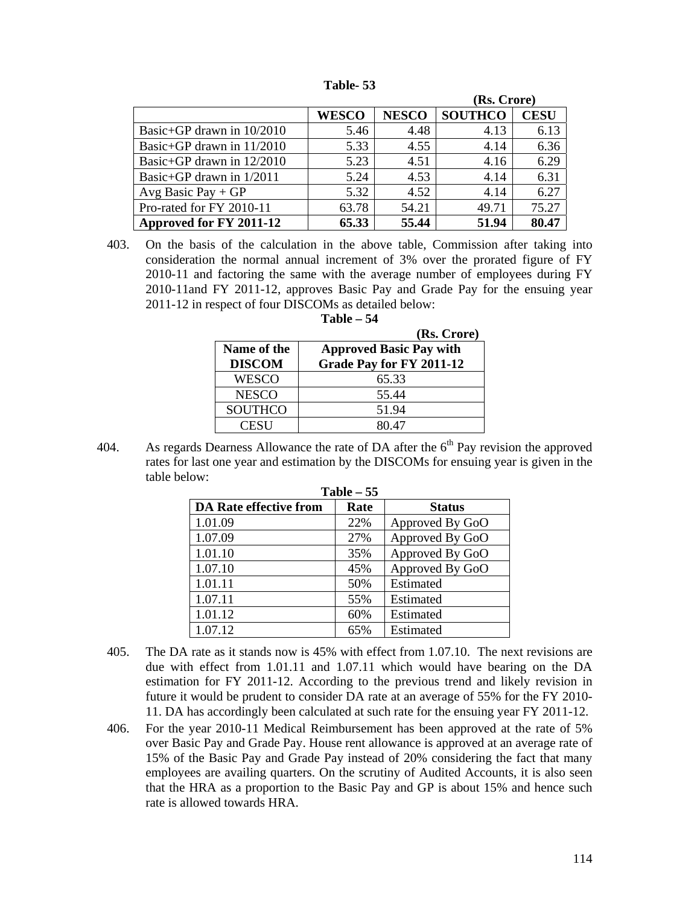**Table- 53**

**(Rs. Crore)**

| | WESCO | NESCO | SOUTHCO | CESU |
|---|---|---|---|---|
| Basic+GP drawn in 10/2010 | 5.46 | 4.48 | 4.13 | 6.13 |
| Basic+GP drawn in 11/2010 | 5.33 | 4.55 | 4.14 | 6.36 |
| Basic+GP drawn in 12/2010 | 5.23 | 4.51 | 4.16 | 6.29 |
| Basic+GP drawn in 1/2011 | 5.24 | 4.53 | 4.14 | 6.31 |
| Avg Basic Pay + GP | 5.32 | 4.52 | 4.14 | 6.27 |
| Pro-rated for FY 2010-11 | 63.78 | 54.21 | 49.71 | 75.27 |
| **Approved for FY 2011-12** | **65.33** | **55.44** | **51.94** | **80.47** |

403. On the basis of the calculation in the above table, Commission after taking into consideration the normal annual increment of 3% over the prorated figure of FY 2010-11 and factoring the same with the average number of employees during FY 2010-11and FY 2011-12, approves Basic Pay and Grade Pay for the ensuing year 2011-12 in respect of four DISCOMs as detailed below:

**Table – 54**

**(Rs. Crore)**

| Name of the DISCOM | Approved Basic Pay with Grade Pay for FY 2011-12 |
|---|---|
| WESCO | 65.33 |
| NESCO | 55.44 |
| SOUTHCO | 51.94 |
| CESU | 80.47 |

404. As regards Dearness Allowance the rate of DA after the 6th Pay revision the approved rates for last one year and estimation by the DISCOMs for ensuing year is given in the table below:

**Table – 55**

| DA Rate effective from | Rate | Status |
|---|---|---|
| 1.01.09 | 22% | Approved By GoO |
| 1.07.09 | 27% | Approved By GoO |
| 1.01.10 | 35% | Approved By GoO |
| 1.07.10 | 45% | Approved By GoO |
| 1.01.11 | 50% | Estimated |
| 1.07.11 | 55% | Estimated |
| 1.01.12 | 60% | Estimated |
| 1.07.12 | 65% | Estimated |

405. The DA rate as it stands now is 45% with effect from 1.07.10. The next revisions are due with effect from 1.01.11 and 1.07.11 which would have bearing on the DA estimation for FY 2011-12. According to the previous trend and likely revision in future it would be prudent to consider DA rate at an average of 55% for the FY 2010-11. DA has accordingly been calculated at such rate for the ensuing year FY 2011-12.

406. For the year 2010-11 Medical Reimbursement has been approved at the rate of 5% over Basic Pay and Grade Pay. House rent allowance is approved at an average rate of 15% of the Basic Pay and Grade Pay instead of 20% considering the fact that many employees are availing quarters. On the scrutiny of Audited Accounts, it is also seen that the HRA as a proportion to the Basic Pay and GP is about 15% and hence such rate is allowed towards HRA.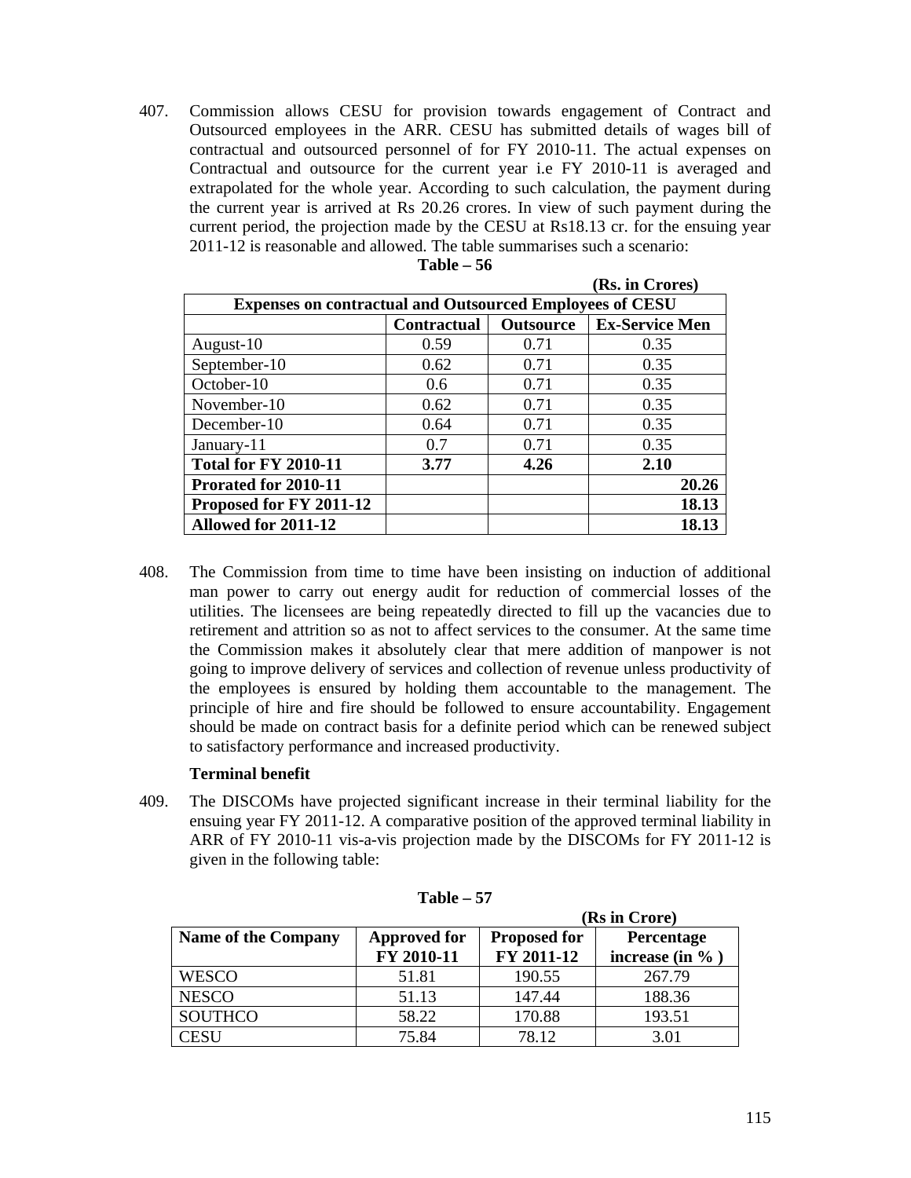407. Commission allows CESU for provision towards engagement of Contract and Outsourced employees in the ARR. CESU has submitted details of wages bill of contractual and outsourced personnel of for FY 2010-11. The actual expenses on Contractual and outsource for the current year i.e FY 2010-11 is averaged and extrapolated for the whole year. According to such calculation, the payment during the current year is arrived at Rs 20.26 crores. In view of such payment during the current period, the projection made by the CESU at Rs18.13 cr. for the ensuing year 2011-12 is reasonable and allowed. The table summarises such a scenario:

**Table – 56**

**(Rs. in Crores)**

| **Expenses on contractual and Outsourced Employees of CESU** | | | |
|---|---|---|---|
| | **Contractual** | **Outsource** | **Ex-Service Men** |
| August-10 | 0.59 | 0.71 | 0.35 |
| September-10 | 0.62 | 0.71 | 0.35 |
| October-10 | 0.6 | 0.71 | 0.35 |
| November-10 | 0.62 | 0.71 | 0.35 |
| December-10 | 0.64 | 0.71 | 0.35 |
| January-11 | 0.7 | 0.71 | 0.35 |
| **Total for FY 2010-11** | **3.77** | **4.26** | **2.10** |
| **Prorated for 2010-11** | | | **20.26** |
| **Proposed for FY 2011-12** | | | **18.13** |
| **Allowed for 2011-12** | | | **18.13** |

408. The Commission from time to time have been insisting on induction of additional man power to carry out energy audit for reduction of commercial losses of the utilities. The licensees are being repeatedly directed to fill up the vacancies due to retirement and attrition so as not to affect services to the consumer. At the same time the Commission makes it absolutely clear that mere addition of manpower is not going to improve delivery of services and collection of revenue unless productivity of the employees is ensured by holding them accountable to the management. The principle of hire and fire should be followed to ensure accountability. Engagement should be made on contract basis for a definite period which can be renewed subject to satisfactory performance and increased productivity.

**Terminal benefit**

409. The DISCOMs have projected significant increase in their terminal liability for the ensuing year FY 2011-12. A comparative position of the approved terminal liability in ARR of FY 2010-11 vis-a-vis projection made by the DISCOMs for FY 2011-12 is given in the following table:

**Table – 57**

**(Rs in Crore)**

| **Name of the Company** | **Approved for FY 2010-11** | **Proposed for FY 2011-12** | **Percentage increase (in % )** |
|---|---|---|---|
| WESCO | 51.81 | 190.55 | 267.79 |
| NESCO | 51.13 | 147.44 | 188.36 |
| SOUTHCO | 58.22 | 170.88 | 193.51 |
| CESU | 75.84 | 78.12 | 3.01 |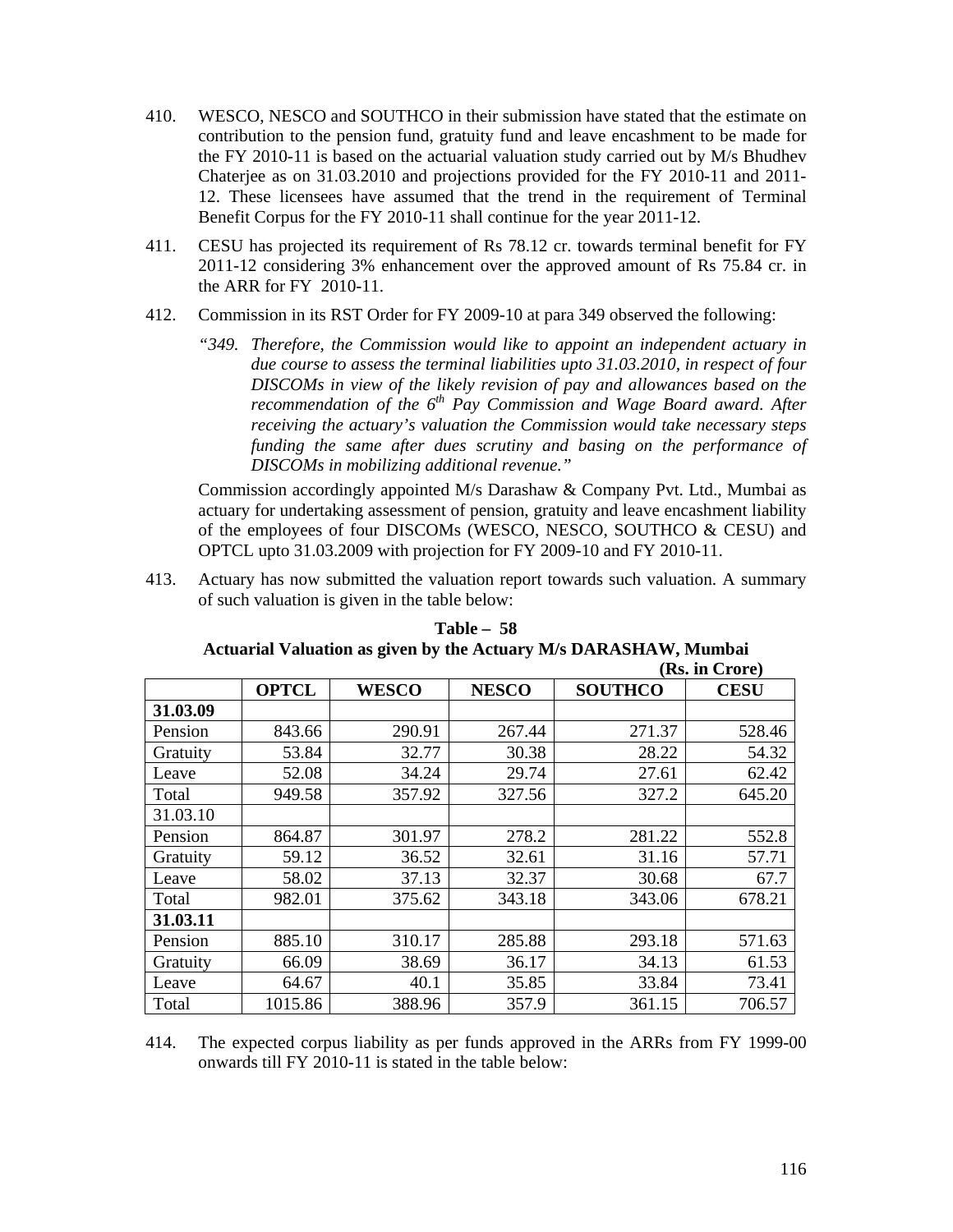410. WESCO, NESCO and SOUTHCO in their submission have stated that the estimate on contribution to the pension fund, gratuity fund and leave encashment to be made for the FY 2010-11 is based on the actuarial valuation study carried out by M/s Bhudhev Chaterjee as on 31.03.2010 and projections provided for the FY 2010-11 and 2011-12. These licensees have assumed that the trend in the requirement of Terminal Benefit Corpus for the FY 2010-11 shall continue for the year 2011-12.

411. CESU has projected its requirement of Rs 78.12 cr. towards terminal benefit for FY 2011-12 considering 3% enhancement over the approved amount of Rs 75.84 cr. in the ARR for FY 2010-11.

412. Commission in its RST Order for FY 2009-10 at para 349 observed the following:

*"349. Therefore, the Commission would like to appoint an independent actuary in due course to assess the terminal liabilities upto 31.03.2010, in respect of four DISCOMs in view of the likely revision of pay and allowances based on the recommendation of the 6th Pay Commission and Wage Board award. After receiving the actuary's valuation the Commission would take necessary steps funding the same after dues scrutiny and basing on the performance of DISCOMs in mobilizing additional revenue."*

Commission accordingly appointed M/s Darashaw & Company Pvt. Ltd., Mumbai as actuary for undertaking assessment of pension, gratuity and leave encashment liability of the employees of four DISCOMs (WESCO, NESCO, SOUTHCO & CESU) and OPTCL upto 31.03.2009 with projection for FY 2009-10 and FY 2010-11.

413. Actuary has now submitted the valuation report towards such valuation. A summary of such valuation is given in the table below:

**Table – 58**
**Actuarial Valuation as given by the Actuary M/s DARASHAW, Mumbai**
**(Rs. in Crore)**

| | OPTCL | WESCO | NESCO | SOUTHCO | CESU |
|---|---|---|---|---|---|
| **31.03.09** | | | | | |
| Pension | 843.66 | 290.91 | 267.44 | 271.37 | 528.46 |
| Gratuity | 53.84 | 32.77 | 30.38 | 28.22 | 54.32 |
| Leave | 52.08 | 34.24 | 29.74 | 27.61 | 62.42 |
| Total | 949.58 | 357.92 | 327.56 | 327.2 | 645.20 |
| 31.03.10 | | | | | |
| Pension | 864.87 | 301.97 | 278.2 | 281.22 | 552.8 |
| Gratuity | 59.12 | 36.52 | 32.61 | 31.16 | 57.71 |
| Leave | 58.02 | 37.13 | 32.37 | 30.68 | 67.7 |
| Total | 982.01 | 375.62 | 343.18 | 343.06 | 678.21 |
| **31.03.11** | | | | | |
| Pension | 885.10 | 310.17 | 285.88 | 293.18 | 571.63 |
| Gratuity | 66.09 | 38.69 | 36.17 | 34.13 | 61.53 |
| Leave | 64.67 | 40.1 | 35.85 | 33.84 | 73.41 |
| Total | 1015.86 | 388.96 | 357.9 | 361.15 | 706.57 |

414. The expected corpus liability as per funds approved in the ARRs from FY 1999-00 onwards till FY 2010-11 is stated in the table below: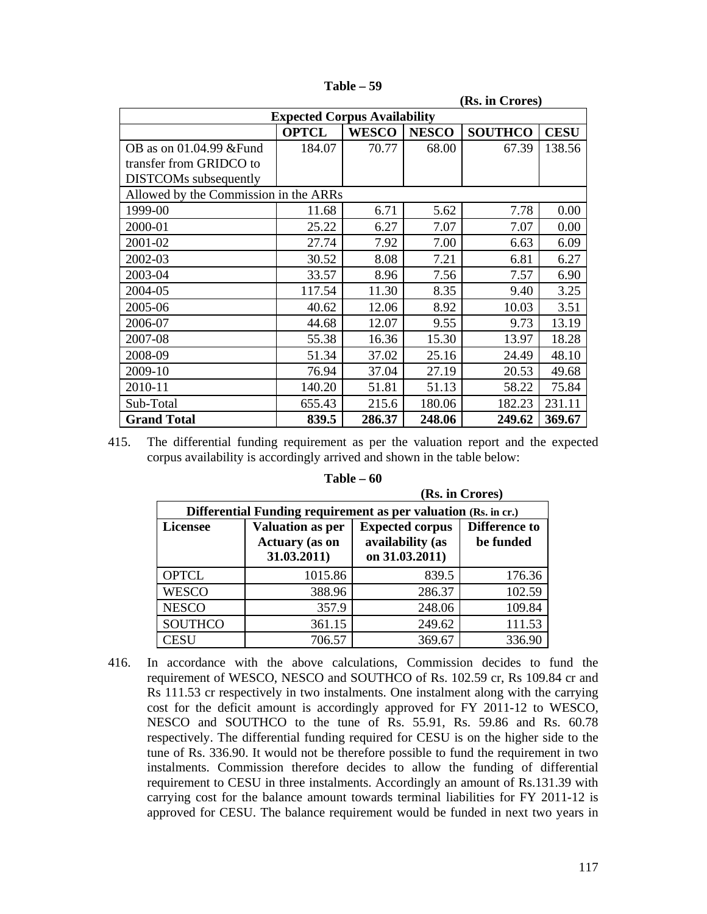**Table – 59**

**(Rs. in Crores)**

| **Expected Corpus Availability** | | | | | |
|---|---|---|---|---|---|
| | **OPTCL** | **WESCO** | **NESCO** | **SOUTHCO** | **CESU** |
| OB as on 01.04.99 &Fund transfer from GRIDCO to DISTCOMs subsequently | 184.07 | 70.77 | 68.00 | 67.39 | 138.56 |
| Allowed by the Commission in the ARRs | | | | | |
| 1999-00 | 11.68 | 6.71 | 5.62 | 7.78 | 0.00 |
| 2000-01 | 25.22 | 6.27 | 7.07 | 7.07 | 0.00 |
| 2001-02 | 27.74 | 7.92 | 7.00 | 6.63 | 6.09 |
| 2002-03 | 30.52 | 8.08 | 7.21 | 6.81 | 6.27 |
| 2003-04 | 33.57 | 8.96 | 7.56 | 7.57 | 6.90 |
| 2004-05 | 117.54 | 11.30 | 8.35 | 9.40 | 3.25 |
| 2005-06 | 40.62 | 12.06 | 8.92 | 10.03 | 3.51 |
| 2006-07 | 44.68 | 12.07 | 9.55 | 9.73 | 13.19 |
| 2007-08 | 55.38 | 16.36 | 15.30 | 13.97 | 18.28 |
| 2008-09 | 51.34 | 37.02 | 25.16 | 24.49 | 48.10 |
| 2009-10 | 76.94 | 37.04 | 27.19 | 20.53 | 49.68 |
| 2010-11 | 140.20 | 51.81 | 51.13 | 58.22 | 75.84 |
| Sub-Total | 655.43 | 215.6 | 180.06 | 182.23 | 231.11 |
| **Grand Total** | **839.5** | **286.37** | **248.06** | **249.62** | **369.67** |

415. The differential funding requirement as per the valuation report and the expected corpus availability is accordingly arrived and shown in the table below:

**Table – 60**

**(Rs. in Crores)**

| **Differential Funding requirement as per valuation (Rs. in cr.)** | | | |
|---|---|---|---|
| **Licensee** | **Valuation as per Actuary (as on 31.03.2011)** | **Expected corpus availability (as on 31.03.2011)** | **Difference to be funded** |
| OPTCL | 1015.86 | 839.5 | 176.36 |
| WESCO | 388.96 | 286.37 | 102.59 |
| NESCO | 357.9 | 248.06 | 109.84 |
| SOUTHCO | 361.15 | 249.62 | 111.53 |
| CESU | 706.57 | 369.67 | 336.90 |

416. In accordance with the above calculations, Commission decides to fund the requirement of WESCO, NESCO and SOUTHCO of Rs. 102.59 cr, Rs 109.84 cr and Rs 111.53 cr respectively in two instalments. One instalment along with the carrying cost for the deficit amount is accordingly approved for FY 2011-12 to WESCO, NESCO and SOUTHCO to the tune of Rs. 55.91, Rs. 59.86 and Rs. 60.78 respectively. The differential funding required for CESU is on the higher side to the tune of Rs. 336.90. It would not be therefore possible to fund the requirement in two instalments. Commission therefore decides to allow the funding of differential requirement to CESU in three instalments. Accordingly an amount of Rs.131.39 with carrying cost for the balance amount towards terminal liabilities for FY 2011-12 is approved for CESU. The balance requirement would be funded in next two years in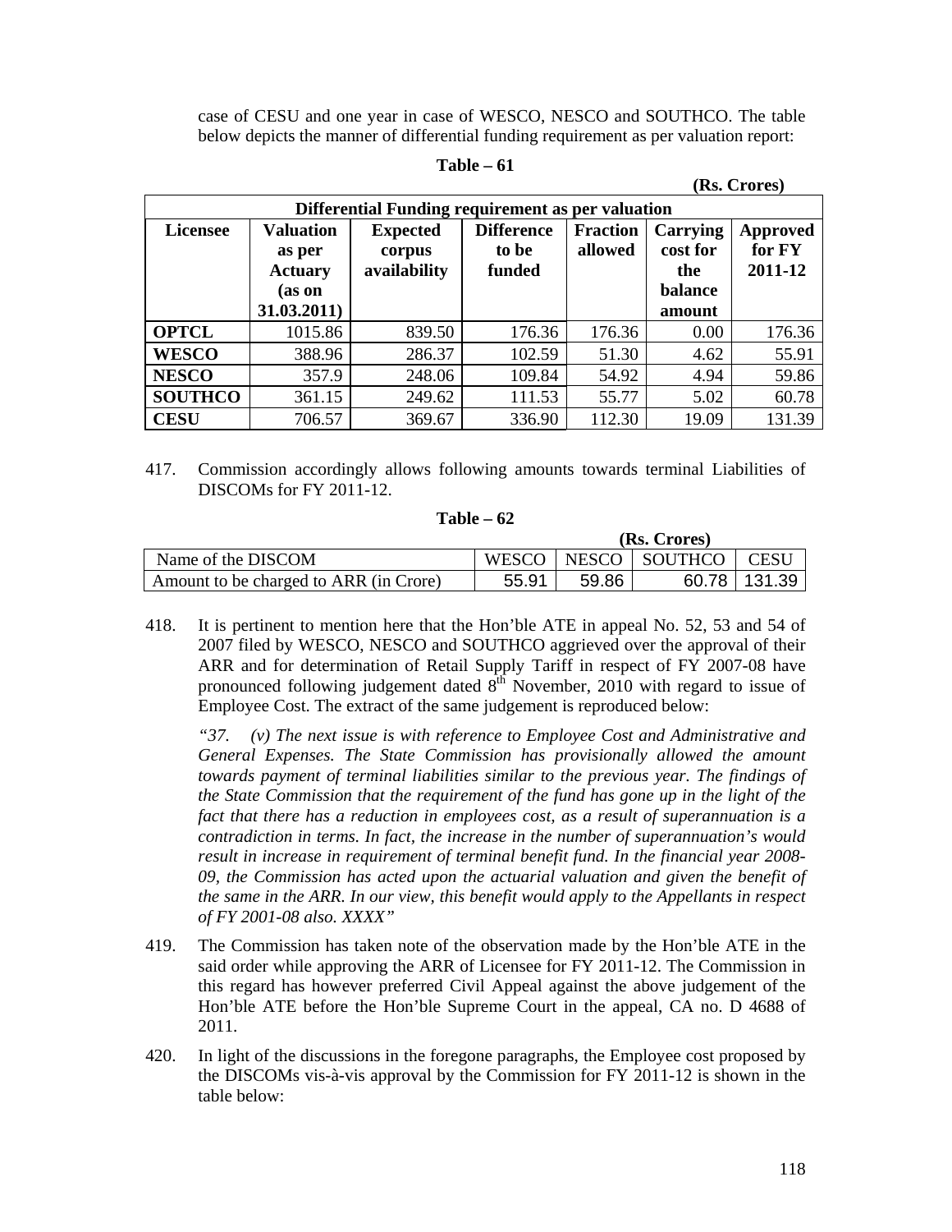case of CESU and one year in case of WESCO, NESCO and SOUTHCO. The table below depicts the manner of differential funding requirement as per valuation report:

**Table – 61**

**(Rs. Crores)**

| Differential Funding requirement as per valuation | | | | | | |
|---|---|---|---|---|---|---|
| **Licensee** | **Valuation as per Actuary (as on 31.03.2011)** | **Expected corpus availability** | **Difference to be funded** | **Fraction allowed** | **Carrying cost for the balance amount** | **Approved for FY 2011-12** |
| **OPTCL** | 1015.86 | 839.50 | 176.36 | 176.36 | 0.00 | 176.36 |
| **WESCO** | 388.96 | 286.37 | 102.59 | 51.30 | 4.62 | 55.91 |
| **NESCO** | 357.9 | 248.06 | 109.84 | 54.92 | 4.94 | 59.86 |
| **SOUTHCO** | 361.15 | 249.62 | 111.53 | 55.77 | 5.02 | 60.78 |
| **CESU** | 706.57 | 369.67 | 336.90 | 112.30 | 19.09 | 131.39 |

417. Commission accordingly allows following amounts towards terminal Liabilities of DISCOMs for FY 2011-12.

**Table – 62**

**(Rs. Crores)**

| Name of the DISCOM | WESCO | NESCO | SOUTHCO | CESU |
|---|---|---|---|---|
| Amount to be charged to ARR (in Crore) | 55.91 | 59.86 | 60.78 | 131.39 |

418. It is pertinent to mention here that the Hon'ble ATE in appeal No. 52, 53 and 54 of 2007 filed by WESCO, NESCO and SOUTHCO aggrieved over the approval of their ARR and for determination of Retail Supply Tariff in respect of FY 2007-08 have pronounced following judgement dated 8th November, 2010 with regard to issue of Employee Cost. The extract of the same judgement is reproduced below:

*"37. (v) The next issue is with reference to Employee Cost and Administrative and General Expenses. The State Commission has provisionally allowed the amount towards payment of terminal liabilities similar to the previous year. The findings of the State Commission that the requirement of the fund has gone up in the light of the fact that there has a reduction in employees cost, as a result of superannuation is a contradiction in terms. In fact, the increase in the number of superannuation's would result in increase in requirement of terminal benefit fund. In the financial year 2008-09, the Commission has acted upon the actuarial valuation and given the benefit of the same in the ARR. In our view, this benefit would apply to the Appellants in respect of FY 2001-08 also. XXXX"*

419. The Commission has taken note of the observation made by the Hon'ble ATE in the said order while approving the ARR of Licensee for FY 2011-12. The Commission in this regard has however preferred Civil Appeal against the above judgement of the Hon'ble ATE before the Hon'ble Supreme Court in the appeal, CA no. D 4688 of 2011.

420. In light of the discussions in the foregone paragraphs, the Employee cost proposed by the DISCOMs vis-à-vis approval by the Commission for FY 2011-12 is shown in the table below: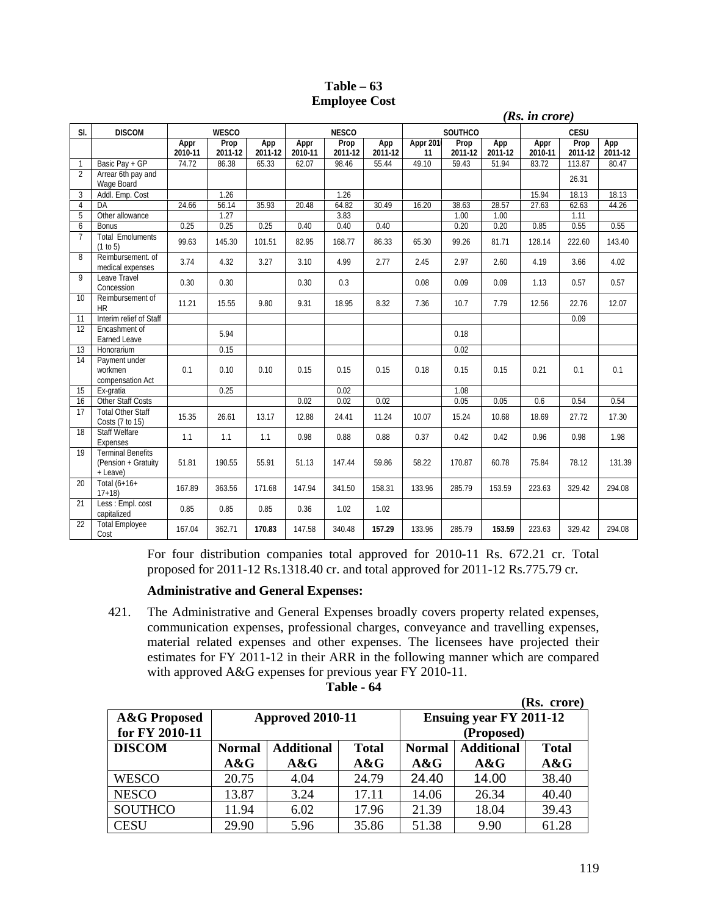**Table – 63**
**Employee Cost**

*(Rs. in crore)*

| Sl. | DISCOM | WESCO | | | NESCO | | | SOUTHCO | | | CESU | | |
|---|---|---|---|---|---|---|---|---|---|---|---|---|---|
| | | Appr 2010-11 | Prop 2011-12 | App 2011-12 | Appr 2010-11 | Prop 2011-12 | App 2011-12 | Appr 2010-11 | Prop 2011-12 | App 2011-12 | Appr 2010-11 | Prop 2011-12 | App 2011-12 |
| 1 | Basic Pay + GP | 74.72 | 86.38 | 65.33 | 62.07 | 98.46 | 55.44 | 49.10 | 59.43 | 51.94 | 83.72 | 113.87 | 80.47 |
| 2 | Arrear 6th pay and Wage Board | | | | | | | | | | | 26.31 | |
| 3 | Addl. Emp. Cost | | 1.26 | | | 1.26 | | | | | 15.94 | 18.13 | 18.13 |
| 4 | DA | 24.66 | 56.14 | 35.93 | 20.48 | 64.82 | 30.49 | 16.20 | 38.63 | 28.57 | 27.63 | 62.63 | 44.26 |
| 5 | Other allowance | | 1.27 | | | 3.83 | | | 1.00 | 1.00 | | 1.11 | |
| 6 | Bonus | 0.25 | 0.25 | 0.25 | 0.40 | 0.40 | 0.40 | | 0.20 | 0.20 | 0.85 | 0.55 | 0.55 |
| 7 | Total Emoluments (1 to 5) | 99.63 | 145.30 | 101.51 | 82.95 | 168.77 | 86.33 | 65.30 | 99.26 | 81.71 | 128.14 | 222.60 | 143.40 |
| 8 | Reimbursement. of medical expenses | 3.74 | 4.32 | 3.27 | 3.10 | 4.99 | 2.77 | 2.45 | 2.97 | 2.60 | 4.19 | 3.66 | 4.02 |
| 9 | Leave Travel Concession | 0.30 | 0.30 | | 0.30 | 0.3 | | 0.08 | 0.09 | 0.09 | 1.13 | 0.57 | 0.57 |
| 10 | Reimbursement of HR | 11.21 | 15.55 | 9.80 | 9.31 | 18.95 | 8.32 | 7.36 | 10.7 | 7.79 | 12.56 | 22.76 | 12.07 |
| 11 | Interim relief of Staff | | | | | | | | | | | 0.09 | |
| 12 | Encashment of Earned Leave | | 5.94 | | | | | | 0.18 | | | | |
| 13 | Honorarium | | 0.15 | | | | | | 0.02 | | | | |
| 14 | Payment under workmen compensation Act | 0.1 | 0.10 | 0.10 | 0.15 | 0.15 | 0.15 | 0.18 | 0.15 | 0.15 | 0.21 | 0.1 | 0.1 |
| 15 | Ex-gratia | | 0.25 | | | 0.02 | | | 1.08 | | | | |
| 16 | Other Staff Costs | | | | 0.02 | 0.02 | 0.02 | | 0.05 | 0.05 | 0.6 | 0.54 | 0.54 |
| 17 | Total Other Staff Costs (7 to 15) | 15.35 | 26.61 | 13.17 | 12.88 | 24.41 | 11.24 | 10.07 | 15.24 | 10.68 | 18.69 | 27.72 | 17.30 |
| 18 | Staff Welfare Expenses | 1.1 | 1.1 | 1.1 | 0.98 | 0.88 | 0.88 | 0.37 | 0.42 | 0.42 | 0.96 | 0.98 | 1.98 |
| 19 | Terminal Benefits (Pension + Gratuity + Leave) | 51.81 | 190.55 | 55.91 | 51.13 | 147.44 | 59.86 | 58.22 | 170.87 | 60.78 | 75.84 | 78.12 | 131.39 |
| 20 | Total (6+16+ 17+18) | 167.89 | 363.56 | 171.68 | 147.94 | 341.50 | 158.31 | 133.96 | 285.79 | 153.59 | 223.63 | 329.42 | 294.08 |
| 21 | Less : Empl. cost capitalized | 0.85 | 0.85 | 0.85 | 0.36 | 1.02 | 1.02 | | | | | | |
| 22 | Total Employee Cost | 167.04 | 362.71 | **170.83** | 147.58 | 340.48 | **157.29** | 133.96 | 285.79 | **153.59** | 223.63 | 329.42 | 294.08 |

For four distribution companies total approved for 2010-11 Rs. 672.21 cr. Total proposed for 2011-12 Rs.1318.40 cr. and total approved for 2011-12 Rs.775.79 cr.

**Administrative and General Expenses:**

421. The Administrative and General Expenses broadly covers property related expenses, communication expenses, professional charges, conveyance and travelling expenses, material related expenses and other expenses. The licensees have projected their estimates for FY 2011-12 in their ARR in the following manner which are compared with approved A&G expenses for previous year FY 2010-11.

**Table - 64**

**(Rs. crore)**

| A&G Proposed for FY 2010-11 | Approved 2010-11 | | | Ensuing year FY 2011-12 (Proposed) | | |
|---|---|---|---|---|---|---|
| **DISCOM** | **Normal A&G** | **Additional A&G** | **Total A&G** | **Normal A&G** | **Additional A&G** | **Total A&G** |
| WESCO | 20.75 | 4.04 | 24.79 | 24.40 | 14.00 | 38.40 |
| NESCO | 13.87 | 3.24 | 17.11 | 14.06 | 26.34 | 40.40 |
| SOUTHCO | 11.94 | 6.02 | 17.96 | 21.39 | 18.04 | 39.43 |
| CESU | 29.90 | 5.96 | 35.86 | 51.38 | 9.90 | 61.28 |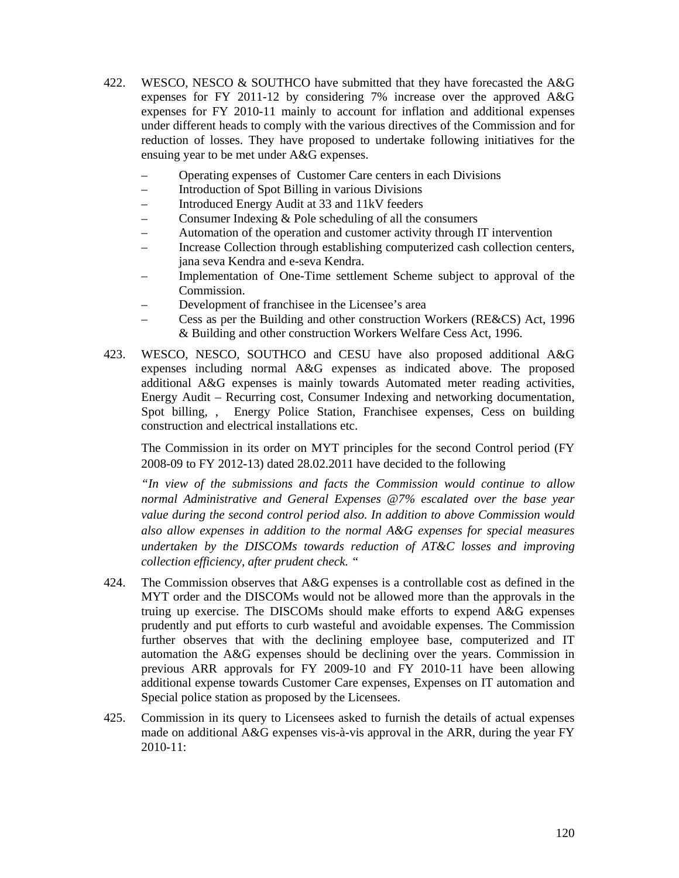422. WESCO, NESCO & SOUTHCO have submitted that they have forecasted the A&G expenses for FY 2011-12 by considering 7% increase over the approved A&G expenses for FY 2010-11 mainly to account for inflation and additional expenses under different heads to comply with the various directives of the Commission and for reduction of losses. They have proposed to undertake following initiatives for the ensuing year to be met under A&G expenses.

   – Operating expenses of Customer Care centers in each Divisions
   – Introduction of Spot Billing in various Divisions
   – Introduced Energy Audit at 33 and 11kV feeders
   – Consumer Indexing & Pole scheduling of all the consumers
   – Automation of the operation and customer activity through IT intervention
   – Increase Collection through establishing computerized cash collection centers, jana seva Kendra and e-seva Kendra.
   – Implementation of One-Time settlement Scheme subject to approval of the Commission.
   – Development of franchisee in the Licensee's area
   – Cess as per the Building and other construction Workers (RE&CS) Act, 1996 & Building and other construction Workers Welfare Cess Act, 1996.

423. WESCO, NESCO, SOUTHCO and CESU have also proposed additional A&G expenses including normal A&G expenses as indicated above. The proposed additional A&G expenses is mainly towards Automated meter reading activities, Energy Audit – Recurring cost, Consumer Indexing and networking documentation, Spot billing, , Energy Police Station, Franchisee expenses, Cess on building construction and electrical installations etc.

   The Commission in its order on MYT principles for the second Control period (FY 2008-09 to FY 2012-13) dated 28.02.2011 have decided to the following

   *"In view of the submissions and facts the Commission would continue to allow normal Administrative and General Expenses @7% escalated over the base year value during the second control period also. In addition to above Commission would also allow expenses in addition to the normal A&G expenses for special measures undertaken by the DISCOMs towards reduction of AT&C losses and improving collection efficiency, after prudent check. "*

424. The Commission observes that A&G expenses is a controllable cost as defined in the MYT order and the DISCOMs would not be allowed more than the approvals in the truing up exercise. The DISCOMs should make efforts to expend A&G expenses prudently and put efforts to curb wasteful and avoidable expenses. The Commission further observes that with the declining employee base, computerized and IT automation the A&G expenses should be declining over the years. Commission in previous ARR approvals for FY 2009-10 and FY 2010-11 have been allowing additional expense towards Customer Care expenses, Expenses on IT automation and Special police station as proposed by the Licensees.

425. Commission in its query to Licensees asked to furnish the details of actual expenses made on additional A&G expenses vis-à-vis approval in the ARR, during the year FY 2010-11: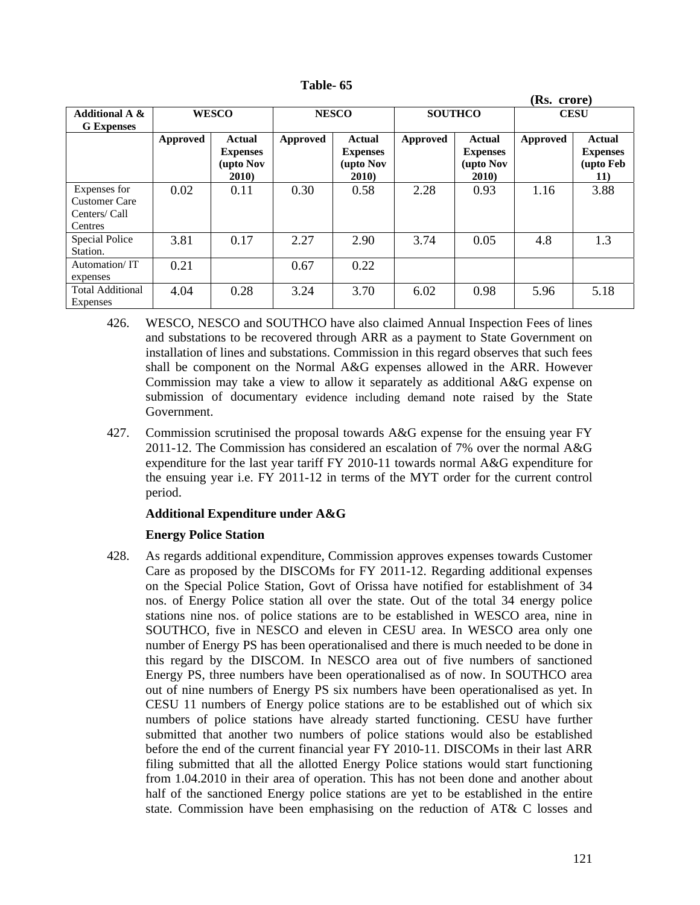**Table- 65**

**(Rs. crore)**

| Additional A & G Expenses | WESCO | | NESCO | | SOUTHCO | | CESU | |
|---|---|---|---|---|---|---|---|---|
| | Approved | Actual Expenses (upto Nov 2010) | Approved | Actual Expenses (upto Nov 2010) | Approved | Actual Expenses (upto Nov 2010) | Approved | Actual Expenses (upto Feb 11) |
| Expenses for Customer Care Centers/ Call Centres | 0.02 | 0.11 | 0.30 | 0.58 | 2.28 | 0.93 | 1.16 | 3.88 |
| Special Police Station. | 3.81 | 0.17 | 2.27 | 2.90 | 3.74 | 0.05 | 4.8 | 1.3 |
| Automation/ IT expenses | 0.21 | | 0.67 | 0.22 | | | | |
| Total Additional Expenses | 4.04 | 0.28 | 3.24 | 3.70 | 6.02 | 0.98 | 5.96 | 5.18 |

426. WESCO, NESCO and SOUTHCO have also claimed Annual Inspection Fees of lines and substations to be recovered through ARR as a payment to State Government on installation of lines and substations. Commission in this regard observes that such fees shall be component on the Normal A&G expenses allowed in the ARR. However Commission may take a view to allow it separately as additional A&G expense on submission of documentary evidence including demand note raised by the State Government.

427. Commission scrutinised the proposal towards A&G expense for the ensuing year FY 2011-12. The Commission has considered an escalation of 7% over the normal A&G expenditure for the last year tariff FY 2010-11 towards normal A&G expenditure for the ensuing year i.e. FY 2011-12 in terms of the MYT order for the current control period.

**Additional Expenditure under A&G**

**Energy Police Station**

428. As regards additional expenditure, Commission approves expenses towards Customer Care as proposed by the DISCOMs for FY 2011-12. Regarding additional expenses on the Special Police Station, Govt of Orissa have notified for establishment of 34 nos. of Energy Police station all over the state. Out of the total 34 energy police stations nine nos. of police stations are to be established in WESCO area, nine in SOUTHCO, five in NESCO and eleven in CESU area. In WESCO area only one number of Energy PS has been operationalised and there is much needed to be done in this regard by the DISCOM. In NESCO area out of five numbers of sanctioned Energy PS, three numbers have been operationalised as of now. In SOUTHCO area out of nine numbers of Energy PS six numbers have been operationalised as yet. In CESU 11 numbers of Energy police stations are to be established out of which six numbers of police stations have already started functioning. CESU have further submitted that another two numbers of police stations would also be established before the end of the current financial year FY 2010-11. DISCOMs in their last ARR filing submitted that all the allotted Energy Police stations would start functioning from 1.04.2010 in their area of operation. This has not been done and another about half of the sanctioned Energy police stations are yet to be established in the entire state. Commission have been emphasising on the reduction of AT& C losses and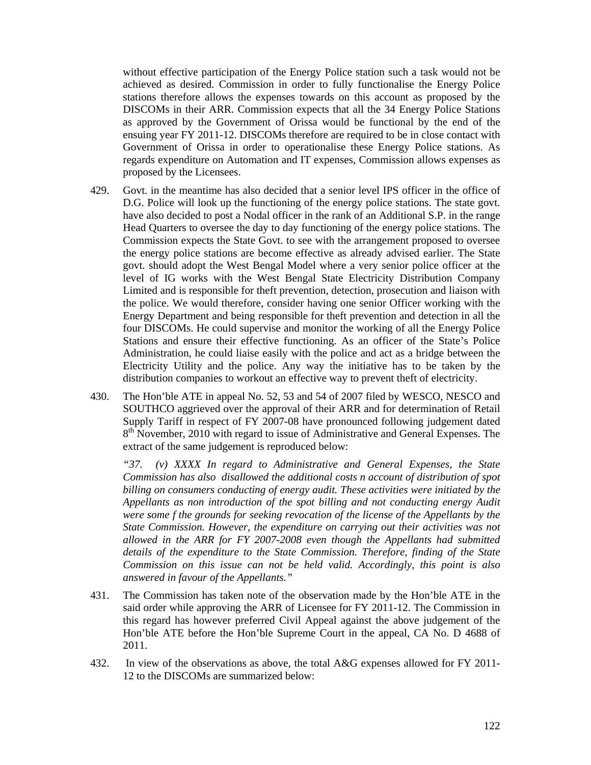without effective participation of the Energy Police station such a task would not be achieved as desired. Commission in order to fully functionalise the Energy Police stations therefore allows the expenses towards on this account as proposed by the DISCOMs in their ARR. Commission expects that all the 34 Energy Police Stations as approved by the Government of Orissa would be functional by the end of the ensuing year FY 2011-12. DISCOMs therefore are required to be in close contact with Government of Orissa in order to operationalise these Energy Police stations. As regards expenditure on Automation and IT expenses, Commission allows expenses as proposed by the Licensees.

429. Govt. in the meantime has also decided that a senior level IPS officer in the office of D.G. Police will look up the functioning of the energy police stations. The state govt. have also decided to post a Nodal officer in the rank of an Additional S.P. in the range Head Quarters to oversee the day to day functioning of the energy police stations. The Commission expects the State Govt. to see with the arrangement proposed to oversee the energy police stations are become effective as already advised earlier. The State govt. should adopt the West Bengal Model where a very senior police officer at the level of IG works with the West Bengal State Electricity Distribution Company Limited and is responsible for theft prevention, detection, prosecution and liaison with the police. We would therefore, consider having one senior Officer working with the Energy Department and being responsible for theft prevention and detection in all the four DISCOMs. He could supervise and monitor the working of all the Energy Police Stations and ensure their effective functioning. As an officer of the State's Police Administration, he could liaise easily with the police and act as a bridge between the Electricity Utility and the police. Any way the initiative has to be taken by the distribution companies to workout an effective way to prevent theft of electricity.

430. The Hon'ble ATE in appeal No. 52, 53 and 54 of 2007 filed by WESCO, NESCO and SOUTHCO aggrieved over the approval of their ARR and for determination of Retail Supply Tariff in respect of FY 2007-08 have pronounced following judgement dated 8th November, 2010 with regard to issue of Administrative and General Expenses. The extract of the same judgement is reproduced below:

*"37. (v) XXXX In regard to Administrative and General Expenses, the State Commission has also disallowed the additional costs n account of distribution of spot billing on consumers conducting of energy audit. These activities were initiated by the Appellants as non introduction of the spot billing and not conducting energy Audit were some f the grounds for seeking revocation of the license of the Appellants by the State Commission. However, the expenditure on carrying out their activities was not allowed in the ARR for FY 2007-2008 even though the Appellants had submitted details of the expenditure to the State Commission. Therefore, finding of the State Commission on this issue can not be held valid. Accordingly, this point is also answered in favour of the Appellants."*

431. The Commission has taken note of the observation made by the Hon'ble ATE in the said order while approving the ARR of Licensee for FY 2011-12. The Commission in this regard has however preferred Civil Appeal against the above judgement of the Hon'ble ATE before the Hon'ble Supreme Court in the appeal, CA No. D 4688 of 2011.

432. In view of the observations as above, the total A&G expenses allowed for FY 2011-12 to the DISCOMs are summarized below: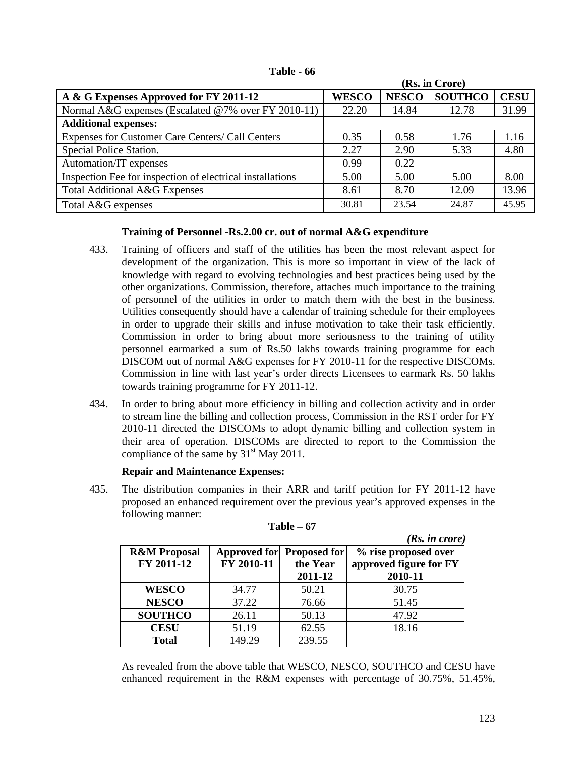**Table - 66**

**(Rs. in Crore)**

| A & G Expenses Approved for FY 2011-12 | WESCO | NESCO | SOUTHCO | CESU |
|---|---|---|---|---|
| Normal A&G expenses (Escalated @7% over FY 2010-11) | 22.20 | 14.84 | 12.78 | 31.99 |
| **Additional expenses:** | | | | |
| Expenses for Customer Care Centers/ Call Centers | 0.35 | 0.58 | 1.76 | 1.16 |
| Special Police Station. | 2.27 | 2.90 | 5.33 | 4.80 |
| Automation/IT expenses | 0.99 | 0.22 | | |
| Inspection Fee for inspection of electrical installations | 5.00 | 5.00 | 5.00 | 8.00 |
| Total Additional A&G Expenses | 8.61 | 8.70 | 12.09 | 13.96 |
| Total A&G expenses | 30.81 | 23.54 | 24.87 | 45.95 |

**Training of Personnel -Rs.2.00 cr. out of normal A&G expenditure**

433. Training of officers and staff of the utilities has been the most relevant aspect for development of the organization. This is more so important in view of the lack of knowledge with regard to evolving technologies and best practices being used by the other organizations. Commission, therefore, attaches much importance to the training of personnel of the utilities in order to match them with the best in the business. Utilities consequently should have a calendar of training schedule for their employees in order to upgrade their skills and infuse motivation to take their task efficiently. Commission in order to bring about more seriousness to the training of utility personnel earmarked a sum of Rs.50 lakhs towards training programme for each DISCOM out of normal A&G expenses for FY 2010-11 for the respective DISCOMs. Commission in line with last year's order directs Licensees to earmark Rs. 50 lakhs towards training programme for FY 2011-12.

434. In order to bring about more efficiency in billing and collection activity and in order to stream line the billing and collection process, Commission in the RST order for FY 2010-11 directed the DISCOMs to adopt dynamic billing and collection system in their area of operation. DISCOMs are directed to report to the Commission the compliance of the same by 31st May 2011.

**Repair and Maintenance Expenses:**

435. The distribution companies in their ARR and tariff petition for FY 2011-12 have proposed an enhanced requirement over the previous year's approved expenses in the following manner:

**Table – 67**

*(Rs. in crore)*

| R&M Proposal FY 2011-12 | Approved for FY 2010-11 | Proposed for the Year 2011-12 | % rise proposed over approved figure for FY 2010-11 |
|---|---|---|---|
| **WESCO** | 34.77 | 50.21 | 30.75 |
| **NESCO** | 37.22 | 76.66 | 51.45 |
| **SOUTHCO** | 26.11 | 50.13 | 47.92 |
| **CESU** | 51.19 | 62.55 | 18.16 |
| **Total** | 149.29 | 239.55 | |

As revealed from the above table that WESCO, NESCO, SOUTHCO and CESU have enhanced requirement in the R&M expenses with percentage of 30.75%, 51.45%,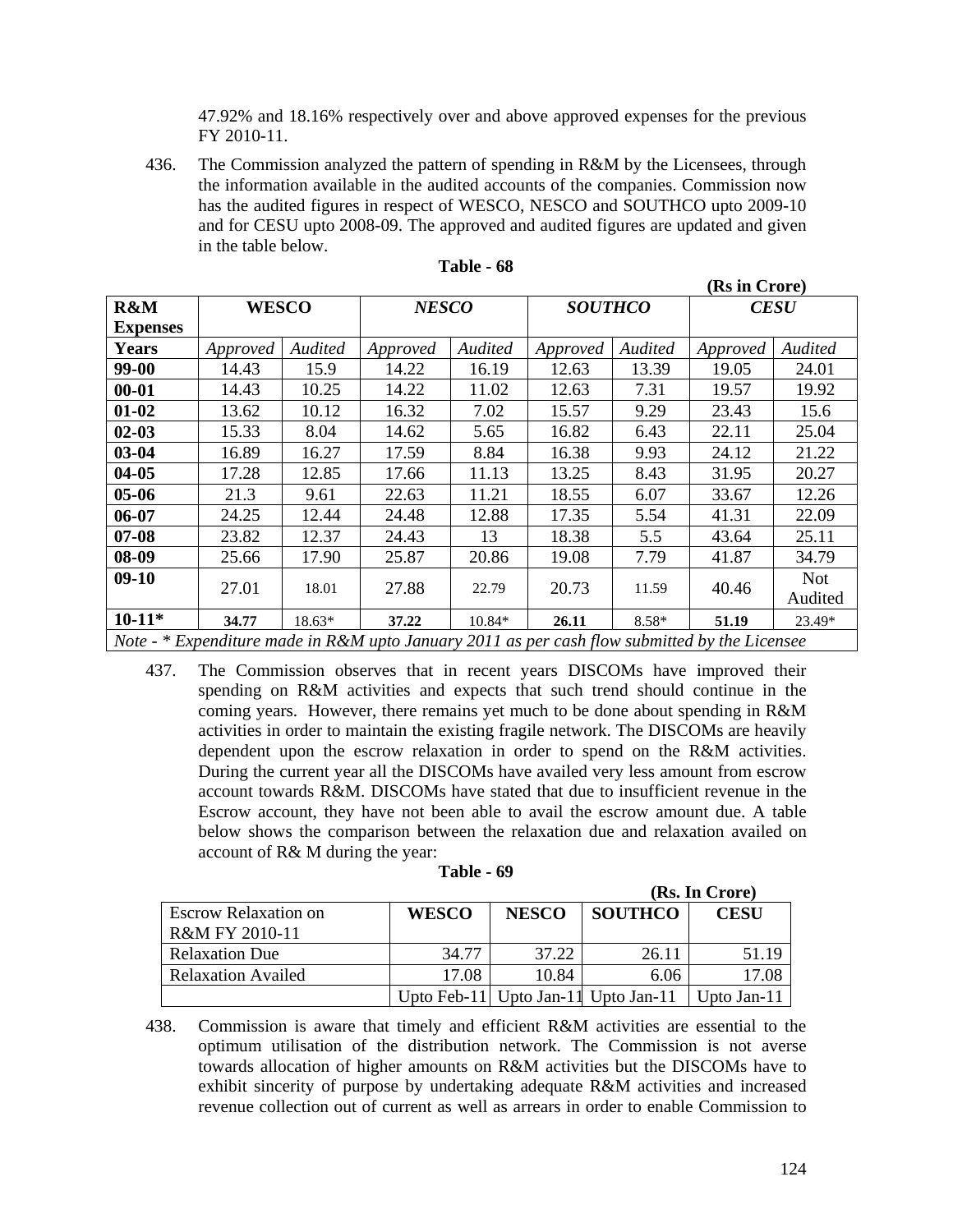47.92% and 18.16% respectively over and above approved expenses for the previous FY 2010-11.

436. The Commission analyzed the pattern of spending in R&M by the Licensees, through the information available in the audited accounts of the companies. Commission now has the audited figures in respect of WESCO, NESCO and SOUTHCO upto 2009-10 and for CESU upto 2008-09. The approved and audited figures are updated and given in the table below.

**Table - 68**

**(Rs in Crore)**

| R&M Expenses | WESCO | | *NESCO* | | *SOUTHCO* | | *CESU* | |
|---|---|---|---|---|---|---|---|---|
| **Years** | *Approved* | *Audited* | *Approved* | *Audited* | *Approved* | *Audited* | *Approved* | *Audited* |
| **99-00** | 14.43 | 15.9 | 14.22 | 16.19 | 12.63 | 13.39 | 19.05 | 24.01 |
| **00-01** | 14.43 | 10.25 | 14.22 | 11.02 | 12.63 | 7.31 | 19.57 | 19.92 |
| **01-02** | 13.62 | 10.12 | 16.32 | 7.02 | 15.57 | 9.29 | 23.43 | 15.6 |
| **02-03** | 15.33 | 8.04 | 14.62 | 5.65 | 16.82 | 6.43 | 22.11 | 25.04 |
| **03-04** | 16.89 | 16.27 | 17.59 | 8.84 | 16.38 | 9.93 | 24.12 | 21.22 |
| **04-05** | 17.28 | 12.85 | 17.66 | 11.13 | 13.25 | 8.43 | 31.95 | 20.27 |
| **05-06** | 21.3 | 9.61 | 22.63 | 11.21 | 18.55 | 6.07 | 33.67 | 12.26 |
| **06-07** | 24.25 | 12.44 | 24.48 | 12.88 | 17.35 | 5.54 | 41.31 | 22.09 |
| **07-08** | 23.82 | 12.37 | 24.43 | 13 | 18.38 | 5.5 | 43.64 | 25.11 |
| **08-09** | 25.66 | 17.90 | 25.87 | 20.86 | 19.08 | 7.79 | 41.87 | 34.79 |
| **09-10** | 27.01 | 18.01 | 27.88 | 22.79 | 20.73 | 11.59 | 40.46 | Not Audited |
| **10-11*** | **34.77** | 18.63* | **37.22** | 10.84* | **26.11** | 8.58* | **51.19** | 23.49* |

*Note - * Expenditure made in R&M upto January 2011 as per cash flow submitted by the Licensee*

437. The Commission observes that in recent years DISCOMs have improved their spending on R&M activities and expects that such trend should continue in the coming years. However, there remains yet much to be done about spending in R&M activities in order to maintain the existing fragile network. The DISCOMs are heavily dependent upon the escrow relaxation in order to spend on the R&M activities. During the current year all the DISCOMs have availed very less amount from escrow account towards R&M. DISCOMs have stated that due to insufficient revenue in the Escrow account, they have not been able to avail the escrow amount due. A table below shows the comparison between the relaxation due and relaxation availed on account of R& M during the year:

**Table - 69**

**(Rs. In Crore)**

| Escrow Relaxation on R&M FY 2010-11 | **WESCO** | **NESCO** | **SOUTHCO** | **CESU** |
|---|---|---|---|---|
| Relaxation Due | 34.77 | 37.22 | 26.11 | 51.19 |
| Relaxation Availed | 17.08 | 10.84 | 6.06 | 17.08 |
| | Upto Feb-11 | Upto Jan-11 | Upto Jan-11 | Upto Jan-11 |

438. Commission is aware that timely and efficient R&M activities are essential to the optimum utilisation of the distribution network. The Commission is not averse towards allocation of higher amounts on R&M activities but the DISCOMs have to exhibit sincerity of purpose by undertaking adequate R&M activities and increased revenue collection out of current as well as arrears in order to enable Commission to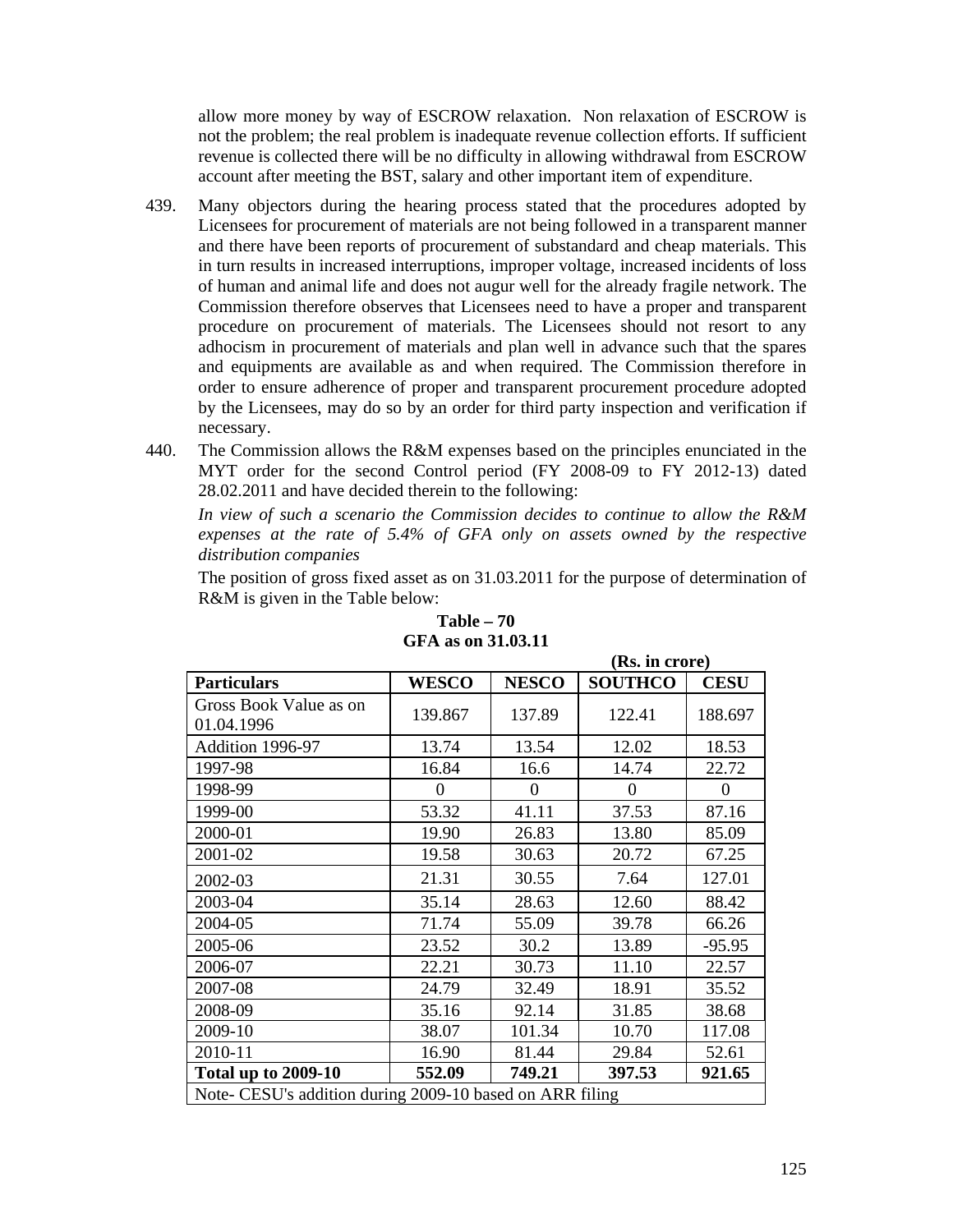allow more money by way of ESCROW relaxation. Non relaxation of ESCROW is not the problem; the real problem is inadequate revenue collection efforts. If sufficient revenue is collected there will be no difficulty in allowing withdrawal from ESCROW account after meeting the BST, salary and other important item of expenditure.

439. Many objectors during the hearing process stated that the procedures adopted by Licensees for procurement of materials are not being followed in a transparent manner and there have been reports of procurement of substandard and cheap materials. This in turn results in increased interruptions, improper voltage, increased incidents of loss of human and animal life and does not augur well for the already fragile network. The Commission therefore observes that Licensees need to have a proper and transparent procedure on procurement of materials. The Licensees should not resort to any adhocism in procurement of materials and plan well in advance such that the spares and equipments are available as and when required. The Commission therefore in order to ensure adherence of proper and transparent procurement procedure adopted by the Licensees, may do so by an order for third party inspection and verification if necessary.

440. The Commission allows the R&M expenses based on the principles enunciated in the MYT order for the second Control period (FY 2008-09 to FY 2012-13) dated 28.02.2011 and have decided therein to the following:

*In view of such a scenario the Commission decides to continue to allow the R&M expenses at the rate of 5.4% of GFA only on assets owned by the respective distribution companies*

The position of gross fixed asset as on 31.03.2011 for the purpose of determination of R&M is given in the Table below:

**Table – 70**
**GFA as on 31.03.11**

**(Rs. in crore)**

| **Particulars** | **WESCO** | **NESCO** | **SOUTHCO** | **CESU** |
|---|---|---|---|---|
| Gross Book Value as on 01.04.1996 | 139.867 | 137.89 | 122.41 | 188.697 |
| Addition 1996-97 | 13.74 | 13.54 | 12.02 | 18.53 |
| 1997-98 | 16.84 | 16.6 | 14.74 | 22.72 |
| 1998-99 | 0 | 0 | 0 | 0 |
| 1999-00 | 53.32 | 41.11 | 37.53 | 87.16 |
| 2000-01 | 19.90 | 26.83 | 13.80 | 85.09 |
| 2001-02 | 19.58 | 30.63 | 20.72 | 67.25 |
| 2002-03 | 21.31 | 30.55 | 7.64 | 127.01 |
| 2003-04 | 35.14 | 28.63 | 12.60 | 88.42 |
| 2004-05 | 71.74 | 55.09 | 39.78 | 66.26 |
| 2005-06 | 23.52 | 30.2 | 13.89 | -95.95 |
| 2006-07 | 22.21 | 30.73 | 11.10 | 22.57 |
| 2007-08 | 24.79 | 32.49 | 18.91 | 35.52 |
| 2008-09 | 35.16 | 92.14 | 31.85 | 38.68 |
| 2009-10 | 38.07 | 101.34 | 10.70 | 117.08 |
| 2010-11 | 16.90 | 81.44 | 29.84 | 52.61 |
| **Total up to 2009-10** | **552.09** | **749.21** | **397.53** | **921.65** |
| Note- CESU's addition during 2009-10 based on ARR filing | | | | |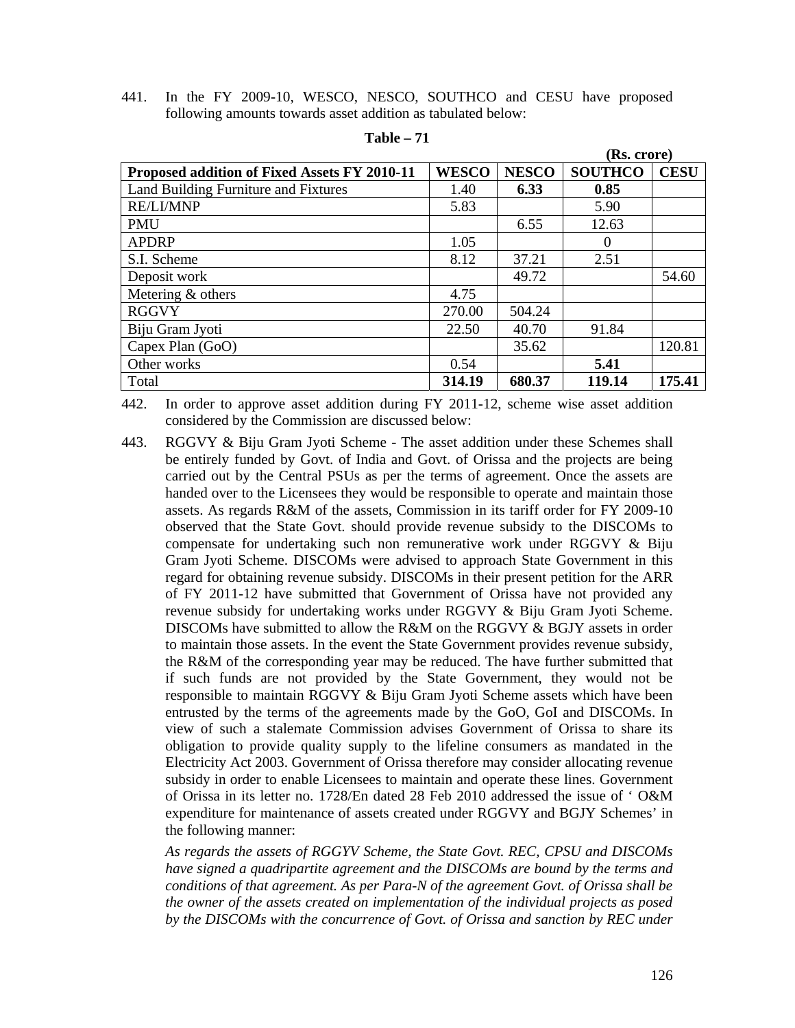441. In the FY 2009-10, WESCO, NESCO, SOUTHCO and CESU have proposed following amounts towards asset addition as tabulated below:

**Table – 71**

**(Rs. crore)**

| Proposed addition of Fixed Assets FY 2010-11 | WESCO | NESCO | SOUTHCO | CESU |
|---|---|---|---|---|
| Land Building Furniture and Fixtures | 1.40 | **6.33** | **0.85** | |
| RE/LI/MNP | 5.83 | | 5.90 | |
| PMU | | 6.55 | 12.63 | |
| APDRP | 1.05 | | 0 | |
| S.I. Scheme | 8.12 | 37.21 | 2.51 | |
| Deposit work | | 49.72 | | 54.60 |
| Metering & others | 4.75 | | | |
| RGGVY | 270.00 | 504.24 | | |
| Biju Gram Jyoti | 22.50 | 40.70 | 91.84 | |
| Capex Plan (GoO) | | 35.62 | | 120.81 |
| Other works | 0.54 | | **5.41** | |
| Total | **314.19** | **680.37** | **119.14** | **175.41** |

442. In order to approve asset addition during FY 2011-12, scheme wise asset addition considered by the Commission are discussed below:

443. RGGVY & Biju Gram Jyoti Scheme - The asset addition under these Schemes shall be entirely funded by Govt. of India and Govt. of Orissa and the projects are being carried out by the Central PSUs as per the terms of agreement. Once the assets are handed over to the Licensees they would be responsible to operate and maintain those assets. As regards R&M of the assets, Commission in its tariff order for FY 2009-10 observed that the State Govt. should provide revenue subsidy to the DISCOMs to compensate for undertaking such non remunerative work under RGGVY & Biju Gram Jyoti Scheme. DISCOMs were advised to approach State Government in this regard for obtaining revenue subsidy. DISCOMs in their present petition for the ARR of FY 2011-12 have submitted that Government of Orissa have not provided any revenue subsidy for undertaking works under RGGVY & Biju Gram Jyoti Scheme. DISCOMs have submitted to allow the R&M on the RGGVY & BGJY assets in order to maintain those assets. In the event the State Government provides revenue subsidy, the R&M of the corresponding year may be reduced. The have further submitted that if such funds are not provided by the State Government, they would not be responsible to maintain RGGVY & Biju Gram Jyoti Scheme assets which have been entrusted by the terms of the agreements made by the GoO, GoI and DISCOMs. In view of such a stalemate Commission advises Government of Orissa to share its obligation to provide quality supply to the lifeline consumers as mandated in the Electricity Act 2003. Government of Orissa therefore may consider allocating revenue subsidy in order to enable Licensees to maintain and operate these lines. Government of Orissa in its letter no. 1728/En dated 28 Feb 2010 addressed the issue of ‘ O&M expenditure for maintenance of assets created under RGGVY and BGJY Schemes’ in the following manner:

*As regards the assets of RGGYV Scheme, the State Govt. REC, CPSU and DISCOMs have signed a quadripartite agreement and the DISCOMs are bound by the terms and conditions of that agreement. As per Para-N of the agreement Govt. of Orissa shall be the owner of the assets created on implementation of the individual projects as posed by the DISCOMs with the concurrence of Govt. of Orissa and sanction by REC under*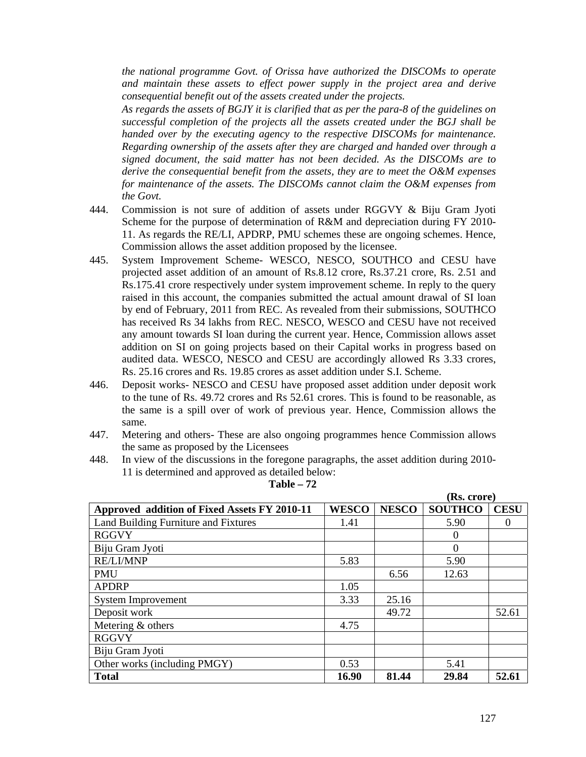*the national programme Govt. of Orissa have authorized the DISCOMs to operate and maintain these assets to effect power supply in the project area and derive consequential benefit out of the assets created under the projects.*

*As regards the assets of BGJY it is clarified that as per the para-8 of the guidelines on successful completion of the projects all the assets created under the BGJ shall be handed over by the executing agency to the respective DISCOMs for maintenance. Regarding ownership of the assets after they are charged and handed over through a signed document, the said matter has not been decided. As the DISCOMs are to derive the consequential benefit from the assets, they are to meet the O&M expenses for maintenance of the assets. The DISCOMs cannot claim the O&M expenses from the Govt.*

444. Commission is not sure of addition of assets under RGGVY & Biju Gram Jyoti Scheme for the purpose of determination of R&M and depreciation during FY 2010-11. As regards the RE/LI, APDRP, PMU schemes these are ongoing schemes. Hence, Commission allows the asset addition proposed by the licensee.

445. System Improvement Scheme- WESCO, NESCO, SOUTHCO and CESU have projected asset addition of an amount of Rs.8.12 crore, Rs.37.21 crore, Rs. 2.51 and Rs.175.41 crore respectively under system improvement scheme. In reply to the query raised in this account, the companies submitted the actual amount drawal of SI loan by end of February, 2011 from REC. As revealed from their submissions, SOUTHCO has received Rs 34 lakhs from REC. NESCO, WESCO and CESU have not received any amount towards SI loan during the current year. Hence, Commission allows asset addition on SI on going projects based on their Capital works in progress based on audited data. WESCO, NESCO and CESU are accordingly allowed Rs 3.33 crores, Rs. 25.16 crores and Rs. 19.85 crores as asset addition under S.I. Scheme.

446. Deposit works- NESCO and CESU have proposed asset addition under deposit work to the tune of Rs. 49.72 crores and Rs 52.61 crores. This is found to be reasonable, as the same is a spill over of work of previous year. Hence, Commission allows the same.

447. Metering and others- These are also ongoing programmes hence Commission allows the same as proposed by the Licensees

448. In view of the discussions in the foregone paragraphs, the asset addition during 2010-11 is determined and approved as detailed below:

**Table – 72**

**(Rs. crore)**

| Approved addition of Fixed Assets FY 2010-11 | WESCO | NESCO | SOUTHCO | CESU |
|---|---|---|---|---|
| Land Building Furniture and Fixtures | 1.41 | | 5.90 | 0 |
| RGGVY | | | 0 | |
| Biju Gram Jyoti | | | 0 | |
| RE/LI/MNP | 5.83 | | 5.90 | |
| PMU | | 6.56 | 12.63 | |
| APDRP | 1.05 | | | |
| System Improvement | 3.33 | 25.16 | | |
| Deposit work | | 49.72 | | 52.61 |
| Metering & others | 4.75 | | | |
| RGGVY | | | | |
| Biju Gram Jyoti | | | | |
| Other works (including PMGY) | 0.53 | | 5.41 | |
| **Total** | **16.90** | **81.44** | **29.84** | **52.61** |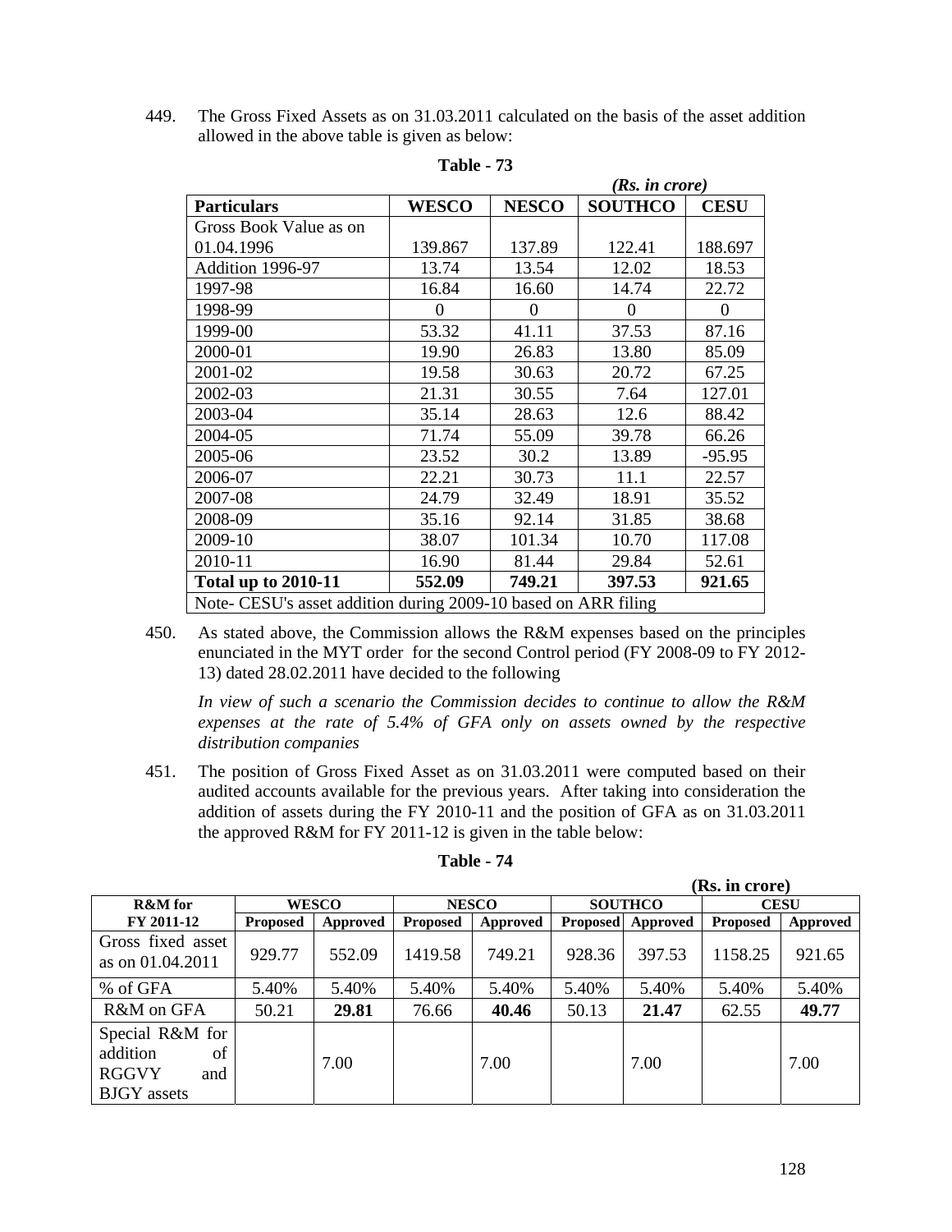449. The Gross Fixed Assets as on 31.03.2011 calculated on the basis of the asset addition allowed in the above table is given as below:

**Table - 73**

*(Rs. in crore)*

| Particulars | WESCO | NESCO | SOUTHCO | CESU |
|---|---|---|---|---|
| Gross Book Value as on 01.04.1996 | 139.867 | 137.89 | 122.41 | 188.697 |
| Addition 1996-97 | 13.74 | 13.54 | 12.02 | 18.53 |
| 1997-98 | 16.84 | 16.60 | 14.74 | 22.72 |
| 1998-99 | 0 | 0 | 0 | 0 |
| 1999-00 | 53.32 | 41.11 | 37.53 | 87.16 |
| 2000-01 | 19.90 | 26.83 | 13.80 | 85.09 |
| 2001-02 | 19.58 | 30.63 | 20.72 | 67.25 |
| 2002-03 | 21.31 | 30.55 | 7.64 | 127.01 |
| 2003-04 | 35.14 | 28.63 | 12.6 | 88.42 |
| 2004-05 | 71.74 | 55.09 | 39.78 | 66.26 |
| 2005-06 | 23.52 | 30.2 | 13.89 | -95.95 |
| 2006-07 | 22.21 | 30.73 | 11.1 | 22.57 |
| 2007-08 | 24.79 | 32.49 | 18.91 | 35.52 |
| 2008-09 | 35.16 | 92.14 | 31.85 | 38.68 |
| 2009-10 | 38.07 | 101.34 | 10.70 | 117.08 |
| 2010-11 | 16.90 | 81.44 | 29.84 | 52.61 |
| **Total up to 2010-11** | **552.09** | **749.21** | **397.53** | **921.65** |
| Note- CESU's asset addition during 2009-10 based on ARR filing | | | | |

450. As stated above, the Commission allows the R&M expenses based on the principles enunciated in the MYT order for the second Control period (FY 2008-09 to FY 2012-13) dated 28.02.2011 have decided to the following

*In view of such a scenario the Commission decides to continue to allow the R&M expenses at the rate of 5.4% of GFA only on assets owned by the respective distribution companies*

451. The position of Gross Fixed Asset as on 31.03.2011 were computed based on their audited accounts available for the previous years. After taking into consideration the addition of assets during the FY 2010-11 and the position of GFA as on 31.03.2011 the approved R&M for FY 2011-12 is given in the table below:

**Table - 74**

**(Rs. in crore)**

| R&M for FY 2011-12 | WESCO | | NESCO | | SOUTHCO | | CESU | |
|---|---|---|---|---|---|---|---|---|
| | Proposed | Approved | Proposed | Approved | Proposed | Approved | Proposed | Approved |
| Gross fixed asset as on 01.04.2011 | 929.77 | 552.09 | 1419.58 | 749.21 | 928.36 | 397.53 | 1158.25 | 921.65 |
| % of GFA | 5.40% | 5.40% | 5.40% | 5.40% | 5.40% | 5.40% | 5.40% | 5.40% |
| R&M on GFA | 50.21 | **29.81** | 76.66 | **40.46** | 50.13 | **21.47** | 62.55 | **49.77** |
| Special R&M for addition of RGGVY and BJGY assets | | 7.00 | | 7.00 | | 7.00 | | 7.00 |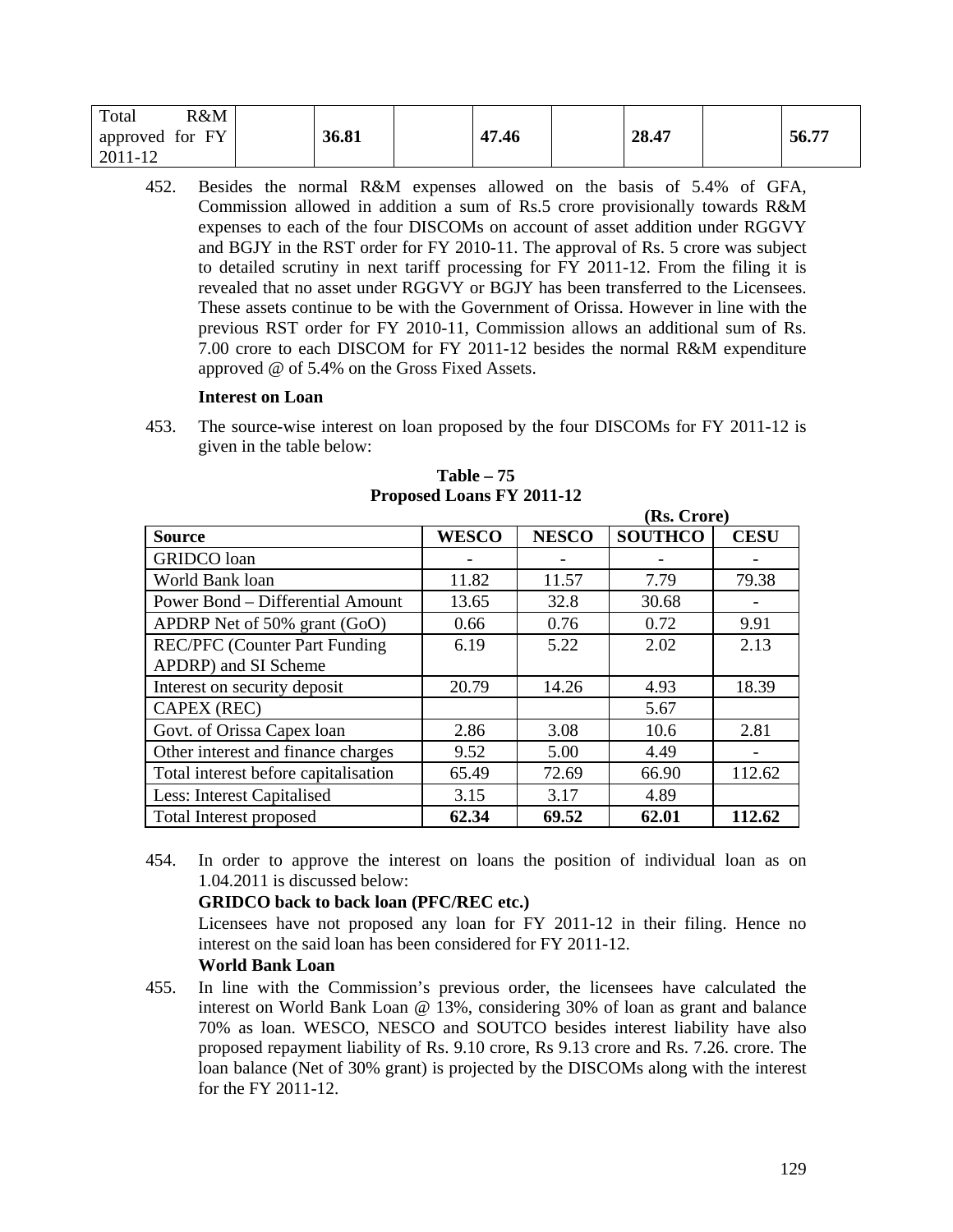| Total R&M approved for FY 2011-12 | | 36.81 | | 47.46 | | 28.47 | | 56.77 |
|---|---|---|---|---|---|---|---|---|

452. Besides the normal R&M expenses allowed on the basis of 5.4% of GFA, Commission allowed in addition a sum of Rs.5 crore provisionally towards R&M expenses to each of the four DISCOMs on account of asset addition under RGGVY and BGJY in the RST order for FY 2010-11. The approval of Rs. 5 crore was subject to detailed scrutiny in next tariff processing for FY 2011-12. From the filing it is revealed that no asset under RGGVY or BGJY has been transferred to the Licensees. These assets continue to be with the Government of Orissa. However in line with the previous RST order for FY 2010-11, Commission allows an additional sum of Rs. 7.00 crore to each DISCOM for FY 2011-12 besides the normal R&M expenditure approved @ of 5.4% on the Gross Fixed Assets.

**Interest on Loan**

453. The source-wise interest on loan proposed by the four DISCOMs for FY 2011-12 is given in the table below:

**Table – 75**
**Proposed Loans FY 2011-12**

**(Rs. Crore)**

| Source | WESCO | NESCO | SOUTHCO | CESU |
|---|---|---|---|---|
| GRIDCO loan | - | - | - | - |
| World Bank loan | 11.82 | 11.57 | 7.79 | 79.38 |
| Power Bond – Differential Amount | 13.65 | 32.8 | 30.68 | - |
| APDRP Net of 50% grant (GoO) | 0.66 | 0.76 | 0.72 | 9.91 |
| REC/PFC (Counter Part Funding APDRP) and SI Scheme | 6.19 | 5.22 | 2.02 | 2.13 |
| Interest on security deposit | 20.79 | 14.26 | 4.93 | 18.39 |
| CAPEX (REC) | | | 5.67 | |
| Govt. of Orissa Capex loan | 2.86 | 3.08 | 10.6 | 2.81 |
| Other interest and finance charges | 9.52 | 5.00 | 4.49 | - |
| Total interest before capitalisation | 65.49 | 72.69 | 66.90 | 112.62 |
| Less: Interest Capitalised | 3.15 | 3.17 | 4.89 | |
| Total Interest proposed | **62.34** | **69.52** | **62.01** | **112.62** |

454. In order to approve the interest on loans the position of individual loan as on 1.04.2011 is discussed below:

**GRIDCO back to back loan (PFC/REC etc.)**

Licensees have not proposed any loan for FY 2011-12 in their filing. Hence no interest on the said loan has been considered for FY 2011-12.

**World Bank Loan**

455. In line with the Commission's previous order, the licensees have calculated the interest on World Bank Loan @ 13%, considering 30% of loan as grant and balance 70% as loan. WESCO, NESCO and SOUTCO besides interest liability have also proposed repayment liability of Rs. 9.10 crore, Rs 9.13 crore and Rs. 7.26. crore. The loan balance (Net of 30% grant) is projected by the DISCOMs along with the interest for the FY 2011-12.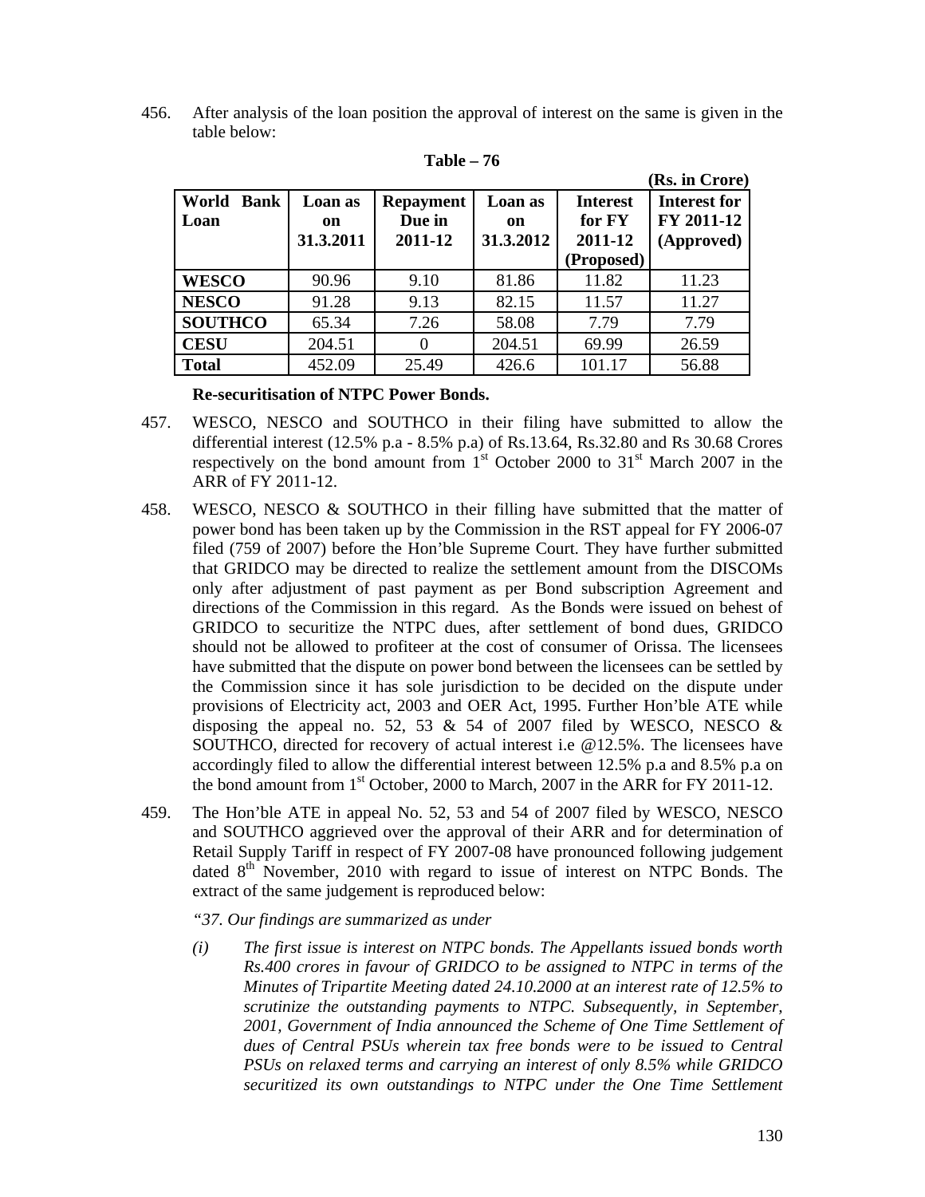456. After analysis of the loan position the approval of interest on the same is given in the table below:

**Table – 76**

**(Rs. in Crore)**

| World Bank Loan | Loan as on 31.3.2011 | Repayment Due in 2011-12 | Loan as on 31.3.2012 | Interest for FY 2011-12 (Proposed) | Interest for FY 2011-12 (Approved) |
|---|---|---|---|---|---|
| **WESCO** | 90.96 | 9.10 | 81.86 | 11.82 | 11.23 |
| **NESCO** | 91.28 | 9.13 | 82.15 | 11.57 | 11.27 |
| **SOUTHCO** | 65.34 | 7.26 | 58.08 | 7.79 | 7.79 |
| **CESU** | 204.51 | 0 | 204.51 | 69.99 | 26.59 |
| **Total** | 452.09 | 25.49 | 426.6 | 101.17 | 56.88 |

**Re-securitisation of NTPC Power Bonds.**

457. WESCO, NESCO and SOUTHCO in their filing have submitted to allow the differential interest (12.5% p.a - 8.5% p.a) of Rs.13.64, Rs.32.80 and Rs 30.68 Crores respectively on the bond amount from 1st October 2000 to 31st March 2007 in the ARR of FY 2011-12.

458. WESCO, NESCO & SOUTHCO in their filling have submitted that the matter of power bond has been taken up by the Commission in the RST appeal for FY 2006-07 filed (759 of 2007) before the Hon'ble Supreme Court. They have further submitted that GRIDCO may be directed to realize the settlement amount from the DISCOMs only after adjustment of past payment as per Bond subscription Agreement and directions of the Commission in this regard. As the Bonds were issued on behest of GRIDCO to securitize the NTPC dues, after settlement of bond dues, GRIDCO should not be allowed to profiteer at the cost of consumer of Orissa. The licensees have submitted that the dispute on power bond between the licensees can be settled by the Commission since it has sole jurisdiction to be decided on the dispute under provisions of Electricity act, 2003 and OER Act, 1995. Further Hon'ble ATE while disposing the appeal no. 52, 53 & 54 of 2007 filed by WESCO, NESCO & SOUTHCO, directed for recovery of actual interest i.e @12.5%. The licensees have accordingly filed to allow the differential interest between 12.5% p.a and 8.5% p.a on the bond amount from 1st October, 2000 to March, 2007 in the ARR for FY 2011-12.

459. The Hon'ble ATE in appeal No. 52, 53 and 54 of 2007 filed by WESCO, NESCO and SOUTHCO aggrieved over the approval of their ARR and for determination of Retail Supply Tariff in respect of FY 2007-08 have pronounced following judgement dated 8th November, 2010 with regard to issue of interest on NTPC Bonds. The extract of the same judgement is reproduced below:

*"37. Our findings are summarized as under*

*(i) The first issue is interest on NTPC bonds. The Appellants issued bonds worth Rs.400 crores in favour of GRIDCO to be assigned to NTPC in terms of the Minutes of Tripartite Meeting dated 24.10.2000 at an interest rate of 12.5% to scrutinize the outstanding payments to NTPC. Subsequently, in September, 2001, Government of India announced the Scheme of One Time Settlement of dues of Central PSUs wherein tax free bonds were to be issued to Central PSUs on relaxed terms and carrying an interest of only 8.5% while GRIDCO securitized its own outstandings to NTPC under the One Time Settlement*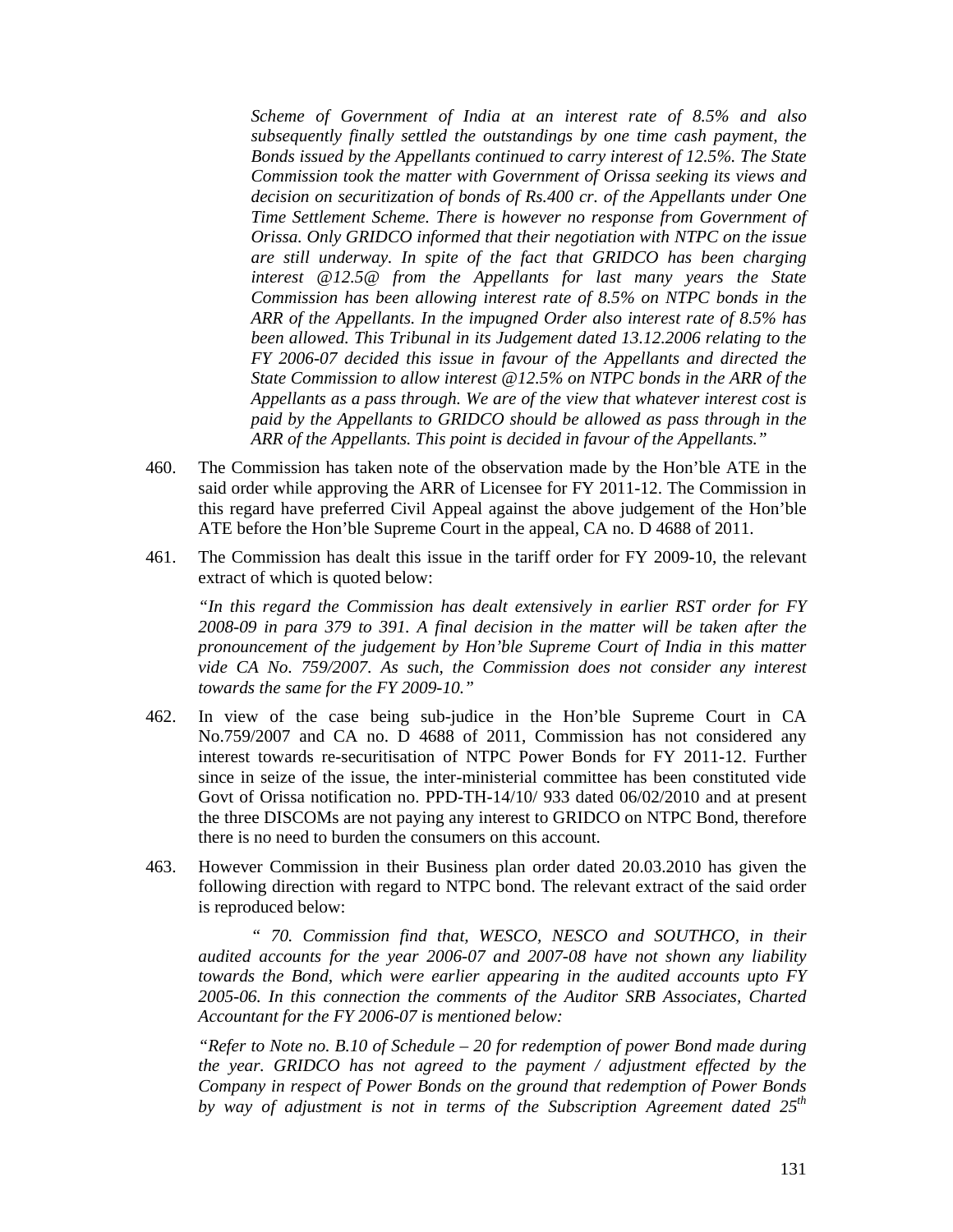*Scheme of Government of India at an interest rate of 8.5% and also subsequently finally settled the outstandings by one time cash payment, the Bonds issued by the Appellants continued to carry interest of 12.5%. The State Commission took the matter with Government of Orissa seeking its views and decision on securitization of bonds of Rs.400 cr. of the Appellants under One Time Settlement Scheme. There is however no response from Government of Orissa. Only GRIDCO informed that their negotiation with NTPC on the issue are still underway. In spite of the fact that GRIDCO has been charging interest @12.5@ from the Appellants for last many years the State Commission has been allowing interest rate of 8.5% on NTPC bonds in the ARR of the Appellants. In the impugned Order also interest rate of 8.5% has been allowed. This Tribunal in its Judgement dated 13.12.2006 relating to the FY 2006-07 decided this issue in favour of the Appellants and directed the State Commission to allow interest @12.5% on NTPC bonds in the ARR of the Appellants as a pass through. We are of the view that whatever interest cost is paid by the Appellants to GRIDCO should be allowed as pass through in the ARR of the Appellants. This point is decided in favour of the Appellants."*

460. The Commission has taken note of the observation made by the Hon'ble ATE in the said order while approving the ARR of Licensee for FY 2011-12. The Commission in this regard have preferred Civil Appeal against the above judgement of the Hon'ble ATE before the Hon'ble Supreme Court in the appeal, CA no. D 4688 of 2011.

461. The Commission has dealt this issue in the tariff order for FY 2009-10, the relevant extract of which is quoted below:

*"In this regard the Commission has dealt extensively in earlier RST order for FY 2008-09 in para 379 to 391. A final decision in the matter will be taken after the pronouncement of the judgement by Hon'ble Supreme Court of India in this matter vide CA No. 759/2007. As such, the Commission does not consider any interest towards the same for the FY 2009-10."*

462. In view of the case being sub-judice in the Hon'ble Supreme Court in CA No.759/2007 and CA no. D 4688 of 2011, Commission has not considered any interest towards re-securitisation of NTPC Power Bonds for FY 2011-12. Further since in seize of the issue, the inter-ministerial committee has been constituted vide Govt of Orissa notification no. PPD-TH-14/10/ 933 dated 06/02/2010 and at present the three DISCOMs are not paying any interest to GRIDCO on NTPC Bond, therefore there is no need to burden the consumers on this account.

463. However Commission in their Business plan order dated 20.03.2010 has given the following direction with regard to NTPC bond. The relevant extract of the said order is reproduced below:

*" 70. Commission find that, WESCO, NESCO and SOUTHCO, in their audited accounts for the year 2006-07 and 2007-08 have not shown any liability towards the Bond, which were earlier appearing in the audited accounts upto FY 2005-06. In this connection the comments of the Auditor SRB Associates, Charted Accountant for the FY 2006-07 is mentioned below:*

*"Refer to Note no. B.10 of Schedule – 20 for redemption of power Bond made during the year. GRIDCO has not agreed to the payment / adjustment effected by the Company in respect of Power Bonds on the ground that redemption of Power Bonds by way of adjustment is not in terms of the Subscription Agreement dated 25th*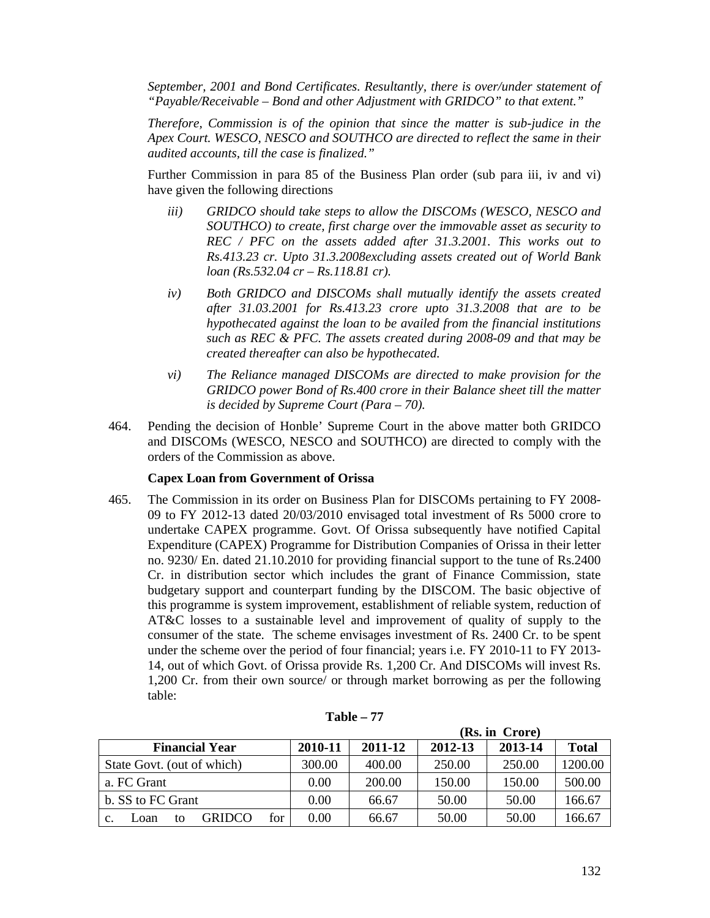*September, 2001 and Bond Certificates. Resultantly, there is over/under statement of "Payable/Receivable – Bond and other Adjustment with GRIDCO" to that extent."*

*Therefore, Commission is of the opinion that since the matter is sub-judice in the Apex Court. WESCO, NESCO and SOUTHCO are directed to reflect the same in their audited accounts, till the case is finalized."*

Further Commission in para 85 of the Business Plan order (sub para iii, iv and vi) have given the following directions

*iii) GRIDCO should take steps to allow the DISCOMs (WESCO, NESCO and SOUTHCO) to create, first charge over the immovable asset as security to REC / PFC on the assets added after 31.3.2001. This works out to Rs.413.23 cr. Upto 31.3.2008excluding assets created out of World Bank loan (Rs.532.04 cr – Rs.118.81 cr).*

*iv) Both GRIDCO and DISCOMs shall mutually identify the assets created after 31.03.2001 for Rs.413.23 crore upto 31.3.2008 that are to be hypothecated against the loan to be availed from the financial institutions such as REC & PFC. The assets created during 2008-09 and that may be created thereafter can also be hypothecated.*

*vi) The Reliance managed DISCOMs are directed to make provision for the GRIDCO power Bond of Rs.400 crore in their Balance sheet till the matter is decided by Supreme Court (Para – 70).*

464. Pending the decision of Honble' Supreme Court in the above matter both GRIDCO and DISCOMs (WESCO, NESCO and SOUTHCO) are directed to comply with the orders of the Commission as above.

**Capex Loan from Government of Orissa**

465. The Commission in its order on Business Plan for DISCOMs pertaining to FY 2008-09 to FY 2012-13 dated 20/03/2010 envisaged total investment of Rs 5000 crore to undertake CAPEX programme. Govt. Of Orissa subsequently have notified Capital Expenditure (CAPEX) Programme for Distribution Companies of Orissa in their letter no. 9230/ En. dated 21.10.2010 for providing financial support to the tune of Rs.2400 Cr. in distribution sector which includes the grant of Finance Commission, state budgetary support and counterpart funding by the DISCOM. The basic objective of this programme is system improvement, establishment of reliable system, reduction of AT&C losses to a sustainable level and improvement of quality of supply to the consumer of the state. The scheme envisages investment of Rs. 2400 Cr. to be spent under the scheme over the period of four financial; years i.e. FY 2010-11 to FY 2013-14, out of which Govt. of Orissa provide Rs. 1,200 Cr. And DISCOMs will invest Rs. 1,200 Cr. from their own source/ or through market borrowing as per the following table:

**Table – 77**

**(Rs. in Crore)**

| Financial Year | 2010-11 | 2011-12 | 2012-13 | 2013-14 | Total |
|---|---|---|---|---|---|
| State Govt. (out of which) | 300.00 | 400.00 | 250.00 | 250.00 | 1200.00 |
| a. FC Grant | 0.00 | 200.00 | 150.00 | 150.00 | 500.00 |
| b. SS to FC Grant | 0.00 | 66.67 | 50.00 | 50.00 | 166.67 |
| c. Loan to GRIDCO for | 0.00 | 66.67 | 50.00 | 50.00 | 166.67 |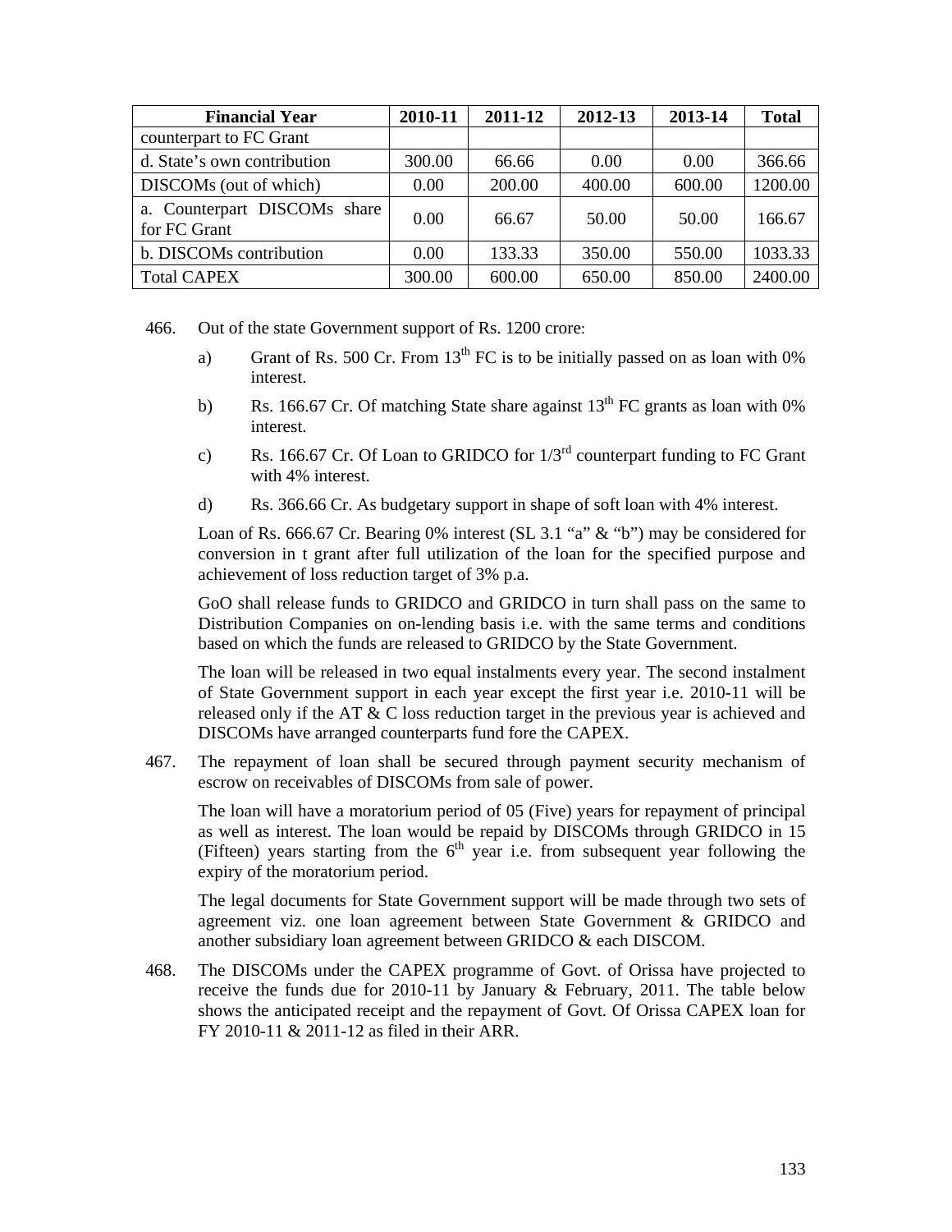| Financial Year | 2010-11 | 2011-12 | 2012-13 | 2013-14 | Total |
|---|---|---|---|---|---|
| counterpart to FC Grant | | | | | |
| d. State's own contribution | 300.00 | 66.66 | 0.00 | 0.00 | 366.66 |
| DISCOMs (out of which) | 0.00 | 200.00 | 400.00 | 600.00 | 1200.00 |
| a. Counterpart DISCOMs share for FC Grant | 0.00 | 66.67 | 50.00 | 50.00 | 166.67 |
| b. DISCOMs contribution | 0.00 | 133.33 | 350.00 | 550.00 | 1033.33 |
| Total CAPEX | 300.00 | 600.00 | 650.00 | 850.00 | 2400.00 |

466. Out of the state Government support of Rs. 1200 crore:

a) Grant of Rs. 500 Cr. From 13th FC is to be initially passed on as loan with 0% interest.

b) Rs. 166.67 Cr. Of matching State share against 13th FC grants as loan with 0% interest.

c) Rs. 166.67 Cr. Of Loan to GRIDCO for 1/3rd counterpart funding to FC Grant with 4% interest.

d) Rs. 366.66 Cr. As budgetary support in shape of soft loan with 4% interest.

Loan of Rs. 666.67 Cr. Bearing 0% interest (SL 3.1 "a" & "b") may be considered for conversion in t grant after full utilization of the loan for the specified purpose and achievement of loss reduction target of 3% p.a.

GoO shall release funds to GRIDCO and GRIDCO in turn shall pass on the same to Distribution Companies on on-lending basis i.e. with the same terms and conditions based on which the funds are released to GRIDCO by the State Government.

The loan will be released in two equal instalments every year. The second instalment of State Government support in each year except the first year i.e. 2010-11 will be released only if the AT & C loss reduction target in the previous year is achieved and DISCOMs have arranged counterparts fund fore the CAPEX.

467. The repayment of loan shall be secured through payment security mechanism of escrow on receivables of DISCOMs from sale of power.

The loan will have a moratorium period of 05 (Five) years for repayment of principal as well as interest. The loan would be repaid by DISCOMs through GRIDCO in 15 (Fifteen) years starting from the 6th year i.e. from subsequent year following the expiry of the moratorium period.

The legal documents for State Government support will be made through two sets of agreement viz. one loan agreement between State Government & GRIDCO and another subsidiary loan agreement between GRIDCO & each DISCOM.

468. The DISCOMs under the CAPEX programme of Govt. of Orissa have projected to receive the funds due for 2010-11 by January & February, 2011. The table below shows the anticipated receipt and the repayment of Govt. Of Orissa CAPEX loan for FY 2010-11 & 2011-12 as filed in their ARR.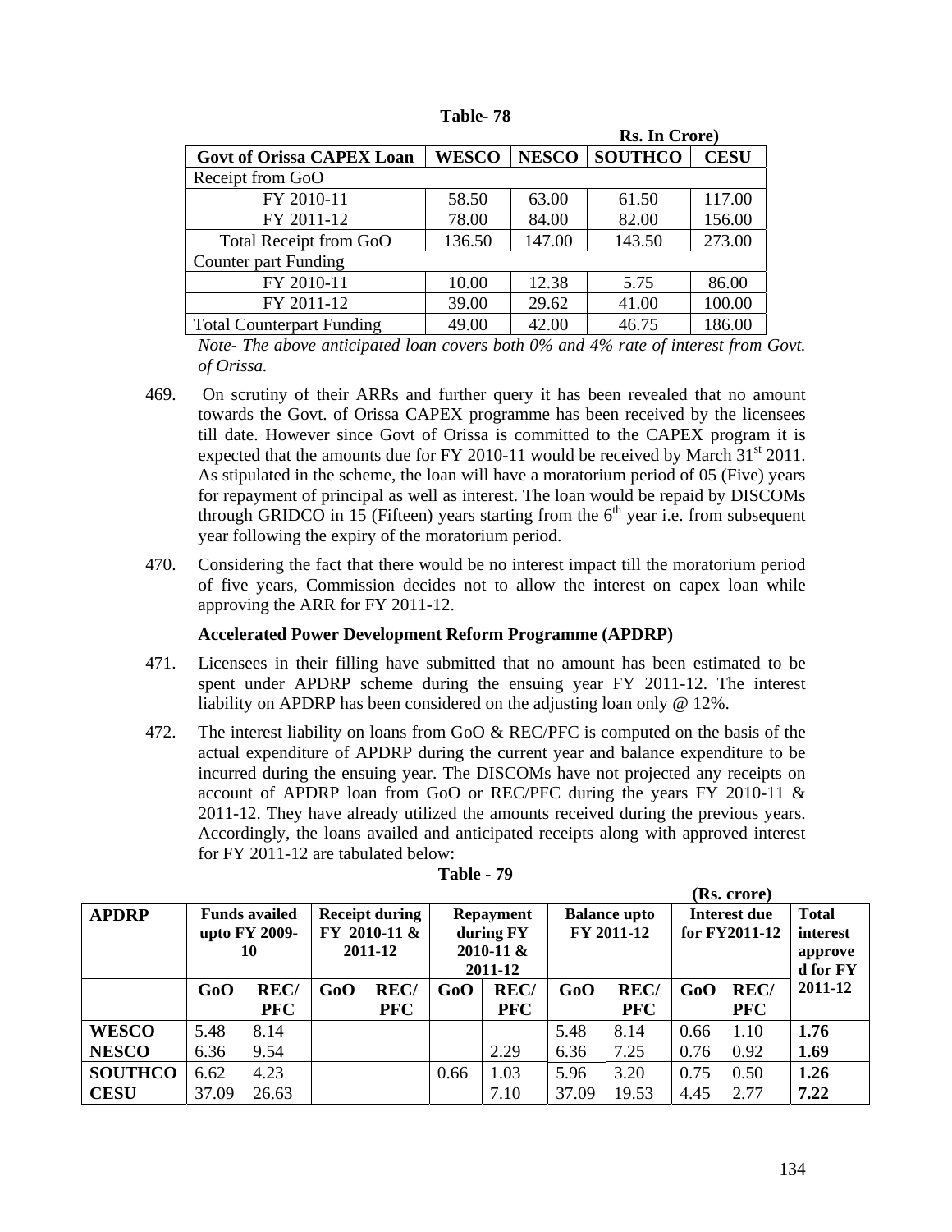**Table- 78**

Rs. In Crore)

| Govt of Orissa CAPEX Loan | WESCO | NESCO | SOUTHCO | CESU |
|---|---|---|---|---|
| Receipt from GoO | | | | |
| FY 2010-11 | 58.50 | 63.00 | 61.50 | 117.00 |
| FY 2011-12 | 78.00 | 84.00 | 82.00 | 156.00 |
| Total Receipt from GoO | 136.50 | 147.00 | 143.50 | 273.00 |
| Counter part Funding | | | | |
| FY 2010-11 | 10.00 | 12.38 | 5.75 | 86.00 |
| FY 2011-12 | 39.00 | 29.62 | 41.00 | 100.00 |
| Total Counterpart Funding | 49.00 | 42.00 | 46.75 | 186.00 |

*Note- The above anticipated loan covers both 0% and 4% rate of interest from Govt. of Orissa.*

469. On scrutiny of their ARRs and further query it has been revealed that no amount towards the Govt. of Orissa CAPEX programme has been received by the licensees till date. However since Govt of Orissa is committed to the CAPEX program it is expected that the amounts due for FY 2010-11 would be received by March 31st 2011. As stipulated in the scheme, the loan will have a moratorium period of 05 (Five) years for repayment of principal as well as interest. The loan would be repaid by DISCOMs through GRIDCO in 15 (Fifteen) years starting from the 6th year i.e. from subsequent year following the expiry of the moratorium period.

470. Considering the fact that there would be no interest impact till the moratorium period of five years, Commission decides not to allow the interest on capex loan while approving the ARR for FY 2011-12.

**Accelerated Power Development Reform Programme (APDRP)**

471. Licensees in their filling have submitted that no amount has been estimated to be spent under APDRP scheme during the ensuing year FY 2011-12. The interest liability on APDRP has been considered on the adjusting loan only @ 12%.

472. The interest liability on loans from GoO & REC/PFC is computed on the basis of the actual expenditure of APDRP during the current year and balance expenditure to be incurred during the ensuing year. The DISCOMs have not projected any receipts on account of APDRP loan from GoO or REC/PFC during the years FY 2010-11 & 2011-12. They have already utilized the amounts received during the previous years. Accordingly, the loans availed and anticipated receipts along with approved interest for FY 2011-12 are tabulated below:

**Table - 79**

(Rs. crore)

| APDRP | Funds availed upto FY 2009-10 | | Receipt during FY 2010-11 & 2011-12 | | Repayment during FY 2010-11 & 2011-12 | | Balance upto FY 2011-12 | | Interest due for FY2011-12 | | Total interest approved for FY 2011-12 |
|---|---|---|---|---|---|---|---|---|---|---|---|
| | GoO | REC/PFC | GoO | REC/PFC | GoO | REC/PFC | GoO | REC/PFC | GoO | REC/PFC | |
| **WESCO** | 5.48 | 8.14 | | | | | 5.48 | 8.14 | 0.66 | 1.10 | **1.76** |
| **NESCO** | 6.36 | 9.54 | | | | 2.29 | 6.36 | 7.25 | 0.76 | 0.92 | **1.69** |
| **SOUTHCO** | 6.62 | 4.23 | | | 0.66 | 1.03 | 5.96 | 3.20 | 0.75 | 0.50 | **1.26** |
| **CESU** | 37.09 | 26.63 | | | | 7.10 | 37.09 | 19.53 | 4.45 | 2.77 | **7.22** |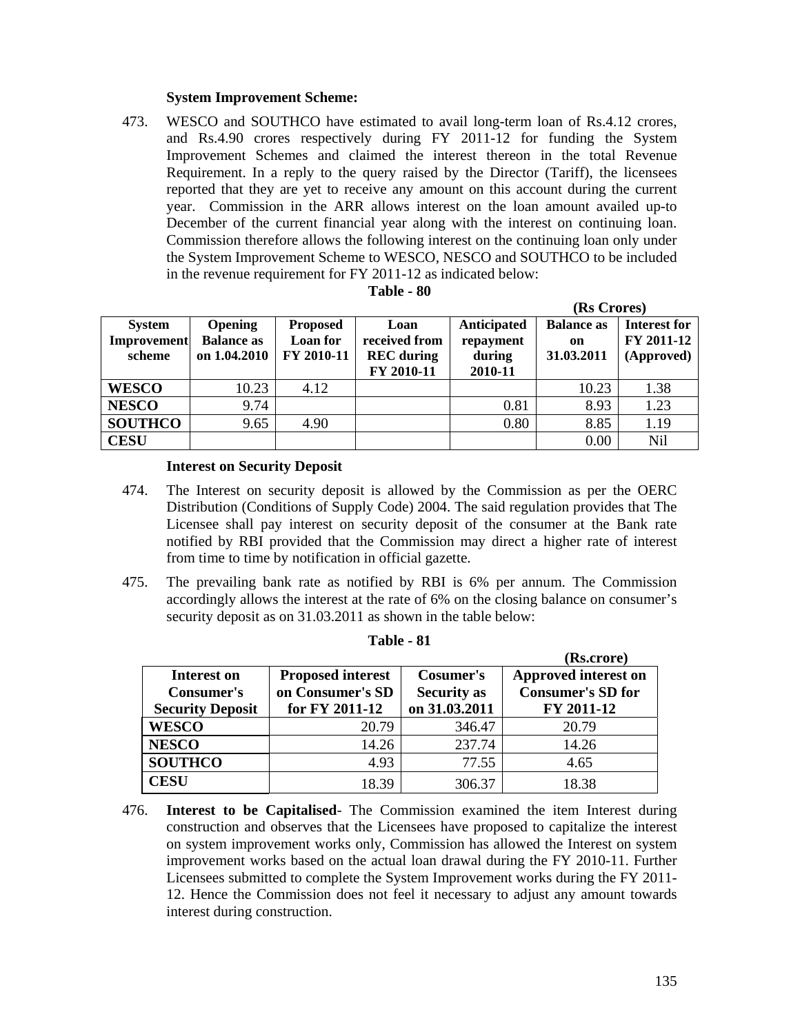**System Improvement Scheme:**

473. WESCO and SOUTHCO have estimated to avail long-term loan of Rs.4.12 crores, and Rs.4.90 crores respectively during FY 2011-12 for funding the System Improvement Schemes and claimed the interest thereon in the total Revenue Requirement. In a reply to the query raised by the Director (Tariff), the licensees reported that they are yet to receive any amount on this account during the current year. Commission in the ARR allows interest on the loan amount availed up-to December of the current financial year along with the interest on continuing loan. Commission therefore allows the following interest on the continuing loan only under the System Improvement Scheme to WESCO, NESCO and SOUTHCO to be included in the revenue requirement for FY 2011-12 as indicated below:

**Table - 80**

**(Rs Crores)**

| System Improvement scheme | Opening Balance as on 1.04.2010 | Proposed Loan for FY 2010-11 | Loan received from REC during FY 2010-11 | Anticipated repayment during 2010-11 | Balance as on 31.03.2011 | Interest for FY 2011-12 (Approved) |
|---|---|---|---|---|---|---|
| **WESCO** | 10.23 | 4.12 | | | 10.23 | 1.38 |
| **NESCO** | 9.74 | | | 0.81 | 8.93 | 1.23 |
| **SOUTHCO** | 9.65 | 4.90 | | 0.80 | 8.85 | 1.19 |
| **CESU** | | | | | 0.00 | Nil |

**Interest on Security Deposit**

474. The Interest on security deposit is allowed by the Commission as per the OERC Distribution (Conditions of Supply Code) 2004. The said regulation provides that The Licensee shall pay interest on security deposit of the consumer at the Bank rate notified by RBI provided that the Commission may direct a higher rate of interest from time to time by notification in official gazette.

475. The prevailing bank rate as notified by RBI is 6% per annum. The Commission accordingly allows the interest at the rate of 6% on the closing balance on consumer's security deposit as on 31.03.2011 as shown in the table below:

**Table - 81**

**(Rs.crore)**

| Interest on Consumer's Security Deposit | Proposed interest on Consumer's SD for FY 2011-12 | Cosumer's Security as on 31.03.2011 | Approved interest on Consumer's SD for FY 2011-12 |
|---|---|---|---|
| **WESCO** | 20.79 | 346.47 | 20.79 |
| **NESCO** | 14.26 | 237.74 | 14.26 |
| **SOUTHCO** | 4.93 | 77.55 | 4.65 |
| **CESU** | 18.39 | 306.37 | 18.38 |

476. **Interest to be Capitalised**- The Commission examined the item Interest during construction and observes that the Licensees have proposed to capitalize the interest on system improvement works only, Commission has allowed the Interest on system improvement works based on the actual loan drawal during the FY 2010-11. Further Licensees submitted to complete the System Improvement works during the FY 2011-12. Hence the Commission does not feel it necessary to adjust any amount towards interest during construction.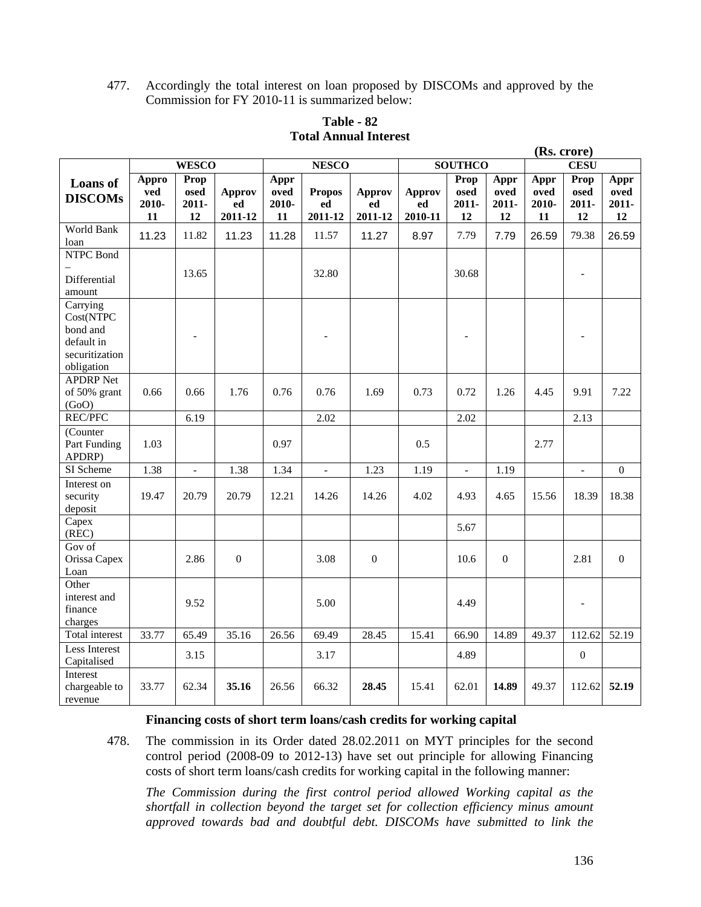477. Accordingly the total interest on loan proposed by DISCOMs and approved by the Commission for FY 2010-11 is summarized below:

**Table - 82**
**Total Annual Interest**

**(Rs. crore)**

| Loans of DISCOMs | WESCO | | | NESCO | | | SOUTHCO | | | CESU | | |
|---|---|---|---|---|---|---|---|---|---|---|---|---|
| | Approved 2010-11 | Proposed 2011-12 | Approved 2011-12 | Approved 2010-11 | Proposed 2011-12 | Approved 2011-12 | Approved 2010-11 | Proposed 2011-12 | Approved 2011-12 | Approved 2010-11 | Proposed 2011-12 | Approved 2011-12 |
| World Bank loan | 11.23 | 11.82 | 11.23 | 11.28 | 11.57 | 11.27 | 8.97 | 7.79 | 7.79 | 26.59 | 79.38 | 26.59 |
| NTPC Bond – Differential amount | | 13.65 | | | 32.80 | | | 30.68 | | | - | |
| Carrying Cost(NTPC bond and default in securitization obligation | | - | | | - | | | - | | | - | |
| APDRP Net of 50% grant (GoO) | 0.66 | 0.66 | 1.76 | 0.76 | 0.76 | 1.69 | 0.73 | 0.72 | 1.26 | 4.45 | 9.91 | 7.22 |
| REC/PFC | | 6.19 | | | 2.02 | | | 2.02 | | | 2.13 | |
| (Counter Part Funding APDRP) | 1.03 | | | 0.97 | | | 0.5 | | | 2.77 | | |
| SI Scheme | 1.38 | - | 1.38 | 1.34 | - | 1.23 | 1.19 | - | 1.19 | | - | 0 |
| Interest on security deposit | 19.47 | 20.79 | 20.79 | 12.21 | 14.26 | 14.26 | 4.02 | 4.93 | 4.65 | 15.56 | 18.39 | 18.38 |
| Capex (REC) | | | | | | | | 5.67 | | | | |
| Gov of Orissa Capex Loan | | 2.86 | 0 | | 3.08 | 0 | | 10.6 | 0 | | 2.81 | 0 |
| Other interest and finance charges | | 9.52 | | | 5.00 | | | 4.49 | | | - | |
| Total interest | 33.77 | 65.49 | 35.16 | 26.56 | 69.49 | 28.45 | 15.41 | 66.90 | 14.89 | 49.37 | 112.62 | 52.19 |
| Less Interest Capitalised | | 3.15 | | | 3.17 | | | 4.89 | | | 0 | |
| Interest chargeable to revenue | 33.77 | 62.34 | **35.16** | 26.56 | 66.32 | **28.45** | 15.41 | 62.01 | **14.89** | 49.37 | 112.62 | **52.19** |

**Financing costs of short term loans/cash credits for working capital**

478. The commission in its Order dated 28.02.2011 on MYT principles for the second control period (2008-09 to 2012-13) have set out principle for allowing Financing costs of short term loans/cash credits for working capital in the following manner:

*The Commission during the first control period allowed Working capital as the shortfall in collection beyond the target set for collection efficiency minus amount approved towards bad and doubtful debt. DISCOMs have submitted to link the*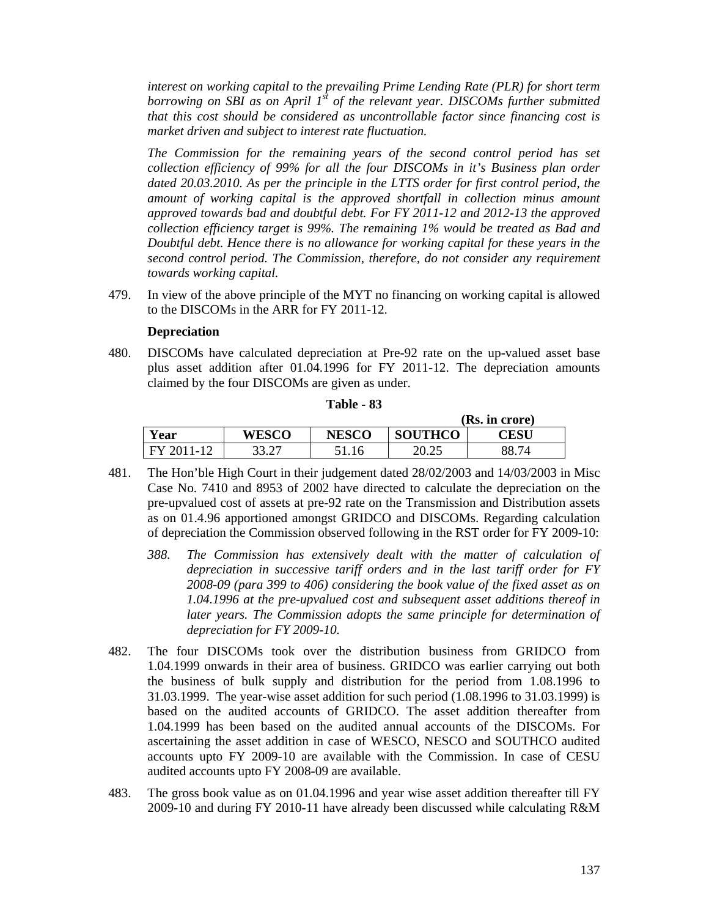*interest on working capital to the prevailing Prime Lending Rate (PLR) for short term borrowing on SBI as on April 1st of the relevant year. DISCOMs further submitted that this cost should be considered as uncontrollable factor since financing cost is market driven and subject to interest rate fluctuation.*

*The Commission for the remaining years of the second control period has set collection efficiency of 99% for all the four DISCOMs in it's Business plan order dated 20.03.2010. As per the principle in the LTTS order for first control period, the amount of working capital is the approved shortfall in collection minus amount approved towards bad and doubtful debt. For FY 2011-12 and 2012-13 the approved collection efficiency target is 99%. The remaining 1% would be treated as Bad and Doubtful debt. Hence there is no allowance for working capital for these years in the second control period. The Commission, therefore, do not consider any requirement towards working capital.*

479. In view of the above principle of the MYT no financing on working capital is allowed to the DISCOMs in the ARR for FY 2011-12.

**Depreciation**

480. DISCOMs have calculated depreciation at Pre-92 rate on the up-valued asset base plus asset addition after 01.04.1996 for FY 2011-12. The depreciation amounts claimed by the four DISCOMs are given as under.

**Table - 83**

**(Rs. in crore)**

| Year | WESCO | NESCO | SOUTHCO | CESU |
|---|---|---|---|---|
| FY 2011-12 | 33.27 | 51.16 | 20.25 | 88.74 |

481. The Hon'ble High Court in their judgement dated 28/02/2003 and 14/03/2003 in Misc Case No. 7410 and 8953 of 2002 have directed to calculate the depreciation on the pre-upvalued cost of assets at pre-92 rate on the Transmission and Distribution assets as on 01.4.96 apportioned amongst GRIDCO and DISCOMs. Regarding calculation of depreciation the Commission observed following in the RST order for FY 2009-10:

*388. The Commission has extensively dealt with the matter of calculation of depreciation in successive tariff orders and in the last tariff order for FY 2008-09 (para 399 to 406) considering the book value of the fixed asset as on 1.04.1996 at the pre-upvalued cost and subsequent asset additions thereof in later years. The Commission adopts the same principle for determination of depreciation for FY 2009-10.*

482. The four DISCOMs took over the distribution business from GRIDCO from 1.04.1999 onwards in their area of business. GRIDCO was earlier carrying out both the business of bulk supply and distribution for the period from 1.08.1996 to 31.03.1999. The year-wise asset addition for such period (1.08.1996 to 31.03.1999) is based on the audited accounts of GRIDCO. The asset addition thereafter from 1.04.1999 has been based on the audited annual accounts of the DISCOMs. For ascertaining the asset addition in case of WESCO, NESCO and SOUTHCO audited accounts upto FY 2009-10 are available with the Commission. In case of CESU audited accounts upto FY 2008-09 are available.

483. The gross book value as on 01.04.1996 and year wise asset addition thereafter till FY 2009-10 and during FY 2010-11 have already been discussed while calculating R&M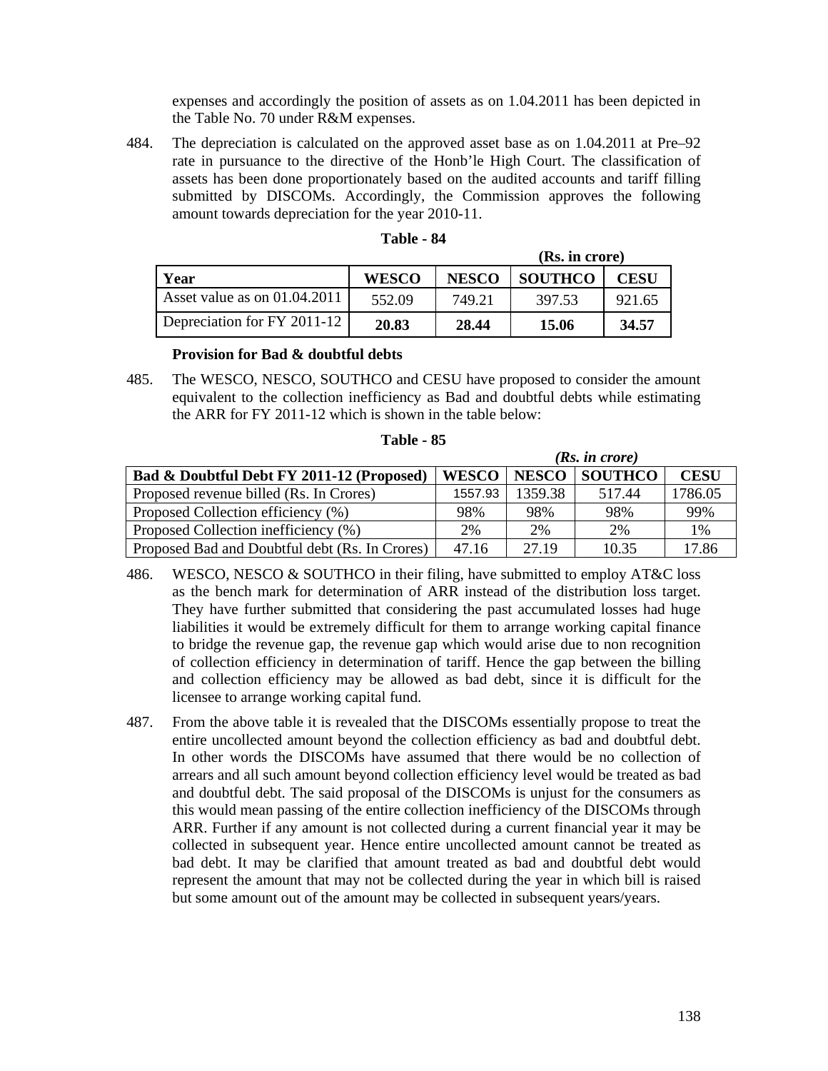expenses and accordingly the position of assets as on 1.04.2011 has been depicted in the Table No. 70 under R&M expenses.

484. The depreciation is calculated on the approved asset base as on 1.04.2011 at Pre–92 rate in pursuance to the directive of the Honb'le High Court. The classification of assets has been done proportionately based on the audited accounts and tariff filling submitted by DISCOMs. Accordingly, the Commission approves the following amount towards depreciation for the year 2010-11.

**Table - 84**

**(Rs. in crore)**

| Year | WESCO | NESCO | SOUTHCO | CESU |
|---|---|---|---|---|
| Asset value as on 01.04.2011 | 552.09 | 749.21 | 397.53 | 921.65 |
| Depreciation for FY 2011-12 | **20.83** | **28.44** | **15.06** | **34.57** |

**Provision for Bad & doubtful debts**

485. The WESCO, NESCO, SOUTHCO and CESU have proposed to consider the amount equivalent to the collection inefficiency as Bad and doubtful debts while estimating the ARR for FY 2011-12 which is shown in the table below:

**Table - 85**

***(Rs. in crore)***

| Bad & Doubtful Debt FY 2011-12 (Proposed) | WESCO | NESCO | SOUTHCO | CESU |
|---|---|---|---|---|
| Proposed revenue billed (Rs. In Crores) | 1557.93 | 1359.38 | 517.44 | 1786.05 |
| Proposed Collection efficiency (%) | 98% | 98% | 98% | 99% |
| Proposed Collection inefficiency (%) | 2% | 2% | 2% | 1% |
| Proposed Bad and Doubtful debt (Rs. In Crores) | 47.16 | 27.19 | 10.35 | 17.86 |

486. WESCO, NESCO & SOUTHCO in their filing, have submitted to employ AT&C loss as the bench mark for determination of ARR instead of the distribution loss target. They have further submitted that considering the past accumulated losses had huge liabilities it would be extremely difficult for them to arrange working capital finance to bridge the revenue gap, the revenue gap which would arise due to non recognition of collection efficiency in determination of tariff. Hence the gap between the billing and collection efficiency may be allowed as bad debt, since it is difficult for the licensee to arrange working capital fund.

487. From the above table it is revealed that the DISCOMs essentially propose to treat the entire uncollected amount beyond the collection efficiency as bad and doubtful debt. In other words the DISCOMs have assumed that there would be no collection of arrears and all such amount beyond collection efficiency level would be treated as bad and doubtful debt. The said proposal of the DISCOMs is unjust for the consumers as this would mean passing of the entire collection inefficiency of the DISCOMs through ARR. Further if any amount is not collected during a current financial year it may be collected in subsequent year. Hence entire uncollected amount cannot be treated as bad debt. It may be clarified that amount treated as bad and doubtful debt would represent the amount that may not be collected during the year in which bill is raised but some amount out of the amount may be collected in subsequent years/years.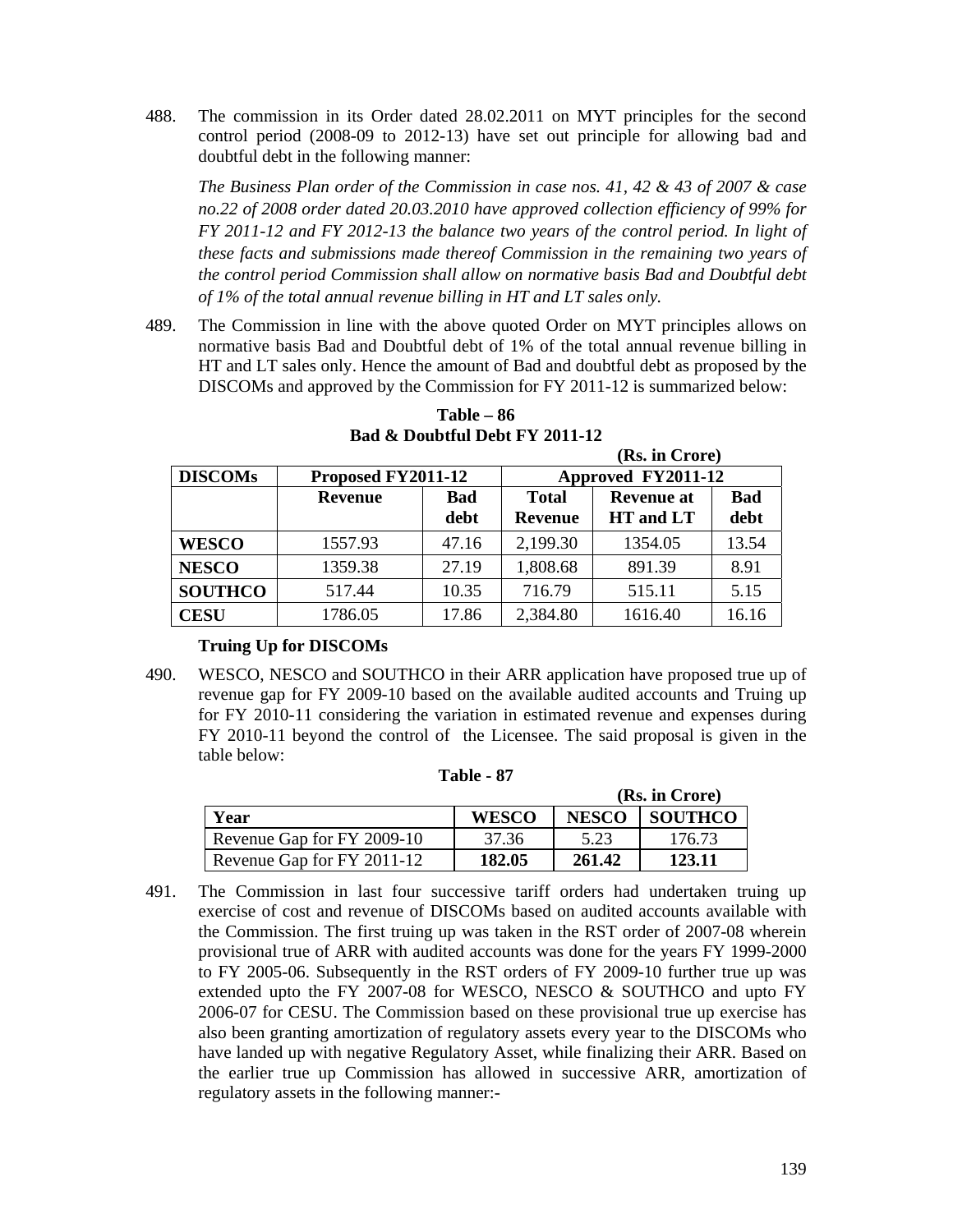488. The commission in its Order dated 28.02.2011 on MYT principles for the second control period (2008-09 to 2012-13) have set out principle for allowing bad and doubtful debt in the following manner:

*The Business Plan order of the Commission in case nos. 41, 42 & 43 of 2007 & case no.22 of 2008 order dated 20.03.2010 have approved collection efficiency of 99% for FY 2011-12 and FY 2012-13 the balance two years of the control period. In light of these facts and submissions made thereof Commission in the remaining two years of the control period Commission shall allow on normative basis Bad and Doubtful debt of 1% of the total annual revenue billing in HT and LT sales only.*

489. The Commission in line with the above quoted Order on MYT principles allows on normative basis Bad and Doubtful debt of 1% of the total annual revenue billing in HT and LT sales only. Hence the amount of Bad and doubtful debt as proposed by the DISCOMs and approved by the Commission for FY 2011-12 is summarized below:

**Table – 86**
**Bad & Doubtful Debt FY 2011-12**

**(Rs. in Crore)**

| DISCOMs | Proposed FY2011-12 | | Approved FY2011-12 | | |
|---|---|---|---|---|---|
| | Revenue | Bad debt | Total Revenue | Revenue at HT and LT | Bad debt |
| WESCO | 1557.93 | 47.16 | 2,199.30 | 1354.05 | 13.54 |
| NESCO | 1359.38 | 27.19 | 1,808.68 | 891.39 | 8.91 |
| SOUTHCO | 517.44 | 10.35 | 716.79 | 515.11 | 5.15 |
| CESU | 1786.05 | 17.86 | 2,384.80 | 1616.40 | 16.16 |

**Truing Up for DISCOMs**

490. WESCO, NESCO and SOUTHCO in their ARR application have proposed true up of revenue gap for FY 2009-10 based on the available audited accounts and Truing up for FY 2010-11 considering the variation in estimated revenue and expenses during FY 2010-11 beyond the control of the Licensee. The said proposal is given in the table below:

**Table - 87**

**(Rs. in Crore)**

| Year | WESCO | NESCO | SOUTHCO |
|---|---|---|---|
| Revenue Gap for FY 2009-10 | 37.36 | 5.23 | 176.73 |
| Revenue Gap for FY 2011-12 | **182.05** | **261.42** | **123.11** |

491. The Commission in last four successive tariff orders had undertaken truing up exercise of cost and revenue of DISCOMs based on audited accounts available with the Commission. The first truing up was taken in the RST order of 2007-08 wherein provisional true of ARR with audited accounts was done for the years FY 1999-2000 to FY 2005-06. Subsequently in the RST orders of FY 2009-10 further true up was extended upto the FY 2007-08 for WESCO, NESCO & SOUTHCO and upto FY 2006-07 for CESU. The Commission based on these provisional true up exercise has also been granting amortization of regulatory assets every year to the DISCOMs who have landed up with negative Regulatory Asset, while finalizing their ARR. Based on the earlier true up Commission has allowed in successive ARR, amortization of regulatory assets in the following manner:-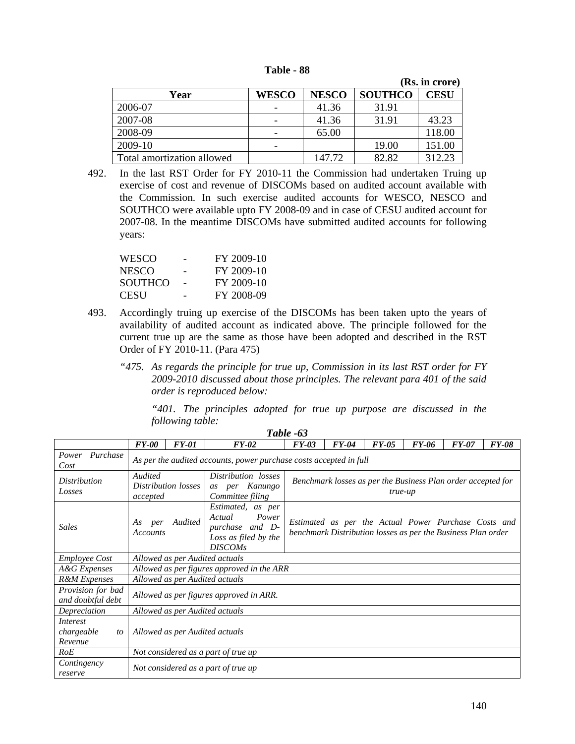**Table - 88**

**(Rs. in crore)**

| Year | WESCO | NESCO | SOUTHCO | CESU |
|---|---|---|---|---|
| 2006-07 | - | 41.36 | 31.91 | |
| 2007-08 | - | 41.36 | 31.91 | 43.23 |
| 2008-09 | - | 65.00 | | 118.00 |
| 2009-10 | - | | 19.00 | 151.00 |
| Total amortization allowed | | 147.72 | 82.82 | 312.23 |

492. In the last RST Order for FY 2010-11 the Commission had undertaken Truing up exercise of cost and revenue of DISCOMs based on audited account available with the Commission. In such exercise audited accounts for WESCO, NESCO and SOUTHCO were available upto FY 2008-09 and in case of CESU audited account for 2007-08. In the meantime DISCOMs have submitted audited accounts for following years:

| | | |
|---|---|---|
| WESCO | - | FY 2009-10 |
| NESCO | - | FY 2009-10 |
| SOUTHCO | - | FY 2009-10 |
| CESU | - | FY 2008-09 |

493. Accordingly truing up exercise of the DISCOMs has been taken upto the years of availability of audited account as indicated above. The principle followed for the current true up are the same as those have been adopted and described in the RST Order of FY 2010-11. (Para 475)

*"475. As regards the principle for true up, Commission in its last RST order for FY 2009-2010 discussed about those principles. The relevant para 401 of the said order is reproduced below:*

*"401. The principles adopted for true up purpose are discussed in the following table:*

***Table -63***

| | *FY-00* | *FY-01* | *FY-02* | *FY-03* | *FY-04* | *FY-05* | *FY-06* | *FY-07* | *FY-08* |
|---|---|---|---|---|---|---|---|---|---|
| *Power Purchase Cost* | *As per the audited accounts, power purchase costs accepted in full* | | | | | | | | |
| *Distribution Losses* | *Audited Distribution losses accepted* | | *Distribution losses as per Kanungo Committee filing* | *Benchmark losses as per the Business Plan order accepted for true-up* | | | | | |
| *Sales* | *As per Audited Accounts* | | *Estimated, as per Actual Power purchase and D-Loss as filed by the DISCOMs* | *Estimated as per the Actual Power Purchase Costs and benchmark Distribution losses as per the Business Plan order* | | | | | |
| *Employee Cost* | *Allowed as per Audited actuals* | | | | | | | | |
| *A&G Expenses* | *Allowed as per figures approved in the ARR* | | | | | | | | |
| *R&M Expenses* | *Allowed as per Audited actuals* | | | | | | | | |
| *Provision for bad and doubtful debt* | *Allowed as per figures approved in ARR.* | | | | | | | | |
| *Depreciation* | *Allowed as per Audited actuals* | | | | | | | | |
| *Interest chargeable to Revenue* | *Allowed as per Audited actuals* | | | | | | | | |
| *RoE* | *Not considered as a part of true up* | | | | | | | | |
| *Contingency reserve* | *Not considered as a part of true up* | | | | | | | | |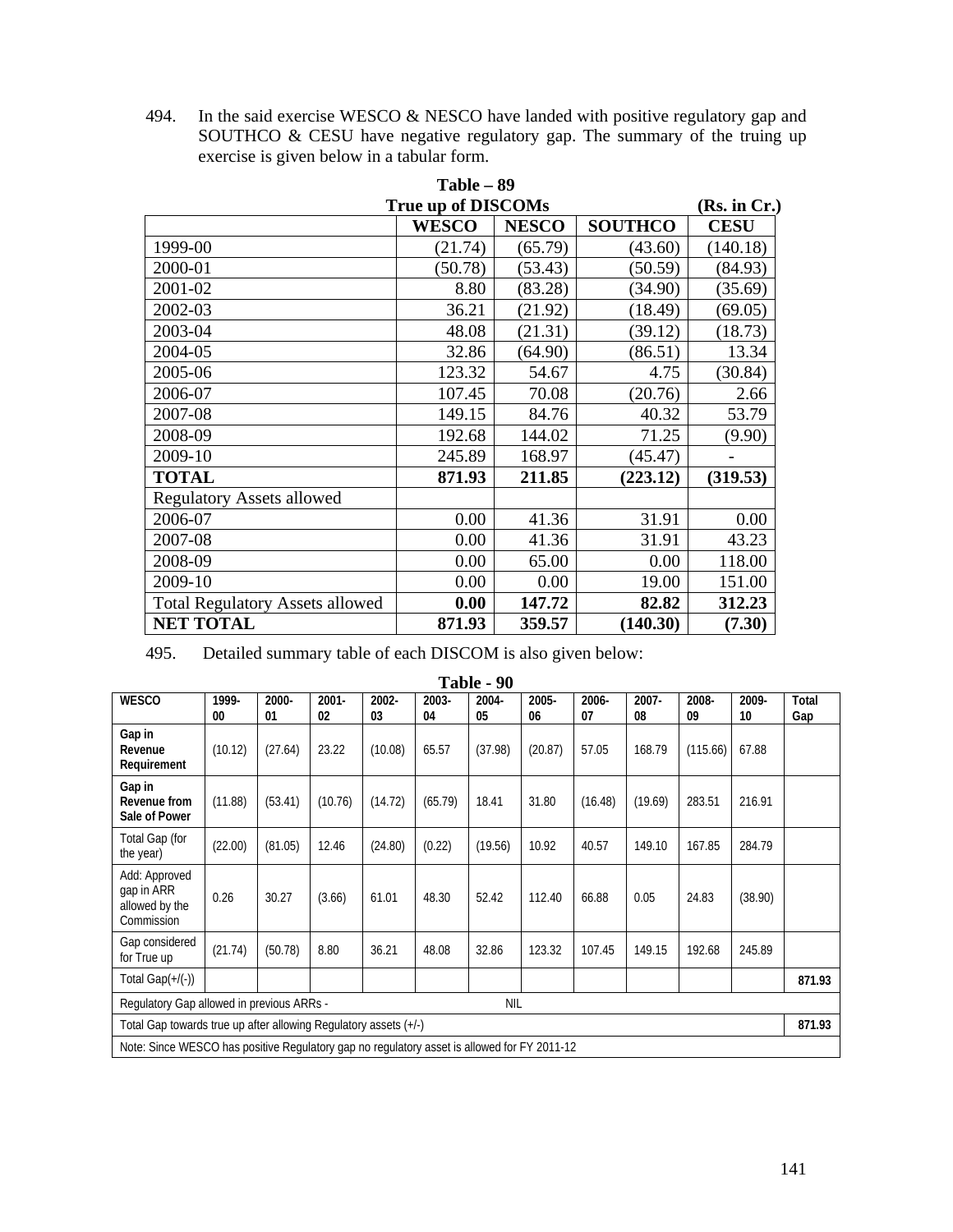494. In the said exercise WESCO & NESCO have landed with positive regulatory gap and SOUTHCO & CESU have negative regulatory gap. The summary of the truing up exercise is given below in a tabular form.

**Table – 89**

**True up of DISCOMs** **(Rs. in Cr.)**

| | WESCO | NESCO | SOUTHCO | CESU |
|---|---|---|---|---|
| 1999-00 | (21.74) | (65.79) | (43.60) | (140.18) |
| 2000-01 | (50.78) | (53.43) | (50.59) | (84.93) |
| 2001-02 | 8.80 | (83.28) | (34.90) | (35.69) |
| 2002-03 | 36.21 | (21.92) | (18.49) | (69.05) |
| 2003-04 | 48.08 | (21.31) | (39.12) | (18.73) |
| 2004-05 | 32.86 | (64.90) | (86.51) | 13.34 |
| 2005-06 | 123.32 | 54.67 | 4.75 | (30.84) |
| 2006-07 | 107.45 | 70.08 | (20.76) | 2.66 |
| 2007-08 | 149.15 | 84.76 | 40.32 | 53.79 |
| 2008-09 | 192.68 | 144.02 | 71.25 | (9.90) |
| 2009-10 | 245.89 | 168.97 | (45.47) | - |
| **TOTAL** | **871.93** | **211.85** | **(223.12)** | **(319.53)** |
| Regulatory Assets allowed | | | | |
| 2006-07 | 0.00 | 41.36 | 31.91 | 0.00 |
| 2007-08 | 0.00 | 41.36 | 31.91 | 43.23 |
| 2008-09 | 0.00 | 65.00 | 0.00 | 118.00 |
| 2009-10 | 0.00 | 0.00 | 19.00 | 151.00 |
| Total Regulatory Assets allowed | **0.00** | **147.72** | **82.82** | **312.23** |
| **NET TOTAL** | **871.93** | **359.57** | **(140.30)** | **(7.30)** |

495. Detailed summary table of each DISCOM is also given below:

**Table - 90**

| WESCO | 1999-00 | 2000-01 | 2001-02 | 2002-03 | 2003-04 | 2004-05 | 2005-06 | 2006-07 | 2007-08 | 2008-09 | 2009-10 | Total Gap |
|---|---|---|---|---|---|---|---|---|---|---|---|---|
| **Gap in Revenue Requirement** | (10.12) | (27.64) | 23.22 | (10.08) | 65.57 | (37.98) | (20.87) | 57.05 | 168.79 | (115.66) | 67.88 | |
| **Gap in Revenue from Sale of Power** | (11.88) | (53.41) | (10.76) | (14.72) | (65.79) | 18.41 | 31.80 | (16.48) | (19.69) | 283.51 | 216.91 | |
| Total Gap (for the year) | (22.00) | (81.05) | 12.46 | (24.80) | (0.22) | (19.56) | 10.92 | 40.57 | 149.10 | 167.85 | 284.79 | |
| Add: Approved gap in ARR allowed by the Commission | 0.26 | 30.27 | (3.66) | 61.01 | 48.30 | 52.42 | 112.40 | 66.88 | 0.05 | 24.83 | (38.90) | |
| Gap considered for True up | (21.74) | (50.78) | 8.80 | 36.21 | 48.08 | 32.86 | 123.32 | 107.45 | 149.15 | 192.68 | 245.89 | |
| Total Gap(+/(-)) | | | | | | | | | | | | **871.93** |
| Regulatory Gap allowed in previous ARRs - | | | | | | NIL | | | | | | |
| Total Gap towards true up after allowing Regulatory assets (+/-) | | | | | | | | | | | | **871.93** |
| Note: Since WESCO has positive Regulatory gap no regulatory asset is allowed for FY 2011-12 | | | | | | | | | | | | |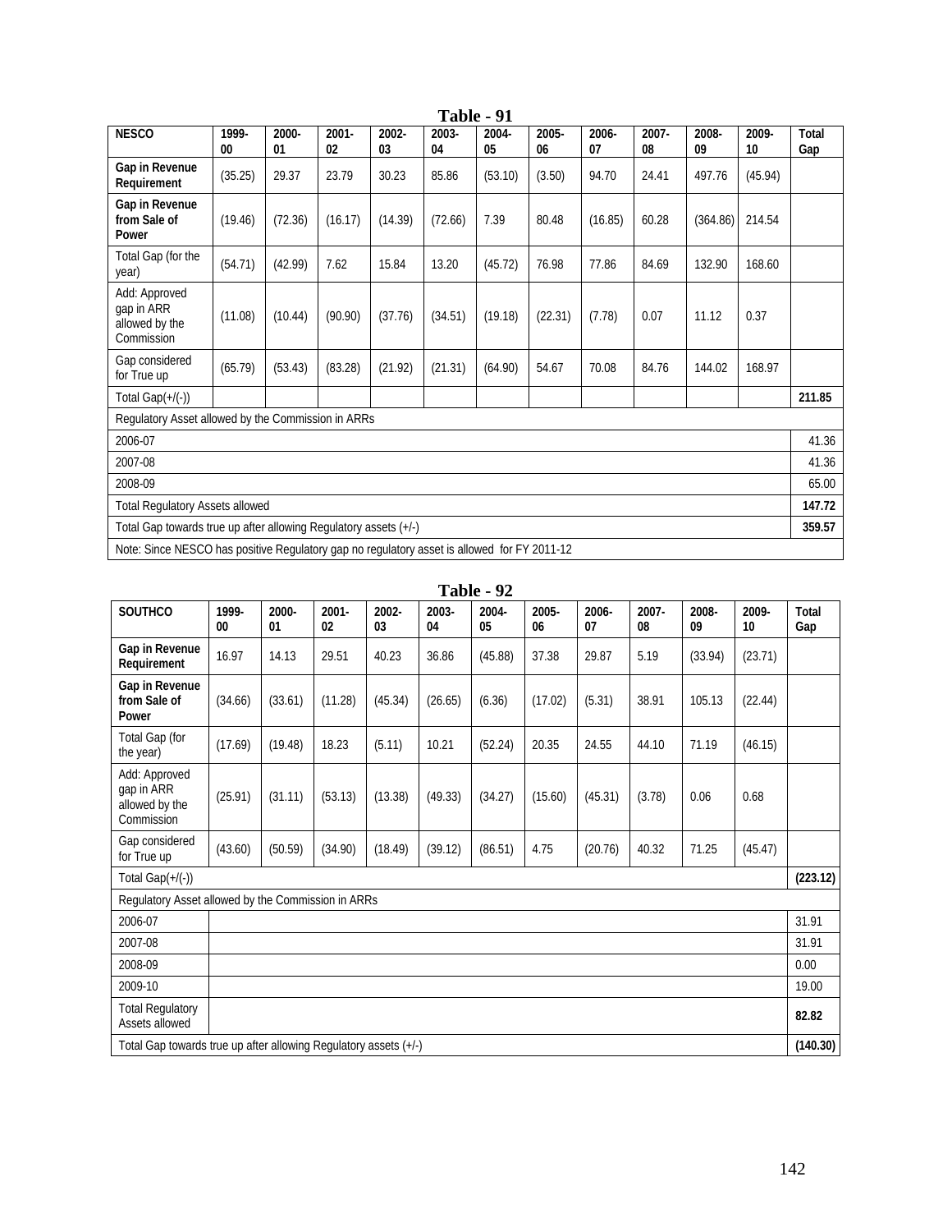**Table - 91**

| NESCO | 1999-00 | 2000-01 | 2001-02 | 2002-03 | 2003-04 | 2004-05 | 2005-06 | 2006-07 | 2007-08 | 2008-09 | 2009-10 | Total Gap |
|---|---|---|---|---|---|---|---|---|---|---|---|---|
| **Gap in Revenue Requirement** | (35.25) | 29.37 | 23.79 | 30.23 | 85.86 | (53.10) | (3.50) | 94.70 | 24.41 | 497.76 | (45.94) | |
| **Gap in Revenue from Sale of Power** | (19.46) | (72.36) | (16.17) | (14.39) | (72.66) | 7.39 | 80.48 | (16.85) | 60.28 | (364.86) | 214.54 | |
| Total Gap (for the year) | (54.71) | (42.99) | 7.62 | 15.84 | 13.20 | (45.72) | 76.98 | 77.86 | 84.69 | 132.90 | 168.60 | |
| Add: Approved gap in ARR allowed by the Commission | (11.08) | (10.44) | (90.90) | (37.76) | (34.51) | (19.18) | (22.31) | (7.78) | 0.07 | 11.12 | 0.37 | |
| Gap considered for True up | (65.79) | (53.43) | (83.28) | (21.92) | (21.31) | (64.90) | 54.67 | 70.08 | 84.76 | 144.02 | 168.97 | |
| Total Gap(+/(-)) | | | | | | | | | | | | **211.85** |
| Regulatory Asset allowed by the Commission in ARRs | | | | | | | | | | | | |
| 2006-07 | | | | | | | | | | | | 41.36 |
| 2007-08 | | | | | | | | | | | | 41.36 |
| 2008-09 | | | | | | | | | | | | 65.00 |
| Total Regulatory Assets allowed | | | | | | | | | | | | **147.72** |
| Total Gap towards true up after allowing Regulatory assets (+/-) | | | | | | | | | | | | **359.57** |
| Note: Since NESCO has positive Regulatory gap no regulatory asset is allowed for FY 2011-12 | | | | | | | | | | | | |

**Table - 92**

| SOUTHCO | 1999-00 | 2000-01 | 2001-02 | 2002-03 | 2003-04 | 2004-05 | 2005-06 | 2006-07 | 2007-08 | 2008-09 | 2009-10 | Total Gap |
|---|---|---|---|---|---|---|---|---|---|---|---|---|
| **Gap in Revenue Requirement** | 16.97 | 14.13 | 29.51 | 40.23 | 36.86 | (45.88) | 37.38 | 29.87 | 5.19 | (33.94) | (23.71) | |
| **Gap in Revenue from Sale of Power** | (34.66) | (33.61) | (11.28) | (45.34) | (26.65) | (6.36) | (17.02) | (5.31) | 38.91 | 105.13 | (22.44) | |
| Total Gap (for the year) | (17.69) | (19.48) | 18.23 | (5.11) | 10.21 | (52.24) | 20.35 | 24.55 | 44.10 | 71.19 | (46.15) | |
| Add: Approved gap in ARR allowed by the Commission | (25.91) | (31.11) | (53.13) | (13.38) | (49.33) | (34.27) | (15.60) | (45.31) | (3.78) | 0.06 | 0.68 | |
| Gap considered for True up | (43.60) | (50.59) | (34.90) | (18.49) | (39.12) | (86.51) | 4.75 | (20.76) | 40.32 | 71.25 | (45.47) | |
| Total Gap(+/(-)) | | | | | | | | | | | | **(223.12)** |
| Regulatory Asset allowed by the Commission in ARRs | | | | | | | | | | | | |
| 2006-07 | | | | | | | | | | | | 31.91 |
| 2007-08 | | | | | | | | | | | | 31.91 |
| 2008-09 | | | | | | | | | | | | 0.00 |
| 2009-10 | | | | | | | | | | | | 19.00 |
| Total Regulatory Assets allowed | | | | | | | | | | | | **82.82** |
| Total Gap towards true up after allowing Regulatory assets (+/-) | | | | | | | | | | | | **(140.30)** |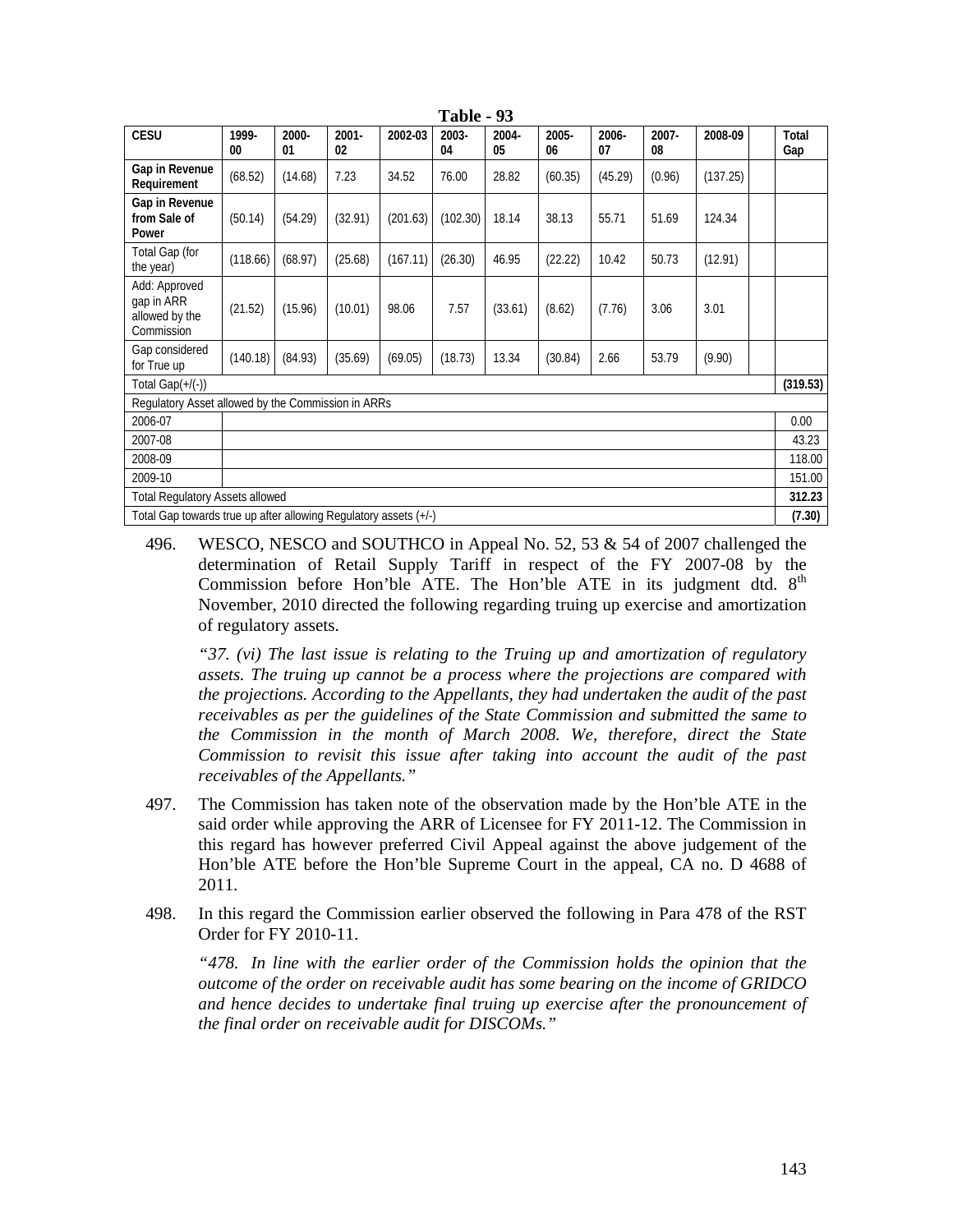**Table - 93**

| CESU | 1999-00 | 2000-01 | 2001-02 | 2002-03 | 2003-04 | 2004-05 | 2005-06 | 2006-07 | 2007-08 | 2008-09 | | Total Gap |
|---|---|---|---|---|---|---|---|---|---|---|---|---|
| **Gap in Revenue Requirement** | (68.52) | (14.68) | 7.23 | 34.52 | 76.00 | 28.82 | (60.35) | (45.29) | (0.96) | (137.25) | | |
| **Gap in Revenue from Sale of Power** | (50.14) | (54.29) | (32.91) | (201.63) | (102.30) | 18.14 | 38.13 | 55.71 | 51.69 | 124.34 | | |
| Total Gap (for the year) | (118.66) | (68.97) | (25.68) | (167.11) | (26.30) | 46.95 | (22.22) | 10.42 | 50.73 | (12.91) | | |
| Add: Approved gap in ARR allowed by the Commission | (21.52) | (15.96) | (10.01) | 98.06 | 7.57 | (33.61) | (8.62) | (7.76) | 3.06 | 3.01 | | |
| Gap considered for True up | (140.18) | (84.93) | (35.69) | (69.05) | (18.73) | 13.34 | (30.84) | 2.66 | 53.79 | (9.90) | | |
| Total Gap(+/(-)) | | | | | | | | | | | | **(319.53)** |
| Regulatory Asset allowed by the Commission in ARRs | | | | | | | | | | | | |
| 2006-07 | | | | | | | | | | | | 0.00 |
| 2007-08 | | | | | | | | | | | | 43.23 |
| 2008-09 | | | | | | | | | | | | 118.00 |
| 2009-10 | | | | | | | | | | | | 151.00 |
| Total Regulatory Assets allowed | | | | | | | | | | | | **312.23** |
| Total Gap towards true up after allowing Regulatory assets (+/-) | | | | | | | | | | | | **(7.30)** |

496. WESCO, NESCO and SOUTHCO in Appeal No. 52, 53 & 54 of 2007 challenged the determination of Retail Supply Tariff in respect of the FY 2007-08 by the Commission before Hon'ble ATE. The Hon'ble ATE in its judgment dtd. 8th November, 2010 directed the following regarding truing up exercise and amortization of regulatory assets.

*"37. (vi) The last issue is relating to the Truing up and amortization of regulatory assets. The truing up cannot be a process where the projections are compared with the projections. According to the Appellants, they had undertaken the audit of the past receivables as per the guidelines of the State Commission and submitted the same to the Commission in the month of March 2008. We, therefore, direct the State Commission to revisit this issue after taking into account the audit of the past receivables of the Appellants."*

497. The Commission has taken note of the observation made by the Hon'ble ATE in the said order while approving the ARR of Licensee for FY 2011-12. The Commission in this regard has however preferred Civil Appeal against the above judgement of the Hon'ble ATE before the Hon'ble Supreme Court in the appeal, CA no. D 4688 of 2011.

498. In this regard the Commission earlier observed the following in Para 478 of the RST Order for FY 2010-11.

*"478. In line with the earlier order of the Commission holds the opinion that the outcome of the order on receivable audit has some bearing on the income of GRIDCO and hence decides to undertake final truing up exercise after the pronouncement of the final order on receivable audit for DISCOMs."*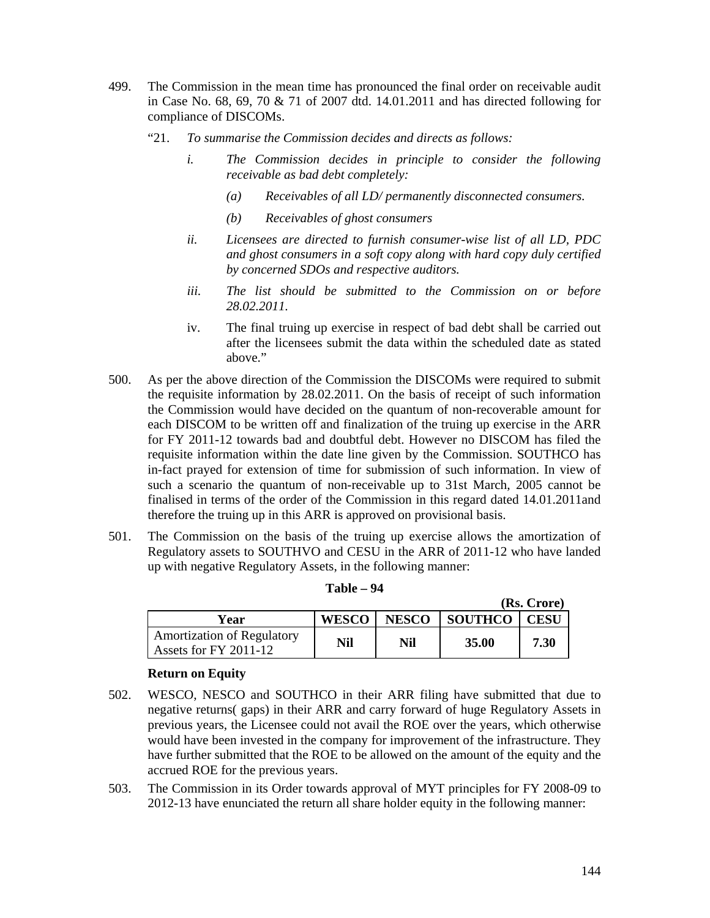499. The Commission in the mean time has pronounced the final order on receivable audit in Case No. 68, 69, 70 & 71 of 2007 dtd. 14.01.2011 and has directed following for compliance of DISCOMs.

"21. *To summarise the Commission decides and directs as follows:*

*i. The Commission decides in principle to consider the following receivable as bad debt completely:*

*(a) Receivables of all LD/ permanently disconnected consumers.*

*(b) Receivables of ghost consumers*

*ii. Licensees are directed to furnish consumer-wise list of all LD, PDC and ghost consumers in a soft copy along with hard copy duly certified by concerned SDOs and respective auditors.*

*iii. The list should be submitted to the Commission on or before 28.02.2011.*

iv. The final truing up exercise in respect of bad debt shall be carried out after the licensees submit the data within the scheduled date as stated above."

500. As per the above direction of the Commission the DISCOMs were required to submit the requisite information by 28.02.2011. On the basis of receipt of such information the Commission would have decided on the quantum of non-recoverable amount for each DISCOM to be written off and finalization of the truing up exercise in the ARR for FY 2011-12 towards bad and doubtful debt. However no DISCOM has filed the requisite information within the date line given by the Commission. SOUTHCO has in-fact prayed for extension of time for submission of such information. In view of such a scenario the quantum of non-receivable up to 31st March, 2005 cannot be finalised in terms of the order of the Commission in this regard dated 14.01.2011and therefore the truing up in this ARR is approved on provisional basis.

501. The Commission on the basis of the truing up exercise allows the amortization of Regulatory assets to SOUTHVO and CESU in the ARR of 2011-12 who have landed up with negative Regulatory Assets, in the following manner:

**Table – 94**

**(Rs. Crore)**

| Year | WESCO | NESCO | SOUTHCO | CESU |
|---|---|---|---|---|
| Amortization of Regulatory Assets for FY 2011-12 | **Nil** | **Nil** | **35.00** | **7.30** |

**Return on Equity**

502. WESCO, NESCO and SOUTHCO in their ARR filing have submitted that due to negative returns( gaps) in their ARR and carry forward of huge Regulatory Assets in previous years, the Licensee could not avail the ROE over the years, which otherwise would have been invested in the company for improvement of the infrastructure. They have further submitted that the ROE to be allowed on the amount of the equity and the accrued ROE for the previous years.

503. The Commission in its Order towards approval of MYT principles for FY 2008-09 to 2012-13 have enunciated the return all share holder equity in the following manner: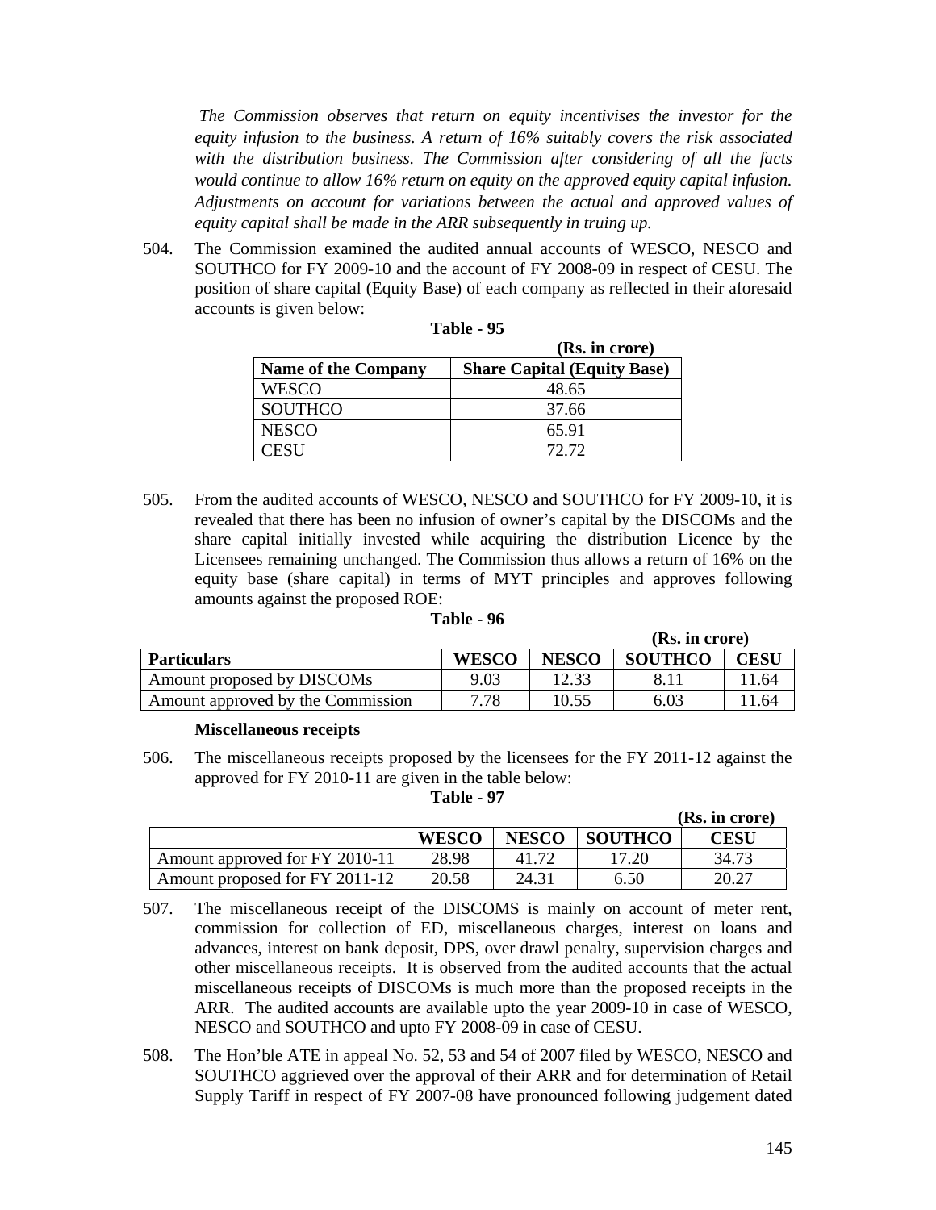*The Commission observes that return on equity incentivises the investor for the equity infusion to the business. A return of 16% suitably covers the risk associated with the distribution business. The Commission after considering of all the facts would continue to allow 16% return on equity on the approved equity capital infusion. Adjustments on account for variations between the actual and approved values of equity capital shall be made in the ARR subsequently in truing up.*

504. The Commission examined the audited annual accounts of WESCO, NESCO and SOUTHCO for FY 2009-10 and the account of FY 2008-09 in respect of CESU. The position of share capital (Equity Base) of each company as reflected in their aforesaid accounts is given below:

**Table - 95**

**(Rs. in crore)**

| **Name of the Company** | **Share Capital (Equity Base)** |
|---|---|
| WESCO | 48.65 |
| SOUTHCO | 37.66 |
| NESCO | 65.91 |
| CESU | 72.72 |

505. From the audited accounts of WESCO, NESCO and SOUTHCO for FY 2009-10, it is revealed that there has been no infusion of owner's capital by the DISCOMs and the share capital initially invested while acquiring the distribution Licence by the Licensees remaining unchanged. The Commission thus allows a return of 16% on the equity base (share capital) in terms of MYT principles and approves following amounts against the proposed ROE:

**Table - 96**

**(Rs. in crore)**

| **Particulars** | **WESCO** | **NESCO** | **SOUTHCO** | **CESU** |
|---|---|---|---|---|
| Amount proposed by DISCOMs | 9.03 | 12.33 | 8.11 | 11.64 |
| Amount approved by the Commission | 7.78 | 10.55 | 6.03 | 11.64 |

**Miscellaneous receipts**

506. The miscellaneous receipts proposed by the licensees for the FY 2011-12 against the approved for FY 2010-11 are given in the table below:

**Table - 97**

**(Rs. in crore)**

| | **WESCO** | **NESCO** | **SOUTHCO** | **CESU** |
|---|---|---|---|---|
| Amount approved for FY 2010-11 | 28.98 | 41.72 | 17.20 | 34.73 |
| Amount proposed for FY 2011-12 | 20.58 | 24.31 | 6.50 | 20.27 |

507. The miscellaneous receipt of the DISCOMS is mainly on account of meter rent, commission for collection of ED, miscellaneous charges, interest on loans and advances, interest on bank deposit, DPS, over drawl penalty, supervision charges and other miscellaneous receipts. It is observed from the audited accounts that the actual miscellaneous receipts of DISCOMs is much more than the proposed receipts in the ARR. The audited accounts are available upto the year 2009-10 in case of WESCO, NESCO and SOUTHCO and upto FY 2008-09 in case of CESU.

508. The Hon'ble ATE in appeal No. 52, 53 and 54 of 2007 filed by WESCO, NESCO and SOUTHCO aggrieved over the approval of their ARR and for determination of Retail Supply Tariff in respect of FY 2007-08 have pronounced following judgement dated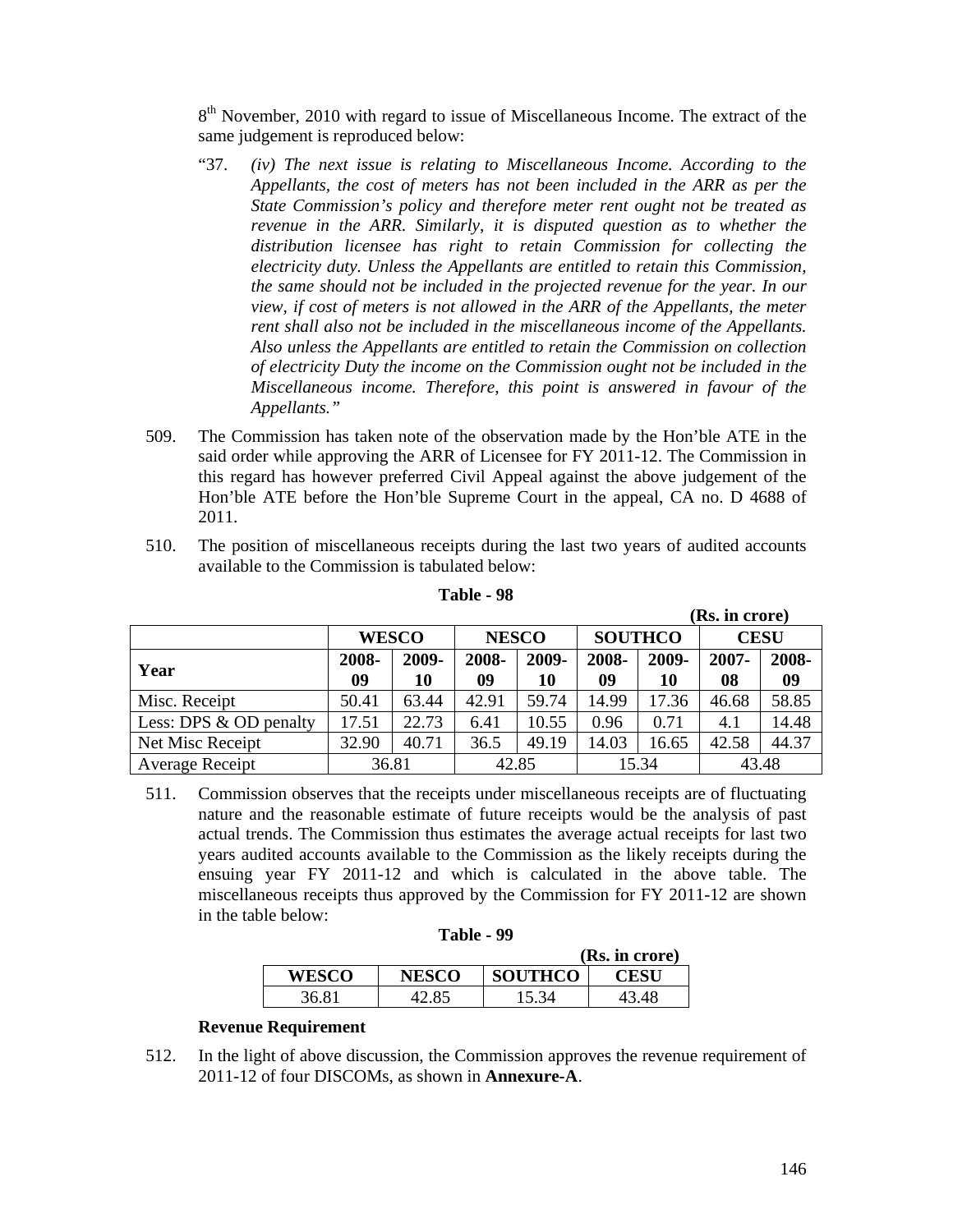8th November, 2010 with regard to issue of Miscellaneous Income. The extract of the same judgement is reproduced below:

> "37. *(iv) The next issue is relating to Miscellaneous Income. According to the Appellants, the cost of meters has not been included in the ARR as per the State Commission's policy and therefore meter rent ought not be treated as revenue in the ARR. Similarly, it is disputed question as to whether the distribution licensee has right to retain Commission for collecting the electricity duty. Unless the Appellants are entitled to retain this Commission, the same should not be included in the projected revenue for the year. In our view, if cost of meters is not allowed in the ARR of the Appellants, the meter rent shall also not be included in the miscellaneous income of the Appellants. Also unless the Appellants are entitled to retain the Commission on collection of electricity Duty the income on the Commission ought not be included in the Miscellaneous income. Therefore, this point is answered in favour of the Appellants."*

509. The Commission has taken note of the observation made by the Hon'ble ATE in the said order while approving the ARR of Licensee for FY 2011-12. The Commission in this regard has however preferred Civil Appeal against the above judgement of the Hon'ble ATE before the Hon'ble Supreme Court in the appeal, CA no. D 4688 of 2011.

510. The position of miscellaneous receipts during the last two years of audited accounts available to the Commission is tabulated below:

**Table - 98**

**(Rs. in crore)**

| | WESCO | | NESCO | | SOUTHCO | | CESU | |
|---|---|---|---|---|---|---|---|---|
| **Year** | **2008-09** | **2009-10** | **2008-09** | **2009-10** | **2008-09** | **2009-10** | **2007-08** | **2008-09** |
| Misc. Receipt | 50.41 | 63.44 | 42.91 | 59.74 | 14.99 | 17.36 | 46.68 | 58.85 |
| Less: DPS & OD penalty | 17.51 | 22.73 | 6.41 | 10.55 | 0.96 | 0.71 | 4.1 | 14.48 |
| Net Misc Receipt | 32.90 | 40.71 | 36.5 | 49.19 | 14.03 | 16.65 | 42.58 | 44.37 |
| Average Receipt | 36.81 | | 42.85 | | 15.34 | | 43.48 | |

511. Commission observes that the receipts under miscellaneous receipts are of fluctuating nature and the reasonable estimate of future receipts would be the analysis of past actual trends. The Commission thus estimates the average actual receipts for last two years audited accounts available to the Commission as the likely receipts during the ensuing year FY 2011-12 and which is calculated in the above table. The miscellaneous receipts thus approved by the Commission for FY 2011-12 are shown in the table below:

**Table - 99**

**(Rs. in crore)**

| WESCO | NESCO | SOUTHCO | CESU |
|---|---|---|---|
| 36.81 | 42.85 | 15.34 | 43.48 |

**Revenue Requirement**

512. In the light of above discussion, the Commission approves the revenue requirement of 2011-12 of four DISCOMs, as shown in **Annexure-A**.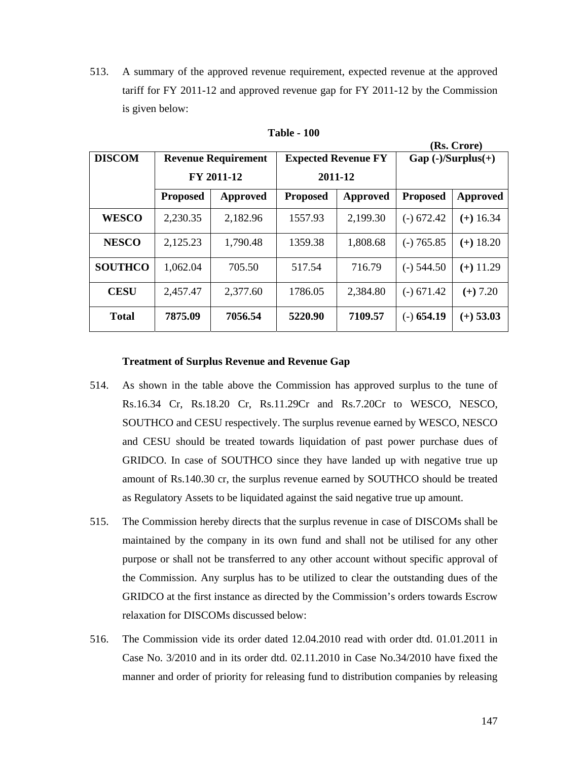513. A summary of the approved revenue requirement, expected revenue at the approved tariff for FY 2011-12 and approved revenue gap for FY 2011-12 by the Commission is given below:

**Table - 100**

**(Rs. Crore)**

| DISCOM | Revenue Requirement FY 2011-12 | | Expected Revenue FY 2011-12 | | Gap (-)/Surplus(+) | |
|---|---|---|---|---|---|---|
| | Proposed | Approved | Proposed | Approved | Proposed | Approved |
| **WESCO** | 2,230.35 | 2,182.96 | 1557.93 | 2,199.30 | (-) 672.42 | **(+)** 16.34 |
| **NESCO** | 2,125.23 | 1,790.48 | 1359.38 | 1,808.68 | (-) 765.85 | **(+)** 18.20 |
| **SOUTHCO** | 1,062.04 | 705.50 | 517.54 | 716.79 | (-) 544.50 | **(+)** 11.29 |
| **CESU** | 2,457.47 | 2,377.60 | 1786.05 | 2,384.80 | (-) 671.42 | **(+)** 7.20 |
| **Total** | **7875.09** | **7056.54** | **5220.90** | **7109.57** | (-) **654.19** | **(+) 53.03** |

**Treatment of Surplus Revenue and Revenue Gap**

514. As shown in the table above the Commission has approved surplus to the tune of Rs.16.34 Cr, Rs.18.20 Cr, Rs.11.29Cr and Rs.7.20Cr to WESCO, NESCO, SOUTHCO and CESU respectively. The surplus revenue earned by WESCO, NESCO and CESU should be treated towards liquidation of past power purchase dues of GRIDCO. In case of SOUTHCO since they have landed up with negative true up amount of Rs.140.30 cr, the surplus revenue earned by SOUTHCO should be treated as Regulatory Assets to be liquidated against the said negative true up amount.

515. The Commission hereby directs that the surplus revenue in case of DISCOMs shall be maintained by the company in its own fund and shall not be utilised for any other purpose or shall not be transferred to any other account without specific approval of the Commission. Any surplus has to be utilized to clear the outstanding dues of the GRIDCO at the first instance as directed by the Commission's orders towards Escrow relaxation for DISCOMs discussed below:

516. The Commission vide its order dated 12.04.2010 read with order dtd. 01.01.2011 in Case No. 3/2010 and in its order dtd. 02.11.2010 in Case No.34/2010 have fixed the manner and order of priority for releasing fund to distribution companies by releasing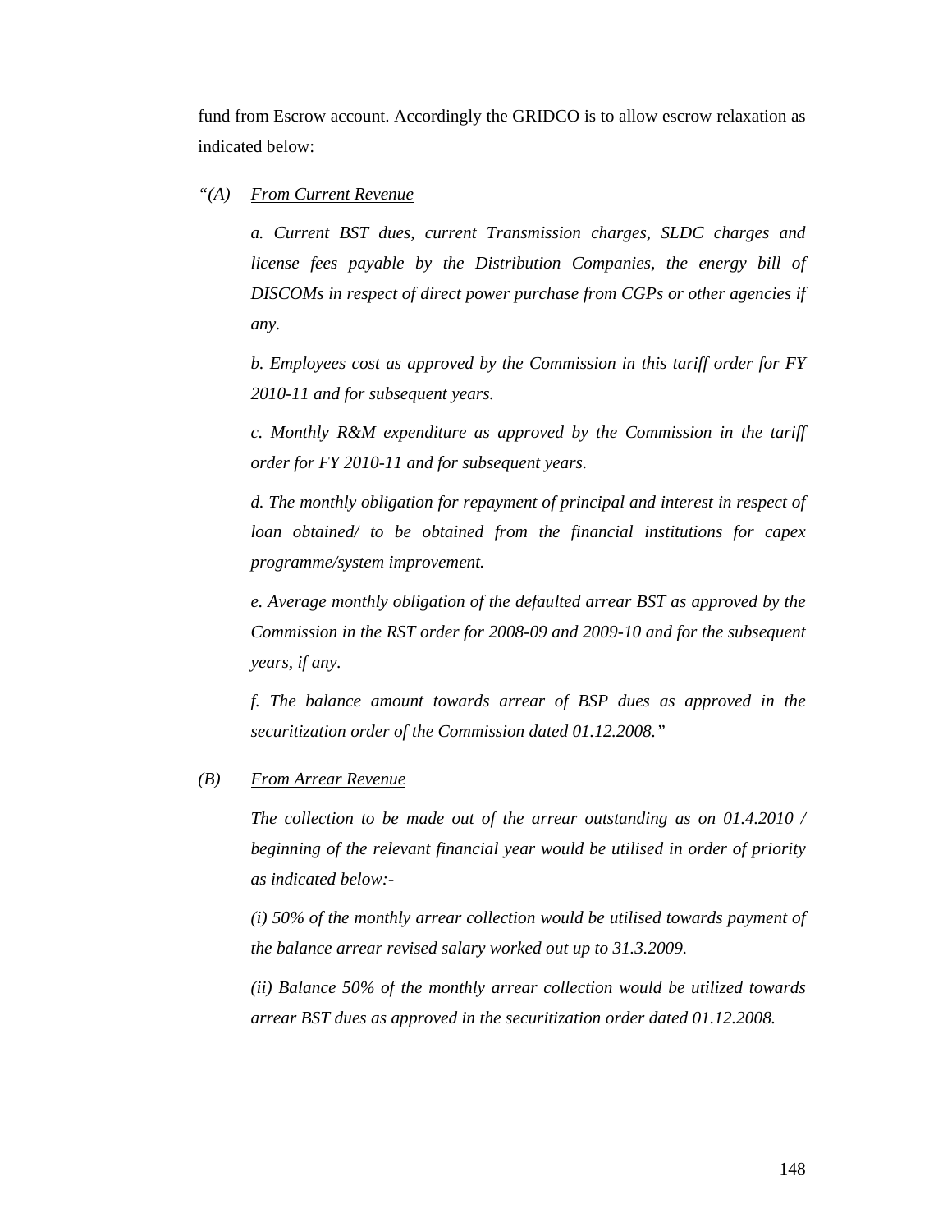fund from Escrow account. Accordingly the GRIDCO is to allow escrow relaxation as indicated below:

*"(A)* *<u>From Current Revenue</u>*

*a. Current BST dues, current Transmission charges, SLDC charges and license fees payable by the Distribution Companies, the energy bill of DISCOMs in respect of direct power purchase from CGPs or other agencies if any.*

*b. Employees cost as approved by the Commission in this tariff order for FY 2010-11 and for subsequent years.*

*c. Monthly R&M expenditure as approved by the Commission in the tariff order for FY 2010-11 and for subsequent years.*

*d. The monthly obligation for repayment of principal and interest in respect of loan obtained/ to be obtained from the financial institutions for capex programme/system improvement.*

*e. Average monthly obligation of the defaulted arrear BST as approved by the Commission in the RST order for 2008-09 and 2009-10 and for the subsequent years, if any.*

*f. The balance amount towards arrear of BSP dues as approved in the securitization order of the Commission dated 01.12.2008."*

*(B)* *<u>From Arrear Revenue</u>*

*The collection to be made out of the arrear outstanding as on 01.4.2010 / beginning of the relevant financial year would be utilised in order of priority as indicated below:-*

*(i) 50% of the monthly arrear collection would be utilised towards payment of the balance arrear revised salary worked out up to 31.3.2009.*

*(ii) Balance 50% of the monthly arrear collection would be utilized towards arrear BST dues as approved in the securitization order dated 01.12.2008.*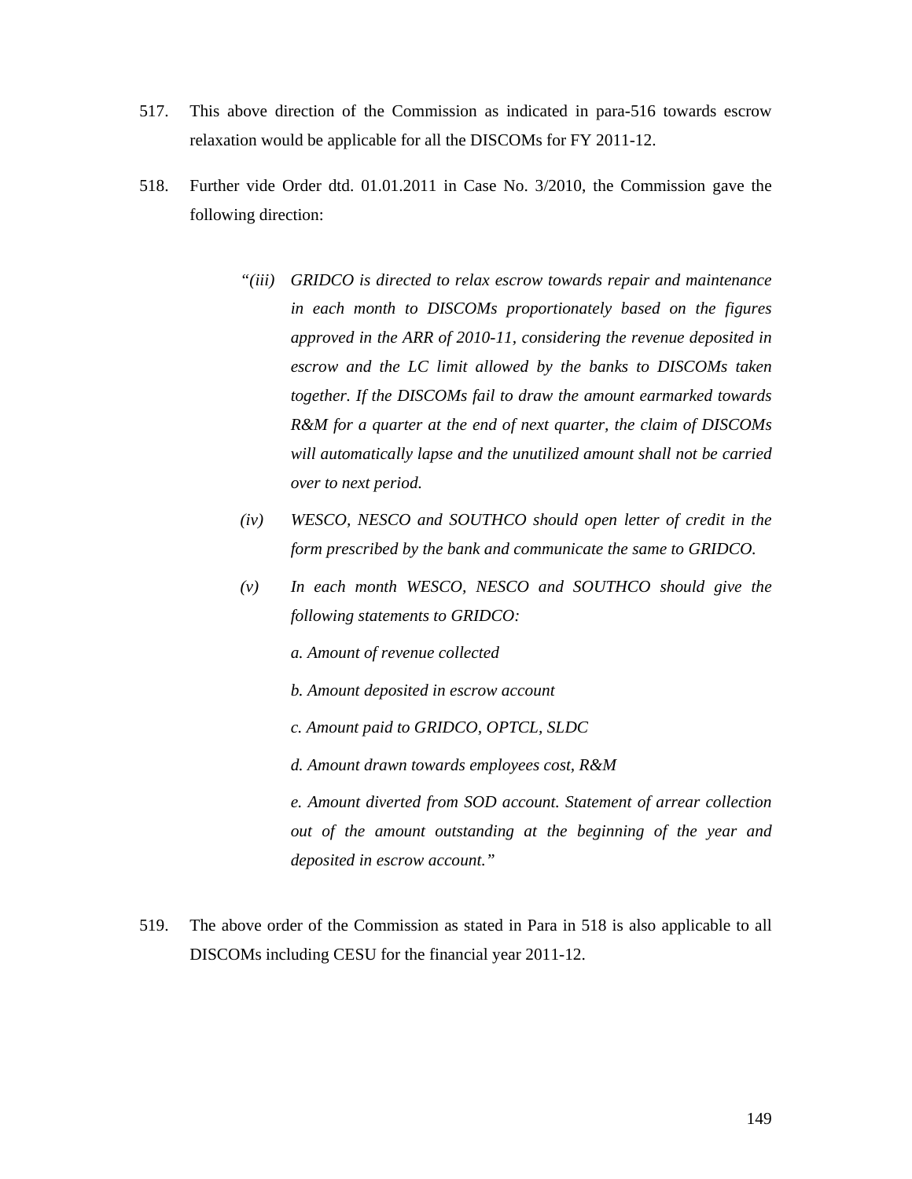517. This above direction of the Commission as indicated in para-516 towards escrow relaxation would be applicable for all the DISCOMs for FY 2011-12.

518. Further vide Order dtd. 01.01.2011 in Case No. 3/2010, the Commission gave the following direction:

> *"(iii) GRIDCO is directed to relax escrow towards repair and maintenance in each month to DISCOMs proportionately based on the figures approved in the ARR of 2010-11, considering the revenue deposited in escrow and the LC limit allowed by the banks to DISCOMs taken together. If the DISCOMs fail to draw the amount earmarked towards R&M for a quarter at the end of next quarter, the claim of DISCOMs will automatically lapse and the unutilized amount shall not be carried over to next period.*
>
> *(iv) WESCO, NESCO and SOUTHCO should open letter of credit in the form prescribed by the bank and communicate the same to GRIDCO.*
>
> *(v) In each month WESCO, NESCO and SOUTHCO should give the following statements to GRIDCO:*
>
> *a. Amount of revenue collected*
>
> *b. Amount deposited in escrow account*
>
> *c. Amount paid to GRIDCO, OPTCL, SLDC*
>
> *d. Amount drawn towards employees cost, R&M*
>
> *e. Amount diverted from SOD account. Statement of arrear collection out of the amount outstanding at the beginning of the year and deposited in escrow account."*

519. The above order of the Commission as stated in Para in 518 is also applicable to all DISCOMs including CESU for the financial year 2011-12.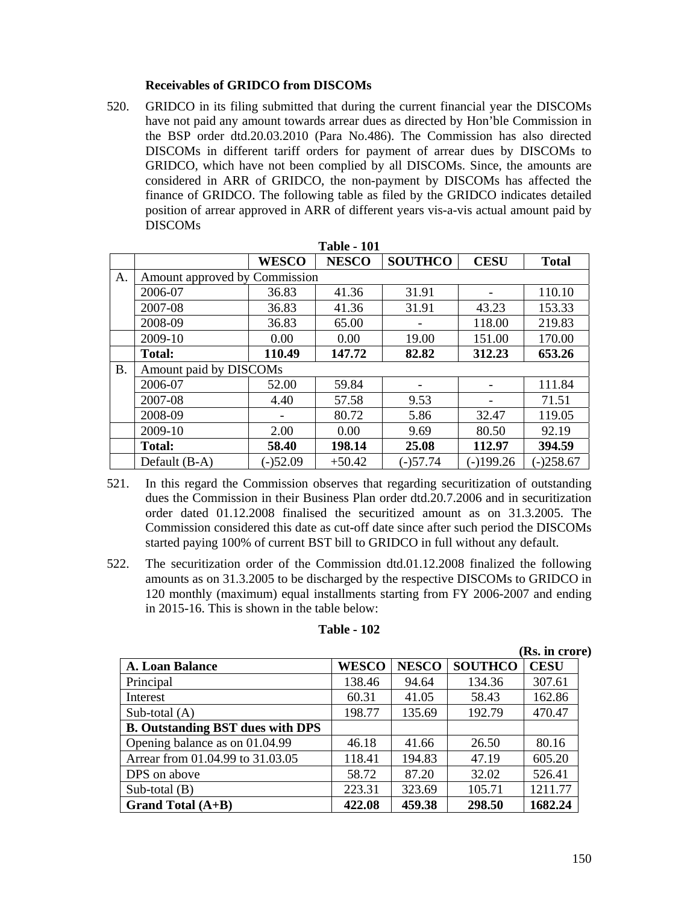### Receivables of GRIDCO from DISCOMs

520. GRIDCO in its filing submitted that during the current financial year the DISCOMs have not paid any amount towards arrear dues as directed by Hon'ble Commission in the BSP order dtd.20.03.2010 (Para No.486). The Commission has also directed DISCOMs in different tariff orders for payment of arrear dues by DISCOMs to GRIDCO, which have not been complied by all DISCOMs. Since, the amounts are considered in ARR of GRIDCO, the non-payment by DISCOMs has affected the finance of GRIDCO. The following table as filed by the GRIDCO indicates detailed position of arrear approved in ARR of different years vis-a-vis actual amount paid by DISCOMs

**Table - 101**

| | | WESCO | NESCO | SOUTHCO | CESU | Total |
|---|---|---|---|---|---|---|
| A. | Amount approved by Commission | | | | | |
| | 2006-07 | 36.83 | 41.36 | 31.91 | - | 110.10 |
| | 2007-08 | 36.83 | 41.36 | 31.91 | 43.23 | 153.33 |
| | 2008-09 | 36.83 | 65.00 | - | 118.00 | 219.83 |
| | 2009-10 | 0.00 | 0.00 | 19.00 | 151.00 | 170.00 |
| | **Total:** | **110.49** | **147.72** | **82.82** | **312.23** | **653.26** |
| B. | Amount paid by DISCOMs | | | | | |
| | 2006-07 | 52.00 | 59.84 | - | - | 111.84 |
| | 2007-08 | 4.40 | 57.58 | 9.53 | - | 71.51 |
| | 2008-09 | - | 80.72 | 5.86 | 32.47 | 119.05 |
| | 2009-10 | 2.00 | 0.00 | 9.69 | 80.50 | 92.19 |
| | **Total:** | **58.40** | **198.14** | **25.08** | **112.97** | **394.59** |
| | Default (B-A) | (-)52.09 | +50.42 | (-)57.74 | (-)199.26 | (-)258.67 |

521. In this regard the Commission observes that regarding securitization of outstanding dues the Commission in their Business Plan order dtd.20.7.2006 and in securitization order dated 01.12.2008 finalised the securitized amount as on 31.3.2005. The Commission considered this date as cut-off date since after such period the DISCOMs started paying 100% of current BST bill to GRIDCO in full without any default.

522. The securitization order of the Commission dtd.01.12.2008 finalized the following amounts as on 31.3.2005 to be discharged by the respective DISCOMs to GRIDCO in 120 monthly (maximum) equal installments starting from FY 2006-2007 and ending in 2015-16. This is shown in the table below:

**Table - 102**

**(Rs. in crore)**

| A. Loan Balance | WESCO | NESCO | SOUTHCO | CESU |
|---|---|---|---|---|
| Principal | 138.46 | 94.64 | 134.36 | 307.61 |
| Interest | 60.31 | 41.05 | 58.43 | 162.86 |
| Sub-total (A) | 198.77 | 135.69 | 192.79 | 470.47 |
| **B. Outstanding BST dues with DPS** | | | | |
| Opening balance as on 01.04.99 | 46.18 | 41.66 | 26.50 | 80.16 |
| Arrear from 01.04.99 to 31.03.05 | 118.41 | 194.83 | 47.19 | 605.20 |
| DPS on above | 58.72 | 87.20 | 32.02 | 526.41 |
| Sub-total (B) | 223.31 | 323.69 | 105.71 | 1211.77 |
| **Grand Total (A+B)** | **422.08** | **459.38** | **298.50** | **1682.24** |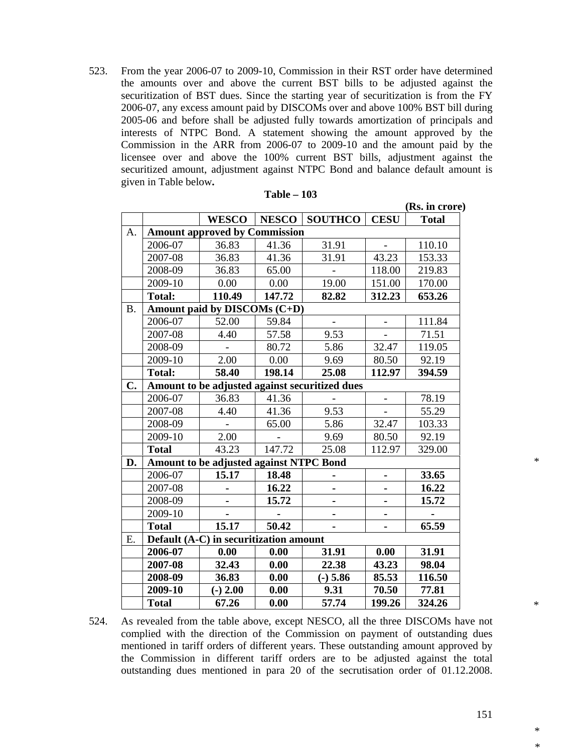523. From the year 2006-07 to 2009-10, Commission in their RST order have determined the amounts over and above the current BST bills to be adjusted against the securitization of BST dues. Since the starting year of securitization is from the FY 2006-07, any excess amount paid by DISCOMs over and above 100% BST bill during 2005-06 and before shall be adjusted fully towards amortization of principals and interests of NTPC Bond. A statement showing the amount approved by the Commission in the ARR from 2006-07 to 2009-10 and the amount paid by the licensee over and above the 100% current BST bills, adjustment against the securitized amount, adjustment against NTPC Bond and balance default amount is given in Table below**.**

**Table – 103**

**(Rs. in crore)**

| | | **WESCO** | **NESCO** | **SOUTHCO** | **CESU** | **Total** |
|---|---|---|---|---|---|---|
| A. | **Amount approved by Commission** | | | | | |
| | 2006-07 | 36.83 | 41.36 | 31.91 | - | 110.10 |
| | 2007-08 | 36.83 | 41.36 | 31.91 | 43.23 | 153.33 |
| | 2008-09 | 36.83 | 65.00 | - | 118.00 | 219.83 |
| | 2009-10 | 0.00 | 0.00 | 19.00 | 151.00 | 170.00 |
| | **Total:** | **110.49** | **147.72** | **82.82** | **312.23** | **653.26** |
| B. | **Amount paid by DISCOMs (C+D)** | | | | | |
| | 2006-07 | 52.00 | 59.84 | - | - | 111.84 |
| | 2007-08 | 4.40 | 57.58 | 9.53 | - | 71.51 |
| | 2008-09 | - | 80.72 | 5.86 | 32.47 | 119.05 |
| | 2009-10 | 2.00 | 0.00 | 9.69 | 80.50 | 92.19 |
| | **Total:** | **58.40** | **198.14** | **25.08** | **112.97** | **394.59** |
| **C.** | **Amount to be adjusted against securitized dues** | | | | | |
| | 2006-07 | 36.83 | 41.36 | - | - | 78.19 |
| | 2007-08 | 4.40 | 41.36 | 9.53 | - | 55.29 |
| | 2008-09 | - | 65.00 | 5.86 | 32.47 | 103.33 |
| | 2009-10 | 2.00 | - | 9.69 | 80.50 | 92.19 |
| | **Total** | 43.23 | 147.72 | 25.08 | 112.97 | 329.00 |
| **D.** | **Amount to be adjusted against NTPC Bond** | | | | | |
| | 2006-07 | **15.17** | **18.48** | **-** | **-** | **33.65** |
| | 2007-08 | **-** | **16.22** | **-** | **-** | **16.22** |
| | 2008-09 | **-** | **15.72** | **-** | **-** | **15.72** |
| | 2009-10 | **-** | **-** | **-** | **-** | **-** |
| | **Total** | **15.17** | **50.42** | **-** | **-** | **65.59** |
| E. | **Default (A-C) in securitization amount** | | | | | |
| | **2006-07** | **0.00** | **0.00** | **31.91** | **0.00** | **31.91** |
| | **2007-08** | **32.43** | **0.00** | **22.38** | **43.23** | **98.04** |
| | **2008-09** | **36.83** | **0.00** | **(-) 5.86** | **85.53** | **116.50** |
| | **2009-10** | **(-) 2.00** | **0.00** | **9.31** | **70.50** | **77.81** |
| | **Total** | **67.26** | **0.00** | **57.74** | **199.26** | **324.26** |

524. As revealed from the table above, except NESCO, all the three DISCOMs have not complied with the direction of the Commission on payment of outstanding dues mentioned in tariff orders of different years. These outstanding amount approved by the Commission in different tariff orders are to be adjusted against the total outstanding dues mentioned in para 20 of the secrutisation order of 01.12.2008.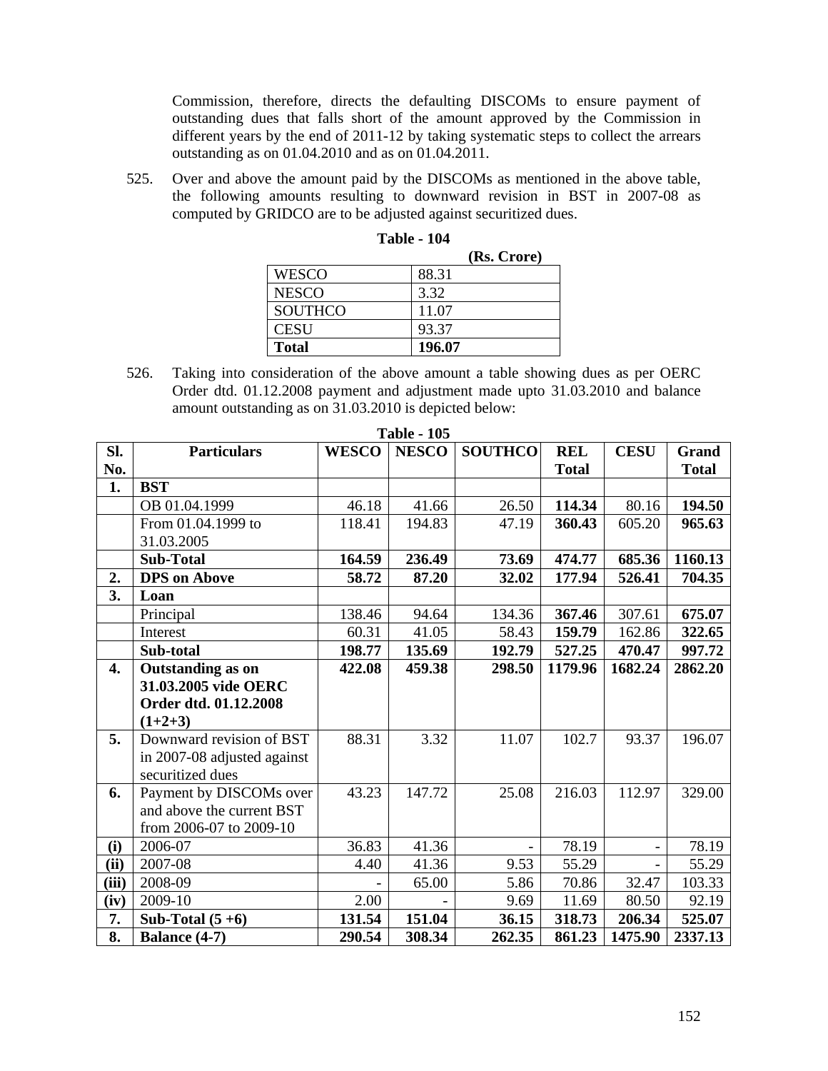Commission, therefore, directs the defaulting DISCOMs to ensure payment of outstanding dues that falls short of the amount approved by the Commission in different years by the end of 2011-12 by taking systematic steps to collect the arrears outstanding as on 01.04.2010 and as on 01.04.2011.

525. Over and above the amount paid by the DISCOMs as mentioned in the above table, the following amounts resulting to downward revision in BST in 2007-08 as computed by GRIDCO are to be adjusted against securitized dues.

**Table - 104**

**(Rs. Crore)**

| | |
|---|---|
| WESCO | 88.31 |
| NESCO | 3.32 |
| SOUTHCO | 11.07 |
| CESU | 93.37 |
| **Total** | **196.07** |

526. Taking into consideration of the above amount a table showing dues as per OERC Order dtd. 01.12.2008 payment and adjustment made upto 31.03.2010 and balance amount outstanding as on 31.03.2010 is depicted below:

**Table - 105**

| Sl. No. | Particulars | WESCO | NESCO | SOUTHCO | REL Total | CESU | Grand Total |
|---|---|---|---|---|---|---|---|
| **1.** | **BST** | | | | | | |
| | OB 01.04.1999 | 46.18 | 41.66 | 26.50 | **114.34** | 80.16 | **194.50** |
| | From 01.04.1999 to 31.03.2005 | 118.41 | 194.83 | 47.19 | **360.43** | 605.20 | **965.63** |
| | **Sub-Total** | **164.59** | **236.49** | **73.69** | **474.77** | **685.36** | **1160.13** |
| **2.** | **DPS on Above** | **58.72** | **87.20** | **32.02** | **177.94** | **526.41** | **704.35** |
| **3.** | **Loan** | | | | | | |
| | Principal | 138.46 | 94.64 | 134.36 | **367.46** | 307.61 | **675.07** |
| | Interest | 60.31 | 41.05 | 58.43 | **159.79** | 162.86 | **322.65** |
| | **Sub-total** | **198.77** | **135.69** | **192.79** | **527.25** | **470.47** | **997.72** |
| **4.** | **Outstanding as on 31.03.2005 vide OERC Order dtd. 01.12.2008 (1+2+3)** | **422.08** | **459.38** | **298.50** | **1179.96** | **1682.24** | **2862.20** |
| **5.** | Downward revision of BST in 2007-08 adjusted against securitized dues | 88.31 | 3.32 | 11.07 | 102.7 | 93.37 | 196.07 |
| **6.** | Payment by DISCOMs over and above the current BST from 2006-07 to 2009-10 | 43.23 | 147.72 | 25.08 | 216.03 | 112.97 | 329.00 |
| **(i)** | 2006-07 | 36.83 | 41.36 | - | 78.19 | - | 78.19 |
| **(ii)** | 2007-08 | 4.40 | 41.36 | 9.53 | 55.29 | - | 55.29 |
| **(iii)** | 2008-09 | - | 65.00 | 5.86 | 70.86 | 32.47 | 103.33 |
| **(iv)** | 2009-10 | 2.00 | - | 9.69 | 11.69 | 80.50 | 92.19 |
| **7.** | **Sub-Total (5 +6)** | **131.54** | **151.04** | **36.15** | **318.73** | **206.34** | **525.07** |
| **8.** | **Balance (4-7)** | **290.54** | **308.34** | **262.35** | **861.23** | **1475.90** | **2337.13** |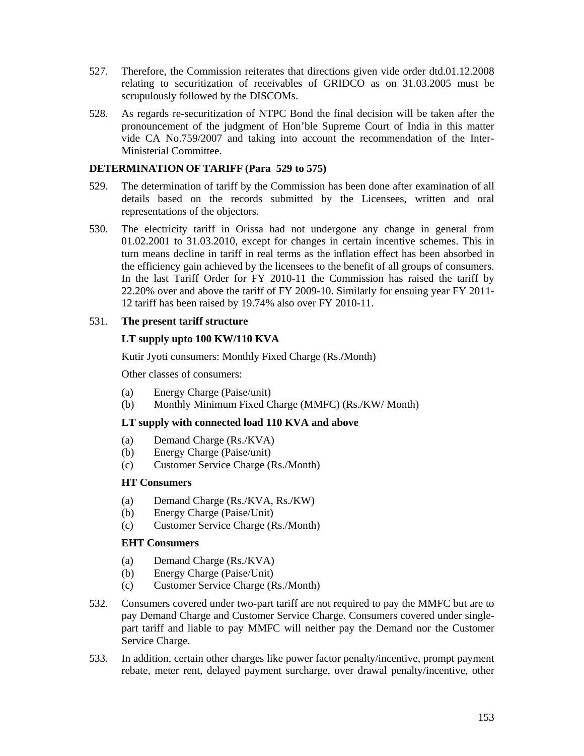527. Therefore, the Commission reiterates that directions given vide order dtd.01.12.2008 relating to securitization of receivables of GRIDCO as on 31.03.2005 must be scrupulously followed by the DISCOMs.

528. As regards re-securitization of NTPC Bond the final decision will be taken after the pronouncement of the judgment of Hon'ble Supreme Court of India in this matter vide CA No.759/2007 and taking into account the recommendation of the Inter-Ministerial Committee.

**DETERMINATION OF TARIFF (Para 529 to 575)**

529. The determination of tariff by the Commission has been done after examination of all details based on the records submitted by the Licensees, written and oral representations of the objectors.

530. The electricity tariff in Orissa had not undergone any change in general from 01.02.2001 to 31.03.2010, except for changes in certain incentive schemes. This in turn means decline in tariff in real terms as the inflation effect has been absorbed in the efficiency gain achieved by the licensees to the benefit of all groups of consumers. In the last Tariff Order for FY 2010-11 the Commission has raised the tariff by 22.20% over and above the tariff of FY 2009-10. Similarly for ensuing year FY 2011-12 tariff has been raised by 19.74% also over FY 2010-11.

531. **The present tariff structure**

**LT supply upto 100 KW/110 KVA**

Kutir Jyoti consumers: Monthly Fixed Charge (Rs./Month)

Other classes of consumers:

(a) Energy Charge (Paise/unit)
(b) Monthly Minimum Fixed Charge (MMFC) (Rs./KW/ Month)

**LT supply with connected load 110 KVA and above**

(a) Demand Charge (Rs./KVA)
(b) Energy Charge (Paise/unit)
(c) Customer Service Charge (Rs./Month)

**HT Consumers**

(a) Demand Charge (Rs./KVA, Rs./KW)
(b) Energy Charge (Paise/Unit)
(c) Customer Service Charge (Rs./Month)

**EHT Consumers**

(a) Demand Charge (Rs./KVA)
(b) Energy Charge (Paise/Unit)
(c) Customer Service Charge (Rs./Month)

532. Consumers covered under two-part tariff are not required to pay the MMFC but are to pay Demand Charge and Customer Service Charge. Consumers covered under single-part tariff and liable to pay MMFC will neither pay the Demand nor the Customer Service Charge.

533. In addition, certain other charges like power factor penalty/incentive, prompt payment rebate, meter rent, delayed payment surcharge, over drawal penalty/incentive, other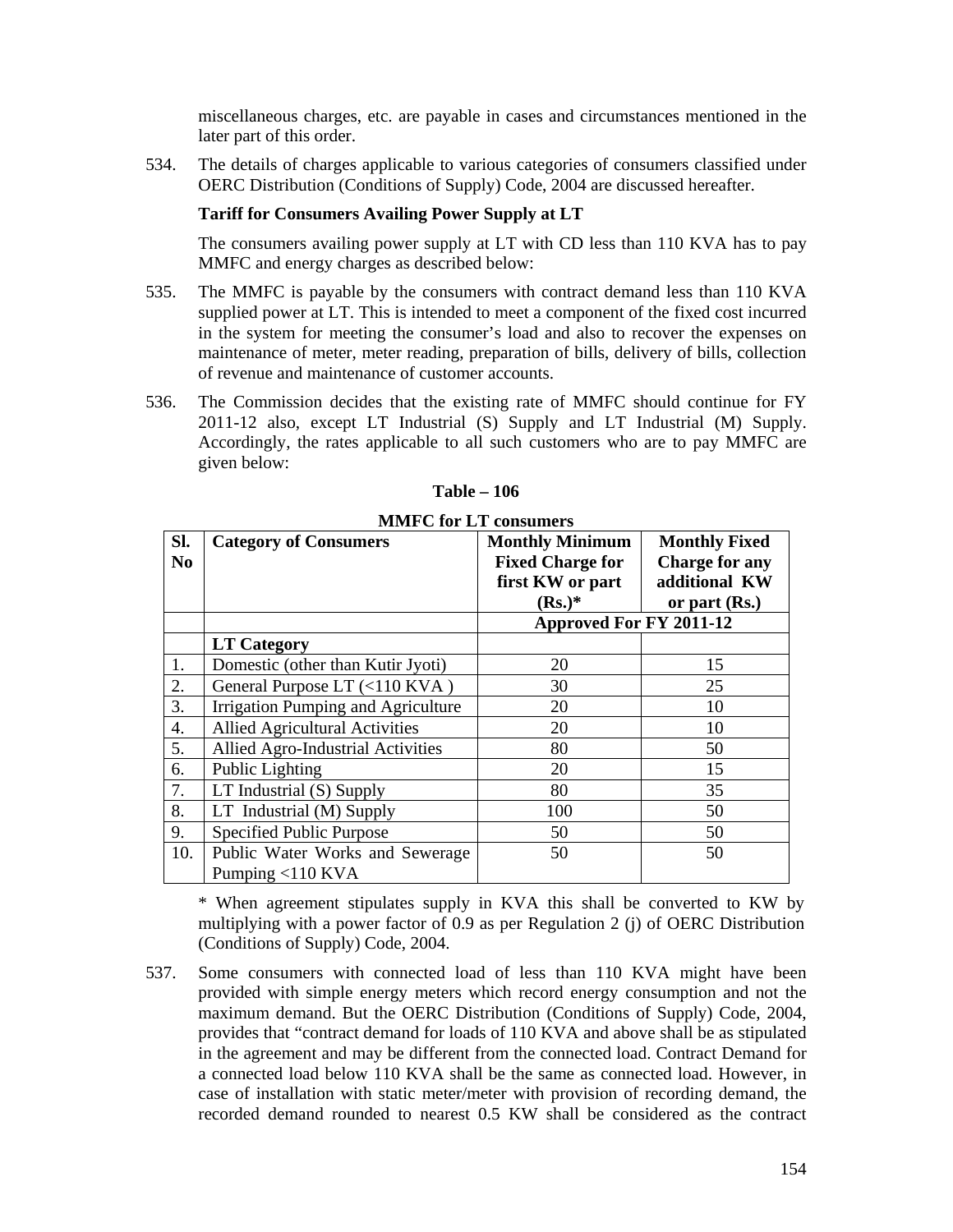miscellaneous charges, etc. are payable in cases and circumstances mentioned in the later part of this order.

534. The details of charges applicable to various categories of consumers classified under OERC Distribution (Conditions of Supply) Code, 2004 are discussed hereafter.

**Tariff for Consumers Availing Power Supply at LT**

The consumers availing power supply at LT with CD less than 110 KVA has to pay MMFC and energy charges as described below:

535. The MMFC is payable by the consumers with contract demand less than 110 KVA supplied power at LT. This is intended to meet a component of the fixed cost incurred in the system for meeting the consumer's load and also to recover the expenses on maintenance of meter, meter reading, preparation of bills, delivery of bills, collection of revenue and maintenance of customer accounts.

536. The Commission decides that the existing rate of MMFC should continue for FY 2011-12 also, except LT Industrial (S) Supply and LT Industrial (M) Supply. Accordingly, the rates applicable to all such customers who are to pay MMFC are given below:

**Table – 106**

**MMFC for LT consumers**

| Sl. No | Category of Consumers | Monthly Minimum Fixed Charge for first KW or part (Rs.)* | Monthly Fixed Charge for any additional KW or part (Rs.) |
|---|---|---|---|
| | | Approved For FY 2011-12 | |
| | **LT Category** | | |
| 1. | Domestic (other than Kutir Jyoti) | 20 | 15 |
| 2. | General Purpose LT (<110 KVA ) | 30 | 25 |
| 3. | Irrigation Pumping and Agriculture | 20 | 10 |
| 4. | Allied Agricultural Activities | 20 | 10 |
| 5. | Allied Agro-Industrial Activities | 80 | 50 |
| 6. | Public Lighting | 20 | 15 |
| 7. | LT Industrial (S) Supply | 80 | 35 |
| 8. | LT Industrial (M) Supply | 100 | 50 |
| 9. | Specified Public Purpose | 50 | 50 |
| 10. | Public Water Works and Sewerage Pumping <110 KVA | 50 | 50 |

\* When agreement stipulates supply in KVA this shall be converted to KW by multiplying with a power factor of 0.9 as per Regulation 2 (j) of OERC Distribution (Conditions of Supply) Code, 2004.

537. Some consumers with connected load of less than 110 KVA might have been provided with simple energy meters which record energy consumption and not the maximum demand. But the OERC Distribution (Conditions of Supply) Code, 2004, provides that "contract demand for loads of 110 KVA and above shall be as stipulated in the agreement and may be different from the connected load. Contract Demand for a connected load below 110 KVA shall be the same as connected load. However, in case of installation with static meter/meter with provision of recording demand, the recorded demand rounded to nearest 0.5 KW shall be considered as the contract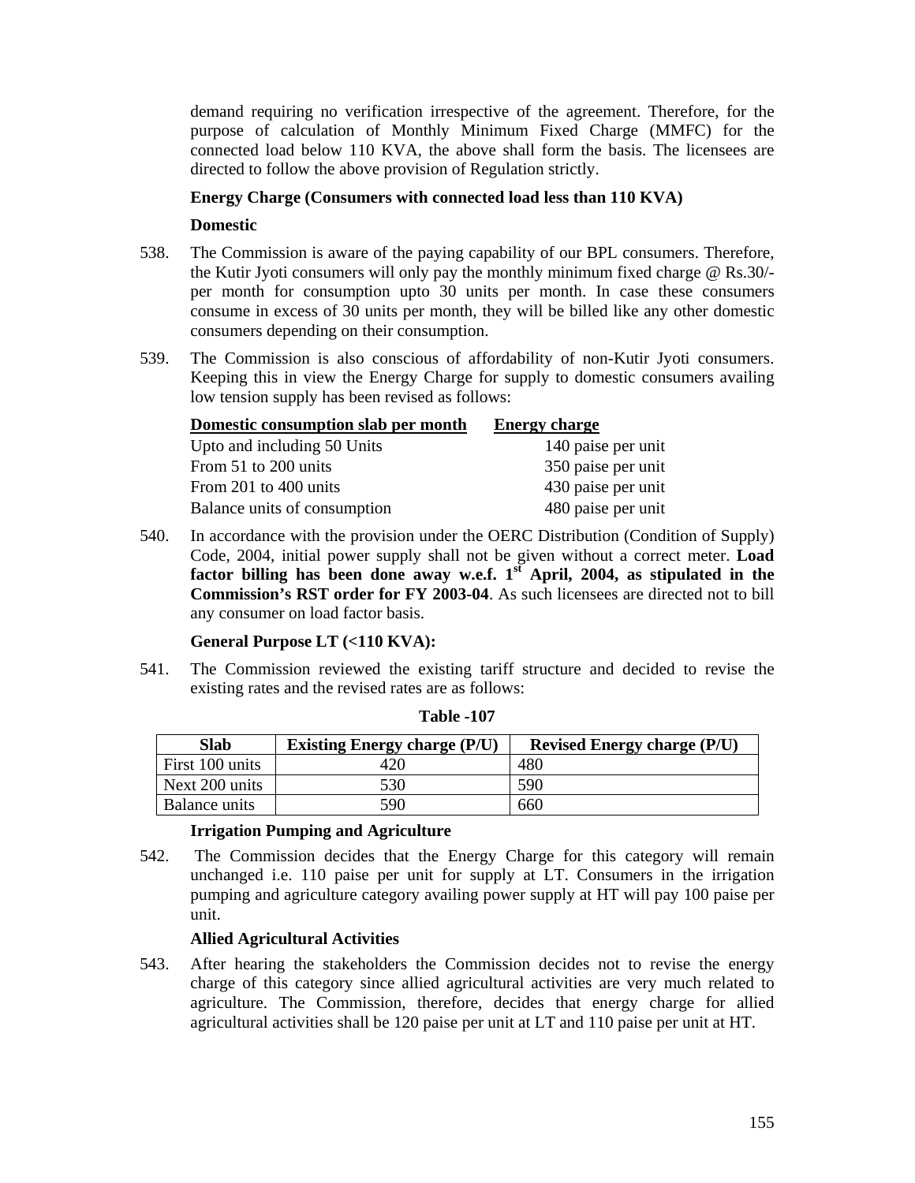demand requiring no verification irrespective of the agreement. Therefore, for the purpose of calculation of Monthly Minimum Fixed Charge (MMFC) for the connected load below 110 KVA, the above shall form the basis. The licensees are directed to follow the above provision of Regulation strictly.

**Energy Charge (Consumers with connected load less than 110 KVA)**

**Domestic**

538. The Commission is aware of the paying capability of our BPL consumers. Therefore, the Kutir Jyoti consumers will only pay the monthly minimum fixed charge @ Rs.30/- per month for consumption upto 30 units per month. In case these consumers consume in excess of 30 units per month, they will be billed like any other domestic consumers depending on their consumption.

539. The Commission is also conscious of affordability of non-Kutir Jyoti consumers. Keeping this in view the Energy Charge for supply to domestic consumers availing low tension supply has been revised as follows:

| Domestic consumption slab per month | Energy charge |
|---|---|
| Upto and including 50 Units | 140 paise per unit |
| From 51 to 200 units | 350 paise per unit |
| From 201 to 400 units | 430 paise per unit |
| Balance units of consumption | 480 paise per unit |

540. In accordance with the provision under the OERC Distribution (Condition of Supply) Code, 2004, initial power supply shall not be given without a correct meter. **Load factor billing has been done away w.e.f. 1st April, 2004, as stipulated in the Commission's RST order for FY 2003-04**. As such licensees are directed not to bill any consumer on load factor basis.

**General Purpose LT (<110 KVA):**

541. The Commission reviewed the existing tariff structure and decided to revise the existing rates and the revised rates are as follows:

**Table -107**

| Slab | Existing Energy charge (P/U) | Revised Energy charge (P/U) |
|---|---|---|
| First 100 units | 420 | 480 |
| Next 200 units | 530 | 590 |
| Balance units | 590 | 660 |

**Irrigation Pumping and Agriculture**

542. The Commission decides that the Energy Charge for this category will remain unchanged i.e. 110 paise per unit for supply at LT. Consumers in the irrigation pumping and agriculture category availing power supply at HT will pay 100 paise per unit.

**Allied Agricultural Activities**

543. After hearing the stakeholders the Commission decides not to revise the energy charge of this category since allied agricultural activities are very much related to agriculture. The Commission, therefore, decides that energy charge for allied agricultural activities shall be 120 paise per unit at LT and 110 paise per unit at HT.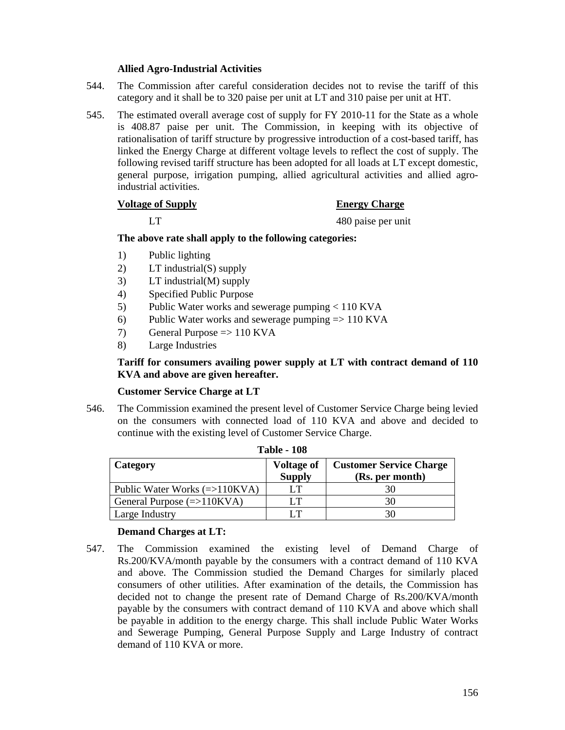### Allied Agro-Industrial Activities

544. The Commission after careful consideration decides not to revise the tariff of this category and it shall be to 320 paise per unit at LT and 310 paise per unit at HT.

545. The estimated overall average cost of supply for FY 2010-11 for the State as a whole is 408.87 paise per unit. The Commission, in keeping with its objective of rationalisation of tariff structure by progressive introduction of a cost-based tariff, has linked the Energy Charge at different voltage levels to reflect the cost of supply. The following revised tariff structure has been adopted for all loads at LT except domestic, general purpose, irrigation pumping, allied agricultural activities and allied agro-industrial activities.

| Voltage of Supply | Energy Charge |
|---|---|
| LT | 480 paise per unit |

**The above rate shall apply to the following categories:**

1) Public lighting
2) LT industrial(S) supply
3) LT industrial(M) supply
4) Specified Public Purpose
5) Public Water works and sewerage pumping < 110 KVA
6) Public Water works and sewerage pumping => 110 KVA
7) General Purpose => 110 KVA
8) Large Industries

**Tariff for consumers availing power supply at LT with contract demand of 110 KVA and above are given hereafter.**

### Customer Service Charge at LT

546. The Commission examined the present level of Customer Service Charge being levied on the consumers with connected load of 110 KVA and above and decided to continue with the existing level of Customer Service Charge.

**Table - 108**

| Category | Voltage of Supply | Customer Service Charge (Rs. per month) |
|---|---|---|
| Public Water Works (=>110KVA) | LT | 30 |
| General Purpose (=>110KVA) | LT | 30 |
| Large Industry | LT | 30 |

### Demand Charges at LT:

547. The Commission examined the existing level of Demand Charge of Rs.200/KVA/month payable by the consumers with a contract demand of 110 KVA and above. The Commission studied the Demand Charges for similarly placed consumers of other utilities. After examination of the details, the Commission has decided not to change the present rate of Demand Charge of Rs.200/KVA/month payable by the consumers with contract demand of 110 KVA and above which shall be payable in addition to the energy charge. This shall include Public Water Works and Sewerage Pumping, General Purpose Supply and Large Industry of contract demand of 110 KVA or more.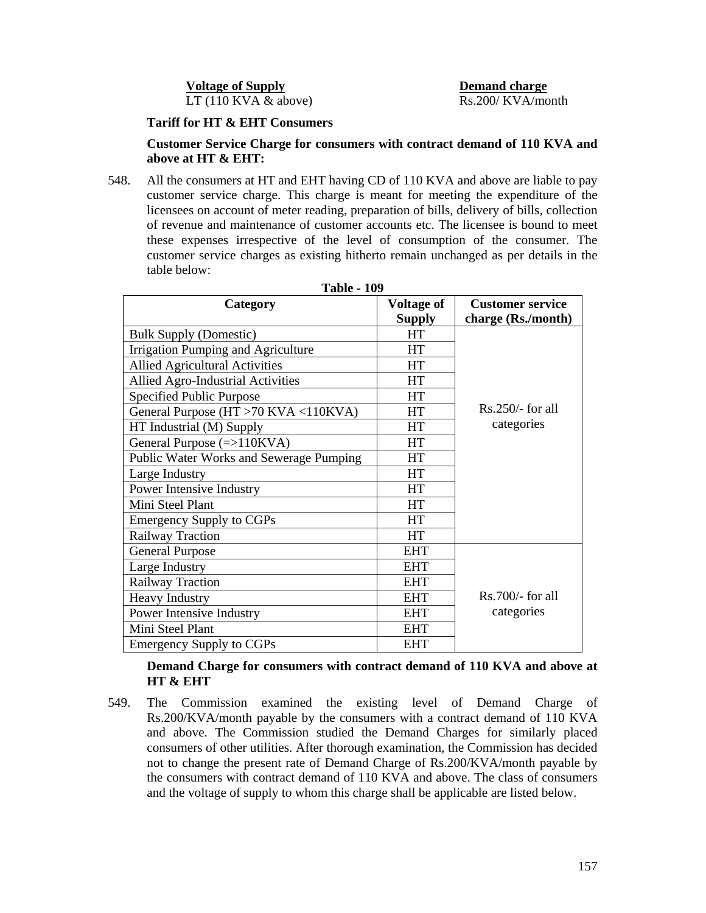| Voltage of Supply | Demand charge |
|---|---|
| LT (110 KVA & above) | Rs.200/ KVA/month |

**Tariff for HT & EHT Consumers**

**Customer Service Charge for consumers with contract demand of 110 KVA and above at HT & EHT:**

548. All the consumers at HT and EHT having CD of 110 KVA and above are liable to pay customer service charge. This charge is meant for meeting the expenditure of the licensees on account of meter reading, preparation of bills, delivery of bills, collection of revenue and maintenance of customer accounts etc. The licensee is bound to meet these expenses irrespective of the level of consumption of the consumer. The customer service charges as existing hitherto remain unchanged as per details in the table below:

**Table - 109**

| Category | Voltage of Supply | Customer service charge (Rs./month) |
|---|---|---|
| Bulk Supply (Domestic) | HT | Rs.250/- for all categories |
| Irrigation Pumping and Agriculture | HT | |
| Allied Agricultural Activities | HT | |
| Allied Agro-Industrial Activities | HT | |
| Specified Public Purpose | HT | |
| General Purpose (HT >70 KVA <110KVA) | HT | |
| HT Industrial (M) Supply | HT | |
| General Purpose (=>110KVA) | HT | |
| Public Water Works and Sewerage Pumping | HT | |
| Large Industry | HT | |
| Power Intensive Industry | HT | |
| Mini Steel Plant | HT | |
| Emergency Supply to CGPs | HT | |
| Railway Traction | HT | |
| General Purpose | EHT | Rs.700/- for all categories |
| Large Industry | EHT | |
| Railway Traction | EHT | |
| Heavy Industry | EHT | |
| Power Intensive Industry | EHT | |
| Mini Steel Plant | EHT | |
| Emergency Supply to CGPs | EHT | |

**Demand Charge for consumers with contract demand of 110 KVA and above at HT & EHT**

549. The Commission examined the existing level of Demand Charge of Rs.200/KVA/month payable by the consumers with a contract demand of 110 KVA and above. The Commission studied the Demand Charges for similarly placed consumers of other utilities. After thorough examination, the Commission has decided not to change the present rate of Demand Charge of Rs.200/KVA/month payable by the consumers with contract demand of 110 KVA and above. The class of consumers and the voltage of supply to whom this charge shall be applicable are listed below.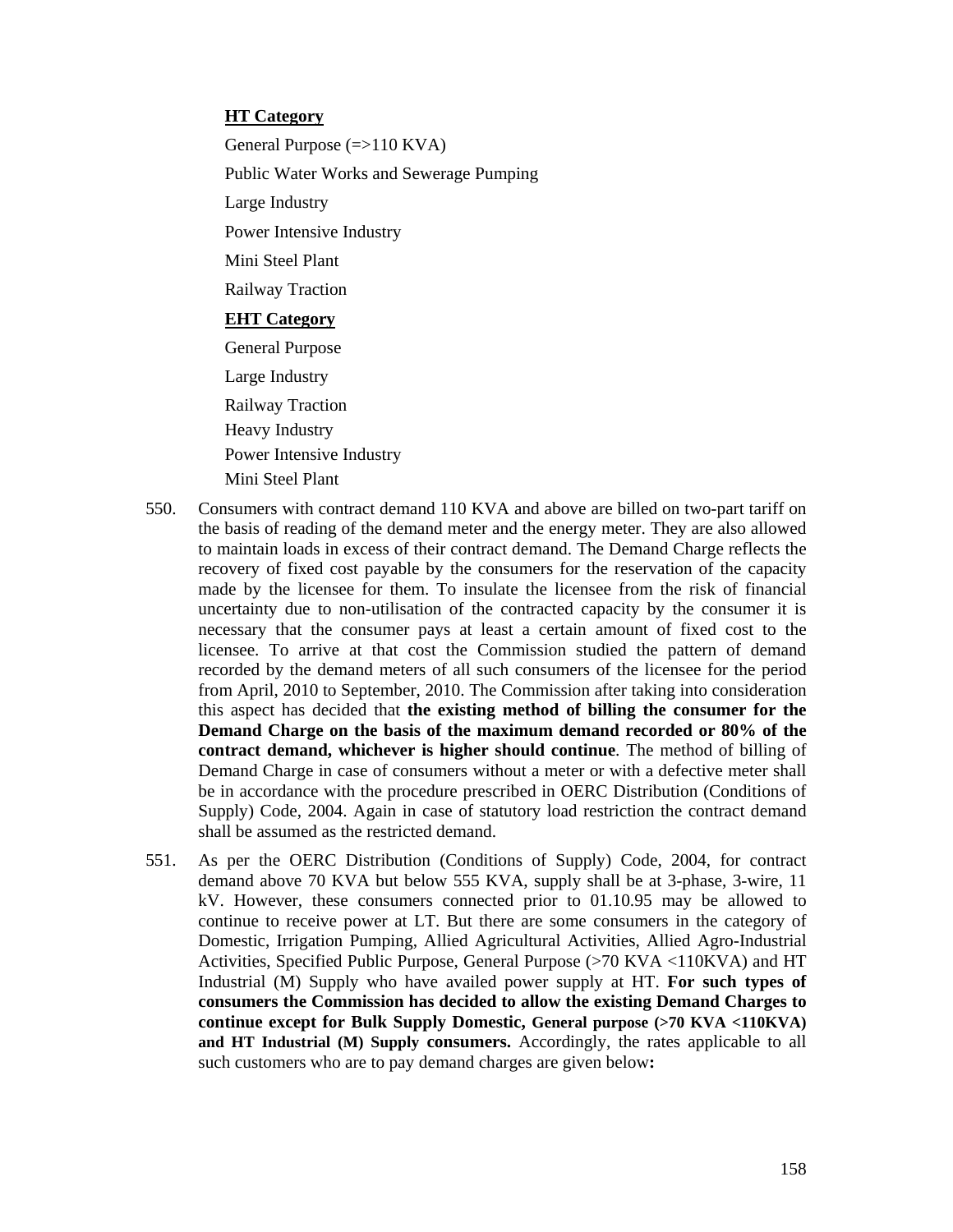**HT Category**

General Purpose (=>110 KVA)

Public Water Works and Sewerage Pumping

Large Industry

Power Intensive Industry

Mini Steel Plant

Railway Traction

**EHT Category**

General Purpose

Large Industry

Railway Traction

Heavy Industry

Power Intensive Industry

Mini Steel Plant

550. Consumers with contract demand 110 KVA and above are billed on two-part tariff on the basis of reading of the demand meter and the energy meter. They are also allowed to maintain loads in excess of their contract demand. The Demand Charge reflects the recovery of fixed cost payable by the consumers for the reservation of the capacity made by the licensee for them. To insulate the licensee from the risk of financial uncertainty due to non-utilisation of the contracted capacity by the consumer it is necessary that the consumer pays at least a certain amount of fixed cost to the licensee. To arrive at that cost the Commission studied the pattern of demand recorded by the demand meters of all such consumers of the licensee for the period from April, 2010 to September, 2010. The Commission after taking into consideration this aspect has decided that **the existing method of billing the consumer for the Demand Charge on the basis of the maximum demand recorded or 80% of the contract demand, whichever is higher should continue**. The method of billing of Demand Charge in case of consumers without a meter or with a defective meter shall be in accordance with the procedure prescribed in OERC Distribution (Conditions of Supply) Code, 2004. Again in case of statutory load restriction the contract demand shall be assumed as the restricted demand.

551. As per the OERC Distribution (Conditions of Supply) Code, 2004, for contract demand above 70 KVA but below 555 KVA, supply shall be at 3-phase, 3-wire, 11 kV. However, these consumers connected prior to 01.10.95 may be allowed to continue to receive power at LT. But there are some consumers in the category of Domestic, Irrigation Pumping, Allied Agricultural Activities, Allied Agro-Industrial Activities, Specified Public Purpose, General Purpose (>70 KVA <110KVA) and HT Industrial (M) Supply who have availed power supply at HT. **For such types of consumers the Commission has decided to allow the existing Demand Charges to continue except for Bulk Supply Domestic, General purpose (>70 KVA <110KVA) and HT Industrial (M) Supply consumers.** Accordingly, the rates applicable to all such customers who are to pay demand charges are given below**:**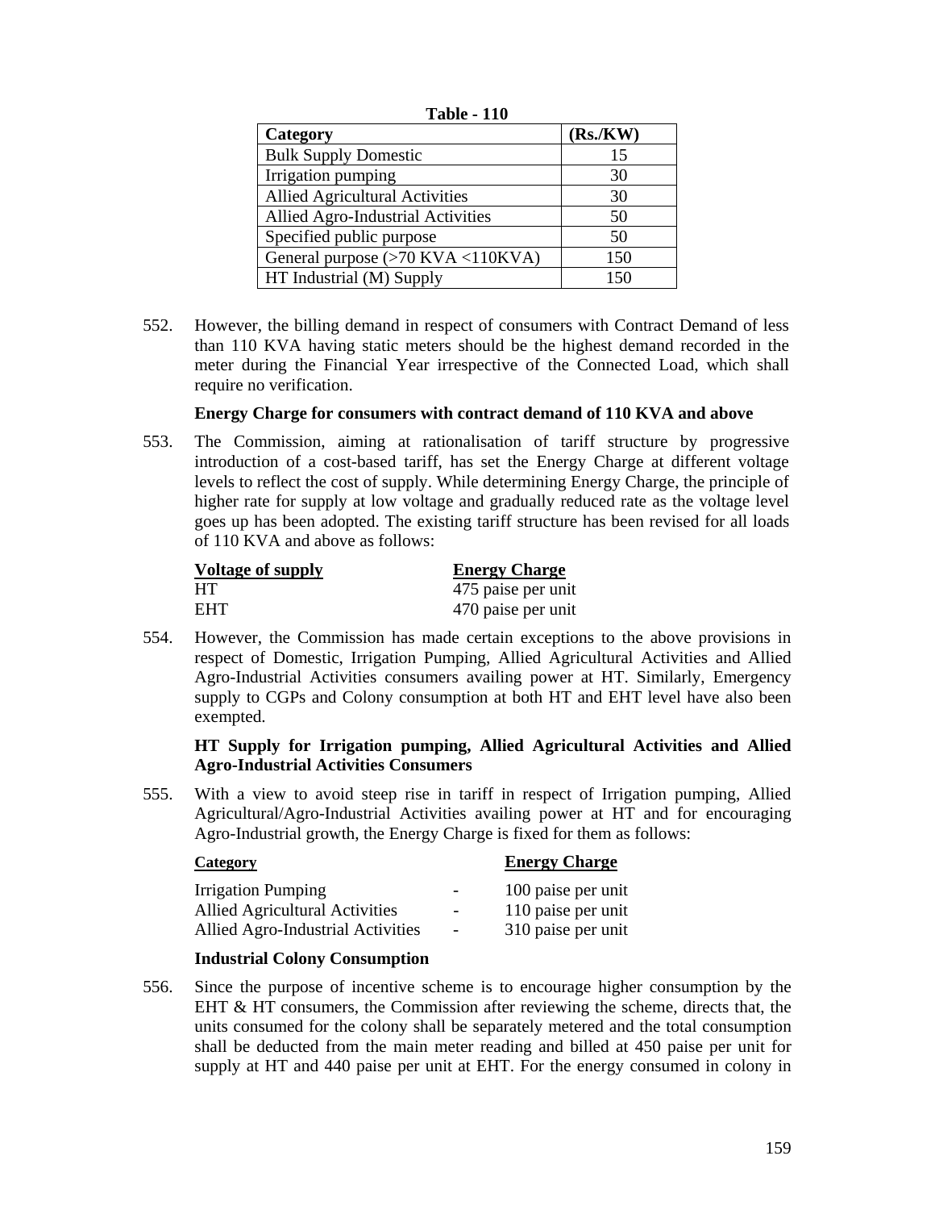**Table - 110**

| Category | (Rs./KW) |
|---|---|
| Bulk Supply Domestic | 15 |
| Irrigation pumping | 30 |
| Allied Agricultural Activities | 30 |
| Allied Agro-Industrial Activities | 50 |
| Specified public purpose | 50 |
| General purpose (>70 KVA <110KVA) | 150 |
| HT Industrial (M) Supply | 150 |

552. However, the billing demand in respect of consumers with Contract Demand of less than 110 KVA having static meters should be the highest demand recorded in the meter during the Financial Year irrespective of the Connected Load, which shall require no verification.

**Energy Charge for consumers with contract demand of 110 KVA and above**

553. The Commission, aiming at rationalisation of tariff structure by progressive introduction of a cost-based tariff, has set the Energy Charge at different voltage levels to reflect the cost of supply. While determining Energy Charge, the principle of higher rate for supply at low voltage and gradually reduced rate as the voltage level goes up has been adopted. The existing tariff structure has been revised for all loads of 110 KVA and above as follows:

| Voltage of supply | Energy Charge |
|---|---|
| HT | 475 paise per unit |
| EHT | 470 paise per unit |

554. However, the Commission has made certain exceptions to the above provisions in respect of Domestic, Irrigation Pumping, Allied Agricultural Activities and Allied Agro-Industrial Activities consumers availing power at HT. Similarly, Emergency supply to CGPs and Colony consumption at both HT and EHT level have also been exempted.

**HT Supply for Irrigation pumping, Allied Agricultural Activities and Allied Agro-Industrial Activities Consumers**

555. With a view to avoid steep rise in tariff in respect of Irrigation pumping, Allied Agricultural/Agro-Industrial Activities availing power at HT and for encouraging Agro-Industrial growth, the Energy Charge is fixed for them as follows:

| Category | | Energy Charge |
|---|---|---|
| Irrigation Pumping | - | 100 paise per unit |
| Allied Agricultural Activities | - | 110 paise per unit |
| Allied Agro-Industrial Activities | - | 310 paise per unit |

**Industrial Colony Consumption**

556. Since the purpose of incentive scheme is to encourage higher consumption by the EHT & HT consumers, the Commission after reviewing the scheme, directs that, the units consumed for the colony shall be separately metered and the total consumption shall be deducted from the main meter reading and billed at 450 paise per unit for supply at HT and 440 paise per unit at EHT. For the energy consumed in colony in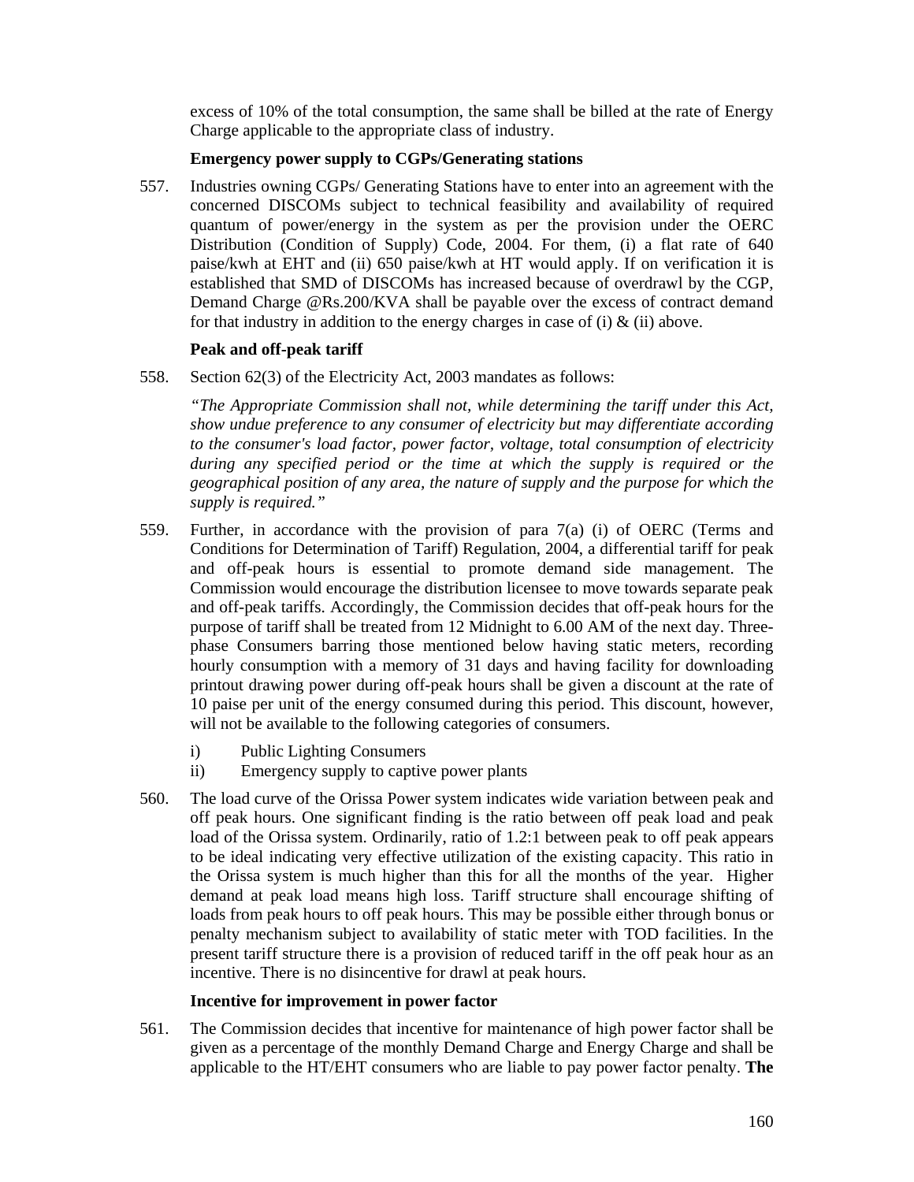excess of 10% of the total consumption, the same shall be billed at the rate of Energy Charge applicable to the appropriate class of industry.

**Emergency power supply to CGPs/Generating stations**

557. Industries owning CGPs/ Generating Stations have to enter into an agreement with the concerned DISCOMs subject to technical feasibility and availability of required quantum of power/energy in the system as per the provision under the OERC Distribution (Condition of Supply) Code, 2004. For them, (i) a flat rate of 640 paise/kwh at EHT and (ii) 650 paise/kwh at HT would apply. If on verification it is established that SMD of DISCOMs has increased because of overdrawl by the CGP, Demand Charge @Rs.200/KVA shall be payable over the excess of contract demand for that industry in addition to the energy charges in case of (i) & (ii) above.

**Peak and off-peak tariff**

558. Section 62(3) of the Electricity Act, 2003 mandates as follows:

*"The Appropriate Commission shall not, while determining the tariff under this Act, show undue preference to any consumer of electricity but may differentiate according to the consumer's load factor, power factor, voltage, total consumption of electricity during any specified period or the time at which the supply is required or the geographical position of any area, the nature of supply and the purpose for which the supply is required."*

559. Further, in accordance with the provision of para 7(a) (i) of OERC (Terms and Conditions for Determination of Tariff) Regulation, 2004, a differential tariff for peak and off-peak hours is essential to promote demand side management. The Commission would encourage the distribution licensee to move towards separate peak and off-peak tariffs. Accordingly, the Commission decides that off-peak hours for the purpose of tariff shall be treated from 12 Midnight to 6.00 AM of the next day. Three-phase Consumers barring those mentioned below having static meters, recording hourly consumption with a memory of 31 days and having facility for downloading printout drawing power during off-peak hours shall be given a discount at the rate of 10 paise per unit of the energy consumed during this period. This discount, however, will not be available to the following categories of consumers.

i) Public Lighting Consumers
ii) Emergency supply to captive power plants

560. The load curve of the Orissa Power system indicates wide variation between peak and off peak hours. One significant finding is the ratio between off peak load and peak load of the Orissa system. Ordinarily, ratio of 1.2:1 between peak to off peak appears to be ideal indicating very effective utilization of the existing capacity. This ratio in the Orissa system is much higher than this for all the months of the year. Higher demand at peak load means high loss. Tariff structure shall encourage shifting of loads from peak hours to off peak hours. This may be possible either through bonus or penalty mechanism subject to availability of static meter with TOD facilities. In the present tariff structure there is a provision of reduced tariff in the off peak hour as an incentive. There is no disincentive for drawl at peak hours.

**Incentive for improvement in power factor**

561. The Commission decides that incentive for maintenance of high power factor shall be given as a percentage of the monthly Demand Charge and Energy Charge and shall be applicable to the HT/EHT consumers who are liable to pay power factor penalty. **The**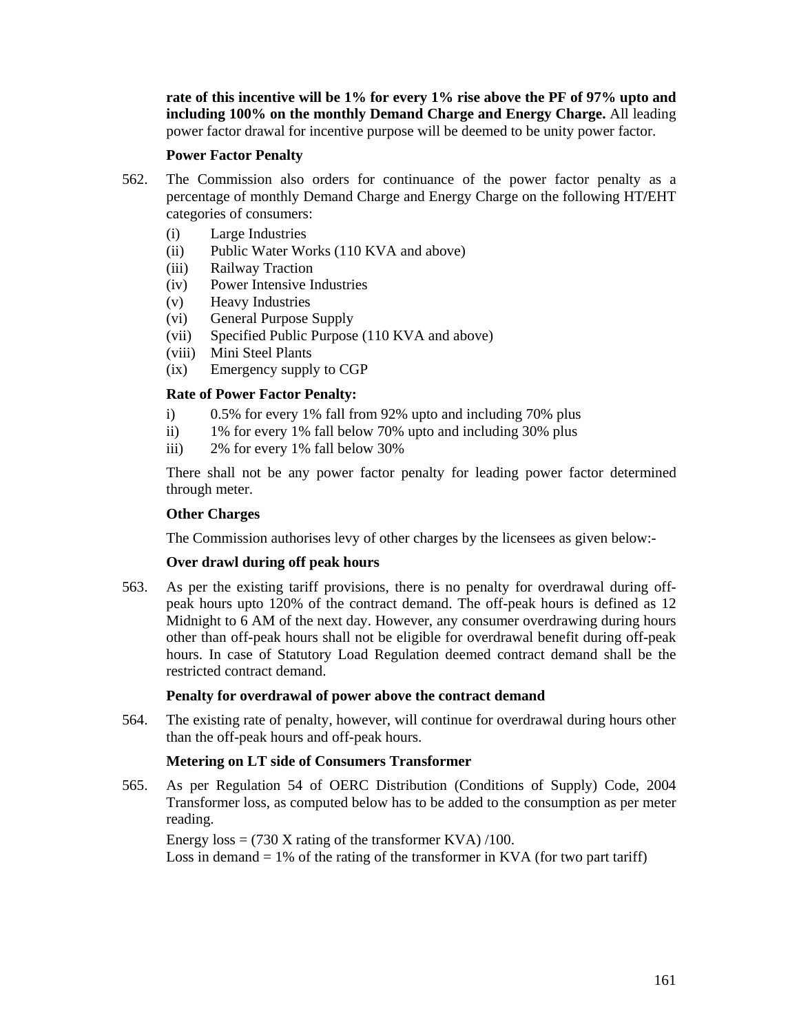**rate of this incentive will be 1% for every 1% rise above the PF of 97% upto and including 100% on the monthly Demand Charge and Energy Charge.** All leading power factor drawal for incentive purpose will be deemed to be unity power factor.

**Power Factor Penalty**

562. The Commission also orders for continuance of the power factor penalty as a percentage of monthly Demand Charge and Energy Charge on the following HT/EHT categories of consumers:

   (i) Large Industries
   (ii) Public Water Works (110 KVA and above)
   (iii) Railway Traction
   (iv) Power Intensive Industries
   (v) Heavy Industries
   (vi) General Purpose Supply
   (vii) Specified Public Purpose (110 KVA and above)
   (viii) Mini Steel Plants
   (ix) Emergency supply to CGP

**Rate of Power Factor Penalty:**

i) 0.5% for every 1% fall from 92% upto and including 70% plus
ii) 1% for every 1% fall below 70% upto and including 30% plus
iii) 2% for every 1% fall below 30%

There shall not be any power factor penalty for leading power factor determined through meter.

**Other Charges**

The Commission authorises levy of other charges by the licensees as given below:-

**Over drawl during off peak hours**

563. As per the existing tariff provisions, there is no penalty for overdrawal during off-peak hours upto 120% of the contract demand. The off-peak hours is defined as 12 Midnight to 6 AM of the next day. However, any consumer overdrawing during hours other than off-peak hours shall not be eligible for overdrawal benefit during off-peak hours. In case of Statutory Load Regulation deemed contract demand shall be the restricted contract demand.

**Penalty for overdrawal of power above the contract demand**

564. The existing rate of penalty, however, will continue for overdrawal during hours other than the off-peak hours and off-peak hours.

**Metering on LT side of Consumers Transformer**

565. As per Regulation 54 of OERC Distribution (Conditions of Supply) Code, 2004 Transformer loss, as computed below has to be added to the consumption as per meter reading.

Energy loss = (730 X rating of the transformer KVA) /100.
Loss in demand = 1% of the rating of the transformer in KVA (for two part tariff)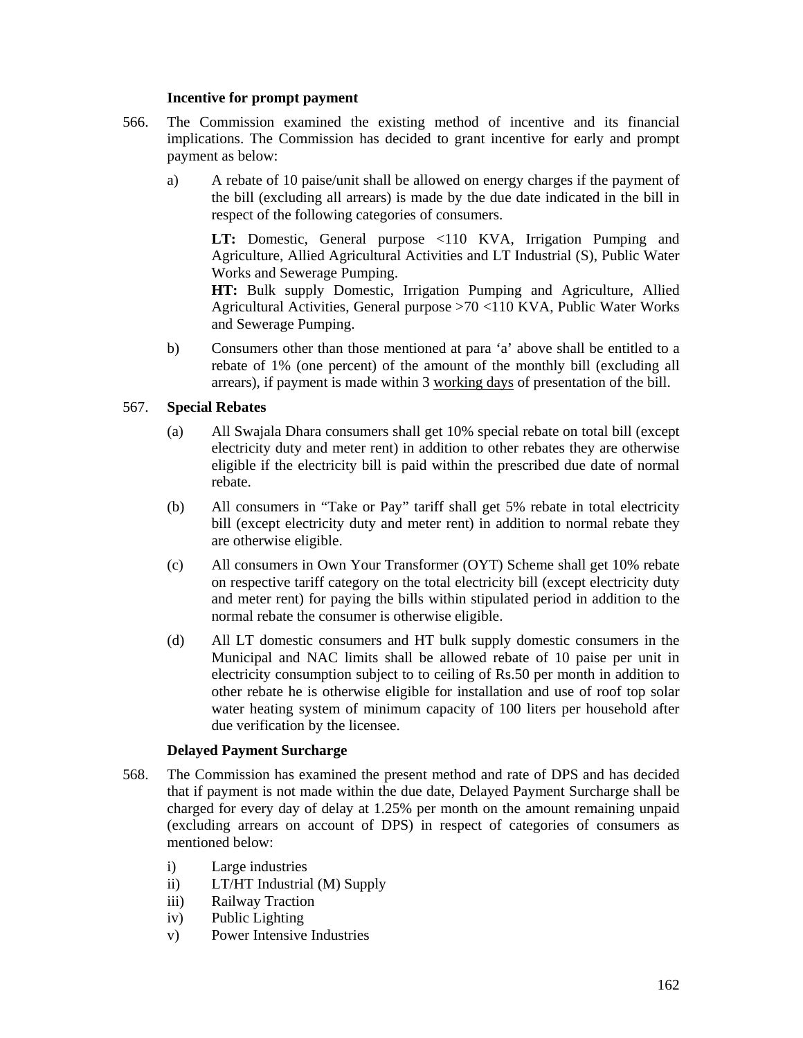**Incentive for prompt payment**

566. The Commission examined the existing method of incentive and its financial implications. The Commission has decided to grant incentive for early and prompt payment as below:

    a) A rebate of 10 paise/unit shall be allowed on energy charges if the payment of the bill (excluding all arrears) is made by the due date indicated in the bill in respect of the following categories of consumers.

       **LT:** Domestic, General purpose <110 KVA, Irrigation Pumping and Agriculture, Allied Agricultural Activities and LT Industrial (S), Public Water Works and Sewerage Pumping.
       **HT:** Bulk supply Domestic, Irrigation Pumping and Agriculture, Allied Agricultural Activities, General purpose >70 <110 KVA, Public Water Works and Sewerage Pumping.

    b) Consumers other than those mentioned at para 'a' above shall be entitled to a rebate of 1% (one percent) of the amount of the monthly bill (excluding all arrears), if payment is made within 3 working days of presentation of the bill.

567. **Special Rebates**

    (a) All Swajala Dhara consumers shall get 10% special rebate on total bill (except electricity duty and meter rent) in addition to other rebates they are otherwise eligible if the electricity bill is paid within the prescribed due date of normal rebate.

    (b) All consumers in "Take or Pay" tariff shall get 5% rebate in total electricity bill (except electricity duty and meter rent) in addition to normal rebate they are otherwise eligible.

    (c) All consumers in Own Your Transformer (OYT) Scheme shall get 10% rebate on respective tariff category on the total electricity bill (except electricity duty and meter rent) for paying the bills within stipulated period in addition to the normal rebate the consumer is otherwise eligible.

    (d) All LT domestic consumers and HT bulk supply domestic consumers in the Municipal and NAC limits shall be allowed rebate of 10 paise per unit in electricity consumption subject to to ceiling of Rs.50 per month in addition to other rebate he is otherwise eligible for installation and use of roof top solar water heating system of minimum capacity of 100 liters per household after due verification by the licensee.

**Delayed Payment Surcharge**

568. The Commission has examined the present method and rate of DPS and has decided that if payment is not made within the due date, Delayed Payment Surcharge shall be charged for every day of delay at 1.25% per month on the amount remaining unpaid (excluding arrears on account of DPS) in respect of categories of consumers as mentioned below:

    i) Large industries
    ii) LT/HT Industrial (M) Supply
    iii) Railway Traction
    iv) Public Lighting
    v) Power Intensive Industries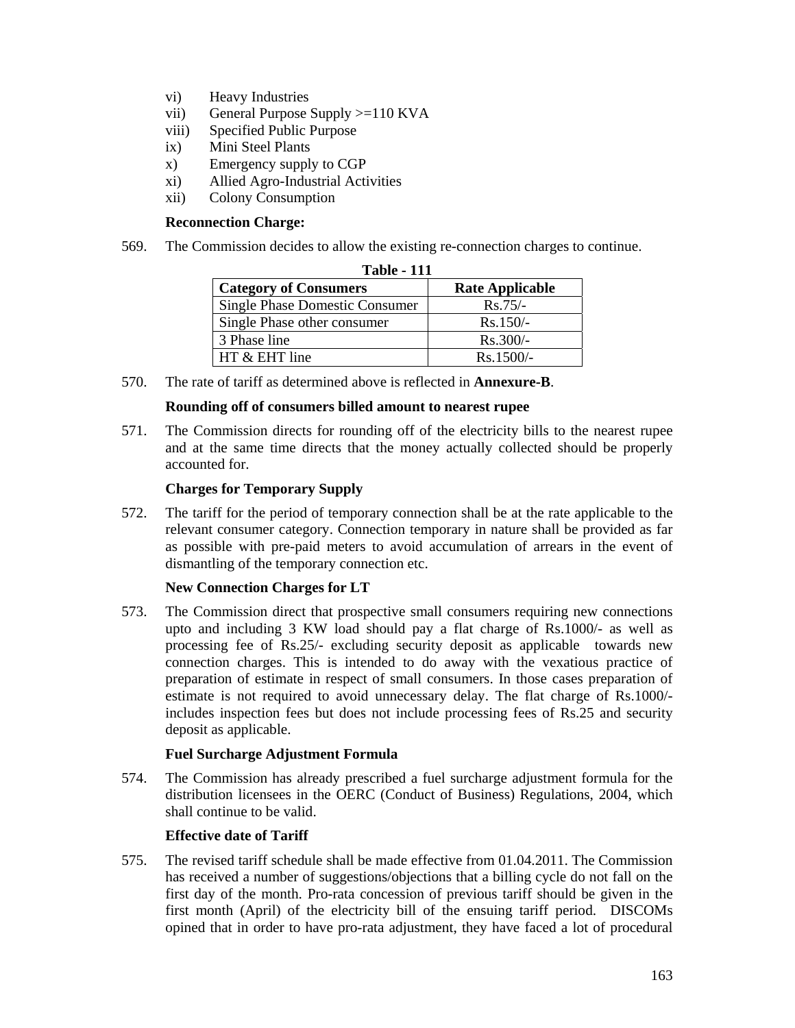vi) Heavy Industries
vii) General Purpose Supply >=110 KVA
viii) Specified Public Purpose
ix) Mini Steel Plants
x) Emergency supply to CGP
xi) Allied Agro-Industrial Activities
xii) Colony Consumption

**Reconnection Charge:**

569. The Commission decides to allow the existing re-connection charges to continue.

**Table - 111**

| Category of Consumers | Rate Applicable |
|---|---|
| Single Phase Domestic Consumer | Rs.75/- |
| Single Phase other consumer | Rs.150/- |
| 3 Phase line | Rs.300/- |
| HT & EHT line | Rs.1500/- |

570. The rate of tariff as determined above is reflected in **Annexure-B**.

**Rounding off of consumers billed amount to nearest rupee**

571. The Commission directs for rounding off of the electricity bills to the nearest rupee and at the same time directs that the money actually collected should be properly accounted for.

**Charges for Temporary Supply**

572. The tariff for the period of temporary connection shall be at the rate applicable to the relevant consumer category. Connection temporary in nature shall be provided as far as possible with pre-paid meters to avoid accumulation of arrears in the event of dismantling of the temporary connection etc.

**New Connection Charges for LT**

573. The Commission direct that prospective small consumers requiring new connections upto and including 3 KW load should pay a flat charge of Rs.1000/- as well as processing fee of Rs.25/- excluding security deposit as applicable towards new connection charges. This is intended to do away with the vexatious practice of preparation of estimate in respect of small consumers. In those cases preparation of estimate is not required to avoid unnecessary delay. The flat charge of Rs.1000/- includes inspection fees but does not include processing fees of Rs.25 and security deposit as applicable.

**Fuel Surcharge Adjustment Formula**

574. The Commission has already prescribed a fuel surcharge adjustment formula for the distribution licensees in the OERC (Conduct of Business) Regulations, 2004, which shall continue to be valid.

**Effective date of Tariff**

575. The revised tariff schedule shall be made effective from 01.04.2011. The Commission has received a number of suggestions/objections that a billing cycle do not fall on the first day of the month. Pro-rata concession of previous tariff should be given in the first month (April) of the electricity bill of the ensuing tariff period. DISCOMs opined that in order to have pro-rata adjustment, they have faced a lot of procedural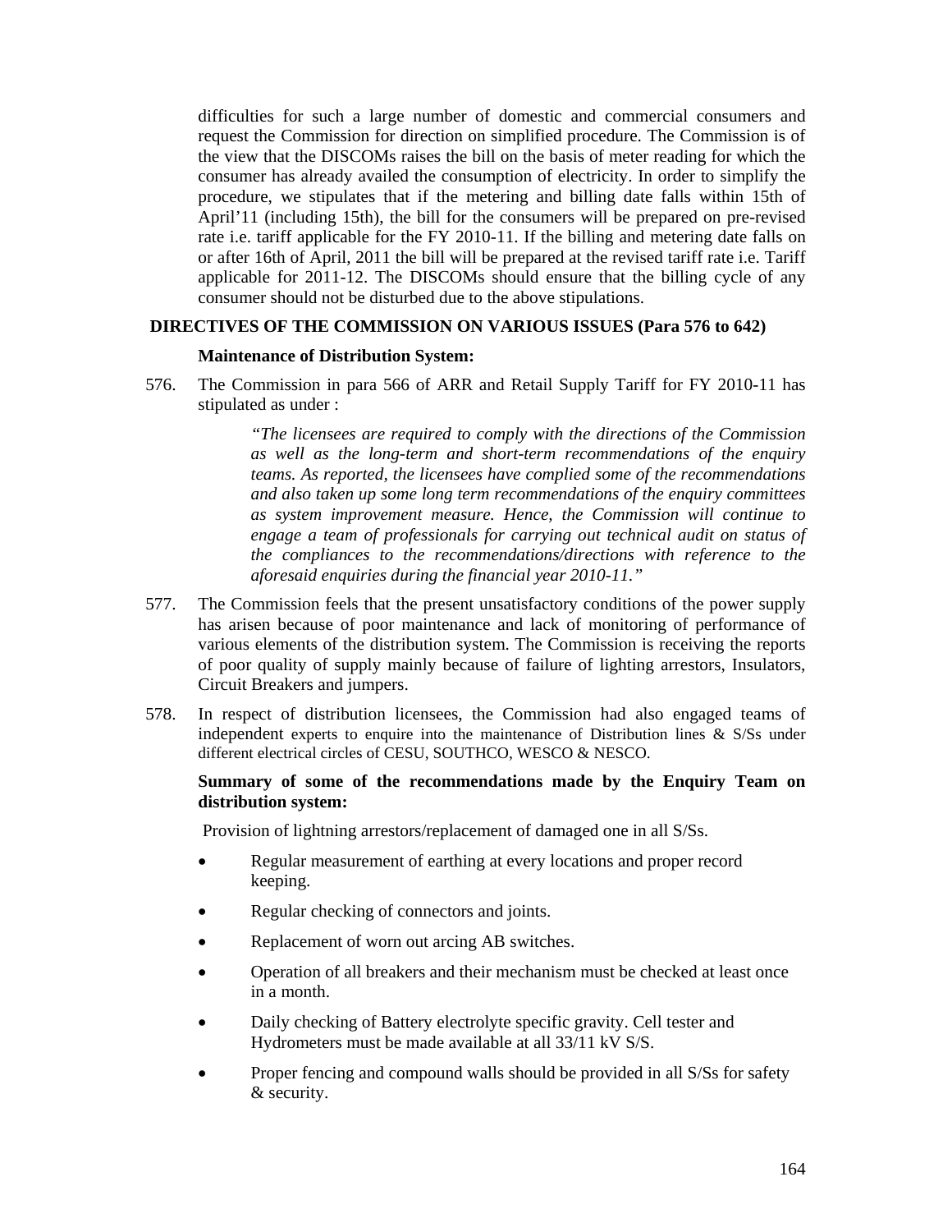difficulties for such a large number of domestic and commercial consumers and request the Commission for direction on simplified procedure. The Commission is of the view that the DISCOMs raises the bill on the basis of meter reading for which the consumer has already availed the consumption of electricity. In order to simplify the procedure, we stipulates that if the metering and billing date falls within 15th of April'11 (including 15th), the bill for the consumers will be prepared on pre-revised rate i.e. tariff applicable for the FY 2010-11. If the billing and metering date falls on or after 16th of April, 2011 the bill will be prepared at the revised tariff rate i.e. Tariff applicable for 2011-12. The DISCOMs should ensure that the billing cycle of any consumer should not be disturbed due to the above stipulations.

**DIRECTIVES OF THE COMMISSION ON VARIOUS ISSUES (Para 576 to 642)**

**Maintenance of Distribution System:**

576. The Commission in para 566 of ARR and Retail Supply Tariff for FY 2010-11 has stipulated as under :

> *"The licensees are required to comply with the directions of the Commission as well as the long-term and short-term recommendations of the enquiry teams. As reported, the licensees have complied some of the recommendations and also taken up some long term recommendations of the enquiry committees as system improvement measure. Hence, the Commission will continue to engage a team of professionals for carrying out technical audit on status of the compliances to the recommendations/directions with reference to the aforesaid enquiries during the financial year 2010-11."*

577. The Commission feels that the present unsatisfactory conditions of the power supply has arisen because of poor maintenance and lack of monitoring of performance of various elements of the distribution system. The Commission is receiving the reports of poor quality of supply mainly because of failure of lighting arrestors, Insulators, Circuit Breakers and jumpers.

578. In respect of distribution licensees, the Commission had also engaged teams of independent experts to enquire into the maintenance of Distribution lines & S/Ss under different electrical circles of CESU, SOUTHCO, WESCO & NESCO.

**Summary of some of the recommendations made by the Enquiry Team on distribution system:**

Provision of lightning arrestors/replacement of damaged one in all S/Ss.

- Regular measurement of earthing at every locations and proper record keeping.
- Regular checking of connectors and joints.
- Replacement of worn out arcing AB switches.
- Operation of all breakers and their mechanism must be checked at least once in a month.
- Daily checking of Battery electrolyte specific gravity. Cell tester and Hydrometers must be made available at all 33/11 kV S/S.
- Proper fencing and compound walls should be provided in all S/Ss for safety & security.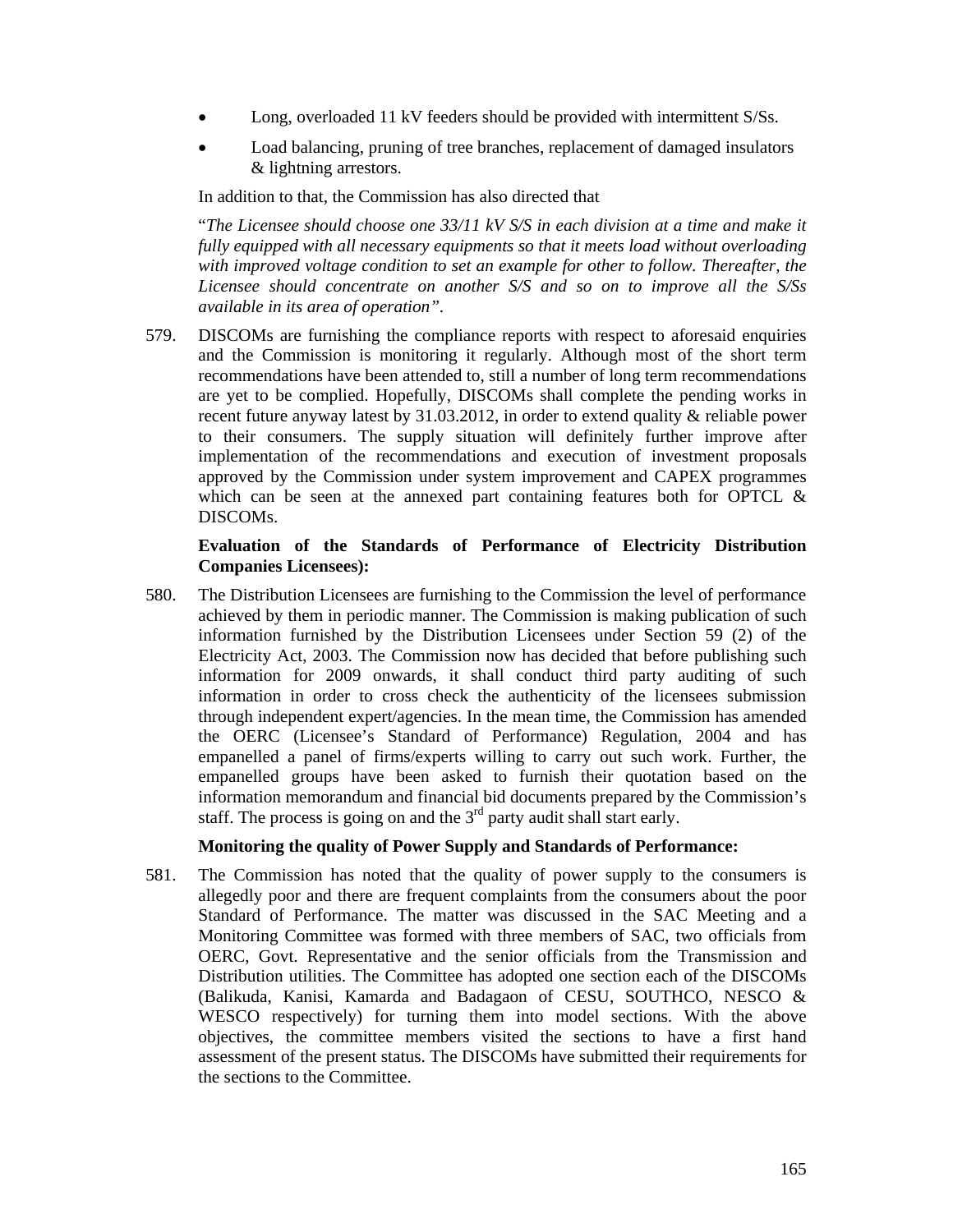- Long, overloaded 11 kV feeders should be provided with intermittent S/Ss.
- Load balancing, pruning of tree branches, replacement of damaged insulators & lightning arrestors.

In addition to that, the Commission has also directed that

"*The Licensee should choose one 33/11 kV S/S in each division at a time and make it fully equipped with all necessary equipments so that it meets load without overloading with improved voltage condition to set an example for other to follow. Thereafter, the Licensee should concentrate on another S/S and so on to improve all the S/Ss available in its area of operation"*.

579. DISCOMs are furnishing the compliance reports with respect to aforesaid enquiries and the Commission is monitoring it regularly. Although most of the short term recommendations have been attended to, still a number of long term recommendations are yet to be complied. Hopefully, DISCOMs shall complete the pending works in recent future anyway latest by 31.03.2012, in order to extend quality & reliable power to their consumers. The supply situation will definitely further improve after implementation of the recommendations and execution of investment proposals approved by the Commission under system improvement and CAPEX programmes which can be seen at the annexed part containing features both for OPTCL & DISCOMs.

**Evaluation of the Standards of Performance of Electricity Distribution Companies Licensees):**

580. The Distribution Licensees are furnishing to the Commission the level of performance achieved by them in periodic manner. The Commission is making publication of such information furnished by the Distribution Licensees under Section 59 (2) of the Electricity Act, 2003. The Commission now has decided that before publishing such information for 2009 onwards, it shall conduct third party auditing of such information in order to cross check the authenticity of the licensees submission through independent expert/agencies. In the mean time, the Commission has amended the OERC (Licensee's Standard of Performance) Regulation, 2004 and has empanelled a panel of firms/experts willing to carry out such work. Further, the empanelled groups have been asked to furnish their quotation based on the information memorandum and financial bid documents prepared by the Commission's staff. The process is going on and the 3rd party audit shall start early.

**Monitoring the quality of Power Supply and Standards of Performance:**

581. The Commission has noted that the quality of power supply to the consumers is allegedly poor and there are frequent complaints from the consumers about the poor Standard of Performance. The matter was discussed in the SAC Meeting and a Monitoring Committee was formed with three members of SAC, two officials from OERC, Govt. Representative and the senior officials from the Transmission and Distribution utilities. The Committee has adopted one section each of the DISCOMs (Balikuda, Kanisi, Kamarda and Badagaon of CESU, SOUTHCO, NESCO & WESCO respectively) for turning them into model sections. With the above objectives, the committee members visited the sections to have a first hand assessment of the present status. The DISCOMs have submitted their requirements for the sections to the Committee.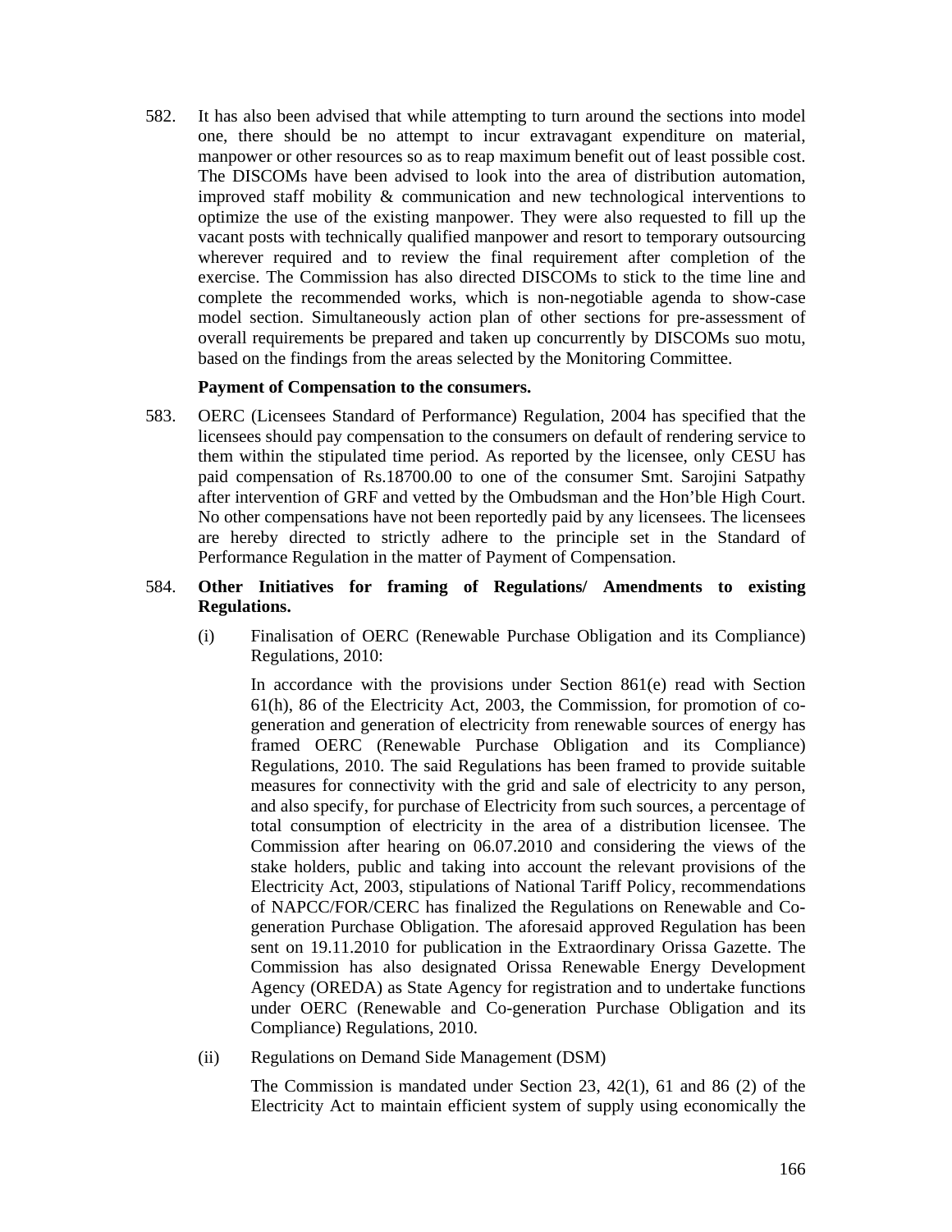582. It has also been advised that while attempting to turn around the sections into model one, there should be no attempt to incur extravagant expenditure on material, manpower or other resources so as to reap maximum benefit out of least possible cost. The DISCOMs have been advised to look into the area of distribution automation, improved staff mobility & communication and new technological interventions to optimize the use of the existing manpower. They were also requested to fill up the vacant posts with technically qualified manpower and resort to temporary outsourcing wherever required and to review the final requirement after completion of the exercise. The Commission has also directed DISCOMs to stick to the time line and complete the recommended works, which is non-negotiable agenda to show-case model section. Simultaneously action plan of other sections for pre-assessment of overall requirements be prepared and taken up concurrently by DISCOMs suo motu, based on the findings from the areas selected by the Monitoring Committee.

**Payment of Compensation to the consumers.**

583. OERC (Licensees Standard of Performance) Regulation, 2004 has specified that the licensees should pay compensation to the consumers on default of rendering service to them within the stipulated time period. As reported by the licensee, only CESU has paid compensation of Rs.18700.00 to one of the consumer Smt. Sarojini Satpathy after intervention of GRF and vetted by the Ombudsman and the Hon'ble High Court. No other compensations have not been reportedly paid by any licensees. The licensees are hereby directed to strictly adhere to the principle set in the Standard of Performance Regulation in the matter of Payment of Compensation.

584. **Other Initiatives for framing of Regulations/ Amendments to existing Regulations.**

(i) Finalisation of OERC (Renewable Purchase Obligation and its Compliance) Regulations, 2010:

In accordance with the provisions under Section 861(e) read with Section 61(h), 86 of the Electricity Act, 2003, the Commission, for promotion of co-generation and generation of electricity from renewable sources of energy has framed OERC (Renewable Purchase Obligation and its Compliance) Regulations, 2010. The said Regulations has been framed to provide suitable measures for connectivity with the grid and sale of electricity to any person, and also specify, for purchase of Electricity from such sources, a percentage of total consumption of electricity in the area of a distribution licensee. The Commission after hearing on 06.07.2010 and considering the views of the stake holders, public and taking into account the relevant provisions of the Electricity Act, 2003, stipulations of National Tariff Policy, recommendations of NAPCC/FOR/CERC has finalized the Regulations on Renewable and Co-generation Purchase Obligation. The aforesaid approved Regulation has been sent on 19.11.2010 for publication in the Extraordinary Orissa Gazette. The Commission has also designated Orissa Renewable Energy Development Agency (OREDA) as State Agency for registration and to undertake functions under OERC (Renewable and Co-generation Purchase Obligation and its Compliance) Regulations, 2010.

(ii) Regulations on Demand Side Management (DSM)

The Commission is mandated under Section 23, 42(1), 61 and 86 (2) of the Electricity Act to maintain efficient system of supply using economically the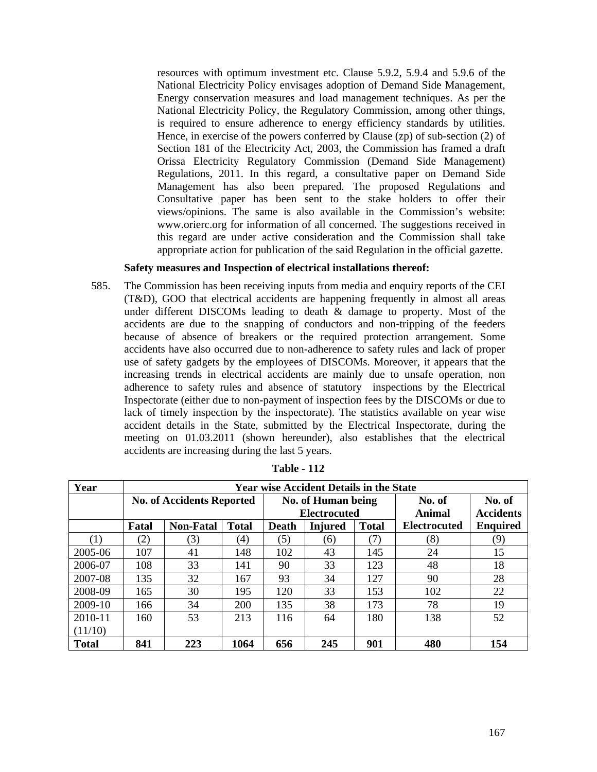resources with optimum investment etc. Clause 5.9.2, 5.9.4 and 5.9.6 of the National Electricity Policy envisages adoption of Demand Side Management, Energy conservation measures and load management techniques. As per the National Electricity Policy, the Regulatory Commission, among other things, is required to ensure adherence to energy efficiency standards by utilities. Hence, in exercise of the powers conferred by Clause (zp) of sub-section (2) of Section 181 of the Electricity Act, 2003, the Commission has framed a draft Orissa Electricity Regulatory Commission (Demand Side Management) Regulations, 2011. In this regard, a consultative paper on Demand Side Management has also been prepared. The proposed Regulations and Consultative paper has been sent to the stake holders to offer their views/opinions. The same is also available in the Commission's website: www.orierc.org for information of all concerned. The suggestions received in this regard are under active consideration and the Commission shall take appropriate action for publication of the said Regulation in the official gazette.

**Safety measures and Inspection of electrical installations thereof:**

585. The Commission has been receiving inputs from media and enquiry reports of the CEI (T&D), GOO that electrical accidents are happening frequently in almost all areas under different DISCOMs leading to death & damage to property. Most of the accidents are due to the snapping of conductors and non-tripping of the feeders because of absence of breakers or the required protection arrangement. Some accidents have also occurred due to non-adherence to safety rules and lack of proper use of safety gadgets by the employees of DISCOMs. Moreover, it appears that the increasing trends in electrical accidents are mainly due to unsafe operation, non adherence to safety rules and absence of statutory inspections by the Electrical Inspectorate (either due to non-payment of inspection fees by the DISCOMs or due to lack of timely inspection by the inspectorate). The statistics available on year wise accident details in the State, submitted by the Electrical Inspectorate, during the meeting on 01.03.2011 (shown hereunder), also establishes that the electrical accidents are increasing during the last 5 years.

**Table - 112**

| Year | Year wise Accident Details in the State | | | | | | | |
|---|---|---|---|---|---|---|---|---|
| | No. of Accidents Reported | | | No. of Human being Electrocuted | | | No. of Animal | No. of Accidents |
| | Fatal | Non-Fatal | Total | Death | Injured | Total | Electrocuted | Enquired |
| (1) | (2) | (3) | (4) | (5) | (6) | (7) | (8) | (9) |
| 2005-06 | 107 | 41 | 148 | 102 | 43 | 145 | 24 | 15 |
| 2006-07 | 108 | 33 | 141 | 90 | 33 | 123 | 48 | 18 |
| 2007-08 | 135 | 32 | 167 | 93 | 34 | 127 | 90 | 28 |
| 2008-09 | 165 | 30 | 195 | 120 | 33 | 153 | 102 | 22 |
| 2009-10 | 166 | 34 | 200 | 135 | 38 | 173 | 78 | 19 |
| 2010-11 (11/10) | 160 | 53 | 213 | 116 | 64 | 180 | 138 | 52 |
| **Total** | **841** | **223** | **1064** | **656** | **245** | **901** | **480** | **154** |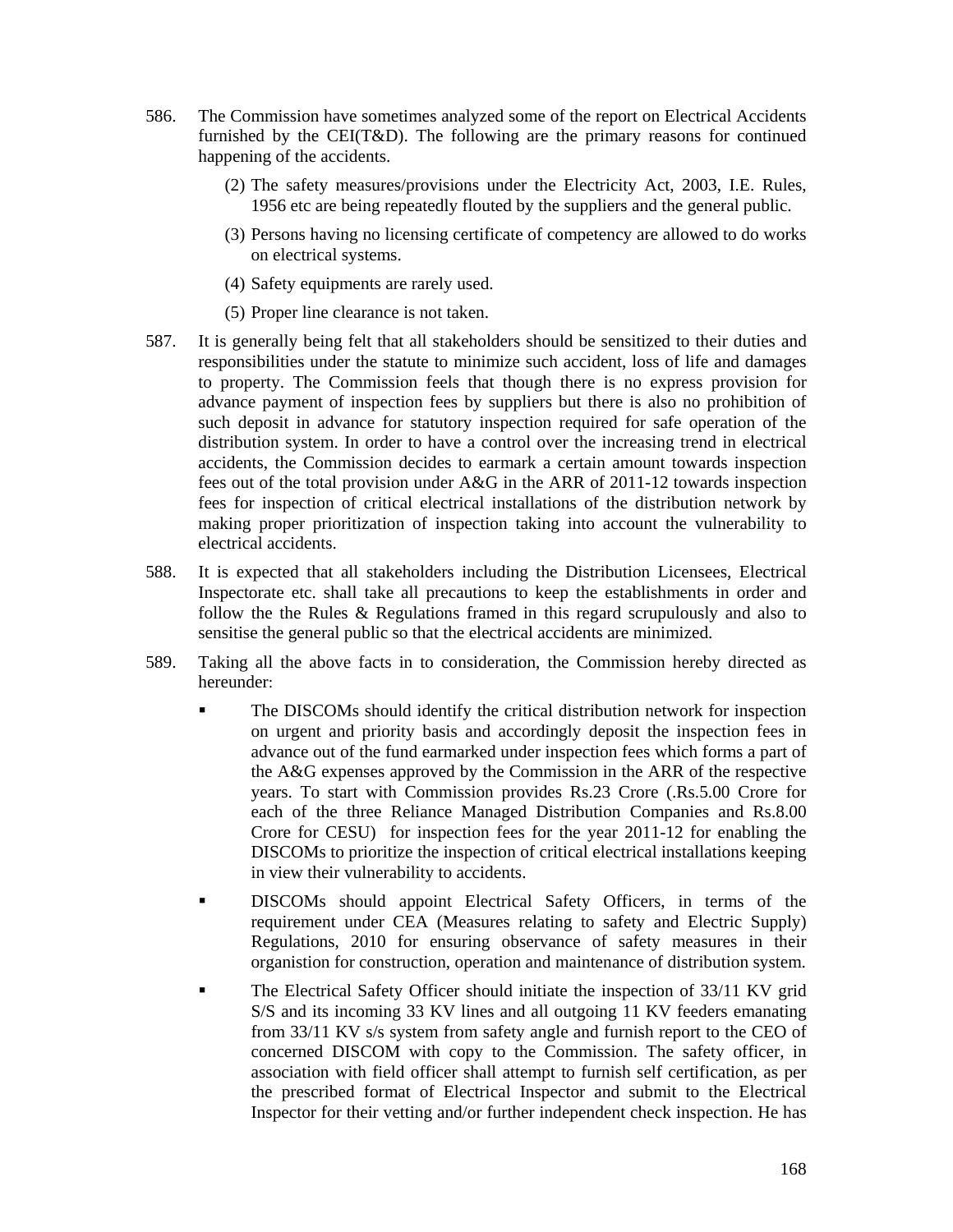586. The Commission have sometimes analyzed some of the report on Electrical Accidents furnished by the CEI(T&D). The following are the primary reasons for continued happening of the accidents.

   (2) The safety measures/provisions under the Electricity Act, 2003, I.E. Rules, 1956 etc are being repeatedly flouted by the suppliers and the general public.

   (3) Persons having no licensing certificate of competency are allowed to do works on electrical systems.

   (4) Safety equipments are rarely used.

   (5) Proper line clearance is not taken.

587. It is generally being felt that all stakeholders should be sensitized to their duties and responsibilities under the statute to minimize such accident, loss of life and damages to property. The Commission feels that though there is no express provision for advance payment of inspection fees by suppliers but there is also no prohibition of such deposit in advance for statutory inspection required for safe operation of the distribution system. In order to have a control over the increasing trend in electrical accidents, the Commission decides to earmark a certain amount towards inspection fees out of the total provision under A&G in the ARR of 2011-12 towards inspection fees for inspection of critical electrical installations of the distribution network by making proper prioritization of inspection taking into account the vulnerability to electrical accidents.

588. It is expected that all stakeholders including the Distribution Licensees, Electrical Inspectorate etc. shall take all precautions to keep the establishments in order and follow the the Rules & Regulations framed in this regard scrupulously and also to sensitise the general public so that the electrical accidents are minimized.

589. Taking all the above facts in to consideration, the Commission hereby directed as hereunder:

   - The DISCOMs should identify the critical distribution network for inspection on urgent and priority basis and accordingly deposit the inspection fees in advance out of the fund earmarked under inspection fees which forms a part of the A&G expenses approved by the Commission in the ARR of the respective years. To start with Commission provides Rs.23 Crore (.Rs.5.00 Crore for each of the three Reliance Managed Distribution Companies and Rs.8.00 Crore for CESU) for inspection fees for the year 2011-12 for enabling the DISCOMs to prioritize the inspection of critical electrical installations keeping in view their vulnerability to accidents.
   - DISCOMs should appoint Electrical Safety Officers, in terms of the requirement under CEA (Measures relating to safety and Electric Supply) Regulations, 2010 for ensuring observance of safety measures in their organistion for construction, operation and maintenance of distribution system.
   - The Electrical Safety Officer should initiate the inspection of 33/11 KV grid S/S and its incoming 33 KV lines and all outgoing 11 KV feeders emanating from 33/11 KV s/s system from safety angle and furnish report to the CEO of concerned DISCOM with copy to the Commission. The safety officer, in association with field officer shall attempt to furnish self certification, as per the prescribed format of Electrical Inspector and submit to the Electrical Inspector for their vetting and/or further independent check inspection. He has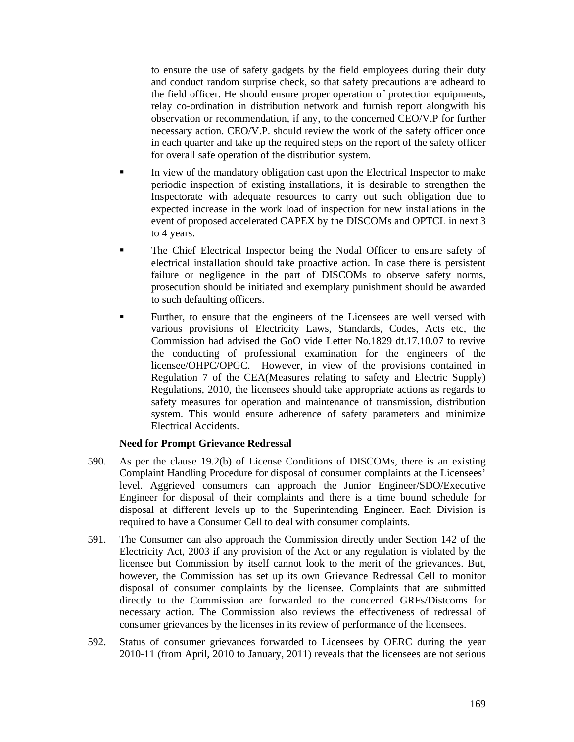to ensure the use of safety gadgets by the field employees during their duty and conduct random surprise check, so that safety precautions are adheard to the field officer. He should ensure proper operation of protection equipments, relay co-ordination in distribution network and furnish report alongwith his observation or recommendation, if any, to the concerned CEO/V.P for further necessary action. CEO/V.P. should review the work of the safety officer once in each quarter and take up the required steps on the report of the safety officer for overall safe operation of the distribution system.

- In view of the mandatory obligation cast upon the Electrical Inspector to make periodic inspection of existing installations, it is desirable to strengthen the Inspectorate with adequate resources to carry out such obligation due to expected increase in the work load of inspection for new installations in the event of proposed accelerated CAPEX by the DISCOMs and OPTCL in next 3 to 4 years.
- The Chief Electrical Inspector being the Nodal Officer to ensure safety of electrical installation should take proactive action. In case there is persistent failure or negligence in the part of DISCOMs to observe safety norms, prosecution should be initiated and exemplary punishment should be awarded to such defaulting officers.
- Further, to ensure that the engineers of the Licensees are well versed with various provisions of Electricity Laws, Standards, Codes, Acts etc, the Commission had advised the GoO vide Letter No.1829 dt.17.10.07 to revive the conducting of professional examination for the engineers of the licensee/OHPC/OPGC. However, in view of the provisions contained in Regulation 7 of the CEA(Measures relating to safety and Electric Supply) Regulations, 2010, the licensees should take appropriate actions as regards to safety measures for operation and maintenance of transmission, distribution system. This would ensure adherence of safety parameters and minimize Electrical Accidents.

**Need for Prompt Grievance Redressal**

590. As per the clause 19.2(b) of License Conditions of DISCOMs, there is an existing Complaint Handling Procedure for disposal of consumer complaints at the Licensees' level. Aggrieved consumers can approach the Junior Engineer/SDO/Executive Engineer for disposal of their complaints and there is a time bound schedule for disposal at different levels up to the Superintending Engineer. Each Division is required to have a Consumer Cell to deal with consumer complaints.

591. The Consumer can also approach the Commission directly under Section 142 of the Electricity Act, 2003 if any provision of the Act or any regulation is violated by the licensee but Commission by itself cannot look to the merit of the grievances. But, however, the Commission has set up its own Grievance Redressal Cell to monitor disposal of consumer complaints by the licensee. Complaints that are submitted directly to the Commission are forwarded to the concerned GRFs/Distcoms for necessary action. The Commission also reviews the effectiveness of redressal of consumer grievances by the licenses in its review of performance of the licensees.

592. Status of consumer grievances forwarded to Licensees by OERC during the year 2010-11 (from April, 2010 to January, 2011) reveals that the licensees are not serious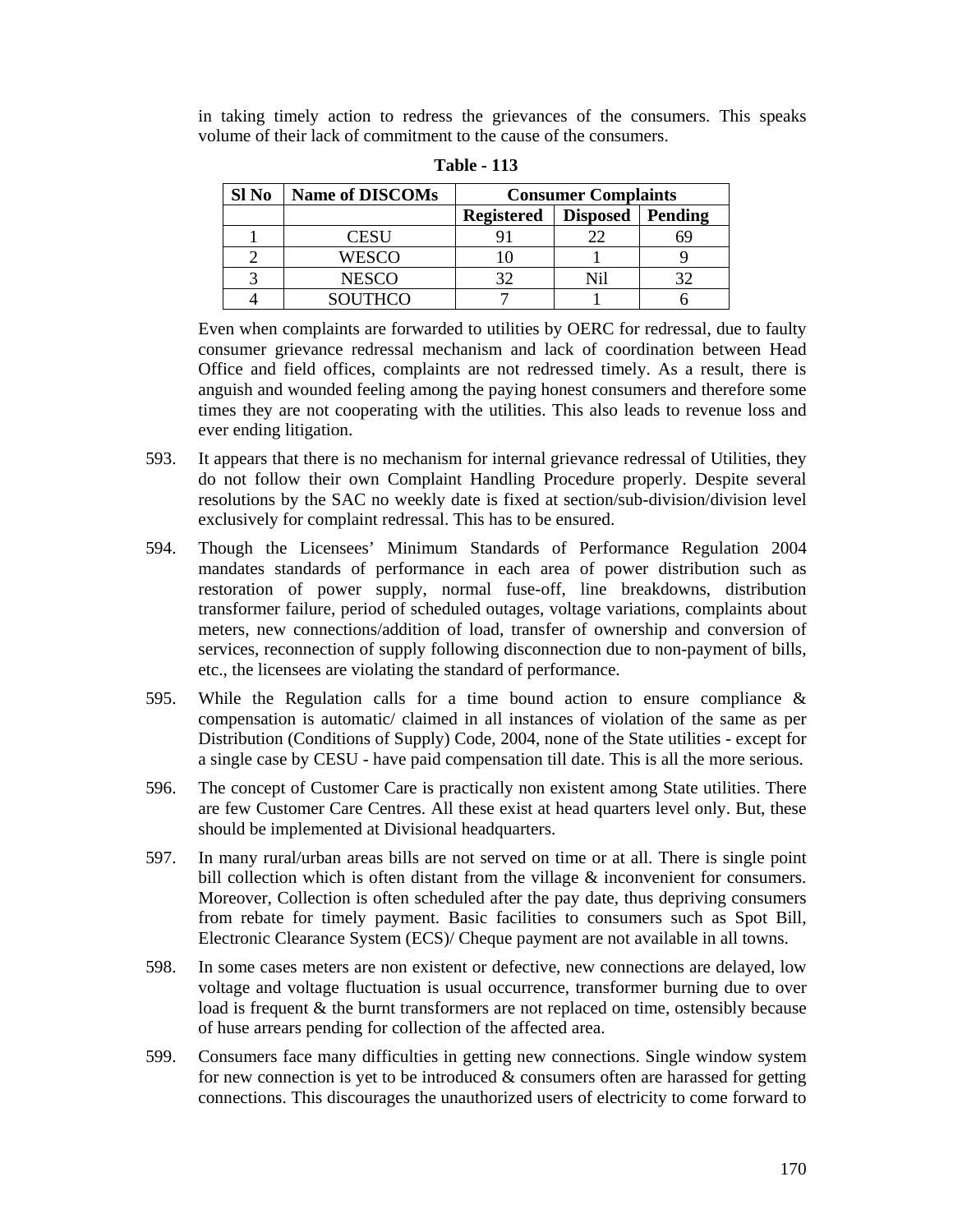in taking timely action to redress the grievances of the consumers. This speaks volume of their lack of commitment to the cause of the consumers.

**Table - 113**

| Sl No | Name of DISCOMs | Consumer Complaints | | |
|---|---|---|---|---|
| | | Registered | Disposed | Pending |
| 1 | CESU | 91 | 22 | 69 |
| 2 | WESCO | 10 | 1 | 9 |
| 3 | NESCO | 32 | Nil | 32 |
| 4 | SOUTHCO | 7 | 1 | 6 |

Even when complaints are forwarded to utilities by OERC for redressal, due to faulty consumer grievance redressal mechanism and lack of coordination between Head Office and field offices, complaints are not redressed timely. As a result, there is anguish and wounded feeling among the paying honest consumers and therefore some times they are not cooperating with the utilities. This also leads to revenue loss and ever ending litigation.

593. It appears that there is no mechanism for internal grievance redressal of Utilities, they do not follow their own Complaint Handling Procedure properly. Despite several resolutions by the SAC no weekly date is fixed at section/sub-division/division level exclusively for complaint redressal. This has to be ensured.

594. Though the Licensees' Minimum Standards of Performance Regulation 2004 mandates standards of performance in each area of power distribution such as restoration of power supply, normal fuse-off, line breakdowns, distribution transformer failure, period of scheduled outages, voltage variations, complaints about meters, new connections/addition of load, transfer of ownership and conversion of services, reconnection of supply following disconnection due to non-payment of bills, etc., the licensees are violating the standard of performance.

595. While the Regulation calls for a time bound action to ensure compliance & compensation is automatic/ claimed in all instances of violation of the same as per Distribution (Conditions of Supply) Code, 2004, none of the State utilities - except for a single case by CESU - have paid compensation till date. This is all the more serious.

596. The concept of Customer Care is practically non existent among State utilities. There are few Customer Care Centres. All these exist at head quarters level only. But, these should be implemented at Divisional headquarters.

597. In many rural/urban areas bills are not served on time or at all. There is single point bill collection which is often distant from the village & inconvenient for consumers. Moreover, Collection is often scheduled after the pay date, thus depriving consumers from rebate for timely payment. Basic facilities to consumers such as Spot Bill, Electronic Clearance System (ECS)/ Cheque payment are not available in all towns.

598. In some cases meters are non existent or defective, new connections are delayed, low voltage and voltage fluctuation is usual occurrence, transformer burning due to over load is frequent & the burnt transformers are not replaced on time, ostensibly because of huse arrears pending for collection of the affected area.

599. Consumers face many difficulties in getting new connections. Single window system for new connection is yet to be introduced & consumers often are harassed for getting connections. This discourages the unauthorized users of electricity to come forward to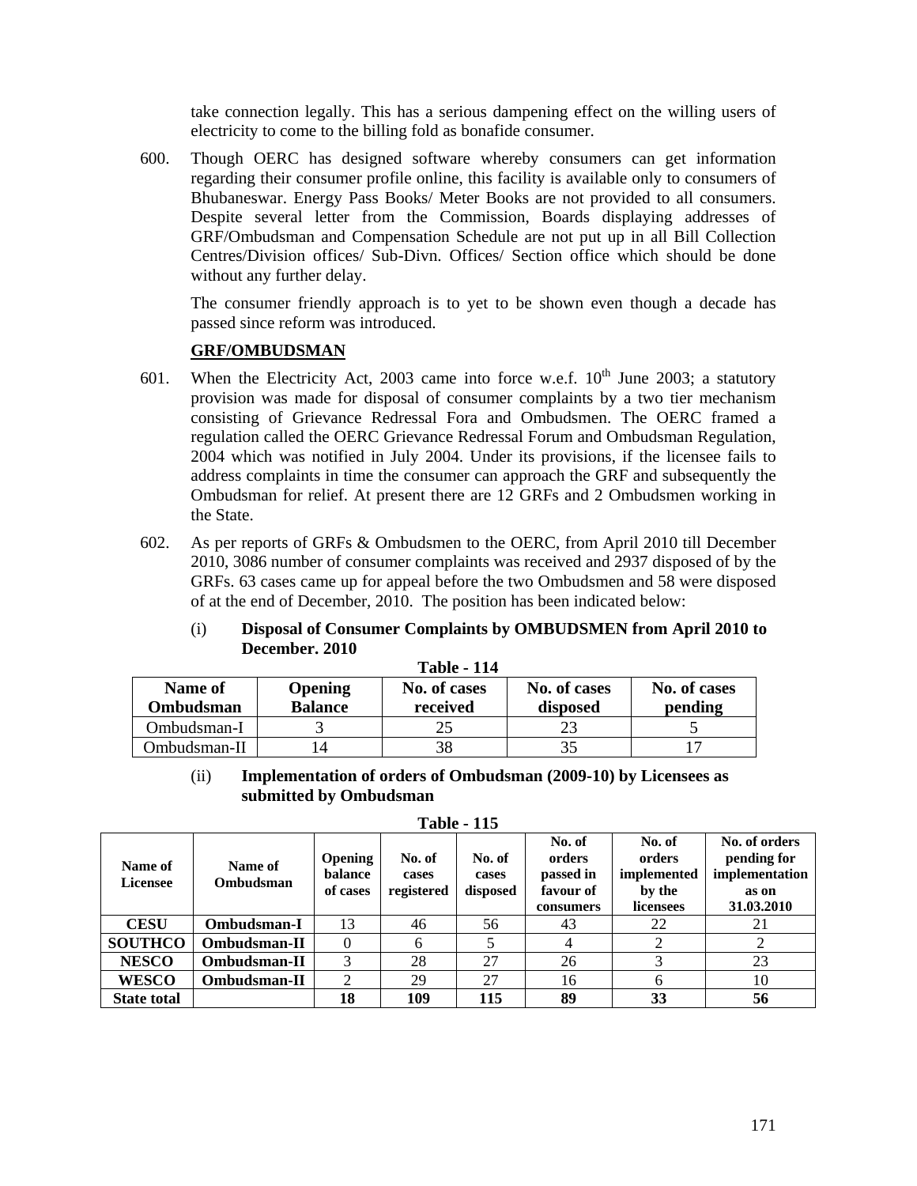take connection legally. This has a serious dampening effect on the willing users of electricity to come to the billing fold as bonafide consumer.

600. Though OERC has designed software whereby consumers can get information regarding their consumer profile online, this facility is available only to consumers of Bhubaneswar. Energy Pass Books/ Meter Books are not provided to all consumers. Despite several letter from the Commission, Boards displaying addresses of GRF/Ombudsman and Compensation Schedule are not put up in all Bill Collection Centres/Division offices/ Sub-Divn. Offices/ Section office which should be done without any further delay.

The consumer friendly approach is to yet to be shown even though a decade has passed since reform was introduced.

**GRF/OMBUDSMAN**

601. When the Electricity Act, 2003 came into force w.e.f. 10th June 2003; a statutory provision was made for disposal of consumer complaints by a two tier mechanism consisting of Grievance Redressal Fora and Ombudsmen. The OERC framed a regulation called the OERC Grievance Redressal Forum and Ombudsman Regulation, 2004 which was notified in July 2004. Under its provisions, if the licensee fails to address complaints in time the consumer can approach the GRF and subsequently the Ombudsman for relief. At present there are 12 GRFs and 2 Ombudsmen working in the State.

602. As per reports of GRFs & Ombudsmen to the OERC, from April 2010 till December 2010, 3086 number of consumer complaints was received and 2937 disposed of by the GRFs. 63 cases came up for appeal before the two Ombudsmen and 58 were disposed of at the end of December, 2010. The position has been indicated below:

(i) **Disposal of Consumer Complaints by OMBUDSMEN from April 2010 to December. 2010**

**Table - 114**

| Name of Ombudsman | Opening Balance | No. of cases received | No. of cases disposed | No. of cases pending |
|---|---|---|---|---|
| Ombudsman-I | 3 | 25 | 23 | 5 |
| Ombudsman-II | 14 | 38 | 35 | 17 |

(ii) **Implementation of orders of Ombudsman (2009-10) by Licensees as submitted by Ombudsman**

**Table - 115**

| Name of Licensee | Name of Ombudsman | Opening balance of cases | No. of cases registered | No. of cases disposed | No. of orders passed in favour of consumers | No. of orders implemented by the licensees | No. of orders pending for implementation as on 31.03.2010 |
|---|---|---|---|---|---|---|---|
| **CESU** | **Ombudsman-I** | 13 | 46 | 56 | 43 | 22 | 21 |
| **SOUTHCO** | **Ombudsman-II** | 0 | 6 | 5 | 4 | 2 | 2 |
| **NESCO** | **Ombudsman-II** | 3 | 28 | 27 | 26 | 3 | 23 |
| **WESCO** | **Ombudsman-II** | 2 | 29 | 27 | 16 | 6 | 10 |
| **State total** | | **18** | **109** | **115** | **89** | **33** | **56** |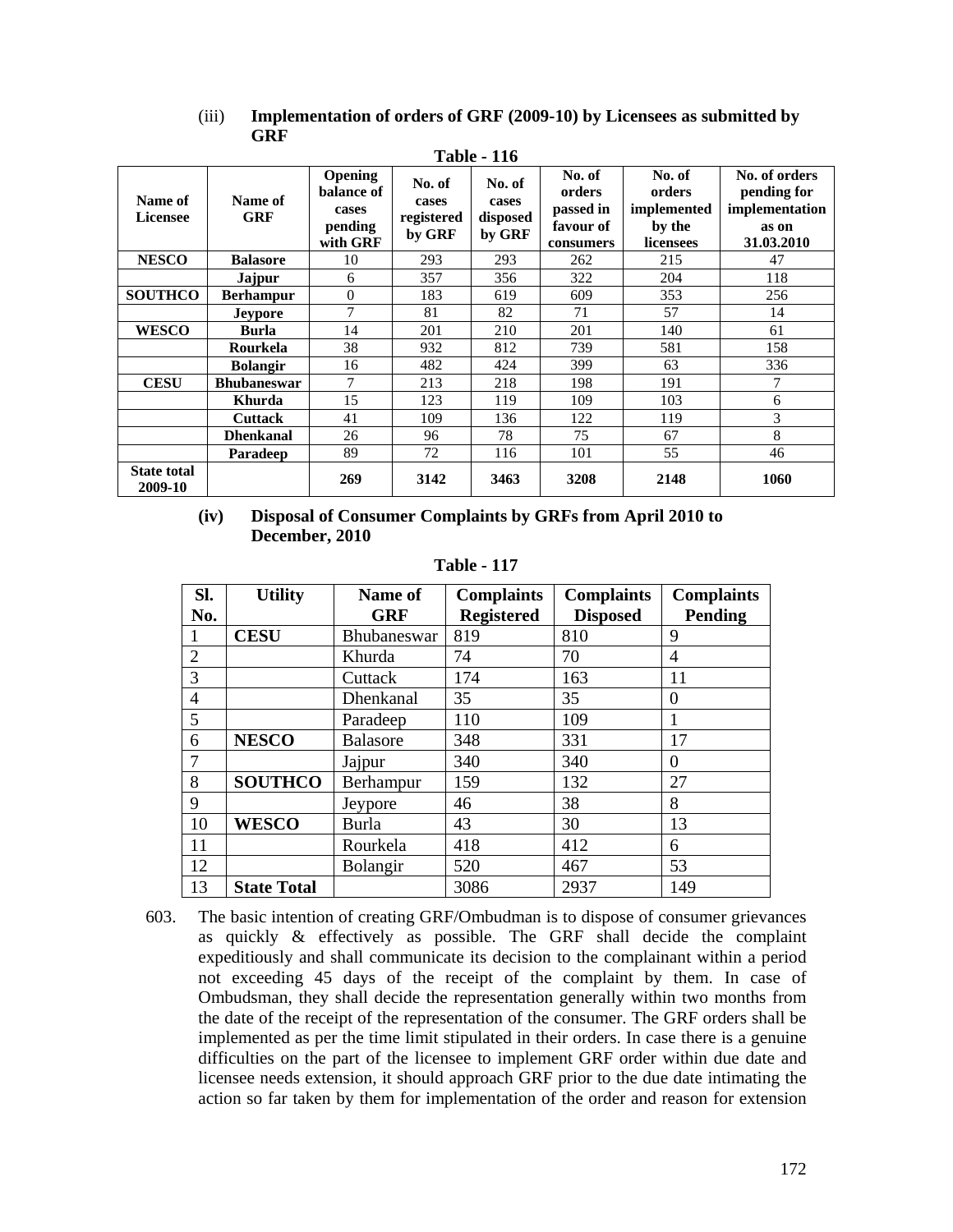(iii) **Implementation of orders of GRF (2009-10) by Licensees as submitted by GRF**

**Table - 116**

| Name of Licensee | Name of GRF | Opening balance of cases pending with GRF | No. of cases registered by GRF | No. of cases disposed by GRF | No. of orders passed in favour of consumers | No. of orders implemented by the licensees | No. of orders pending for implementation as on 31.03.2010 |
|---|---|---|---|---|---|---|---|
| **NESCO** | **Balasore** | 10 | 293 | 293 | 262 | 215 | 47 |
| | **Jajpur** | 6 | 357 | 356 | 322 | 204 | 118 |
| **SOUTHCO** | **Berhampur** | 0 | 183 | 619 | 609 | 353 | 256 |
| | **Jeypore** | 7 | 81 | 82 | 71 | 57 | 14 |
| **WESCO** | **Burla** | 14 | 201 | 210 | 201 | 140 | 61 |
| | **Rourkela** | 38 | 932 | 812 | 739 | 581 | 158 |
| | **Bolangir** | 16 | 482 | 424 | 399 | 63 | 336 |
| **CESU** | **Bhubaneswar** | 7 | 213 | 218 | 198 | 191 | 7 |
| | **Khurda** | 15 | 123 | 119 | 109 | 103 | 6 |
| | **Cuttack** | 41 | 109 | 136 | 122 | 119 | 3 |
| | **Dhenkanal** | 26 | 96 | 78 | 75 | 67 | 8 |
| | **Paradeep** | 89 | 72 | 116 | 101 | 55 | 46 |
| **State total 2009-10** | | **269** | **3142** | **3463** | **3208** | **2148** | **1060** |

(iv) **Disposal of Consumer Complaints by GRFs from April 2010 to December, 2010**

**Table - 117**

| Sl. No. | Utility | Name of GRF | Complaints Registered | Complaints Disposed | Complaints Pending |
|---|---|---|---|---|---|
| 1 | **CESU** | Bhubaneswar | 819 | 810 | 9 |
| 2 | | Khurda | 74 | 70 | 4 |
| 3 | | Cuttack | 174 | 163 | 11 |
| 4 | | Dhenkanal | 35 | 35 | 0 |
| 5 | | Paradeep | 110 | 109 | 1 |
| 6 | **NESCO** | Balasore | 348 | 331 | 17 |
| 7 | | Jajpur | 340 | 340 | 0 |
| 8 | **SOUTHCO** | Berhampur | 159 | 132 | 27 |
| 9 | | Jeypore | 46 | 38 | 8 |
| 10 | **WESCO** | Burla | 43 | 30 | 13 |
| 11 | | Rourkela | 418 | 412 | 6 |
| 12 | | Bolangir | 520 | 467 | 53 |
| 13 | **State Total** | | 3086 | 2937 | 149 |

603. The basic intention of creating GRF/Ombudman is to dispose of consumer grievances as quickly & effectively as possible. The GRF shall decide the complaint expeditiously and shall communicate its decision to the complainant within a period not exceeding 45 days of the receipt of the complaint by them. In case of Ombudsman, they shall decide the representation generally within two months from the date of the receipt of the representation of the consumer. The GRF orders shall be implemented as per the time limit stipulated in their orders. In case there is a genuine difficulties on the part of the licensee to implement GRF order within due date and licensee needs extension, it should approach GRF prior to the due date intimating the action so far taken by them for implementation of the order and reason for extension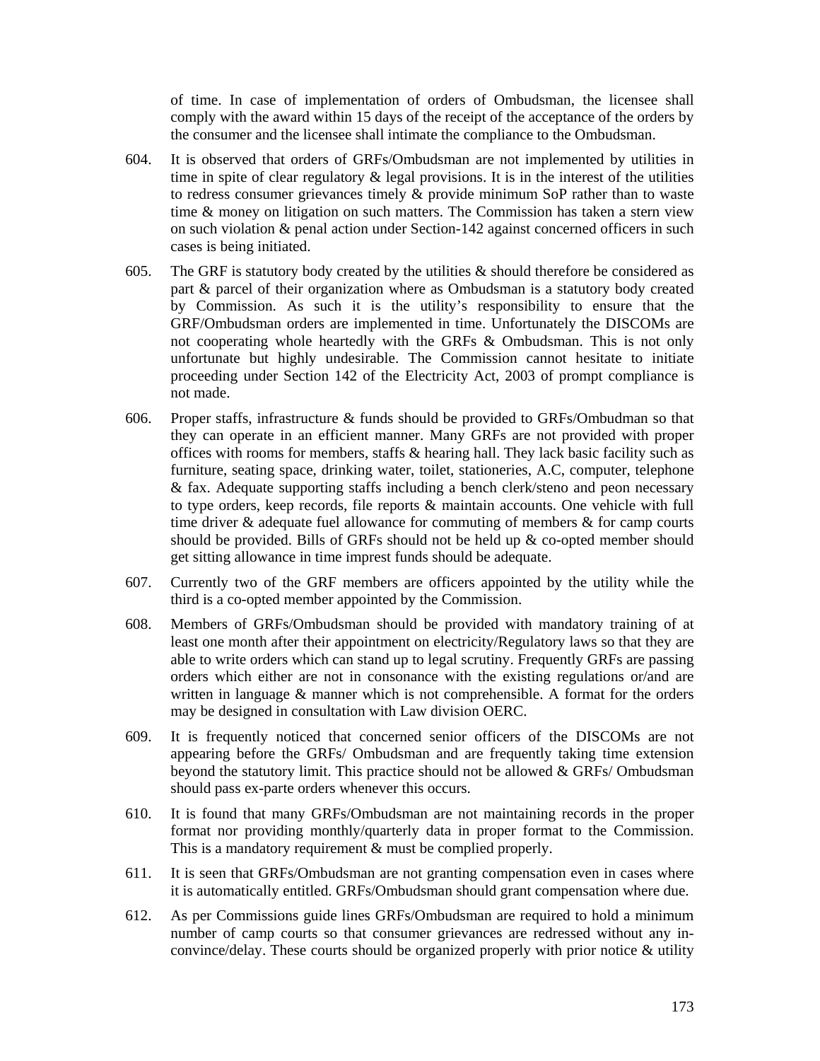of time. In case of implementation of orders of Ombudsman, the licensee shall comply with the award within 15 days of the receipt of the acceptance of the orders by the consumer and the licensee shall intimate the compliance to the Ombudsman.

604. It is observed that orders of GRFs/Ombudsman are not implemented by utilities in time in spite of clear regulatory & legal provisions. It is in the interest of the utilities to redress consumer grievances timely & provide minimum SoP rather than to waste time & money on litigation on such matters. The Commission has taken a stern view on such violation & penal action under Section-142 against concerned officers in such cases is being initiated.

605. The GRF is statutory body created by the utilities & should therefore be considered as part & parcel of their organization where as Ombudsman is a statutory body created by Commission. As such it is the utility's responsibility to ensure that the GRF/Ombudsman orders are implemented in time. Unfortunately the DISCOMs are not cooperating whole heartedly with the GRFs & Ombudsman. This is not only unfortunate but highly undesirable. The Commission cannot hesitate to initiate proceeding under Section 142 of the Electricity Act, 2003 of prompt compliance is not made.

606. Proper staffs, infrastructure & funds should be provided to GRFs/Ombudman so that they can operate in an efficient manner. Many GRFs are not provided with proper offices with rooms for members, staffs & hearing hall. They lack basic facility such as furniture, seating space, drinking water, toilet, stationeries, A.C, computer, telephone & fax. Adequate supporting staffs including a bench clerk/steno and peon necessary to type orders, keep records, file reports & maintain accounts. One vehicle with full time driver & adequate fuel allowance for commuting of members & for camp courts should be provided. Bills of GRFs should not be held up & co-opted member should get sitting allowance in time imprest funds should be adequate.

607. Currently two of the GRF members are officers appointed by the utility while the third is a co-opted member appointed by the Commission.

608. Members of GRFs/Ombudsman should be provided with mandatory training of at least one month after their appointment on electricity/Regulatory laws so that they are able to write orders which can stand up to legal scrutiny. Frequently GRFs are passing orders which either are not in consonance with the existing regulations or/and are written in language & manner which is not comprehensible. A format for the orders may be designed in consultation with Law division OERC.

609. It is frequently noticed that concerned senior officers of the DISCOMs are not appearing before the GRFs/ Ombudsman and are frequently taking time extension beyond the statutory limit. This practice should not be allowed & GRFs/ Ombudsman should pass ex-parte orders whenever this occurs.

610. It is found that many GRFs/Ombudsman are not maintaining records in the proper format nor providing monthly/quarterly data in proper format to the Commission. This is a mandatory requirement & must be complied properly.

611. It is seen that GRFs/Ombudsman are not granting compensation even in cases where it is automatically entitled. GRFs/Ombudsman should grant compensation where due.

612. As per Commissions guide lines GRFs/Ombudsman are required to hold a minimum number of camp courts so that consumer grievances are redressed without any in-convince/delay. These courts should be organized properly with prior notice & utility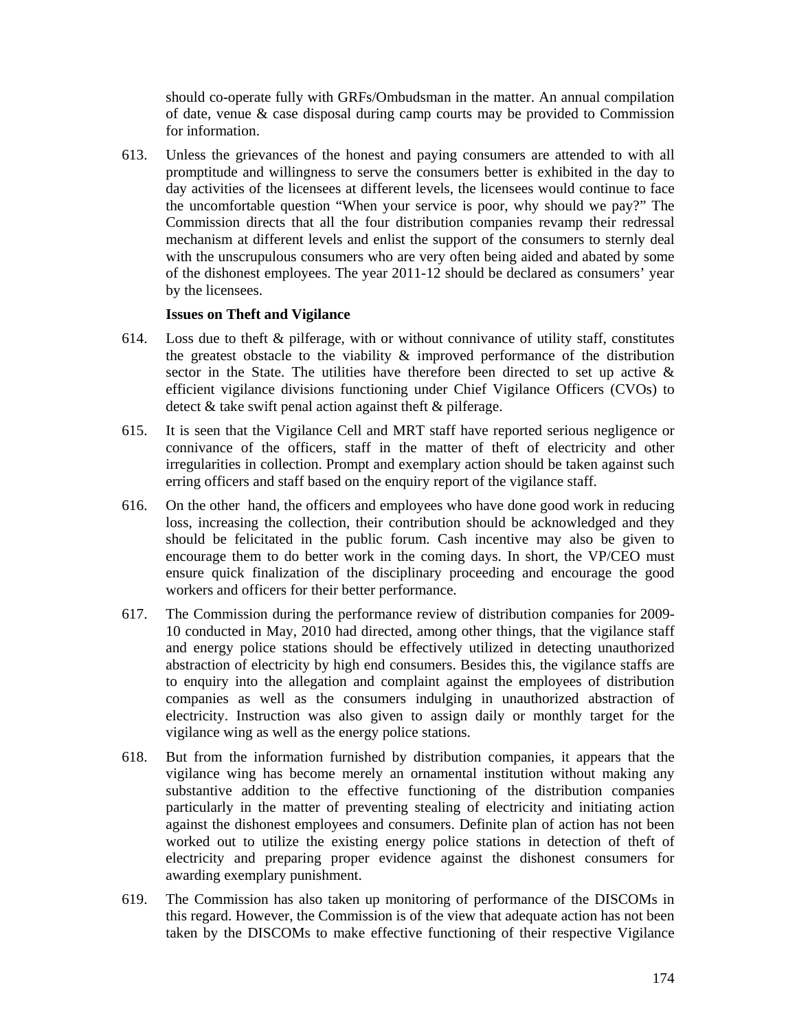should co-operate fully with GRFs/Ombudsman in the matter. An annual compilation of date, venue & case disposal during camp courts may be provided to Commission for information.

613. Unless the grievances of the honest and paying consumers are attended to with all promptitude and willingness to serve the consumers better is exhibited in the day to day activities of the licensees at different levels, the licensees would continue to face the uncomfortable question "When your service is poor, why should we pay?" The Commission directs that all the four distribution companies revamp their redressal mechanism at different levels and enlist the support of the consumers to sternly deal with the unscrupulous consumers who are very often being aided and abated by some of the dishonest employees. The year 2011-12 should be declared as consumers' year by the licensees.

**Issues on Theft and Vigilance**

614. Loss due to theft & pilferage, with or without connivance of utility staff, constitutes the greatest obstacle to the viability & improved performance of the distribution sector in the State. The utilities have therefore been directed to set up active & efficient vigilance divisions functioning under Chief Vigilance Officers (CVOs) to detect & take swift penal action against theft & pilferage.

615. It is seen that the Vigilance Cell and MRT staff have reported serious negligence or connivance of the officers, staff in the matter of theft of electricity and other irregularities in collection. Prompt and exemplary action should be taken against such erring officers and staff based on the enquiry report of the vigilance staff.

616. On the other hand, the officers and employees who have done good work in reducing loss, increasing the collection, their contribution should be acknowledged and they should be felicitated in the public forum. Cash incentive may also be given to encourage them to do better work in the coming days. In short, the VP/CEO must ensure quick finalization of the disciplinary proceeding and encourage the good workers and officers for their better performance.

617. The Commission during the performance review of distribution companies for 2009-10 conducted in May, 2010 had directed, among other things, that the vigilance staff and energy police stations should be effectively utilized in detecting unauthorized abstraction of electricity by high end consumers. Besides this, the vigilance staffs are to enquiry into the allegation and complaint against the employees of distribution companies as well as the consumers indulging in unauthorized abstraction of electricity. Instruction was also given to assign daily or monthly target for the vigilance wing as well as the energy police stations.

618. But from the information furnished by distribution companies, it appears that the vigilance wing has become merely an ornamental institution without making any substantive addition to the effective functioning of the distribution companies particularly in the matter of preventing stealing of electricity and initiating action against the dishonest employees and consumers. Definite plan of action has not been worked out to utilize the existing energy police stations in detection of theft of electricity and preparing proper evidence against the dishonest consumers for awarding exemplary punishment.

619. The Commission has also taken up monitoring of performance of the DISCOMs in this regard. However, the Commission is of the view that adequate action has not been taken by the DISCOMs to make effective functioning of their respective Vigilance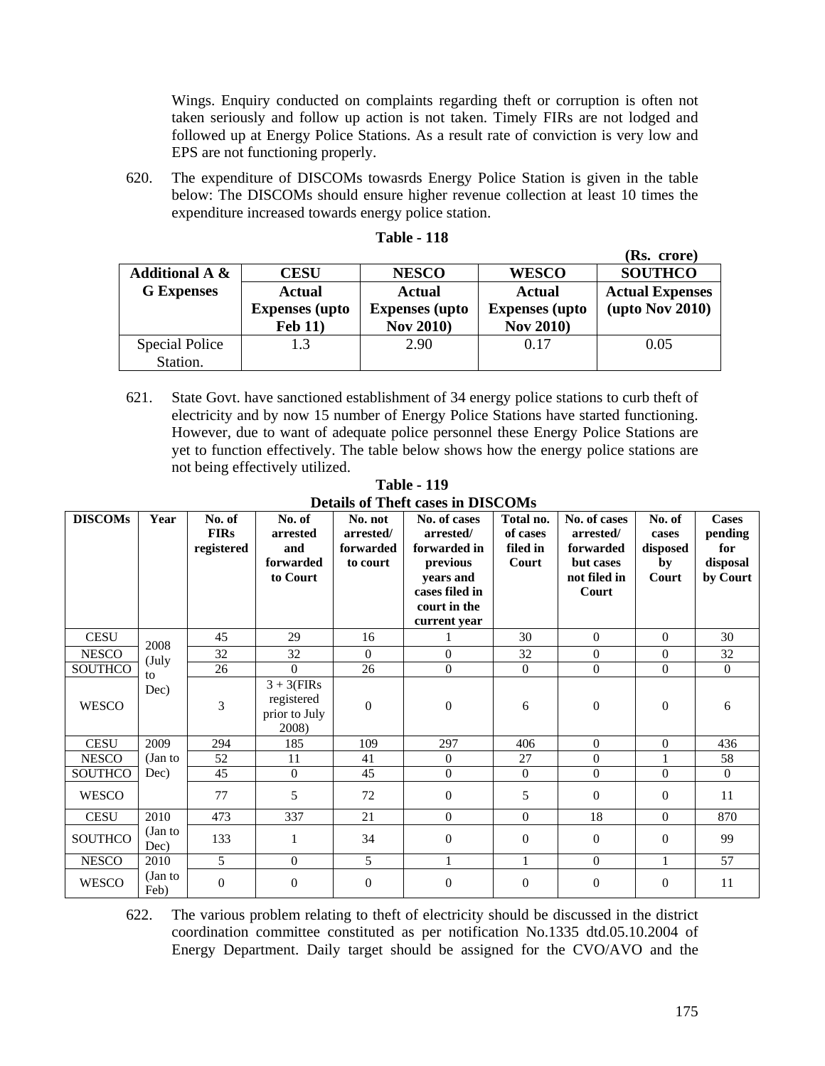Wings. Enquiry conducted on complaints regarding theft or corruption is often not taken seriously and follow up action is not taken. Timely FIRs are not lodged and followed up at Energy Police Stations. As a result rate of conviction is very low and EPS are not functioning properly.

620. The expenditure of DISCOMs towasrds Energy Police Station is given in the table below: The DISCOMs should ensure higher revenue collection at least 10 times the expenditure increased towards energy police station.

**Table - 118**

**(Rs. crore)**

| Additional A & G Expenses | CESU Actual Expenses (upto Feb 11) | NESCO Actual Expenses (upto Nov 2010) | WESCO Actual Expenses (upto Nov 2010) | SOUTHCO Actual Expenses (upto Nov 2010) |
|---|---|---|---|---|
| Special Police Station. | 1.3 | 2.90 | 0.17 | 0.05 |

621. State Govt. have sanctioned establishment of 34 energy police stations to curb theft of electricity and by now 15 number of Energy Police Stations have started functioning. However, due to want of adequate police personnel these Energy Police Stations are yet to function effectively. The table below shows how the energy police stations are not being effectively utilized.

**Table - 119**
**Details of Theft cases in DISCOMs**

| DISCOMs | Year | No. of FIRs registered | No. of arrested and forwarded to Court | No. not arrested/ forwarded to court | No. of cases arrested/ forwarded in previous years and cases filed in court in the current year | Total no. of cases filed in Court | No. of cases arrested/ forwarded but cases not filed in Court | No. of cases disposed by Court | Cases pending for disposal by Court |
|---|---|---|---|---|---|---|---|---|---|
| CESU | 2008 (July to Dec) | 45 | 29 | 16 | 1 | 30 | 0 | 0 | 30 |
| NESCO | | 32 | 32 | 0 | 0 | 32 | 0 | 0 | 32 |
| SOUTHCO | | 26 | 0 | 26 | 0 | 0 | 0 | 0 | 0 |
| WESCO | | 3 | 3 + 3(FIRs registered prior to July 2008) | 0 | 0 | 6 | 0 | 0 | 6 |
| CESU | 2009 (Jan to Dec) | 294 | 185 | 109 | 297 | 406 | 0 | 0 | 436 |
| NESCO | | 52 | 11 | 41 | 0 | 27 | 0 | 1 | 58 |
| SOUTHCO | | 45 | 0 | 45 | 0 | 0 | 0 | 0 | 0 |
| WESCO | | 77 | 5 | 72 | 0 | 5 | 0 | 0 | 11 |
| CESU | 2010 (Jan to Dec) | 473 | 337 | 21 | 0 | 0 | 18 | 0 | 870 |
| SOUTHCO | | 133 | 1 | 34 | 0 | 0 | 0 | 0 | 99 |
| NESCO | 2010 (Jan to Feb) | 5 | 0 | 5 | 1 | 1 | 0 | 1 | 57 |
| WESCO | | 0 | 0 | 0 | 0 | 0 | 0 | 0 | 11 |

622. The various problem relating to theft of electricity should be discussed in the district coordination committee constituted as per notification No.1335 dtd.05.10.2004 of Energy Department. Daily target should be assigned for the CVO/AVO and the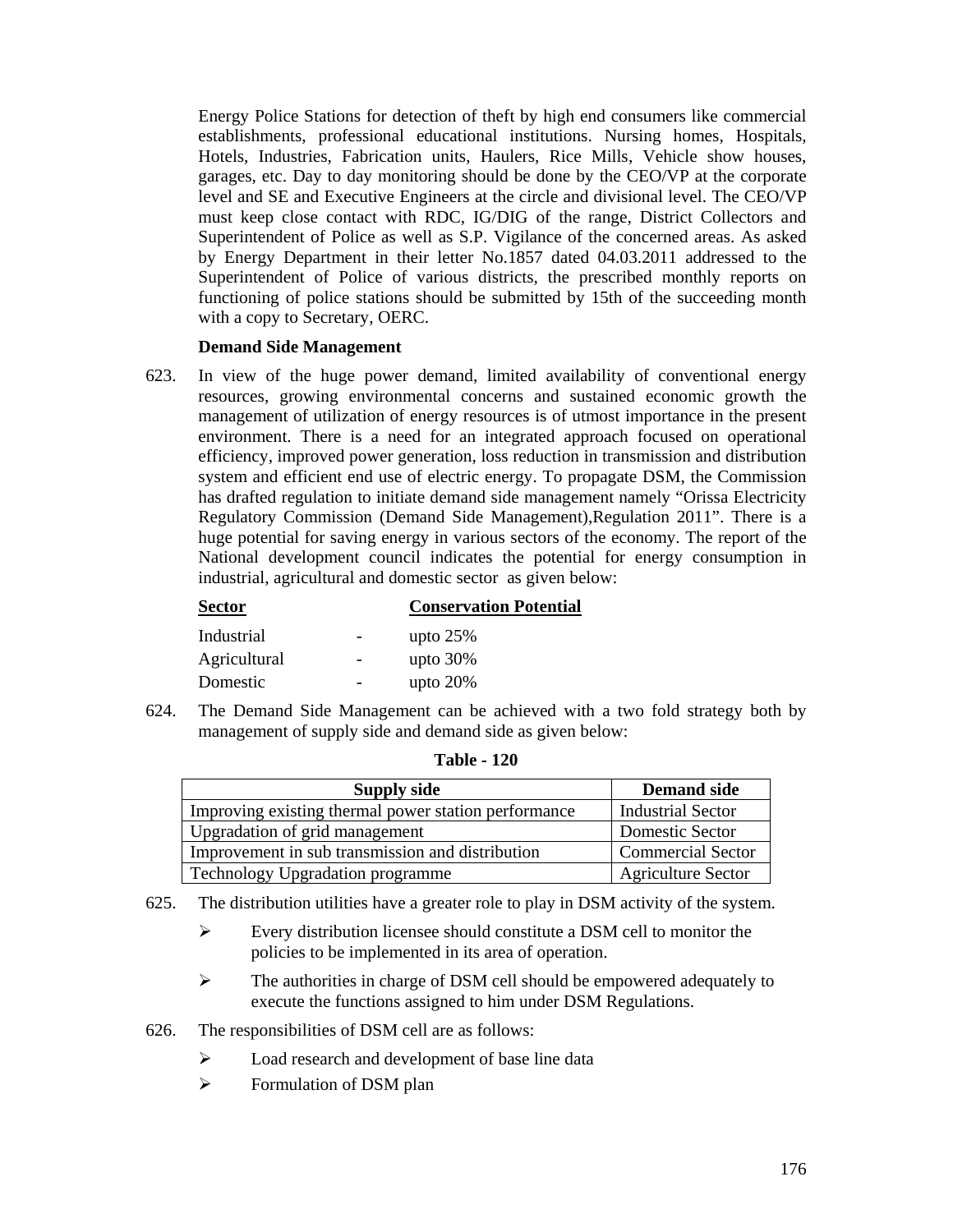Energy Police Stations for detection of theft by high end consumers like commercial establishments, professional educational institutions. Nursing homes, Hospitals, Hotels, Industries, Fabrication units, Haulers, Rice Mills, Vehicle show houses, garages, etc. Day to day monitoring should be done by the CEO/VP at the corporate level and SE and Executive Engineers at the circle and divisional level. The CEO/VP must keep close contact with RDC, IG/DIG of the range, District Collectors and Superintendent of Police as well as S.P. Vigilance of the concerned areas. As asked by Energy Department in their letter No.1857 dated 04.03.2011 addressed to the Superintendent of Police of various districts, the prescribed monthly reports on functioning of police stations should be submitted by 15th of the succeeding month with a copy to Secretary, OERC.

**Demand Side Management**

623. In view of the huge power demand, limited availability of conventional energy resources, growing environmental concerns and sustained economic growth the management of utilization of energy resources is of utmost importance in the present environment. There is a need for an integrated approach focused on operational efficiency, improved power generation, loss reduction in transmission and distribution system and efficient end use of electric energy. To propagate DSM, the Commission has drafted regulation to initiate demand side management namely "Orissa Electricity Regulatory Commission (Demand Side Management),Regulation 2011". There is a huge potential for saving energy in various sectors of the economy. The report of the National development council indicates the potential for energy consumption in industrial, agricultural and domestic sector as given below:

| Sector | | Conservation Potential |
|---|---|---|
| Industrial | - | upto 25% |
| Agricultural | - | upto 30% |
| Domestic | - | upto 20% |

624. The Demand Side Management can be achieved with a two fold strategy both by management of supply side and demand side as given below:

**Table - 120**

| Supply side | Demand side |
|---|---|
| Improving existing thermal power station performance | Industrial Sector |
| Upgradation of grid management | Domestic Sector |
| Improvement in sub transmission and distribution | Commercial Sector |
| Technology Upgradation programme | Agriculture Sector |

625. The distribution utilities have a greater role to play in DSM activity of the system.

- Every distribution licensee should constitute a DSM cell to monitor the policies to be implemented in its area of operation.
- The authorities in charge of DSM cell should be empowered adequately to execute the functions assigned to him under DSM Regulations.

626. The responsibilities of DSM cell are as follows:

- Load research and development of base line data
- Formulation of DSM plan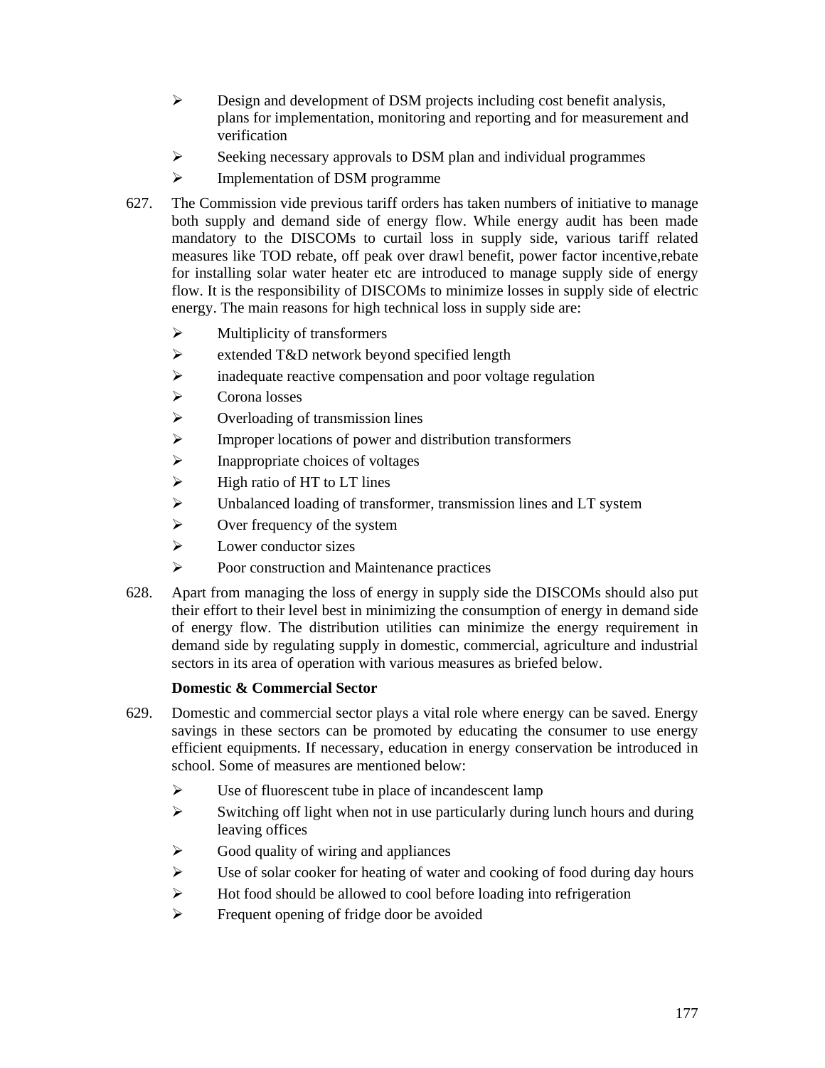- Design and development of DSM projects including cost benefit analysis, plans for implementation, monitoring and reporting and for measurement and verification
- Seeking necessary approvals to DSM plan and individual programmes
- Implementation of DSM programme

627. The Commission vide previous tariff orders has taken numbers of initiative to manage both supply and demand side of energy flow. While energy audit has been made mandatory to the DISCOMs to curtail loss in supply side, various tariff related measures like TOD rebate, off peak over drawl benefit, power factor incentive,rebate for installing solar water heater etc are introduced to manage supply side of energy flow. It is the responsibility of DISCOMs to minimize losses in supply side of electric energy. The main reasons for high technical loss in supply side are:

- Multiplicity of transformers
- extended T&D network beyond specified length
- inadequate reactive compensation and poor voltage regulation
- Corona losses
- Overloading of transmission lines
- Improper locations of power and distribution transformers
- Inappropriate choices of voltages
- High ratio of HT to LT lines
- Unbalanced loading of transformer, transmission lines and LT system
- Over frequency of the system
- Lower conductor sizes
- Poor construction and Maintenance practices

628. Apart from managing the loss of energy in supply side the DISCOMs should also put their effort to their level best in minimizing the consumption of energy in demand side of energy flow. The distribution utilities can minimize the energy requirement in demand side by regulating supply in domestic, commercial, agriculture and industrial sectors in its area of operation with various measures as briefed below.

**Domestic & Commercial Sector**

629. Domestic and commercial sector plays a vital role where energy can be saved. Energy savings in these sectors can be promoted by educating the consumer to use energy efficient equipments. If necessary, education in energy conservation be introduced in school. Some of measures are mentioned below:

- Use of fluorescent tube in place of incandescent lamp
- Switching off light when not in use particularly during lunch hours and during leaving offices
- Good quality of wiring and appliances
- Use of solar cooker for heating of water and cooking of food during day hours
- Hot food should be allowed to cool before loading into refrigeration
- Frequent opening of fridge door be avoided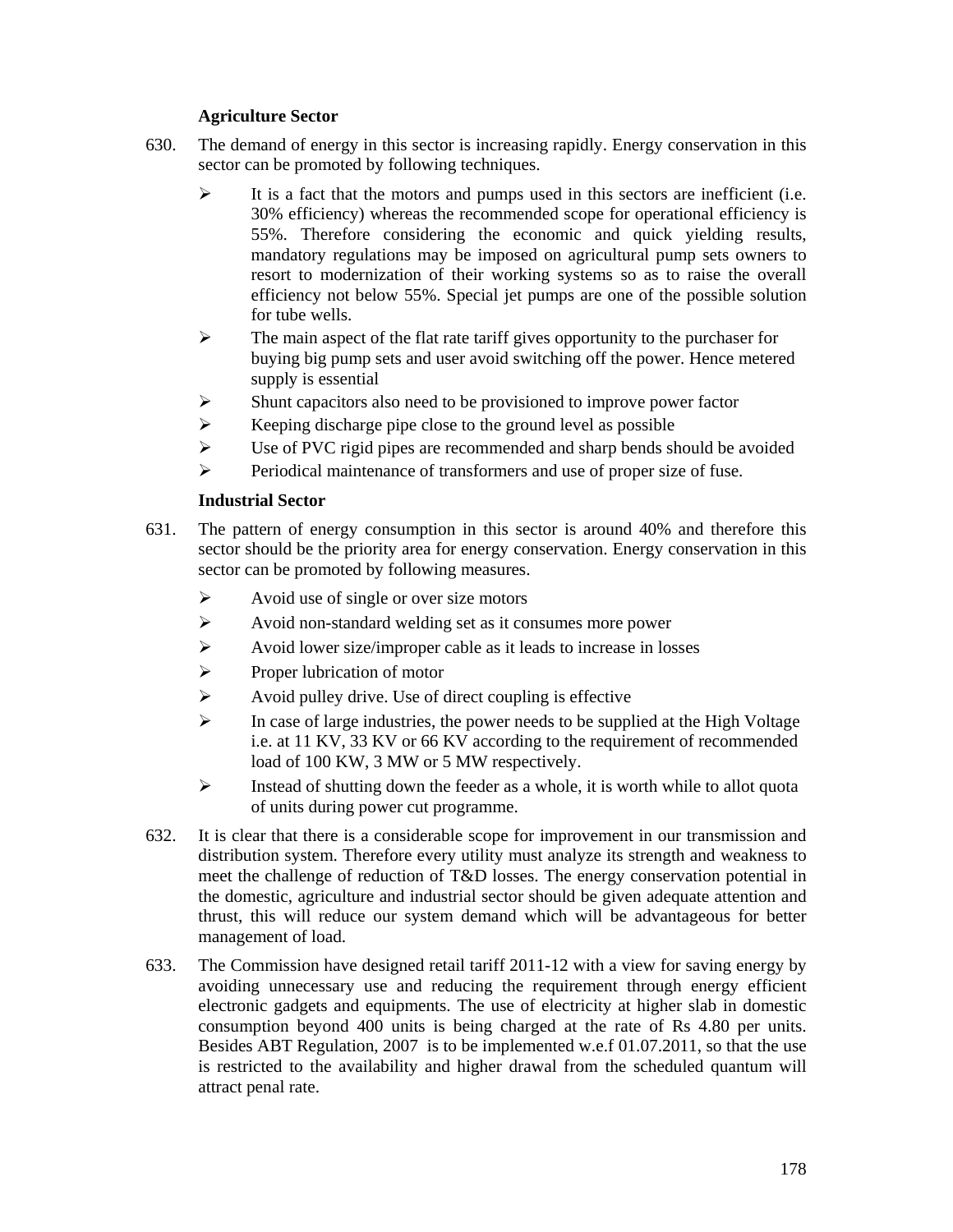**Agriculture Sector**

630. The demand of energy in this sector is increasing rapidly. Energy conservation in this sector can be promoted by following techniques.

- It is a fact that the motors and pumps used in this sectors are inefficient (i.e. 30% efficiency) whereas the recommended scope for operational efficiency is 55%. Therefore considering the economic and quick yielding results, mandatory regulations may be imposed on agricultural pump sets owners to resort to modernization of their working systems so as to raise the overall efficiency not below 55%. Special jet pumps are one of the possible solution for tube wells.
- The main aspect of the flat rate tariff gives opportunity to the purchaser for buying big pump sets and user avoid switching off the power. Hence metered supply is essential
- Shunt capacitors also need to be provisioned to improve power factor
- Keeping discharge pipe close to the ground level as possible
- Use of PVC rigid pipes are recommended and sharp bends should be avoided
- Periodical maintenance of transformers and use of proper size of fuse.

**Industrial Sector**

631. The pattern of energy consumption in this sector is around 40% and therefore this sector should be the priority area for energy conservation. Energy conservation in this sector can be promoted by following measures.

- Avoid use of single or over size motors
- Avoid non-standard welding set as it consumes more power
- Avoid lower size/improper cable as it leads to increase in losses
- Proper lubrication of motor
- Avoid pulley drive. Use of direct coupling is effective
- In case of large industries, the power needs to be supplied at the High Voltage i.e. at 11 KV, 33 KV or 66 KV according to the requirement of recommended load of 100 KW, 3 MW or 5 MW respectively.
- Instead of shutting down the feeder as a whole, it is worth while to allot quota of units during power cut programme.

632. It is clear that there is a considerable scope for improvement in our transmission and distribution system. Therefore every utility must analyze its strength and weakness to meet the challenge of reduction of T&D losses. The energy conservation potential in the domestic, agriculture and industrial sector should be given adequate attention and thrust, this will reduce our system demand which will be advantageous for better management of load.

633. The Commission have designed retail tariff 2011-12 with a view for saving energy by avoiding unnecessary use and reducing the requirement through energy efficient electronic gadgets and equipments. The use of electricity at higher slab in domestic consumption beyond 400 units is being charged at the rate of Rs 4.80 per units. Besides ABT Regulation, 2007 is to be implemented w.e.f 01.07.2011, so that the use is restricted to the availability and higher drawal from the scheduled quantum will attract penal rate.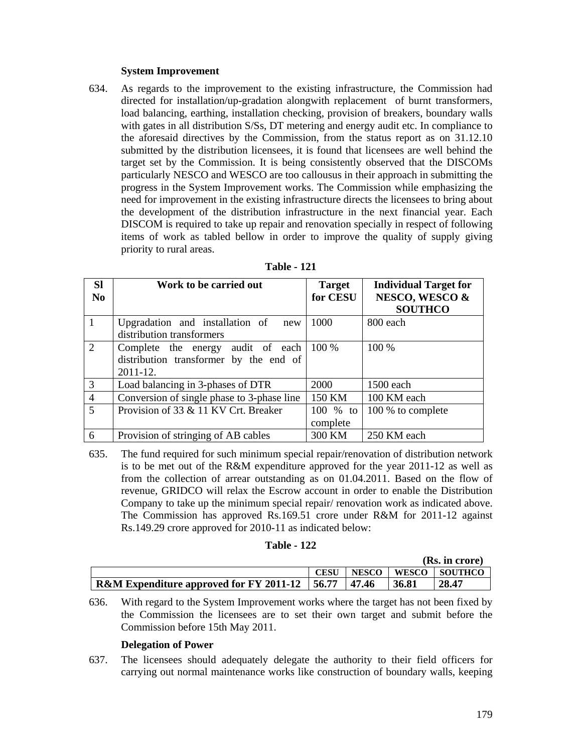### System Improvement

634. As regards to the improvement to the existing infrastructure, the Commission had directed for installation/up-gradation alongwith replacement of burnt transformers, load balancing, earthing, installation checking, provision of breakers, boundary walls with gates in all distribution S/Ss, DT metering and energy audit etc. In compliance to the aforesaid directives by the Commission, from the status report as on 31.12.10 submitted by the distribution licensees, it is found that licensees are well behind the target set by the Commission. It is being consistently observed that the DISCOMs particularly NESCO and WESCO are too callousus in their approach in submitting the progress in the System Improvement works. The Commission while emphasizing the need for improvement in the existing infrastructure directs the licensees to bring about the development of the distribution infrastructure in the next financial year. Each DISCOM is required to take up repair and renovation specially in respect of following items of work as tabled bellow in order to improve the quality of supply giving priority to rural areas.

**Table - 121**

| Sl No | Work to be carried out | Target for CESU | Individual Target for NESCO, WESCO & SOUTHCO |
|---|---|---|---|
| 1 | Upgradation and installation of new distribution transformers | 1000 | 800 each |
| 2 | Complete the energy audit of each distribution transformer by the end of 2011-12. | 100 % | 100 % |
| 3 | Load balancing in 3-phases of DTR | 2000 | 1500 each |
| 4 | Conversion of single phase to 3-phase line | 150 KM | 100 KM each |
| 5 | Provision of 33 & 11 KV Crt. Breaker | 100 % to complete | 100 % to complete |
| 6 | Provision of stringing of AB cables | 300 KM | 250 KM each |

635. The fund required for such minimum special repair/renovation of distribution network is to be met out of the R&M expenditure approved for the year 2011-12 as well as from the collection of arrear outstanding as on 01.04.2011. Based on the flow of revenue, GRIDCO will relax the Escrow account in order to enable the Distribution Company to take up the minimum special repair/ renovation work as indicated above. The Commission has approved Rs.169.51 crore under R&M for 2011-12 against Rs.149.29 crore approved for 2010-11 as indicated below:

**Table - 122**

**(Rs. in crore)**

| | CESU | NESCO | WESCO | SOUTHCO |
|---|---|---|---|---|
| **R&M Expenditure approved for FY 2011-12** | **56.77** | **47.46** | **36.81** | **28.47** |

636. With regard to the System Improvement works where the target has not been fixed by the Commission the licensees are to set their own target and submit before the Commission before 15th May 2011.

### Delegation of Power

637. The licensees should adequately delegate the authority to their field officers for carrying out normal maintenance works like construction of boundary walls, keeping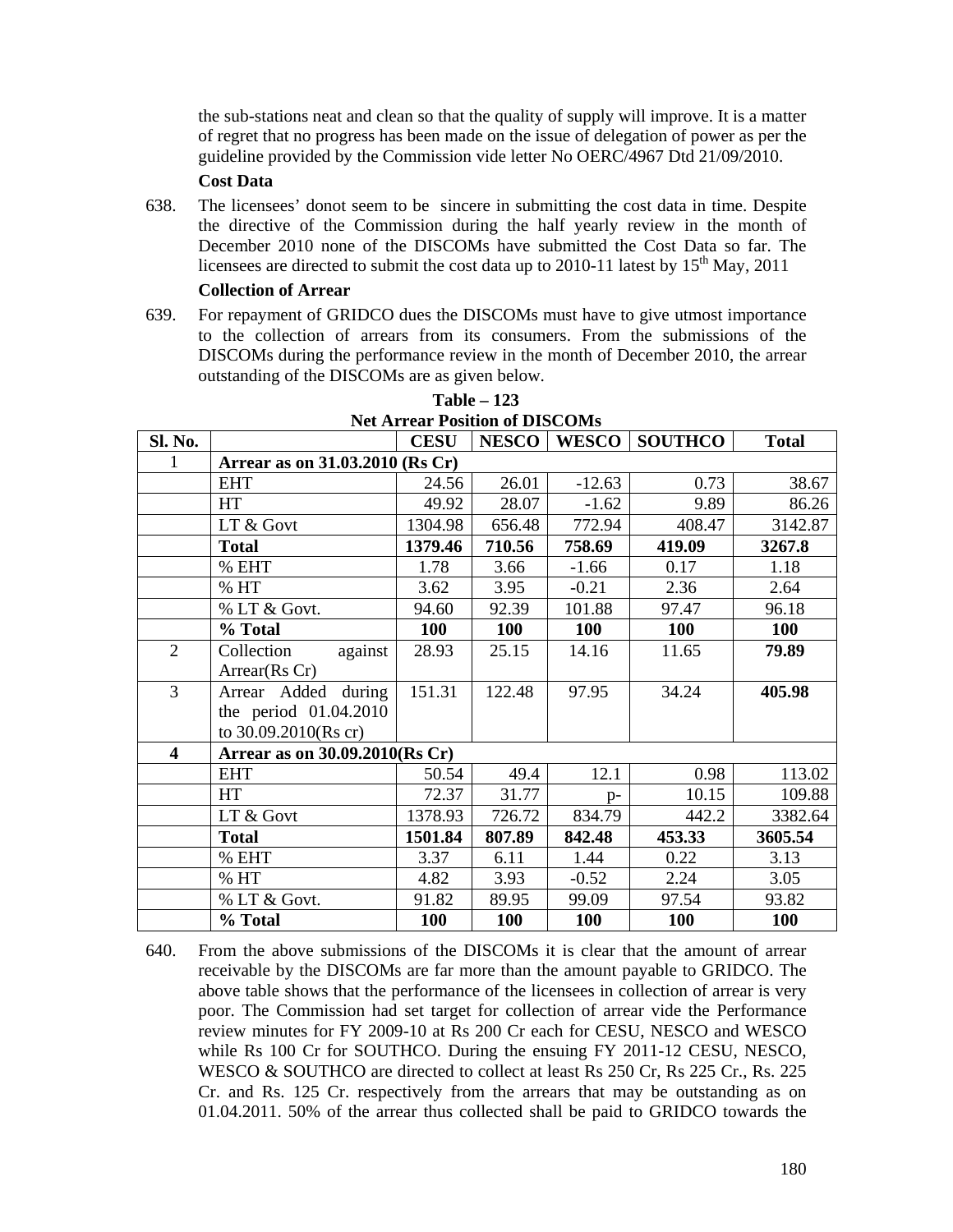the sub-stations neat and clean so that the quality of supply will improve. It is a matter of regret that no progress has been made on the issue of delegation of power as per the guideline provided by the Commission vide letter No OERC/4967 Dtd 21/09/2010.

**Cost Data**

638. The licensees' donot seem to be sincere in submitting the cost data in time. Despite the directive of the Commission during the half yearly review in the month of December 2010 none of the DISCOMs have submitted the Cost Data so far. The licensees are directed to submit the cost data up to 2010-11 latest by 15th May, 2011

**Collection of Arrear**

639. For repayment of GRIDCO dues the DISCOMs must have to give utmost importance to the collection of arrears from its consumers. From the submissions of the DISCOMs during the performance review in the month of December 2010, the arrear outstanding of the DISCOMs are as given below.

**Table – 123**
**Net Arrear Position of DISCOMs**

| Sl. No. | | CESU | NESCO | WESCO | SOUTHCO | Total |
|---|---|---|---|---|---|---|
| 1 | **Arrear as on 31.03.2010 (Rs Cr)** | | | | | |
| | EHT | 24.56 | 26.01 | -12.63 | 0.73 | 38.67 |
| | HT | 49.92 | 28.07 | -1.62 | 9.89 | 86.26 |
| | LT & Govt | 1304.98 | 656.48 | 772.94 | 408.47 | 3142.87 |
| | **Total** | **1379.46** | **710.56** | **758.69** | **419.09** | **3267.8** |
| | % EHT | 1.78 | 3.66 | -1.66 | 0.17 | 1.18 |
| | % HT | 3.62 | 3.95 | -0.21 | 2.36 | 2.64 |
| | % LT & Govt. | 94.60 | 92.39 | 101.88 | 97.47 | 96.18 |
| | **% Total** | **100** | **100** | **100** | **100** | **100** |
| 2 | Collection against Arrear(Rs Cr) | 28.93 | 25.15 | 14.16 | 11.65 | **79.89** |
| 3 | Arrear Added during the period 01.04.2010 to 30.09.2010(Rs cr) | 151.31 | 122.48 | 97.95 | 34.24 | **405.98** |
| **4** | **Arrear as on 30.09.2010(Rs Cr)** | | | | | |
| | EHT | 50.54 | 49.4 | 12.1 | 0.98 | 113.02 |
| | HT | 72.37 | 31.77 | p- | 10.15 | 109.88 |
| | LT & Govt | 1378.93 | 726.72 | 834.79 | 442.2 | 3382.64 |
| | **Total** | **1501.84** | **807.89** | **842.48** | **453.33** | **3605.54** |
| | % EHT | 3.37 | 6.11 | 1.44 | 0.22 | 3.13 |
| | % HT | 4.82 | 3.93 | -0.52 | 2.24 | 3.05 |
| | % LT & Govt. | 91.82 | 89.95 | 99.09 | 97.54 | 93.82 |
| | **% Total** | **100** | **100** | **100** | **100** | **100** |

640. From the above submissions of the DISCOMs it is clear that the amount of arrear receivable by the DISCOMs are far more than the amount payable to GRIDCO. The above table shows that the performance of the licensees in collection of arrear is very poor. The Commission had set target for collection of arrear vide the Performance review minutes for FY 2009-10 at Rs 200 Cr each for CESU, NESCO and WESCO while Rs 100 Cr for SOUTHCO. During the ensuing FY 2011-12 CESU, NESCO, WESCO & SOUTHCO are directed to collect at least Rs 250 Cr, Rs 225 Cr., Rs. 225 Cr. and Rs. 125 Cr. respectively from the arrears that may be outstanding as on 01.04.2011. 50% of the arrear thus collected shall be paid to GRIDCO towards the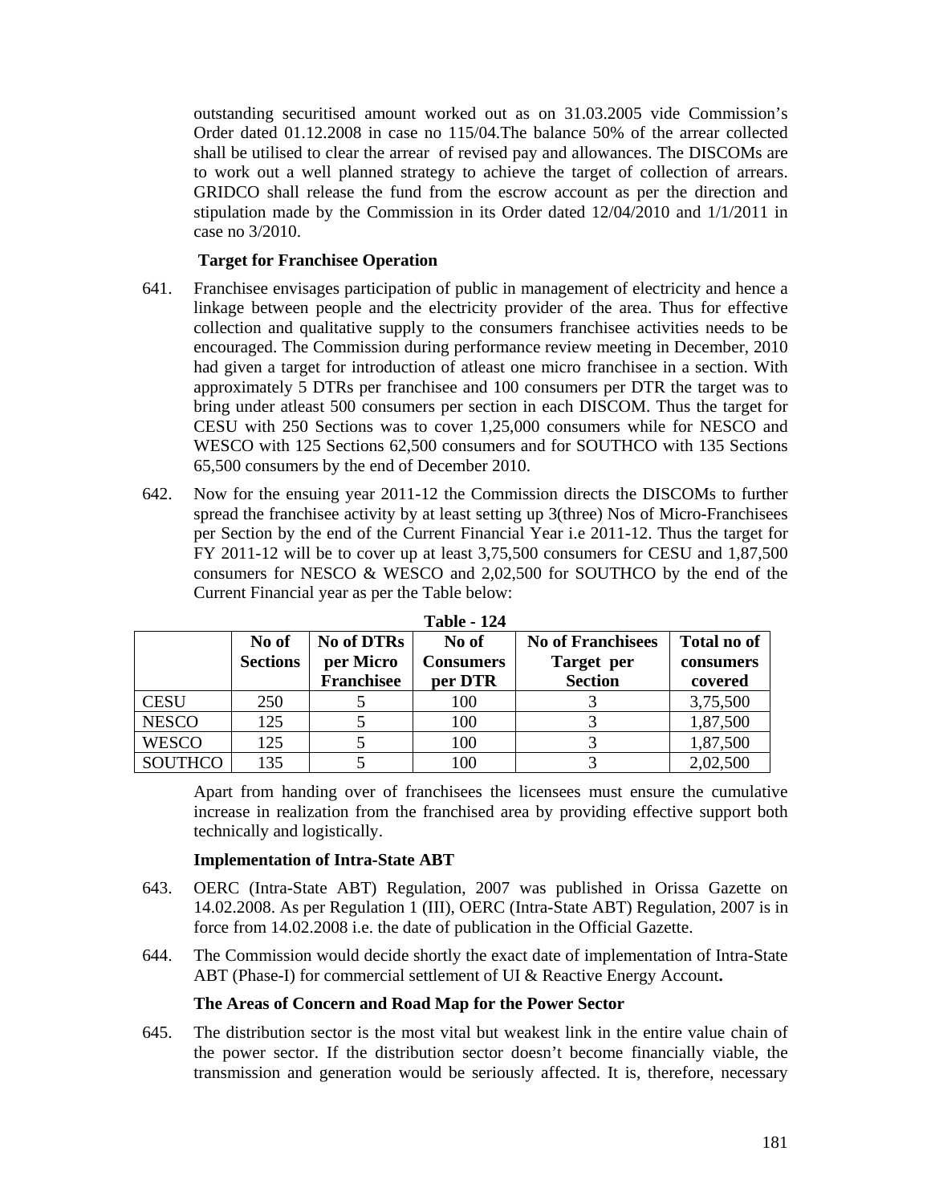outstanding securitised amount worked out as on 31.03.2005 vide Commission's Order dated 01.12.2008 in case no 115/04.The balance 50% of the arrear collected shall be utilised to clear the arrear of revised pay and allowances. The DISCOMs are to work out a well planned strategy to achieve the target of collection of arrears. GRIDCO shall release the fund from the escrow account as per the direction and stipulation made by the Commission in its Order dated 12/04/2010 and 1/1/2011 in case no 3/2010.

**Target for Franchisee Operation**

641. Franchisee envisages participation of public in management of electricity and hence a linkage between people and the electricity provider of the area. Thus for effective collection and qualitative supply to the consumers franchisee activities needs to be encouraged. The Commission during performance review meeting in December, 2010 had given a target for introduction of atleast one micro franchisee in a section. With approximately 5 DTRs per franchisee and 100 consumers per DTR the target was to bring under atleast 500 consumers per section in each DISCOM. Thus the target for CESU with 250 Sections was to cover 1,25,000 consumers while for NESCO and WESCO with 125 Sections 62,500 consumers and for SOUTHCO with 135 Sections 65,500 consumers by the end of December 2010.

642. Now for the ensuing year 2011-12 the Commission directs the DISCOMs to further spread the franchisee activity by at least setting up 3(three) Nos of Micro-Franchisees per Section by the end of the Current Financial Year i.e 2011-12. Thus the target for FY 2011-12 will be to cover up at least 3,75,500 consumers for CESU and 1,87,500 consumers for NESCO & WESCO and 2,02,500 for SOUTHCO by the end of the Current Financial year as per the Table below:

**Table - 124**

| | No of Sections | No of DTRs per Micro Franchisee | No of Consumers per DTR | No of Franchisees Target per Section | Total no of consumers covered |
|---|---|---|---|---|---|
| CESU | 250 | 5 | 100 | 3 | 3,75,500 |
| NESCO | 125 | 5 | 100 | 3 | 1,87,500 |
| WESCO | 125 | 5 | 100 | 3 | 1,87,500 |
| SOUTHCO | 135 | 5 | 100 | 3 | 2,02,500 |

Apart from handing over of franchisees the licensees must ensure the cumulative increase in realization from the franchised area by providing effective support both technically and logistically.

**Implementation of Intra-State ABT**

643. OERC (Intra-State ABT) Regulation, 2007 was published in Orissa Gazette on 14.02.2008. As per Regulation 1 (III), OERC (Intra-State ABT) Regulation, 2007 is in force from 14.02.2008 i.e. the date of publication in the Official Gazette.

644. The Commission would decide shortly the exact date of implementation of Intra-State ABT (Phase-I) for commercial settlement of UI & Reactive Energy Account**.**

**The Areas of Concern and Road Map for the Power Sector**

645. The distribution sector is the most vital but weakest link in the entire value chain of the power sector. If the distribution sector doesn't become financially viable, the transmission and generation would be seriously affected. It is, therefore, necessary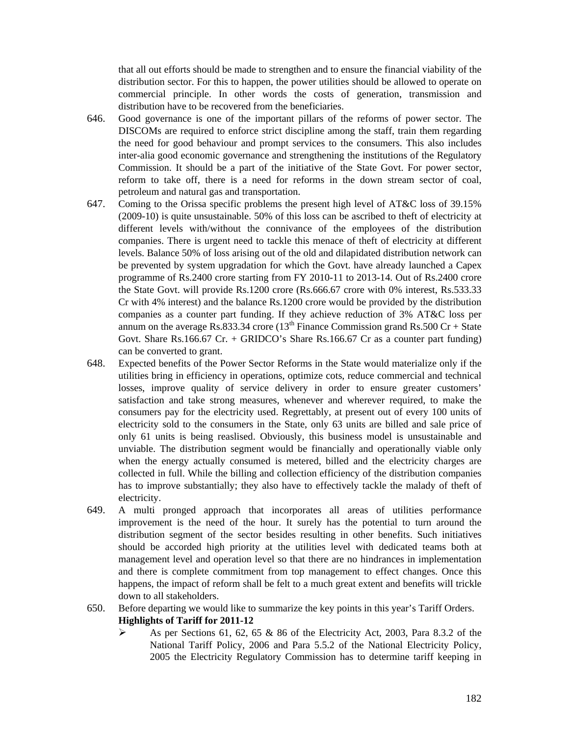that all out efforts should be made to strengthen and to ensure the financial viability of the distribution sector. For this to happen, the power utilities should be allowed to operate on commercial principle. In other words the costs of generation, transmission and distribution have to be recovered from the beneficiaries.

646. Good governance is one of the important pillars of the reforms of power sector. The DISCOMs are required to enforce strict discipline among the staff, train them regarding the need for good behaviour and prompt services to the consumers. This also includes inter-alia good economic governance and strengthening the institutions of the Regulatory Commission. It should be a part of the initiative of the State Govt. For power sector, reform to take off, there is a need for reforms in the down stream sector of coal, petroleum and natural gas and transportation.

647. Coming to the Orissa specific problems the present high level of AT&C loss of 39.15% (2009-10) is quite unsustainable. 50% of this loss can be ascribed to theft of electricity at different levels with/without the connivance of the employees of the distribution companies. There is urgent need to tackle this menace of theft of electricity at different levels. Balance 50% of loss arising out of the old and dilapidated distribution network can be prevented by system upgradation for which the Govt. have already launched a Capex programme of Rs.2400 crore starting from FY 2010-11 to 2013-14. Out of Rs.2400 crore the State Govt. will provide Rs.1200 crore (Rs.666.67 crore with 0% interest, Rs.533.33 Cr with 4% interest) and the balance Rs.1200 crore would be provided by the distribution companies as a counter part funding. If they achieve reduction of 3% AT&C loss per annum on the average Rs.833.34 crore (13th Finance Commission grand Rs.500 Cr + State Govt. Share Rs.166.67 Cr. + GRIDCO's Share Rs.166.67 Cr as a counter part funding) can be converted to grant.

648. Expected benefits of the Power Sector Reforms in the State would materialize only if the utilities bring in efficiency in operations, optimize cots, reduce commercial and technical losses, improve quality of service delivery in order to ensure greater customers' satisfaction and take strong measures, whenever and wherever required, to make the consumers pay for the electricity used. Regrettably, at present out of every 100 units of electricity sold to the consumers in the State, only 63 units are billed and sale price of only 61 units is being reaslised. Obviously, this business model is unsustainable and unviable. The distribution segment would be financially and operationally viable only when the energy actually consumed is metered, billed and the electricity charges are collected in full. While the billing and collection efficiency of the distribution companies has to improve substantially; they also have to effectively tackle the malady of theft of electricity.

649. A multi pronged approach that incorporates all areas of utilities performance improvement is the need of the hour. It surely has the potential to turn around the distribution segment of the sector besides resulting in other benefits. Such initiatives should be accorded high priority at the utilities level with dedicated teams both at management level and operation level so that there are no hindrances in implementation and there is complete commitment from top management to effect changes. Once this happens, the impact of reform shall be felt to a much great extent and benefits will trickle down to all stakeholders.

650. Before departing we would like to summarize the key points in this year's Tariff Orders.

**Highlights of Tariff for 2011-12**

- As per Sections 61, 62, 65 & 86 of the Electricity Act, 2003, Para 8.3.2 of the National Tariff Policy, 2006 and Para 5.5.2 of the National Electricity Policy, 2005 the Electricity Regulatory Commission has to determine tariff keeping in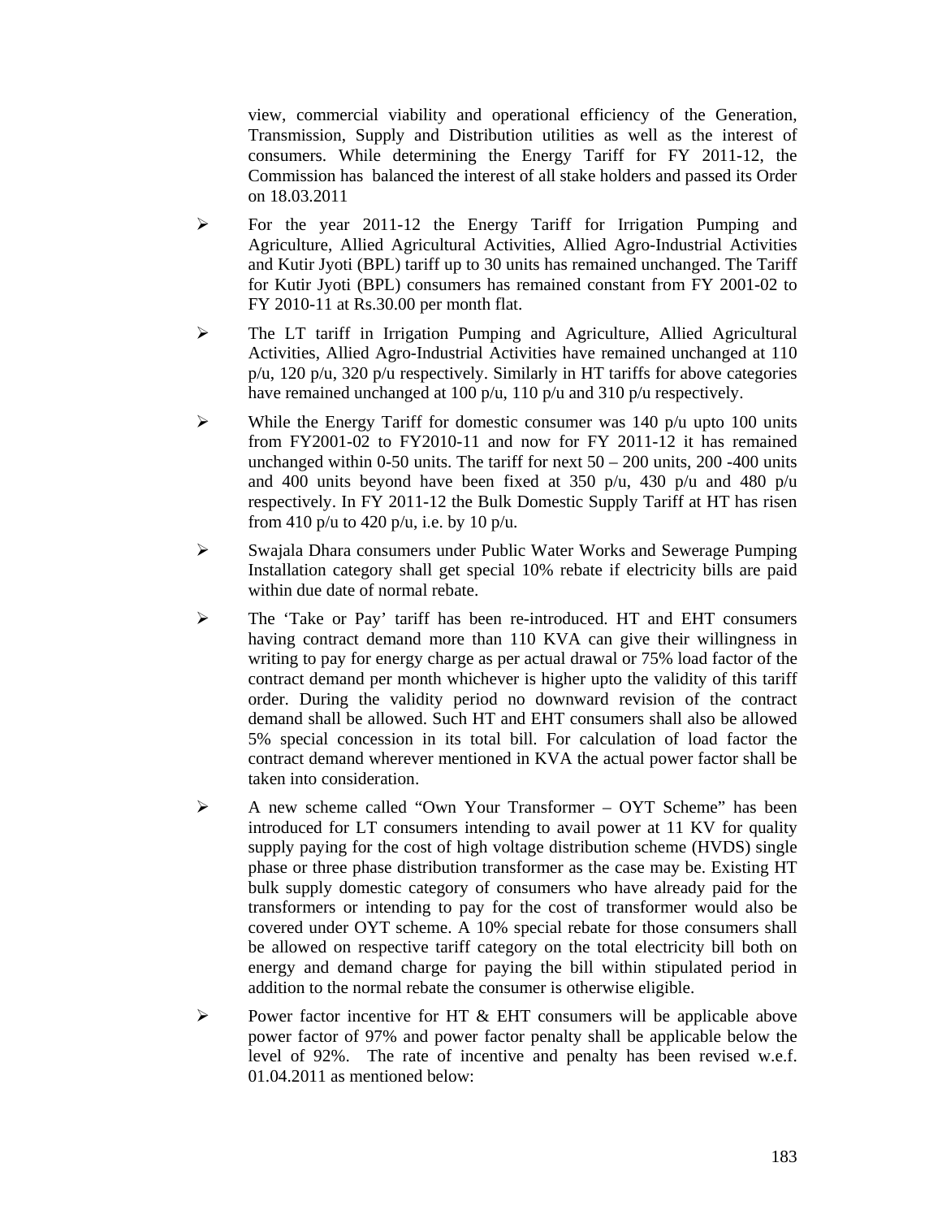view, commercial viability and operational efficiency of the Generation, Transmission, Supply and Distribution utilities as well as the interest of consumers. While determining the Energy Tariff for FY 2011-12, the Commission has balanced the interest of all stake holders and passed its Order on 18.03.2011

- For the year 2011-12 the Energy Tariff for Irrigation Pumping and Agriculture, Allied Agricultural Activities, Allied Agro-Industrial Activities and Kutir Jyoti (BPL) tariff up to 30 units has remained unchanged. The Tariff for Kutir Jyoti (BPL) consumers has remained constant from FY 2001-02 to FY 2010-11 at Rs.30.00 per month flat.
- The LT tariff in Irrigation Pumping and Agriculture, Allied Agricultural Activities, Allied Agro-Industrial Activities have remained unchanged at 110 p/u, 120 p/u, 320 p/u respectively. Similarly in HT tariffs for above categories have remained unchanged at 100 p/u, 110 p/u and 310 p/u respectively.
- While the Energy Tariff for domestic consumer was 140 p/u upto 100 units from FY2001-02 to FY2010-11 and now for FY 2011-12 it has remained unchanged within 0-50 units. The tariff for next 50 – 200 units, 200 -400 units and 400 units beyond have been fixed at 350 p/u, 430 p/u and 480 p/u respectively. In FY 2011-12 the Bulk Domestic Supply Tariff at HT has risen from 410 p/u to 420 p/u, i.e. by 10 p/u.
- Swajala Dhara consumers under Public Water Works and Sewerage Pumping Installation category shall get special 10% rebate if electricity bills are paid within due date of normal rebate.
- The 'Take or Pay' tariff has been re-introduced. HT and EHT consumers having contract demand more than 110 KVA can give their willingness in writing to pay for energy charge as per actual drawal or 75% load factor of the contract demand per month whichever is higher upto the validity of this tariff order. During the validity period no downward revision of the contract demand shall be allowed. Such HT and EHT consumers shall also be allowed 5% special concession in its total bill. For calculation of load factor the contract demand wherever mentioned in KVA the actual power factor shall be taken into consideration.
- A new scheme called "Own Your Transformer – OYT Scheme" has been introduced for LT consumers intending to avail power at 11 KV for quality supply paying for the cost of high voltage distribution scheme (HVDS) single phase or three phase distribution transformer as the case may be. Existing HT bulk supply domestic category of consumers who have already paid for the transformers or intending to pay for the cost of transformer would also be covered under OYT scheme. A 10% special rebate for those consumers shall be allowed on respective tariff category on the total electricity bill both on energy and demand charge for paying the bill within stipulated period in addition to the normal rebate the consumer is otherwise eligible.
- Power factor incentive for HT & EHT consumers will be applicable above power factor of 97% and power factor penalty shall be applicable below the level of 92%. The rate of incentive and penalty has been revised w.e.f. 01.04.2011 as mentioned below: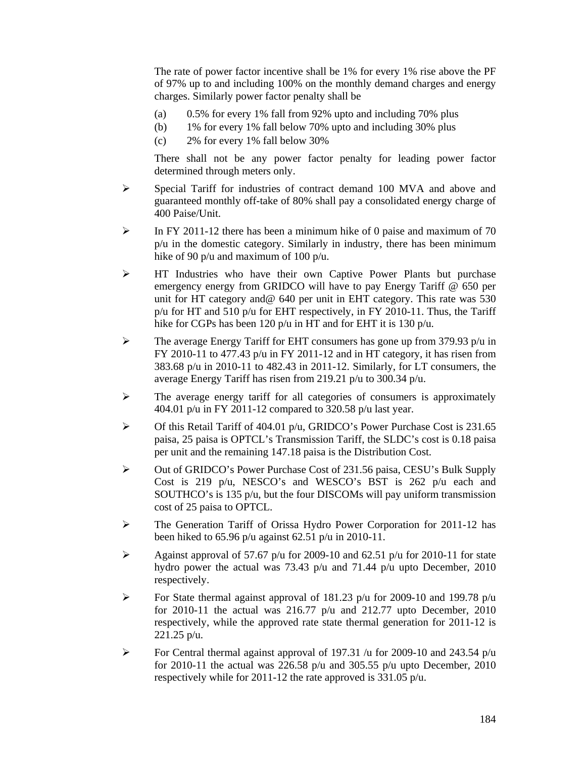The rate of power factor incentive shall be 1% for every 1% rise above the PF of 97% up to and including 100% on the monthly demand charges and energy charges. Similarly power factor penalty shall be

(a) 0.5% for every 1% fall from 92% upto and including 70% plus
(b) 1% for every 1% fall below 70% upto and including 30% plus
(c) 2% for every 1% fall below 30%

There shall not be any power factor penalty for leading power factor determined through meters only.

- Special Tariff for industries of contract demand 100 MVA and above and guaranteed monthly off-take of 80% shall pay a consolidated energy charge of 400 Paise/Unit.
- In FY 2011-12 there has been a minimum hike of 0 paise and maximum of 70 p/u in the domestic category. Similarly in industry, there has been minimum hike of 90 p/u and maximum of 100 p/u.
- HT Industries who have their own Captive Power Plants but purchase emergency energy from GRIDCO will have to pay Energy Tariff @ 650 per unit for HT category and@ 640 per unit in EHT category. This rate was 530 p/u for HT and 510 p/u for EHT respectively, in FY 2010-11. Thus, the Tariff hike for CGPs has been 120 p/u in HT and for EHT it is 130 p/u.
- The average Energy Tariff for EHT consumers has gone up from 379.93 p/u in FY 2010-11 to 477.43 p/u in FY 2011-12 and in HT category, it has risen from 383.68 p/u in 2010-11 to 482.43 in 2011-12. Similarly, for LT consumers, the average Energy Tariff has risen from 219.21 p/u to 300.34 p/u.
- The average energy tariff for all categories of consumers is approximately 404.01 p/u in FY 2011-12 compared to 320.58 p/u last year.
- Of this Retail Tariff of 404.01 p/u, GRIDCO's Power Purchase Cost is 231.65 paisa, 25 paisa is OPTCL's Transmission Tariff, the SLDC's cost is 0.18 paisa per unit and the remaining 147.18 paisa is the Distribution Cost.
- Out of GRIDCO's Power Purchase Cost of 231.56 paisa, CESU's Bulk Supply Cost is 219 p/u, NESCO's and WESCO's BST is 262 p/u each and SOUTHCO's is 135 p/u, but the four DISCOMs will pay uniform transmission cost of 25 paisa to OPTCL.
- The Generation Tariff of Orissa Hydro Power Corporation for 2011-12 has been hiked to 65.96 p/u against 62.51 p/u in 2010-11.
- Against approval of 57.67 p/u for 2009-10 and 62.51 p/u for 2010-11 for state hydro power the actual was 73.43 p/u and 71.44 p/u upto December, 2010 respectively.
- For State thermal against approval of 181.23 p/u for 2009-10 and 199.78 p/u for 2010-11 the actual was 216.77 p/u and 212.77 upto December, 2010 respectively, while the approved rate state thermal generation for 2011-12 is 221.25 p/u.
- For Central thermal against approval of 197.31 /u for 2009-10 and 243.54 p/u for 2010-11 the actual was 226.58 p/u and 305.55 p/u upto December, 2010 respectively while for 2011-12 the rate approved is 331.05 p/u.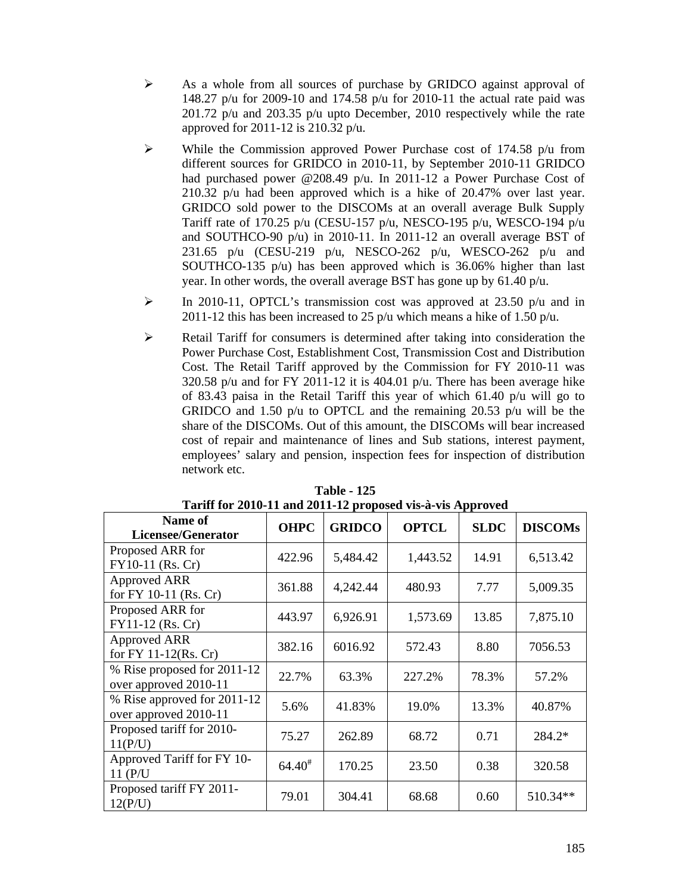- As a whole from all sources of purchase by GRIDCO against approval of 148.27 p/u for 2009-10 and 174.58 p/u for 2010-11 the actual rate paid was 201.72 p/u and 203.35 p/u upto December, 2010 respectively while the rate approved for 2011-12 is 210.32 p/u.

- While the Commission approved Power Purchase cost of 174.58 p/u from different sources for GRIDCO in 2010-11, by September 2010-11 GRIDCO had purchased power @208.49 p/u. In 2011-12 a Power Purchase Cost of 210.32 p/u had been approved which is a hike of 20.47% over last year. GRIDCO sold power to the DISCOMs at an overall average Bulk Supply Tariff rate of 170.25 p/u (CESU-157 p/u, NESCO-195 p/u, WESCO-194 p/u and SOUTHCO-90 p/u) in 2010-11. In 2011-12 an overall average BST of 231.65 p/u (CESU-219 p/u, NESCO-262 p/u, WESCO-262 p/u and SOUTHCO-135 p/u) has been approved which is 36.06% higher than last year. In other words, the overall average BST has gone up by 61.40 p/u.

- In 2010-11, OPTCL's transmission cost was approved at 23.50 p/u and in 2011-12 this has been increased to 25 p/u which means a hike of 1.50 p/u.

- Retail Tariff for consumers is determined after taking into consideration the Power Purchase Cost, Establishment Cost, Transmission Cost and Distribution Cost. The Retail Tariff approved by the Commission for FY 2010-11 was 320.58 p/u and for FY 2011-12 it is 404.01 p/u. There has been average hike of 83.43 paisa in the Retail Tariff this year of which 61.40 p/u will go to GRIDCO and 1.50 p/u to OPTCL and the remaining 20.53 p/u will be the share of the DISCOMs. Out of this amount, the DISCOMs will bear increased cost of repair and maintenance of lines and Sub stations, interest payment, employees' salary and pension, inspection fees for inspection of distribution network etc.

**Table - 125**
**Tariff for 2010-11 and 2011-12 proposed vis-à-vis Approved**

| Name of Licensee/Generator | OHPC | GRIDCO | OPTCL | SLDC | DISCOMs |
|---|---|---|---|---|---|
| Proposed ARR for FY10-11 (Rs. Cr) | 422.96 | 5,484.42 | 1,443.52 | 14.91 | 6,513.42 |
| Approved ARR for FY 10-11 (Rs. Cr) | 361.88 | 4,242.44 | 480.93 | 7.77 | 5,009.35 |
| Proposed ARR for FY11-12 (Rs. Cr) | 443.97 | 6,926.91 | 1,573.69 | 13.85 | 7,875.10 |
| Approved ARR for FY 11-12(Rs. Cr) | 382.16 | 6016.92 | 572.43 | 8.80 | 7056.53 |
| % Rise proposed for 2011-12 over approved 2010-11 | 22.7% | 63.3% | 227.2% | 78.3% | 57.2% |
| % Rise approved for 2011-12 over approved 2010-11 | 5.6% | 41.83% | 19.0% | 13.3% | 40.87% |
| Proposed tariff for 2010-11(P/U) | 75.27 | 262.89 | 68.72 | 0.71 | 284.2* |
| Approved Tariff for FY 10-11 (P/U | 64.40# | 170.25 | 23.50 | 0.38 | 320.58 |
| Proposed tariff FY 2011-12(P/U) | 79.01 | 304.41 | 68.68 | 0.60 | 510.34** |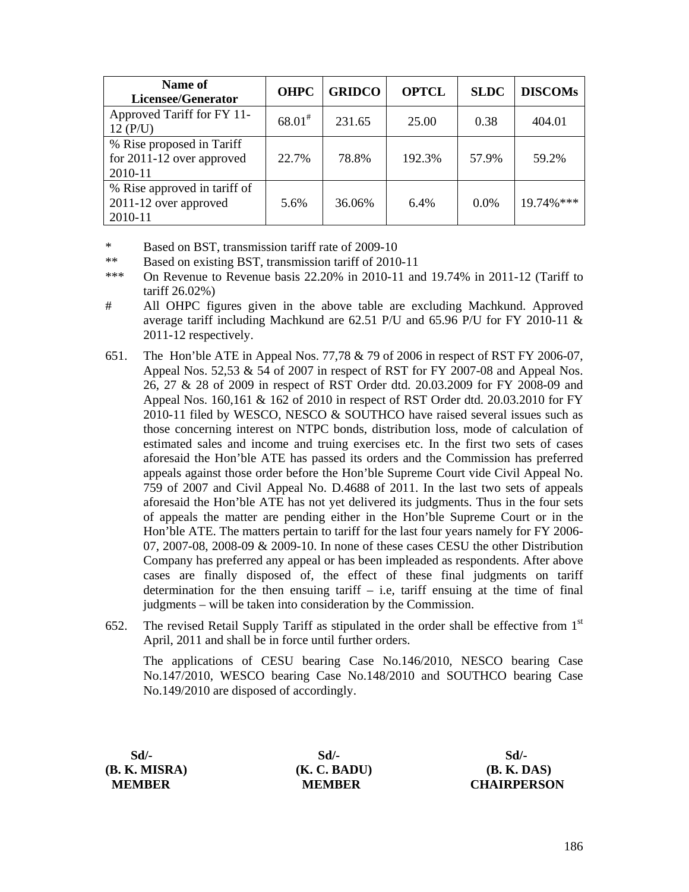| Name of Licensee/Generator | OHPC | GRIDCO | OPTCL | SLDC | DISCOMs |
|---|---|---|---|---|---|
| Approved Tariff for FY 11-12 (P/U) | 68.01# | 231.65 | 25.00 | 0.38 | 404.01 |
| % Rise proposed in Tariff for 2011-12 over approved 2010-11 | 22.7% | 78.8% | 192.3% | 57.9% | 59.2% |
| % Rise approved in tariff of 2011-12 over approved 2010-11 | 5.6% | 36.06% | 6.4% | 0.0% | 19.74%*** |

\* Based on BST, transmission tariff rate of 2009-10

\*\* Based on existing BST, transmission tariff of 2010-11

\*\*\* On Revenue to Revenue basis 22.20% in 2010-11 and 19.74% in 2011-12 (Tariff to tariff 26.02%)

\# All OHPC figures given in the above table are excluding Machkund. Approved average tariff including Machkund are 62.51 P/U and 65.96 P/U for FY 2010-11 & 2011-12 respectively.

651. The Hon'ble ATE in Appeal Nos. 77,78 & 79 of 2006 in respect of RST FY 2006-07, Appeal Nos. 52,53 & 54 of 2007 in respect of RST for FY 2007-08 and Appeal Nos. 26, 27 & 28 of 2009 in respect of RST Order dtd. 20.03.2009 for FY 2008-09 and Appeal Nos. 160,161 & 162 of 2010 in respect of RST Order dtd. 20.03.2010 for FY 2010-11 filed by WESCO, NESCO & SOUTHCO have raised several issues such as those concerning interest on NTPC bonds, distribution loss, mode of calculation of estimated sales and income and truing exercises etc. In the first two sets of cases aforesaid the Hon'ble ATE has passed its orders and the Commission has preferred appeals against those order before the Hon'ble Supreme Court vide Civil Appeal No. 759 of 2007 and Civil Appeal No. D.4688 of 2011. In the last two sets of appeals aforesaid the Hon'ble ATE has not yet delivered its judgments. Thus in the four sets of appeals the matter are pending either in the Hon'ble Supreme Court or in the Hon'ble ATE. The matters pertain to tariff for the last four years namely for FY 2006-07, 2007-08, 2008-09 & 2009-10. In none of these cases CESU the other Distribution Company has preferred any appeal or has been impleaded as respondents. After above cases are finally disposed of, the effect of these final judgments on tariff determination for the then ensuing tariff – i.e, tariff ensuing at the time of final judgments – will be taken into consideration by the Commission.

652. The revised Retail Supply Tariff as stipulated in the order shall be effective from 1st April, 2011 and shall be in force until further orders.

The applications of CESU bearing Case No.146/2010, NESCO bearing Case No.147/2010, WESCO bearing Case No.148/2010 and SOUTHCO bearing Case No.149/2010 are disposed of accordingly.

| Sd/- | Sd/- | Sd/- |
|---|---|---|
| **(B. K. MISRA)** | **(K. C. BADU)** | **(B. K. DAS)** |
| **MEMBER** | **MEMBER** | **CHAIRPERSON** |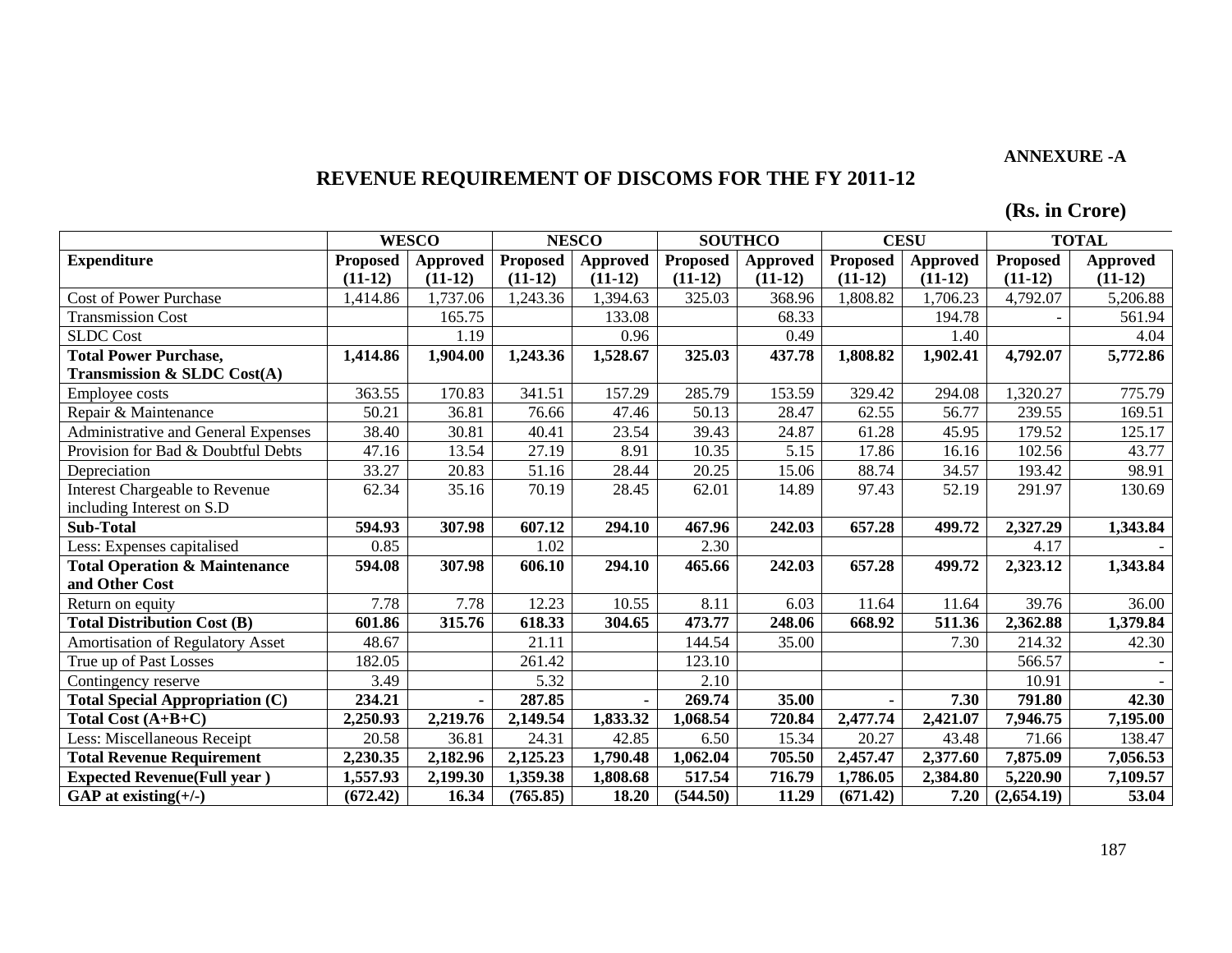**ANNEXURE -A**

## REVENUE REQUIREMENT OF DISCOMS FOR THE FY 2011-12

**(Rs. in Crore)**

| | WESCO | | NESCO | | SOUTHCO | | CESU | | TOTAL | |
|---|---|---|---|---|---|---|---|---|---|---|
| **Expenditure** | **Proposed (11-12)** | **Approved (11-12)** | **Proposed (11-12)** | **Approved (11-12)** | **Proposed (11-12)** | **Approved (11-12)** | **Proposed (11-12)** | **Approved (11-12)** | **Proposed (11-12)** | **Approved (11-12)** |
| Cost of Power Purchase | 1,414.86 | 1,737.06 | 1,243.36 | 1,394.63 | 325.03 | 368.96 | 1,808.82 | 1,706.23 | 4,792.07 | 5,206.88 |
| Transmission Cost | | 165.75 | | 133.08 | | 68.33 | | 194.78 | - | 561.94 |
| SLDC Cost | | 1.19 | | 0.96 | | 0.49 | | 1.40 | | 4.04 |
| **Total Power Purchase, Transmission & SLDC Cost(A)** | **1,414.86** | **1,904.00** | **1,243.36** | **1,528.67** | **325.03** | **437.78** | **1,808.82** | **1,902.41** | **4,792.07** | **5,772.86** |
| Employee costs | 363.55 | 170.83 | 341.51 | 157.29 | 285.79 | 153.59 | 329.42 | 294.08 | 1,320.27 | 775.79 |
| Repair & Maintenance | 50.21 | 36.81 | 76.66 | 47.46 | 50.13 | 28.47 | 62.55 | 56.77 | 239.55 | 169.51 |
| Administrative and General Expenses | 38.40 | 30.81 | 40.41 | 23.54 | 39.43 | 24.87 | 61.28 | 45.95 | 179.52 | 125.17 |
| Provision for Bad & Doubtful Debts | 47.16 | 13.54 | 27.19 | 8.91 | 10.35 | 5.15 | 17.86 | 16.16 | 102.56 | 43.77 |
| Depreciation | 33.27 | 20.83 | 51.16 | 28.44 | 20.25 | 15.06 | 88.74 | 34.57 | 193.42 | 98.91 |
| Interest Chargeable to Revenue including Interest on S.D | 62.34 | 35.16 | 70.19 | 28.45 | 62.01 | 14.89 | 97.43 | 52.19 | 291.97 | 130.69 |
| **Sub-Total** | **594.93** | **307.98** | **607.12** | **294.10** | **467.96** | **242.03** | **657.28** | **499.72** | **2,327.29** | **1,343.84** |
| Less: Expenses capitalised | 0.85 | | 1.02 | | 2.30 | | | | 4.17 | - |
| **Total Operation & Maintenance and Other Cost** | **594.08** | **307.98** | **606.10** | **294.10** | **465.66** | **242.03** | **657.28** | **499.72** | **2,323.12** | **1,343.84** |
| Return on equity | 7.78 | 7.78 | 12.23 | 10.55 | 8.11 | 6.03 | 11.64 | 11.64 | 39.76 | 36.00 |
| **Total Distribution Cost (B)** | **601.86** | **315.76** | **618.33** | **304.65** | **473.77** | **248.06** | **668.92** | **511.36** | **2,362.88** | **1,379.84** |
| Amortisation of Regulatory Asset | 48.67 | | 21.11 | | 144.54 | 35.00 | | 7.30 | 214.32 | 42.30 |
| True up of Past Losses | 182.05 | | 261.42 | | 123.10 | | | | 566.57 | - |
| Contingency reserve | 3.49 | | 5.32 | | 2.10 | | | | 10.91 | - |
| **Total Special Appropriation (C)** | **234.21** | **-** | **287.85** | **-** | **269.74** | **35.00** | **-** | **7.30** | **791.80** | **42.30** |
| **Total Cost (A+B+C)** | **2,250.93** | **2,219.76** | **2,149.54** | **1,833.32** | **1,068.54** | **720.84** | **2,477.74** | **2,421.07** | **7,946.75** | **7,195.00** |
| Less: Miscellaneous Receipt | 20.58 | 36.81 | 24.31 | 42.85 | 6.50 | 15.34 | 20.27 | 43.48 | 71.66 | 138.47 |
| **Total Revenue Requirement** | **2,230.35** | **2,182.96** | **2,125.23** | **1,790.48** | **1,062.04** | **705.50** | **2,457.47** | **2,377.60** | **7,875.09** | **7,056.53** |
| **Expected Revenue(Full year )** | **1,557.93** | **2,199.30** | **1,359.38** | **1,808.68** | **517.54** | **716.79** | **1,786.05** | **2,384.80** | **5,220.90** | **7,109.57** |
| **GAP at existing(+/-)** | **(672.42)** | **16.34** | **(765.85)** | **18.20** | **(544.50)** | **11.29** | **(671.42)** | **7.20** | **(2,654.19)** | **53.04** |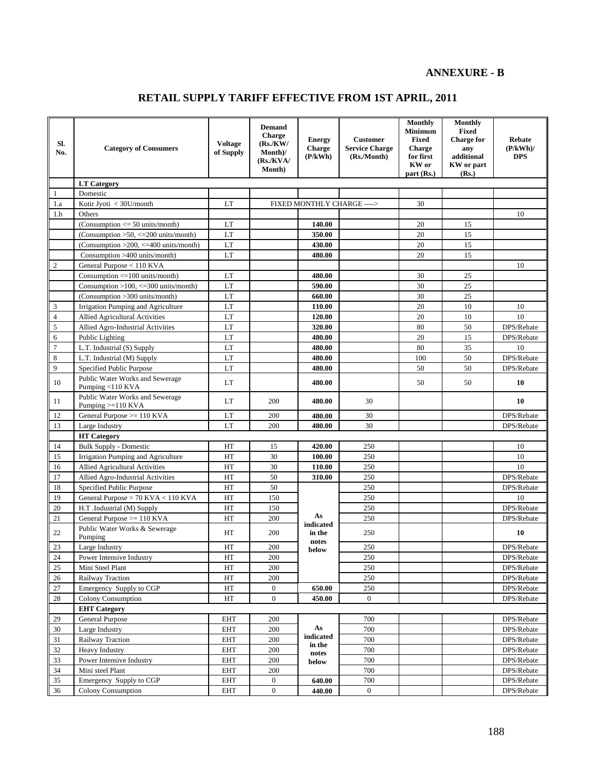**ANNEXURE - B**

## RETAIL SUPPLY TARIFF EFFECTIVE FROM 1ST APRIL, 2011

| Sl. No. | Category of Consumers | Voltage of Supply | Demand Charge (Rs./KW/ Month)/ (Rs./KVA/ Month) | Energy Charge (P/kWh) | Customer Service Charge (Rs./Month) | Monthly Minimum Fixed Charge for first KW or part (Rs.) | Monthly Fixed Charge for any additional KW or part (Rs.) | Rebate (P/kWh)/ DPS |
|---|---|---|---|---|---|---|---|---|
| | **LT Category** | | | | | | | |
| 1 | Domestic | | | | | | | |
| 1.a | Kutir Jyoti < 30U/month | LT | FIXED MONTHLY CHARGE ----> | | | 30 | | |
| 1.b | Others | | | | | | | 10 |
| | (Consumption <= 50 units/month) | LT | | **140.00** | | 20 | 15 | |
| | (Consumption >50, <=200 units/month) | LT | | **350.00** | | 20 | 15 | |
| | (Consumption >200, <=400 units/month) | LT | | **430.00** | | 20 | 15 | |
| | Consumption >400 units/month) | LT | | **480.00** | | 20 | 15 | |
| 2 | General Purpose < 110 KVA | | | | | | | 10 |
| | Consumption <=100 units/month) | LT | | **480.00** | | 30 | 25 | |
| | Consumption >100, <=300 units/month) | LT | | **590.00** | | 30 | 25 | |
| | (Consumption >300 units/month) | LT | | **660.00** | | 30 | 25 | |
| 3 | Irrigation Pumping and Agriculture | LT | | **110.00** | | 20 | 10 | 10 |
| 4 | Allied Agricultural Activities | LT | | **120.00** | | 20 | 10 | 10 |
| 5 | Allied Agro-Industrial Activities | LT | | **320.00** | | 80 | 50 | DPS/Rebate |
| 6 | Public Lighting | LT | | **480.00** | | 20 | 15 | DPS/Rebate |
| 7 | L.T. Industrial (S) Supply | LT | | **480.00** | | 80 | 35 | 10 |
| 8 | L.T. Industrial (M) Supply | LT | | **480.00** | | 100 | 50 | DPS/Rebate |
| 9 | Specified Public Purpose | LT | | **480.00** | | 50 | 50 | DPS/Rebate |
| 10 | Public Water Works and Sewerage Pumping <110 KVA | LT | | **480.00** | | 50 | 50 | **10** |
| 11 | Public Water Works and Sewerage Pumping >=110 KVA | LT | 200 | **480.00** | 30 | | | **10** |
| 12 | General Purpose >= 110 KVA | LT | 200 | **480.00** | 30 | | | DPS/Rebate |
| 13 | Large Industry | LT | 200 | **480.00** | 30 | | | DPS/Rebate |
| | **HT Category** | | | | | | | |
| 14 | Bulk Supply - Domestic | HT | 15 | **420.00** | 250 | | | 10 |
| 15 | Irrigation Pumping and Agriculture | HT | 30 | **100.00** | 250 | | | 10 |
| 16 | Allied Agricultural Activities | HT | 30 | **110.00** | 250 | | | 10 |
| 17 | Allied Agro-Industrial Activities | HT | 50 | **310.00** | 250 | | | DPS/Rebate |
| 18 | Specified Public Purpose | HT | 50 | **As indicated in the notes below** | 250 | | | DPS/Rebate |
| 19 | General Purpose > 70 KVA < 110 KVA | HT | 150 | | 250 | | | 10 |
| 20 | H.T .Industrial (M) Supply | HT | 150 | | 250 | | | DPS/Rebate |
| 21 | General Purpose >= 110 KVA | HT | 200 | | 250 | | | DPS/Rebate |
| 22 | Public Water Works & Sewerage Pumping | HT | 200 | | 250 | | | **10** |
| 23 | Large Industry | HT | 200 | | 250 | | | DPS/Rebate |
| 24 | Power Intensive Industry | HT | 200 | | 250 | | | DPS/Rebate |
| 25 | Mini Steel Plant | HT | 200 | | 250 | | | DPS/Rebate |
| 26 | Railway Traction | HT | 200 | | 250 | | | DPS/Rebate |
| 27 | Emergency Supply to CGP | HT | 0 | **650.00** | 250 | | | DPS/Rebate |
| 28 | Colony Consumption | HT | 0 | **450.00** | 0 | | | DPS/Rebate |
| | **EHT Category** | | | | | | | |
| 29 | General Purpose | EHT | 200 | **As indicated in the notes below** | 700 | | | DPS/Rebate |
| 30 | Large Industry | EHT | 200 | | 700 | | | DPS/Rebate |
| 31 | Railway Traction | EHT | 200 | | 700 | | | DPS/Rebate |
| 32 | Heavy Industry | EHT | 200 | | 700 | | | DPS/Rebate |
| 33 | Power Intensive Industry | EHT | 200 | | 700 | | | DPS/Rebate |
| 34 | Mini steel Plant | EHT | 200 | | 700 | | | DPS/Rebate |
| 35 | Emergency Supply to CGP | EHT | 0 | **640.00** | 700 | | | DPS/Rebate |
| 36 | Colony Consumption | EHT | 0 | **440.00** | 0 | | | DPS/Rebate |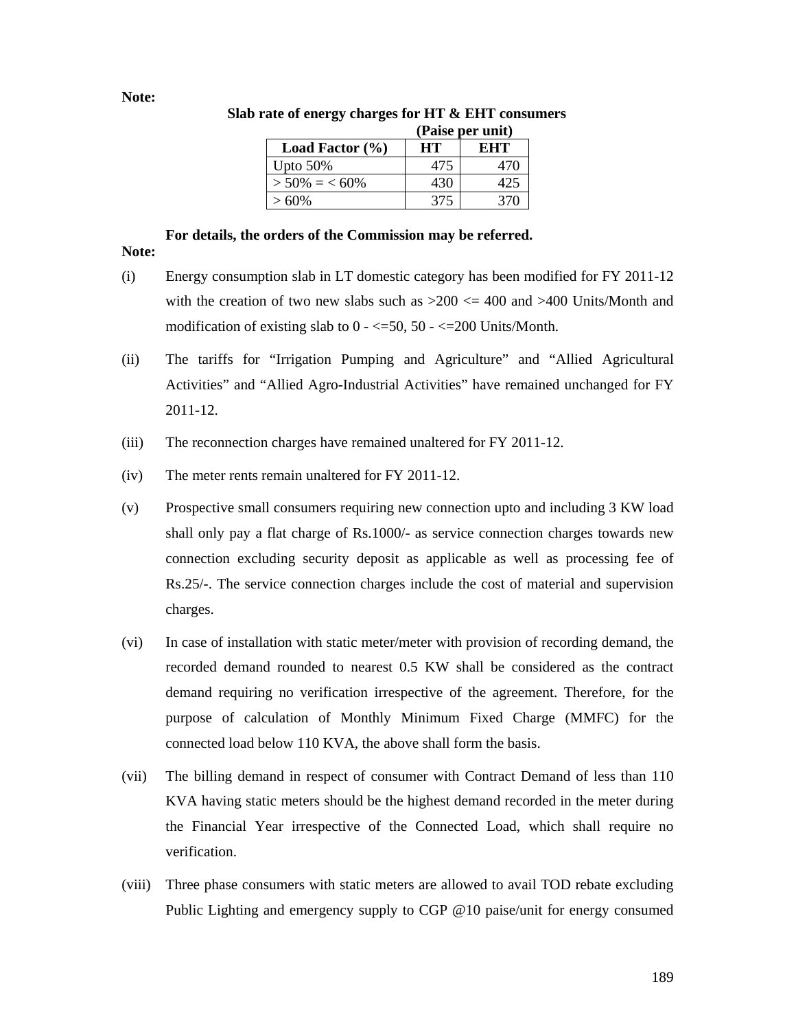**Note:**

**Slab rate of energy charges for HT & EHT consumers**

**(Paise per unit)**

| Load Factor (%) | HT | EHT |
|---|---|---|
| Upto 50% | 475 | 470 |
| > 50% = < 60% | 430 | 425 |
| > 60% | 375 | 370 |

**For details, the orders of the Commission may be referred.**

**Note:**

(i) Energy consumption slab in LT domestic category has been modified for FY 2011-12 with the creation of two new slabs such as >200 <= 400 and >400 Units/Month and modification of existing slab to 0 - <=50, 50 - <=200 Units/Month.

(ii) The tariffs for "Irrigation Pumping and Agriculture" and "Allied Agricultural Activities" and "Allied Agro-Industrial Activities" have remained unchanged for FY 2011-12.

(iii) The reconnection charges have remained unaltered for FY 2011-12.

(iv) The meter rents remain unaltered for FY 2011-12.

(v) Prospective small consumers requiring new connection upto and including 3 KW load shall only pay a flat charge of Rs.1000/- as service connection charges towards new connection excluding security deposit as applicable as well as processing fee of Rs.25/-. The service connection charges include the cost of material and supervision charges.

(vi) In case of installation with static meter/meter with provision of recording demand, the recorded demand rounded to nearest 0.5 KW shall be considered as the contract demand requiring no verification irrespective of the agreement. Therefore, for the purpose of calculation of Monthly Minimum Fixed Charge (MMFC) for the connected load below 110 KVA, the above shall form the basis.

(vii) The billing demand in respect of consumer with Contract Demand of less than 110 KVA having static meters should be the highest demand recorded in the meter during the Financial Year irrespective of the Connected Load, which shall require no verification.

(viii) Three phase consumers with static meters are allowed to avail TOD rebate excluding Public Lighting and emergency supply to CGP @10 paise/unit for energy consumed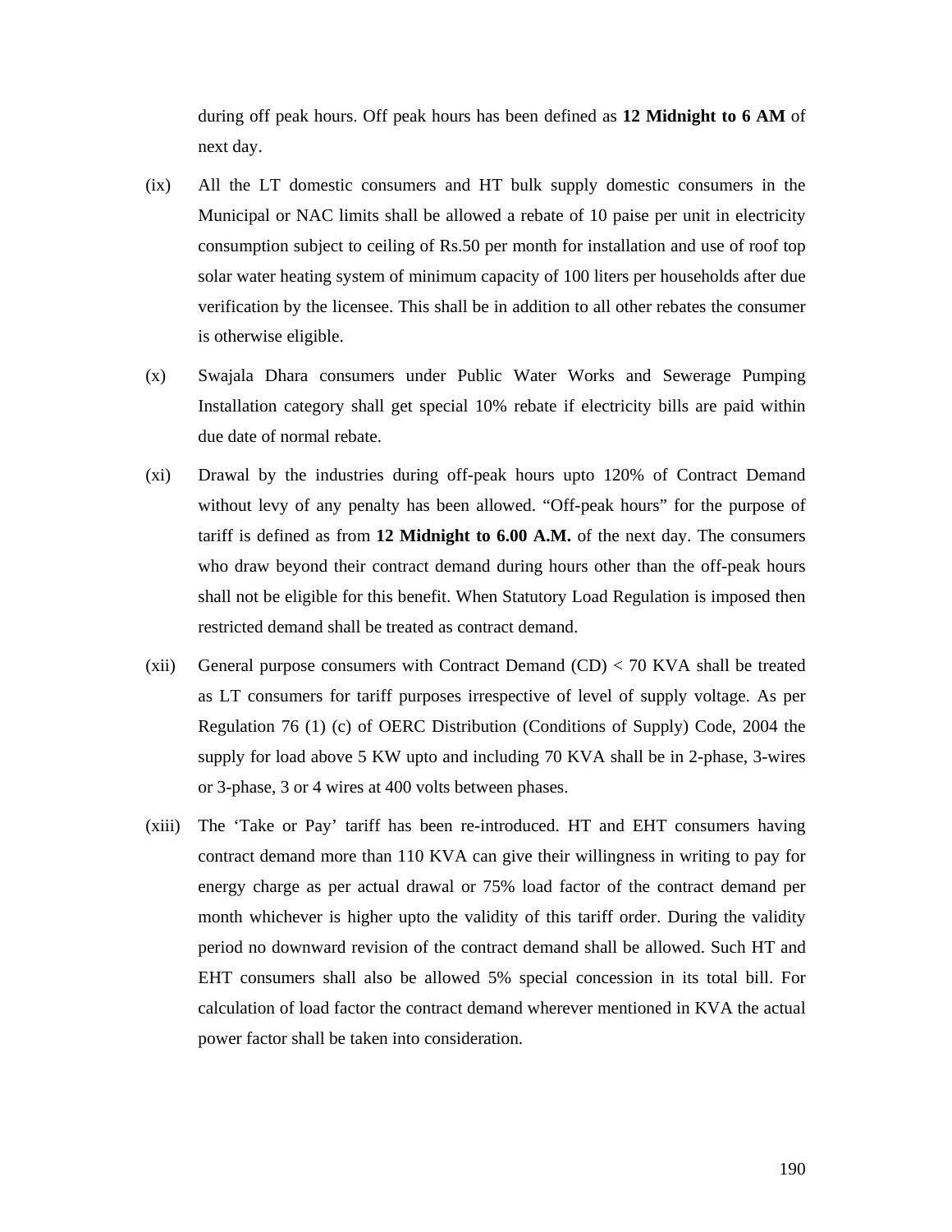during off peak hours. Off peak hours has been defined as **12 Midnight to 6 AM** of next day.

(ix) All the LT domestic consumers and HT bulk supply domestic consumers in the Municipal or NAC limits shall be allowed a rebate of 10 paise per unit in electricity consumption subject to ceiling of Rs.50 per month for installation and use of roof top solar water heating system of minimum capacity of 100 liters per households after due verification by the licensee. This shall be in addition to all other rebates the consumer is otherwise eligible.

(x) Swajala Dhara consumers under Public Water Works and Sewerage Pumping Installation category shall get special 10% rebate if electricity bills are paid within due date of normal rebate.

(xi) Drawal by the industries during off-peak hours upto 120% of Contract Demand without levy of any penalty has been allowed. “Off-peak hours” for the purpose of tariff is defined as from **12 Midnight to 6.00 A.M.** of the next day. The consumers who draw beyond their contract demand during hours other than the off-peak hours shall not be eligible for this benefit. When Statutory Load Regulation is imposed then restricted demand shall be treated as contract demand.

(xii) General purpose consumers with Contract Demand (CD) < 70 KVA shall be treated as LT consumers for tariff purposes irrespective of level of supply voltage. As per Regulation 76 (1) (c) of OERC Distribution (Conditions of Supply) Code, 2004 the supply for load above 5 KW upto and including 70 KVA shall be in 2-phase, 3-wires or 3-phase, 3 or 4 wires at 400 volts between phases.

(xiii) The ‘Take or Pay’ tariff has been re-introduced. HT and EHT consumers having contract demand more than 110 KVA can give their willingness in writing to pay for energy charge as per actual drawal or 75% load factor of the contract demand per month whichever is higher upto the validity of this tariff order. During the validity period no downward revision of the contract demand shall be allowed. Such HT and EHT consumers shall also be allowed 5% special concession in its total bill. For calculation of load factor the contract demand wherever mentioned in KVA the actual power factor shall be taken into consideration.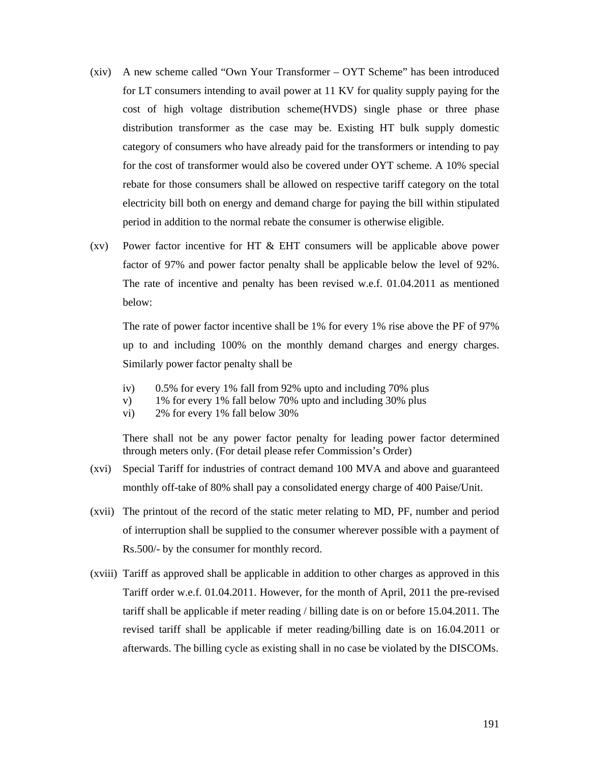(xiv) A new scheme called "Own Your Transformer – OYT Scheme" has been introduced for LT consumers intending to avail power at 11 KV for quality supply paying for the cost of high voltage distribution scheme(HVDS) single phase or three phase distribution transformer as the case may be. Existing HT bulk supply domestic category of consumers who have already paid for the transformers or intending to pay for the cost of transformer would also be covered under OYT scheme. A 10% special rebate for those consumers shall be allowed on respective tariff category on the total electricity bill both on energy and demand charge for paying the bill within stipulated period in addition to the normal rebate the consumer is otherwise eligible.

(xv) Power factor incentive for HT & EHT consumers will be applicable above power factor of 97% and power factor penalty shall be applicable below the level of 92%. The rate of incentive and penalty has been revised w.e.f. 01.04.2011 as mentioned below:

The rate of power factor incentive shall be 1% for every 1% rise above the PF of 97% up to and including 100% on the monthly demand charges and energy charges. Similarly power factor penalty shall be

iv) 0.5% for every 1% fall from 92% upto and including 70% plus
v) 1% for every 1% fall below 70% upto and including 30% plus
vi) 2% for every 1% fall below 30%

There shall not be any power factor penalty for leading power factor determined through meters only. (For detail please refer Commission's Order)

(xvi) Special Tariff for industries of contract demand 100 MVA and above and guaranteed monthly off-take of 80% shall pay a consolidated energy charge of 400 Paise/Unit.

(xvii) The printout of the record of the static meter relating to MD, PF, number and period of interruption shall be supplied to the consumer wherever possible with a payment of Rs.500/- by the consumer for monthly record.

(xviii) Tariff as approved shall be applicable in addition to other charges as approved in this Tariff order w.e.f. 01.04.2011. However, for the month of April, 2011 the pre-revised tariff shall be applicable if meter reading / billing date is on or before 15.04.2011. The revised tariff shall be applicable if meter reading/billing date is on 16.04.2011 or afterwards. The billing cycle as existing shall in no case be violated by the DISCOMs.